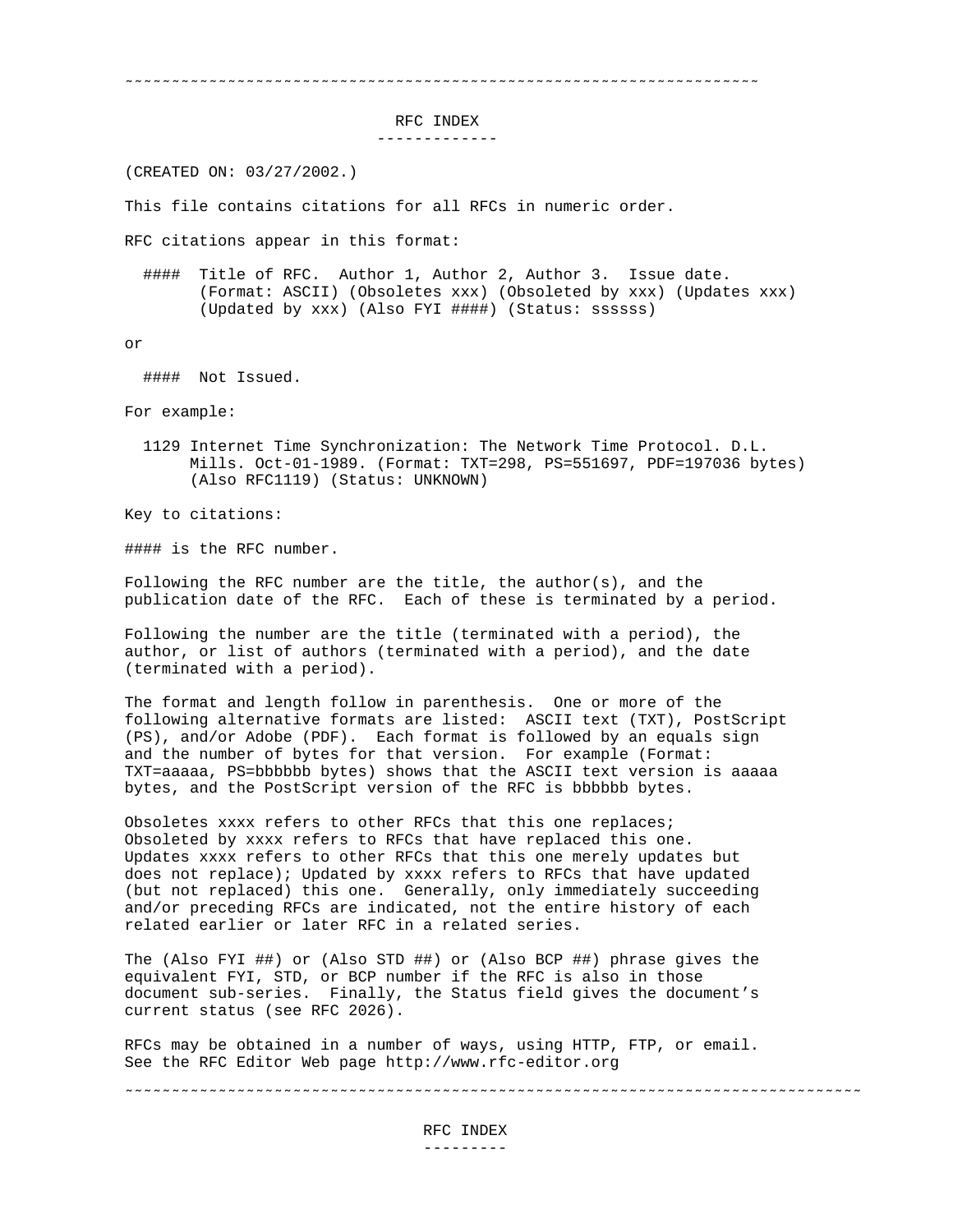~~~~~~~~~~~~~~~~~~~~~~~~~~~~~~~~~~~~~~~~~~~~~~~~~~~~~~~~~~~~~~~~~~~~~~

# RFC INDEX

(CREATED ON: 03/27/2002.)

This file contains citations for all RFCs in numeric order.

RFC citations appear in this format:

```
  ####  Title of RFC.  Author 1, Author 2, Author 3.  Issue date.
        (Format: ASCII) (Obsoletes xxx) (Obsoleted by xxx) (Updates xxx)
        (Updated by xxx) (Also FYI ####) (Status: ssssss)
```

or

```
  ####  Not Issued.
```

For example:

```
  1129 Internet Time Synchronization: The Network Time Protocol. D.L.
       Mills. Oct-01-1989. (Format: TXT=298, PS=551697, PDF=197036 bytes)
       (Also RFC1119) (Status: UNKNOWN)
```

Key to citations:

#### is the RFC number.

Following the RFC number are the title, the author(s), and the publication date of the RFC. Each of these is terminated by a period.

Following the number are the title (terminated with a period), the author, or list of authors (terminated with a period), and the date (terminated with a period).

The format and length follow in parenthesis. One or more of the following alternative formats are listed: ASCII text (TXT), PostScript (PS), and/or Adobe (PDF). Each format is followed by an equals sign and the number of bytes for that version. For example (Format: TXT=aaaaa, PS=bbbbbb bytes) shows that the ASCII text version is aaaaa bytes, and the PostScript version of the RFC is bbbbbb bytes.

Obsoletes xxxx refers to other RFCs that this one replaces; Obsoleted by xxxx refers to RFCs that have replaced this one. Updates xxxx refers to other RFCs that this one merely updates but does not replace); Updated by xxxx refers to RFCs that have updated (but not replaced) this one. Generally, only immediately succeeding and/or preceding RFCs are indicated, not the entire history of each related earlier or later RFC in a related series.

The (Also FYI ##) or (Also STD ##) or (Also BCP ##) phrase gives the equivalent FYI, STD, or BCP number if the RFC is also in those document sub-series. Finally, the Status field gives the document's current status (see RFC 2026).

RFCs may be obtained in a number of ways, using HTTP, FTP, or email. See the RFC Editor Web page http://www.rfc-editor.org

~~~~~~~~~~~~~~~~~~~~~~~~~~~~~~~~~~~~~~~~~~~~~~~~~~~~~~~~~~~~~~~~~~~~~~~~~~~~~~

# RFC INDEX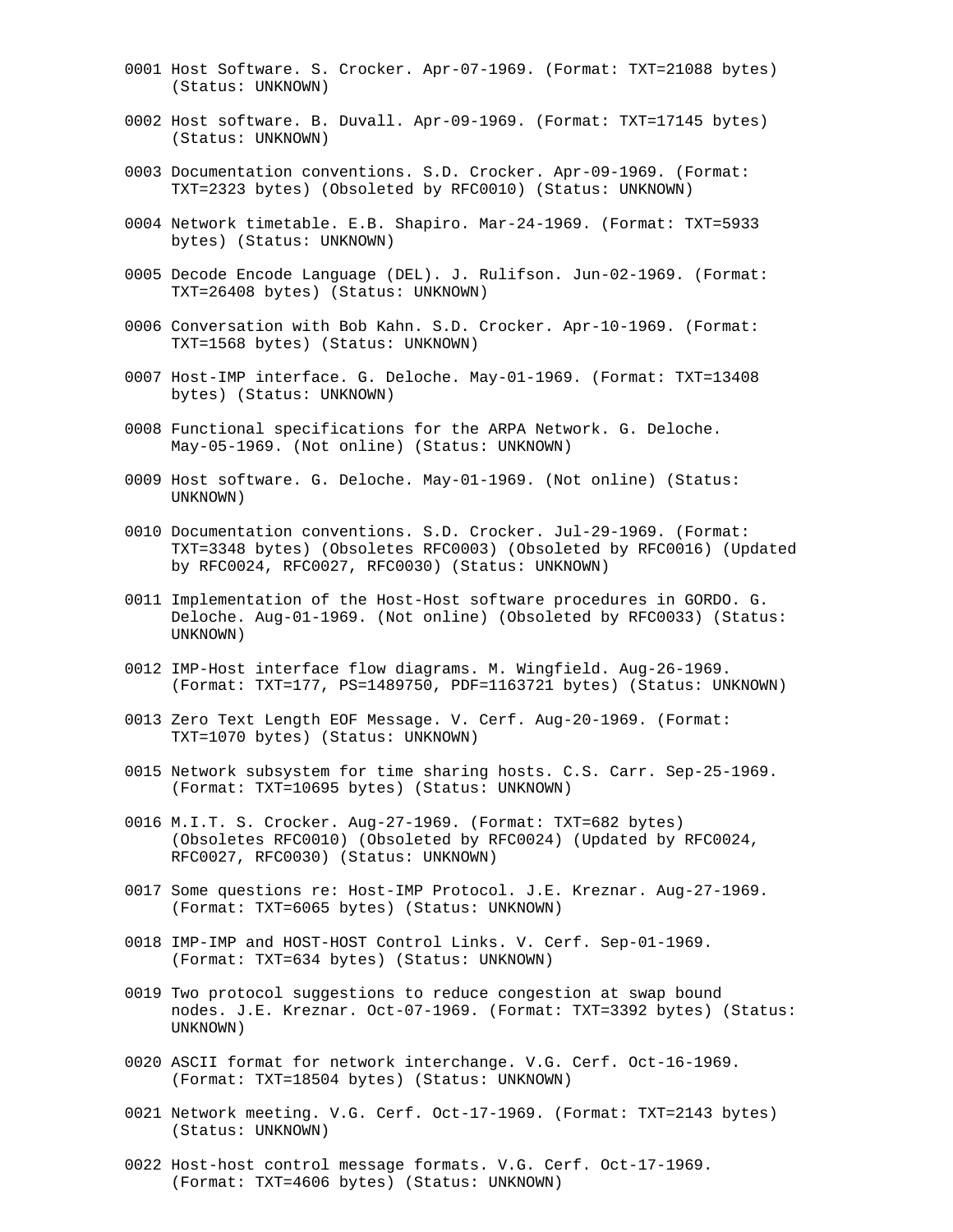0001 Host Software. S. Crocker. Apr-07-1969. (Format: TXT=21088 bytes) (Status: UNKNOWN)

0002 Host software. B. Duvall. Apr-09-1969. (Format: TXT=17145 bytes) (Status: UNKNOWN)

0003 Documentation conventions. S.D. Crocker. Apr-09-1969. (Format: TXT=2323 bytes) (Obsoleted by RFC0010) (Status: UNKNOWN)

0004 Network timetable. E.B. Shapiro. Mar-24-1969. (Format: TXT=5933 bytes) (Status: UNKNOWN)

0005 Decode Encode Language (DEL). J. Rulifson. Jun-02-1969. (Format: TXT=26408 bytes) (Status: UNKNOWN)

0006 Conversation with Bob Kahn. S.D. Crocker. Apr-10-1969. (Format: TXT=1568 bytes) (Status: UNKNOWN)

0007 Host-IMP interface. G. Deloche. May-01-1969. (Format: TXT=13408 bytes) (Status: UNKNOWN)

0008 Functional specifications for the ARPA Network. G. Deloche. May-05-1969. (Not online) (Status: UNKNOWN)

0009 Host software. G. Deloche. May-01-1969. (Not online) (Status: UNKNOWN)

0010 Documentation conventions. S.D. Crocker. Jul-29-1969. (Format: TXT=3348 bytes) (Obsoletes RFC0003) (Obsoleted by RFC0016) (Updated by RFC0024, RFC0027, RFC0030) (Status: UNKNOWN)

0011 Implementation of the Host-Host software procedures in GORDO. G. Deloche. Aug-01-1969. (Not online) (Obsoleted by RFC0033) (Status: UNKNOWN)

0012 IMP-Host interface flow diagrams. M. Wingfield. Aug-26-1969. (Format: TXT=177, PS=1489750, PDF=1163721 bytes) (Status: UNKNOWN)

0013 Zero Text Length EOF Message. V. Cerf. Aug-20-1969. (Format: TXT=1070 bytes) (Status: UNKNOWN)

0015 Network subsystem for time sharing hosts. C.S. Carr. Sep-25-1969. (Format: TXT=10695 bytes) (Status: UNKNOWN)

0016 M.I.T. S. Crocker. Aug-27-1969. (Format: TXT=682 bytes) (Obsoletes RFC0010) (Obsoleted by RFC0024) (Updated by RFC0024, RFC0027, RFC0030) (Status: UNKNOWN)

0017 Some questions re: Host-IMP Protocol. J.E. Kreznar. Aug-27-1969. (Format: TXT=6065 bytes) (Status: UNKNOWN)

0018 IMP-IMP and HOST-HOST Control Links. V. Cerf. Sep-01-1969. (Format: TXT=634 bytes) (Status: UNKNOWN)

0019 Two protocol suggestions to reduce congestion at swap bound nodes. J.E. Kreznar. Oct-07-1969. (Format: TXT=3392 bytes) (Status: UNKNOWN)

0020 ASCII format for network interchange. V.G. Cerf. Oct-16-1969. (Format: TXT=18504 bytes) (Status: UNKNOWN)

0021 Network meeting. V.G. Cerf. Oct-17-1969. (Format: TXT=2143 bytes) (Status: UNKNOWN)

0022 Host-host control message formats. V.G. Cerf. Oct-17-1969. (Format: TXT=4606 bytes) (Status: UNKNOWN)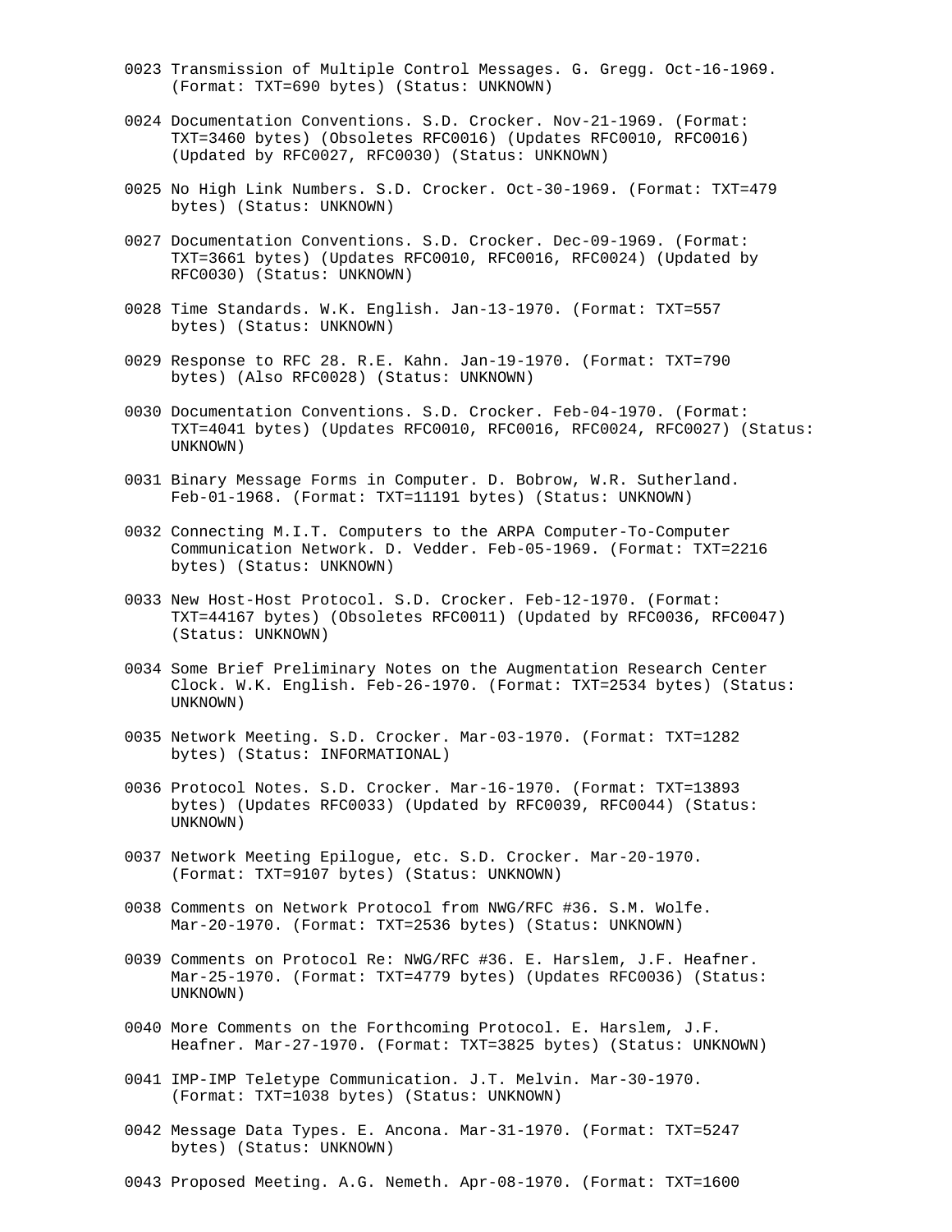0023 Transmission of Multiple Control Messages. G. Gregg. Oct-16-1969. (Format: TXT=690 bytes) (Status: UNKNOWN)

0024 Documentation Conventions. S.D. Crocker. Nov-21-1969. (Format: TXT=3460 bytes) (Obsoletes RFC0016) (Updates RFC0010, RFC0016) (Updated by RFC0027, RFC0030) (Status: UNKNOWN)

0025 No High Link Numbers. S.D. Crocker. Oct-30-1969. (Format: TXT=479 bytes) (Status: UNKNOWN)

0027 Documentation Conventions. S.D. Crocker. Dec-09-1969. (Format: TXT=3661 bytes) (Updates RFC0010, RFC0016, RFC0024) (Updated by RFC0030) (Status: UNKNOWN)

0028 Time Standards. W.K. English. Jan-13-1970. (Format: TXT=557 bytes) (Status: UNKNOWN)

0029 Response to RFC 28. R.E. Kahn. Jan-19-1970. (Format: TXT=790 bytes) (Also RFC0028) (Status: UNKNOWN)

0030 Documentation Conventions. S.D. Crocker. Feb-04-1970. (Format: TXT=4041 bytes) (Updates RFC0010, RFC0016, RFC0024, RFC0027) (Status: UNKNOWN)

0031 Binary Message Forms in Computer. D. Bobrow, W.R. Sutherland. Feb-01-1968. (Format: TXT=11191 bytes) (Status: UNKNOWN)

0032 Connecting M.I.T. Computers to the ARPA Computer-To-Computer Communication Network. D. Vedder. Feb-05-1969. (Format: TXT=2216 bytes) (Status: UNKNOWN)

0033 New Host-Host Protocol. S.D. Crocker. Feb-12-1970. (Format: TXT=44167 bytes) (Obsoletes RFC0011) (Updated by RFC0036, RFC0047) (Status: UNKNOWN)

0034 Some Brief Preliminary Notes on the Augmentation Research Center Clock. W.K. English. Feb-26-1970. (Format: TXT=2534 bytes) (Status: UNKNOWN)

0035 Network Meeting. S.D. Crocker. Mar-03-1970. (Format: TXT=1282 bytes) (Status: INFORMATIONAL)

0036 Protocol Notes. S.D. Crocker. Mar-16-1970. (Format: TXT=13893 bytes) (Updates RFC0033) (Updated by RFC0039, RFC0044) (Status: UNKNOWN)

0037 Network Meeting Epilogue, etc. S.D. Crocker. Mar-20-1970. (Format: TXT=9107 bytes) (Status: UNKNOWN)

0038 Comments on Network Protocol from NWG/RFC #36. S.M. Wolfe. Mar-20-1970. (Format: TXT=2536 bytes) (Status: UNKNOWN)

0039 Comments on Protocol Re: NWG/RFC #36. E. Harslem, J.F. Heafner. Mar-25-1970. (Format: TXT=4779 bytes) (Updates RFC0036) (Status: UNKNOWN)

0040 More Comments on the Forthcoming Protocol. E. Harslem, J.F. Heafner. Mar-27-1970. (Format: TXT=3825 bytes) (Status: UNKNOWN)

0041 IMP-IMP Teletype Communication. J.T. Melvin. Mar-30-1970. (Format: TXT=1038 bytes) (Status: UNKNOWN)

0042 Message Data Types. E. Ancona. Mar-31-1970. (Format: TXT=5247 bytes) (Status: UNKNOWN)

0043 Proposed Meeting. A.G. Nemeth. Apr-08-1970. (Format: TXT=1600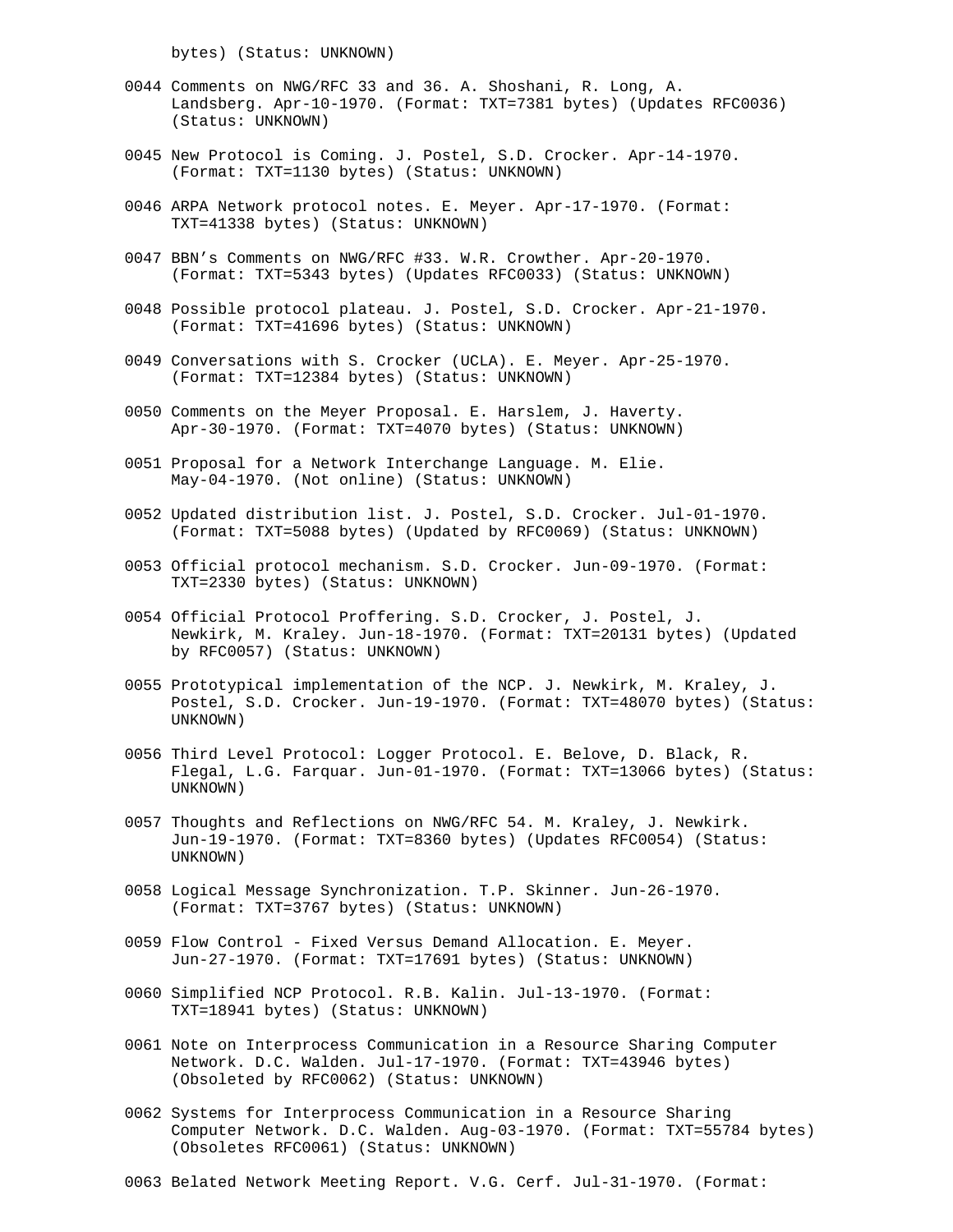bytes) (Status: UNKNOWN)

0044 Comments on NWG/RFC 33 and 36. A. Shoshani, R. Long, A. Landsberg. Apr-10-1970. (Format: TXT=7381 bytes) (Updates RFC0036) (Status: UNKNOWN)

0045 New Protocol is Coming. J. Postel, S.D. Crocker. Apr-14-1970. (Format: TXT=1130 bytes) (Status: UNKNOWN)

0046 ARPA Network protocol notes. E. Meyer. Apr-17-1970. (Format: TXT=41338 bytes) (Status: UNKNOWN)

0047 BBN’s Comments on NWG/RFC #33. W.R. Crowther. Apr-20-1970. (Format: TXT=5343 bytes) (Updates RFC0033) (Status: UNKNOWN)

0048 Possible protocol plateau. J. Postel, S.D. Crocker. Apr-21-1970. (Format: TXT=41696 bytes) (Status: UNKNOWN)

0049 Conversations with S. Crocker (UCLA). E. Meyer. Apr-25-1970. (Format: TXT=12384 bytes) (Status: UNKNOWN)

0050 Comments on the Meyer Proposal. E. Harslem, J. Haverty. Apr-30-1970. (Format: TXT=4070 bytes) (Status: UNKNOWN)

0051 Proposal for a Network Interchange Language. M. Elie. May-04-1970. (Not online) (Status: UNKNOWN)

0052 Updated distribution list. J. Postel, S.D. Crocker. Jul-01-1970. (Format: TXT=5088 bytes) (Updated by RFC0069) (Status: UNKNOWN)

0053 Official protocol mechanism. S.D. Crocker. Jun-09-1970. (Format: TXT=2330 bytes) (Status: UNKNOWN)

0054 Official Protocol Proffering. S.D. Crocker, J. Postel, J. Newkirk, M. Kraley. Jun-18-1970. (Format: TXT=20131 bytes) (Updated by RFC0057) (Status: UNKNOWN)

0055 Prototypical implementation of the NCP. J. Newkirk, M. Kraley, J. Postel, S.D. Crocker. Jun-19-1970. (Format: TXT=48070 bytes) (Status: UNKNOWN)

0056 Third Level Protocol: Logger Protocol. E. Belove, D. Black, R. Flegal, L.G. Farquar. Jun-01-1970. (Format: TXT=13066 bytes) (Status: UNKNOWN)

0057 Thoughts and Reflections on NWG/RFC 54. M. Kraley, J. Newkirk. Jun-19-1970. (Format: TXT=8360 bytes) (Updates RFC0054) (Status: UNKNOWN)

0058 Logical Message Synchronization. T.P. Skinner. Jun-26-1970. (Format: TXT=3767 bytes) (Status: UNKNOWN)

0059 Flow Control - Fixed Versus Demand Allocation. E. Meyer. Jun-27-1970. (Format: TXT=17691 bytes) (Status: UNKNOWN)

0060 Simplified NCP Protocol. R.B. Kalin. Jul-13-1970. (Format: TXT=18941 bytes) (Status: UNKNOWN)

0061 Note on Interprocess Communication in a Resource Sharing Computer Network. D.C. Walden. Jul-17-1970. (Format: TXT=43946 bytes) (Obsoleted by RFC0062) (Status: UNKNOWN)

0062 Systems for Interprocess Communication in a Resource Sharing Computer Network. D.C. Walden. Aug-03-1970. (Format: TXT=55784 bytes) (Obsoletes RFC0061) (Status: UNKNOWN)

0063 Belated Network Meeting Report. V.G. Cerf. Jul-31-1970. (Format: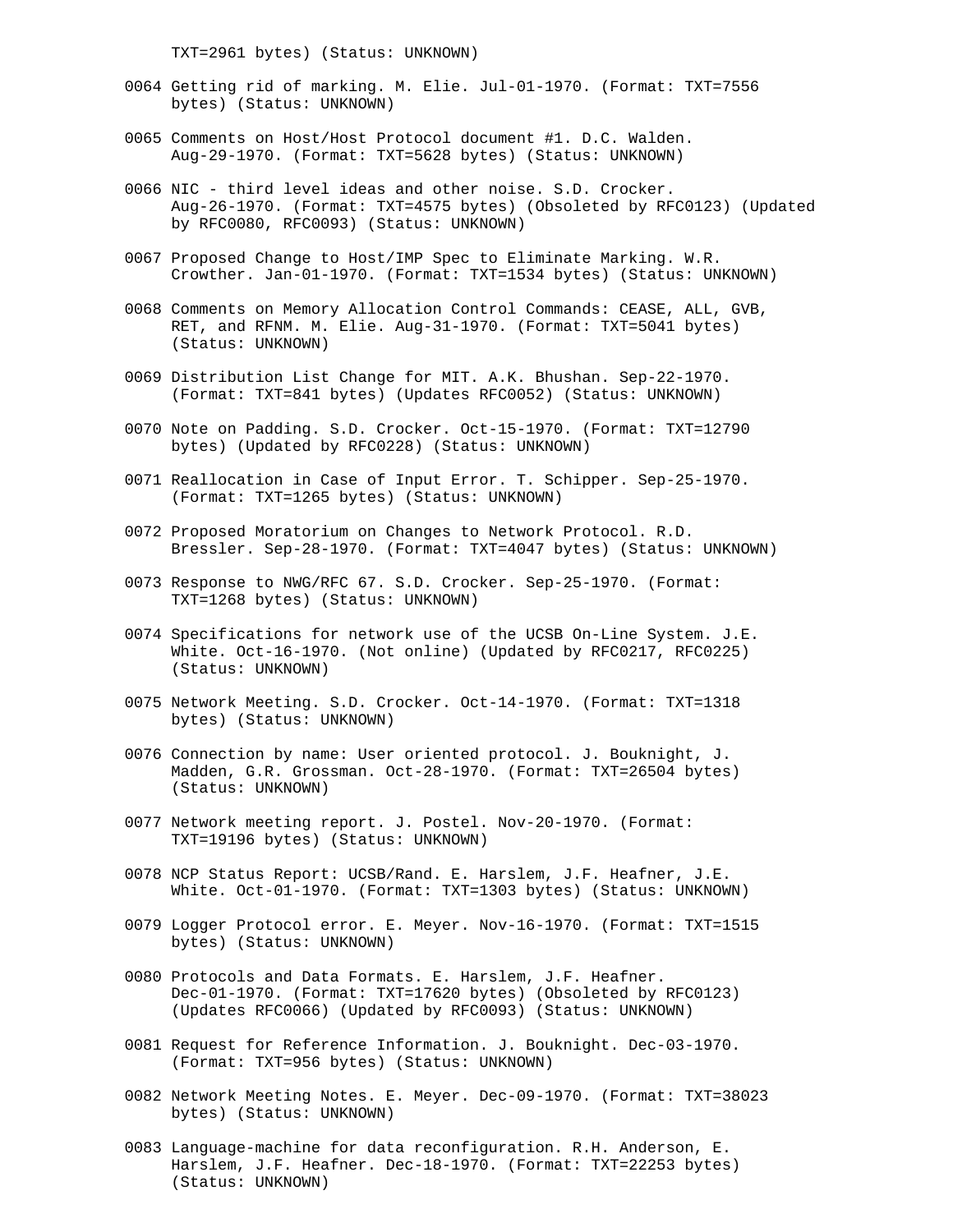TXT=2961 bytes) (Status: UNKNOWN)

0064 Getting rid of marking. M. Elie. Jul-01-1970. (Format: TXT=7556 bytes) (Status: UNKNOWN)

0065 Comments on Host/Host Protocol document #1. D.C. Walden. Aug-29-1970. (Format: TXT=5628 bytes) (Status: UNKNOWN)

0066 NIC - third level ideas and other noise. S.D. Crocker. Aug-26-1970. (Format: TXT=4575 bytes) (Obsoleted by RFC0123) (Updated by RFC0080, RFC0093) (Status: UNKNOWN)

0067 Proposed Change to Host/IMP Spec to Eliminate Marking. W.R. Crowther. Jan-01-1970. (Format: TXT=1534 bytes) (Status: UNKNOWN)

0068 Comments on Memory Allocation Control Commands: CEASE, ALL, GVB, RET, and RFNM. M. Elie. Aug-31-1970. (Format: TXT=5041 bytes) (Status: UNKNOWN)

0069 Distribution List Change for MIT. A.K. Bhushan. Sep-22-1970. (Format: TXT=841 bytes) (Updates RFC0052) (Status: UNKNOWN)

0070 Note on Padding. S.D. Crocker. Oct-15-1970. (Format: TXT=12790 bytes) (Updated by RFC0228) (Status: UNKNOWN)

0071 Reallocation in Case of Input Error. T. Schipper. Sep-25-1970. (Format: TXT=1265 bytes) (Status: UNKNOWN)

0072 Proposed Moratorium on Changes to Network Protocol. R.D. Bressler. Sep-28-1970. (Format: TXT=4047 bytes) (Status: UNKNOWN)

0073 Response to NWG/RFC 67. S.D. Crocker. Sep-25-1970. (Format: TXT=1268 bytes) (Status: UNKNOWN)

0074 Specifications for network use of the UCSB On-Line System. J.E. White. Oct-16-1970. (Not online) (Updated by RFC0217, RFC0225) (Status: UNKNOWN)

0075 Network Meeting. S.D. Crocker. Oct-14-1970. (Format: TXT=1318 bytes) (Status: UNKNOWN)

0076 Connection by name: User oriented protocol. J. Bouknight, J. Madden, G.R. Grossman. Oct-28-1970. (Format: TXT=26504 bytes) (Status: UNKNOWN)

0077 Network meeting report. J. Postel. Nov-20-1970. (Format: TXT=19196 bytes) (Status: UNKNOWN)

0078 NCP Status Report: UCSB/Rand. E. Harslem, J.F. Heafner, J.E. White. Oct-01-1970. (Format: TXT=1303 bytes) (Status: UNKNOWN)

0079 Logger Protocol error. E. Meyer. Nov-16-1970. (Format: TXT=1515 bytes) (Status: UNKNOWN)

0080 Protocols and Data Formats. E. Harslem, J.F. Heafner. Dec-01-1970. (Format: TXT=17620 bytes) (Obsoleted by RFC0123) (Updates RFC0066) (Updated by RFC0093) (Status: UNKNOWN)

0081 Request for Reference Information. J. Bouknight. Dec-03-1970. (Format: TXT=956 bytes) (Status: UNKNOWN)

0082 Network Meeting Notes. E. Meyer. Dec-09-1970. (Format: TXT=38023 bytes) (Status: UNKNOWN)

0083 Language-machine for data reconfiguration. R.H. Anderson, E. Harslem, J.F. Heafner. Dec-18-1970. (Format: TXT=22253 bytes) (Status: UNKNOWN)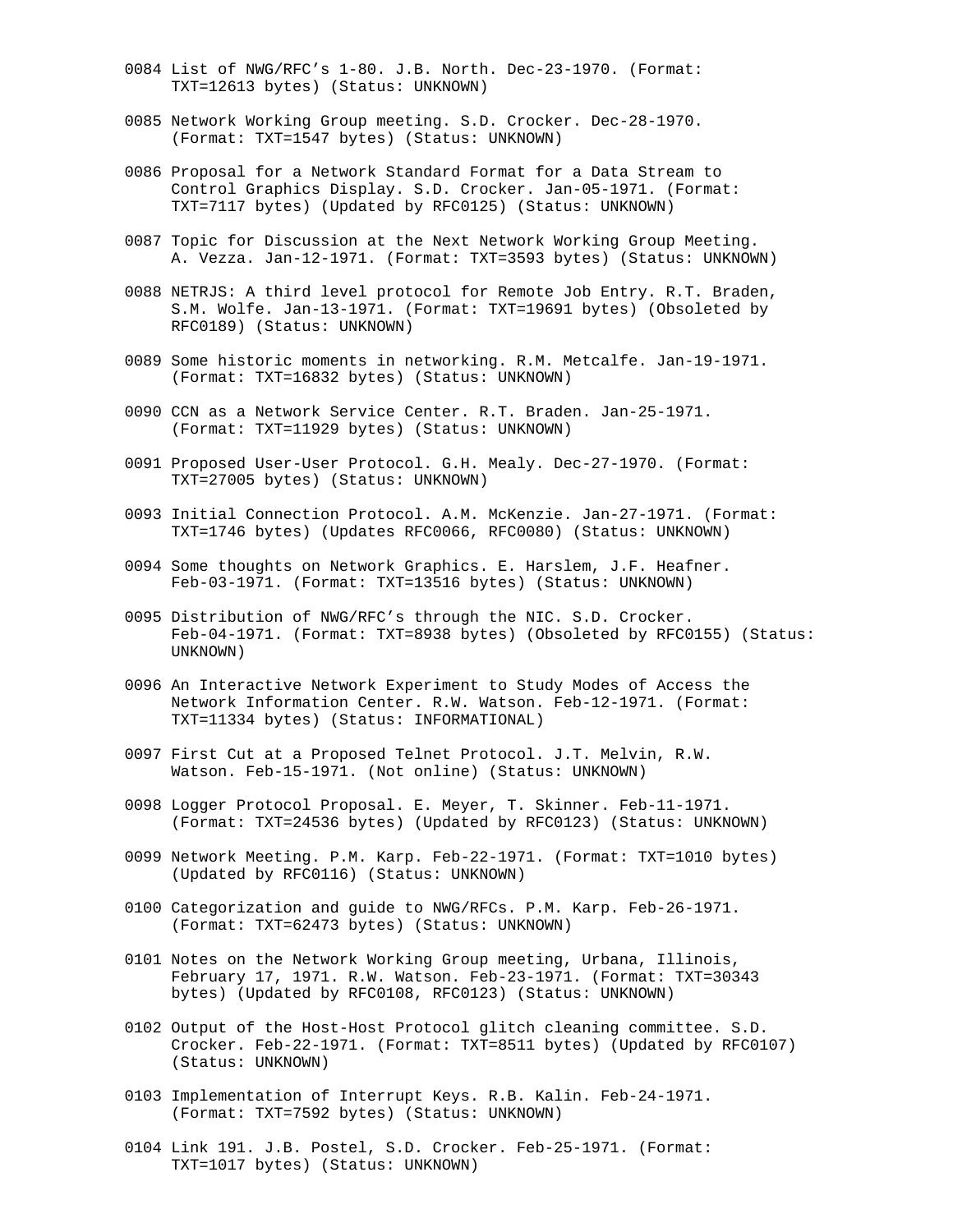0084 List of NWG/RFC’s 1-80. J.B. North. Dec-23-1970. (Format: TXT=12613 bytes) (Status: UNKNOWN)

0085 Network Working Group meeting. S.D. Crocker. Dec-28-1970. (Format: TXT=1547 bytes) (Status: UNKNOWN)

0086 Proposal for a Network Standard Format for a Data Stream to Control Graphics Display. S.D. Crocker. Jan-05-1971. (Format: TXT=7117 bytes) (Updated by RFC0125) (Status: UNKNOWN)

0087 Topic for Discussion at the Next Network Working Group Meeting. A. Vezza. Jan-12-1971. (Format: TXT=3593 bytes) (Status: UNKNOWN)

0088 NETRJS: A third level protocol for Remote Job Entry. R.T. Braden, S.M. Wolfe. Jan-13-1971. (Format: TXT=19691 bytes) (Obsoleted by RFC0189) (Status: UNKNOWN)

0089 Some historic moments in networking. R.M. Metcalfe. Jan-19-1971. (Format: TXT=16832 bytes) (Status: UNKNOWN)

0090 CCN as a Network Service Center. R.T. Braden. Jan-25-1971. (Format: TXT=11929 bytes) (Status: UNKNOWN)

0091 Proposed User-User Protocol. G.H. Mealy. Dec-27-1970. (Format: TXT=27005 bytes) (Status: UNKNOWN)

0093 Initial Connection Protocol. A.M. McKenzie. Jan-27-1971. (Format: TXT=1746 bytes) (Updates RFC0066, RFC0080) (Status: UNKNOWN)

0094 Some thoughts on Network Graphics. E. Harslem, J.F. Heafner. Feb-03-1971. (Format: TXT=13516 bytes) (Status: UNKNOWN)

0095 Distribution of NWG/RFC’s through the NIC. S.D. Crocker. Feb-04-1971. (Format: TXT=8938 bytes) (Obsoleted by RFC0155) (Status: UNKNOWN)

0096 An Interactive Network Experiment to Study Modes of Access the Network Information Center. R.W. Watson. Feb-12-1971. (Format: TXT=11334 bytes) (Status: INFORMATIONAL)

0097 First Cut at a Proposed Telnet Protocol. J.T. Melvin, R.W. Watson. Feb-15-1971. (Not online) (Status: UNKNOWN)

0098 Logger Protocol Proposal. E. Meyer, T. Skinner. Feb-11-1971. (Format: TXT=24536 bytes) (Updated by RFC0123) (Status: UNKNOWN)

0099 Network Meeting. P.M. Karp. Feb-22-1971. (Format: TXT=1010 bytes) (Updated by RFC0116) (Status: UNKNOWN)

0100 Categorization and guide to NWG/RFCs. P.M. Karp. Feb-26-1971. (Format: TXT=62473 bytes) (Status: UNKNOWN)

0101 Notes on the Network Working Group meeting, Urbana, Illinois, February 17, 1971. R.W. Watson. Feb-23-1971. (Format: TXT=30343 bytes) (Updated by RFC0108, RFC0123) (Status: UNKNOWN)

0102 Output of the Host-Host Protocol glitch cleaning committee. S.D. Crocker. Feb-22-1971. (Format: TXT=8511 bytes) (Updated by RFC0107) (Status: UNKNOWN)

0103 Implementation of Interrupt Keys. R.B. Kalin. Feb-24-1971. (Format: TXT=7592 bytes) (Status: UNKNOWN)

0104 Link 191. J.B. Postel, S.D. Crocker. Feb-25-1971. (Format: TXT=1017 bytes) (Status: UNKNOWN)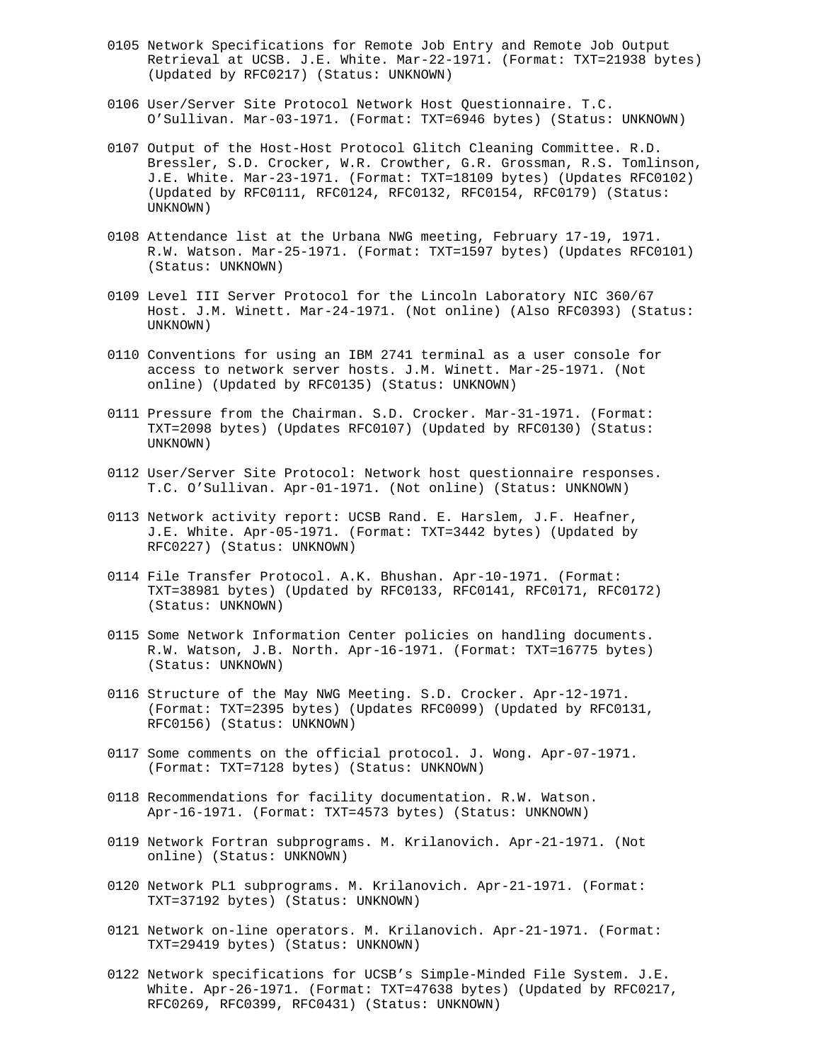0105 Network Specifications for Remote Job Entry and Remote Job Output Retrieval at UCSB. J.E. White. Mar-22-1971. (Format: TXT=21938 bytes) (Updated by RFC0217) (Status: UNKNOWN)

0106 User/Server Site Protocol Network Host Questionnaire. T.C. O'Sullivan. Mar-03-1971. (Format: TXT=6946 bytes) (Status: UNKNOWN)

0107 Output of the Host-Host Protocol Glitch Cleaning Committee. R.D. Bressler, S.D. Crocker, W.R. Crowther, G.R. Grossman, R.S. Tomlinson, J.E. White. Mar-23-1971. (Format: TXT=18109 bytes) (Updates RFC0102) (Updated by RFC0111, RFC0124, RFC0132, RFC0154, RFC0179) (Status: UNKNOWN)

0108 Attendance list at the Urbana NWG meeting, February 17-19, 1971. R.W. Watson. Mar-25-1971. (Format: TXT=1597 bytes) (Updates RFC0101) (Status: UNKNOWN)

0109 Level III Server Protocol for the Lincoln Laboratory NIC 360/67 Host. J.M. Winett. Mar-24-1971. (Not online) (Also RFC0393) (Status: UNKNOWN)

0110 Conventions for using an IBM 2741 terminal as a user console for access to network server hosts. J.M. Winett. Mar-25-1971. (Not online) (Updated by RFC0135) (Status: UNKNOWN)

0111 Pressure from the Chairman. S.D. Crocker. Mar-31-1971. (Format: TXT=2098 bytes) (Updates RFC0107) (Updated by RFC0130) (Status: UNKNOWN)

0112 User/Server Site Protocol: Network host questionnaire responses. T.C. O'Sullivan. Apr-01-1971. (Not online) (Status: UNKNOWN)

0113 Network activity report: UCSB Rand. E. Harslem, J.F. Heafner, J.E. White. Apr-05-1971. (Format: TXT=3442 bytes) (Updated by RFC0227) (Status: UNKNOWN)

0114 File Transfer Protocol. A.K. Bhushan. Apr-10-1971. (Format: TXT=38981 bytes) (Updated by RFC0133, RFC0141, RFC0171, RFC0172) (Status: UNKNOWN)

0115 Some Network Information Center policies on handling documents. R.W. Watson, J.B. North. Apr-16-1971. (Format: TXT=16775 bytes) (Status: UNKNOWN)

0116 Structure of the May NWG Meeting. S.D. Crocker. Apr-12-1971. (Format: TXT=2395 bytes) (Updates RFC0099) (Updated by RFC0131, RFC0156) (Status: UNKNOWN)

0117 Some comments on the official protocol. J. Wong. Apr-07-1971. (Format: TXT=7128 bytes) (Status: UNKNOWN)

0118 Recommendations for facility documentation. R.W. Watson. Apr-16-1971. (Format: TXT=4573 bytes) (Status: UNKNOWN)

0119 Network Fortran subprograms. M. Krilanovich. Apr-21-1971. (Not online) (Status: UNKNOWN)

0120 Network PL1 subprograms. M. Krilanovich. Apr-21-1971. (Format: TXT=37192 bytes) (Status: UNKNOWN)

0121 Network on-line operators. M. Krilanovich. Apr-21-1971. (Format: TXT=29419 bytes) (Status: UNKNOWN)

0122 Network specifications for UCSB's Simple-Minded File System. J.E. White. Apr-26-1971. (Format: TXT=47638 bytes) (Updated by RFC0217, RFC0269, RFC0399, RFC0431) (Status: UNKNOWN)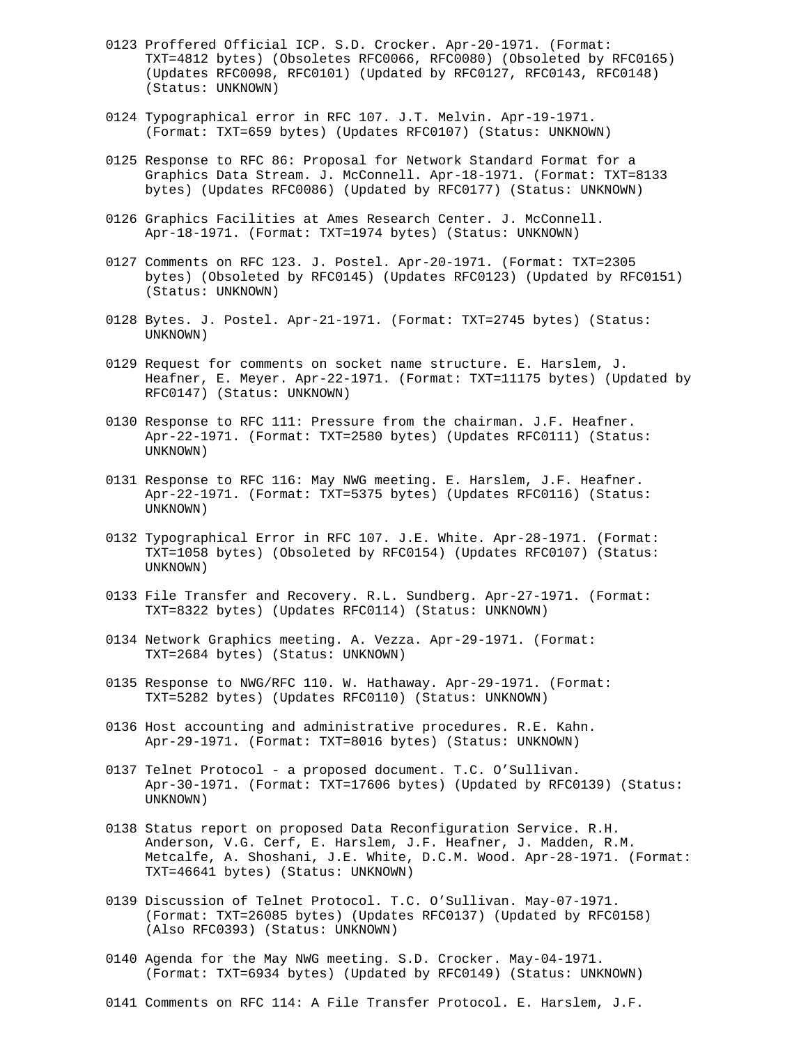0123 Proffered Official ICP. S.D. Crocker. Apr-20-1971. (Format: TXT=4812 bytes) (Obsoletes RFC0066, RFC0080) (Obsoleted by RFC0165) (Updates RFC0098, RFC0101) (Updated by RFC0127, RFC0143, RFC0148) (Status: UNKNOWN)

0124 Typographical error in RFC 107. J.T. Melvin. Apr-19-1971. (Format: TXT=659 bytes) (Updates RFC0107) (Status: UNKNOWN)

0125 Response to RFC 86: Proposal for Network Standard Format for a Graphics Data Stream. J. McConnell. Apr-18-1971. (Format: TXT=8133 bytes) (Updates RFC0086) (Updated by RFC0177) (Status: UNKNOWN)

0126 Graphics Facilities at Ames Research Center. J. McConnell. Apr-18-1971. (Format: TXT=1974 bytes) (Status: UNKNOWN)

0127 Comments on RFC 123. J. Postel. Apr-20-1971. (Format: TXT=2305 bytes) (Obsoleted by RFC0145) (Updates RFC0123) (Updated by RFC0151) (Status: UNKNOWN)

0128 Bytes. J. Postel. Apr-21-1971. (Format: TXT=2745 bytes) (Status: UNKNOWN)

0129 Request for comments on socket name structure. E. Harslem, J. Heafner, E. Meyer. Apr-22-1971. (Format: TXT=11175 bytes) (Updated by RFC0147) (Status: UNKNOWN)

0130 Response to RFC 111: Pressure from the chairman. J.F. Heafner. Apr-22-1971. (Format: TXT=2580 bytes) (Updates RFC0111) (Status: UNKNOWN)

0131 Response to RFC 116: May NWG meeting. E. Harslem, J.F. Heafner. Apr-22-1971. (Format: TXT=5375 bytes) (Updates RFC0116) (Status: UNKNOWN)

0132 Typographical Error in RFC 107. J.E. White. Apr-28-1971. (Format: TXT=1058 bytes) (Obsoleted by RFC0154) (Updates RFC0107) (Status: UNKNOWN)

0133 File Transfer and Recovery. R.L. Sundberg. Apr-27-1971. (Format: TXT=8322 bytes) (Updates RFC0114) (Status: UNKNOWN)

0134 Network Graphics meeting. A. Vezza. Apr-29-1971. (Format: TXT=2684 bytes) (Status: UNKNOWN)

0135 Response to NWG/RFC 110. W. Hathaway. Apr-29-1971. (Format: TXT=5282 bytes) (Updates RFC0110) (Status: UNKNOWN)

0136 Host accounting and administrative procedures. R.E. Kahn. Apr-29-1971. (Format: TXT=8016 bytes) (Status: UNKNOWN)

0137 Telnet Protocol - a proposed document. T.C. O'Sullivan. Apr-30-1971. (Format: TXT=17606 bytes) (Updated by RFC0139) (Status: UNKNOWN)

0138 Status report on proposed Data Reconfiguration Service. R.H. Anderson, V.G. Cerf, E. Harslem, J.F. Heafner, J. Madden, R.M. Metcalfe, A. Shoshani, J.E. White, D.C.M. Wood. Apr-28-1971. (Format: TXT=46641 bytes) (Status: UNKNOWN)

0139 Discussion of Telnet Protocol. T.C. O'Sullivan. May-07-1971. (Format: TXT=26085 bytes) (Updates RFC0137) (Updated by RFC0158) (Also RFC0393) (Status: UNKNOWN)

0140 Agenda for the May NWG meeting. S.D. Crocker. May-04-1971. (Format: TXT=6934 bytes) (Updated by RFC0149) (Status: UNKNOWN)

0141 Comments on RFC 114: A File Transfer Protocol. E. Harslem, J.F.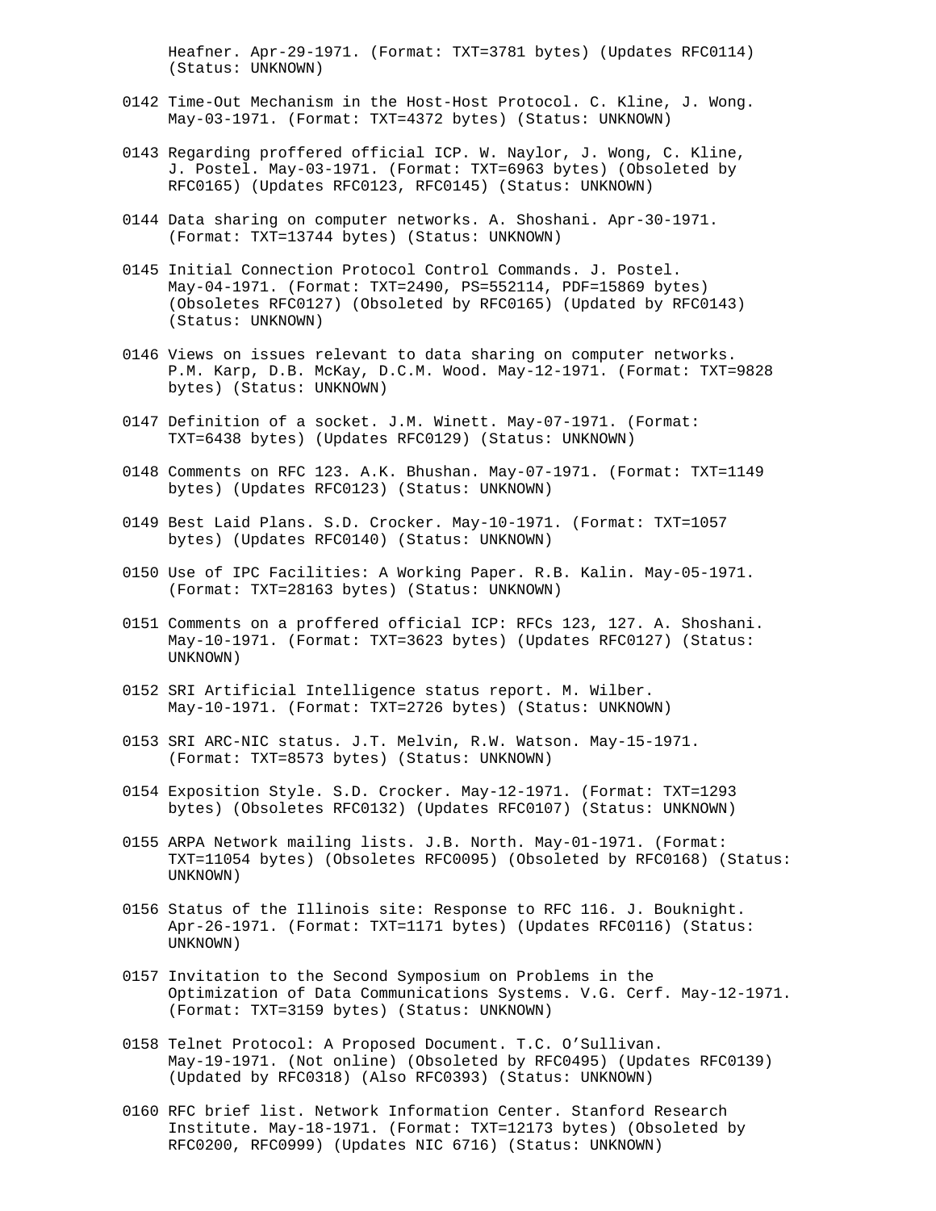Heafner. Apr-29-1971. (Format: TXT=3781 bytes) (Updates RFC0114) (Status: UNKNOWN)

0142 Time-Out Mechanism in the Host-Host Protocol. C. Kline, J. Wong. May-03-1971. (Format: TXT=4372 bytes) (Status: UNKNOWN)

0143 Regarding proffered official ICP. W. Naylor, J. Wong, C. Kline, J. Postel. May-03-1971. (Format: TXT=6963 bytes) (Obsoleted by RFC0165) (Updates RFC0123, RFC0145) (Status: UNKNOWN)

0144 Data sharing on computer networks. A. Shoshani. Apr-30-1971. (Format: TXT=13744 bytes) (Status: UNKNOWN)

0145 Initial Connection Protocol Control Commands. J. Postel. May-04-1971. (Format: TXT=2490, PS=552114, PDF=15869 bytes) (Obsoletes RFC0127) (Obsoleted by RFC0165) (Updated by RFC0143) (Status: UNKNOWN)

0146 Views on issues relevant to data sharing on computer networks. P.M. Karp, D.B. McKay, D.C.M. Wood. May-12-1971. (Format: TXT=9828 bytes) (Status: UNKNOWN)

0147 Definition of a socket. J.M. Winett. May-07-1971. (Format: TXT=6438 bytes) (Updates RFC0129) (Status: UNKNOWN)

0148 Comments on RFC 123. A.K. Bhushan. May-07-1971. (Format: TXT=1149 bytes) (Updates RFC0123) (Status: UNKNOWN)

0149 Best Laid Plans. S.D. Crocker. May-10-1971. (Format: TXT=1057 bytes) (Updates RFC0140) (Status: UNKNOWN)

0150 Use of IPC Facilities: A Working Paper. R.B. Kalin. May-05-1971. (Format: TXT=28163 bytes) (Status: UNKNOWN)

0151 Comments on a proffered official ICP: RFCs 123, 127. A. Shoshani. May-10-1971. (Format: TXT=3623 bytes) (Updates RFC0127) (Status: UNKNOWN)

0152 SRI Artificial Intelligence status report. M. Wilber. May-10-1971. (Format: TXT=2726 bytes) (Status: UNKNOWN)

0153 SRI ARC-NIC status. J.T. Melvin, R.W. Watson. May-15-1971. (Format: TXT=8573 bytes) (Status: UNKNOWN)

0154 Exposition Style. S.D. Crocker. May-12-1971. (Format: TXT=1293 bytes) (Obsoletes RFC0132) (Updates RFC0107) (Status: UNKNOWN)

0155 ARPA Network mailing lists. J.B. North. May-01-1971. (Format: TXT=11054 bytes) (Obsoletes RFC0095) (Obsoleted by RFC0168) (Status: UNKNOWN)

0156 Status of the Illinois site: Response to RFC 116. J. Bouknight. Apr-26-1971. (Format: TXT=1171 bytes) (Updates RFC0116) (Status: UNKNOWN)

0157 Invitation to the Second Symposium on Problems in the Optimization of Data Communications Systems. V.G. Cerf. May-12-1971. (Format: TXT=3159 bytes) (Status: UNKNOWN)

0158 Telnet Protocol: A Proposed Document. T.C. O'Sullivan. May-19-1971. (Not online) (Obsoleted by RFC0495) (Updates RFC0139) (Updated by RFC0318) (Also RFC0393) (Status: UNKNOWN)

0160 RFC brief list. Network Information Center. Stanford Research Institute. May-18-1971. (Format: TXT=12173 bytes) (Obsoleted by RFC0200, RFC0999) (Updates NIC 6716) (Status: UNKNOWN)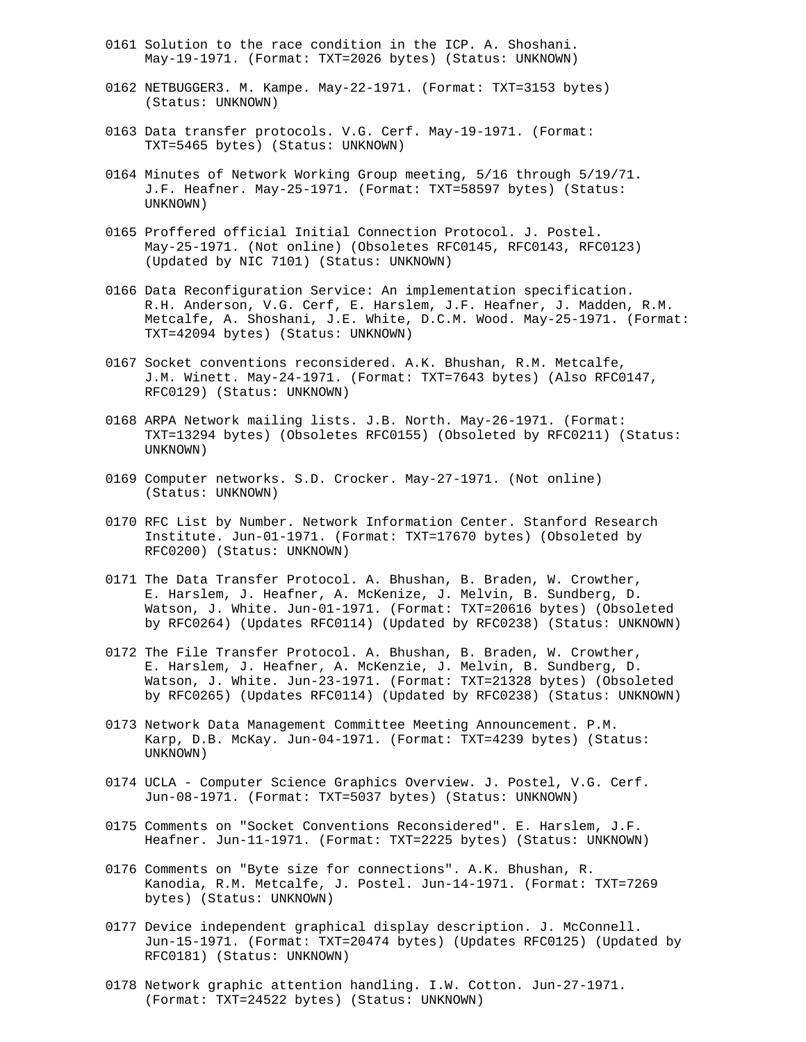0161 Solution to the race condition in the ICP. A. Shoshani. May-19-1971. (Format: TXT=2026 bytes) (Status: UNKNOWN)

0162 NETBUGGER3. M. Kampe. May-22-1971. (Format: TXT=3153 bytes) (Status: UNKNOWN)

0163 Data transfer protocols. V.G. Cerf. May-19-1971. (Format: TXT=5465 bytes) (Status: UNKNOWN)

0164 Minutes of Network Working Group meeting, 5/16 through 5/19/71. J.F. Heafner. May-25-1971. (Format: TXT=58597 bytes) (Status: UNKNOWN)

0165 Proffered official Initial Connection Protocol. J. Postel. May-25-1971. (Not online) (Obsoletes RFC0145, RFC0143, RFC0123) (Updated by NIC 7101) (Status: UNKNOWN)

0166 Data Reconfiguration Service: An implementation specification. R.H. Anderson, V.G. Cerf, E. Harslem, J.F. Heafner, J. Madden, R.M. Metcalfe, A. Shoshani, J.E. White, D.C.M. Wood. May-25-1971. (Format: TXT=42094 bytes) (Status: UNKNOWN)

0167 Socket conventions reconsidered. A.K. Bhushan, R.M. Metcalfe, J.M. Winett. May-24-1971. (Format: TXT=7643 bytes) (Also RFC0147, RFC0129) (Status: UNKNOWN)

0168 ARPA Network mailing lists. J.B. North. May-26-1971. (Format: TXT=13294 bytes) (Obsoletes RFC0155) (Obsoleted by RFC0211) (Status: UNKNOWN)

0169 Computer networks. S.D. Crocker. May-27-1971. (Not online) (Status: UNKNOWN)

0170 RFC List by Number. Network Information Center. Stanford Research Institute. Jun-01-1971. (Format: TXT=17670 bytes) (Obsoleted by RFC0200) (Status: UNKNOWN)

0171 The Data Transfer Protocol. A. Bhushan, B. Braden, W. Crowther, E. Harslem, J. Heafner, A. McKenize, J. Melvin, B. Sundberg, D. Watson, J. White. Jun-01-1971. (Format: TXT=20616 bytes) (Obsoleted by RFC0264) (Updates RFC0114) (Updated by RFC0238) (Status: UNKNOWN)

0172 The File Transfer Protocol. A. Bhushan, B. Braden, W. Crowther, E. Harslem, J. Heafner, A. McKenzie, J. Melvin, B. Sundberg, D. Watson, J. White. Jun-23-1971. (Format: TXT=21328 bytes) (Obsoleted by RFC0265) (Updates RFC0114) (Updated by RFC0238) (Status: UNKNOWN)

0173 Network Data Management Committee Meeting Announcement. P.M. Karp, D.B. McKay. Jun-04-1971. (Format: TXT=4239 bytes) (Status: UNKNOWN)

0174 UCLA - Computer Science Graphics Overview. J. Postel, V.G. Cerf. Jun-08-1971. (Format: TXT=5037 bytes) (Status: UNKNOWN)

0175 Comments on "Socket Conventions Reconsidered". E. Harslem, J.F. Heafner. Jun-11-1971. (Format: TXT=2225 bytes) (Status: UNKNOWN)

0176 Comments on "Byte size for connections". A.K. Bhushan, R. Kanodia, R.M. Metcalfe, J. Postel. Jun-14-1971. (Format: TXT=7269 bytes) (Status: UNKNOWN)

0177 Device independent graphical display description. J. McConnell. Jun-15-1971. (Format: TXT=20474 bytes) (Updates RFC0125) (Updated by RFC0181) (Status: UNKNOWN)

0178 Network graphic attention handling. I.W. Cotton. Jun-27-1971. (Format: TXT=24522 bytes) (Status: UNKNOWN)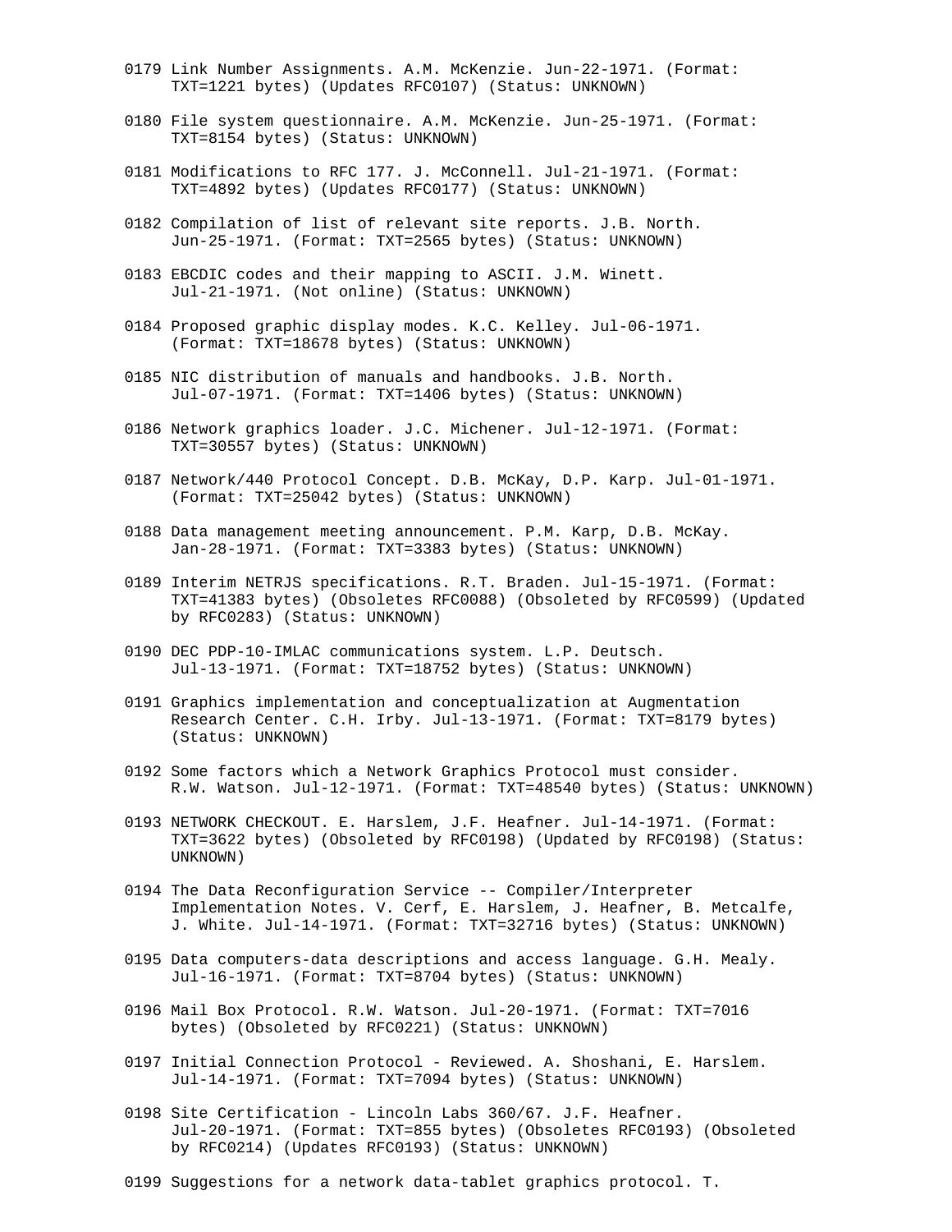0179 Link Number Assignments. A.M. McKenzie. Jun-22-1971. (Format: TXT=1221 bytes) (Updates RFC0107) (Status: UNKNOWN)

0180 File system questionnaire. A.M. McKenzie. Jun-25-1971. (Format: TXT=8154 bytes) (Status: UNKNOWN)

0181 Modifications to RFC 177. J. McConnell. Jul-21-1971. (Format: TXT=4892 bytes) (Updates RFC0177) (Status: UNKNOWN)

0182 Compilation of list of relevant site reports. J.B. North. Jun-25-1971. (Format: TXT=2565 bytes) (Status: UNKNOWN)

0183 EBCDIC codes and their mapping to ASCII. J.M. Winett. Jul-21-1971. (Not online) (Status: UNKNOWN)

0184 Proposed graphic display modes. K.C. Kelley. Jul-06-1971. (Format: TXT=18678 bytes) (Status: UNKNOWN)

0185 NIC distribution of manuals and handbooks. J.B. North. Jul-07-1971. (Format: TXT=1406 bytes) (Status: UNKNOWN)

0186 Network graphics loader. J.C. Michener. Jul-12-1971. (Format: TXT=30557 bytes) (Status: UNKNOWN)

0187 Network/440 Protocol Concept. D.B. McKay, D.P. Karp. Jul-01-1971. (Format: TXT=25042 bytes) (Status: UNKNOWN)

0188 Data management meeting announcement. P.M. Karp, D.B. McKay. Jan-28-1971. (Format: TXT=3383 bytes) (Status: UNKNOWN)

0189 Interim NETRJS specifications. R.T. Braden. Jul-15-1971. (Format: TXT=41383 bytes) (Obsoletes RFC0088) (Obsoleted by RFC0599) (Updated by RFC0283) (Status: UNKNOWN)

0190 DEC PDP-10-IMLAC communications system. L.P. Deutsch. Jul-13-1971. (Format: TXT=18752 bytes) (Status: UNKNOWN)

0191 Graphics implementation and conceptualization at Augmentation Research Center. C.H. Irby. Jul-13-1971. (Format: TXT=8179 bytes) (Status: UNKNOWN)

0192 Some factors which a Network Graphics Protocol must consider. R.W. Watson. Jul-12-1971. (Format: TXT=48540 bytes) (Status: UNKNOWN)

0193 NETWORK CHECKOUT. E. Harslem, J.F. Heafner. Jul-14-1971. (Format: TXT=3622 bytes) (Obsoleted by RFC0198) (Updated by RFC0198) (Status: UNKNOWN)

0194 The Data Reconfiguration Service -- Compiler/Interpreter Implementation Notes. V. Cerf, E. Harslem, J. Heafner, B. Metcalfe, J. White. Jul-14-1971. (Format: TXT=32716 bytes) (Status: UNKNOWN)

0195 Data computers-data descriptions and access language. G.H. Mealy. Jul-16-1971. (Format: TXT=8704 bytes) (Status: UNKNOWN)

0196 Mail Box Protocol. R.W. Watson. Jul-20-1971. (Format: TXT=7016 bytes) (Obsoleted by RFC0221) (Status: UNKNOWN)

0197 Initial Connection Protocol - Reviewed. A. Shoshani, E. Harslem. Jul-14-1971. (Format: TXT=7094 bytes) (Status: UNKNOWN)

0198 Site Certification - Lincoln Labs 360/67. J.F. Heafner. Jul-20-1971. (Format: TXT=855 bytes) (Obsoletes RFC0193) (Obsoleted by RFC0214) (Updates RFC0193) (Status: UNKNOWN)

0199 Suggestions for a network data-tablet graphics protocol. T.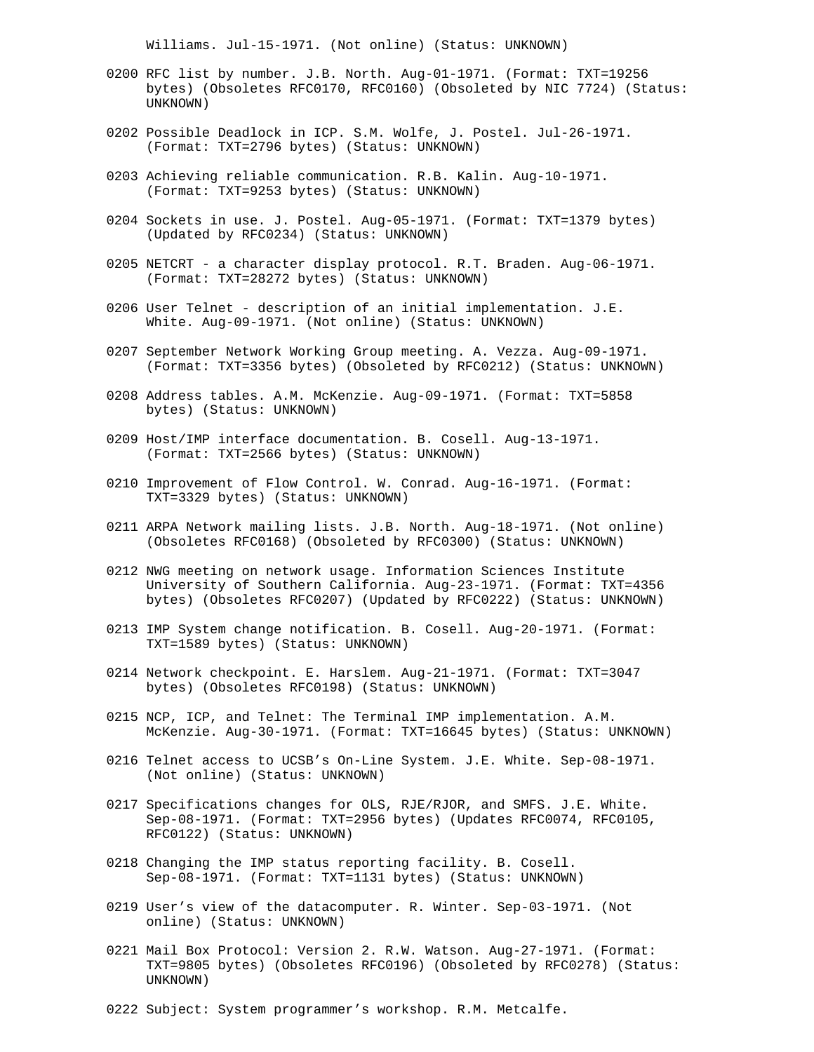Williams. Jul-15-1971. (Not online) (Status: UNKNOWN)

0200 RFC list by number. J.B. North. Aug-01-1971. (Format: TXT=19256 bytes) (Obsoletes RFC0170, RFC0160) (Obsoleted by NIC 7724) (Status: UNKNOWN)

0202 Possible Deadlock in ICP. S.M. Wolfe, J. Postel. Jul-26-1971. (Format: TXT=2796 bytes) (Status: UNKNOWN)

0203 Achieving reliable communication. R.B. Kalin. Aug-10-1971. (Format: TXT=9253 bytes) (Status: UNKNOWN)

0204 Sockets in use. J. Postel. Aug-05-1971. (Format: TXT=1379 bytes) (Updated by RFC0234) (Status: UNKNOWN)

0205 NETCRT - a character display protocol. R.T. Braden. Aug-06-1971. (Format: TXT=28272 bytes) (Status: UNKNOWN)

0206 User Telnet - description of an initial implementation. J.E. White. Aug-09-1971. (Not online) (Status: UNKNOWN)

0207 September Network Working Group meeting. A. Vezza. Aug-09-1971. (Format: TXT=3356 bytes) (Obsoleted by RFC0212) (Status: UNKNOWN)

0208 Address tables. A.M. McKenzie. Aug-09-1971. (Format: TXT=5858 bytes) (Status: UNKNOWN)

0209 Host/IMP interface documentation. B. Cosell. Aug-13-1971. (Format: TXT=2566 bytes) (Status: UNKNOWN)

0210 Improvement of Flow Control. W. Conrad. Aug-16-1971. (Format: TXT=3329 bytes) (Status: UNKNOWN)

0211 ARPA Network mailing lists. J.B. North. Aug-18-1971. (Not online) (Obsoletes RFC0168) (Obsoleted by RFC0300) (Status: UNKNOWN)

0212 NWG meeting on network usage. Information Sciences Institute University of Southern California. Aug-23-1971. (Format: TXT=4356 bytes) (Obsoletes RFC0207) (Updated by RFC0222) (Status: UNKNOWN)

0213 IMP System change notification. B. Cosell. Aug-20-1971. (Format: TXT=1589 bytes) (Status: UNKNOWN)

0214 Network checkpoint. E. Harslem. Aug-21-1971. (Format: TXT=3047 bytes) (Obsoletes RFC0198) (Status: UNKNOWN)

0215 NCP, ICP, and Telnet: The Terminal IMP implementation. A.M. McKenzie. Aug-30-1971. (Format: TXT=16645 bytes) (Status: UNKNOWN)

0216 Telnet access to UCSB’s On-Line System. J.E. White. Sep-08-1971. (Not online) (Status: UNKNOWN)

0217 Specifications changes for OLS, RJE/RJOR, and SMFS. J.E. White. Sep-08-1971. (Format: TXT=2956 bytes) (Updates RFC0074, RFC0105, RFC0122) (Status: UNKNOWN)

0218 Changing the IMP status reporting facility. B. Cosell. Sep-08-1971. (Format: TXT=1131 bytes) (Status: UNKNOWN)

0219 User’s view of the datacomputer. R. Winter. Sep-03-1971. (Not online) (Status: UNKNOWN)

0221 Mail Box Protocol: Version 2. R.W. Watson. Aug-27-1971. (Format: TXT=9805 bytes) (Obsoletes RFC0196) (Obsoleted by RFC0278) (Status: UNKNOWN)

0222 Subject: System programmer’s workshop. R.M. Metcalfe.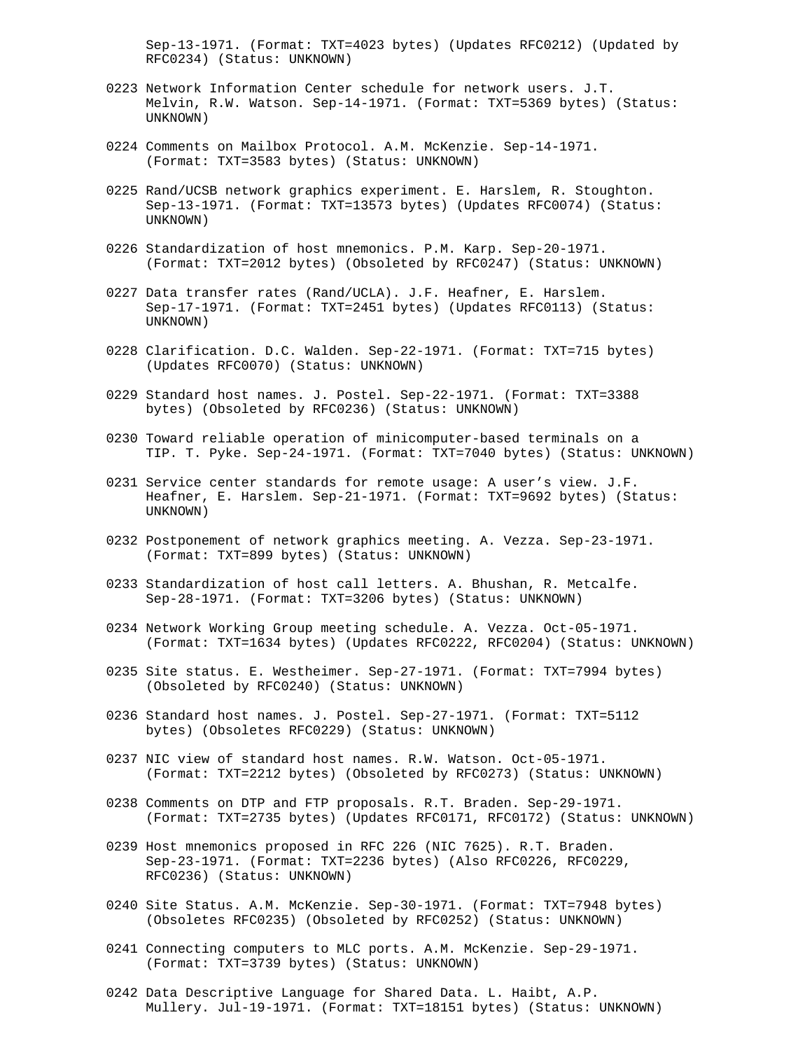Sep-13-1971. (Format: TXT=4023 bytes) (Updates RFC0212) (Updated by RFC0234) (Status: UNKNOWN)

0223 Network Information Center schedule for network users. J.T. Melvin, R.W. Watson. Sep-14-1971. (Format: TXT=5369 bytes) (Status: UNKNOWN)

0224 Comments on Mailbox Protocol. A.M. McKenzie. Sep-14-1971. (Format: TXT=3583 bytes) (Status: UNKNOWN)

0225 Rand/UCSB network graphics experiment. E. Harslem, R. Stoughton. Sep-13-1971. (Format: TXT=13573 bytes) (Updates RFC0074) (Status: UNKNOWN)

0226 Standardization of host mnemonics. P.M. Karp. Sep-20-1971. (Format: TXT=2012 bytes) (Obsoleted by RFC0247) (Status: UNKNOWN)

0227 Data transfer rates (Rand/UCLA). J.F. Heafner, E. Harslem. Sep-17-1971. (Format: TXT=2451 bytes) (Updates RFC0113) (Status: UNKNOWN)

0228 Clarification. D.C. Walden. Sep-22-1971. (Format: TXT=715 bytes) (Updates RFC0070) (Status: UNKNOWN)

0229 Standard host names. J. Postel. Sep-22-1971. (Format: TXT=3388 bytes) (Obsoleted by RFC0236) (Status: UNKNOWN)

0230 Toward reliable operation of minicomputer-based terminals on a TIP. T. Pyke. Sep-24-1971. (Format: TXT=7040 bytes) (Status: UNKNOWN)

0231 Service center standards for remote usage: A user’s view. J.F. Heafner, E. Harslem. Sep-21-1971. (Format: TXT=9692 bytes) (Status: UNKNOWN)

0232 Postponement of network graphics meeting. A. Vezza. Sep-23-1971. (Format: TXT=899 bytes) (Status: UNKNOWN)

0233 Standardization of host call letters. A. Bhushan, R. Metcalfe. Sep-28-1971. (Format: TXT=3206 bytes) (Status: UNKNOWN)

0234 Network Working Group meeting schedule. A. Vezza. Oct-05-1971. (Format: TXT=1634 bytes) (Updates RFC0222, RFC0204) (Status: UNKNOWN)

0235 Site status. E. Westheimer. Sep-27-1971. (Format: TXT=7994 bytes) (Obsoleted by RFC0240) (Status: UNKNOWN)

0236 Standard host names. J. Postel. Sep-27-1971. (Format: TXT=5112 bytes) (Obsoletes RFC0229) (Status: UNKNOWN)

0237 NIC view of standard host names. R.W. Watson. Oct-05-1971. (Format: TXT=2212 bytes) (Obsoleted by RFC0273) (Status: UNKNOWN)

0238 Comments on DTP and FTP proposals. R.T. Braden. Sep-29-1971. (Format: TXT=2735 bytes) (Updates RFC0171, RFC0172) (Status: UNKNOWN)

0239 Host mnemonics proposed in RFC 226 (NIC 7625). R.T. Braden. Sep-23-1971. (Format: TXT=2236 bytes) (Also RFC0226, RFC0229, RFC0236) (Status: UNKNOWN)

0240 Site Status. A.M. McKenzie. Sep-30-1971. (Format: TXT=7948 bytes) (Obsoletes RFC0235) (Obsoleted by RFC0252) (Status: UNKNOWN)

0241 Connecting computers to MLC ports. A.M. McKenzie. Sep-29-1971. (Format: TXT=3739 bytes) (Status: UNKNOWN)

0242 Data Descriptive Language for Shared Data. L. Haibt, A.P. Mullery. Jul-19-1971. (Format: TXT=18151 bytes) (Status: UNKNOWN)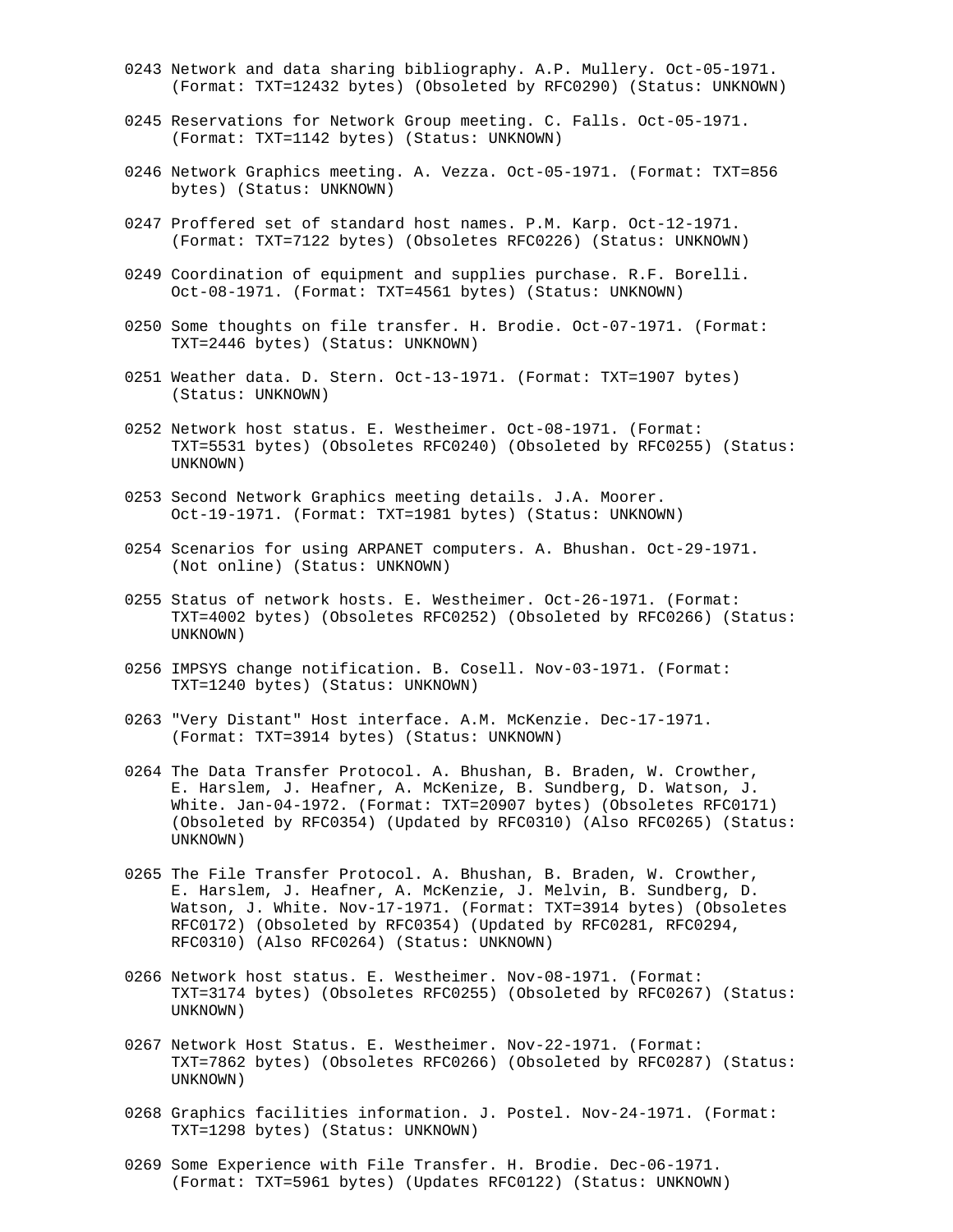0243 Network and data sharing bibliography. A.P. Mullery. Oct-05-1971. (Format: TXT=12432 bytes) (Obsoleted by RFC0290) (Status: UNKNOWN)

0245 Reservations for Network Group meeting. C. Falls. Oct-05-1971. (Format: TXT=1142 bytes) (Status: UNKNOWN)

0246 Network Graphics meeting. A. Vezza. Oct-05-1971. (Format: TXT=856 bytes) (Status: UNKNOWN)

0247 Proffered set of standard host names. P.M. Karp. Oct-12-1971. (Format: TXT=7122 bytes) (Obsoletes RFC0226) (Status: UNKNOWN)

0249 Coordination of equipment and supplies purchase. R.F. Borelli. Oct-08-1971. (Format: TXT=4561 bytes) (Status: UNKNOWN)

0250 Some thoughts on file transfer. H. Brodie. Oct-07-1971. (Format: TXT=2446 bytes) (Status: UNKNOWN)

0251 Weather data. D. Stern. Oct-13-1971. (Format: TXT=1907 bytes) (Status: UNKNOWN)

0252 Network host status. E. Westheimer. Oct-08-1971. (Format: TXT=5531 bytes) (Obsoletes RFC0240) (Obsoleted by RFC0255) (Status: UNKNOWN)

0253 Second Network Graphics meeting details. J.A. Moorer. Oct-19-1971. (Format: TXT=1981 bytes) (Status: UNKNOWN)

0254 Scenarios for using ARPANET computers. A. Bhushan. Oct-29-1971. (Not online) (Status: UNKNOWN)

0255 Status of network hosts. E. Westheimer. Oct-26-1971. (Format: TXT=4002 bytes) (Obsoletes RFC0252) (Obsoleted by RFC0266) (Status: UNKNOWN)

0256 IMPSYS change notification. B. Cosell. Nov-03-1971. (Format: TXT=1240 bytes) (Status: UNKNOWN)

0263 "Very Distant" Host interface. A.M. McKenzie. Dec-17-1971. (Format: TXT=3914 bytes) (Status: UNKNOWN)

0264 The Data Transfer Protocol. A. Bhushan, B. Braden, W. Crowther, E. Harslem, J. Heafner, A. McKenize, B. Sundberg, D. Watson, J. White. Jan-04-1972. (Format: TXT=20907 bytes) (Obsoletes RFC0171) (Obsoleted by RFC0354) (Updated by RFC0310) (Also RFC0265) (Status: UNKNOWN)

0265 The File Transfer Protocol. A. Bhushan, B. Braden, W. Crowther, E. Harslem, J. Heafner, A. McKenzie, J. Melvin, B. Sundberg, D. Watson, J. White. Nov-17-1971. (Format: TXT=3914 bytes) (Obsoletes RFC0172) (Obsoleted by RFC0354) (Updated by RFC0281, RFC0294, RFC0310) (Also RFC0264) (Status: UNKNOWN)

0266 Network host status. E. Westheimer. Nov-08-1971. (Format: TXT=3174 bytes) (Obsoletes RFC0255) (Obsoleted by RFC0267) (Status: UNKNOWN)

0267 Network Host Status. E. Westheimer. Nov-22-1971. (Format: TXT=7862 bytes) (Obsoletes RFC0266) (Obsoleted by RFC0287) (Status: UNKNOWN)

0268 Graphics facilities information. J. Postel. Nov-24-1971. (Format: TXT=1298 bytes) (Status: UNKNOWN)

0269 Some Experience with File Transfer. H. Brodie. Dec-06-1971. (Format: TXT=5961 bytes) (Updates RFC0122) (Status: UNKNOWN)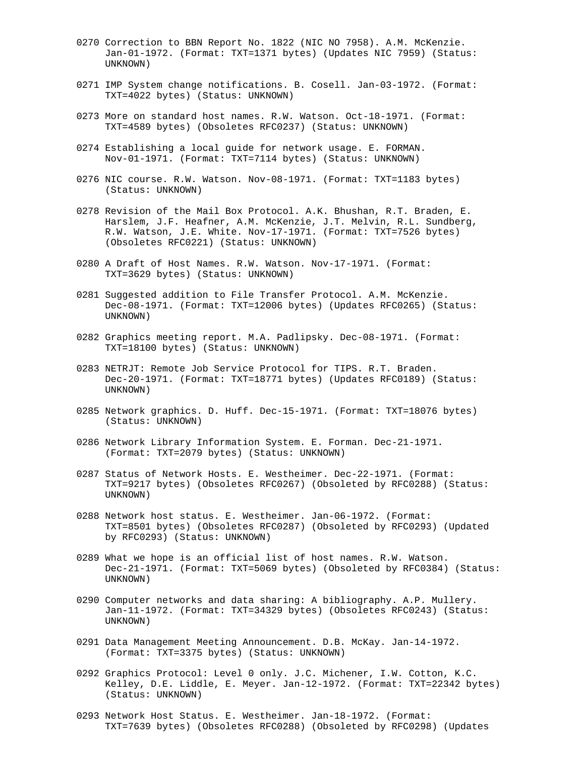0270 Correction to BBN Report No. 1822 (NIC NO 7958). A.M. McKenzie. Jan-01-1972. (Format: TXT=1371 bytes) (Updates NIC 7959) (Status: UNKNOWN)

0271 IMP System change notifications. B. Cosell. Jan-03-1972. (Format: TXT=4022 bytes) (Status: UNKNOWN)

0273 More on standard host names. R.W. Watson. Oct-18-1971. (Format: TXT=4589 bytes) (Obsoletes RFC0237) (Status: UNKNOWN)

0274 Establishing a local guide for network usage. E. FORMAN. Nov-01-1971. (Format: TXT=7114 bytes) (Status: UNKNOWN)

0276 NIC course. R.W. Watson. Nov-08-1971. (Format: TXT=1183 bytes) (Status: UNKNOWN)

0278 Revision of the Mail Box Protocol. A.K. Bhushan, R.T. Braden, E. Harslem, J.F. Heafner, A.M. McKenzie, J.T. Melvin, R.L. Sundberg, R.W. Watson, J.E. White. Nov-17-1971. (Format: TXT=7526 bytes) (Obsoletes RFC0221) (Status: UNKNOWN)

0280 A Draft of Host Names. R.W. Watson. Nov-17-1971. (Format: TXT=3629 bytes) (Status: UNKNOWN)

0281 Suggested addition to File Transfer Protocol. A.M. McKenzie. Dec-08-1971. (Format: TXT=12006 bytes) (Updates RFC0265) (Status: UNKNOWN)

0282 Graphics meeting report. M.A. Padlipsky. Dec-08-1971. (Format: TXT=18100 bytes) (Status: UNKNOWN)

0283 NETRJT: Remote Job Service Protocol for TIPS. R.T. Braden. Dec-20-1971. (Format: TXT=18771 bytes) (Updates RFC0189) (Status: UNKNOWN)

0285 Network graphics. D. Huff. Dec-15-1971. (Format: TXT=18076 bytes) (Status: UNKNOWN)

0286 Network Library Information System. E. Forman. Dec-21-1971. (Format: TXT=2079 bytes) (Status: UNKNOWN)

0287 Status of Network Hosts. E. Westheimer. Dec-22-1971. (Format: TXT=9217 bytes) (Obsoletes RFC0267) (Obsoleted by RFC0288) (Status: UNKNOWN)

0288 Network host status. E. Westheimer. Jan-06-1972. (Format: TXT=8501 bytes) (Obsoletes RFC0287) (Obsoleted by RFC0293) (Updated by RFC0293) (Status: UNKNOWN)

0289 What we hope is an official list of host names. R.W. Watson. Dec-21-1971. (Format: TXT=5069 bytes) (Obsoleted by RFC0384) (Status: UNKNOWN)

0290 Computer networks and data sharing: A bibliography. A.P. Mullery. Jan-11-1972. (Format: TXT=34329 bytes) (Obsoletes RFC0243) (Status: UNKNOWN)

0291 Data Management Meeting Announcement. D.B. McKay. Jan-14-1972. (Format: TXT=3375 bytes) (Status: UNKNOWN)

0292 Graphics Protocol: Level 0 only. J.C. Michener, I.W. Cotton, K.C. Kelley, D.E. Liddle, E. Meyer. Jan-12-1972. (Format: TXT=22342 bytes) (Status: UNKNOWN)

0293 Network Host Status. E. Westheimer. Jan-18-1972. (Format: TXT=7639 bytes) (Obsoletes RFC0288) (Obsoleted by RFC0298) (Updates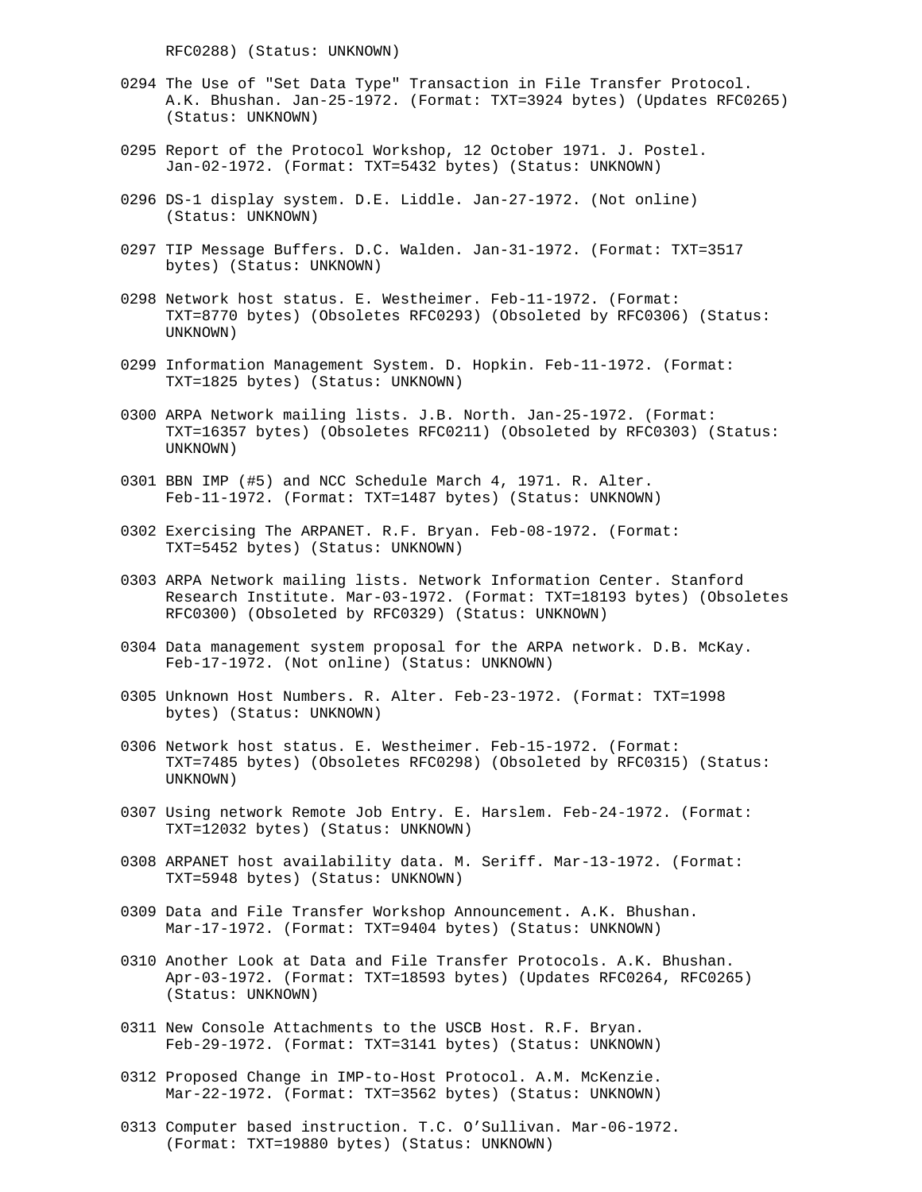RFC0288) (Status: UNKNOWN)

0294 The Use of "Set Data Type" Transaction in File Transfer Protocol. A.K. Bhushan. Jan-25-1972. (Format: TXT=3924 bytes) (Updates RFC0265) (Status: UNKNOWN)

0295 Report of the Protocol Workshop, 12 October 1971. J. Postel. Jan-02-1972. (Format: TXT=5432 bytes) (Status: UNKNOWN)

0296 DS-1 display system. D.E. Liddle. Jan-27-1972. (Not online) (Status: UNKNOWN)

0297 TIP Message Buffers. D.C. Walden. Jan-31-1972. (Format: TXT=3517 bytes) (Status: UNKNOWN)

0298 Network host status. E. Westheimer. Feb-11-1972. (Format: TXT=8770 bytes) (Obsoletes RFC0293) (Obsoleted by RFC0306) (Status: UNKNOWN)

0299 Information Management System. D. Hopkin. Feb-11-1972. (Format: TXT=1825 bytes) (Status: UNKNOWN)

0300 ARPA Network mailing lists. J.B. North. Jan-25-1972. (Format: TXT=16357 bytes) (Obsoletes RFC0211) (Obsoleted by RFC0303) (Status: UNKNOWN)

0301 BBN IMP (#5) and NCC Schedule March 4, 1971. R. Alter. Feb-11-1972. (Format: TXT=1487 bytes) (Status: UNKNOWN)

0302 Exercising The ARPANET. R.F. Bryan. Feb-08-1972. (Format: TXT=5452 bytes) (Status: UNKNOWN)

0303 ARPA Network mailing lists. Network Information Center. Stanford Research Institute. Mar-03-1972. (Format: TXT=18193 bytes) (Obsoletes RFC0300) (Obsoleted by RFC0329) (Status: UNKNOWN)

0304 Data management system proposal for the ARPA network. D.B. McKay. Feb-17-1972. (Not online) (Status: UNKNOWN)

0305 Unknown Host Numbers. R. Alter. Feb-23-1972. (Format: TXT=1998 bytes) (Status: UNKNOWN)

0306 Network host status. E. Westheimer. Feb-15-1972. (Format: TXT=7485 bytes) (Obsoletes RFC0298) (Obsoleted by RFC0315) (Status: UNKNOWN)

0307 Using network Remote Job Entry. E. Harslem. Feb-24-1972. (Format: TXT=12032 bytes) (Status: UNKNOWN)

0308 ARPANET host availability data. M. Seriff. Mar-13-1972. (Format: TXT=5948 bytes) (Status: UNKNOWN)

0309 Data and File Transfer Workshop Announcement. A.K. Bhushan. Mar-17-1972. (Format: TXT=9404 bytes) (Status: UNKNOWN)

0310 Another Look at Data and File Transfer Protocols. A.K. Bhushan. Apr-03-1972. (Format: TXT=18593 bytes) (Updates RFC0264, RFC0265) (Status: UNKNOWN)

0311 New Console Attachments to the USCB Host. R.F. Bryan. Feb-29-1972. (Format: TXT=3141 bytes) (Status: UNKNOWN)

0312 Proposed Change in IMP-to-Host Protocol. A.M. McKenzie. Mar-22-1972. (Format: TXT=3562 bytes) (Status: UNKNOWN)

0313 Computer based instruction. T.C. O'Sullivan. Mar-06-1972. (Format: TXT=19880 bytes) (Status: UNKNOWN)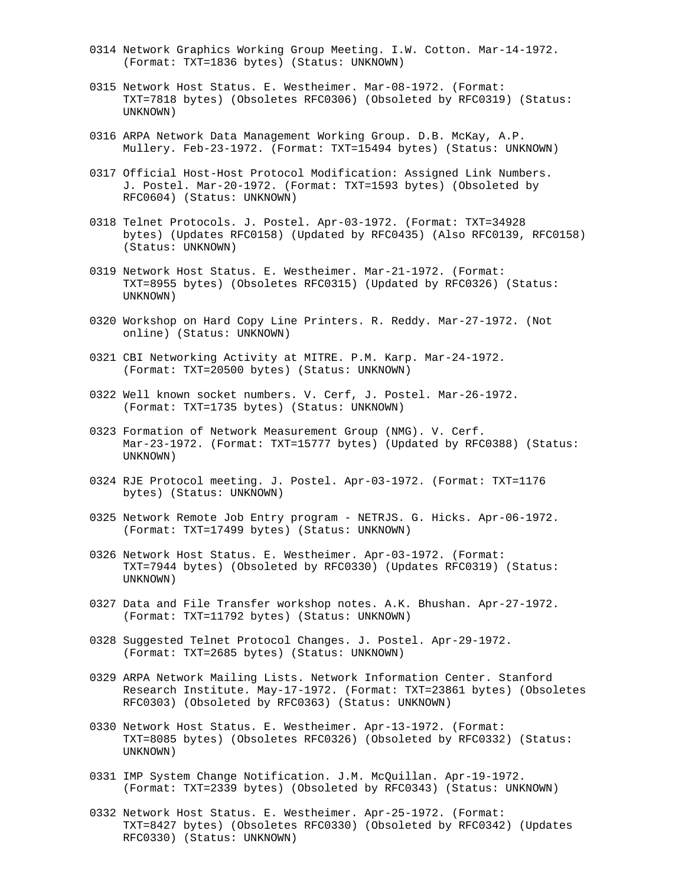0314 Network Graphics Working Group Meeting. I.W. Cotton. Mar-14-1972. (Format: TXT=1836 bytes) (Status: UNKNOWN)

0315 Network Host Status. E. Westheimer. Mar-08-1972. (Format: TXT=7818 bytes) (Obsoletes RFC0306) (Obsoleted by RFC0319) (Status: UNKNOWN)

0316 ARPA Network Data Management Working Group. D.B. McKay, A.P. Mullery. Feb-23-1972. (Format: TXT=15494 bytes) (Status: UNKNOWN)

0317 Official Host-Host Protocol Modification: Assigned Link Numbers. J. Postel. Mar-20-1972. (Format: TXT=1593 bytes) (Obsoleted by RFC0604) (Status: UNKNOWN)

0318 Telnet Protocols. J. Postel. Apr-03-1972. (Format: TXT=34928 bytes) (Updates RFC0158) (Updated by RFC0435) (Also RFC0139, RFC0158) (Status: UNKNOWN)

0319 Network Host Status. E. Westheimer. Mar-21-1972. (Format: TXT=8955 bytes) (Obsoletes RFC0315) (Updated by RFC0326) (Status: UNKNOWN)

0320 Workshop on Hard Copy Line Printers. R. Reddy. Mar-27-1972. (Not online) (Status: UNKNOWN)

0321 CBI Networking Activity at MITRE. P.M. Karp. Mar-24-1972. (Format: TXT=20500 bytes) (Status: UNKNOWN)

0322 Well known socket numbers. V. Cerf, J. Postel. Mar-26-1972. (Format: TXT=1735 bytes) (Status: UNKNOWN)

0323 Formation of Network Measurement Group (NMG). V. Cerf. Mar-23-1972. (Format: TXT=15777 bytes) (Updated by RFC0388) (Status: UNKNOWN)

0324 RJE Protocol meeting. J. Postel. Apr-03-1972. (Format: TXT=1176 bytes) (Status: UNKNOWN)

0325 Network Remote Job Entry program - NETRJS. G. Hicks. Apr-06-1972. (Format: TXT=17499 bytes) (Status: UNKNOWN)

0326 Network Host Status. E. Westheimer. Apr-03-1972. (Format: TXT=7944 bytes) (Obsoleted by RFC0330) (Updates RFC0319) (Status: UNKNOWN)

0327 Data and File Transfer workshop notes. A.K. Bhushan. Apr-27-1972. (Format: TXT=11792 bytes) (Status: UNKNOWN)

0328 Suggested Telnet Protocol Changes. J. Postel. Apr-29-1972. (Format: TXT=2685 bytes) (Status: UNKNOWN)

0329 ARPA Network Mailing Lists. Network Information Center. Stanford Research Institute. May-17-1972. (Format: TXT=23861 bytes) (Obsoletes RFC0303) (Obsoleted by RFC0363) (Status: UNKNOWN)

0330 Network Host Status. E. Westheimer. Apr-13-1972. (Format: TXT=8085 bytes) (Obsoletes RFC0326) (Obsoleted by RFC0332) (Status: UNKNOWN)

0331 IMP System Change Notification. J.M. McQuillan. Apr-19-1972. (Format: TXT=2339 bytes) (Obsoleted by RFC0343) (Status: UNKNOWN)

0332 Network Host Status. E. Westheimer. Apr-25-1972. (Format: TXT=8427 bytes) (Obsoletes RFC0330) (Obsoleted by RFC0342) (Updates RFC0330) (Status: UNKNOWN)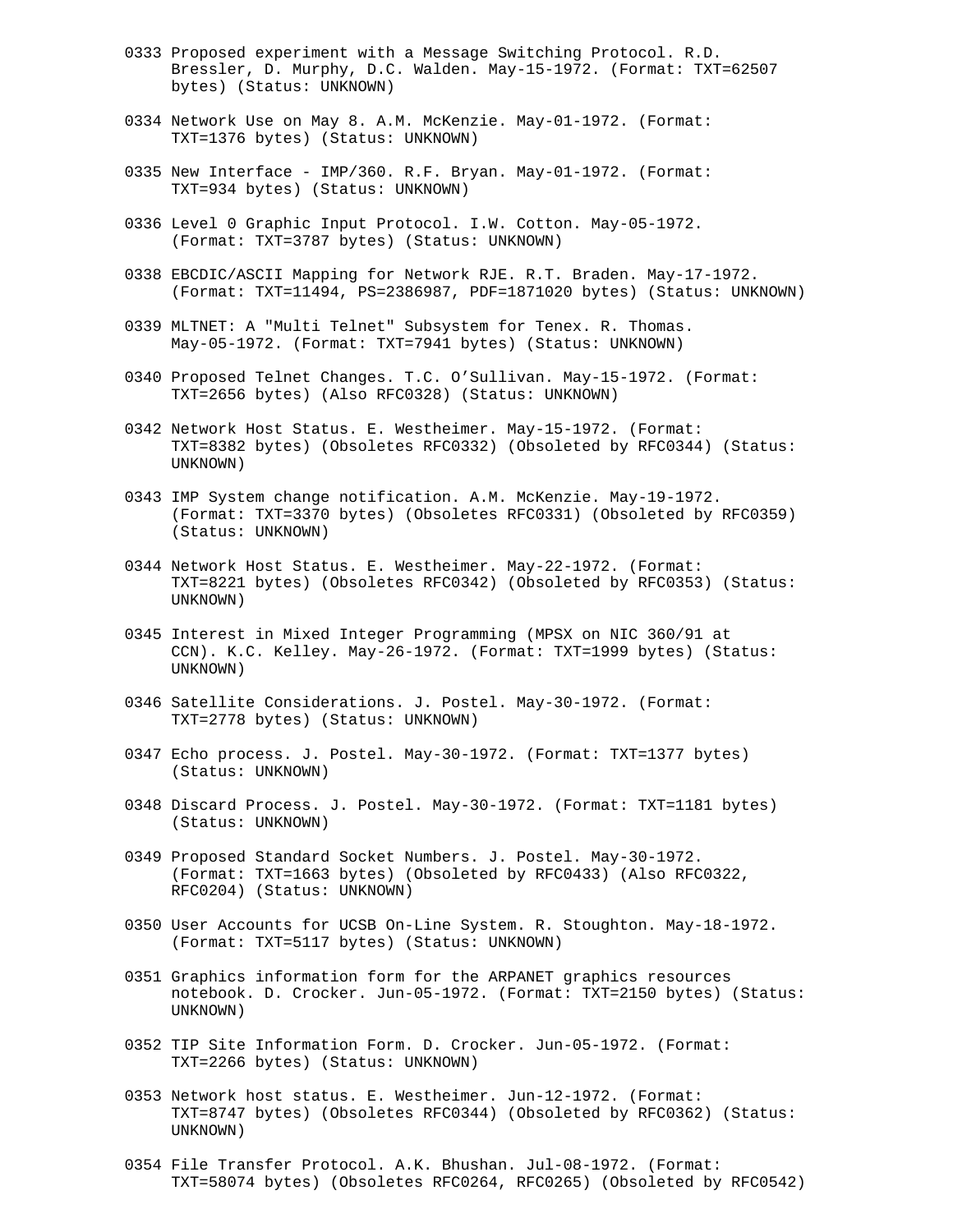0333 Proposed experiment with a Message Switching Protocol. R.D. Bressler, D. Murphy, D.C. Walden. May-15-1972. (Format: TXT=62507 bytes) (Status: UNKNOWN)

0334 Network Use on May 8. A.M. McKenzie. May-01-1972. (Format: TXT=1376 bytes) (Status: UNKNOWN)

0335 New Interface - IMP/360. R.F. Bryan. May-01-1972. (Format: TXT=934 bytes) (Status: UNKNOWN)

0336 Level 0 Graphic Input Protocol. I.W. Cotton. May-05-1972. (Format: TXT=3787 bytes) (Status: UNKNOWN)

0338 EBCDIC/ASCII Mapping for Network RJE. R.T. Braden. May-17-1972. (Format: TXT=11494, PS=2386987, PDF=1871020 bytes) (Status: UNKNOWN)

0339 MLTNET: A "Multi Telnet" Subsystem for Tenex. R. Thomas. May-05-1972. (Format: TXT=7941 bytes) (Status: UNKNOWN)

0340 Proposed Telnet Changes. T.C. O'Sullivan. May-15-1972. (Format: TXT=2656 bytes) (Also RFC0328) (Status: UNKNOWN)

0342 Network Host Status. E. Westheimer. May-15-1972. (Format: TXT=8382 bytes) (Obsoletes RFC0332) (Obsoleted by RFC0344) (Status: UNKNOWN)

0343 IMP System change notification. A.M. McKenzie. May-19-1972. (Format: TXT=3370 bytes) (Obsoletes RFC0331) (Obsoleted by RFC0359) (Status: UNKNOWN)

0344 Network Host Status. E. Westheimer. May-22-1972. (Format: TXT=8221 bytes) (Obsoletes RFC0342) (Obsoleted by RFC0353) (Status: UNKNOWN)

0345 Interest in Mixed Integer Programming (MPSX on NIC 360/91 at CCN). K.C. Kelley. May-26-1972. (Format: TXT=1999 bytes) (Status: UNKNOWN)

0346 Satellite Considerations. J. Postel. May-30-1972. (Format: TXT=2778 bytes) (Status: UNKNOWN)

0347 Echo process. J. Postel. May-30-1972. (Format: TXT=1377 bytes) (Status: UNKNOWN)

0348 Discard Process. J. Postel. May-30-1972. (Format: TXT=1181 bytes) (Status: UNKNOWN)

0349 Proposed Standard Socket Numbers. J. Postel. May-30-1972. (Format: TXT=1663 bytes) (Obsoleted by RFC0433) (Also RFC0322, RFC0204) (Status: UNKNOWN)

0350 User Accounts for UCSB On-Line System. R. Stoughton. May-18-1972. (Format: TXT=5117 bytes) (Status: UNKNOWN)

0351 Graphics information form for the ARPANET graphics resources notebook. D. Crocker. Jun-05-1972. (Format: TXT=2150 bytes) (Status: UNKNOWN)

0352 TIP Site Information Form. D. Crocker. Jun-05-1972. (Format: TXT=2266 bytes) (Status: UNKNOWN)

0353 Network host status. E. Westheimer. Jun-12-1972. (Format: TXT=8747 bytes) (Obsoletes RFC0344) (Obsoleted by RFC0362) (Status: UNKNOWN)

0354 File Transfer Protocol. A.K. Bhushan. Jul-08-1972. (Format: TXT=58074 bytes) (Obsoletes RFC0264, RFC0265) (Obsoleted by RFC0542)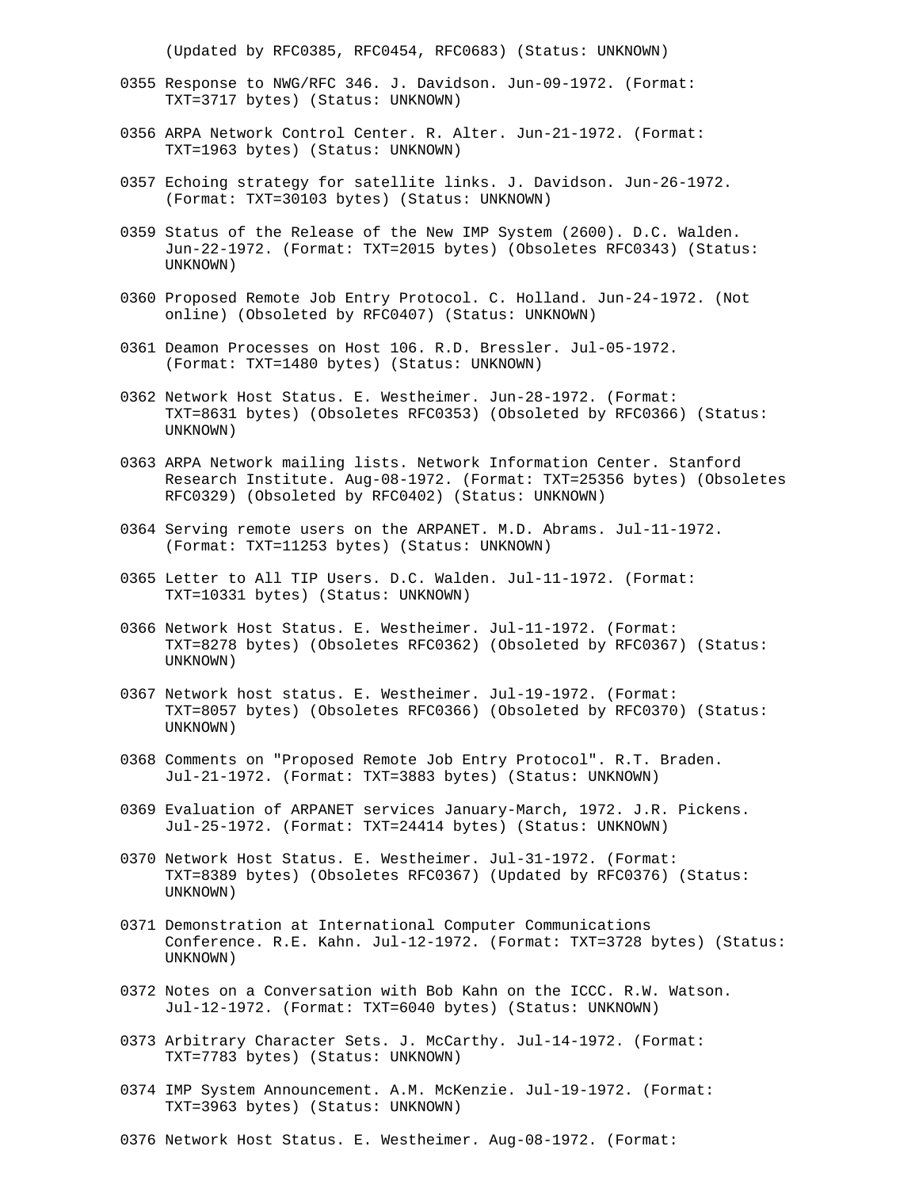(Updated by RFC0385, RFC0454, RFC0683) (Status: UNKNOWN)

0355 Response to NWG/RFC 346. J. Davidson. Jun-09-1972. (Format: TXT=3717 bytes) (Status: UNKNOWN)

0356 ARPA Network Control Center. R. Alter. Jun-21-1972. (Format: TXT=1963 bytes) (Status: UNKNOWN)

0357 Echoing strategy for satellite links. J. Davidson. Jun-26-1972. (Format: TXT=30103 bytes) (Status: UNKNOWN)

0359 Status of the Release of the New IMP System (2600). D.C. Walden. Jun-22-1972. (Format: TXT=2015 bytes) (Obsoletes RFC0343) (Status: UNKNOWN)

0360 Proposed Remote Job Entry Protocol. C. Holland. Jun-24-1972. (Not online) (Obsoleted by RFC0407) (Status: UNKNOWN)

0361 Deamon Processes on Host 106. R.D. Bressler. Jul-05-1972. (Format: TXT=1480 bytes) (Status: UNKNOWN)

0362 Network Host Status. E. Westheimer. Jun-28-1972. (Format: TXT=8631 bytes) (Obsoletes RFC0353) (Obsoleted by RFC0366) (Status: UNKNOWN)

0363 ARPA Network mailing lists. Network Information Center. Stanford Research Institute. Aug-08-1972. (Format: TXT=25356 bytes) (Obsoletes RFC0329) (Obsoleted by RFC0402) (Status: UNKNOWN)

0364 Serving remote users on the ARPANET. M.D. Abrams. Jul-11-1972. (Format: TXT=11253 bytes) (Status: UNKNOWN)

0365 Letter to All TIP Users. D.C. Walden. Jul-11-1972. (Format: TXT=10331 bytes) (Status: UNKNOWN)

0366 Network Host Status. E. Westheimer. Jul-11-1972. (Format: TXT=8278 bytes) (Obsoletes RFC0362) (Obsoleted by RFC0367) (Status: UNKNOWN)

0367 Network host status. E. Westheimer. Jul-19-1972. (Format: TXT=8057 bytes) (Obsoletes RFC0366) (Obsoleted by RFC0370) (Status: UNKNOWN)

0368 Comments on "Proposed Remote Job Entry Protocol". R.T. Braden. Jul-21-1972. (Format: TXT=3883 bytes) (Status: UNKNOWN)

0369 Evaluation of ARPANET services January-March, 1972. J.R. Pickens. Jul-25-1972. (Format: TXT=24414 bytes) (Status: UNKNOWN)

0370 Network Host Status. E. Westheimer. Jul-31-1972. (Format: TXT=8389 bytes) (Obsoletes RFC0367) (Updated by RFC0376) (Status: UNKNOWN)

0371 Demonstration at International Computer Communications Conference. R.E. Kahn. Jul-12-1972. (Format: TXT=3728 bytes) (Status: UNKNOWN)

0372 Notes on a Conversation with Bob Kahn on the ICCC. R.W. Watson. Jul-12-1972. (Format: TXT=6040 bytes) (Status: UNKNOWN)

0373 Arbitrary Character Sets. J. McCarthy. Jul-14-1972. (Format: TXT=7783 bytes) (Status: UNKNOWN)

0374 IMP System Announcement. A.M. McKenzie. Jul-19-1972. (Format: TXT=3963 bytes) (Status: UNKNOWN)

0376 Network Host Status. E. Westheimer. Aug-08-1972. (Format: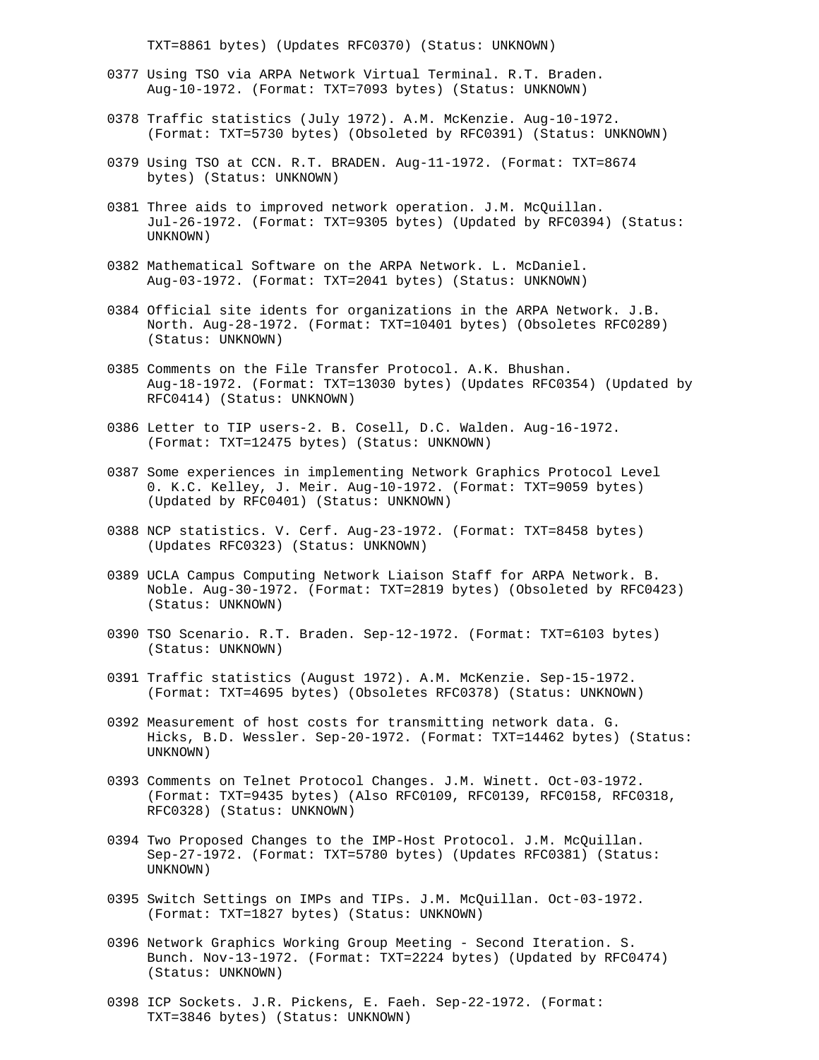TXT=8861 bytes) (Updates RFC0370) (Status: UNKNOWN)

0377 Using TSO via ARPA Network Virtual Terminal. R.T. Braden. Aug-10-1972. (Format: TXT=7093 bytes) (Status: UNKNOWN)

0378 Traffic statistics (July 1972). A.M. McKenzie. Aug-10-1972. (Format: TXT=5730 bytes) (Obsoleted by RFC0391) (Status: UNKNOWN)

0379 Using TSO at CCN. R.T. BRADEN. Aug-11-1972. (Format: TXT=8674 bytes) (Status: UNKNOWN)

0381 Three aids to improved network operation. J.M. McQuillan. Jul-26-1972. (Format: TXT=9305 bytes) (Updated by RFC0394) (Status: UNKNOWN)

0382 Mathematical Software on the ARPA Network. L. McDaniel. Aug-03-1972. (Format: TXT=2041 bytes) (Status: UNKNOWN)

0384 Official site idents for organizations in the ARPA Network. J.B. North. Aug-28-1972. (Format: TXT=10401 bytes) (Obsoletes RFC0289) (Status: UNKNOWN)

0385 Comments on the File Transfer Protocol. A.K. Bhushan. Aug-18-1972. (Format: TXT=13030 bytes) (Updates RFC0354) (Updated by RFC0414) (Status: UNKNOWN)

0386 Letter to TIP users-2. B. Cosell, D.C. Walden. Aug-16-1972. (Format: TXT=12475 bytes) (Status: UNKNOWN)

0387 Some experiences in implementing Network Graphics Protocol Level 0. K.C. Kelley, J. Meir. Aug-10-1972. (Format: TXT=9059 bytes) (Updated by RFC0401) (Status: UNKNOWN)

0388 NCP statistics. V. Cerf. Aug-23-1972. (Format: TXT=8458 bytes) (Updates RFC0323) (Status: UNKNOWN)

0389 UCLA Campus Computing Network Liaison Staff for ARPA Network. B. Noble. Aug-30-1972. (Format: TXT=2819 bytes) (Obsoleted by RFC0423) (Status: UNKNOWN)

0390 TSO Scenario. R.T. Braden. Sep-12-1972. (Format: TXT=6103 bytes) (Status: UNKNOWN)

0391 Traffic statistics (August 1972). A.M. McKenzie. Sep-15-1972. (Format: TXT=4695 bytes) (Obsoletes RFC0378) (Status: UNKNOWN)

0392 Measurement of host costs for transmitting network data. G. Hicks, B.D. Wessler. Sep-20-1972. (Format: TXT=14462 bytes) (Status: UNKNOWN)

0393 Comments on Telnet Protocol Changes. J.M. Winett. Oct-03-1972. (Format: TXT=9435 bytes) (Also RFC0109, RFC0139, RFC0158, RFC0318, RFC0328) (Status: UNKNOWN)

0394 Two Proposed Changes to the IMP-Host Protocol. J.M. McQuillan. Sep-27-1972. (Format: TXT=5780 bytes) (Updates RFC0381) (Status: UNKNOWN)

0395 Switch Settings on IMPs and TIPs. J.M. McQuillan. Oct-03-1972. (Format: TXT=1827 bytes) (Status: UNKNOWN)

0396 Network Graphics Working Group Meeting - Second Iteration. S. Bunch. Nov-13-1972. (Format: TXT=2224 bytes) (Updated by RFC0474) (Status: UNKNOWN)

0398 ICP Sockets. J.R. Pickens, E. Faeh. Sep-22-1972. (Format: TXT=3846 bytes) (Status: UNKNOWN)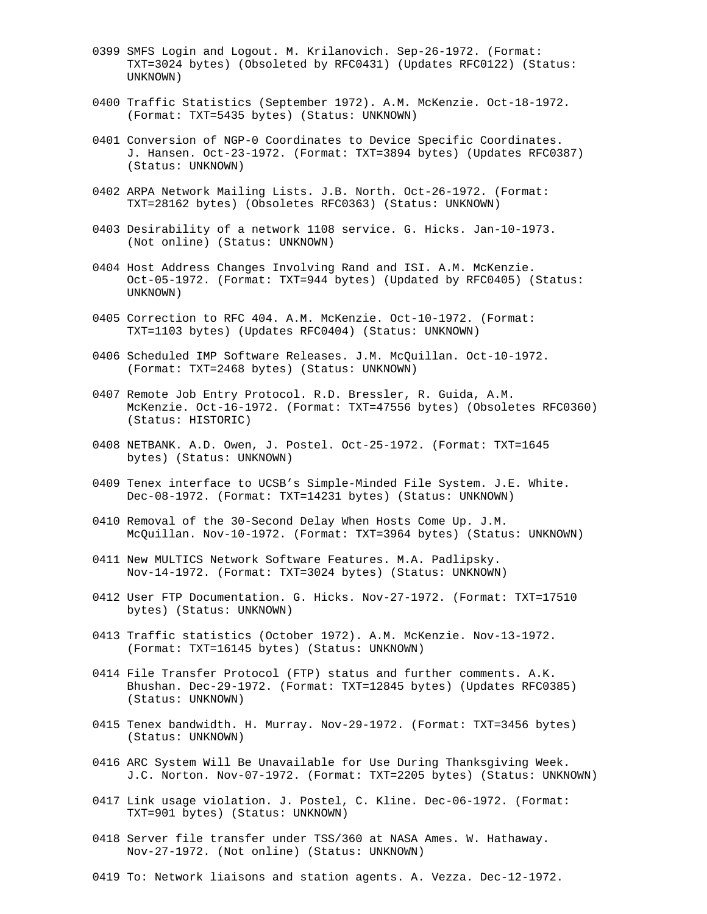0399 SMFS Login and Logout. M. Krilanovich. Sep-26-1972. (Format: TXT=3024 bytes) (Obsoleted by RFC0431) (Updates RFC0122) (Status: UNKNOWN)

0400 Traffic Statistics (September 1972). A.M. McKenzie. Oct-18-1972. (Format: TXT=5435 bytes) (Status: UNKNOWN)

0401 Conversion of NGP-0 Coordinates to Device Specific Coordinates. J. Hansen. Oct-23-1972. (Format: TXT=3894 bytes) (Updates RFC0387) (Status: UNKNOWN)

0402 ARPA Network Mailing Lists. J.B. North. Oct-26-1972. (Format: TXT=28162 bytes) (Obsoletes RFC0363) (Status: UNKNOWN)

0403 Desirability of a network 1108 service. G. Hicks. Jan-10-1973. (Not online) (Status: UNKNOWN)

0404 Host Address Changes Involving Rand and ISI. A.M. McKenzie. Oct-05-1972. (Format: TXT=944 bytes) (Updated by RFC0405) (Status: UNKNOWN)

0405 Correction to RFC 404. A.M. McKenzie. Oct-10-1972. (Format: TXT=1103 bytes) (Updates RFC0404) (Status: UNKNOWN)

0406 Scheduled IMP Software Releases. J.M. McQuillan. Oct-10-1972. (Format: TXT=2468 bytes) (Status: UNKNOWN)

0407 Remote Job Entry Protocol. R.D. Bressler, R. Guida, A.M. McKenzie. Oct-16-1972. (Format: TXT=47556 bytes) (Obsoletes RFC0360) (Status: HISTORIC)

0408 NETBANK. A.D. Owen, J. Postel. Oct-25-1972. (Format: TXT=1645 bytes) (Status: UNKNOWN)

0409 Tenex interface to UCSB's Simple-Minded File System. J.E. White. Dec-08-1972. (Format: TXT=14231 bytes) (Status: UNKNOWN)

0410 Removal of the 30-Second Delay When Hosts Come Up. J.M. McQuillan. Nov-10-1972. (Format: TXT=3964 bytes) (Status: UNKNOWN)

0411 New MULTICS Network Software Features. M.A. Padlipsky. Nov-14-1972. (Format: TXT=3024 bytes) (Status: UNKNOWN)

0412 User FTP Documentation. G. Hicks. Nov-27-1972. (Format: TXT=17510 bytes) (Status: UNKNOWN)

0413 Traffic statistics (October 1972). A.M. McKenzie. Nov-13-1972. (Format: TXT=16145 bytes) (Status: UNKNOWN)

0414 File Transfer Protocol (FTP) status and further comments. A.K. Bhushan. Dec-29-1972. (Format: TXT=12845 bytes) (Updates RFC0385) (Status: UNKNOWN)

0415 Tenex bandwidth. H. Murray. Nov-29-1972. (Format: TXT=3456 bytes) (Status: UNKNOWN)

0416 ARC System Will Be Unavailable for Use During Thanksgiving Week. J.C. Norton. Nov-07-1972. (Format: TXT=2205 bytes) (Status: UNKNOWN)

0417 Link usage violation. J. Postel, C. Kline. Dec-06-1972. (Format: TXT=901 bytes) (Status: UNKNOWN)

0418 Server file transfer under TSS/360 at NASA Ames. W. Hathaway. Nov-27-1972. (Not online) (Status: UNKNOWN)

0419 To: Network liaisons and station agents. A. Vezza. Dec-12-1972.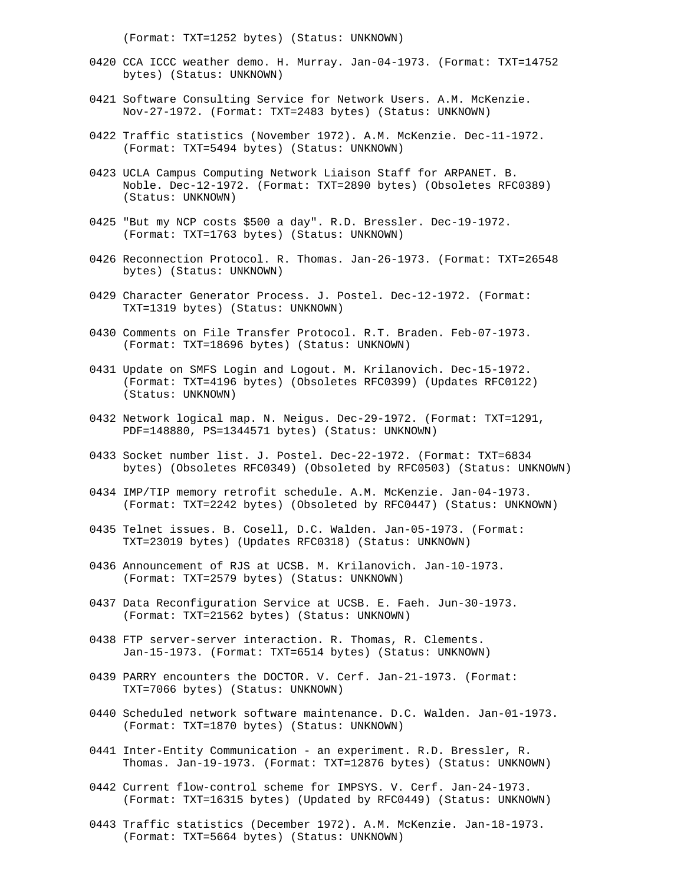(Format: TXT=1252 bytes) (Status: UNKNOWN)

0420 CCA ICCC weather demo. H. Murray. Jan-04-1973. (Format: TXT=14752 bytes) (Status: UNKNOWN)

0421 Software Consulting Service for Network Users. A.M. McKenzie. Nov-27-1972. (Format: TXT=2483 bytes) (Status: UNKNOWN)

0422 Traffic statistics (November 1972). A.M. McKenzie. Dec-11-1972. (Format: TXT=5494 bytes) (Status: UNKNOWN)

0423 UCLA Campus Computing Network Liaison Staff for ARPANET. B. Noble. Dec-12-1972. (Format: TXT=2890 bytes) (Obsoletes RFC0389) (Status: UNKNOWN)

0425 "But my NCP costs $500 a day". R.D. Bressler. Dec-19-1972. (Format: TXT=1763 bytes) (Status: UNKNOWN)

0426 Reconnection Protocol. R. Thomas. Jan-26-1973. (Format: TXT=26548 bytes) (Status: UNKNOWN)

0429 Character Generator Process. J. Postel. Dec-12-1972. (Format: TXT=1319 bytes) (Status: UNKNOWN)

0430 Comments on File Transfer Protocol. R.T. Braden. Feb-07-1973. (Format: TXT=18696 bytes) (Status: UNKNOWN)

0431 Update on SMFS Login and Logout. M. Krilanovich. Dec-15-1972. (Format: TXT=4196 bytes) (Obsoletes RFC0399) (Updates RFC0122) (Status: UNKNOWN)

0432 Network logical map. N. Neigus. Dec-29-1972. (Format: TXT=1291, PDF=148880, PS=1344571 bytes) (Status: UNKNOWN)

0433 Socket number list. J. Postel. Dec-22-1972. (Format: TXT=6834 bytes) (Obsoletes RFC0349) (Obsoleted by RFC0503) (Status: UNKNOWN)

0434 IMP/TIP memory retrofit schedule. A.M. McKenzie. Jan-04-1973. (Format: TXT=2242 bytes) (Obsoleted by RFC0447) (Status: UNKNOWN)

0435 Telnet issues. B. Cosell, D.C. Walden. Jan-05-1973. (Format: TXT=23019 bytes) (Updates RFC0318) (Status: UNKNOWN)

0436 Announcement of RJS at UCSB. M. Krilanovich. Jan-10-1973. (Format: TXT=2579 bytes) (Status: UNKNOWN)

0437 Data Reconfiguration Service at UCSB. E. Faeh. Jun-30-1973. (Format: TXT=21562 bytes) (Status: UNKNOWN)

0438 FTP server-server interaction. R. Thomas, R. Clements. Jan-15-1973. (Format: TXT=6514 bytes) (Status: UNKNOWN)

0439 PARRY encounters the DOCTOR. V. Cerf. Jan-21-1973. (Format: TXT=7066 bytes) (Status: UNKNOWN)

0440 Scheduled network software maintenance. D.C. Walden. Jan-01-1973. (Format: TXT=1870 bytes) (Status: UNKNOWN)

0441 Inter-Entity Communication - an experiment. R.D. Bressler, R. Thomas. Jan-19-1973. (Format: TXT=12876 bytes) (Status: UNKNOWN)

0442 Current flow-control scheme for IMPSYS. V. Cerf. Jan-24-1973. (Format: TXT=16315 bytes) (Updated by RFC0449) (Status: UNKNOWN)

0443 Traffic statistics (December 1972). A.M. McKenzie. Jan-18-1973. (Format: TXT=5664 bytes) (Status: UNKNOWN)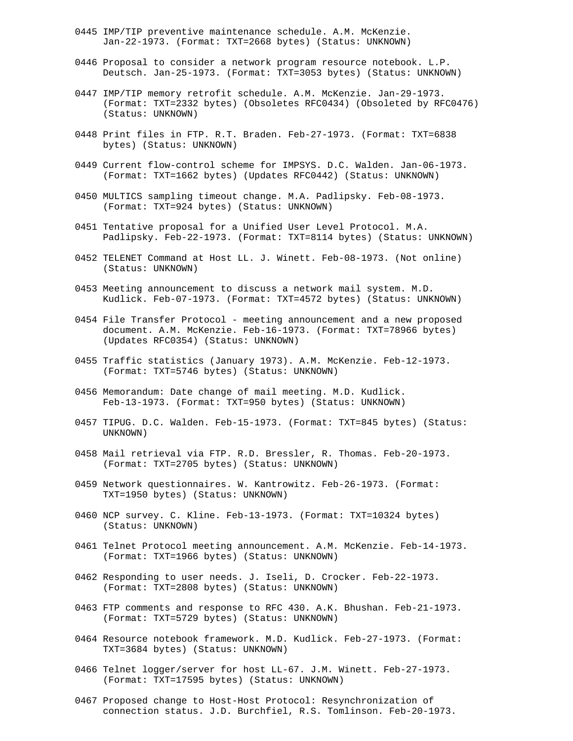0445 IMP/TIP preventive maintenance schedule. A.M. McKenzie.
     Jan-22-1973. (Format: TXT=2668 bytes) (Status: UNKNOWN)

0446 Proposal to consider a network program resource notebook. L.P.
     Deutsch. Jan-25-1973. (Format: TXT=3053 bytes) (Status: UNKNOWN)

0447 IMP/TIP memory retrofit schedule. A.M. McKenzie. Jan-29-1973.
     (Format: TXT=2332 bytes) (Obsoletes RFC0434) (Obsoleted by RFC0476)
     (Status: UNKNOWN)

0448 Print files in FTP. R.T. Braden. Feb-27-1973. (Format: TXT=6838
     bytes) (Status: UNKNOWN)

0449 Current flow-control scheme for IMPSYS. D.C. Walden. Jan-06-1973.
     (Format: TXT=1662 bytes) (Updates RFC0442) (Status: UNKNOWN)

0450 MULTICS sampling timeout change. M.A. Padlipsky. Feb-08-1973.
     (Format: TXT=924 bytes) (Status: UNKNOWN)

0451 Tentative proposal for a Unified User Level Protocol. M.A.
     Padlipsky. Feb-22-1973. (Format: TXT=8114 bytes) (Status: UNKNOWN)

0452 TELENET Command at Host LL. J. Winett. Feb-08-1973. (Not online)
     (Status: UNKNOWN)

0453 Meeting announcement to discuss a network mail system. M.D.
     Kudlick. Feb-07-1973. (Format: TXT=4572 bytes) (Status: UNKNOWN)

0454 File Transfer Protocol - meeting announcement and a new proposed
     document. A.M. McKenzie. Feb-16-1973. (Format: TXT=78966 bytes)
     (Updates RFC0354) (Status: UNKNOWN)

0455 Traffic statistics (January 1973). A.M. McKenzie. Feb-12-1973.
     (Format: TXT=5746 bytes) (Status: UNKNOWN)

0456 Memorandum: Date change of mail meeting. M.D. Kudlick.
     Feb-13-1973. (Format: TXT=950 bytes) (Status: UNKNOWN)

0457 TIPUG. D.C. Walden. Feb-15-1973. (Format: TXT=845 bytes) (Status:
     UNKNOWN)

0458 Mail retrieval via FTP. R.D. Bressler, R. Thomas. Feb-20-1973.
     (Format: TXT=2705 bytes) (Status: UNKNOWN)

0459 Network questionnaires. W. Kantrowitz. Feb-26-1973. (Format:
     TXT=1950 bytes) (Status: UNKNOWN)

0460 NCP survey. C. Kline. Feb-13-1973. (Format: TXT=10324 bytes)
     (Status: UNKNOWN)

0461 Telnet Protocol meeting announcement. A.M. McKenzie. Feb-14-1973.
     (Format: TXT=1966 bytes) (Status: UNKNOWN)

0462 Responding to user needs. J. Iseli, D. Crocker. Feb-22-1973.
     (Format: TXT=2808 bytes) (Status: UNKNOWN)

0463 FTP comments and response to RFC 430. A.K. Bhushan. Feb-21-1973.
     (Format: TXT=5729 bytes) (Status: UNKNOWN)

0464 Resource notebook framework. M.D. Kudlick. Feb-27-1973. (Format:
     TXT=3684 bytes) (Status: UNKNOWN)

0466 Telnet logger/server for host LL-67. J.M. Winett. Feb-27-1973.
     (Format: TXT=17595 bytes) (Status: UNKNOWN)

0467 Proposed change to Host-Host Protocol: Resynchronization of
     connection status. J.D. Burchfiel, R.S. Tomlinson. Feb-20-1973.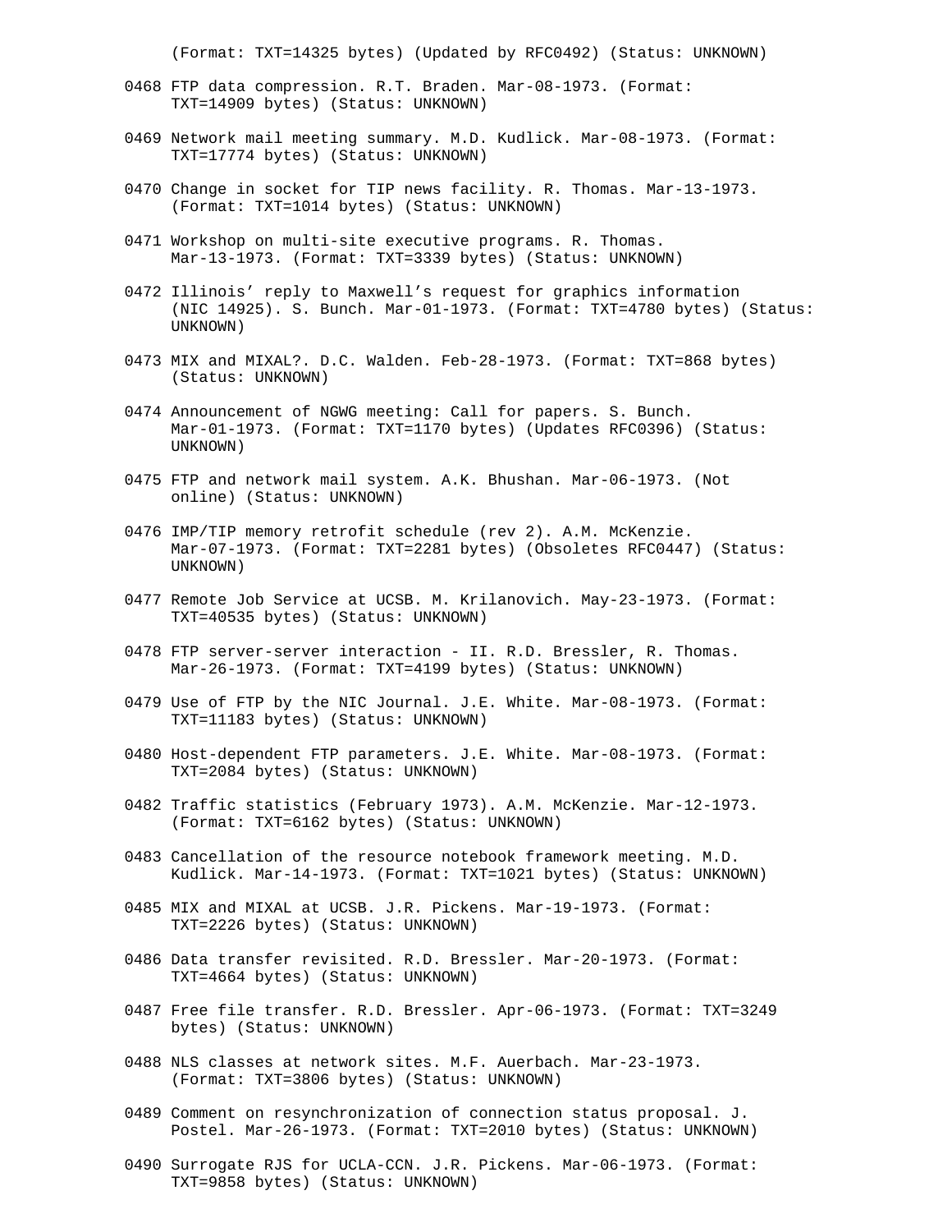(Format: TXT=14325 bytes) (Updated by RFC0492) (Status: UNKNOWN)

0468 FTP data compression. R.T. Braden. Mar-08-1973. (Format: TXT=14909 bytes) (Status: UNKNOWN)

0469 Network mail meeting summary. M.D. Kudlick. Mar-08-1973. (Format: TXT=17774 bytes) (Status: UNKNOWN)

0470 Change in socket for TIP news facility. R. Thomas. Mar-13-1973. (Format: TXT=1014 bytes) (Status: UNKNOWN)

0471 Workshop on multi-site executive programs. R. Thomas. Mar-13-1973. (Format: TXT=3339 bytes) (Status: UNKNOWN)

0472 Illinois' reply to Maxwell's request for graphics information (NIC 14925). S. Bunch. Mar-01-1973. (Format: TXT=4780 bytes) (Status: UNKNOWN)

0473 MIX and MIXAL?. D.C. Walden. Feb-28-1973. (Format: TXT=868 bytes) (Status: UNKNOWN)

0474 Announcement of NGWG meeting: Call for papers. S. Bunch. Mar-01-1973. (Format: TXT=1170 bytes) (Updates RFC0396) (Status: UNKNOWN)

0475 FTP and network mail system. A.K. Bhushan. Mar-06-1973. (Not online) (Status: UNKNOWN)

0476 IMP/TIP memory retrofit schedule (rev 2). A.M. McKenzie. Mar-07-1973. (Format: TXT=2281 bytes) (Obsoletes RFC0447) (Status: UNKNOWN)

0477 Remote Job Service at UCSB. M. Krilanovich. May-23-1973. (Format: TXT=40535 bytes) (Status: UNKNOWN)

0478 FTP server-server interaction - II. R.D. Bressler, R. Thomas. Mar-26-1973. (Format: TXT=4199 bytes) (Status: UNKNOWN)

0479 Use of FTP by the NIC Journal. J.E. White. Mar-08-1973. (Format: TXT=11183 bytes) (Status: UNKNOWN)

0480 Host-dependent FTP parameters. J.E. White. Mar-08-1973. (Format: TXT=2084 bytes) (Status: UNKNOWN)

0482 Traffic statistics (February 1973). A.M. McKenzie. Mar-12-1973. (Format: TXT=6162 bytes) (Status: UNKNOWN)

0483 Cancellation of the resource notebook framework meeting. M.D. Kudlick. Mar-14-1973. (Format: TXT=1021 bytes) (Status: UNKNOWN)

0485 MIX and MIXAL at UCSB. J.R. Pickens. Mar-19-1973. (Format: TXT=2226 bytes) (Status: UNKNOWN)

0486 Data transfer revisited. R.D. Bressler. Mar-20-1973. (Format: TXT=4664 bytes) (Status: UNKNOWN)

0487 Free file transfer. R.D. Bressler. Apr-06-1973. (Format: TXT=3249 bytes) (Status: UNKNOWN)

0488 NLS classes at network sites. M.F. Auerbach. Mar-23-1973. (Format: TXT=3806 bytes) (Status: UNKNOWN)

0489 Comment on resynchronization of connection status proposal. J. Postel. Mar-26-1973. (Format: TXT=2010 bytes) (Status: UNKNOWN)

0490 Surrogate RJS for UCLA-CCN. J.R. Pickens. Mar-06-1973. (Format: TXT=9858 bytes) (Status: UNKNOWN)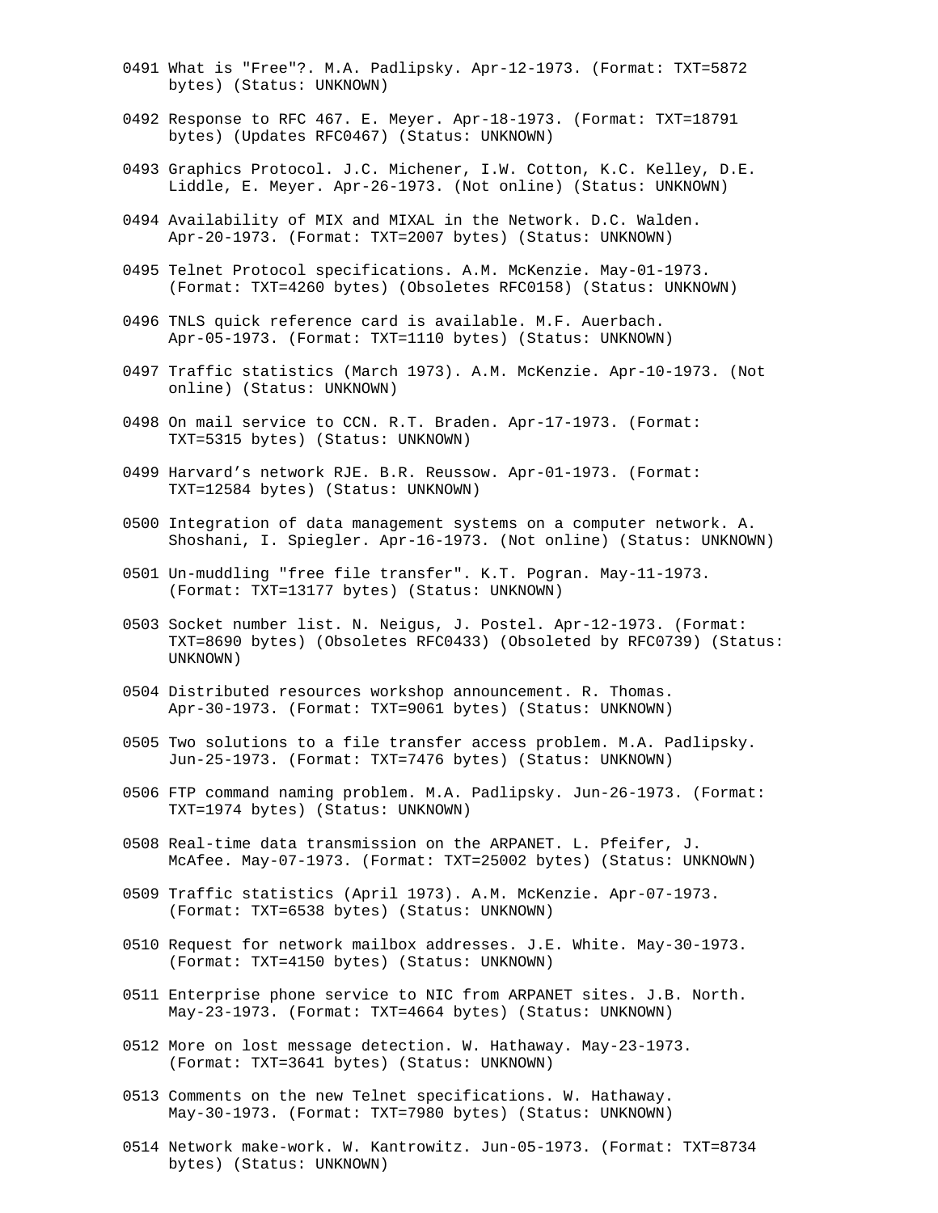0491 What is "Free"?. M.A. Padlipsky. Apr-12-1973. (Format: TXT=5872 bytes) (Status: UNKNOWN)

0492 Response to RFC 467. E. Meyer. Apr-18-1973. (Format: TXT=18791 bytes) (Updates RFC0467) (Status: UNKNOWN)

0493 Graphics Protocol. J.C. Michener, I.W. Cotton, K.C. Kelley, D.E. Liddle, E. Meyer. Apr-26-1973. (Not online) (Status: UNKNOWN)

0494 Availability of MIX and MIXAL in the Network. D.C. Walden. Apr-20-1973. (Format: TXT=2007 bytes) (Status: UNKNOWN)

0495 Telnet Protocol specifications. A.M. McKenzie. May-01-1973. (Format: TXT=4260 bytes) (Obsoletes RFC0158) (Status: UNKNOWN)

0496 TNLS quick reference card is available. M.F. Auerbach. Apr-05-1973. (Format: TXT=1110 bytes) (Status: UNKNOWN)

0497 Traffic statistics (March 1973). A.M. McKenzie. Apr-10-1973. (Not online) (Status: UNKNOWN)

0498 On mail service to CCN. R.T. Braden. Apr-17-1973. (Format: TXT=5315 bytes) (Status: UNKNOWN)

0499 Harvard’s network RJE. B.R. Reussow. Apr-01-1973. (Format: TXT=12584 bytes) (Status: UNKNOWN)

0500 Integration of data management systems on a computer network. A. Shoshani, I. Spiegler. Apr-16-1973. (Not online) (Status: UNKNOWN)

0501 Un-muddling "free file transfer". K.T. Pogran. May-11-1973. (Format: TXT=13177 bytes) (Status: UNKNOWN)

0503 Socket number list. N. Neigus, J. Postel. Apr-12-1973. (Format: TXT=8690 bytes) (Obsoletes RFC0433) (Obsoleted by RFC0739) (Status: UNKNOWN)

0504 Distributed resources workshop announcement. R. Thomas. Apr-30-1973. (Format: TXT=9061 bytes) (Status: UNKNOWN)

0505 Two solutions to a file transfer access problem. M.A. Padlipsky. Jun-25-1973. (Format: TXT=7476 bytes) (Status: UNKNOWN)

0506 FTP command naming problem. M.A. Padlipsky. Jun-26-1973. (Format: TXT=1974 bytes) (Status: UNKNOWN)

0508 Real-time data transmission on the ARPANET. L. Pfeifer, J. McAfee. May-07-1973. (Format: TXT=25002 bytes) (Status: UNKNOWN)

0509 Traffic statistics (April 1973). A.M. McKenzie. Apr-07-1973. (Format: TXT=6538 bytes) (Status: UNKNOWN)

0510 Request for network mailbox addresses. J.E. White. May-30-1973. (Format: TXT=4150 bytes) (Status: UNKNOWN)

0511 Enterprise phone service to NIC from ARPANET sites. J.B. North. May-23-1973. (Format: TXT=4664 bytes) (Status: UNKNOWN)

0512 More on lost message detection. W. Hathaway. May-23-1973. (Format: TXT=3641 bytes) (Status: UNKNOWN)

0513 Comments on the new Telnet specifications. W. Hathaway. May-30-1973. (Format: TXT=7980 bytes) (Status: UNKNOWN)

0514 Network make-work. W. Kantrowitz. Jun-05-1973. (Format: TXT=8734 bytes) (Status: UNKNOWN)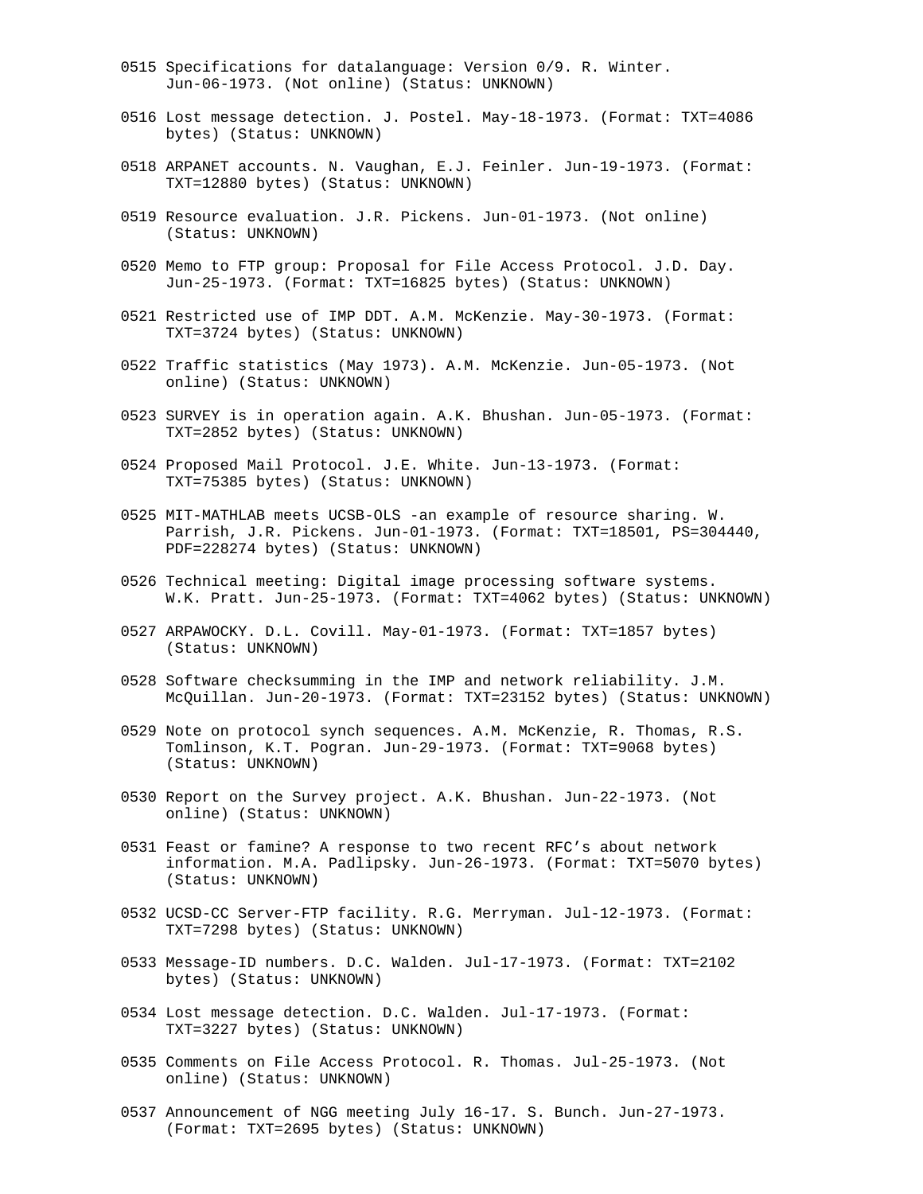0515 Specifications for datalanguage: Version 0/9. R. Winter. Jun-06-1973. (Not online) (Status: UNKNOWN)

0516 Lost message detection. J. Postel. May-18-1973. (Format: TXT=4086 bytes) (Status: UNKNOWN)

0518 ARPANET accounts. N. Vaughan, E.J. Feinler. Jun-19-1973. (Format: TXT=12880 bytes) (Status: UNKNOWN)

0519 Resource evaluation. J.R. Pickens. Jun-01-1973. (Not online) (Status: UNKNOWN)

0520 Memo to FTP group: Proposal for File Access Protocol. J.D. Day. Jun-25-1973. (Format: TXT=16825 bytes) (Status: UNKNOWN)

0521 Restricted use of IMP DDT. A.M. McKenzie. May-30-1973. (Format: TXT=3724 bytes) (Status: UNKNOWN)

0522 Traffic statistics (May 1973). A.M. McKenzie. Jun-05-1973. (Not online) (Status: UNKNOWN)

0523 SURVEY is in operation again. A.K. Bhushan. Jun-05-1973. (Format: TXT=2852 bytes) (Status: UNKNOWN)

0524 Proposed Mail Protocol. J.E. White. Jun-13-1973. (Format: TXT=75385 bytes) (Status: UNKNOWN)

0525 MIT-MATHLAB meets UCSB-OLS -an example of resource sharing. W. Parrish, J.R. Pickens. Jun-01-1973. (Format: TXT=18501, PS=304440, PDF=228274 bytes) (Status: UNKNOWN)

0526 Technical meeting: Digital image processing software systems. W.K. Pratt. Jun-25-1973. (Format: TXT=4062 bytes) (Status: UNKNOWN)

0527 ARPAWOCKY. D.L. Covill. May-01-1973. (Format: TXT=1857 bytes) (Status: UNKNOWN)

0528 Software checksumming in the IMP and network reliability. J.M. McQuillan. Jun-20-1973. (Format: TXT=23152 bytes) (Status: UNKNOWN)

0529 Note on protocol synch sequences. A.M. McKenzie, R. Thomas, R.S. Tomlinson, K.T. Pogran. Jun-29-1973. (Format: TXT=9068 bytes) (Status: UNKNOWN)

0530 Report on the Survey project. A.K. Bhushan. Jun-22-1973. (Not online) (Status: UNKNOWN)

0531 Feast or famine? A response to two recent RFC's about network information. M.A. Padlipsky. Jun-26-1973. (Format: TXT=5070 bytes) (Status: UNKNOWN)

0532 UCSD-CC Server-FTP facility. R.G. Merryman. Jul-12-1973. (Format: TXT=7298 bytes) (Status: UNKNOWN)

0533 Message-ID numbers. D.C. Walden. Jul-17-1973. (Format: TXT=2102 bytes) (Status: UNKNOWN)

0534 Lost message detection. D.C. Walden. Jul-17-1973. (Format: TXT=3227 bytes) (Status: UNKNOWN)

0535 Comments on File Access Protocol. R. Thomas. Jul-25-1973. (Not online) (Status: UNKNOWN)

0537 Announcement of NGG meeting July 16-17. S. Bunch. Jun-27-1973. (Format: TXT=2695 bytes) (Status: UNKNOWN)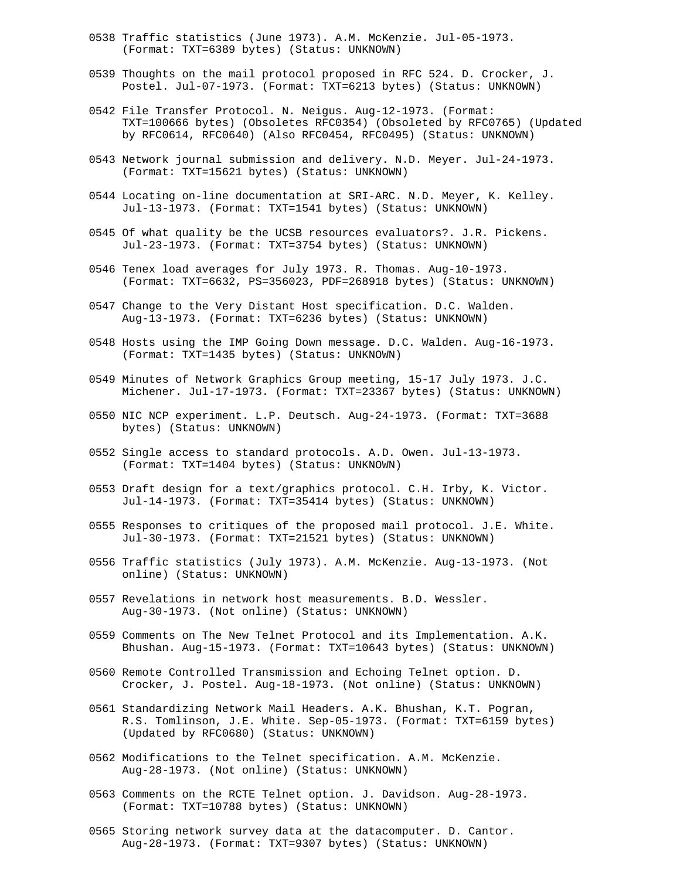0538 Traffic statistics (June 1973). A.M. McKenzie. Jul-05-1973. (Format: TXT=6389 bytes) (Status: UNKNOWN)

0539 Thoughts on the mail protocol proposed in RFC 524. D. Crocker, J. Postel. Jul-07-1973. (Format: TXT=6213 bytes) (Status: UNKNOWN)

0542 File Transfer Protocol. N. Neigus. Aug-12-1973. (Format: TXT=100666 bytes) (Obsoletes RFC0354) (Obsoleted by RFC0765) (Updated by RFC0614, RFC0640) (Also RFC0454, RFC0495) (Status: UNKNOWN)

0543 Network journal submission and delivery. N.D. Meyer. Jul-24-1973. (Format: TXT=15621 bytes) (Status: UNKNOWN)

0544 Locating on-line documentation at SRI-ARC. N.D. Meyer, K. Kelley. Jul-13-1973. (Format: TXT=1541 bytes) (Status: UNKNOWN)

0545 Of what quality be the UCSB resources evaluators?. J.R. Pickens. Jul-23-1973. (Format: TXT=3754 bytes) (Status: UNKNOWN)

0546 Tenex load averages for July 1973. R. Thomas. Aug-10-1973. (Format: TXT=6632, PS=356023, PDF=268918 bytes) (Status: UNKNOWN)

0547 Change to the Very Distant Host specification. D.C. Walden. Aug-13-1973. (Format: TXT=6236 bytes) (Status: UNKNOWN)

0548 Hosts using the IMP Going Down message. D.C. Walden. Aug-16-1973. (Format: TXT=1435 bytes) (Status: UNKNOWN)

0549 Minutes of Network Graphics Group meeting, 15-17 July 1973. J.C. Michener. Jul-17-1973. (Format: TXT=23367 bytes) (Status: UNKNOWN)

0550 NIC NCP experiment. L.P. Deutsch. Aug-24-1973. (Format: TXT=3688 bytes) (Status: UNKNOWN)

0552 Single access to standard protocols. A.D. Owen. Jul-13-1973. (Format: TXT=1404 bytes) (Status: UNKNOWN)

0553 Draft design for a text/graphics protocol. C.H. Irby, K. Victor. Jul-14-1973. (Format: TXT=35414 bytes) (Status: UNKNOWN)

0555 Responses to critiques of the proposed mail protocol. J.E. White. Jul-30-1973. (Format: TXT=21521 bytes) (Status: UNKNOWN)

0556 Traffic statistics (July 1973). A.M. McKenzie. Aug-13-1973. (Not online) (Status: UNKNOWN)

0557 Revelations in network host measurements. B.D. Wessler. Aug-30-1973. (Not online) (Status: UNKNOWN)

0559 Comments on The New Telnet Protocol and its Implementation. A.K. Bhushan. Aug-15-1973. (Format: TXT=10643 bytes) (Status: UNKNOWN)

0560 Remote Controlled Transmission and Echoing Telnet option. D. Crocker, J. Postel. Aug-18-1973. (Not online) (Status: UNKNOWN)

0561 Standardizing Network Mail Headers. A.K. Bhushan, K.T. Pogran, R.S. Tomlinson, J.E. White. Sep-05-1973. (Format: TXT=6159 bytes) (Updated by RFC0680) (Status: UNKNOWN)

0562 Modifications to the Telnet specification. A.M. McKenzie. Aug-28-1973. (Not online) (Status: UNKNOWN)

0563 Comments on the RCTE Telnet option. J. Davidson. Aug-28-1973. (Format: TXT=10788 bytes) (Status: UNKNOWN)

0565 Storing network survey data at the datacomputer. D. Cantor. Aug-28-1973. (Format: TXT=9307 bytes) (Status: UNKNOWN)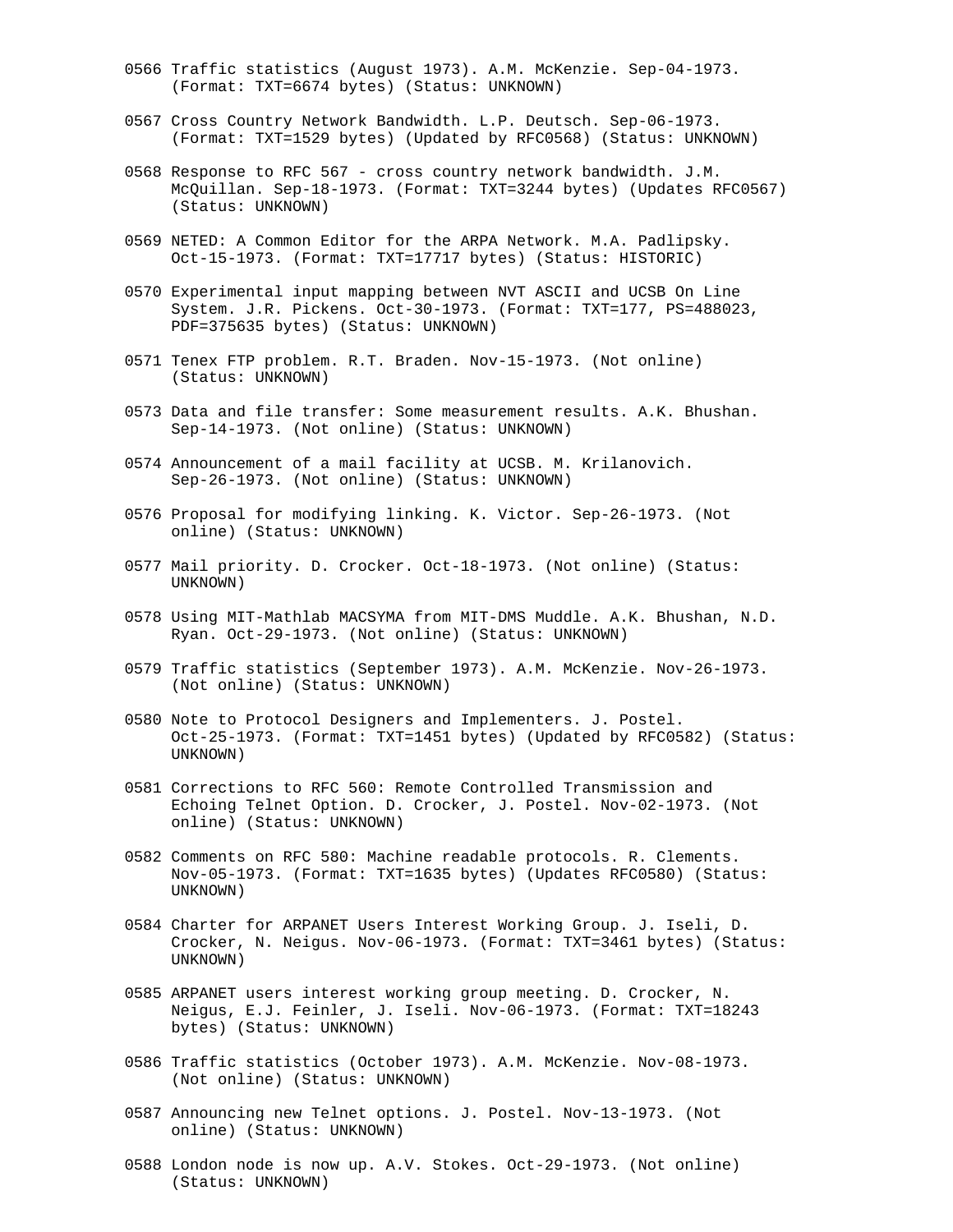0566 Traffic statistics (August 1973). A.M. McKenzie. Sep-04-1973.
     (Format: TXT=6674 bytes) (Status: UNKNOWN)

0567 Cross Country Network Bandwidth. L.P. Deutsch. Sep-06-1973.
     (Format: TXT=1529 bytes) (Updated by RFC0568) (Status: UNKNOWN)

0568 Response to RFC 567 - cross country network bandwidth. J.M.
     McQuillan. Sep-18-1973. (Format: TXT=3244 bytes) (Updates RFC0567)
     (Status: UNKNOWN)

0569 NETED: A Common Editor for the ARPA Network. M.A. Padlipsky.
     Oct-15-1973. (Format: TXT=17717 bytes) (Status: HISTORIC)

0570 Experimental input mapping between NVT ASCII and UCSB On Line
     System. J.R. Pickens. Oct-30-1973. (Format: TXT=177, PS=488023,
     PDF=375635 bytes) (Status: UNKNOWN)

0571 Tenex FTP problem. R.T. Braden. Nov-15-1973. (Not online)
     (Status: UNKNOWN)

0573 Data and file transfer: Some measurement results. A.K. Bhushan.
     Sep-14-1973. (Not online) (Status: UNKNOWN)

0574 Announcement of a mail facility at UCSB. M. Krilanovich.
     Sep-26-1973. (Not online) (Status: UNKNOWN)

0576 Proposal for modifying linking. K. Victor. Sep-26-1973. (Not
     online) (Status: UNKNOWN)

0577 Mail priority. D. Crocker. Oct-18-1973. (Not online) (Status:
     UNKNOWN)

0578 Using MIT-Mathlab MACSYMA from MIT-DMS Muddle. A.K. Bhushan, N.D.
     Ryan. Oct-29-1973. (Not online) (Status: UNKNOWN)

0579 Traffic statistics (September 1973). A.M. McKenzie. Nov-26-1973.
     (Not online) (Status: UNKNOWN)

0580 Note to Protocol Designers and Implementers. J. Postel.
     Oct-25-1973. (Format: TXT=1451 bytes) (Updated by RFC0582) (Status:
     UNKNOWN)

0581 Corrections to RFC 560: Remote Controlled Transmission and
     Echoing Telnet Option. D. Crocker, J. Postel. Nov-02-1973. (Not
     online) (Status: UNKNOWN)

0582 Comments on RFC 580: Machine readable protocols. R. Clements.
     Nov-05-1973. (Format: TXT=1635 bytes) (Updates RFC0580) (Status:
     UNKNOWN)

0584 Charter for ARPANET Users Interest Working Group. J. Iseli, D.
     Crocker, N. Neigus. Nov-06-1973. (Format: TXT=3461 bytes) (Status:
     UNKNOWN)

0585 ARPANET users interest working group meeting. D. Crocker, N.
     Neigus, E.J. Feinler, J. Iseli. Nov-06-1973. (Format: TXT=18243
     bytes) (Status: UNKNOWN)

0586 Traffic statistics (October 1973). A.M. McKenzie. Nov-08-1973.
     (Not online) (Status: UNKNOWN)

0587 Announcing new Telnet options. J. Postel. Nov-13-1973. (Not
     online) (Status: UNKNOWN)

0588 London node is now up. A.V. Stokes. Oct-29-1973. (Not online)
     (Status: UNKNOWN)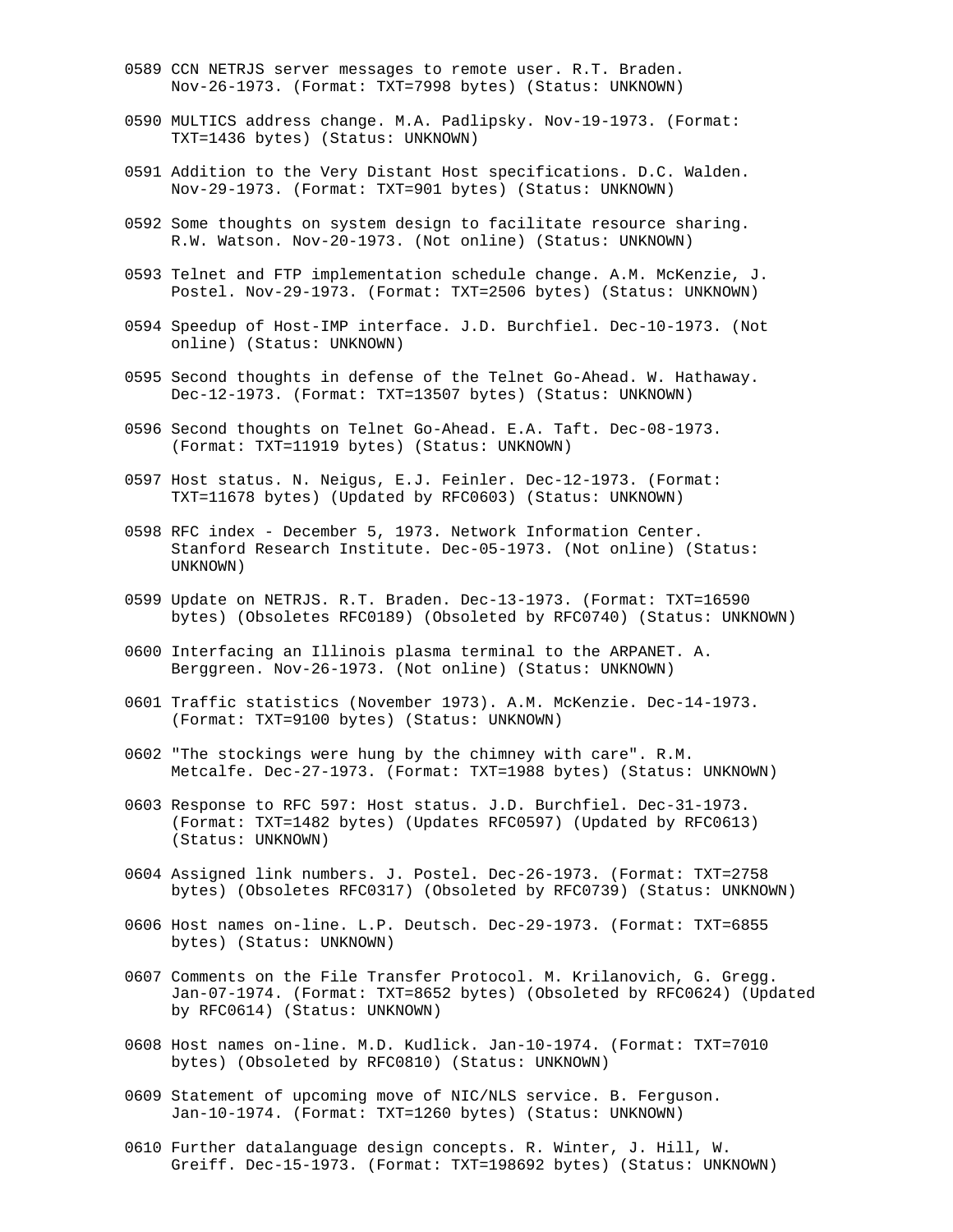0589 CCN NETRJS server messages to remote user. R.T. Braden. Nov-26-1973. (Format: TXT=7998 bytes) (Status: UNKNOWN)

0590 MULTICS address change. M.A. Padlipsky. Nov-19-1973. (Format: TXT=1436 bytes) (Status: UNKNOWN)

0591 Addition to the Very Distant Host specifications. D.C. Walden. Nov-29-1973. (Format: TXT=901 bytes) (Status: UNKNOWN)

0592 Some thoughts on system design to facilitate resource sharing. R.W. Watson. Nov-20-1973. (Not online) (Status: UNKNOWN)

0593 Telnet and FTP implementation schedule change. A.M. McKenzie, J. Postel. Nov-29-1973. (Format: TXT=2506 bytes) (Status: UNKNOWN)

0594 Speedup of Host-IMP interface. J.D. Burchfiel. Dec-10-1973. (Not online) (Status: UNKNOWN)

0595 Second thoughts in defense of the Telnet Go-Ahead. W. Hathaway. Dec-12-1973. (Format: TXT=13507 bytes) (Status: UNKNOWN)

0596 Second thoughts on Telnet Go-Ahead. E.A. Taft. Dec-08-1973. (Format: TXT=11919 bytes) (Status: UNKNOWN)

0597 Host status. N. Neigus, E.J. Feinler. Dec-12-1973. (Format: TXT=11678 bytes) (Updated by RFC0603) (Status: UNKNOWN)

0598 RFC index - December 5, 1973. Network Information Center. Stanford Research Institute. Dec-05-1973. (Not online) (Status: UNKNOWN)

0599 Update on NETRJS. R.T. Braden. Dec-13-1973. (Format: TXT=16590 bytes) (Obsoletes RFC0189) (Obsoleted by RFC0740) (Status: UNKNOWN)

0600 Interfacing an Illinois plasma terminal to the ARPANET. A. Berggreen. Nov-26-1973. (Not online) (Status: UNKNOWN)

0601 Traffic statistics (November 1973). A.M. McKenzie. Dec-14-1973. (Format: TXT=9100 bytes) (Status: UNKNOWN)

0602 "The stockings were hung by the chimney with care". R.M. Metcalfe. Dec-27-1973. (Format: TXT=1988 bytes) (Status: UNKNOWN)

0603 Response to RFC 597: Host status. J.D. Burchfiel. Dec-31-1973. (Format: TXT=1482 bytes) (Updates RFC0597) (Updated by RFC0613) (Status: UNKNOWN)

0604 Assigned link numbers. J. Postel. Dec-26-1973. (Format: TXT=2758 bytes) (Obsoletes RFC0317) (Obsoleted by RFC0739) (Status: UNKNOWN)

0606 Host names on-line. L.P. Deutsch. Dec-29-1973. (Format: TXT=6855 bytes) (Status: UNKNOWN)

0607 Comments on the File Transfer Protocol. M. Krilanovich, G. Gregg. Jan-07-1974. (Format: TXT=8652 bytes) (Obsoleted by RFC0624) (Updated by RFC0614) (Status: UNKNOWN)

0608 Host names on-line. M.D. Kudlick. Jan-10-1974. (Format: TXT=7010 bytes) (Obsoleted by RFC0810) (Status: UNKNOWN)

0609 Statement of upcoming move of NIC/NLS service. B. Ferguson. Jan-10-1974. (Format: TXT=1260 bytes) (Status: UNKNOWN)

0610 Further datalanguage design concepts. R. Winter, J. Hill, W. Greiff. Dec-15-1973. (Format: TXT=198692 bytes) (Status: UNKNOWN)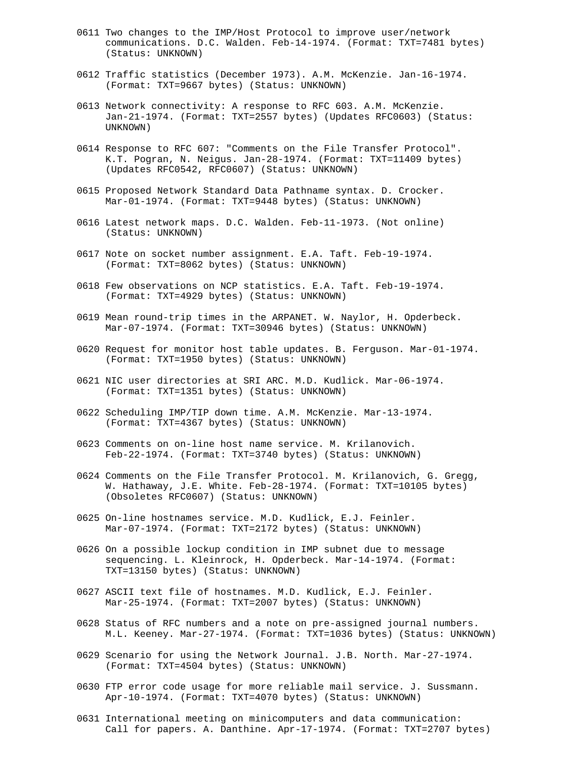0611 Two changes to the IMP/Host Protocol to improve user/network communications. D.C. Walden. Feb-14-1974. (Format: TXT=7481 bytes) (Status: UNKNOWN)

0612 Traffic statistics (December 1973). A.M. McKenzie. Jan-16-1974. (Format: TXT=9667 bytes) (Status: UNKNOWN)

0613 Network connectivity: A response to RFC 603. A.M. McKenzie. Jan-21-1974. (Format: TXT=2557 bytes) (Updates RFC0603) (Status: UNKNOWN)

0614 Response to RFC 607: "Comments on the File Transfer Protocol". K.T. Pogran, N. Neigus. Jan-28-1974. (Format: TXT=11409 bytes) (Updates RFC0542, RFC0607) (Status: UNKNOWN)

0615 Proposed Network Standard Data Pathname syntax. D. Crocker. Mar-01-1974. (Format: TXT=9448 bytes) (Status: UNKNOWN)

0616 Latest network maps. D.C. Walden. Feb-11-1973. (Not online) (Status: UNKNOWN)

0617 Note on socket number assignment. E.A. Taft. Feb-19-1974. (Format: TXT=8062 bytes) (Status: UNKNOWN)

0618 Few observations on NCP statistics. E.A. Taft. Feb-19-1974. (Format: TXT=4929 bytes) (Status: UNKNOWN)

0619 Mean round-trip times in the ARPANET. W. Naylor, H. Opderbeck. Mar-07-1974. (Format: TXT=30946 bytes) (Status: UNKNOWN)

0620 Request for monitor host table updates. B. Ferguson. Mar-01-1974. (Format: TXT=1950 bytes) (Status: UNKNOWN)

0621 NIC user directories at SRI ARC. M.D. Kudlick. Mar-06-1974. (Format: TXT=1351 bytes) (Status: UNKNOWN)

0622 Scheduling IMP/TIP down time. A.M. McKenzie. Mar-13-1974. (Format: TXT=4367 bytes) (Status: UNKNOWN)

0623 Comments on on-line host name service. M. Krilanovich. Feb-22-1974. (Format: TXT=3740 bytes) (Status: UNKNOWN)

0624 Comments on the File Transfer Protocol. M. Krilanovich, G. Gregg, W. Hathaway, J.E. White. Feb-28-1974. (Format: TXT=10105 bytes) (Obsoletes RFC0607) (Status: UNKNOWN)

0625 On-line hostnames service. M.D. Kudlick, E.J. Feinler. Mar-07-1974. (Format: TXT=2172 bytes) (Status: UNKNOWN)

0626 On a possible lockup condition in IMP subnet due to message sequencing. L. Kleinrock, H. Opderbeck. Mar-14-1974. (Format: TXT=13150 bytes) (Status: UNKNOWN)

0627 ASCII text file of hostnames. M.D. Kudlick, E.J. Feinler. Mar-25-1974. (Format: TXT=2007 bytes) (Status: UNKNOWN)

0628 Status of RFC numbers and a note on pre-assigned journal numbers. M.L. Keeney. Mar-27-1974. (Format: TXT=1036 bytes) (Status: UNKNOWN)

0629 Scenario for using the Network Journal. J.B. North. Mar-27-1974. (Format: TXT=4504 bytes) (Status: UNKNOWN)

0630 FTP error code usage for more reliable mail service. J. Sussmann. Apr-10-1974. (Format: TXT=4070 bytes) (Status: UNKNOWN)

0631 International meeting on minicomputers and data communication: Call for papers. A. Danthine. Apr-17-1974. (Format: TXT=2707 bytes)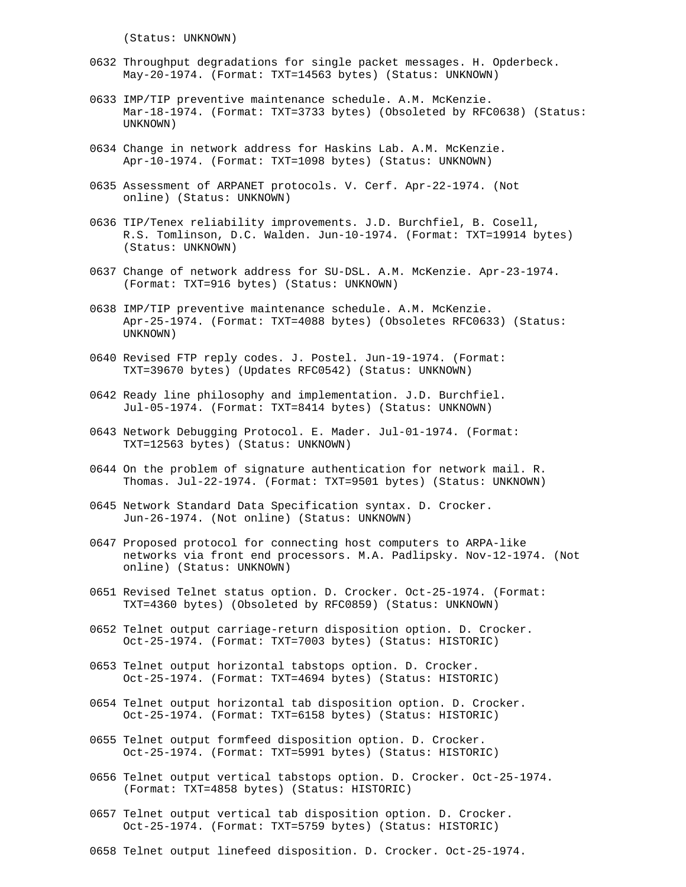(Status: UNKNOWN)

0632 Throughput degradations for single packet messages. H. Opderbeck. May-20-1974. (Format: TXT=14563 bytes) (Status: UNKNOWN)

0633 IMP/TIP preventive maintenance schedule. A.M. McKenzie. Mar-18-1974. (Format: TXT=3733 bytes) (Obsoleted by RFC0638) (Status: UNKNOWN)

0634 Change in network address for Haskins Lab. A.M. McKenzie. Apr-10-1974. (Format: TXT=1098 bytes) (Status: UNKNOWN)

0635 Assessment of ARPANET protocols. V. Cerf. Apr-22-1974. (Not online) (Status: UNKNOWN)

0636 TIP/Tenex reliability improvements. J.D. Burchfiel, B. Cosell, R.S. Tomlinson, D.C. Walden. Jun-10-1974. (Format: TXT=19914 bytes) (Status: UNKNOWN)

0637 Change of network address for SU-DSL. A.M. McKenzie. Apr-23-1974. (Format: TXT=916 bytes) (Status: UNKNOWN)

0638 IMP/TIP preventive maintenance schedule. A.M. McKenzie. Apr-25-1974. (Format: TXT=4088 bytes) (Obsoletes RFC0633) (Status: UNKNOWN)

0640 Revised FTP reply codes. J. Postel. Jun-19-1974. (Format: TXT=39670 bytes) (Updates RFC0542) (Status: UNKNOWN)

0642 Ready line philosophy and implementation. J.D. Burchfiel. Jul-05-1974. (Format: TXT=8414 bytes) (Status: UNKNOWN)

0643 Network Debugging Protocol. E. Mader. Jul-01-1974. (Format: TXT=12563 bytes) (Status: UNKNOWN)

0644 On the problem of signature authentication for network mail. R. Thomas. Jul-22-1974. (Format: TXT=9501 bytes) (Status: UNKNOWN)

0645 Network Standard Data Specification syntax. D. Crocker. Jun-26-1974. (Not online) (Status: UNKNOWN)

0647 Proposed protocol for connecting host computers to ARPA-like networks via front end processors. M.A. Padlipsky. Nov-12-1974. (Not online) (Status: UNKNOWN)

0651 Revised Telnet status option. D. Crocker. Oct-25-1974. (Format: TXT=4360 bytes) (Obsoleted by RFC0859) (Status: UNKNOWN)

0652 Telnet output carriage-return disposition option. D. Crocker. Oct-25-1974. (Format: TXT=7003 bytes) (Status: HISTORIC)

0653 Telnet output horizontal tabstops option. D. Crocker. Oct-25-1974. (Format: TXT=4694 bytes) (Status: HISTORIC)

0654 Telnet output horizontal tab disposition option. D. Crocker. Oct-25-1974. (Format: TXT=6158 bytes) (Status: HISTORIC)

0655 Telnet output formfeed disposition option. D. Crocker. Oct-25-1974. (Format: TXT=5991 bytes) (Status: HISTORIC)

0656 Telnet output vertical tabstops option. D. Crocker. Oct-25-1974. (Format: TXT=4858 bytes) (Status: HISTORIC)

0657 Telnet output vertical tab disposition option. D. Crocker. Oct-25-1974. (Format: TXT=5759 bytes) (Status: HISTORIC)

0658 Telnet output linefeed disposition. D. Crocker. Oct-25-1974.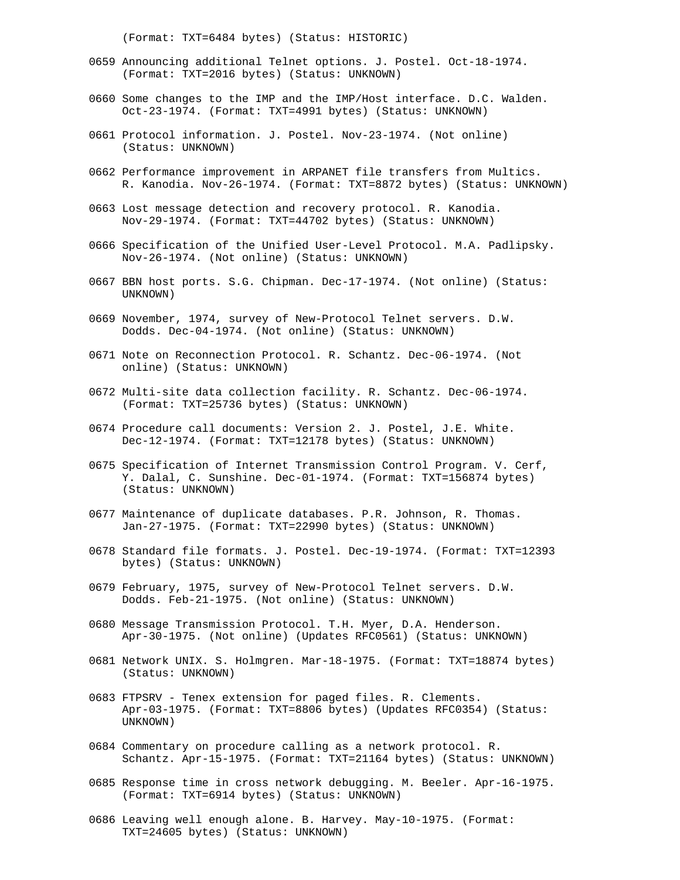(Format: TXT=6484 bytes) (Status: HISTORIC)

0659 Announcing additional Telnet options. J. Postel. Oct-18-1974.
     (Format: TXT=2016 bytes) (Status: UNKNOWN)

0660 Some changes to the IMP and the IMP/Host interface. D.C. Walden.
     Oct-23-1974. (Format: TXT=4991 bytes) (Status: UNKNOWN)

0661 Protocol information. J. Postel. Nov-23-1974. (Not online)
     (Status: UNKNOWN)

0662 Performance improvement in ARPANET file transfers from Multics.
     R. Kanodia. Nov-26-1974. (Format: TXT=8872 bytes) (Status: UNKNOWN)

0663 Lost message detection and recovery protocol. R. Kanodia.
     Nov-29-1974. (Format: TXT=44702 bytes) (Status: UNKNOWN)

0666 Specification of the Unified User-Level Protocol. M.A. Padlipsky.
     Nov-26-1974. (Not online) (Status: UNKNOWN)

0667 BBN host ports. S.G. Chipman. Dec-17-1974. (Not online) (Status:
     UNKNOWN)

0669 November, 1974, survey of New-Protocol Telnet servers. D.W.
     Dodds. Dec-04-1974. (Not online) (Status: UNKNOWN)

0671 Note on Reconnection Protocol. R. Schantz. Dec-06-1974. (Not
     online) (Status: UNKNOWN)

0672 Multi-site data collection facility. R. Schantz. Dec-06-1974.
     (Format: TXT=25736 bytes) (Status: UNKNOWN)

0674 Procedure call documents: Version 2. J. Postel, J.E. White.
     Dec-12-1974. (Format: TXT=12178 bytes) (Status: UNKNOWN)

0675 Specification of Internet Transmission Control Program. V. Cerf,
     Y. Dalal, C. Sunshine. Dec-01-1974. (Format: TXT=156874 bytes)
     (Status: UNKNOWN)

0677 Maintenance of duplicate databases. P.R. Johnson, R. Thomas.
     Jan-27-1975. (Format: TXT=22990 bytes) (Status: UNKNOWN)

0678 Standard file formats. J. Postel. Dec-19-1974. (Format: TXT=12393
     bytes) (Status: UNKNOWN)

0679 February, 1975, survey of New-Protocol Telnet servers. D.W.
     Dodds. Feb-21-1975. (Not online) (Status: UNKNOWN)

0680 Message Transmission Protocol. T.H. Myer, D.A. Henderson.
     Apr-30-1975. (Not online) (Updates RFC0561) (Status: UNKNOWN)

0681 Network UNIX. S. Holmgren. Mar-18-1975. (Format: TXT=18874 bytes)
     (Status: UNKNOWN)

0683 FTPSRV - Tenex extension for paged files. R. Clements.
     Apr-03-1975. (Format: TXT=8806 bytes) (Updates RFC0354) (Status:
     UNKNOWN)

0684 Commentary on procedure calling as a network protocol. R.
     Schantz. Apr-15-1975. (Format: TXT=21164 bytes) (Status: UNKNOWN)

0685 Response time in cross network debugging. M. Beeler. Apr-16-1975.
     (Format: TXT=6914 bytes) (Status: UNKNOWN)

0686 Leaving well enough alone. B. Harvey. May-10-1975. (Format:
     TXT=24605 bytes) (Status: UNKNOWN)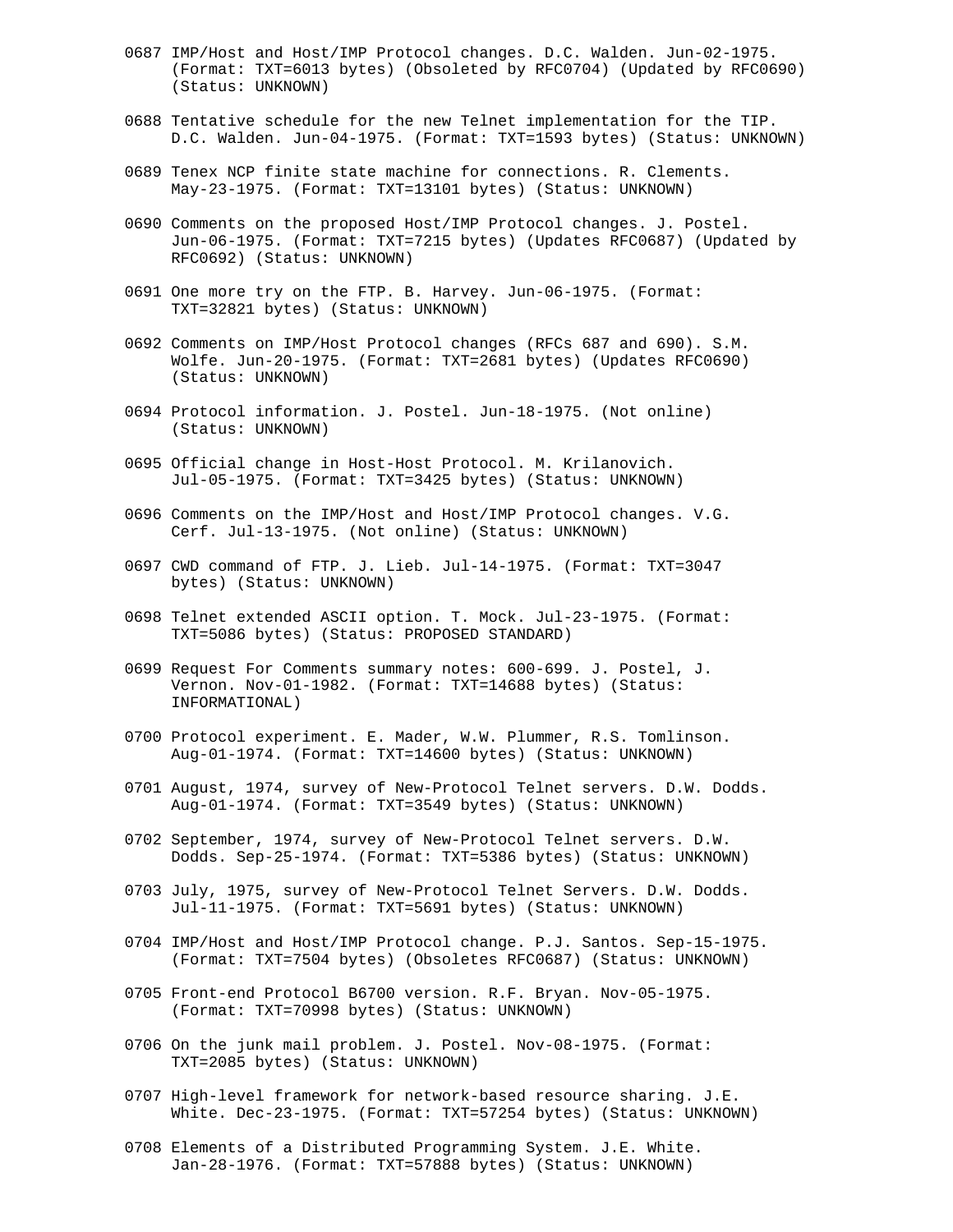0687 IMP/Host and Host/IMP Protocol changes. D.C. Walden. Jun-02-1975. (Format: TXT=6013 bytes) (Obsoleted by RFC0704) (Updated by RFC0690) (Status: UNKNOWN)

0688 Tentative schedule for the new Telnet implementation for the TIP. D.C. Walden. Jun-04-1975. (Format: TXT=1593 bytes) (Status: UNKNOWN)

0689 Tenex NCP finite state machine for connections. R. Clements. May-23-1975. (Format: TXT=13101 bytes) (Status: UNKNOWN)

0690 Comments on the proposed Host/IMP Protocol changes. J. Postel. Jun-06-1975. (Format: TXT=7215 bytes) (Updates RFC0687) (Updated by RFC0692) (Status: UNKNOWN)

0691 One more try on the FTP. B. Harvey. Jun-06-1975. (Format: TXT=32821 bytes) (Status: UNKNOWN)

0692 Comments on IMP/Host Protocol changes (RFCs 687 and 690). S.M. Wolfe. Jun-20-1975. (Format: TXT=2681 bytes) (Updates RFC0690) (Status: UNKNOWN)

0694 Protocol information. J. Postel. Jun-18-1975. (Not online) (Status: UNKNOWN)

0695 Official change in Host-Host Protocol. M. Krilanovich. Jul-05-1975. (Format: TXT=3425 bytes) (Status: UNKNOWN)

0696 Comments on the IMP/Host and Host/IMP Protocol changes. V.G. Cerf. Jul-13-1975. (Not online) (Status: UNKNOWN)

0697 CWD command of FTP. J. Lieb. Jul-14-1975. (Format: TXT=3047 bytes) (Status: UNKNOWN)

0698 Telnet extended ASCII option. T. Mock. Jul-23-1975. (Format: TXT=5086 bytes) (Status: PROPOSED STANDARD)

0699 Request For Comments summary notes: 600-699. J. Postel, J. Vernon. Nov-01-1982. (Format: TXT=14688 bytes) (Status: INFORMATIONAL)

0700 Protocol experiment. E. Mader, W.W. Plummer, R.S. Tomlinson. Aug-01-1974. (Format: TXT=14600 bytes) (Status: UNKNOWN)

0701 August, 1974, survey of New-Protocol Telnet servers. D.W. Dodds. Aug-01-1974. (Format: TXT=3549 bytes) (Status: UNKNOWN)

0702 September, 1974, survey of New-Protocol Telnet servers. D.W. Dodds. Sep-25-1974. (Format: TXT=5386 bytes) (Status: UNKNOWN)

0703 July, 1975, survey of New-Protocol Telnet Servers. D.W. Dodds. Jul-11-1975. (Format: TXT=5691 bytes) (Status: UNKNOWN)

0704 IMP/Host and Host/IMP Protocol change. P.J. Santos. Sep-15-1975. (Format: TXT=7504 bytes) (Obsoletes RFC0687) (Status: UNKNOWN)

0705 Front-end Protocol B6700 version. R.F. Bryan. Nov-05-1975. (Format: TXT=70998 bytes) (Status: UNKNOWN)

0706 On the junk mail problem. J. Postel. Nov-08-1975. (Format: TXT=2085 bytes) (Status: UNKNOWN)

0707 High-level framework for network-based resource sharing. J.E. White. Dec-23-1975. (Format: TXT=57254 bytes) (Status: UNKNOWN)

0708 Elements of a Distributed Programming System. J.E. White. Jan-28-1976. (Format: TXT=57888 bytes) (Status: UNKNOWN)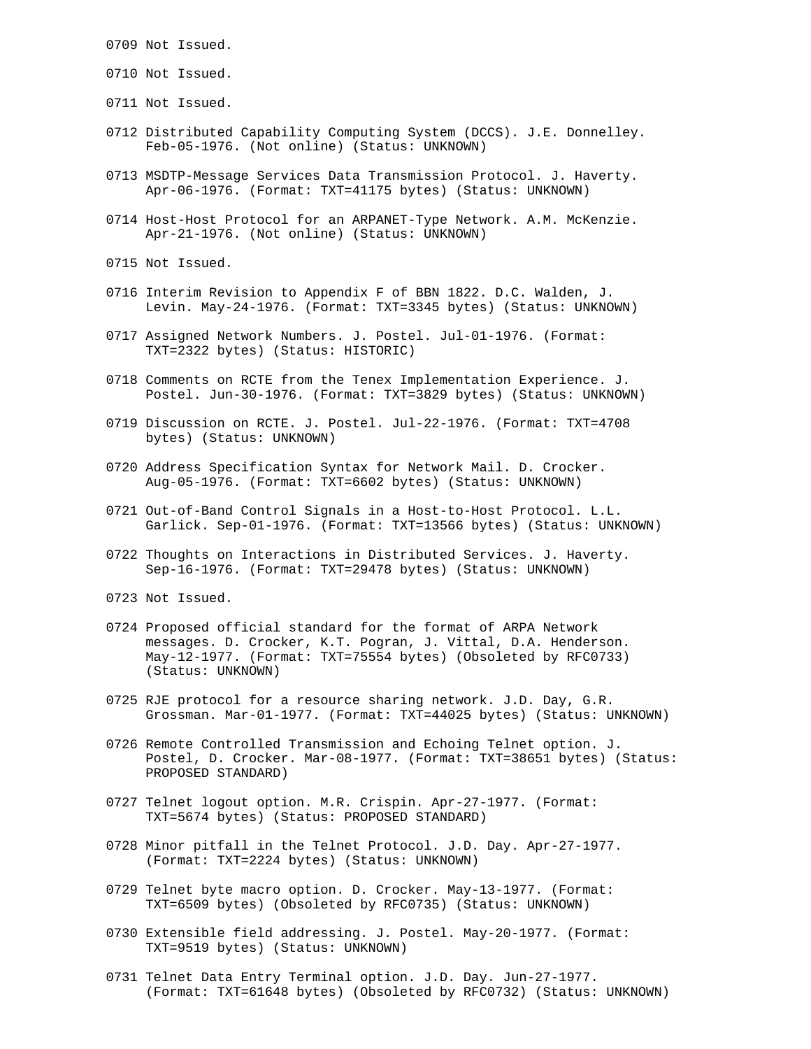0709 Not Issued.

0710 Not Issued.

0711 Not Issued.

0712 Distributed Capability Computing System (DCCS). J.E. Donnelley. Feb-05-1976. (Not online) (Status: UNKNOWN)

0713 MSDTP-Message Services Data Transmission Protocol. J. Haverty. Apr-06-1976. (Format: TXT=41175 bytes) (Status: UNKNOWN)

0714 Host-Host Protocol for an ARPANET-Type Network. A.M. McKenzie. Apr-21-1976. (Not online) (Status: UNKNOWN)

0715 Not Issued.

0716 Interim Revision to Appendix F of BBN 1822. D.C. Walden, J. Levin. May-24-1976. (Format: TXT=3345 bytes) (Status: UNKNOWN)

0717 Assigned Network Numbers. J. Postel. Jul-01-1976. (Format: TXT=2322 bytes) (Status: HISTORIC)

0718 Comments on RCTE from the Tenex Implementation Experience. J. Postel. Jun-30-1976. (Format: TXT=3829 bytes) (Status: UNKNOWN)

0719 Discussion on RCTE. J. Postel. Jul-22-1976. (Format: TXT=4708 bytes) (Status: UNKNOWN)

0720 Address Specification Syntax for Network Mail. D. Crocker. Aug-05-1976. (Format: TXT=6602 bytes) (Status: UNKNOWN)

0721 Out-of-Band Control Signals in a Host-to-Host Protocol. L.L. Garlick. Sep-01-1976. (Format: TXT=13566 bytes) (Status: UNKNOWN)

0722 Thoughts on Interactions in Distributed Services. J. Haverty. Sep-16-1976. (Format: TXT=29478 bytes) (Status: UNKNOWN)

0723 Not Issued.

0724 Proposed official standard for the format of ARPA Network messages. D. Crocker, K.T. Pogran, J. Vittal, D.A. Henderson. May-12-1977. (Format: TXT=75554 bytes) (Obsoleted by RFC0733) (Status: UNKNOWN)

0725 RJE protocol for a resource sharing network. J.D. Day, G.R. Grossman. Mar-01-1977. (Format: TXT=44025 bytes) (Status: UNKNOWN)

0726 Remote Controlled Transmission and Echoing Telnet option. J. Postel, D. Crocker. Mar-08-1977. (Format: TXT=38651 bytes) (Status: PROPOSED STANDARD)

0727 Telnet logout option. M.R. Crispin. Apr-27-1977. (Format: TXT=5674 bytes) (Status: PROPOSED STANDARD)

0728 Minor pitfall in the Telnet Protocol. J.D. Day. Apr-27-1977. (Format: TXT=2224 bytes) (Status: UNKNOWN)

0729 Telnet byte macro option. D. Crocker. May-13-1977. (Format: TXT=6509 bytes) (Obsoleted by RFC0735) (Status: UNKNOWN)

0730 Extensible field addressing. J. Postel. May-20-1977. (Format: TXT=9519 bytes) (Status: UNKNOWN)

0731 Telnet Data Entry Terminal option. J.D. Day. Jun-27-1977. (Format: TXT=61648 bytes) (Obsoleted by RFC0732) (Status: UNKNOWN)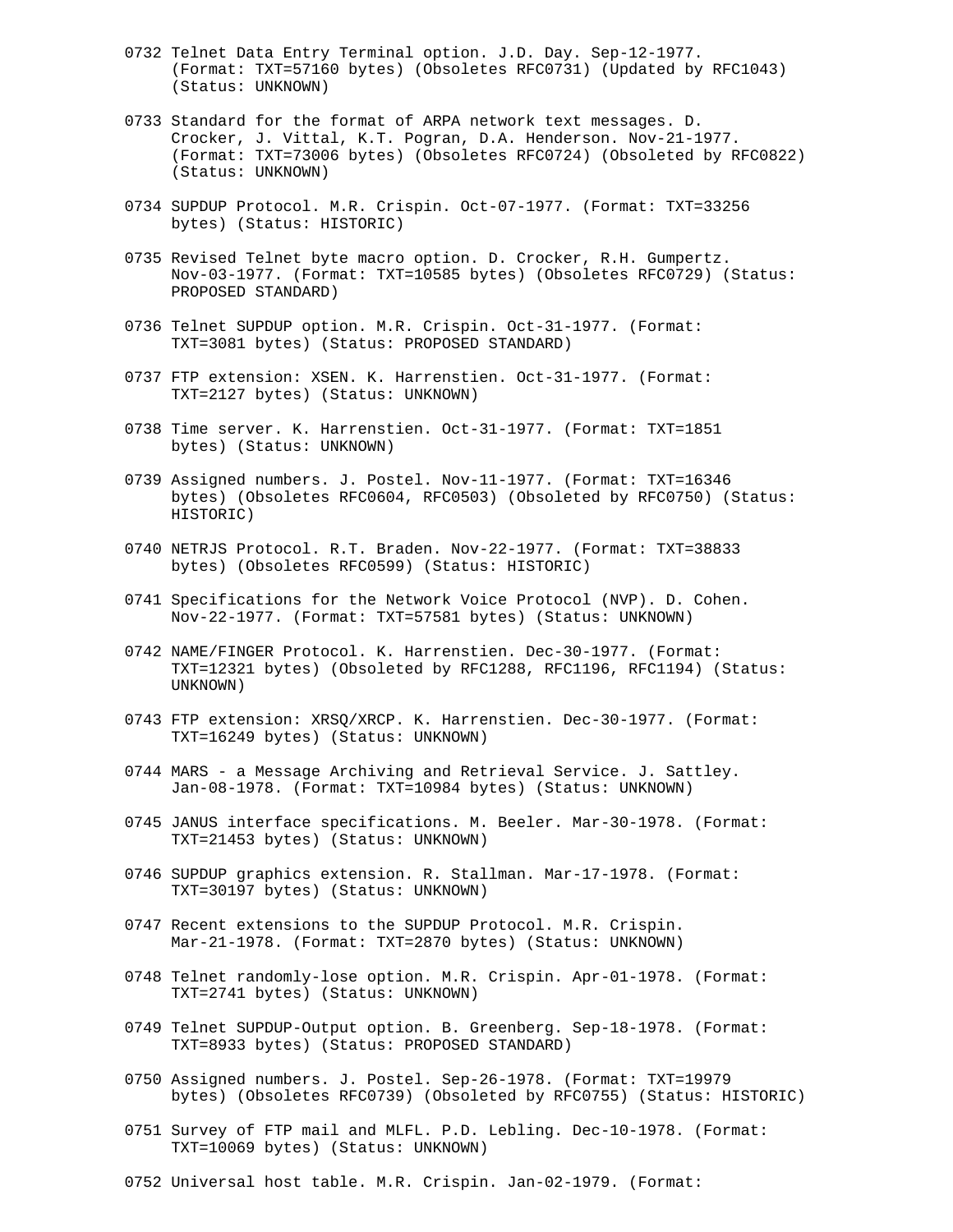0732 Telnet Data Entry Terminal option. J.D. Day. Sep-12-1977. (Format: TXT=57160 bytes) (Obsoletes RFC0731) (Updated by RFC1043) (Status: UNKNOWN)

0733 Standard for the format of ARPA network text messages. D. Crocker, J. Vittal, K.T. Pogran, D.A. Henderson. Nov-21-1977. (Format: TXT=73006 bytes) (Obsoletes RFC0724) (Obsoleted by RFC0822) (Status: UNKNOWN)

0734 SUPDUP Protocol. M.R. Crispin. Oct-07-1977. (Format: TXT=33256 bytes) (Status: HISTORIC)

0735 Revised Telnet byte macro option. D. Crocker, R.H. Gumpertz. Nov-03-1977. (Format: TXT=10585 bytes) (Obsoletes RFC0729) (Status: PROPOSED STANDARD)

0736 Telnet SUPDUP option. M.R. Crispin. Oct-31-1977. (Format: TXT=3081 bytes) (Status: PROPOSED STANDARD)

0737 FTP extension: XSEN. K. Harrenstien. Oct-31-1977. (Format: TXT=2127 bytes) (Status: UNKNOWN)

0738 Time server. K. Harrenstien. Oct-31-1977. (Format: TXT=1851 bytes) (Status: UNKNOWN)

0739 Assigned numbers. J. Postel. Nov-11-1977. (Format: TXT=16346 bytes) (Obsoletes RFC0604, RFC0503) (Obsoleted by RFC0750) (Status: HISTORIC)

0740 NETRJS Protocol. R.T. Braden. Nov-22-1977. (Format: TXT=38833 bytes) (Obsoletes RFC0599) (Status: HISTORIC)

0741 Specifications for the Network Voice Protocol (NVP). D. Cohen. Nov-22-1977. (Format: TXT=57581 bytes) (Status: UNKNOWN)

0742 NAME/FINGER Protocol. K. Harrenstien. Dec-30-1977. (Format: TXT=12321 bytes) (Obsoleted by RFC1288, RFC1196, RFC1194) (Status: UNKNOWN)

0743 FTP extension: XRSQ/XRCP. K. Harrenstien. Dec-30-1977. (Format: TXT=16249 bytes) (Status: UNKNOWN)

0744 MARS - a Message Archiving and Retrieval Service. J. Sattley. Jan-08-1978. (Format: TXT=10984 bytes) (Status: UNKNOWN)

0745 JANUS interface specifications. M. Beeler. Mar-30-1978. (Format: TXT=21453 bytes) (Status: UNKNOWN)

0746 SUPDUP graphics extension. R. Stallman. Mar-17-1978. (Format: TXT=30197 bytes) (Status: UNKNOWN)

0747 Recent extensions to the SUPDUP Protocol. M.R. Crispin. Mar-21-1978. (Format: TXT=2870 bytes) (Status: UNKNOWN)

0748 Telnet randomly-lose option. M.R. Crispin. Apr-01-1978. (Format: TXT=2741 bytes) (Status: UNKNOWN)

0749 Telnet SUPDUP-Output option. B. Greenberg. Sep-18-1978. (Format: TXT=8933 bytes) (Status: PROPOSED STANDARD)

0750 Assigned numbers. J. Postel. Sep-26-1978. (Format: TXT=19979 bytes) (Obsoletes RFC0739) (Obsoleted by RFC0755) (Status: HISTORIC)

0751 Survey of FTP mail and MLFL. P.D. Lebling. Dec-10-1978. (Format: TXT=10069 bytes) (Status: UNKNOWN)

0752 Universal host table. M.R. Crispin. Jan-02-1979. (Format: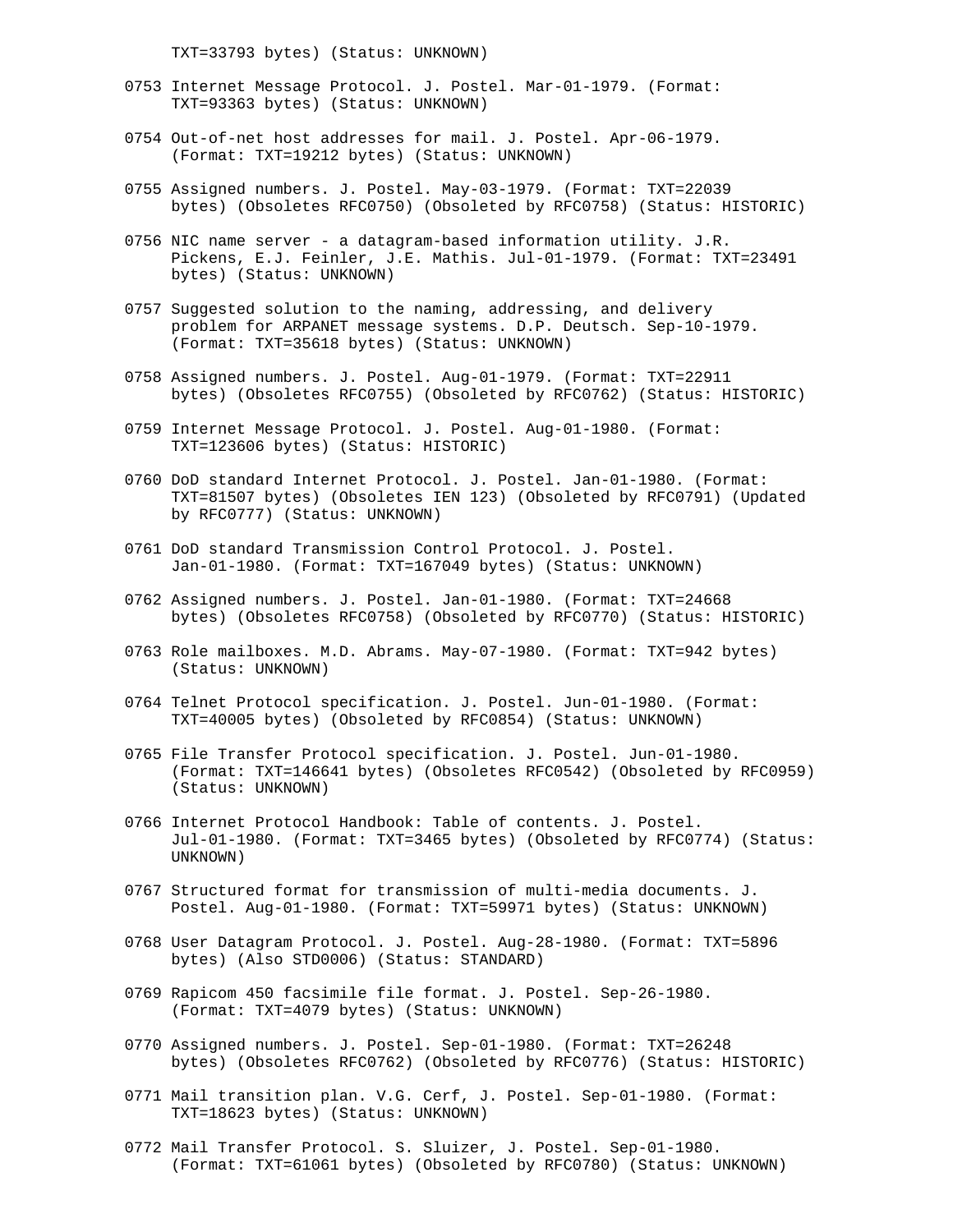TXT=33793 bytes) (Status: UNKNOWN)

0753 Internet Message Protocol. J. Postel. Mar-01-1979. (Format: TXT=93363 bytes) (Status: UNKNOWN)

0754 Out-of-net host addresses for mail. J. Postel. Apr-06-1979. (Format: TXT=19212 bytes) (Status: UNKNOWN)

0755 Assigned numbers. J. Postel. May-03-1979. (Format: TXT=22039 bytes) (Obsoletes RFC0750) (Obsoleted by RFC0758) (Status: HISTORIC)

0756 NIC name server - a datagram-based information utility. J.R. Pickens, E.J. Feinler, J.E. Mathis. Jul-01-1979. (Format: TXT=23491 bytes) (Status: UNKNOWN)

0757 Suggested solution to the naming, addressing, and delivery problem for ARPANET message systems. D.P. Deutsch. Sep-10-1979. (Format: TXT=35618 bytes) (Status: UNKNOWN)

0758 Assigned numbers. J. Postel. Aug-01-1979. (Format: TXT=22911 bytes) (Obsoletes RFC0755) (Obsoleted by RFC0762) (Status: HISTORIC)

0759 Internet Message Protocol. J. Postel. Aug-01-1980. (Format: TXT=123606 bytes) (Status: HISTORIC)

0760 DoD standard Internet Protocol. J. Postel. Jan-01-1980. (Format: TXT=81507 bytes) (Obsoletes IEN 123) (Obsoleted by RFC0791) (Updated by RFC0777) (Status: UNKNOWN)

0761 DoD standard Transmission Control Protocol. J. Postel. Jan-01-1980. (Format: TXT=167049 bytes) (Status: UNKNOWN)

0762 Assigned numbers. J. Postel. Jan-01-1980. (Format: TXT=24668 bytes) (Obsoletes RFC0758) (Obsoleted by RFC0770) (Status: HISTORIC)

0763 Role mailboxes. M.D. Abrams. May-07-1980. (Format: TXT=942 bytes) (Status: UNKNOWN)

0764 Telnet Protocol specification. J. Postel. Jun-01-1980. (Format: TXT=40005 bytes) (Obsoleted by RFC0854) (Status: UNKNOWN)

0765 File Transfer Protocol specification. J. Postel. Jun-01-1980. (Format: TXT=146641 bytes) (Obsoletes RFC0542) (Obsoleted by RFC0959) (Status: UNKNOWN)

0766 Internet Protocol Handbook: Table of contents. J. Postel. Jul-01-1980. (Format: TXT=3465 bytes) (Obsoleted by RFC0774) (Status: UNKNOWN)

0767 Structured format for transmission of multi-media documents. J. Postel. Aug-01-1980. (Format: TXT=59971 bytes) (Status: UNKNOWN)

0768 User Datagram Protocol. J. Postel. Aug-28-1980. (Format: TXT=5896 bytes) (Also STD0006) (Status: STANDARD)

0769 Rapicom 450 facsimile file format. J. Postel. Sep-26-1980. (Format: TXT=4079 bytes) (Status: UNKNOWN)

0770 Assigned numbers. J. Postel. Sep-01-1980. (Format: TXT=26248 bytes) (Obsoletes RFC0762) (Obsoleted by RFC0776) (Status: HISTORIC)

0771 Mail transition plan. V.G. Cerf, J. Postel. Sep-01-1980. (Format: TXT=18623 bytes) (Status: UNKNOWN)

0772 Mail Transfer Protocol. S. Sluizer, J. Postel. Sep-01-1980. (Format: TXT=61061 bytes) (Obsoleted by RFC0780) (Status: UNKNOWN)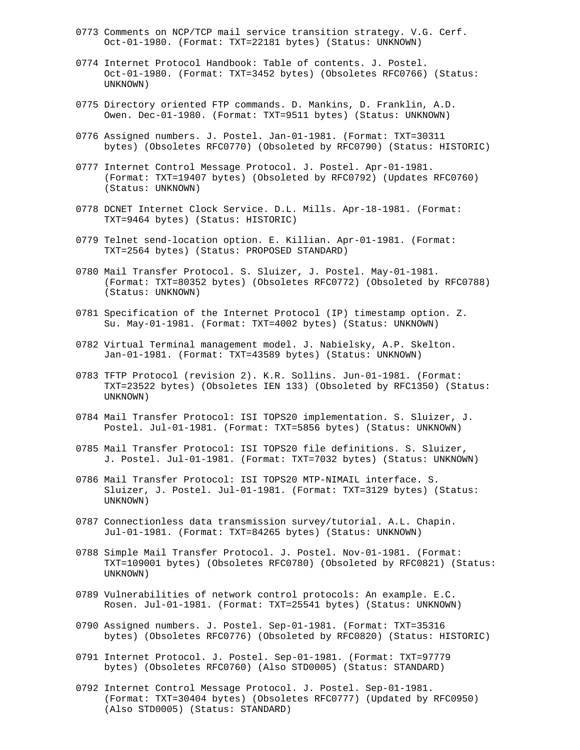0773 Comments on NCP/TCP mail service transition strategy. V.G. Cerf. Oct-01-1980. (Format: TXT=22181 bytes) (Status: UNKNOWN)

0774 Internet Protocol Handbook: Table of contents. J. Postel. Oct-01-1980. (Format: TXT=3452 bytes) (Obsoletes RFC0766) (Status: UNKNOWN)

0775 Directory oriented FTP commands. D. Mankins, D. Franklin, A.D. Owen. Dec-01-1980. (Format: TXT=9511 bytes) (Status: UNKNOWN)

0776 Assigned numbers. J. Postel. Jan-01-1981. (Format: TXT=30311 bytes) (Obsoletes RFC0770) (Obsoleted by RFC0790) (Status: HISTORIC)

0777 Internet Control Message Protocol. J. Postel. Apr-01-1981. (Format: TXT=19407 bytes) (Obsoleted by RFC0792) (Updates RFC0760) (Status: UNKNOWN)

0778 DCNET Internet Clock Service. D.L. Mills. Apr-18-1981. (Format: TXT=9464 bytes) (Status: HISTORIC)

0779 Telnet send-location option. E. Killian. Apr-01-1981. (Format: TXT=2564 bytes) (Status: PROPOSED STANDARD)

0780 Mail Transfer Protocol. S. Sluizer, J. Postel. May-01-1981. (Format: TXT=80352 bytes) (Obsoletes RFC0772) (Obsoleted by RFC0788) (Status: UNKNOWN)

0781 Specification of the Internet Protocol (IP) timestamp option. Z. Su. May-01-1981. (Format: TXT=4002 bytes) (Status: UNKNOWN)

0782 Virtual Terminal management model. J. Nabielsky, A.P. Skelton. Jan-01-1981. (Format: TXT=43589 bytes) (Status: UNKNOWN)

0783 TFTP Protocol (revision 2). K.R. Sollins. Jun-01-1981. (Format: TXT=23522 bytes) (Obsoletes IEN 133) (Obsoleted by RFC1350) (Status: UNKNOWN)

0784 Mail Transfer Protocol: ISI TOPS20 implementation. S. Sluizer, J. Postel. Jul-01-1981. (Format: TXT=5856 bytes) (Status: UNKNOWN)

0785 Mail Transfer Protocol: ISI TOPS20 file definitions. S. Sluizer, J. Postel. Jul-01-1981. (Format: TXT=7032 bytes) (Status: UNKNOWN)

0786 Mail Transfer Protocol: ISI TOPS20 MTP-NIMAIL interface. S. Sluizer, J. Postel. Jul-01-1981. (Format: TXT=3129 bytes) (Status: UNKNOWN)

0787 Connectionless data transmission survey/tutorial. A.L. Chapin. Jul-01-1981. (Format: TXT=84265 bytes) (Status: UNKNOWN)

0788 Simple Mail Transfer Protocol. J. Postel. Nov-01-1981. (Format: TXT=109001 bytes) (Obsoletes RFC0780) (Obsoleted by RFC0821) (Status: UNKNOWN)

0789 Vulnerabilities of network control protocols: An example. E.C. Rosen. Jul-01-1981. (Format: TXT=25541 bytes) (Status: UNKNOWN)

0790 Assigned numbers. J. Postel. Sep-01-1981. (Format: TXT=35316 bytes) (Obsoletes RFC0776) (Obsoleted by RFC0820) (Status: HISTORIC)

0791 Internet Protocol. J. Postel. Sep-01-1981. (Format: TXT=97779 bytes) (Obsoletes RFC0760) (Also STD0005) (Status: STANDARD)

0792 Internet Control Message Protocol. J. Postel. Sep-01-1981. (Format: TXT=30404 bytes) (Obsoletes RFC0777) (Updated by RFC0950) (Also STD0005) (Status: STANDARD)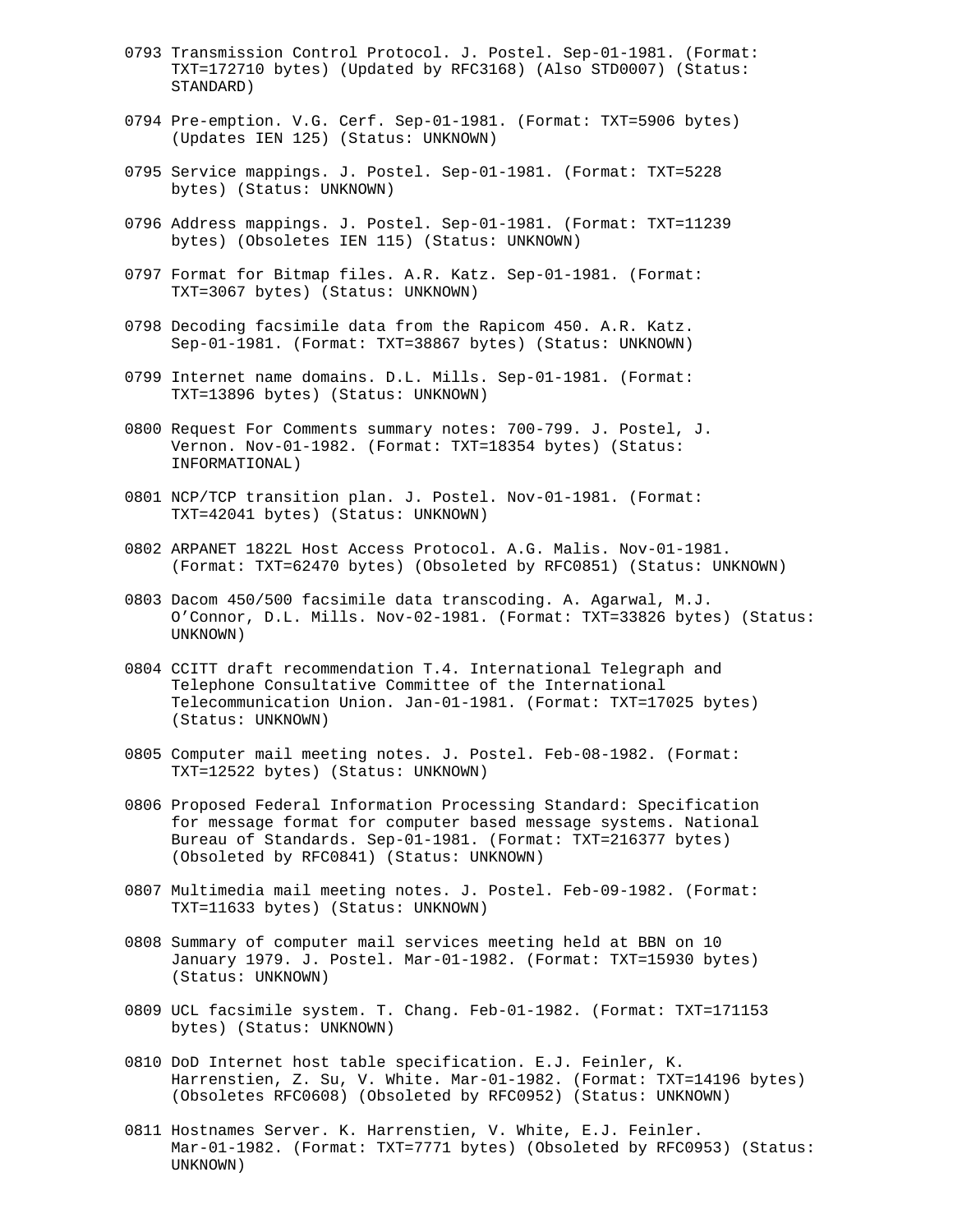0793 Transmission Control Protocol. J. Postel. Sep-01-1981. (Format: TXT=172710 bytes) (Updated by RFC3168) (Also STD0007) (Status: STANDARD)

0794 Pre-emption. V.G. Cerf. Sep-01-1981. (Format: TXT=5906 bytes) (Updates IEN 125) (Status: UNKNOWN)

0795 Service mappings. J. Postel. Sep-01-1981. (Format: TXT=5228 bytes) (Status: UNKNOWN)

0796 Address mappings. J. Postel. Sep-01-1981. (Format: TXT=11239 bytes) (Obsoletes IEN 115) (Status: UNKNOWN)

0797 Format for Bitmap files. A.R. Katz. Sep-01-1981. (Format: TXT=3067 bytes) (Status: UNKNOWN)

0798 Decoding facsimile data from the Rapicom 450. A.R. Katz. Sep-01-1981. (Format: TXT=38867 bytes) (Status: UNKNOWN)

0799 Internet name domains. D.L. Mills. Sep-01-1981. (Format: TXT=13896 bytes) (Status: UNKNOWN)

0800 Request For Comments summary notes: 700-799. J. Postel, J. Vernon. Nov-01-1982. (Format: TXT=18354 bytes) (Status: INFORMATIONAL)

0801 NCP/TCP transition plan. J. Postel. Nov-01-1981. (Format: TXT=42041 bytes) (Status: UNKNOWN)

0802 ARPANET 1822L Host Access Protocol. A.G. Malis. Nov-01-1981. (Format: TXT=62470 bytes) (Obsoleted by RFC0851) (Status: UNKNOWN)

0803 Dacom 450/500 facsimile data transcoding. A. Agarwal, M.J. O'Connor, D.L. Mills. Nov-02-1981. (Format: TXT=33826 bytes) (Status: UNKNOWN)

0804 CCITT draft recommendation T.4. International Telegraph and Telephone Consultative Committee of the International Telecommunication Union. Jan-01-1981. (Format: TXT=17025 bytes) (Status: UNKNOWN)

0805 Computer mail meeting notes. J. Postel. Feb-08-1982. (Format: TXT=12522 bytes) (Status: UNKNOWN)

0806 Proposed Federal Information Processing Standard: Specification for message format for computer based message systems. National Bureau of Standards. Sep-01-1981. (Format: TXT=216377 bytes) (Obsoleted by RFC0841) (Status: UNKNOWN)

0807 Multimedia mail meeting notes. J. Postel. Feb-09-1982. (Format: TXT=11633 bytes) (Status: UNKNOWN)

0808 Summary of computer mail services meeting held at BBN on 10 January 1979. J. Postel. Mar-01-1982. (Format: TXT=15930 bytes) (Status: UNKNOWN)

0809 UCL facsimile system. T. Chang. Feb-01-1982. (Format: TXT=171153 bytes) (Status: UNKNOWN)

0810 DoD Internet host table specification. E.J. Feinler, K. Harrenstien, Z. Su, V. White. Mar-01-1982. (Format: TXT=14196 bytes) (Obsoletes RFC0608) (Obsoleted by RFC0952) (Status: UNKNOWN)

0811 Hostnames Server. K. Harrenstien, V. White, E.J. Feinler. Mar-01-1982. (Format: TXT=7771 bytes) (Obsoleted by RFC0953) (Status: UNKNOWN)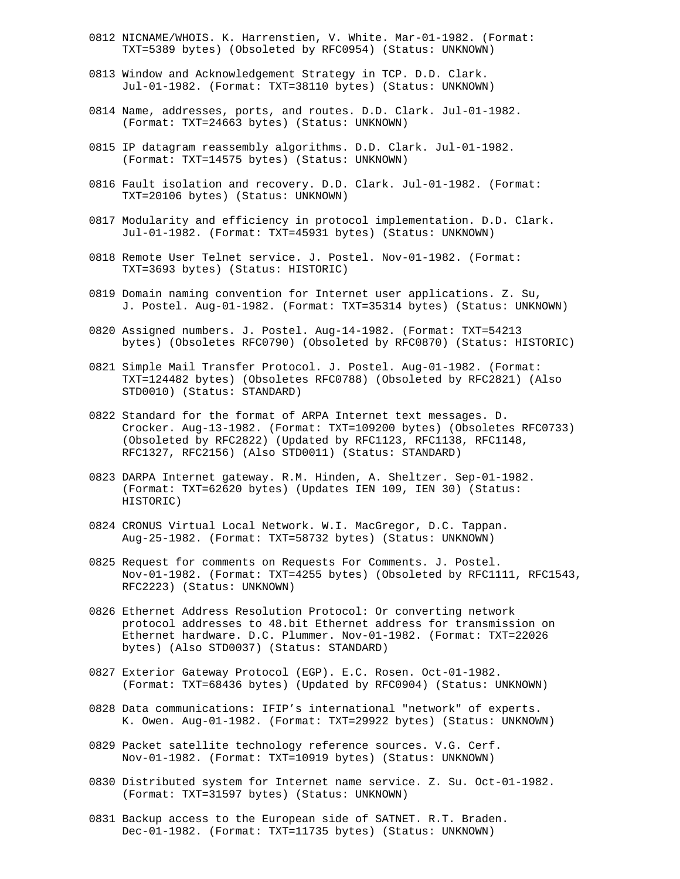0812 NICNAME/WHOIS. K. Harrenstien, V. White. Mar-01-1982. (Format: TXT=5389 bytes) (Obsoleted by RFC0954) (Status: UNKNOWN)

0813 Window and Acknowledgement Strategy in TCP. D.D. Clark. Jul-01-1982. (Format: TXT=38110 bytes) (Status: UNKNOWN)

0814 Name, addresses, ports, and routes. D.D. Clark. Jul-01-1982. (Format: TXT=24663 bytes) (Status: UNKNOWN)

0815 IP datagram reassembly algorithms. D.D. Clark. Jul-01-1982. (Format: TXT=14575 bytes) (Status: UNKNOWN)

0816 Fault isolation and recovery. D.D. Clark. Jul-01-1982. (Format: TXT=20106 bytes) (Status: UNKNOWN)

0817 Modularity and efficiency in protocol implementation. D.D. Clark. Jul-01-1982. (Format: TXT=45931 bytes) (Status: UNKNOWN)

0818 Remote User Telnet service. J. Postel. Nov-01-1982. (Format: TXT=3693 bytes) (Status: HISTORIC)

0819 Domain naming convention for Internet user applications. Z. Su, J. Postel. Aug-01-1982. (Format: TXT=35314 bytes) (Status: UNKNOWN)

0820 Assigned numbers. J. Postel. Aug-14-1982. (Format: TXT=54213 bytes) (Obsoletes RFC0790) (Obsoleted by RFC0870) (Status: HISTORIC)

0821 Simple Mail Transfer Protocol. J. Postel. Aug-01-1982. (Format: TXT=124482 bytes) (Obsoletes RFC0788) (Obsoleted by RFC2821) (Also STD0010) (Status: STANDARD)

0822 Standard for the format of ARPA Internet text messages. D. Crocker. Aug-13-1982. (Format: TXT=109200 bytes) (Obsoletes RFC0733) (Obsoleted by RFC2822) (Updated by RFC1123, RFC1138, RFC1148, RFC1327, RFC2156) (Also STD0011) (Status: STANDARD)

0823 DARPA Internet gateway. R.M. Hinden, A. Sheltzer. Sep-01-1982. (Format: TXT=62620 bytes) (Updates IEN 109, IEN 30) (Status: HISTORIC)

0824 CRONUS Virtual Local Network. W.I. MacGregor, D.C. Tappan. Aug-25-1982. (Format: TXT=58732 bytes) (Status: UNKNOWN)

0825 Request for comments on Requests For Comments. J. Postel. Nov-01-1982. (Format: TXT=4255 bytes) (Obsoleted by RFC1111, RFC1543, RFC2223) (Status: UNKNOWN)

0826 Ethernet Address Resolution Protocol: Or converting network protocol addresses to 48.bit Ethernet address for transmission on Ethernet hardware. D.C. Plummer. Nov-01-1982. (Format: TXT=22026 bytes) (Also STD0037) (Status: STANDARD)

0827 Exterior Gateway Protocol (EGP). E.C. Rosen. Oct-01-1982. (Format: TXT=68436 bytes) (Updated by RFC0904) (Status: UNKNOWN)

0828 Data communications: IFIP's international "network" of experts. K. Owen. Aug-01-1982. (Format: TXT=29922 bytes) (Status: UNKNOWN)

0829 Packet satellite technology reference sources. V.G. Cerf. Nov-01-1982. (Format: TXT=10919 bytes) (Status: UNKNOWN)

0830 Distributed system for Internet name service. Z. Su. Oct-01-1982. (Format: TXT=31597 bytes) (Status: UNKNOWN)

0831 Backup access to the European side of SATNET. R.T. Braden. Dec-01-1982. (Format: TXT=11735 bytes) (Status: UNKNOWN)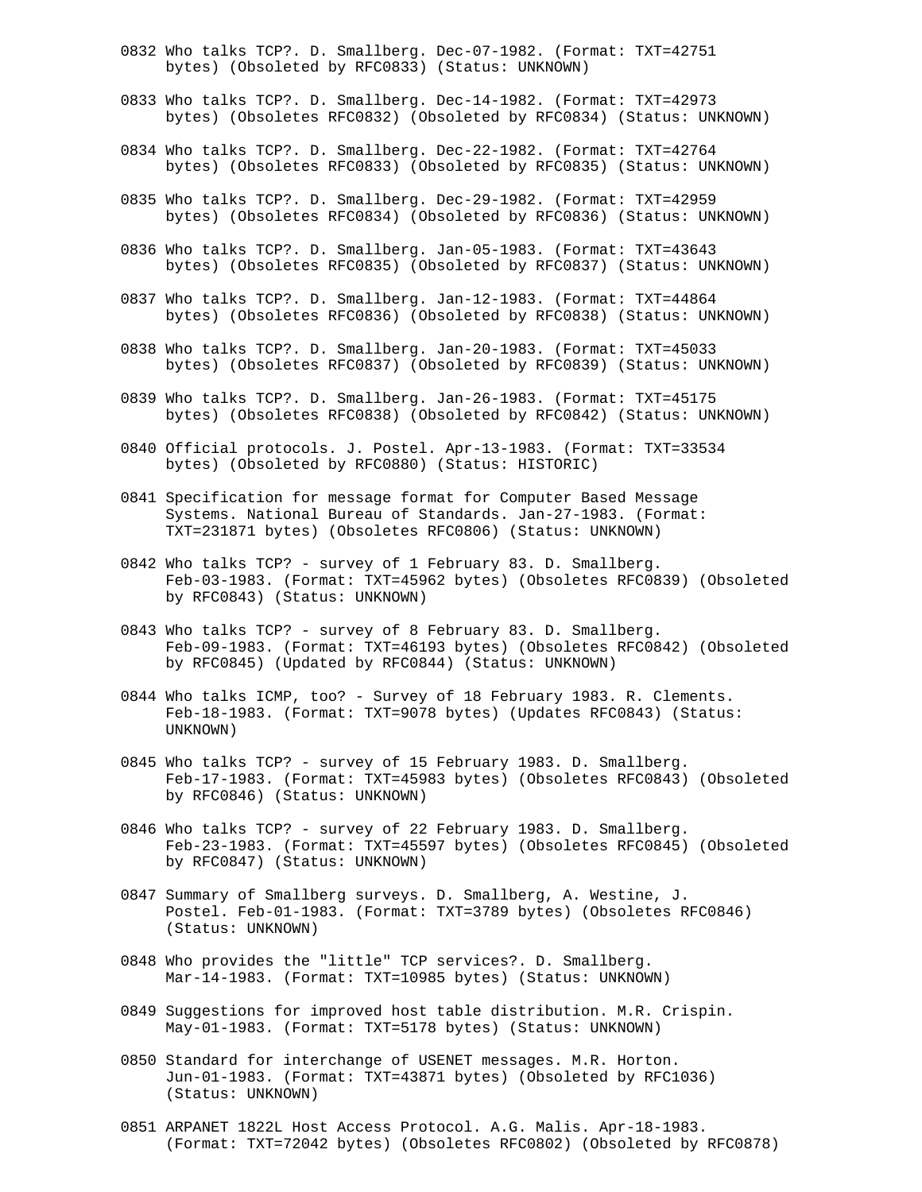0832 Who talks TCP?. D. Smallberg. Dec-07-1982. (Format: TXT=42751 bytes) (Obsoleted by RFC0833) (Status: UNKNOWN)

0833 Who talks TCP?. D. Smallberg. Dec-14-1982. (Format: TXT=42973 bytes) (Obsoletes RFC0832) (Obsoleted by RFC0834) (Status: UNKNOWN)

0834 Who talks TCP?. D. Smallberg. Dec-22-1982. (Format: TXT=42764 bytes) (Obsoletes RFC0833) (Obsoleted by RFC0835) (Status: UNKNOWN)

0835 Who talks TCP?. D. Smallberg. Dec-29-1982. (Format: TXT=42959 bytes) (Obsoletes RFC0834) (Obsoleted by RFC0836) (Status: UNKNOWN)

0836 Who talks TCP?. D. Smallberg. Jan-05-1983. (Format: TXT=43643 bytes) (Obsoletes RFC0835) (Obsoleted by RFC0837) (Status: UNKNOWN)

0837 Who talks TCP?. D. Smallberg. Jan-12-1983. (Format: TXT=44864 bytes) (Obsoletes RFC0836) (Obsoleted by RFC0838) (Status: UNKNOWN)

0838 Who talks TCP?. D. Smallberg. Jan-20-1983. (Format: TXT=45033 bytes) (Obsoletes RFC0837) (Obsoleted by RFC0839) (Status: UNKNOWN)

0839 Who talks TCP?. D. Smallberg. Jan-26-1983. (Format: TXT=45175 bytes) (Obsoletes RFC0838) (Obsoleted by RFC0842) (Status: UNKNOWN)

0840 Official protocols. J. Postel. Apr-13-1983. (Format: TXT=33534 bytes) (Obsoleted by RFC0880) (Status: HISTORIC)

0841 Specification for message format for Computer Based Message Systems. National Bureau of Standards. Jan-27-1983. (Format: TXT=231871 bytes) (Obsoletes RFC0806) (Status: UNKNOWN)

0842 Who talks TCP? - survey of 1 February 83. D. Smallberg. Feb-03-1983. (Format: TXT=45962 bytes) (Obsoletes RFC0839) (Obsoleted by RFC0843) (Status: UNKNOWN)

0843 Who talks TCP? - survey of 8 February 83. D. Smallberg. Feb-09-1983. (Format: TXT=46193 bytes) (Obsoletes RFC0842) (Obsoleted by RFC0845) (Updated by RFC0844) (Status: UNKNOWN)

0844 Who talks ICMP, too? - Survey of 18 February 1983. R. Clements. Feb-18-1983. (Format: TXT=9078 bytes) (Updates RFC0843) (Status: UNKNOWN)

0845 Who talks TCP? - survey of 15 February 1983. D. Smallberg. Feb-17-1983. (Format: TXT=45983 bytes) (Obsoletes RFC0843) (Obsoleted by RFC0846) (Status: UNKNOWN)

0846 Who talks TCP? - survey of 22 February 1983. D. Smallberg. Feb-23-1983. (Format: TXT=45597 bytes) (Obsoletes RFC0845) (Obsoleted by RFC0847) (Status: UNKNOWN)

0847 Summary of Smallberg surveys. D. Smallberg, A. Westine, J. Postel. Feb-01-1983. (Format: TXT=3789 bytes) (Obsoletes RFC0846) (Status: UNKNOWN)

0848 Who provides the "little" TCP services?. D. Smallberg. Mar-14-1983. (Format: TXT=10985 bytes) (Status: UNKNOWN)

0849 Suggestions for improved host table distribution. M.R. Crispin. May-01-1983. (Format: TXT=5178 bytes) (Status: UNKNOWN)

0850 Standard for interchange of USENET messages. M.R. Horton. Jun-01-1983. (Format: TXT=43871 bytes) (Obsoleted by RFC1036) (Status: UNKNOWN)

0851 ARPANET 1822L Host Access Protocol. A.G. Malis. Apr-18-1983. (Format: TXT=72042 bytes) (Obsoletes RFC0802) (Obsoleted by RFC0878)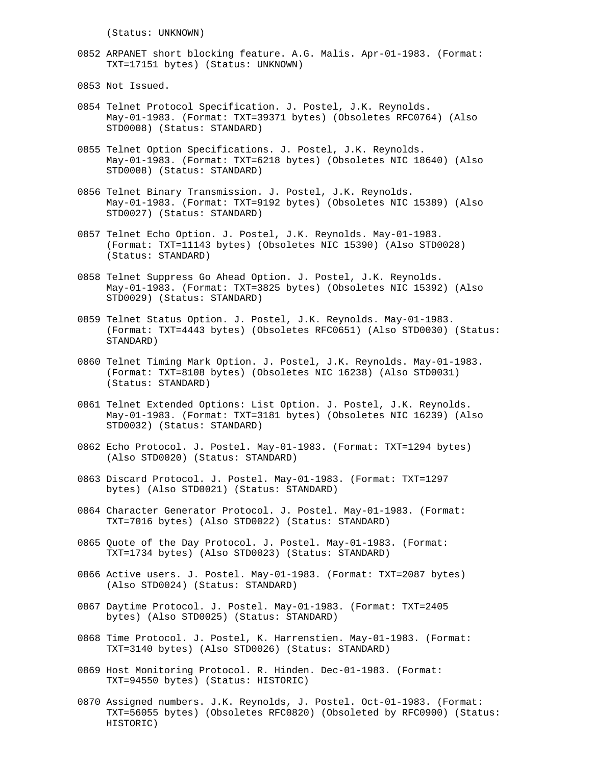(Status: UNKNOWN)

0852 ARPANET short blocking feature. A.G. Malis. Apr-01-1983. (Format: TXT=17151 bytes) (Status: UNKNOWN)

0853 Not Issued.

0854 Telnet Protocol Specification. J. Postel, J.K. Reynolds. May-01-1983. (Format: TXT=39371 bytes) (Obsoletes RFC0764) (Also STD0008) (Status: STANDARD)

0855 Telnet Option Specifications. J. Postel, J.K. Reynolds. May-01-1983. (Format: TXT=6218 bytes) (Obsoletes NIC 18640) (Also STD0008) (Status: STANDARD)

0856 Telnet Binary Transmission. J. Postel, J.K. Reynolds. May-01-1983. (Format: TXT=9192 bytes) (Obsoletes NIC 15389) (Also STD0027) (Status: STANDARD)

0857 Telnet Echo Option. J. Postel, J.K. Reynolds. May-01-1983. (Format: TXT=11143 bytes) (Obsoletes NIC 15390) (Also STD0028) (Status: STANDARD)

0858 Telnet Suppress Go Ahead Option. J. Postel, J.K. Reynolds. May-01-1983. (Format: TXT=3825 bytes) (Obsoletes NIC 15392) (Also STD0029) (Status: STANDARD)

0859 Telnet Status Option. J. Postel, J.K. Reynolds. May-01-1983. (Format: TXT=4443 bytes) (Obsoletes RFC0651) (Also STD0030) (Status: STANDARD)

0860 Telnet Timing Mark Option. J. Postel, J.K. Reynolds. May-01-1983. (Format: TXT=8108 bytes) (Obsoletes NIC 16238) (Also STD0031) (Status: STANDARD)

0861 Telnet Extended Options: List Option. J. Postel, J.K. Reynolds. May-01-1983. (Format: TXT=3181 bytes) (Obsoletes NIC 16239) (Also STD0032) (Status: STANDARD)

0862 Echo Protocol. J. Postel. May-01-1983. (Format: TXT=1294 bytes) (Also STD0020) (Status: STANDARD)

0863 Discard Protocol. J. Postel. May-01-1983. (Format: TXT=1297 bytes) (Also STD0021) (Status: STANDARD)

0864 Character Generator Protocol. J. Postel. May-01-1983. (Format: TXT=7016 bytes) (Also STD0022) (Status: STANDARD)

0865 Quote of the Day Protocol. J. Postel. May-01-1983. (Format: TXT=1734 bytes) (Also STD0023) (Status: STANDARD)

0866 Active users. J. Postel. May-01-1983. (Format: TXT=2087 bytes) (Also STD0024) (Status: STANDARD)

0867 Daytime Protocol. J. Postel. May-01-1983. (Format: TXT=2405 bytes) (Also STD0025) (Status: STANDARD)

0868 Time Protocol. J. Postel, K. Harrenstien. May-01-1983. (Format: TXT=3140 bytes) (Also STD0026) (Status: STANDARD)

0869 Host Monitoring Protocol. R. Hinden. Dec-01-1983. (Format: TXT=94550 bytes) (Status: HISTORIC)

0870 Assigned numbers. J.K. Reynolds, J. Postel. Oct-01-1983. (Format: TXT=56055 bytes) (Obsoletes RFC0820) (Obsoleted by RFC0900) (Status: HISTORIC)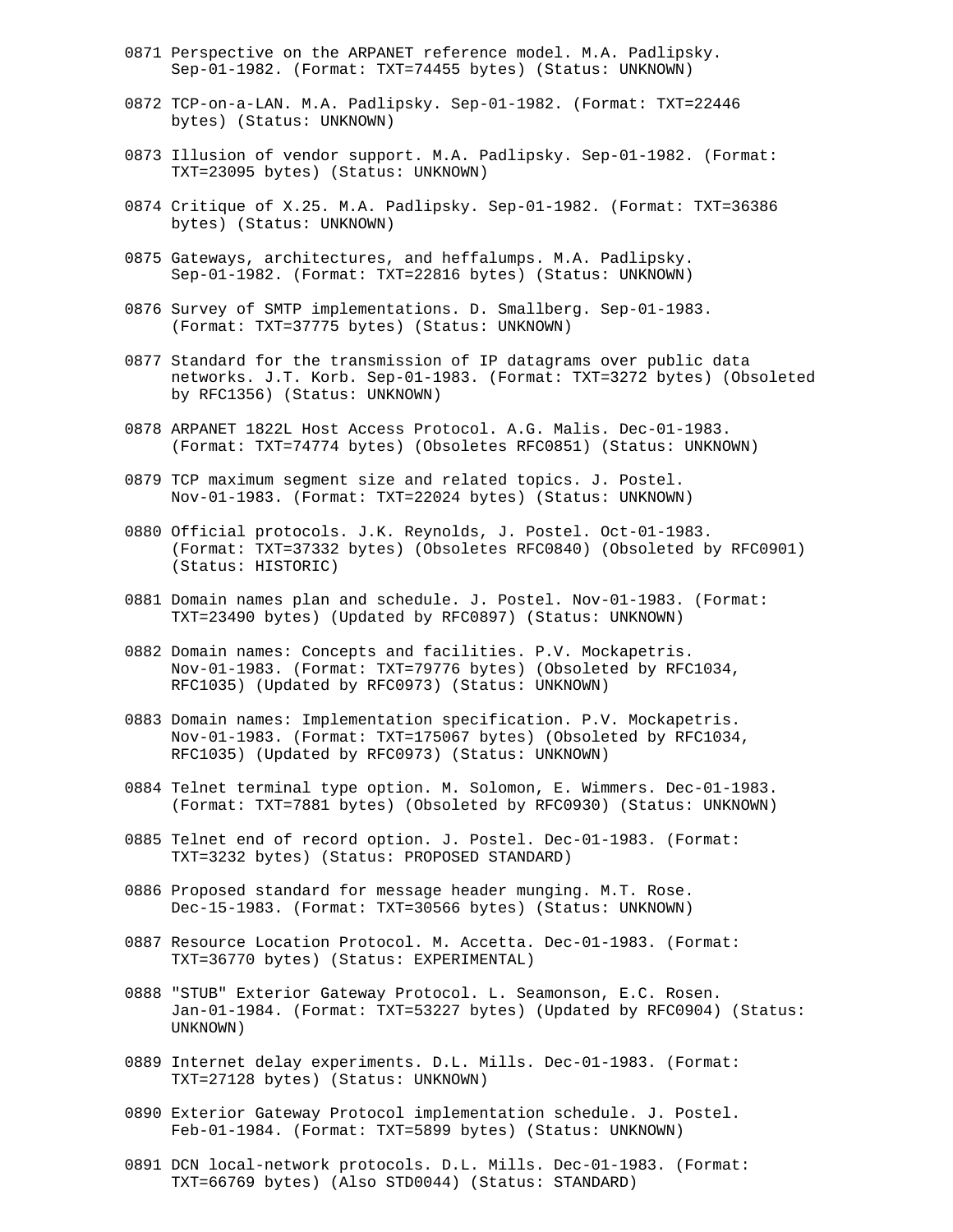0871 Perspective on the ARPANET reference model. M.A. Padlipsky. Sep-01-1982. (Format: TXT=74455 bytes) (Status: UNKNOWN)

0872 TCP-on-a-LAN. M.A. Padlipsky. Sep-01-1982. (Format: TXT=22446 bytes) (Status: UNKNOWN)

0873 Illusion of vendor support. M.A. Padlipsky. Sep-01-1982. (Format: TXT=23095 bytes) (Status: UNKNOWN)

0874 Critique of X.25. M.A. Padlipsky. Sep-01-1982. (Format: TXT=36386 bytes) (Status: UNKNOWN)

0875 Gateways, architectures, and heffalumps. M.A. Padlipsky. Sep-01-1982. (Format: TXT=22816 bytes) (Status: UNKNOWN)

0876 Survey of SMTP implementations. D. Smallberg. Sep-01-1983. (Format: TXT=37775 bytes) (Status: UNKNOWN)

0877 Standard for the transmission of IP datagrams over public data networks. J.T. Korb. Sep-01-1983. (Format: TXT=3272 bytes) (Obsoleted by RFC1356) (Status: UNKNOWN)

0878 ARPANET 1822L Host Access Protocol. A.G. Malis. Dec-01-1983. (Format: TXT=74774 bytes) (Obsoletes RFC0851) (Status: UNKNOWN)

0879 TCP maximum segment size and related topics. J. Postel. Nov-01-1983. (Format: TXT=22024 bytes) (Status: UNKNOWN)

0880 Official protocols. J.K. Reynolds, J. Postel. Oct-01-1983. (Format: TXT=37332 bytes) (Obsoletes RFC0840) (Obsoleted by RFC0901) (Status: HISTORIC)

0881 Domain names plan and schedule. J. Postel. Nov-01-1983. (Format: TXT=23490 bytes) (Updated by RFC0897) (Status: UNKNOWN)

0882 Domain names: Concepts and facilities. P.V. Mockapetris. Nov-01-1983. (Format: TXT=79776 bytes) (Obsoleted by RFC1034, RFC1035) (Updated by RFC0973) (Status: UNKNOWN)

0883 Domain names: Implementation specification. P.V. Mockapetris. Nov-01-1983. (Format: TXT=175067 bytes) (Obsoleted by RFC1034, RFC1035) (Updated by RFC0973) (Status: UNKNOWN)

0884 Telnet terminal type option. M. Solomon, E. Wimmers. Dec-01-1983. (Format: TXT=7881 bytes) (Obsoleted by RFC0930) (Status: UNKNOWN)

0885 Telnet end of record option. J. Postel. Dec-01-1983. (Format: TXT=3232 bytes) (Status: PROPOSED STANDARD)

0886 Proposed standard for message header munging. M.T. Rose. Dec-15-1983. (Format: TXT=30566 bytes) (Status: UNKNOWN)

0887 Resource Location Protocol. M. Accetta. Dec-01-1983. (Format: TXT=36770 bytes) (Status: EXPERIMENTAL)

0888 "STUB" Exterior Gateway Protocol. L. Seamonson, E.C. Rosen. Jan-01-1984. (Format: TXT=53227 bytes) (Updated by RFC0904) (Status: UNKNOWN)

0889 Internet delay experiments. D.L. Mills. Dec-01-1983. (Format: TXT=27128 bytes) (Status: UNKNOWN)

0890 Exterior Gateway Protocol implementation schedule. J. Postel. Feb-01-1984. (Format: TXT=5899 bytes) (Status: UNKNOWN)

0891 DCN local-network protocols. D.L. Mills. Dec-01-1983. (Format: TXT=66769 bytes) (Also STD0044) (Status: STANDARD)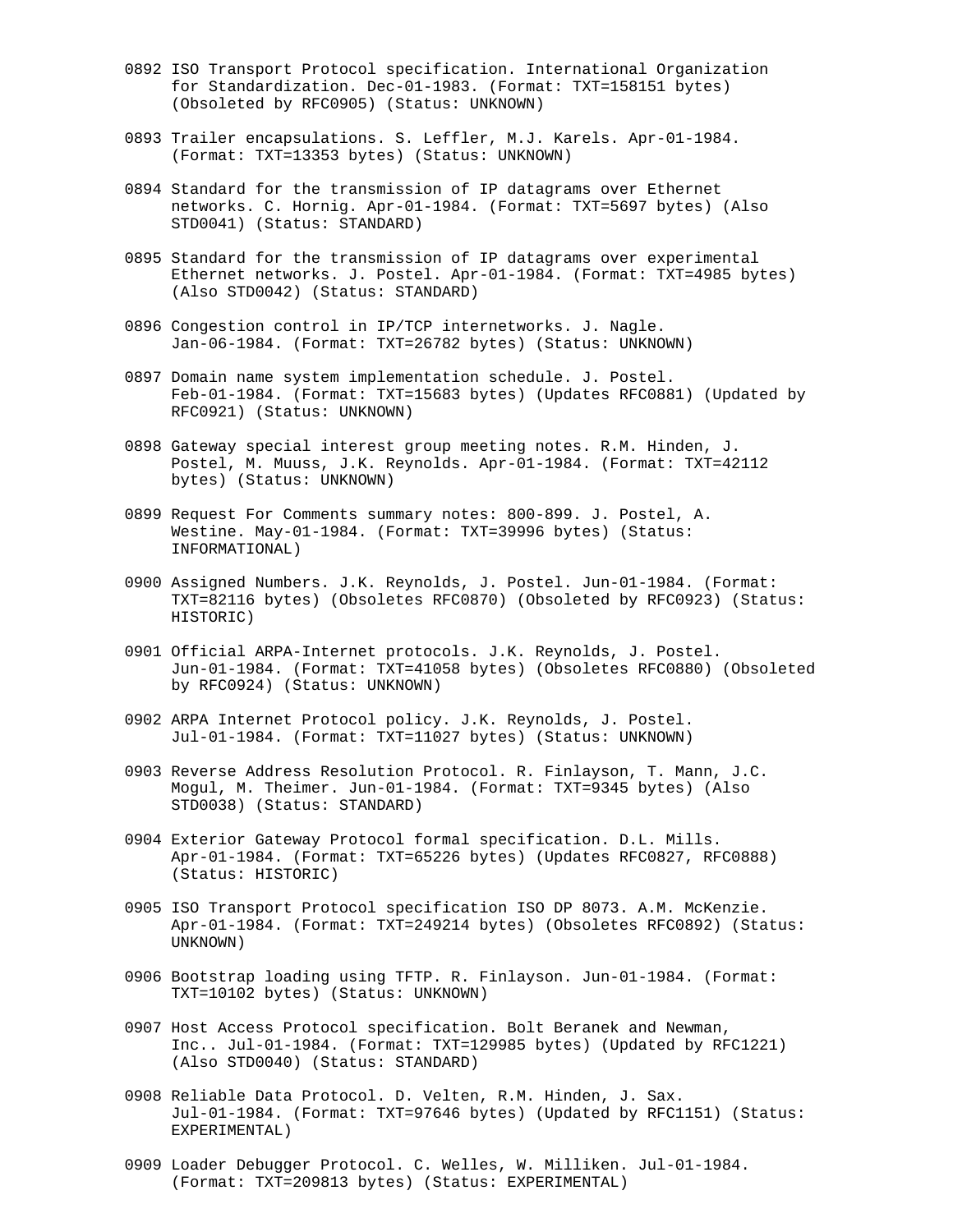0892 ISO Transport Protocol specification. International Organization for Standardization. Dec-01-1983. (Format: TXT=158151 bytes) (Obsoleted by RFC0905) (Status: UNKNOWN)

0893 Trailer encapsulations. S. Leffler, M.J. Karels. Apr-01-1984. (Format: TXT=13353 bytes) (Status: UNKNOWN)

0894 Standard for the transmission of IP datagrams over Ethernet networks. C. Hornig. Apr-01-1984. (Format: TXT=5697 bytes) (Also STD0041) (Status: STANDARD)

0895 Standard for the transmission of IP datagrams over experimental Ethernet networks. J. Postel. Apr-01-1984. (Format: TXT=4985 bytes) (Also STD0042) (Status: STANDARD)

0896 Congestion control in IP/TCP internetworks. J. Nagle. Jan-06-1984. (Format: TXT=26782 bytes) (Status: UNKNOWN)

0897 Domain name system implementation schedule. J. Postel. Feb-01-1984. (Format: TXT=15683 bytes) (Updates RFC0881) (Updated by RFC0921) (Status: UNKNOWN)

0898 Gateway special interest group meeting notes. R.M. Hinden, J. Postel, M. Muuss, J.K. Reynolds. Apr-01-1984. (Format: TXT=42112 bytes) (Status: UNKNOWN)

0899 Request For Comments summary notes: 800-899. J. Postel, A. Westine. May-01-1984. (Format: TXT=39996 bytes) (Status: INFORMATIONAL)

0900 Assigned Numbers. J.K. Reynolds, J. Postel. Jun-01-1984. (Format: TXT=82116 bytes) (Obsoletes RFC0870) (Obsoleted by RFC0923) (Status: HISTORIC)

0901 Official ARPA-Internet protocols. J.K. Reynolds, J. Postel. Jun-01-1984. (Format: TXT=41058 bytes) (Obsoletes RFC0880) (Obsoleted by RFC0924) (Status: UNKNOWN)

0902 ARPA Internet Protocol policy. J.K. Reynolds, J. Postel. Jul-01-1984. (Format: TXT=11027 bytes) (Status: UNKNOWN)

0903 Reverse Address Resolution Protocol. R. Finlayson, T. Mann, J.C. Mogul, M. Theimer. Jun-01-1984. (Format: TXT=9345 bytes) (Also STD0038) (Status: STANDARD)

0904 Exterior Gateway Protocol formal specification. D.L. Mills. Apr-01-1984. (Format: TXT=65226 bytes) (Updates RFC0827, RFC0888) (Status: HISTORIC)

0905 ISO Transport Protocol specification ISO DP 8073. A.M. McKenzie. Apr-01-1984. (Format: TXT=249214 bytes) (Obsoletes RFC0892) (Status: UNKNOWN)

0906 Bootstrap loading using TFTP. R. Finlayson. Jun-01-1984. (Format: TXT=10102 bytes) (Status: UNKNOWN)

0907 Host Access Protocol specification. Bolt Beranek and Newman, Inc.. Jul-01-1984. (Format: TXT=129985 bytes) (Updated by RFC1221) (Also STD0040) (Status: STANDARD)

0908 Reliable Data Protocol. D. Velten, R.M. Hinden, J. Sax. Jul-01-1984. (Format: TXT=97646 bytes) (Updated by RFC1151) (Status: EXPERIMENTAL)

0909 Loader Debugger Protocol. C. Welles, W. Milliken. Jul-01-1984. (Format: TXT=209813 bytes) (Status: EXPERIMENTAL)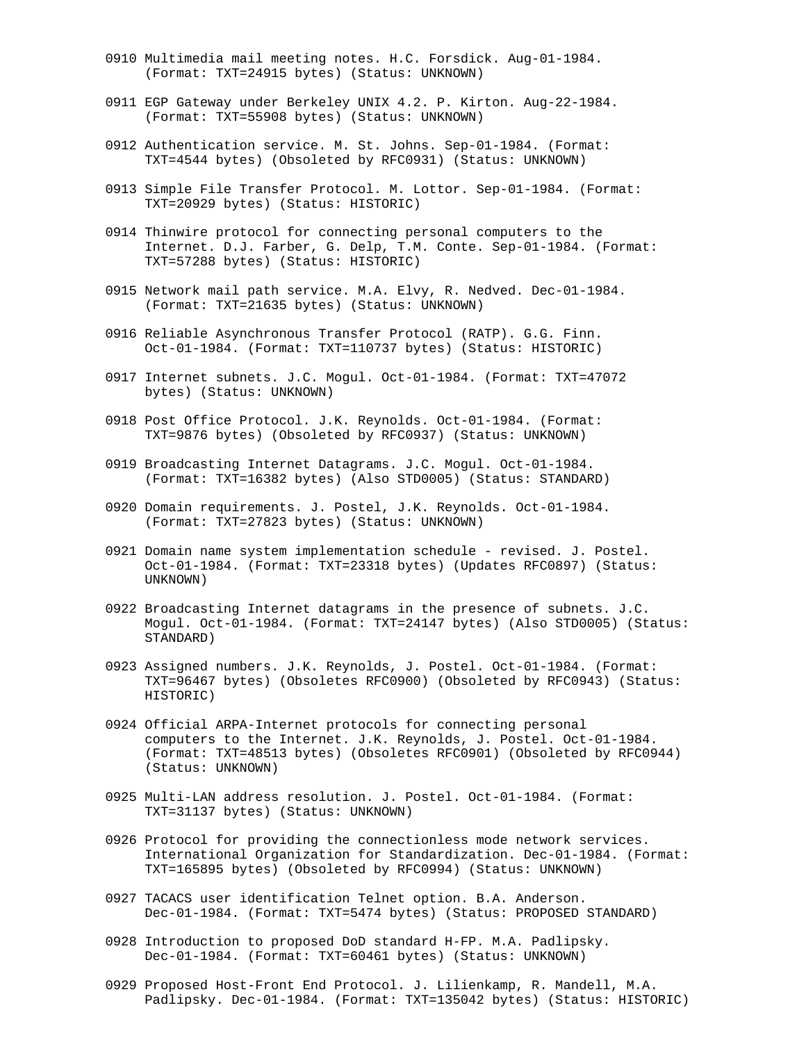0910 Multimedia mail meeting notes. H.C. Forsdick. Aug-01-1984.
     (Format: TXT=24915 bytes) (Status: UNKNOWN)

0911 EGP Gateway under Berkeley UNIX 4.2. P. Kirton. Aug-22-1984.
     (Format: TXT=55908 bytes) (Status: UNKNOWN)

0912 Authentication service. M. St. Johns. Sep-01-1984. (Format:
     TXT=4544 bytes) (Obsoleted by RFC0931) (Status: UNKNOWN)

0913 Simple File Transfer Protocol. M. Lottor. Sep-01-1984. (Format:
     TXT=20929 bytes) (Status: HISTORIC)

0914 Thinwire protocol for connecting personal computers to the
     Internet. D.J. Farber, G. Delp, T.M. Conte. Sep-01-1984. (Format:
     TXT=57288 bytes) (Status: HISTORIC)

0915 Network mail path service. M.A. Elvy, R. Nedved. Dec-01-1984.
     (Format: TXT=21635 bytes) (Status: UNKNOWN)

0916 Reliable Asynchronous Transfer Protocol (RATP). G.G. Finn.
     Oct-01-1984. (Format: TXT=110737 bytes) (Status: HISTORIC)

0917 Internet subnets. J.C. Mogul. Oct-01-1984. (Format: TXT=47072
     bytes) (Status: UNKNOWN)

0918 Post Office Protocol. J.K. Reynolds. Oct-01-1984. (Format:
     TXT=9876 bytes) (Obsoleted by RFC0937) (Status: UNKNOWN)

0919 Broadcasting Internet Datagrams. J.C. Mogul. Oct-01-1984.
     (Format: TXT=16382 bytes) (Also STD0005) (Status: STANDARD)

0920 Domain requirements. J. Postel, J.K. Reynolds. Oct-01-1984.
     (Format: TXT=27823 bytes) (Status: UNKNOWN)

0921 Domain name system implementation schedule - revised. J. Postel.
     Oct-01-1984. (Format: TXT=23318 bytes) (Updates RFC0897) (Status:
     UNKNOWN)

0922 Broadcasting Internet datagrams in the presence of subnets. J.C.
     Mogul. Oct-01-1984. (Format: TXT=24147 bytes) (Also STD0005) (Status:
     STANDARD)

0923 Assigned numbers. J.K. Reynolds, J. Postel. Oct-01-1984. (Format:
     TXT=96467 bytes) (Obsoletes RFC0900) (Obsoleted by RFC0943) (Status:
     HISTORIC)

0924 Official ARPA-Internet protocols for connecting personal
     computers to the Internet. J.K. Reynolds, J. Postel. Oct-01-1984.
     (Format: TXT=48513 bytes) (Obsoletes RFC0901) (Obsoleted by RFC0944)
     (Status: UNKNOWN)

0925 Multi-LAN address resolution. J. Postel. Oct-01-1984. (Format:
     TXT=31137 bytes) (Status: UNKNOWN)

0926 Protocol for providing the connectionless mode network services.
     International Organization for Standardization. Dec-01-1984. (Format:
     TXT=165895 bytes) (Obsoleted by RFC0994) (Status: UNKNOWN)

0927 TACACS user identification Telnet option. B.A. Anderson.
     Dec-01-1984. (Format: TXT=5474 bytes) (Status: PROPOSED STANDARD)

0928 Introduction to proposed DoD standard H-FP. M.A. Padlipsky.
     Dec-01-1984. (Format: TXT=60461 bytes) (Status: UNKNOWN)

0929 Proposed Host-Front End Protocol. J. Lilienkamp, R. Mandell, M.A.
     Padlipsky. Dec-01-1984. (Format: TXT=135042 bytes) (Status: HISTORIC)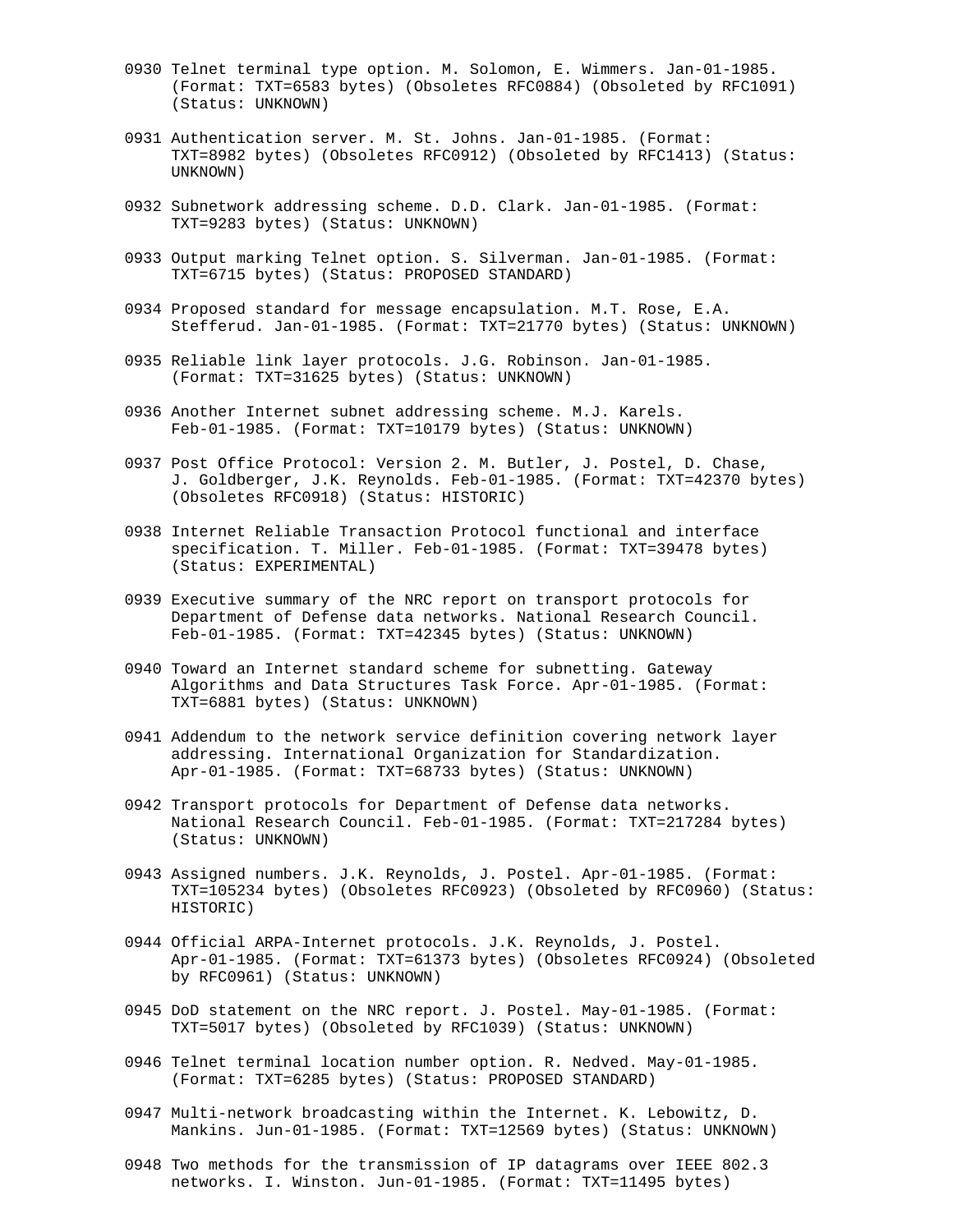0930 Telnet terminal type option. M. Solomon, E. Wimmers. Jan-01-1985. (Format: TXT=6583 bytes) (Obsoletes RFC0884) (Obsoleted by RFC1091) (Status: UNKNOWN)

0931 Authentication server. M. St. Johns. Jan-01-1985. (Format: TXT=8982 bytes) (Obsoletes RFC0912) (Obsoleted by RFC1413) (Status: UNKNOWN)

0932 Subnetwork addressing scheme. D.D. Clark. Jan-01-1985. (Format: TXT=9283 bytes) (Status: UNKNOWN)

0933 Output marking Telnet option. S. Silverman. Jan-01-1985. (Format: TXT=6715 bytes) (Status: PROPOSED STANDARD)

0934 Proposed standard for message encapsulation. M.T. Rose, E.A. Stefferud. Jan-01-1985. (Format: TXT=21770 bytes) (Status: UNKNOWN)

0935 Reliable link layer protocols. J.G. Robinson. Jan-01-1985. (Format: TXT=31625 bytes) (Status: UNKNOWN)

0936 Another Internet subnet addressing scheme. M.J. Karels. Feb-01-1985. (Format: TXT=10179 bytes) (Status: UNKNOWN)

0937 Post Office Protocol: Version 2. M. Butler, J. Postel, D. Chase, J. Goldberger, J.K. Reynolds. Feb-01-1985. (Format: TXT=42370 bytes) (Obsoletes RFC0918) (Status: HISTORIC)

0938 Internet Reliable Transaction Protocol functional and interface specification. T. Miller. Feb-01-1985. (Format: TXT=39478 bytes) (Status: EXPERIMENTAL)

0939 Executive summary of the NRC report on transport protocols for Department of Defense data networks. National Research Council. Feb-01-1985. (Format: TXT=42345 bytes) (Status: UNKNOWN)

0940 Toward an Internet standard scheme for subnetting. Gateway Algorithms and Data Structures Task Force. Apr-01-1985. (Format: TXT=6881 bytes) (Status: UNKNOWN)

0941 Addendum to the network service definition covering network layer addressing. International Organization for Standardization. Apr-01-1985. (Format: TXT=68733 bytes) (Status: UNKNOWN)

0942 Transport protocols for Department of Defense data networks. National Research Council. Feb-01-1985. (Format: TXT=217284 bytes) (Status: UNKNOWN)

0943 Assigned numbers. J.K. Reynolds, J. Postel. Apr-01-1985. (Format: TXT=105234 bytes) (Obsoletes RFC0923) (Obsoleted by RFC0960) (Status: HISTORIC)

0944 Official ARPA-Internet protocols. J.K. Reynolds, J. Postel. Apr-01-1985. (Format: TXT=61373 bytes) (Obsoletes RFC0924) (Obsoleted by RFC0961) (Status: UNKNOWN)

0945 DoD statement on the NRC report. J. Postel. May-01-1985. (Format: TXT=5017 bytes) (Obsoleted by RFC1039) (Status: UNKNOWN)

0946 Telnet terminal location number option. R. Nedved. May-01-1985. (Format: TXT=6285 bytes) (Status: PROPOSED STANDARD)

0947 Multi-network broadcasting within the Internet. K. Lebowitz, D. Mankins. Jun-01-1985. (Format: TXT=12569 bytes) (Status: UNKNOWN)

0948 Two methods for the transmission of IP datagrams over IEEE 802.3 networks. I. Winston. Jun-01-1985. (Format: TXT=11495 bytes)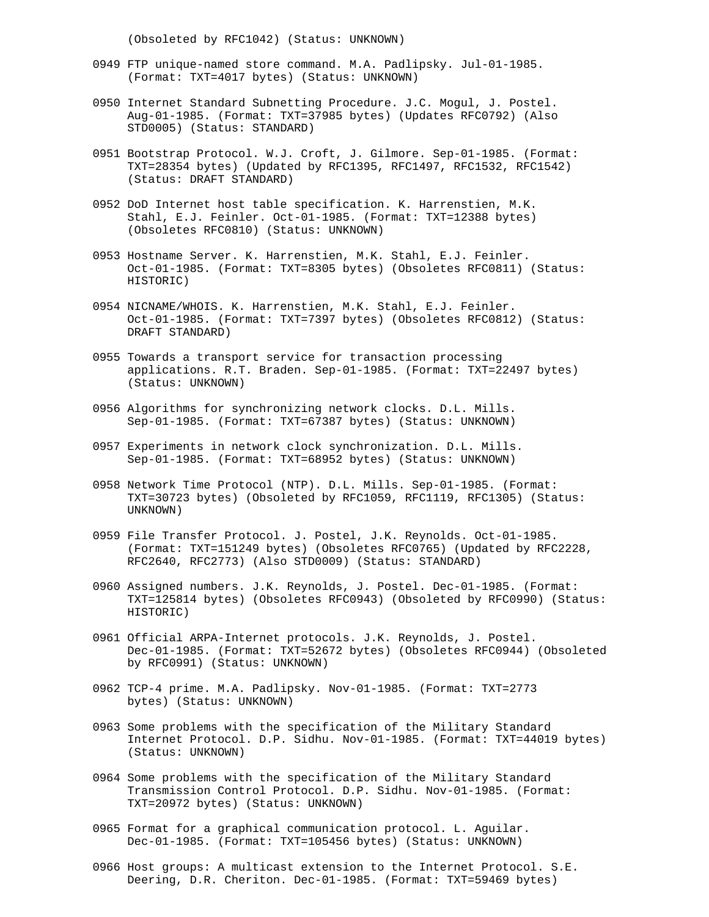(Obsoleted by RFC1042) (Status: UNKNOWN)

0949 FTP unique-named store command. M.A. Padlipsky. Jul-01-1985.
     (Format: TXT=4017 bytes) (Status: UNKNOWN)

0950 Internet Standard Subnetting Procedure. J.C. Mogul, J. Postel.
     Aug-01-1985. (Format: TXT=37985 bytes) (Updates RFC0792) (Also
     STD0005) (Status: STANDARD)

0951 Bootstrap Protocol. W.J. Croft, J. Gilmore. Sep-01-1985. (Format:
     TXT=28354 bytes) (Updated by RFC1395, RFC1497, RFC1532, RFC1542)
     (Status: DRAFT STANDARD)

0952 DoD Internet host table specification. K. Harrenstien, M.K.
     Stahl, E.J. Feinler. Oct-01-1985. (Format: TXT=12388 bytes)
     (Obsoletes RFC0810) (Status: UNKNOWN)

0953 Hostname Server. K. Harrenstien, M.K. Stahl, E.J. Feinler.
     Oct-01-1985. (Format: TXT=8305 bytes) (Obsoletes RFC0811) (Status:
     HISTORIC)

0954 NICNAME/WHOIS. K. Harrenstien, M.K. Stahl, E.J. Feinler.
     Oct-01-1985. (Format: TXT=7397 bytes) (Obsoletes RFC0812) (Status:
     DRAFT STANDARD)

0955 Towards a transport service for transaction processing
     applications. R.T. Braden. Sep-01-1985. (Format: TXT=22497 bytes)
     (Status: UNKNOWN)

0956 Algorithms for synchronizing network clocks. D.L. Mills.
     Sep-01-1985. (Format: TXT=67387 bytes) (Status: UNKNOWN)

0957 Experiments in network clock synchronization. D.L. Mills.
     Sep-01-1985. (Format: TXT=68952 bytes) (Status: UNKNOWN)

0958 Network Time Protocol (NTP). D.L. Mills. Sep-01-1985. (Format:
     TXT=30723 bytes) (Obsoleted by RFC1059, RFC1119, RFC1305) (Status:
     UNKNOWN)

0959 File Transfer Protocol. J. Postel, J.K. Reynolds. Oct-01-1985.
     (Format: TXT=151249 bytes) (Obsoletes RFC0765) (Updated by RFC2228,
     RFC2640, RFC2773) (Also STD0009) (Status: STANDARD)

0960 Assigned numbers. J.K. Reynolds, J. Postel. Dec-01-1985. (Format:
     TXT=125814 bytes) (Obsoletes RFC0943) (Obsoleted by RFC0990) (Status:
     HISTORIC)

0961 Official ARPA-Internet protocols. J.K. Reynolds, J. Postel.
     Dec-01-1985. (Format: TXT=52672 bytes) (Obsoletes RFC0944) (Obsoleted
     by RFC0991) (Status: UNKNOWN)

0962 TCP-4 prime. M.A. Padlipsky. Nov-01-1985. (Format: TXT=2773
     bytes) (Status: UNKNOWN)

0963 Some problems with the specification of the Military Standard
     Internet Protocol. D.P. Sidhu. Nov-01-1985. (Format: TXT=44019 bytes)
     (Status: UNKNOWN)

0964 Some problems with the specification of the Military Standard
     Transmission Control Protocol. D.P. Sidhu. Nov-01-1985. (Format:
     TXT=20972 bytes) (Status: UNKNOWN)

0965 Format for a graphical communication protocol. L. Aguilar.
     Dec-01-1985. (Format: TXT=105456 bytes) (Status: UNKNOWN)

0966 Host groups: A multicast extension to the Internet Protocol. S.E.
     Deering, D.R. Cheriton. Dec-01-1985. (Format: TXT=59469 bytes)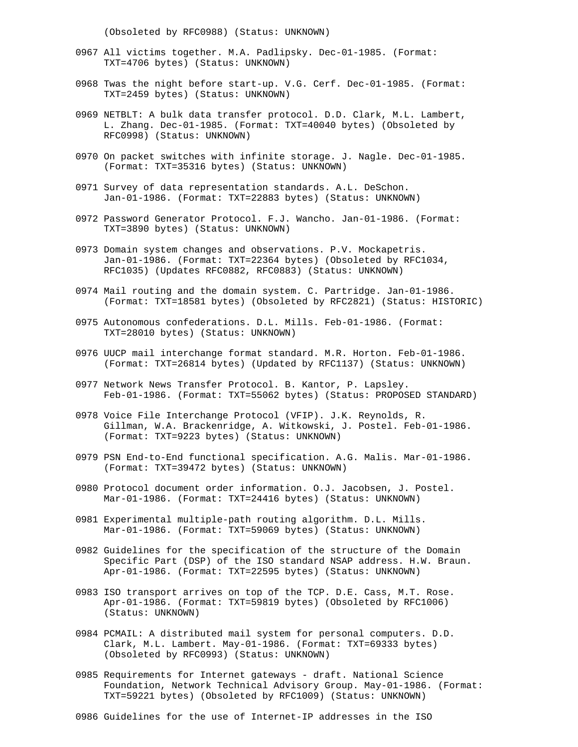(Obsoleted by RFC0988) (Status: UNKNOWN)

0967 All victims together. M.A. Padlipsky. Dec-01-1985. (Format: TXT=4706 bytes) (Status: UNKNOWN)

0968 Twas the night before start-up. V.G. Cerf. Dec-01-1985. (Format: TXT=2459 bytes) (Status: UNKNOWN)

0969 NETBLT: A bulk data transfer protocol. D.D. Clark, M.L. Lambert, L. Zhang. Dec-01-1985. (Format: TXT=40040 bytes) (Obsoleted by RFC0998) (Status: UNKNOWN)

0970 On packet switches with infinite storage. J. Nagle. Dec-01-1985. (Format: TXT=35316 bytes) (Status: UNKNOWN)

0971 Survey of data representation standards. A.L. DeSchon. Jan-01-1986. (Format: TXT=22883 bytes) (Status: UNKNOWN)

0972 Password Generator Protocol. F.J. Wancho. Jan-01-1986. (Format: TXT=3890 bytes) (Status: UNKNOWN)

0973 Domain system changes and observations. P.V. Mockapetris. Jan-01-1986. (Format: TXT=22364 bytes) (Obsoleted by RFC1034, RFC1035) (Updates RFC0882, RFC0883) (Status: UNKNOWN)

0974 Mail routing and the domain system. C. Partridge. Jan-01-1986. (Format: TXT=18581 bytes) (Obsoleted by RFC2821) (Status: HISTORIC)

0975 Autonomous confederations. D.L. Mills. Feb-01-1986. (Format: TXT=28010 bytes) (Status: UNKNOWN)

0976 UUCP mail interchange format standard. M.R. Horton. Feb-01-1986. (Format: TXT=26814 bytes) (Updated by RFC1137) (Status: UNKNOWN)

0977 Network News Transfer Protocol. B. Kantor, P. Lapsley. Feb-01-1986. (Format: TXT=55062 bytes) (Status: PROPOSED STANDARD)

0978 Voice File Interchange Protocol (VFIP). J.K. Reynolds, R. Gillman, W.A. Brackenridge, A. Witkowski, J. Postel. Feb-01-1986. (Format: TXT=9223 bytes) (Status: UNKNOWN)

0979 PSN End-to-End functional specification. A.G. Malis. Mar-01-1986. (Format: TXT=39472 bytes) (Status: UNKNOWN)

0980 Protocol document order information. O.J. Jacobsen, J. Postel. Mar-01-1986. (Format: TXT=24416 bytes) (Status: UNKNOWN)

0981 Experimental multiple-path routing algorithm. D.L. Mills. Mar-01-1986. (Format: TXT=59069 bytes) (Status: UNKNOWN)

0982 Guidelines for the specification of the structure of the Domain Specific Part (DSP) of the ISO standard NSAP address. H.W. Braun. Apr-01-1986. (Format: TXT=22595 bytes) (Status: UNKNOWN)

0983 ISO transport arrives on top of the TCP. D.E. Cass, M.T. Rose. Apr-01-1986. (Format: TXT=59819 bytes) (Obsoleted by RFC1006) (Status: UNKNOWN)

0984 PCMAIL: A distributed mail system for personal computers. D.D. Clark, M.L. Lambert. May-01-1986. (Format: TXT=69333 bytes) (Obsoleted by RFC0993) (Status: UNKNOWN)

0985 Requirements for Internet gateways - draft. National Science Foundation, Network Technical Advisory Group. May-01-1986. (Format: TXT=59221 bytes) (Obsoleted by RFC1009) (Status: UNKNOWN)

0986 Guidelines for the use of Internet-IP addresses in the ISO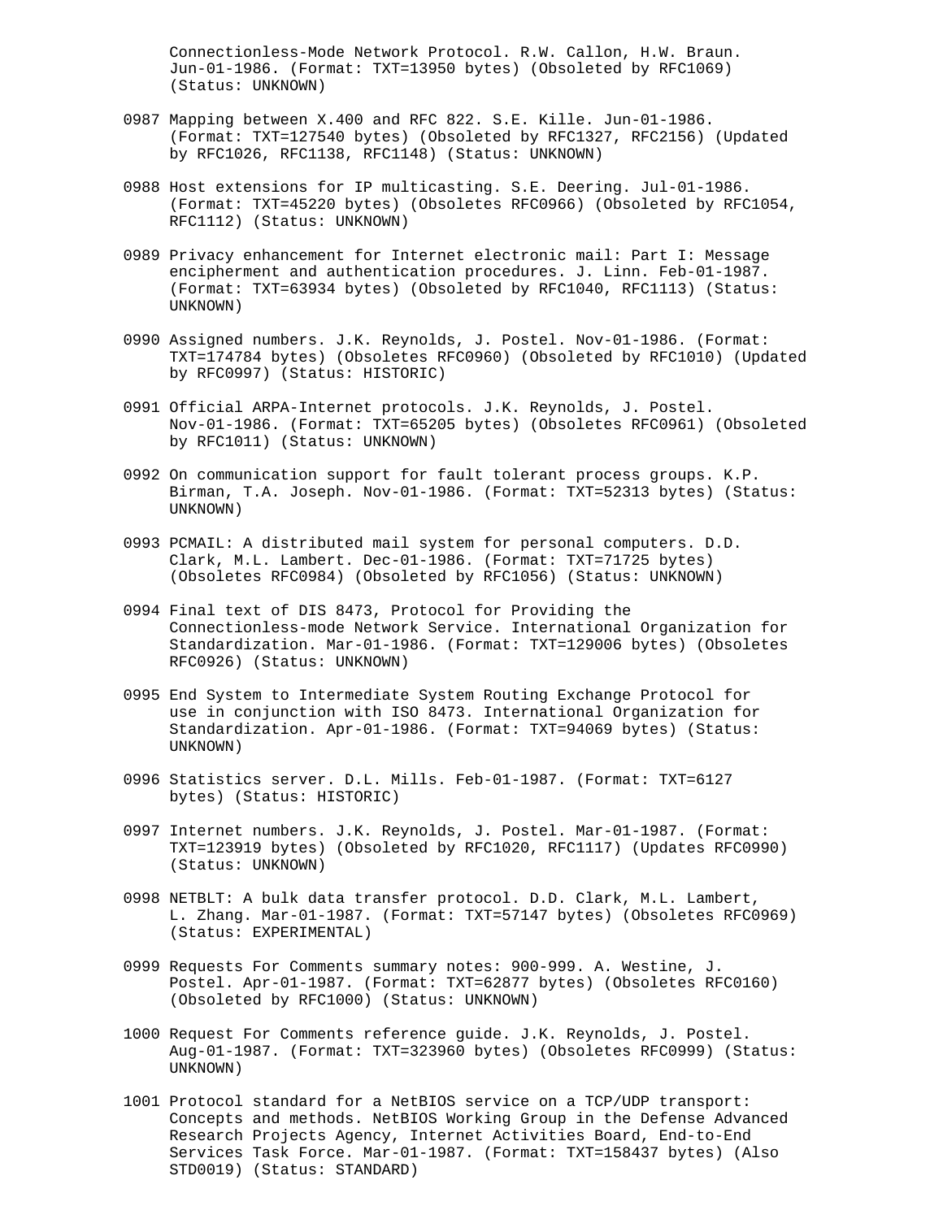Connectionless-Mode Network Protocol. R.W. Callon, H.W. Braun. Jun-01-1986. (Format: TXT=13950 bytes) (Obsoleted by RFC1069) (Status: UNKNOWN)

0987 Mapping between X.400 and RFC 822. S.E. Kille. Jun-01-1986. (Format: TXT=127540 bytes) (Obsoleted by RFC1327, RFC2156) (Updated by RFC1026, RFC1138, RFC1148) (Status: UNKNOWN)

0988 Host extensions for IP multicasting. S.E. Deering. Jul-01-1986. (Format: TXT=45220 bytes) (Obsoletes RFC0966) (Obsoleted by RFC1054, RFC1112) (Status: UNKNOWN)

0989 Privacy enhancement for Internet electronic mail: Part I: Message encipherment and authentication procedures. J. Linn. Feb-01-1987. (Format: TXT=63934 bytes) (Obsoleted by RFC1040, RFC1113) (Status: UNKNOWN)

0990 Assigned numbers. J.K. Reynolds, J. Postel. Nov-01-1986. (Format: TXT=174784 bytes) (Obsoletes RFC0960) (Obsoleted by RFC1010) (Updated by RFC0997) (Status: HISTORIC)

0991 Official ARPA-Internet protocols. J.K. Reynolds, J. Postel. Nov-01-1986. (Format: TXT=65205 bytes) (Obsoletes RFC0961) (Obsoleted by RFC1011) (Status: UNKNOWN)

0992 On communication support for fault tolerant process groups. K.P. Birman, T.A. Joseph. Nov-01-1986. (Format: TXT=52313 bytes) (Status: UNKNOWN)

0993 PCMAIL: A distributed mail system for personal computers. D.D. Clark, M.L. Lambert. Dec-01-1986. (Format: TXT=71725 bytes) (Obsoletes RFC0984) (Obsoleted by RFC1056) (Status: UNKNOWN)

0994 Final text of DIS 8473, Protocol for Providing the Connectionless-mode Network Service. International Organization for Standardization. Mar-01-1986. (Format: TXT=129006 bytes) (Obsoletes RFC0926) (Status: UNKNOWN)

0995 End System to Intermediate System Routing Exchange Protocol for use in conjunction with ISO 8473. International Organization for Standardization. Apr-01-1986. (Format: TXT=94069 bytes) (Status: UNKNOWN)

0996 Statistics server. D.L. Mills. Feb-01-1987. (Format: TXT=6127 bytes) (Status: HISTORIC)

0997 Internet numbers. J.K. Reynolds, J. Postel. Mar-01-1987. (Format: TXT=123919 bytes) (Obsoleted by RFC1020, RFC1117) (Updates RFC0990) (Status: UNKNOWN)

0998 NETBLT: A bulk data transfer protocol. D.D. Clark, M.L. Lambert, L. Zhang. Mar-01-1987. (Format: TXT=57147 bytes) (Obsoletes RFC0969) (Status: EXPERIMENTAL)

0999 Requests For Comments summary notes: 900-999. A. Westine, J. Postel. Apr-01-1987. (Format: TXT=62877 bytes) (Obsoletes RFC0160) (Obsoleted by RFC1000) (Status: UNKNOWN)

1000 Request For Comments reference guide. J.K. Reynolds, J. Postel. Aug-01-1987. (Format: TXT=323960 bytes) (Obsoletes RFC0999) (Status: UNKNOWN)

1001 Protocol standard for a NetBIOS service on a TCP/UDP transport: Concepts and methods. NetBIOS Working Group in the Defense Advanced Research Projects Agency, Internet Activities Board, End-to-End Services Task Force. Mar-01-1987. (Format: TXT=158437 bytes) (Also STD0019) (Status: STANDARD)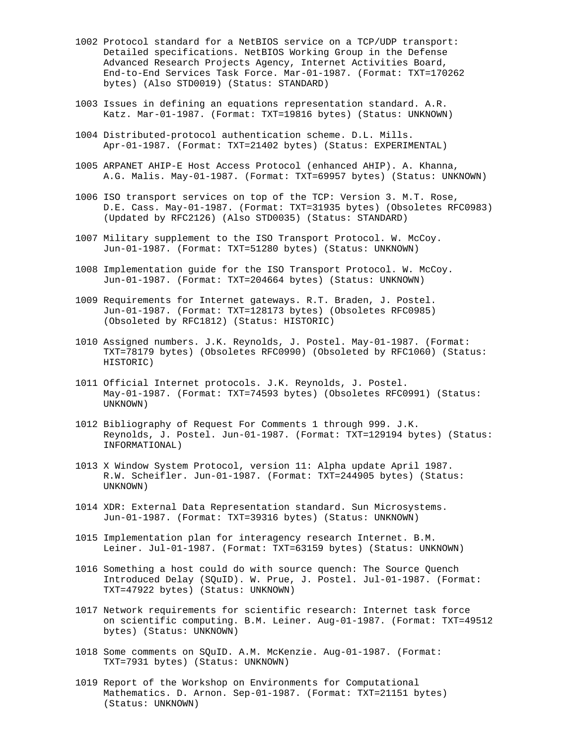1002 Protocol standard for a NetBIOS service on a TCP/UDP transport: Detailed specifications. NetBIOS Working Group in the Defense Advanced Research Projects Agency, Internet Activities Board, End-to-End Services Task Force. Mar-01-1987. (Format: TXT=170262 bytes) (Also STD0019) (Status: STANDARD)

1003 Issues in defining an equations representation standard. A.R. Katz. Mar-01-1987. (Format: TXT=19816 bytes) (Status: UNKNOWN)

1004 Distributed-protocol authentication scheme. D.L. Mills. Apr-01-1987. (Format: TXT=21402 bytes) (Status: EXPERIMENTAL)

1005 ARPANET AHIP-E Host Access Protocol (enhanced AHIP). A. Khanna, A.G. Malis. May-01-1987. (Format: TXT=69957 bytes) (Status: UNKNOWN)

1006 ISO transport services on top of the TCP: Version 3. M.T. Rose, D.E. Cass. May-01-1987. (Format: TXT=31935 bytes) (Obsoletes RFC0983) (Updated by RFC2126) (Also STD0035) (Status: STANDARD)

1007 Military supplement to the ISO Transport Protocol. W. McCoy. Jun-01-1987. (Format: TXT=51280 bytes) (Status: UNKNOWN)

1008 Implementation guide for the ISO Transport Protocol. W. McCoy. Jun-01-1987. (Format: TXT=204664 bytes) (Status: UNKNOWN)

1009 Requirements for Internet gateways. R.T. Braden, J. Postel. Jun-01-1987. (Format: TXT=128173 bytes) (Obsoletes RFC0985) (Obsoleted by RFC1812) (Status: HISTORIC)

1010 Assigned numbers. J.K. Reynolds, J. Postel. May-01-1987. (Format: TXT=78179 bytes) (Obsoletes RFC0990) (Obsoleted by RFC1060) (Status: HISTORIC)

1011 Official Internet protocols. J.K. Reynolds, J. Postel. May-01-1987. (Format: TXT=74593 bytes) (Obsoletes RFC0991) (Status: UNKNOWN)

1012 Bibliography of Request For Comments 1 through 999. J.K. Reynolds, J. Postel. Jun-01-1987. (Format: TXT=129194 bytes) (Status: INFORMATIONAL)

1013 X Window System Protocol, version 11: Alpha update April 1987. R.W. Scheifler. Jun-01-1987. (Format: TXT=244905 bytes) (Status: UNKNOWN)

1014 XDR: External Data Representation standard. Sun Microsystems. Jun-01-1987. (Format: TXT=39316 bytes) (Status: UNKNOWN)

1015 Implementation plan for interagency research Internet. B.M. Leiner. Jul-01-1987. (Format: TXT=63159 bytes) (Status: UNKNOWN)

1016 Something a host could do with source quench: The Source Quench Introduced Delay (SQuID). W. Prue, J. Postel. Jul-01-1987. (Format: TXT=47922 bytes) (Status: UNKNOWN)

1017 Network requirements for scientific research: Internet task force on scientific computing. B.M. Leiner. Aug-01-1987. (Format: TXT=49512 bytes) (Status: UNKNOWN)

1018 Some comments on SQuID. A.M. McKenzie. Aug-01-1987. (Format: TXT=7931 bytes) (Status: UNKNOWN)

1019 Report of the Workshop on Environments for Computational Mathematics. D. Arnon. Sep-01-1987. (Format: TXT=21151 bytes) (Status: UNKNOWN)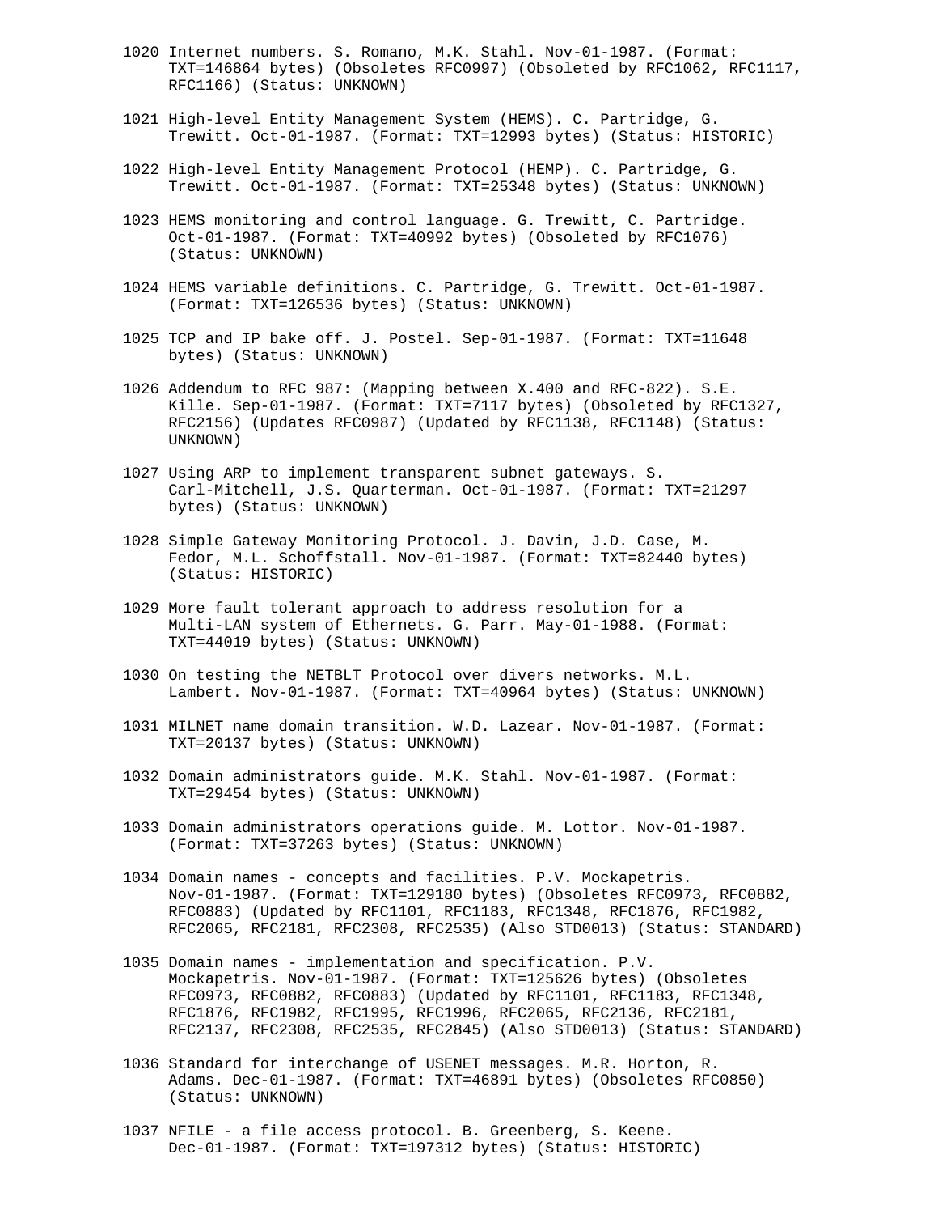1020 Internet numbers. S. Romano, M.K. Stahl. Nov-01-1987. (Format: TXT=146864 bytes) (Obsoletes RFC0997) (Obsoleted by RFC1062, RFC1117, RFC1166) (Status: UNKNOWN)

1021 High-level Entity Management System (HEMS). C. Partridge, G. Trewitt. Oct-01-1987. (Format: TXT=12993 bytes) (Status: HISTORIC)

1022 High-level Entity Management Protocol (HEMP). C. Partridge, G. Trewitt. Oct-01-1987. (Format: TXT=25348 bytes) (Status: UNKNOWN)

1023 HEMS monitoring and control language. G. Trewitt, C. Partridge. Oct-01-1987. (Format: TXT=40992 bytes) (Obsoleted by RFC1076) (Status: UNKNOWN)

1024 HEMS variable definitions. C. Partridge, G. Trewitt. Oct-01-1987. (Format: TXT=126536 bytes) (Status: UNKNOWN)

1025 TCP and IP bake off. J. Postel. Sep-01-1987. (Format: TXT=11648 bytes) (Status: UNKNOWN)

1026 Addendum to RFC 987: (Mapping between X.400 and RFC-822). S.E. Kille. Sep-01-1987. (Format: TXT=7117 bytes) (Obsoleted by RFC1327, RFC2156) (Updates RFC0987) (Updated by RFC1138, RFC1148) (Status: UNKNOWN)

1027 Using ARP to implement transparent subnet gateways. S. Carl-Mitchell, J.S. Quarterman. Oct-01-1987. (Format: TXT=21297 bytes) (Status: UNKNOWN)

1028 Simple Gateway Monitoring Protocol. J. Davin, J.D. Case, M. Fedor, M.L. Schoffstall. Nov-01-1987. (Format: TXT=82440 bytes) (Status: HISTORIC)

1029 More fault tolerant approach to address resolution for a Multi-LAN system of Ethernets. G. Parr. May-01-1988. (Format: TXT=44019 bytes) (Status: UNKNOWN)

1030 On testing the NETBLT Protocol over divers networks. M.L. Lambert. Nov-01-1987. (Format: TXT=40964 bytes) (Status: UNKNOWN)

1031 MILNET name domain transition. W.D. Lazear. Nov-01-1987. (Format: TXT=20137 bytes) (Status: UNKNOWN)

1032 Domain administrators guide. M.K. Stahl. Nov-01-1987. (Format: TXT=29454 bytes) (Status: UNKNOWN)

1033 Domain administrators operations guide. M. Lottor. Nov-01-1987. (Format: TXT=37263 bytes) (Status: UNKNOWN)

1034 Domain names - concepts and facilities. P.V. Mockapetris. Nov-01-1987. (Format: TXT=129180 bytes) (Obsoletes RFC0973, RFC0882, RFC0883) (Updated by RFC1101, RFC1183, RFC1348, RFC1876, RFC1982, RFC2065, RFC2181, RFC2308, RFC2535) (Also STD0013) (Status: STANDARD)

1035 Domain names - implementation and specification. P.V. Mockapetris. Nov-01-1987. (Format: TXT=125626 bytes) (Obsoletes RFC0973, RFC0882, RFC0883) (Updated by RFC1101, RFC1183, RFC1348, RFC1876, RFC1982, RFC1995, RFC1996, RFC2065, RFC2136, RFC2181, RFC2137, RFC2308, RFC2535, RFC2845) (Also STD0013) (Status: STANDARD)

1036 Standard for interchange of USENET messages. M.R. Horton, R. Adams. Dec-01-1987. (Format: TXT=46891 bytes) (Obsoletes RFC0850) (Status: UNKNOWN)

1037 NFILE - a file access protocol. B. Greenberg, S. Keene. Dec-01-1987. (Format: TXT=197312 bytes) (Status: HISTORIC)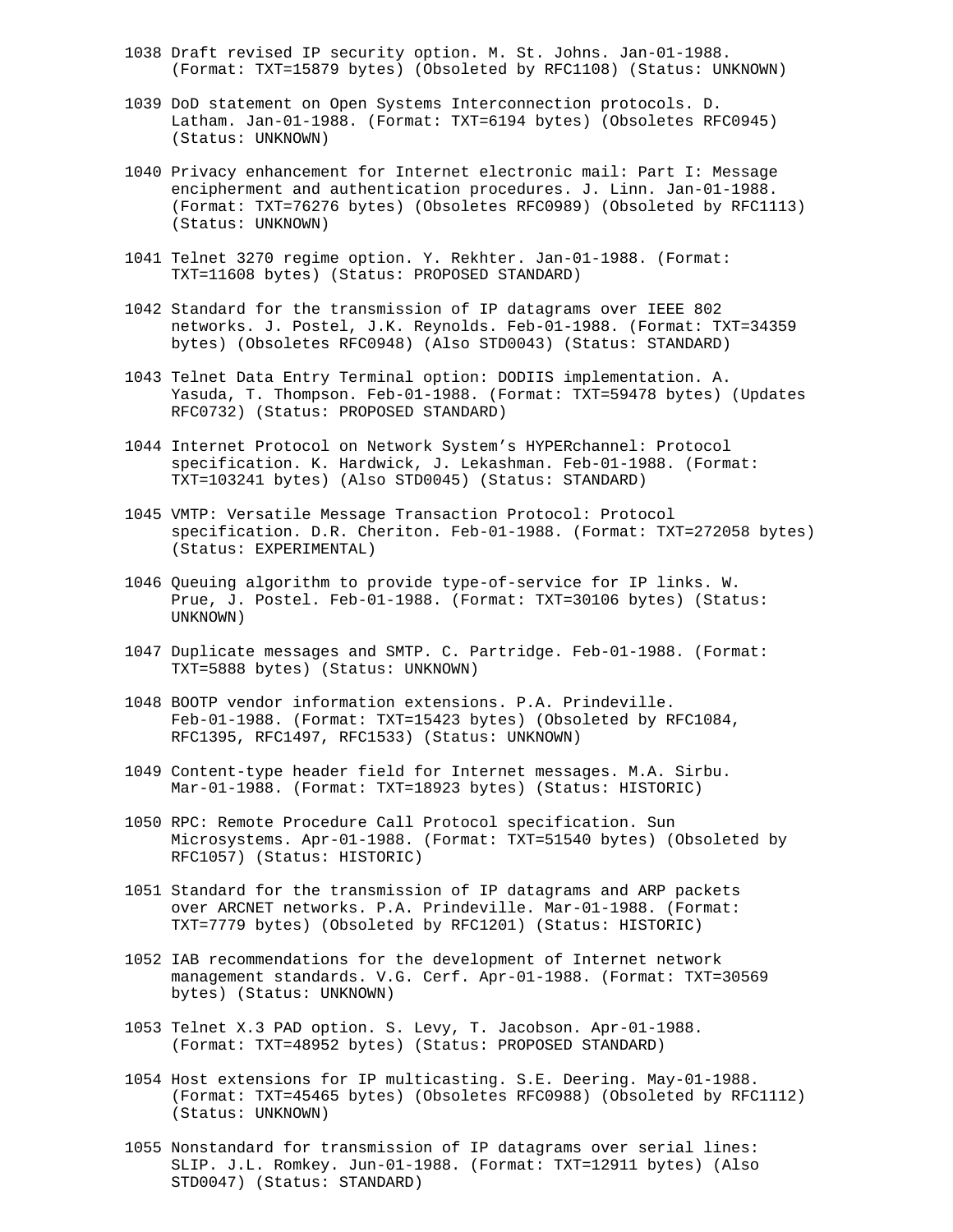1038 Draft revised IP security option. M. St. Johns. Jan-01-1988. (Format: TXT=15879 bytes) (Obsoleted by RFC1108) (Status: UNKNOWN)

1039 DoD statement on Open Systems Interconnection protocols. D. Latham. Jan-01-1988. (Format: TXT=6194 bytes) (Obsoletes RFC0945) (Status: UNKNOWN)

1040 Privacy enhancement for Internet electronic mail: Part I: Message encipherment and authentication procedures. J. Linn. Jan-01-1988. (Format: TXT=76276 bytes) (Obsoletes RFC0989) (Obsoleted by RFC1113) (Status: UNKNOWN)

1041 Telnet 3270 regime option. Y. Rekhter. Jan-01-1988. (Format: TXT=11608 bytes) (Status: PROPOSED STANDARD)

1042 Standard for the transmission of IP datagrams over IEEE 802 networks. J. Postel, J.K. Reynolds. Feb-01-1988. (Format: TXT=34359 bytes) (Obsoletes RFC0948) (Also STD0043) (Status: STANDARD)

1043 Telnet Data Entry Terminal option: DODIIS implementation. A. Yasuda, T. Thompson. Feb-01-1988. (Format: TXT=59478 bytes) (Updates RFC0732) (Status: PROPOSED STANDARD)

1044 Internet Protocol on Network System's HYPERchannel: Protocol specification. K. Hardwick, J. Lekashman. Feb-01-1988. (Format: TXT=103241 bytes) (Also STD0045) (Status: STANDARD)

1045 VMTP: Versatile Message Transaction Protocol: Protocol specification. D.R. Cheriton. Feb-01-1988. (Format: TXT=272058 bytes) (Status: EXPERIMENTAL)

1046 Queuing algorithm to provide type-of-service for IP links. W. Prue, J. Postel. Feb-01-1988. (Format: TXT=30106 bytes) (Status: UNKNOWN)

1047 Duplicate messages and SMTP. C. Partridge. Feb-01-1988. (Format: TXT=5888 bytes) (Status: UNKNOWN)

1048 BOOTP vendor information extensions. P.A. Prindeville. Feb-01-1988. (Format: TXT=15423 bytes) (Obsoleted by RFC1084, RFC1395, RFC1497, RFC1533) (Status: UNKNOWN)

1049 Content-type header field for Internet messages. M.A. Sirbu. Mar-01-1988. (Format: TXT=18923 bytes) (Status: HISTORIC)

1050 RPC: Remote Procedure Call Protocol specification. Sun Microsystems. Apr-01-1988. (Format: TXT=51540 bytes) (Obsoleted by RFC1057) (Status: HISTORIC)

1051 Standard for the transmission of IP datagrams and ARP packets over ARCNET networks. P.A. Prindeville. Mar-01-1988. (Format: TXT=7779 bytes) (Obsoleted by RFC1201) (Status: HISTORIC)

1052 IAB recommendations for the development of Internet network management standards. V.G. Cerf. Apr-01-1988. (Format: TXT=30569 bytes) (Status: UNKNOWN)

1053 Telnet X.3 PAD option. S. Levy, T. Jacobson. Apr-01-1988. (Format: TXT=48952 bytes) (Status: PROPOSED STANDARD)

1054 Host extensions for IP multicasting. S.E. Deering. May-01-1988. (Format: TXT=45465 bytes) (Obsoletes RFC0988) (Obsoleted by RFC1112) (Status: UNKNOWN)

1055 Nonstandard for transmission of IP datagrams over serial lines: SLIP. J.L. Romkey. Jun-01-1988. (Format: TXT=12911 bytes) (Also STD0047) (Status: STANDARD)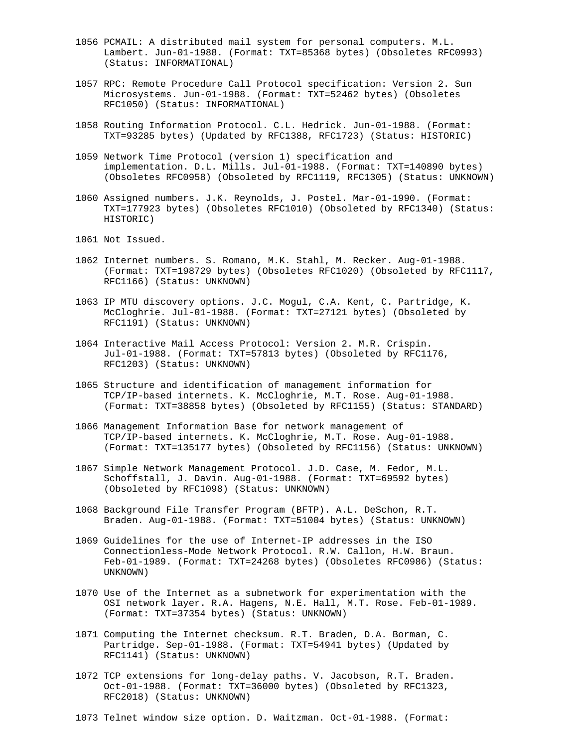1056 PCMAIL: A distributed mail system for personal computers. M.L. Lambert. Jun-01-1988. (Format: TXT=85368 bytes) (Obsoletes RFC0993) (Status: INFORMATIONAL)

1057 RPC: Remote Procedure Call Protocol specification: Version 2. Sun Microsystems. Jun-01-1988. (Format: TXT=52462 bytes) (Obsoletes RFC1050) (Status: INFORMATIONAL)

1058 Routing Information Protocol. C.L. Hedrick. Jun-01-1988. (Format: TXT=93285 bytes) (Updated by RFC1388, RFC1723) (Status: HISTORIC)

1059 Network Time Protocol (version 1) specification and implementation. D.L. Mills. Jul-01-1988. (Format: TXT=140890 bytes) (Obsoletes RFC0958) (Obsoleted by RFC1119, RFC1305) (Status: UNKNOWN)

1060 Assigned numbers. J.K. Reynolds, J. Postel. Mar-01-1990. (Format: TXT=177923 bytes) (Obsoletes RFC1010) (Obsoleted by RFC1340) (Status: HISTORIC)

1061 Not Issued.

1062 Internet numbers. S. Romano, M.K. Stahl, M. Recker. Aug-01-1988. (Format: TXT=198729 bytes) (Obsoletes RFC1020) (Obsoleted by RFC1117, RFC1166) (Status: UNKNOWN)

1063 IP MTU discovery options. J.C. Mogul, C.A. Kent, C. Partridge, K. McCloghrie. Jul-01-1988. (Format: TXT=27121 bytes) (Obsoleted by RFC1191) (Status: UNKNOWN)

1064 Interactive Mail Access Protocol: Version 2. M.R. Crispin. Jul-01-1988. (Format: TXT=57813 bytes) (Obsoleted by RFC1176, RFC1203) (Status: UNKNOWN)

1065 Structure and identification of management information for TCP/IP-based internets. K. McCloghrie, M.T. Rose. Aug-01-1988. (Format: TXT=38858 bytes) (Obsoleted by RFC1155) (Status: STANDARD)

1066 Management Information Base for network management of TCP/IP-based internets. K. McCloghrie, M.T. Rose. Aug-01-1988. (Format: TXT=135177 bytes) (Obsoleted by RFC1156) (Status: UNKNOWN)

1067 Simple Network Management Protocol. J.D. Case, M. Fedor, M.L. Schoffstall, J. Davin. Aug-01-1988. (Format: TXT=69592 bytes) (Obsoleted by RFC1098) (Status: UNKNOWN)

1068 Background File Transfer Program (BFTP). A.L. DeSchon, R.T. Braden. Aug-01-1988. (Format: TXT=51004 bytes) (Status: UNKNOWN)

1069 Guidelines for the use of Internet-IP addresses in the ISO Connectionless-Mode Network Protocol. R.W. Callon, H.W. Braun. Feb-01-1989. (Format: TXT=24268 bytes) (Obsoletes RFC0986) (Status: UNKNOWN)

1070 Use of the Internet as a subnetwork for experimentation with the OSI network layer. R.A. Hagens, N.E. Hall, M.T. Rose. Feb-01-1989. (Format: TXT=37354 bytes) (Status: UNKNOWN)

1071 Computing the Internet checksum. R.T. Braden, D.A. Borman, C. Partridge. Sep-01-1988. (Format: TXT=54941 bytes) (Updated by RFC1141) (Status: UNKNOWN)

1072 TCP extensions for long-delay paths. V. Jacobson, R.T. Braden. Oct-01-1988. (Format: TXT=36000 bytes) (Obsoleted by RFC1323, RFC2018) (Status: UNKNOWN)

1073 Telnet window size option. D. Waitzman. Oct-01-1988. (Format: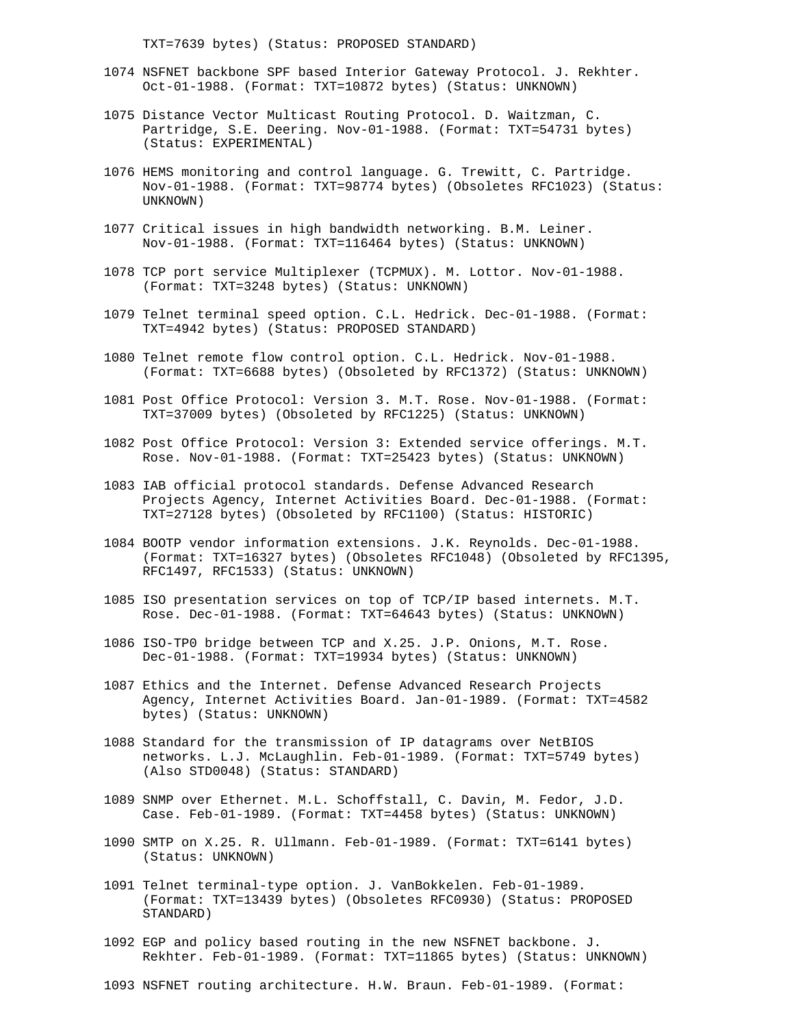TXT=7639 bytes) (Status: PROPOSED STANDARD)

1074 NSFNET backbone SPF based Interior Gateway Protocol. J. Rekhter. Oct-01-1988. (Format: TXT=10872 bytes) (Status: UNKNOWN)

1075 Distance Vector Multicast Routing Protocol. D. Waitzman, C. Partridge, S.E. Deering. Nov-01-1988. (Format: TXT=54731 bytes) (Status: EXPERIMENTAL)

1076 HEMS monitoring and control language. G. Trewitt, C. Partridge. Nov-01-1988. (Format: TXT=98774 bytes) (Obsoletes RFC1023) (Status: UNKNOWN)

1077 Critical issues in high bandwidth networking. B.M. Leiner. Nov-01-1988. (Format: TXT=116464 bytes) (Status: UNKNOWN)

1078 TCP port service Multiplexer (TCPMUX). M. Lottor. Nov-01-1988. (Format: TXT=3248 bytes) (Status: UNKNOWN)

1079 Telnet terminal speed option. C.L. Hedrick. Dec-01-1988. (Format: TXT=4942 bytes) (Status: PROPOSED STANDARD)

1080 Telnet remote flow control option. C.L. Hedrick. Nov-01-1988. (Format: TXT=6688 bytes) (Obsoleted by RFC1372) (Status: UNKNOWN)

1081 Post Office Protocol: Version 3. M.T. Rose. Nov-01-1988. (Format: TXT=37009 bytes) (Obsoleted by RFC1225) (Status: UNKNOWN)

1082 Post Office Protocol: Version 3: Extended service offerings. M.T. Rose. Nov-01-1988. (Format: TXT=25423 bytes) (Status: UNKNOWN)

1083 IAB official protocol standards. Defense Advanced Research Projects Agency, Internet Activities Board. Dec-01-1988. (Format: TXT=27128 bytes) (Obsoleted by RFC1100) (Status: HISTORIC)

1084 BOOTP vendor information extensions. J.K. Reynolds. Dec-01-1988. (Format: TXT=16327 bytes) (Obsoletes RFC1048) (Obsoleted by RFC1395, RFC1497, RFC1533) (Status: UNKNOWN)

1085 ISO presentation services on top of TCP/IP based internets. M.T. Rose. Dec-01-1988. (Format: TXT=64643 bytes) (Status: UNKNOWN)

1086 ISO-TP0 bridge between TCP and X.25. J.P. Onions, M.T. Rose. Dec-01-1988. (Format: TXT=19934 bytes) (Status: UNKNOWN)

1087 Ethics and the Internet. Defense Advanced Research Projects Agency, Internet Activities Board. Jan-01-1989. (Format: TXT=4582 bytes) (Status: UNKNOWN)

1088 Standard for the transmission of IP datagrams over NetBIOS networks. L.J. McLaughlin. Feb-01-1989. (Format: TXT=5749 bytes) (Also STD0048) (Status: STANDARD)

1089 SNMP over Ethernet. M.L. Schoffstall, C. Davin, M. Fedor, J.D. Case. Feb-01-1989. (Format: TXT=4458 bytes) (Status: UNKNOWN)

1090 SMTP on X.25. R. Ullmann. Feb-01-1989. (Format: TXT=6141 bytes) (Status: UNKNOWN)

1091 Telnet terminal-type option. J. VanBokkelen. Feb-01-1989. (Format: TXT=13439 bytes) (Obsoletes RFC0930) (Status: PROPOSED STANDARD)

1092 EGP and policy based routing in the new NSFNET backbone. J. Rekhter. Feb-01-1989. (Format: TXT=11865 bytes) (Status: UNKNOWN)

1093 NSFNET routing architecture. H.W. Braun. Feb-01-1989. (Format: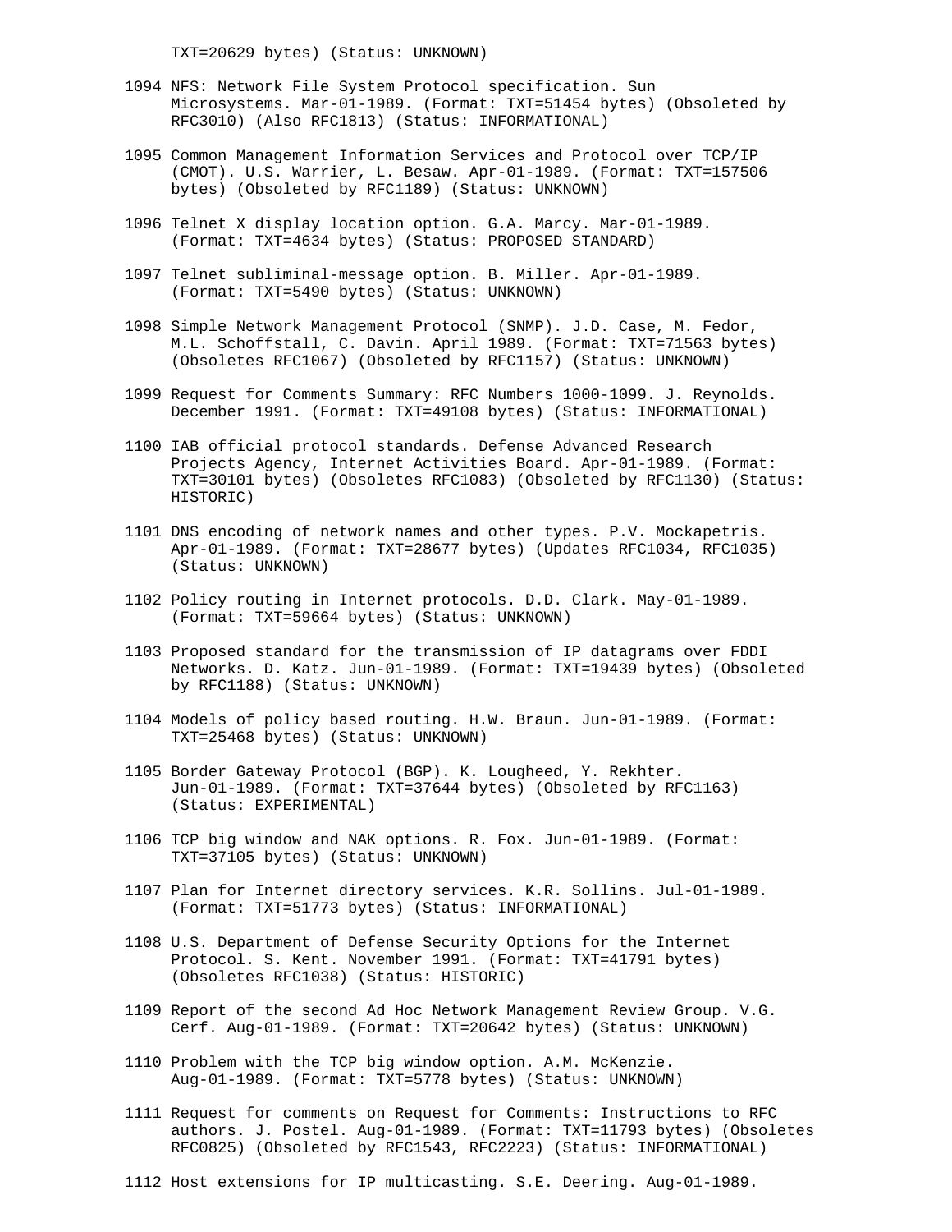TXT=20629 bytes) (Status: UNKNOWN)

1094 NFS: Network File System Protocol specification. Sun Microsystems. Mar-01-1989. (Format: TXT=51454 bytes) (Obsoleted by RFC3010) (Also RFC1813) (Status: INFORMATIONAL)

1095 Common Management Information Services and Protocol over TCP/IP (CMOT). U.S. Warrier, L. Besaw. Apr-01-1989. (Format: TXT=157506 bytes) (Obsoleted by RFC1189) (Status: UNKNOWN)

1096 Telnet X display location option. G.A. Marcy. Mar-01-1989. (Format: TXT=4634 bytes) (Status: PROPOSED STANDARD)

1097 Telnet subliminal-message option. B. Miller. Apr-01-1989. (Format: TXT=5490 bytes) (Status: UNKNOWN)

1098 Simple Network Management Protocol (SNMP). J.D. Case, M. Fedor, M.L. Schoffstall, C. Davin. April 1989. (Format: TXT=71563 bytes) (Obsoletes RFC1067) (Obsoleted by RFC1157) (Status: UNKNOWN)

1099 Request for Comments Summary: RFC Numbers 1000-1099. J. Reynolds. December 1991. (Format: TXT=49108 bytes) (Status: INFORMATIONAL)

1100 IAB official protocol standards. Defense Advanced Research Projects Agency, Internet Activities Board. Apr-01-1989. (Format: TXT=30101 bytes) (Obsoletes RFC1083) (Obsoleted by RFC1130) (Status: HISTORIC)

1101 DNS encoding of network names and other types. P.V. Mockapetris. Apr-01-1989. (Format: TXT=28677 bytes) (Updates RFC1034, RFC1035) (Status: UNKNOWN)

1102 Policy routing in Internet protocols. D.D. Clark. May-01-1989. (Format: TXT=59664 bytes) (Status: UNKNOWN)

1103 Proposed standard for the transmission of IP datagrams over FDDI Networks. D. Katz. Jun-01-1989. (Format: TXT=19439 bytes) (Obsoleted by RFC1188) (Status: UNKNOWN)

1104 Models of policy based routing. H.W. Braun. Jun-01-1989. (Format: TXT=25468 bytes) (Status: UNKNOWN)

1105 Border Gateway Protocol (BGP). K. Lougheed, Y. Rekhter. Jun-01-1989. (Format: TXT=37644 bytes) (Obsoleted by RFC1163) (Status: EXPERIMENTAL)

1106 TCP big window and NAK options. R. Fox. Jun-01-1989. (Format: TXT=37105 bytes) (Status: UNKNOWN)

1107 Plan for Internet directory services. K.R. Sollins. Jul-01-1989. (Format: TXT=51773 bytes) (Status: INFORMATIONAL)

1108 U.S. Department of Defense Security Options for the Internet Protocol. S. Kent. November 1991. (Format: TXT=41791 bytes) (Obsoletes RFC1038) (Status: HISTORIC)

1109 Report of the second Ad Hoc Network Management Review Group. V.G. Cerf. Aug-01-1989. (Format: TXT=20642 bytes) (Status: UNKNOWN)

1110 Problem with the TCP big window option. A.M. McKenzie. Aug-01-1989. (Format: TXT=5778 bytes) (Status: UNKNOWN)

1111 Request for comments on Request for Comments: Instructions to RFC authors. J. Postel. Aug-01-1989. (Format: TXT=11793 bytes) (Obsoletes RFC0825) (Obsoleted by RFC1543, RFC2223) (Status: INFORMATIONAL)

1112 Host extensions for IP multicasting. S.E. Deering. Aug-01-1989.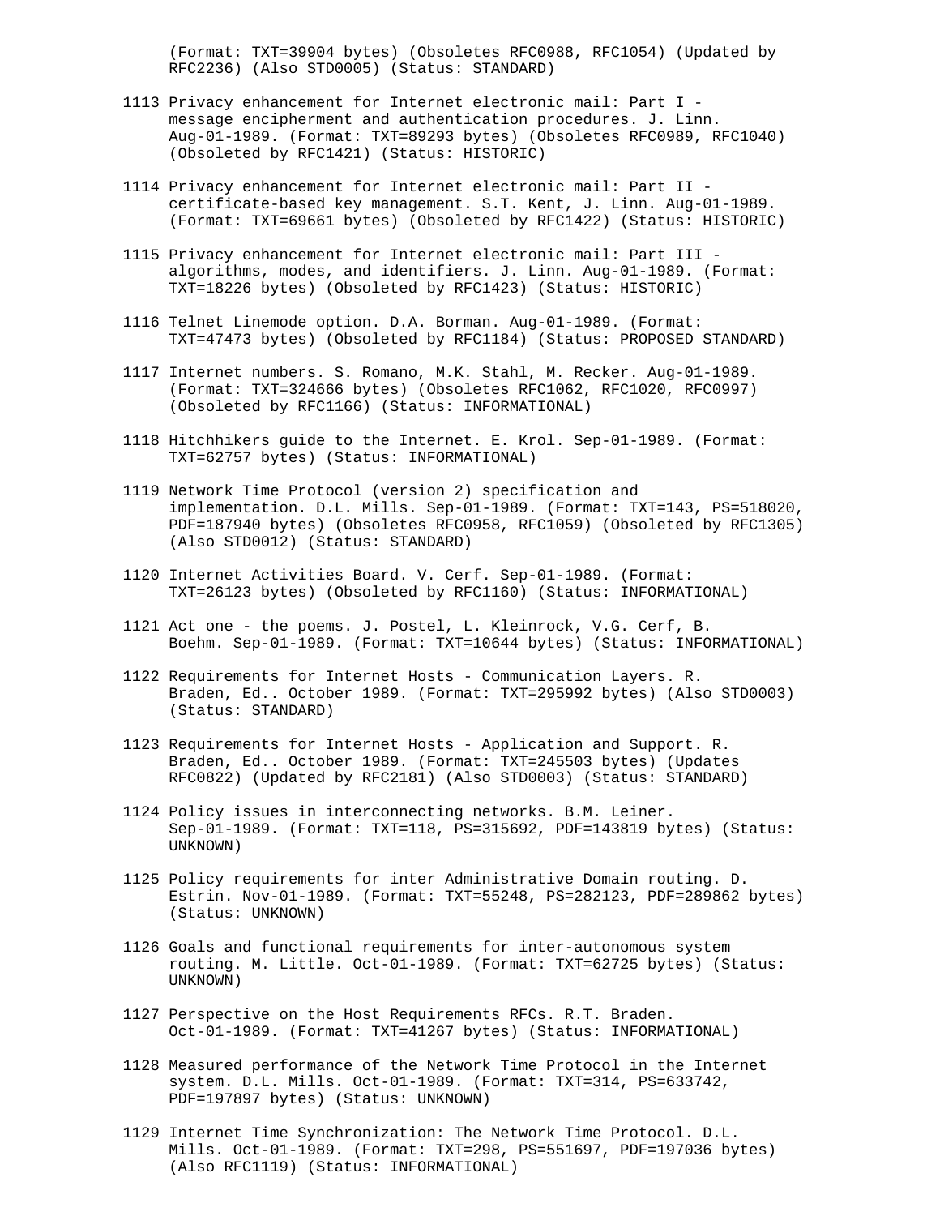(Format: TXT=39904 bytes) (Obsoletes RFC0988, RFC1054) (Updated by RFC2236) (Also STD0005) (Status: STANDARD)

1113 Privacy enhancement for Internet electronic mail: Part I - message encipherment and authentication procedures. J. Linn. Aug-01-1989. (Format: TXT=89293 bytes) (Obsoletes RFC0989, RFC1040) (Obsoleted by RFC1421) (Status: HISTORIC)

1114 Privacy enhancement for Internet electronic mail: Part II - certificate-based key management. S.T. Kent, J. Linn. Aug-01-1989. (Format: TXT=69661 bytes) (Obsoleted by RFC1422) (Status: HISTORIC)

1115 Privacy enhancement for Internet electronic mail: Part III - algorithms, modes, and identifiers. J. Linn. Aug-01-1989. (Format: TXT=18226 bytes) (Obsoleted by RFC1423) (Status: HISTORIC)

1116 Telnet Linemode option. D.A. Borman. Aug-01-1989. (Format: TXT=47473 bytes) (Obsoleted by RFC1184) (Status: PROPOSED STANDARD)

1117 Internet numbers. S. Romano, M.K. Stahl, M. Recker. Aug-01-1989. (Format: TXT=324666 bytes) (Obsoletes RFC1062, RFC1020, RFC0997) (Obsoleted by RFC1166) (Status: INFORMATIONAL)

1118 Hitchhikers guide to the Internet. E. Krol. Sep-01-1989. (Format: TXT=62757 bytes) (Status: INFORMATIONAL)

1119 Network Time Protocol (version 2) specification and implementation. D.L. Mills. Sep-01-1989. (Format: TXT=143, PS=518020, PDF=187940 bytes) (Obsoletes RFC0958, RFC1059) (Obsoleted by RFC1305) (Also STD0012) (Status: STANDARD)

1120 Internet Activities Board. V. Cerf. Sep-01-1989. (Format: TXT=26123 bytes) (Obsoleted by RFC1160) (Status: INFORMATIONAL)

1121 Act one - the poems. J. Postel, L. Kleinrock, V.G. Cerf, B. Boehm. Sep-01-1989. (Format: TXT=10644 bytes) (Status: INFORMATIONAL)

1122 Requirements for Internet Hosts - Communication Layers. R. Braden, Ed.. October 1989. (Format: TXT=295992 bytes) (Also STD0003) (Status: STANDARD)

1123 Requirements for Internet Hosts - Application and Support. R. Braden, Ed.. October 1989. (Format: TXT=245503 bytes) (Updates RFC0822) (Updated by RFC2181) (Also STD0003) (Status: STANDARD)

1124 Policy issues in interconnecting networks. B.M. Leiner. Sep-01-1989. (Format: TXT=118, PS=315692, PDF=143819 bytes) (Status: UNKNOWN)

1125 Policy requirements for inter Administrative Domain routing. D. Estrin. Nov-01-1989. (Format: TXT=55248, PS=282123, PDF=289862 bytes) (Status: UNKNOWN)

1126 Goals and functional requirements for inter-autonomous system routing. M. Little. Oct-01-1989. (Format: TXT=62725 bytes) (Status: UNKNOWN)

1127 Perspective on the Host Requirements RFCs. R.T. Braden. Oct-01-1989. (Format: TXT=41267 bytes) (Status: INFORMATIONAL)

1128 Measured performance of the Network Time Protocol in the Internet system. D.L. Mills. Oct-01-1989. (Format: TXT=314, PS=633742, PDF=197897 bytes) (Status: UNKNOWN)

1129 Internet Time Synchronization: The Network Time Protocol. D.L. Mills. Oct-01-1989. (Format: TXT=298, PS=551697, PDF=197036 bytes) (Also RFC1119) (Status: INFORMATIONAL)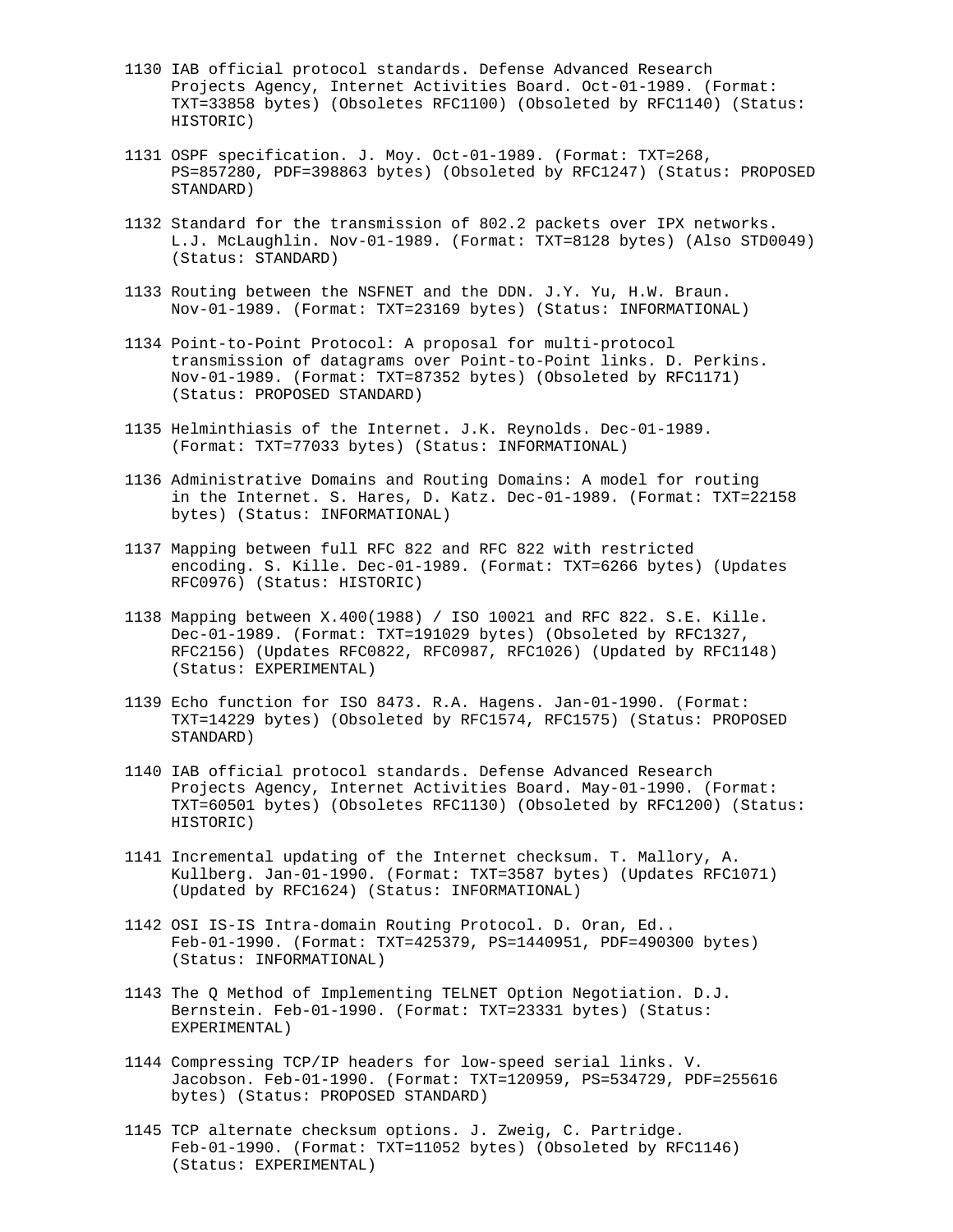1130 IAB official protocol standards. Defense Advanced Research Projects Agency, Internet Activities Board. Oct-01-1989. (Format: TXT=33858 bytes) (Obsoletes RFC1100) (Obsoleted by RFC1140) (Status: HISTORIC)

1131 OSPF specification. J. Moy. Oct-01-1989. (Format: TXT=268, PS=857280, PDF=398863 bytes) (Obsoleted by RFC1247) (Status: PROPOSED STANDARD)

1132 Standard for the transmission of 802.2 packets over IPX networks. L.J. McLaughlin. Nov-01-1989. (Format: TXT=8128 bytes) (Also STD0049) (Status: STANDARD)

1133 Routing between the NSFNET and the DDN. J.Y. Yu, H.W. Braun. Nov-01-1989. (Format: TXT=23169 bytes) (Status: INFORMATIONAL)

1134 Point-to-Point Protocol: A proposal for multi-protocol transmission of datagrams over Point-to-Point links. D. Perkins. Nov-01-1989. (Format: TXT=87352 bytes) (Obsoleted by RFC1171) (Status: PROPOSED STANDARD)

1135 Helminthiasis of the Internet. J.K. Reynolds. Dec-01-1989. (Format: TXT=77033 bytes) (Status: INFORMATIONAL)

1136 Administrative Domains and Routing Domains: A model for routing in the Internet. S. Hares, D. Katz. Dec-01-1989. (Format: TXT=22158 bytes) (Status: INFORMATIONAL)

1137 Mapping between full RFC 822 and RFC 822 with restricted encoding. S. Kille. Dec-01-1989. (Format: TXT=6266 bytes) (Updates RFC0976) (Status: HISTORIC)

1138 Mapping between X.400(1988) / ISO 10021 and RFC 822. S.E. Kille. Dec-01-1989. (Format: TXT=191029 bytes) (Obsoleted by RFC1327, RFC2156) (Updates RFC0822, RFC0987, RFC1026) (Updated by RFC1148) (Status: EXPERIMENTAL)

1139 Echo function for ISO 8473. R.A. Hagens. Jan-01-1990. (Format: TXT=14229 bytes) (Obsoleted by RFC1574, RFC1575) (Status: PROPOSED STANDARD)

1140 IAB official protocol standards. Defense Advanced Research Projects Agency, Internet Activities Board. May-01-1990. (Format: TXT=60501 bytes) (Obsoletes RFC1130) (Obsoleted by RFC1200) (Status: HISTORIC)

1141 Incremental updating of the Internet checksum. T. Mallory, A. Kullberg. Jan-01-1990. (Format: TXT=3587 bytes) (Updates RFC1071) (Updated by RFC1624) (Status: INFORMATIONAL)

1142 OSI IS-IS Intra-domain Routing Protocol. D. Oran, Ed.. Feb-01-1990. (Format: TXT=425379, PS=1440951, PDF=490300 bytes) (Status: INFORMATIONAL)

1143 The Q Method of Implementing TELNET Option Negotiation. D.J. Bernstein. Feb-01-1990. (Format: TXT=23331 bytes) (Status: EXPERIMENTAL)

1144 Compressing TCP/IP headers for low-speed serial links. V. Jacobson. Feb-01-1990. (Format: TXT=120959, PS=534729, PDF=255616 bytes) (Status: PROPOSED STANDARD)

1145 TCP alternate checksum options. J. Zweig, C. Partridge. Feb-01-1990. (Format: TXT=11052 bytes) (Obsoleted by RFC1146) (Status: EXPERIMENTAL)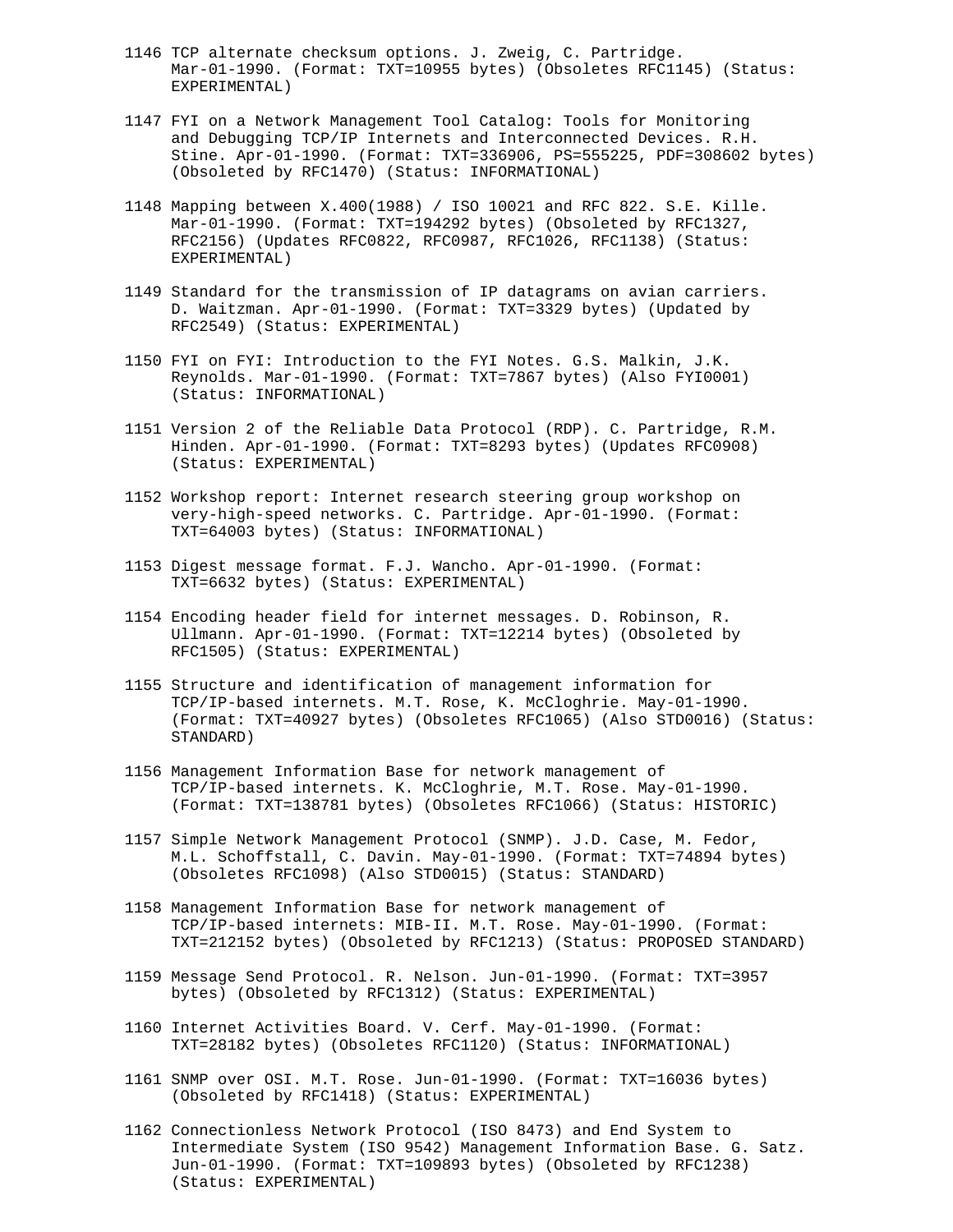1146 TCP alternate checksum options. J. Zweig, C. Partridge. Mar-01-1990. (Format: TXT=10955 bytes) (Obsoletes RFC1145) (Status: EXPERIMENTAL)

1147 FYI on a Network Management Tool Catalog: Tools for Monitoring and Debugging TCP/IP Internets and Interconnected Devices. R.H. Stine. Apr-01-1990. (Format: TXT=336906, PS=555225, PDF=308602 bytes) (Obsoleted by RFC1470) (Status: INFORMATIONAL)

1148 Mapping between X.400(1988) / ISO 10021 and RFC 822. S.E. Kille. Mar-01-1990. (Format: TXT=194292 bytes) (Obsoleted by RFC1327, RFC2156) (Updates RFC0822, RFC0987, RFC1026, RFC1138) (Status: EXPERIMENTAL)

1149 Standard for the transmission of IP datagrams on avian carriers. D. Waitzman. Apr-01-1990. (Format: TXT=3329 bytes) (Updated by RFC2549) (Status: EXPERIMENTAL)

1150 FYI on FYI: Introduction to the FYI Notes. G.S. Malkin, J.K. Reynolds. Mar-01-1990. (Format: TXT=7867 bytes) (Also FYI0001) (Status: INFORMATIONAL)

1151 Version 2 of the Reliable Data Protocol (RDP). C. Partridge, R.M. Hinden. Apr-01-1990. (Format: TXT=8293 bytes) (Updates RFC0908) (Status: EXPERIMENTAL)

1152 Workshop report: Internet research steering group workshop on very-high-speed networks. C. Partridge. Apr-01-1990. (Format: TXT=64003 bytes) (Status: INFORMATIONAL)

1153 Digest message format. F.J. Wancho. Apr-01-1990. (Format: TXT=6632 bytes) (Status: EXPERIMENTAL)

1154 Encoding header field for internet messages. D. Robinson, R. Ullmann. Apr-01-1990. (Format: TXT=12214 bytes) (Obsoleted by RFC1505) (Status: EXPERIMENTAL)

1155 Structure and identification of management information for TCP/IP-based internets. M.T. Rose, K. McCloghrie. May-01-1990. (Format: TXT=40927 bytes) (Obsoletes RFC1065) (Also STD0016) (Status: STANDARD)

1156 Management Information Base for network management of TCP/IP-based internets. K. McCloghrie, M.T. Rose. May-01-1990. (Format: TXT=138781 bytes) (Obsoletes RFC1066) (Status: HISTORIC)

1157 Simple Network Management Protocol (SNMP). J.D. Case, M. Fedor, M.L. Schoffstall, C. Davin. May-01-1990. (Format: TXT=74894 bytes) (Obsoletes RFC1098) (Also STD0015) (Status: STANDARD)

1158 Management Information Base for network management of TCP/IP-based internets: MIB-II. M.T. Rose. May-01-1990. (Format: TXT=212152 bytes) (Obsoleted by RFC1213) (Status: PROPOSED STANDARD)

1159 Message Send Protocol. R. Nelson. Jun-01-1990. (Format: TXT=3957 bytes) (Obsoleted by RFC1312) (Status: EXPERIMENTAL)

1160 Internet Activities Board. V. Cerf. May-01-1990. (Format: TXT=28182 bytes) (Obsoletes RFC1120) (Status: INFORMATIONAL)

1161 SNMP over OSI. M.T. Rose. Jun-01-1990. (Format: TXT=16036 bytes) (Obsoleted by RFC1418) (Status: EXPERIMENTAL)

1162 Connectionless Network Protocol (ISO 8473) and End System to Intermediate System (ISO 9542) Management Information Base. G. Satz. Jun-01-1990. (Format: TXT=109893 bytes) (Obsoleted by RFC1238) (Status: EXPERIMENTAL)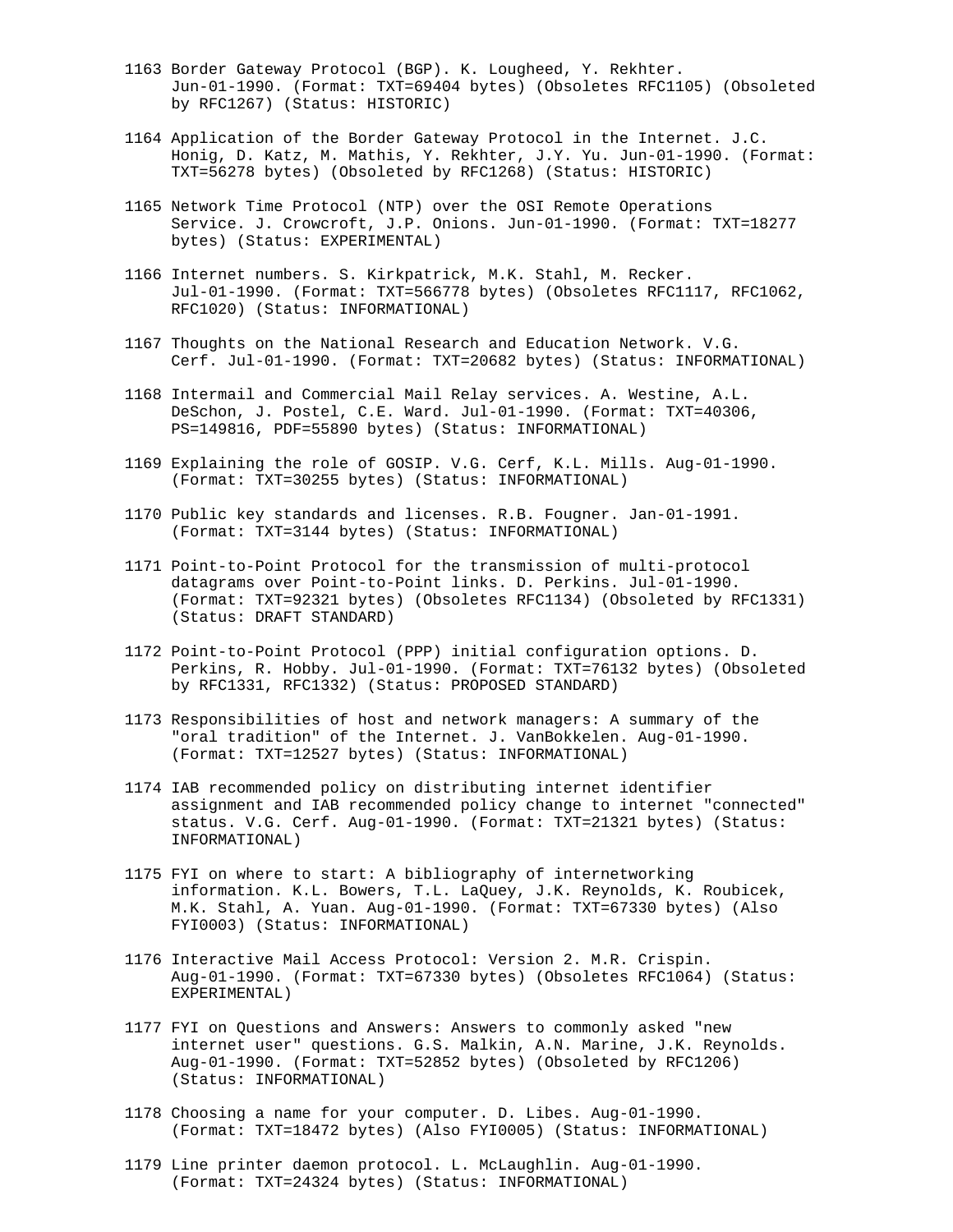1163 Border Gateway Protocol (BGP). K. Lougheed, Y. Rekhter. Jun-01-1990. (Format: TXT=69404 bytes) (Obsoletes RFC1105) (Obsoleted by RFC1267) (Status: HISTORIC)

1164 Application of the Border Gateway Protocol in the Internet. J.C. Honig, D. Katz, M. Mathis, Y. Rekhter, J.Y. Yu. Jun-01-1990. (Format: TXT=56278 bytes) (Obsoleted by RFC1268) (Status: HISTORIC)

1165 Network Time Protocol (NTP) over the OSI Remote Operations Service. J. Crowcroft, J.P. Onions. Jun-01-1990. (Format: TXT=18277 bytes) (Status: EXPERIMENTAL)

1166 Internet numbers. S. Kirkpatrick, M.K. Stahl, M. Recker. Jul-01-1990. (Format: TXT=566778 bytes) (Obsoletes RFC1117, RFC1062, RFC1020) (Status: INFORMATIONAL)

1167 Thoughts on the National Research and Education Network. V.G. Cerf. Jul-01-1990. (Format: TXT=20682 bytes) (Status: INFORMATIONAL)

1168 Intermail and Commercial Mail Relay services. A. Westine, A.L. DeSchon, J. Postel, C.E. Ward. Jul-01-1990. (Format: TXT=40306, PS=149816, PDF=55890 bytes) (Status: INFORMATIONAL)

1169 Explaining the role of GOSIP. V.G. Cerf, K.L. Mills. Aug-01-1990. (Format: TXT=30255 bytes) (Status: INFORMATIONAL)

1170 Public key standards and licenses. R.B. Fougner. Jan-01-1991. (Format: TXT=3144 bytes) (Status: INFORMATIONAL)

1171 Point-to-Point Protocol for the transmission of multi-protocol datagrams over Point-to-Point links. D. Perkins. Jul-01-1990. (Format: TXT=92321 bytes) (Obsoletes RFC1134) (Obsoleted by RFC1331) (Status: DRAFT STANDARD)

1172 Point-to-Point Protocol (PPP) initial configuration options. D. Perkins, R. Hobby. Jul-01-1990. (Format: TXT=76132 bytes) (Obsoleted by RFC1331, RFC1332) (Status: PROPOSED STANDARD)

1173 Responsibilities of host and network managers: A summary of the "oral tradition" of the Internet. J. VanBokkelen. Aug-01-1990. (Format: TXT=12527 bytes) (Status: INFORMATIONAL)

1174 IAB recommended policy on distributing internet identifier assignment and IAB recommended policy change to internet "connected" status. V.G. Cerf. Aug-01-1990. (Format: TXT=21321 bytes) (Status: INFORMATIONAL)

1175 FYI on where to start: A bibliography of internetworking information. K.L. Bowers, T.L. LaQuey, J.K. Reynolds, K. Roubicek, M.K. Stahl, A. Yuan. Aug-01-1990. (Format: TXT=67330 bytes) (Also FYI0003) (Status: INFORMATIONAL)

1176 Interactive Mail Access Protocol: Version 2. M.R. Crispin. Aug-01-1990. (Format: TXT=67330 bytes) (Obsoletes RFC1064) (Status: EXPERIMENTAL)

1177 FYI on Questions and Answers: Answers to commonly asked "new internet user" questions. G.S. Malkin, A.N. Marine, J.K. Reynolds. Aug-01-1990. (Format: TXT=52852 bytes) (Obsoleted by RFC1206) (Status: INFORMATIONAL)

1178 Choosing a name for your computer. D. Libes. Aug-01-1990. (Format: TXT=18472 bytes) (Also FYI0005) (Status: INFORMATIONAL)

1179 Line printer daemon protocol. L. McLaughlin. Aug-01-1990. (Format: TXT=24324 bytes) (Status: INFORMATIONAL)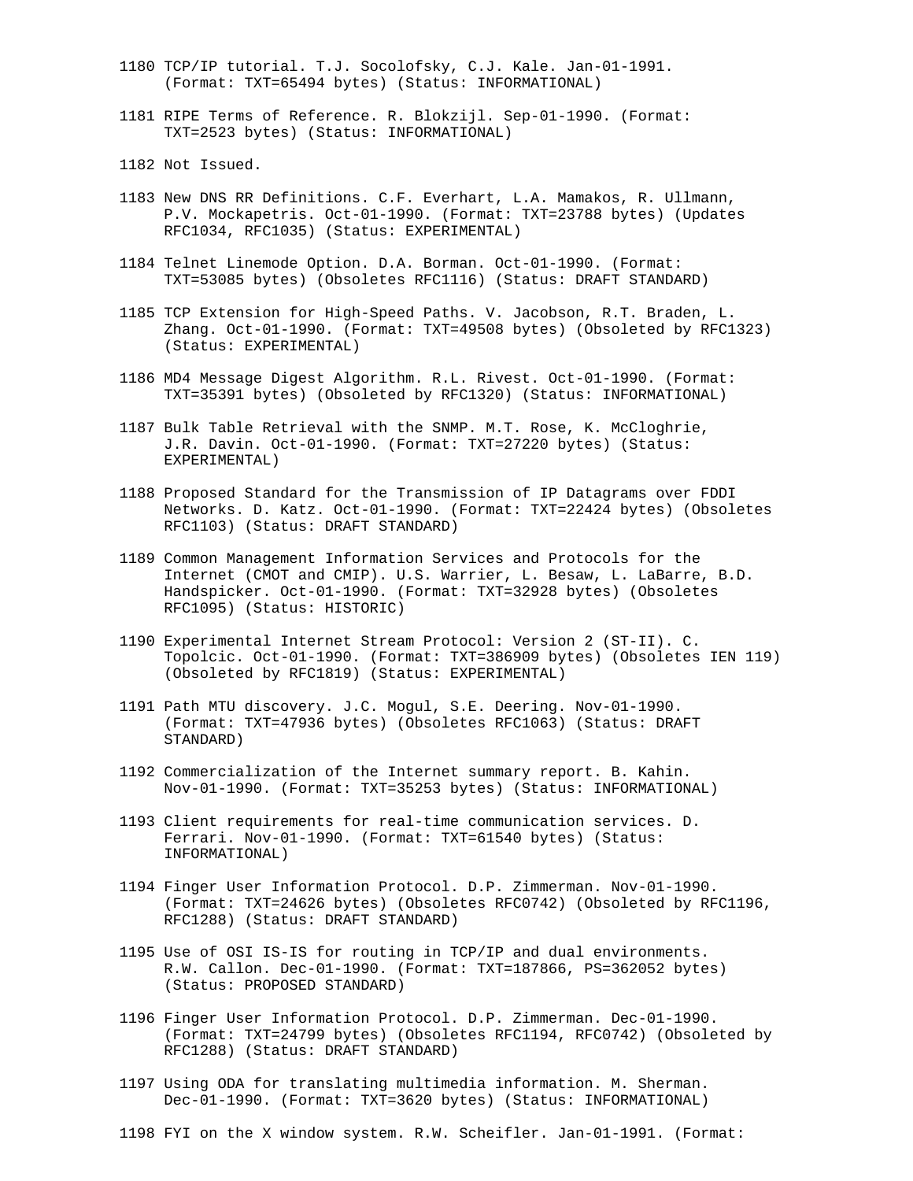1180 TCP/IP tutorial. T.J. Socolofsky, C.J. Kale. Jan-01-1991. (Format: TXT=65494 bytes) (Status: INFORMATIONAL)

1181 RIPE Terms of Reference. R. Blokzijl. Sep-01-1990. (Format: TXT=2523 bytes) (Status: INFORMATIONAL)

1182 Not Issued.

1183 New DNS RR Definitions. C.F. Everhart, L.A. Mamakos, R. Ullmann, P.V. Mockapetris. Oct-01-1990. (Format: TXT=23788 bytes) (Updates RFC1034, RFC1035) (Status: EXPERIMENTAL)

1184 Telnet Linemode Option. D.A. Borman. Oct-01-1990. (Format: TXT=53085 bytes) (Obsoletes RFC1116) (Status: DRAFT STANDARD)

1185 TCP Extension for High-Speed Paths. V. Jacobson, R.T. Braden, L. Zhang. Oct-01-1990. (Format: TXT=49508 bytes) (Obsoleted by RFC1323) (Status: EXPERIMENTAL)

1186 MD4 Message Digest Algorithm. R.L. Rivest. Oct-01-1990. (Format: TXT=35391 bytes) (Obsoleted by RFC1320) (Status: INFORMATIONAL)

1187 Bulk Table Retrieval with the SNMP. M.T. Rose, K. McCloghrie, J.R. Davin. Oct-01-1990. (Format: TXT=27220 bytes) (Status: EXPERIMENTAL)

1188 Proposed Standard for the Transmission of IP Datagrams over FDDI Networks. D. Katz. Oct-01-1990. (Format: TXT=22424 bytes) (Obsoletes RFC1103) (Status: DRAFT STANDARD)

1189 Common Management Information Services and Protocols for the Internet (CMOT and CMIP). U.S. Warrier, L. Besaw, L. LaBarre, B.D. Handspicker. Oct-01-1990. (Format: TXT=32928 bytes) (Obsoletes RFC1095) (Status: HISTORIC)

1190 Experimental Internet Stream Protocol: Version 2 (ST-II). C. Topolcic. Oct-01-1990. (Format: TXT=386909 bytes) (Obsoletes IEN 119) (Obsoleted by RFC1819) (Status: EXPERIMENTAL)

1191 Path MTU discovery. J.C. Mogul, S.E. Deering. Nov-01-1990. (Format: TXT=47936 bytes) (Obsoletes RFC1063) (Status: DRAFT STANDARD)

1192 Commercialization of the Internet summary report. B. Kahin. Nov-01-1990. (Format: TXT=35253 bytes) (Status: INFORMATIONAL)

1193 Client requirements for real-time communication services. D. Ferrari. Nov-01-1990. (Format: TXT=61540 bytes) (Status: INFORMATIONAL)

1194 Finger User Information Protocol. D.P. Zimmerman. Nov-01-1990. (Format: TXT=24626 bytes) (Obsoletes RFC0742) (Obsoleted by RFC1196, RFC1288) (Status: DRAFT STANDARD)

1195 Use of OSI IS-IS for routing in TCP/IP and dual environments. R.W. Callon. Dec-01-1990. (Format: TXT=187866, PS=362052 bytes) (Status: PROPOSED STANDARD)

1196 Finger User Information Protocol. D.P. Zimmerman. Dec-01-1990. (Format: TXT=24799 bytes) (Obsoletes RFC1194, RFC0742) (Obsoleted by RFC1288) (Status: DRAFT STANDARD)

1197 Using ODA for translating multimedia information. M. Sherman. Dec-01-1990. (Format: TXT=3620 bytes) (Status: INFORMATIONAL)

1198 FYI on the X window system. R.W. Scheifler. Jan-01-1991. (Format: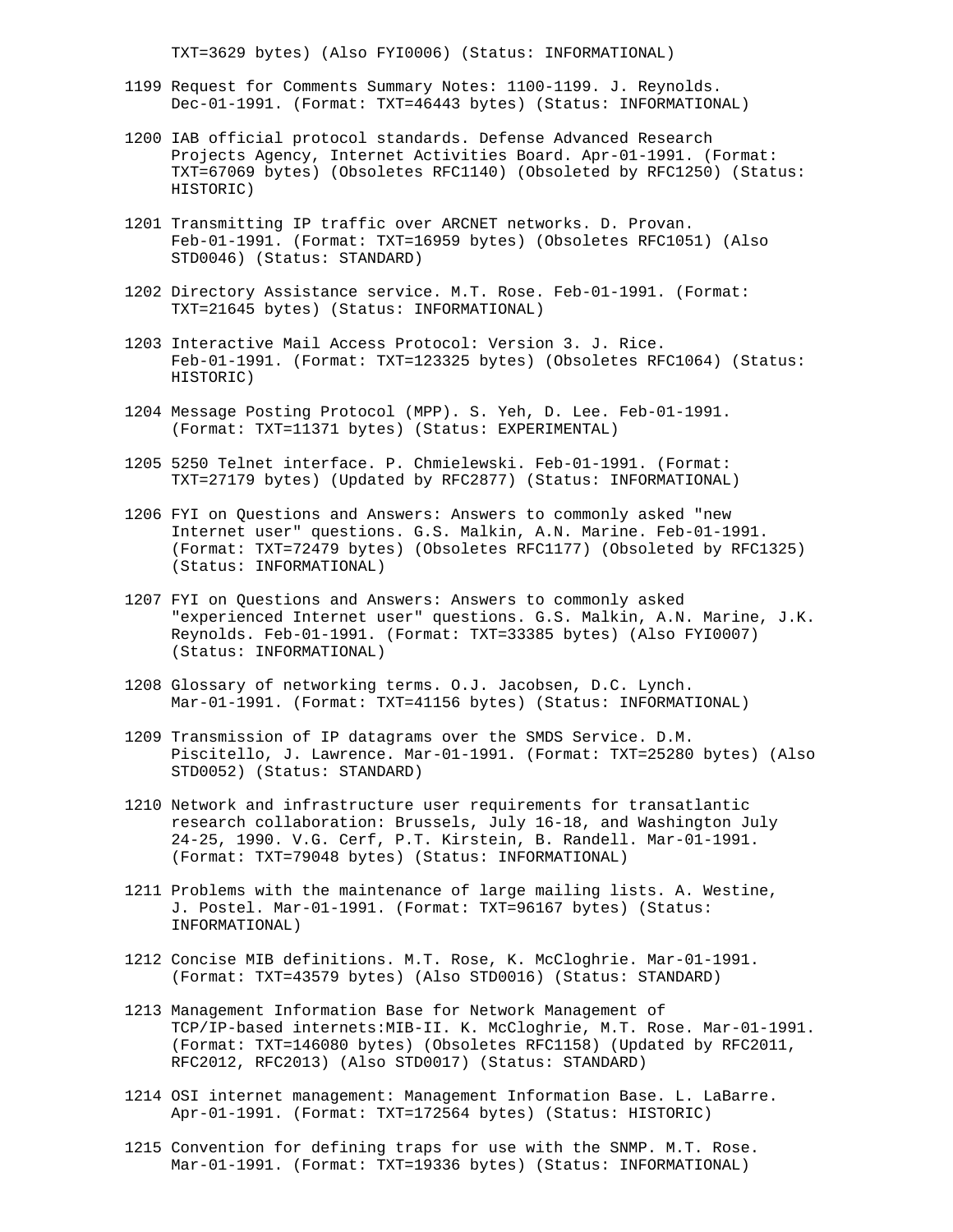TXT=3629 bytes) (Also FYI0006) (Status: INFORMATIONAL)

1199 Request for Comments Summary Notes: 1100-1199. J. Reynolds. Dec-01-1991. (Format: TXT=46443 bytes) (Status: INFORMATIONAL)

1200 IAB official protocol standards. Defense Advanced Research Projects Agency, Internet Activities Board. Apr-01-1991. (Format: TXT=67069 bytes) (Obsoletes RFC1140) (Obsoleted by RFC1250) (Status: HISTORIC)

1201 Transmitting IP traffic over ARCNET networks. D. Provan. Feb-01-1991. (Format: TXT=16959 bytes) (Obsoletes RFC1051) (Also STD0046) (Status: STANDARD)

1202 Directory Assistance service. M.T. Rose. Feb-01-1991. (Format: TXT=21645 bytes) (Status: INFORMATIONAL)

1203 Interactive Mail Access Protocol: Version 3. J. Rice. Feb-01-1991. (Format: TXT=123325 bytes) (Obsoletes RFC1064) (Status: HISTORIC)

1204 Message Posting Protocol (MPP). S. Yeh, D. Lee. Feb-01-1991. (Format: TXT=11371 bytes) (Status: EXPERIMENTAL)

1205 5250 Telnet interface. P. Chmielewski. Feb-01-1991. (Format: TXT=27179 bytes) (Updated by RFC2877) (Status: INFORMATIONAL)

1206 FYI on Questions and Answers: Answers to commonly asked "new Internet user" questions. G.S. Malkin, A.N. Marine. Feb-01-1991. (Format: TXT=72479 bytes) (Obsoletes RFC1177) (Obsoleted by RFC1325) (Status: INFORMATIONAL)

1207 FYI on Questions and Answers: Answers to commonly asked "experienced Internet user" questions. G.S. Malkin, A.N. Marine, J.K. Reynolds. Feb-01-1991. (Format: TXT=33385 bytes) (Also FYI0007) (Status: INFORMATIONAL)

1208 Glossary of networking terms. O.J. Jacobsen, D.C. Lynch. Mar-01-1991. (Format: TXT=41156 bytes) (Status: INFORMATIONAL)

1209 Transmission of IP datagrams over the SMDS Service. D.M. Piscitello, J. Lawrence. Mar-01-1991. (Format: TXT=25280 bytes) (Also STD0052) (Status: STANDARD)

1210 Network and infrastructure user requirements for transatlantic research collaboration: Brussels, July 16-18, and Washington July 24-25, 1990. V.G. Cerf, P.T. Kirstein, B. Randell. Mar-01-1991. (Format: TXT=79048 bytes) (Status: INFORMATIONAL)

1211 Problems with the maintenance of large mailing lists. A. Westine, J. Postel. Mar-01-1991. (Format: TXT=96167 bytes) (Status: INFORMATIONAL)

1212 Concise MIB definitions. M.T. Rose, K. McCloghrie. Mar-01-1991. (Format: TXT=43579 bytes) (Also STD0016) (Status: STANDARD)

1213 Management Information Base for Network Management of TCP/IP-based internets:MIB-II. K. McCloghrie, M.T. Rose. Mar-01-1991. (Format: TXT=146080 bytes) (Obsoletes RFC1158) (Updated by RFC2011, RFC2012, RFC2013) (Also STD0017) (Status: STANDARD)

1214 OSI internet management: Management Information Base. L. LaBarre. Apr-01-1991. (Format: TXT=172564 bytes) (Status: HISTORIC)

1215 Convention for defining traps for use with the SNMP. M.T. Rose. Mar-01-1991. (Format: TXT=19336 bytes) (Status: INFORMATIONAL)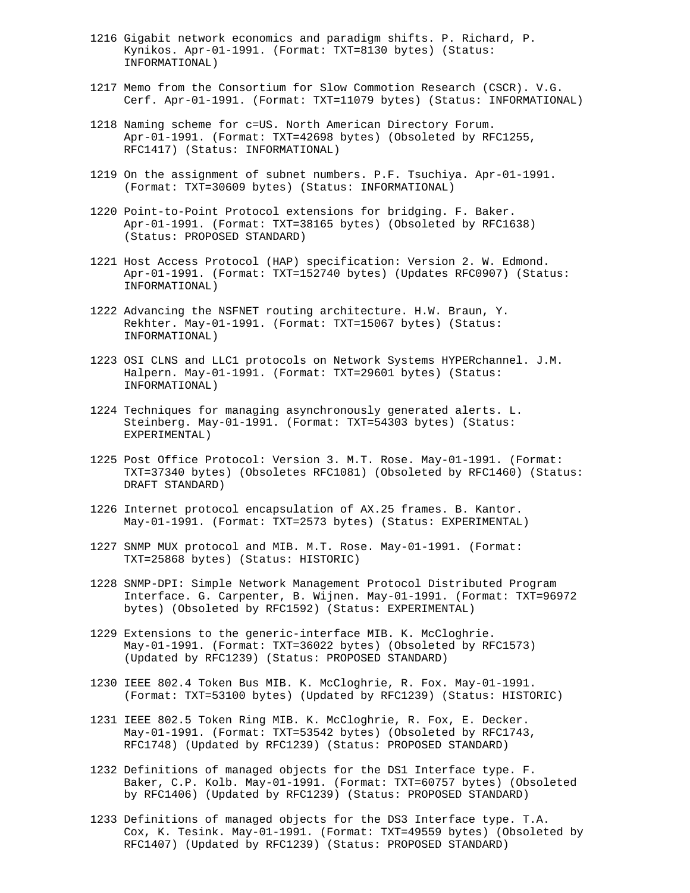1216 Gigabit network economics and paradigm shifts. P. Richard, P. Kynikos. Apr-01-1991. (Format: TXT=8130 bytes) (Status: INFORMATIONAL)

1217 Memo from the Consortium for Slow Commotion Research (CSCR). V.G. Cerf. Apr-01-1991. (Format: TXT=11079 bytes) (Status: INFORMATIONAL)

1218 Naming scheme for c=US. North American Directory Forum. Apr-01-1991. (Format: TXT=42698 bytes) (Obsoleted by RFC1255, RFC1417) (Status: INFORMATIONAL)

1219 On the assignment of subnet numbers. P.F. Tsuchiya. Apr-01-1991. (Format: TXT=30609 bytes) (Status: INFORMATIONAL)

1220 Point-to-Point Protocol extensions for bridging. F. Baker. Apr-01-1991. (Format: TXT=38165 bytes) (Obsoleted by RFC1638) (Status: PROPOSED STANDARD)

1221 Host Access Protocol (HAP) specification: Version 2. W. Edmond. Apr-01-1991. (Format: TXT=152740 bytes) (Updates RFC0907) (Status: INFORMATIONAL)

1222 Advancing the NSFNET routing architecture. H.W. Braun, Y. Rekhter. May-01-1991. (Format: TXT=15067 bytes) (Status: INFORMATIONAL)

1223 OSI CLNS and LLC1 protocols on Network Systems HYPERchannel. J.M. Halpern. May-01-1991. (Format: TXT=29601 bytes) (Status: INFORMATIONAL)

1224 Techniques for managing asynchronously generated alerts. L. Steinberg. May-01-1991. (Format: TXT=54303 bytes) (Status: EXPERIMENTAL)

1225 Post Office Protocol: Version 3. M.T. Rose. May-01-1991. (Format: TXT=37340 bytes) (Obsoletes RFC1081) (Obsoleted by RFC1460) (Status: DRAFT STANDARD)

1226 Internet protocol encapsulation of AX.25 frames. B. Kantor. May-01-1991. (Format: TXT=2573 bytes) (Status: EXPERIMENTAL)

1227 SNMP MUX protocol and MIB. M.T. Rose. May-01-1991. (Format: TXT=25868 bytes) (Status: HISTORIC)

1228 SNMP-DPI: Simple Network Management Protocol Distributed Program Interface. G. Carpenter, B. Wijnen. May-01-1991. (Format: TXT=96972 bytes) (Obsoleted by RFC1592) (Status: EXPERIMENTAL)

1229 Extensions to the generic-interface MIB. K. McCloghrie. May-01-1991. (Format: TXT=36022 bytes) (Obsoleted by RFC1573) (Updated by RFC1239) (Status: PROPOSED STANDARD)

1230 IEEE 802.4 Token Bus MIB. K. McCloghrie, R. Fox. May-01-1991. (Format: TXT=53100 bytes) (Updated by RFC1239) (Status: HISTORIC)

1231 IEEE 802.5 Token Ring MIB. K. McCloghrie, R. Fox, E. Decker. May-01-1991. (Format: TXT=53542 bytes) (Obsoleted by RFC1743, RFC1748) (Updated by RFC1239) (Status: PROPOSED STANDARD)

1232 Definitions of managed objects for the DS1 Interface type. F. Baker, C.P. Kolb. May-01-1991. (Format: TXT=60757 bytes) (Obsoleted by RFC1406) (Updated by RFC1239) (Status: PROPOSED STANDARD)

1233 Definitions of managed objects for the DS3 Interface type. T.A. Cox, K. Tesink. May-01-1991. (Format: TXT=49559 bytes) (Obsoleted by RFC1407) (Updated by RFC1239) (Status: PROPOSED STANDARD)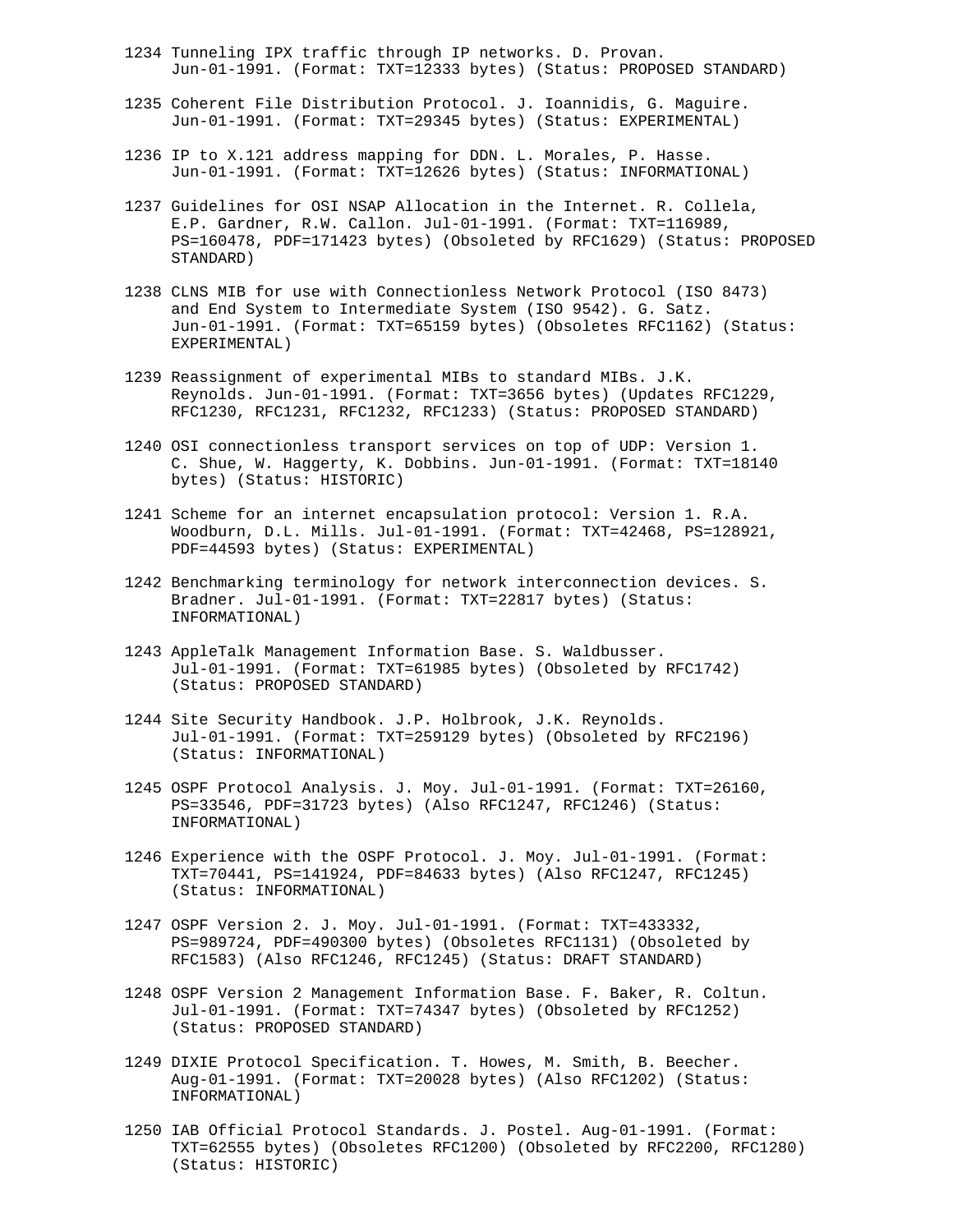1234 Tunneling IPX traffic through IP networks. D. Provan. Jun-01-1991. (Format: TXT=12333 bytes) (Status: PROPOSED STANDARD)

1235 Coherent File Distribution Protocol. J. Ioannidis, G. Maguire. Jun-01-1991. (Format: TXT=29345 bytes) (Status: EXPERIMENTAL)

1236 IP to X.121 address mapping for DDN. L. Morales, P. Hasse. Jun-01-1991. (Format: TXT=12626 bytes) (Status: INFORMATIONAL)

1237 Guidelines for OSI NSAP Allocation in the Internet. R. Collela, E.P. Gardner, R.W. Callon. Jul-01-1991. (Format: TXT=116989, PS=160478, PDF=171423 bytes) (Obsoleted by RFC1629) (Status: PROPOSED STANDARD)

1238 CLNS MIB for use with Connectionless Network Protocol (ISO 8473) and End System to Intermediate System (ISO 9542). G. Satz. Jun-01-1991. (Format: TXT=65159 bytes) (Obsoletes RFC1162) (Status: EXPERIMENTAL)

1239 Reassignment of experimental MIBs to standard MIBs. J.K. Reynolds. Jun-01-1991. (Format: TXT=3656 bytes) (Updates RFC1229, RFC1230, RFC1231, RFC1232, RFC1233) (Status: PROPOSED STANDARD)

1240 OSI connectionless transport services on top of UDP: Version 1. C. Shue, W. Haggerty, K. Dobbins. Jun-01-1991. (Format: TXT=18140 bytes) (Status: HISTORIC)

1241 Scheme for an internet encapsulation protocol: Version 1. R.A. Woodburn, D.L. Mills. Jul-01-1991. (Format: TXT=42468, PS=128921, PDF=44593 bytes) (Status: EXPERIMENTAL)

1242 Benchmarking terminology for network interconnection devices. S. Bradner. Jul-01-1991. (Format: TXT=22817 bytes) (Status: INFORMATIONAL)

1243 AppleTalk Management Information Base. S. Waldbusser. Jul-01-1991. (Format: TXT=61985 bytes) (Obsoleted by RFC1742) (Status: PROPOSED STANDARD)

1244 Site Security Handbook. J.P. Holbrook, J.K. Reynolds. Jul-01-1991. (Format: TXT=259129 bytes) (Obsoleted by RFC2196) (Status: INFORMATIONAL)

1245 OSPF Protocol Analysis. J. Moy. Jul-01-1991. (Format: TXT=26160, PS=33546, PDF=31723 bytes) (Also RFC1247, RFC1246) (Status: INFORMATIONAL)

1246 Experience with the OSPF Protocol. J. Moy. Jul-01-1991. (Format: TXT=70441, PS=141924, PDF=84633 bytes) (Also RFC1247, RFC1245) (Status: INFORMATIONAL)

1247 OSPF Version 2. J. Moy. Jul-01-1991. (Format: TXT=433332, PS=989724, PDF=490300 bytes) (Obsoletes RFC1131) (Obsoleted by RFC1583) (Also RFC1246, RFC1245) (Status: DRAFT STANDARD)

1248 OSPF Version 2 Management Information Base. F. Baker, R. Coltun. Jul-01-1991. (Format: TXT=74347 bytes) (Obsoleted by RFC1252) (Status: PROPOSED STANDARD)

1249 DIXIE Protocol Specification. T. Howes, M. Smith, B. Beecher. Aug-01-1991. (Format: TXT=20028 bytes) (Also RFC1202) (Status: INFORMATIONAL)

1250 IAB Official Protocol Standards. J. Postel. Aug-01-1991. (Format: TXT=62555 bytes) (Obsoletes RFC1200) (Obsoleted by RFC2200, RFC1280) (Status: HISTORIC)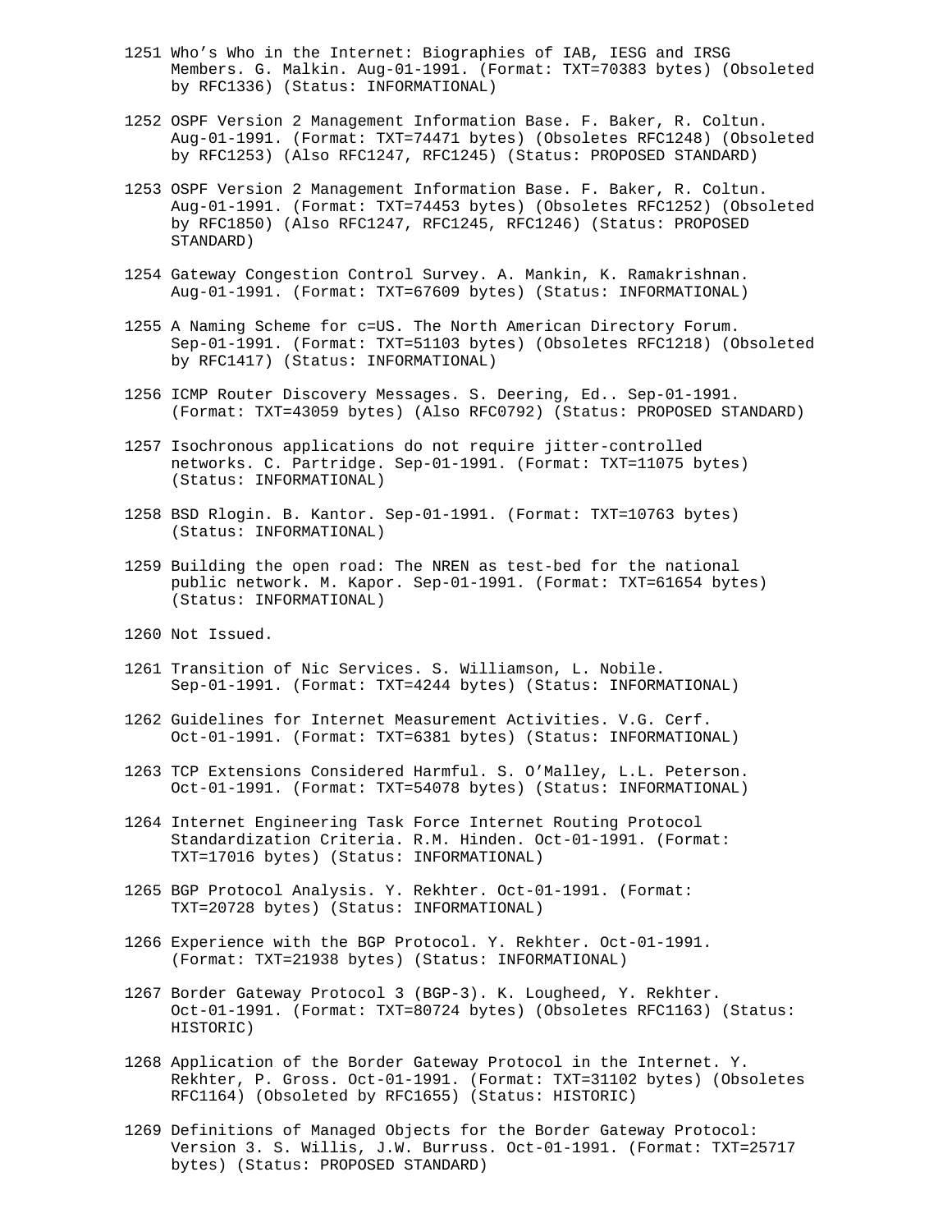1251 Who's Who in the Internet: Biographies of IAB, IESG and IRSG Members. G. Malkin. Aug-01-1991. (Format: TXT=70383 bytes) (Obsoleted by RFC1336) (Status: INFORMATIONAL)

1252 OSPF Version 2 Management Information Base. F. Baker, R. Coltun. Aug-01-1991. (Format: TXT=74471 bytes) (Obsoletes RFC1248) (Obsoleted by RFC1253) (Also RFC1247, RFC1245) (Status: PROPOSED STANDARD)

1253 OSPF Version 2 Management Information Base. F. Baker, R. Coltun. Aug-01-1991. (Format: TXT=74453 bytes) (Obsoletes RFC1252) (Obsoleted by RFC1850) (Also RFC1247, RFC1245, RFC1246) (Status: PROPOSED STANDARD)

1254 Gateway Congestion Control Survey. A. Mankin, K. Ramakrishnan. Aug-01-1991. (Format: TXT=67609 bytes) (Status: INFORMATIONAL)

1255 A Naming Scheme for c=US. The North American Directory Forum. Sep-01-1991. (Format: TXT=51103 bytes) (Obsoletes RFC1218) (Obsoleted by RFC1417) (Status: INFORMATIONAL)

1256 ICMP Router Discovery Messages. S. Deering, Ed.. Sep-01-1991. (Format: TXT=43059 bytes) (Also RFC0792) (Status: PROPOSED STANDARD)

1257 Isochronous applications do not require jitter-controlled networks. C. Partridge. Sep-01-1991. (Format: TXT=11075 bytes) (Status: INFORMATIONAL)

1258 BSD Rlogin. B. Kantor. Sep-01-1991. (Format: TXT=10763 bytes) (Status: INFORMATIONAL)

1259 Building the open road: The NREN as test-bed for the national public network. M. Kapor. Sep-01-1991. (Format: TXT=61654 bytes) (Status: INFORMATIONAL)

1260 Not Issued.

1261 Transition of Nic Services. S. Williamson, L. Nobile. Sep-01-1991. (Format: TXT=4244 bytes) (Status: INFORMATIONAL)

1262 Guidelines for Internet Measurement Activities. V.G. Cerf. Oct-01-1991. (Format: TXT=6381 bytes) (Status: INFORMATIONAL)

1263 TCP Extensions Considered Harmful. S. O'Malley, L.L. Peterson. Oct-01-1991. (Format: TXT=54078 bytes) (Status: INFORMATIONAL)

1264 Internet Engineering Task Force Internet Routing Protocol Standardization Criteria. R.M. Hinden. Oct-01-1991. (Format: TXT=17016 bytes) (Status: INFORMATIONAL)

1265 BGP Protocol Analysis. Y. Rekhter. Oct-01-1991. (Format: TXT=20728 bytes) (Status: INFORMATIONAL)

1266 Experience with the BGP Protocol. Y. Rekhter. Oct-01-1991. (Format: TXT=21938 bytes) (Status: INFORMATIONAL)

1267 Border Gateway Protocol 3 (BGP-3). K. Lougheed, Y. Rekhter. Oct-01-1991. (Format: TXT=80724 bytes) (Obsoletes RFC1163) (Status: HISTORIC)

1268 Application of the Border Gateway Protocol in the Internet. Y. Rekhter, P. Gross. Oct-01-1991. (Format: TXT=31102 bytes) (Obsoletes RFC1164) (Obsoleted by RFC1655) (Status: HISTORIC)

1269 Definitions of Managed Objects for the Border Gateway Protocol: Version 3. S. Willis, J.W. Burruss. Oct-01-1991. (Format: TXT=25717 bytes) (Status: PROPOSED STANDARD)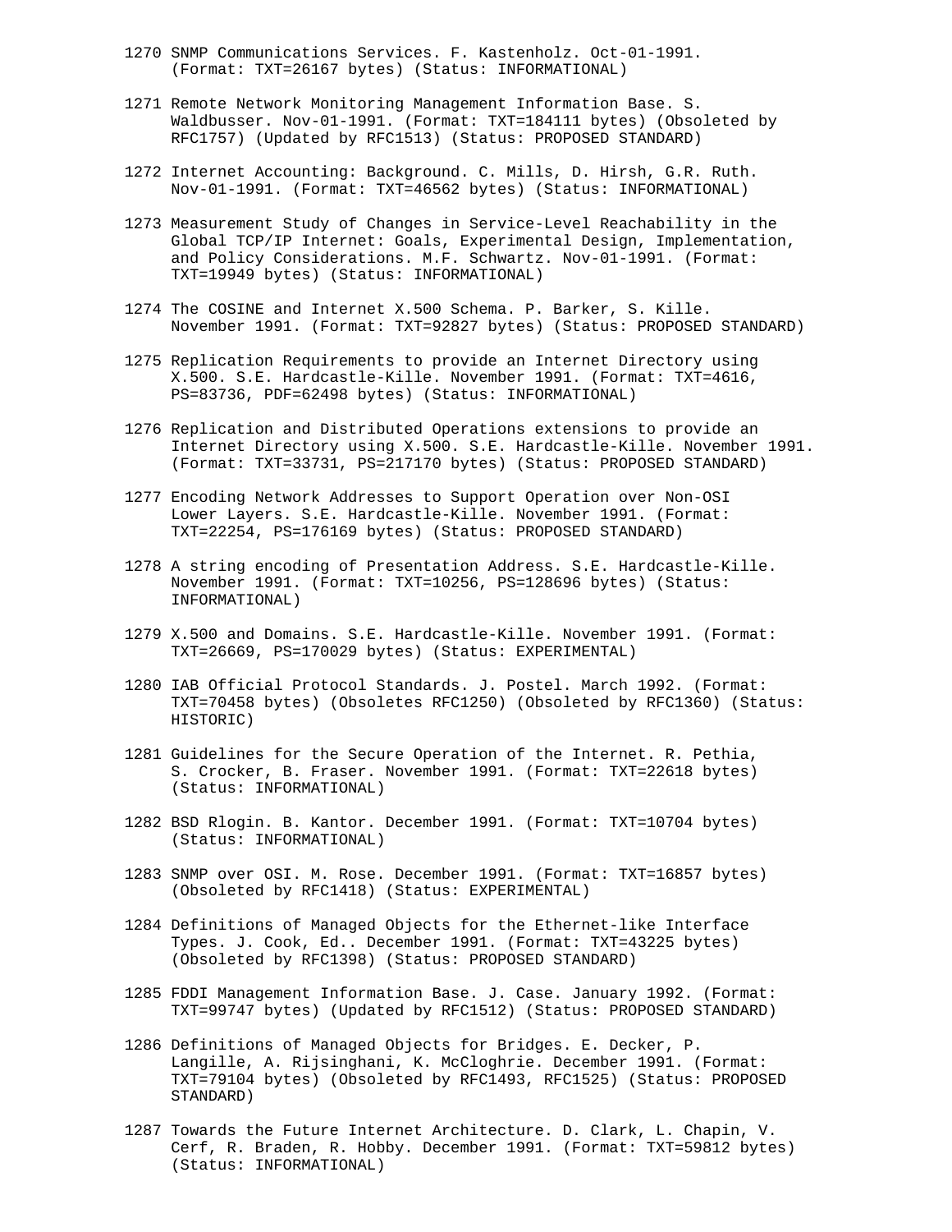1270 SNMP Communications Services. F. Kastenholz. Oct-01-1991. (Format: TXT=26167 bytes) (Status: INFORMATIONAL)

1271 Remote Network Monitoring Management Information Base. S. Waldbusser. Nov-01-1991. (Format: TXT=184111 bytes) (Obsoleted by RFC1757) (Updated by RFC1513) (Status: PROPOSED STANDARD)

1272 Internet Accounting: Background. C. Mills, D. Hirsh, G.R. Ruth. Nov-01-1991. (Format: TXT=46562 bytes) (Status: INFORMATIONAL)

1273 Measurement Study of Changes in Service-Level Reachability in the Global TCP/IP Internet: Goals, Experimental Design, Implementation, and Policy Considerations. M.F. Schwartz. Nov-01-1991. (Format: TXT=19949 bytes) (Status: INFORMATIONAL)

1274 The COSINE and Internet X.500 Schema. P. Barker, S. Kille. November 1991. (Format: TXT=92827 bytes) (Status: PROPOSED STANDARD)

1275 Replication Requirements to provide an Internet Directory using X.500. S.E. Hardcastle-Kille. November 1991. (Format: TXT=4616, PS=83736, PDF=62498 bytes) (Status: INFORMATIONAL)

1276 Replication and Distributed Operations extensions to provide an Internet Directory using X.500. S.E. Hardcastle-Kille. November 1991. (Format: TXT=33731, PS=217170 bytes) (Status: PROPOSED STANDARD)

1277 Encoding Network Addresses to Support Operation over Non-OSI Lower Layers. S.E. Hardcastle-Kille. November 1991. (Format: TXT=22254, PS=176169 bytes) (Status: PROPOSED STANDARD)

1278 A string encoding of Presentation Address. S.E. Hardcastle-Kille. November 1991. (Format: TXT=10256, PS=128696 bytes) (Status: INFORMATIONAL)

1279 X.500 and Domains. S.E. Hardcastle-Kille. November 1991. (Format: TXT=26669, PS=170029 bytes) (Status: EXPERIMENTAL)

1280 IAB Official Protocol Standards. J. Postel. March 1992. (Format: TXT=70458 bytes) (Obsoletes RFC1250) (Obsoleted by RFC1360) (Status: HISTORIC)

1281 Guidelines for the Secure Operation of the Internet. R. Pethia, S. Crocker, B. Fraser. November 1991. (Format: TXT=22618 bytes) (Status: INFORMATIONAL)

1282 BSD Rlogin. B. Kantor. December 1991. (Format: TXT=10704 bytes) (Status: INFORMATIONAL)

1283 SNMP over OSI. M. Rose. December 1991. (Format: TXT=16857 bytes) (Obsoleted by RFC1418) (Status: EXPERIMENTAL)

1284 Definitions of Managed Objects for the Ethernet-like Interface Types. J. Cook, Ed.. December 1991. (Format: TXT=43225 bytes) (Obsoleted by RFC1398) (Status: PROPOSED STANDARD)

1285 FDDI Management Information Base. J. Case. January 1992. (Format: TXT=99747 bytes) (Updated by RFC1512) (Status: PROPOSED STANDARD)

1286 Definitions of Managed Objects for Bridges. E. Decker, P. Langille, A. Rijsinghani, K. McCloghrie. December 1991. (Format: TXT=79104 bytes) (Obsoleted by RFC1493, RFC1525) (Status: PROPOSED STANDARD)

1287 Towards the Future Internet Architecture. D. Clark, L. Chapin, V. Cerf, R. Braden, R. Hobby. December 1991. (Format: TXT=59812 bytes) (Status: INFORMATIONAL)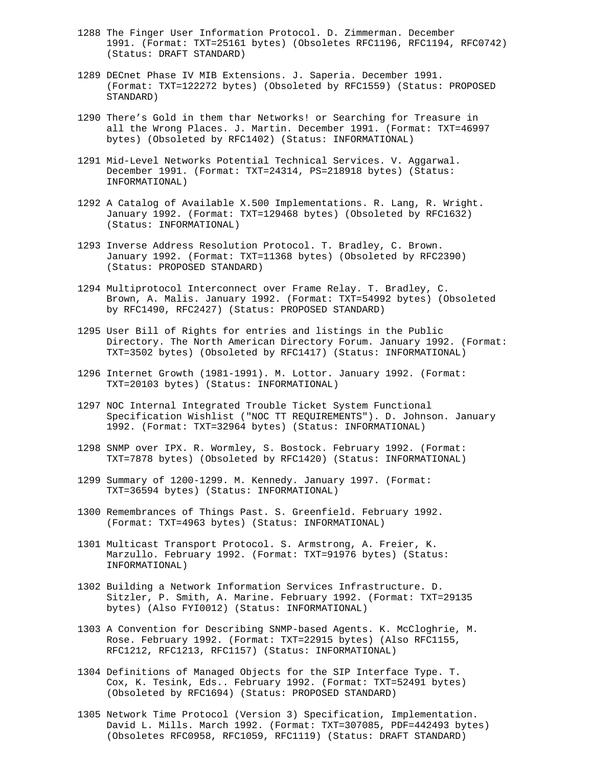1288 The Finger User Information Protocol. D. Zimmerman. December 1991. (Format: TXT=25161 bytes) (Obsoletes RFC1196, RFC1194, RFC0742) (Status: DRAFT STANDARD)

1289 DECnet Phase IV MIB Extensions. J. Saperia. December 1991. (Format: TXT=122272 bytes) (Obsoleted by RFC1559) (Status: PROPOSED STANDARD)

1290 There's Gold in them thar Networks! or Searching for Treasure in all the Wrong Places. J. Martin. December 1991. (Format: TXT=46997 bytes) (Obsoleted by RFC1402) (Status: INFORMATIONAL)

1291 Mid-Level Networks Potential Technical Services. V. Aggarwal. December 1991. (Format: TXT=24314, PS=218918 bytes) (Status: INFORMATIONAL)

1292 A Catalog of Available X.500 Implementations. R. Lang, R. Wright. January 1992. (Format: TXT=129468 bytes) (Obsoleted by RFC1632) (Status: INFORMATIONAL)

1293 Inverse Address Resolution Protocol. T. Bradley, C. Brown. January 1992. (Format: TXT=11368 bytes) (Obsoleted by RFC2390) (Status: PROPOSED STANDARD)

1294 Multiprotocol Interconnect over Frame Relay. T. Bradley, C. Brown, A. Malis. January 1992. (Format: TXT=54992 bytes) (Obsoleted by RFC1490, RFC2427) (Status: PROPOSED STANDARD)

1295 User Bill of Rights for entries and listings in the Public Directory. The North American Directory Forum. January 1992. (Format: TXT=3502 bytes) (Obsoleted by RFC1417) (Status: INFORMATIONAL)

1296 Internet Growth (1981-1991). M. Lottor. January 1992. (Format: TXT=20103 bytes) (Status: INFORMATIONAL)

1297 NOC Internal Integrated Trouble Ticket System Functional Specification Wishlist ("NOC TT REQUIREMENTS"). D. Johnson. January 1992. (Format: TXT=32964 bytes) (Status: INFORMATIONAL)

1298 SNMP over IPX. R. Wormley, S. Bostock. February 1992. (Format: TXT=7878 bytes) (Obsoleted by RFC1420) (Status: INFORMATIONAL)

1299 Summary of 1200-1299. M. Kennedy. January 1997. (Format: TXT=36594 bytes) (Status: INFORMATIONAL)

1300 Remembrances of Things Past. S. Greenfield. February 1992. (Format: TXT=4963 bytes) (Status: INFORMATIONAL)

1301 Multicast Transport Protocol. S. Armstrong, A. Freier, K. Marzullo. February 1992. (Format: TXT=91976 bytes) (Status: INFORMATIONAL)

1302 Building a Network Information Services Infrastructure. D. Sitzler, P. Smith, A. Marine. February 1992. (Format: TXT=29135 bytes) (Also FYI0012) (Status: INFORMATIONAL)

1303 A Convention for Describing SNMP-based Agents. K. McCloghrie, M. Rose. February 1992. (Format: TXT=22915 bytes) (Also RFC1155, RFC1212, RFC1213, RFC1157) (Status: INFORMATIONAL)

1304 Definitions of Managed Objects for the SIP Interface Type. T. Cox, K. Tesink, Eds.. February 1992. (Format: TXT=52491 bytes) (Obsoleted by RFC1694) (Status: PROPOSED STANDARD)

1305 Network Time Protocol (Version 3) Specification, Implementation. David L. Mills. March 1992. (Format: TXT=307085, PDF=442493 bytes) (Obsoletes RFC0958, RFC1059, RFC1119) (Status: DRAFT STANDARD)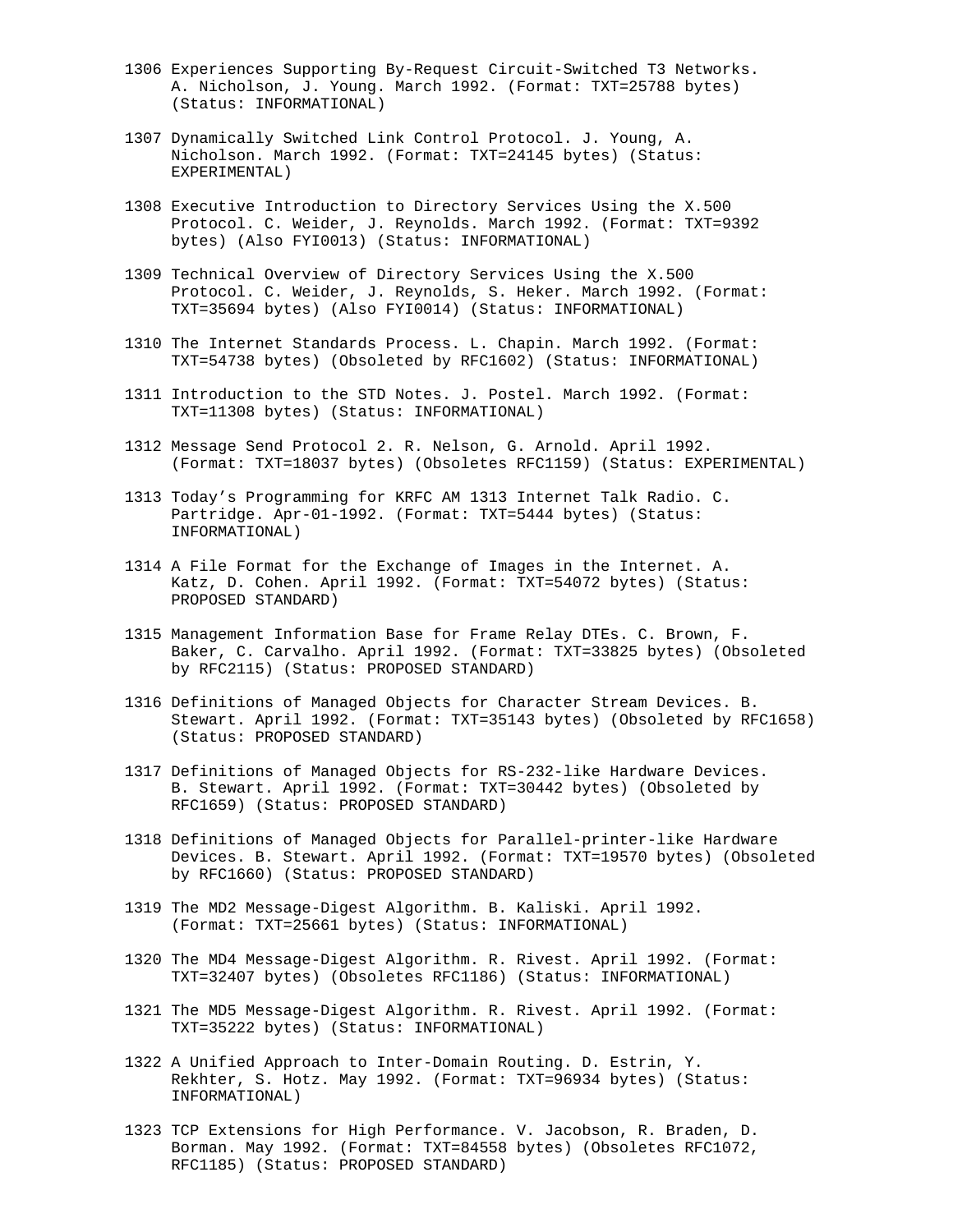1306 Experiences Supporting By-Request Circuit-Switched T3 Networks. A. Nicholson, J. Young. March 1992. (Format: TXT=25788 bytes) (Status: INFORMATIONAL)

1307 Dynamically Switched Link Control Protocol. J. Young, A. Nicholson. March 1992. (Format: TXT=24145 bytes) (Status: EXPERIMENTAL)

1308 Executive Introduction to Directory Services Using the X.500 Protocol. C. Weider, J. Reynolds. March 1992. (Format: TXT=9392 bytes) (Also FYI0013) (Status: INFORMATIONAL)

1309 Technical Overview of Directory Services Using the X.500 Protocol. C. Weider, J. Reynolds, S. Heker. March 1992. (Format: TXT=35694 bytes) (Also FYI0014) (Status: INFORMATIONAL)

1310 The Internet Standards Process. L. Chapin. March 1992. (Format: TXT=54738 bytes) (Obsoleted by RFC1602) (Status: INFORMATIONAL)

1311 Introduction to the STD Notes. J. Postel. March 1992. (Format: TXT=11308 bytes) (Status: INFORMATIONAL)

1312 Message Send Protocol 2. R. Nelson, G. Arnold. April 1992. (Format: TXT=18037 bytes) (Obsoletes RFC1159) (Status: EXPERIMENTAL)

1313 Today's Programming for KRFC AM 1313 Internet Talk Radio. C. Partridge. Apr-01-1992. (Format: TXT=5444 bytes) (Status: INFORMATIONAL)

1314 A File Format for the Exchange of Images in the Internet. A. Katz, D. Cohen. April 1992. (Format: TXT=54072 bytes) (Status: PROPOSED STANDARD)

1315 Management Information Base for Frame Relay DTEs. C. Brown, F. Baker, C. Carvalho. April 1992. (Format: TXT=33825 bytes) (Obsoleted by RFC2115) (Status: PROPOSED STANDARD)

1316 Definitions of Managed Objects for Character Stream Devices. B. Stewart. April 1992. (Format: TXT=35143 bytes) (Obsoleted by RFC1658) (Status: PROPOSED STANDARD)

1317 Definitions of Managed Objects for RS-232-like Hardware Devices. B. Stewart. April 1992. (Format: TXT=30442 bytes) (Obsoleted by RFC1659) (Status: PROPOSED STANDARD)

1318 Definitions of Managed Objects for Parallel-printer-like Hardware Devices. B. Stewart. April 1992. (Format: TXT=19570 bytes) (Obsoleted by RFC1660) (Status: PROPOSED STANDARD)

1319 The MD2 Message-Digest Algorithm. B. Kaliski. April 1992. (Format: TXT=25661 bytes) (Status: INFORMATIONAL)

1320 The MD4 Message-Digest Algorithm. R. Rivest. April 1992. (Format: TXT=32407 bytes) (Obsoletes RFC1186) (Status: INFORMATIONAL)

1321 The MD5 Message-Digest Algorithm. R. Rivest. April 1992. (Format: TXT=35222 bytes) (Status: INFORMATIONAL)

1322 A Unified Approach to Inter-Domain Routing. D. Estrin, Y. Rekhter, S. Hotz. May 1992. (Format: TXT=96934 bytes) (Status: INFORMATIONAL)

1323 TCP Extensions for High Performance. V. Jacobson, R. Braden, D. Borman. May 1992. (Format: TXT=84558 bytes) (Obsoletes RFC1072, RFC1185) (Status: PROPOSED STANDARD)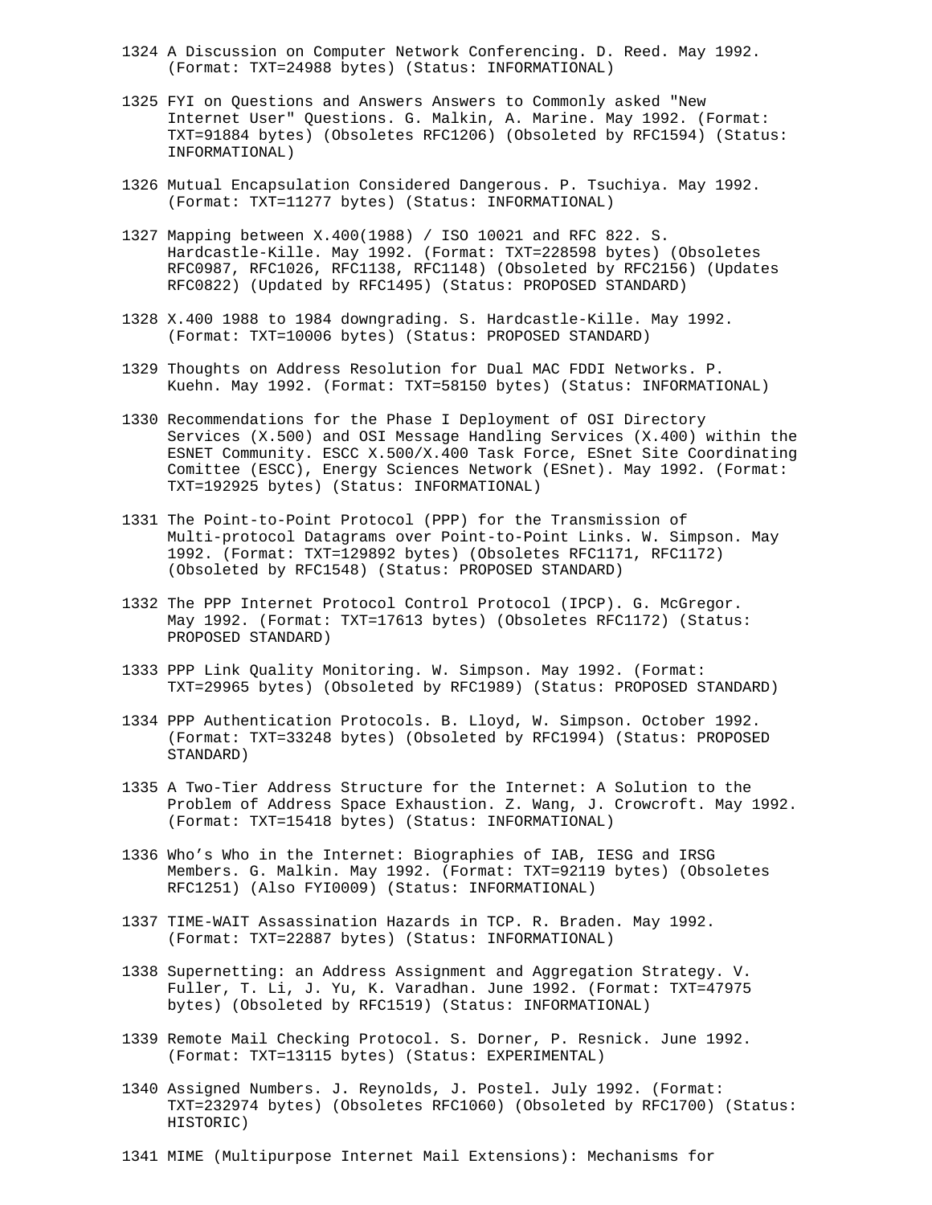1324 A Discussion on Computer Network Conferencing. D. Reed. May 1992. (Format: TXT=24988 bytes) (Status: INFORMATIONAL)

1325 FYI on Questions and Answers Answers to Commonly asked "New Internet User" Questions. G. Malkin, A. Marine. May 1992. (Format: TXT=91884 bytes) (Obsoletes RFC1206) (Obsoleted by RFC1594) (Status: INFORMATIONAL)

1326 Mutual Encapsulation Considered Dangerous. P. Tsuchiya. May 1992. (Format: TXT=11277 bytes) (Status: INFORMATIONAL)

1327 Mapping between X.400(1988) / ISO 10021 and RFC 822. S. Hardcastle-Kille. May 1992. (Format: TXT=228598 bytes) (Obsoletes RFC0987, RFC1026, RFC1138, RFC1148) (Obsoleted by RFC2156) (Updates RFC0822) (Updated by RFC1495) (Status: PROPOSED STANDARD)

1328 X.400 1988 to 1984 downgrading. S. Hardcastle-Kille. May 1992. (Format: TXT=10006 bytes) (Status: PROPOSED STANDARD)

1329 Thoughts on Address Resolution for Dual MAC FDDI Networks. P. Kuehn. May 1992. (Format: TXT=58150 bytes) (Status: INFORMATIONAL)

1330 Recommendations for the Phase I Deployment of OSI Directory Services (X.500) and OSI Message Handling Services (X.400) within the ESNET Community. ESCC X.500/X.400 Task Force, ESnet Site Coordinating Comittee (ESCC), Energy Sciences Network (ESnet). May 1992. (Format: TXT=192925 bytes) (Status: INFORMATIONAL)

1331 The Point-to-Point Protocol (PPP) for the Transmission of Multi-protocol Datagrams over Point-to-Point Links. W. Simpson. May 1992. (Format: TXT=129892 bytes) (Obsoletes RFC1171, RFC1172) (Obsoleted by RFC1548) (Status: PROPOSED STANDARD)

1332 The PPP Internet Protocol Control Protocol (IPCP). G. McGregor. May 1992. (Format: TXT=17613 bytes) (Obsoletes RFC1172) (Status: PROPOSED STANDARD)

1333 PPP Link Quality Monitoring. W. Simpson. May 1992. (Format: TXT=29965 bytes) (Obsoleted by RFC1989) (Status: PROPOSED STANDARD)

1334 PPP Authentication Protocols. B. Lloyd, W. Simpson. October 1992. (Format: TXT=33248 bytes) (Obsoleted by RFC1994) (Status: PROPOSED STANDARD)

1335 A Two-Tier Address Structure for the Internet: A Solution to the Problem of Address Space Exhaustion. Z. Wang, J. Crowcroft. May 1992. (Format: TXT=15418 bytes) (Status: INFORMATIONAL)

1336 Who's Who in the Internet: Biographies of IAB, IESG and IRSG Members. G. Malkin. May 1992. (Format: TXT=92119 bytes) (Obsoletes RFC1251) (Also FYI0009) (Status: INFORMATIONAL)

1337 TIME-WAIT Assassination Hazards in TCP. R. Braden. May 1992. (Format: TXT=22887 bytes) (Status: INFORMATIONAL)

1338 Supernetting: an Address Assignment and Aggregation Strategy. V. Fuller, T. Li, J. Yu, K. Varadhan. June 1992. (Format: TXT=47975 bytes) (Obsoleted by RFC1519) (Status: INFORMATIONAL)

1339 Remote Mail Checking Protocol. S. Dorner, P. Resnick. June 1992. (Format: TXT=13115 bytes) (Status: EXPERIMENTAL)

1340 Assigned Numbers. J. Reynolds, J. Postel. July 1992. (Format: TXT=232974 bytes) (Obsoletes RFC1060) (Obsoleted by RFC1700) (Status: HISTORIC)

1341 MIME (Multipurpose Internet Mail Extensions): Mechanisms for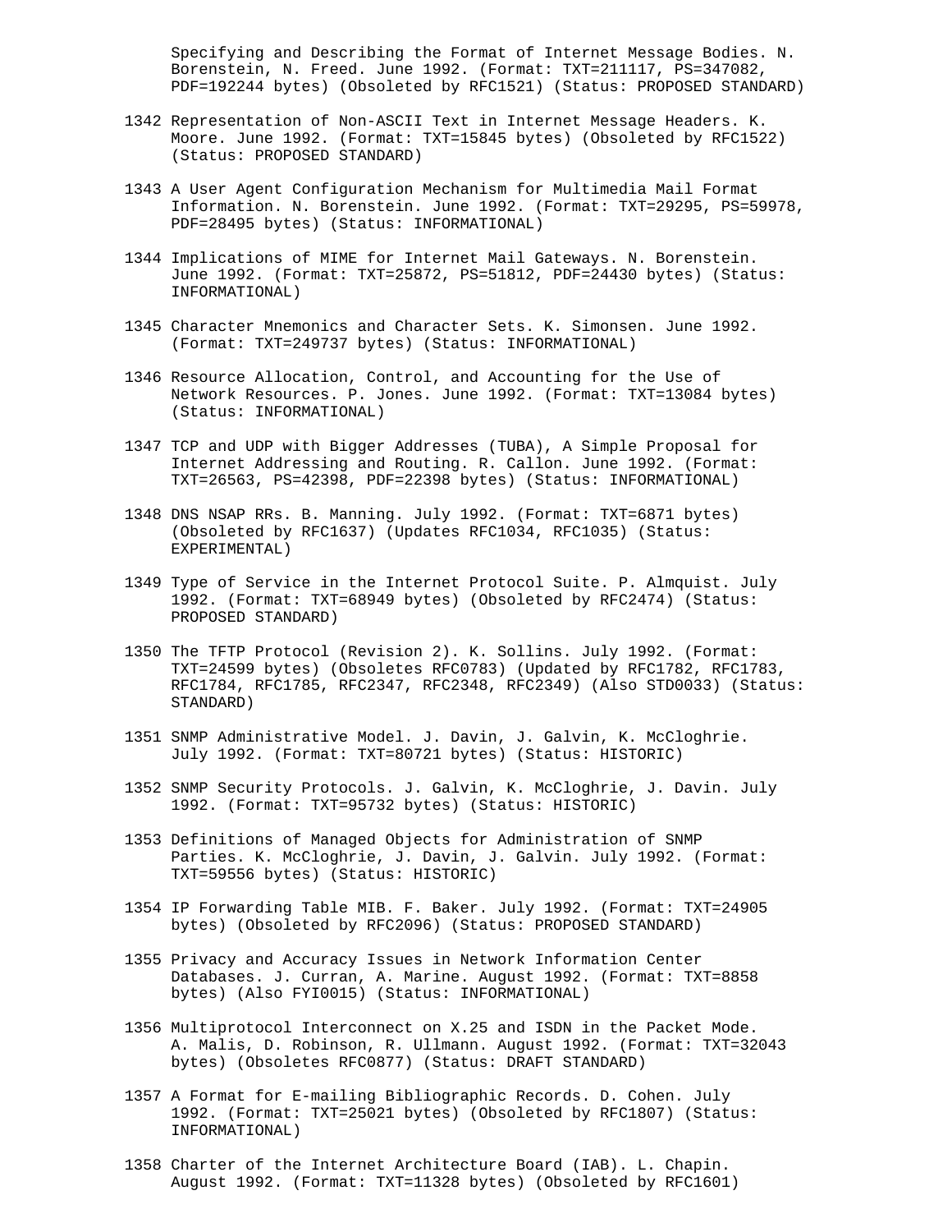Specifying and Describing the Format of Internet Message Bodies. N. Borenstein, N. Freed. June 1992. (Format: TXT=211117, PS=347082, PDF=192244 bytes) (Obsoleted by RFC1521) (Status: PROPOSED STANDARD)

1342 Representation of Non-ASCII Text in Internet Message Headers. K. Moore. June 1992. (Format: TXT=15845 bytes) (Obsoleted by RFC1522) (Status: PROPOSED STANDARD)

1343 A User Agent Configuration Mechanism for Multimedia Mail Format Information. N. Borenstein. June 1992. (Format: TXT=29295, PS=59978, PDF=28495 bytes) (Status: INFORMATIONAL)

1344 Implications of MIME for Internet Mail Gateways. N. Borenstein. June 1992. (Format: TXT=25872, PS=51812, PDF=24430 bytes) (Status: INFORMATIONAL)

1345 Character Mnemonics and Character Sets. K. Simonsen. June 1992. (Format: TXT=249737 bytes) (Status: INFORMATIONAL)

1346 Resource Allocation, Control, and Accounting for the Use of Network Resources. P. Jones. June 1992. (Format: TXT=13084 bytes) (Status: INFORMATIONAL)

1347 TCP and UDP with Bigger Addresses (TUBA), A Simple Proposal for Internet Addressing and Routing. R. Callon. June 1992. (Format: TXT=26563, PS=42398, PDF=22398 bytes) (Status: INFORMATIONAL)

1348 DNS NSAP RRs. B. Manning. July 1992. (Format: TXT=6871 bytes) (Obsoleted by RFC1637) (Updates RFC1034, RFC1035) (Status: EXPERIMENTAL)

1349 Type of Service in the Internet Protocol Suite. P. Almquist. July 1992. (Format: TXT=68949 bytes) (Obsoleted by RFC2474) (Status: PROPOSED STANDARD)

1350 The TFTP Protocol (Revision 2). K. Sollins. July 1992. (Format: TXT=24599 bytes) (Obsoletes RFC0783) (Updated by RFC1782, RFC1783, RFC1784, RFC1785, RFC2347, RFC2348, RFC2349) (Also STD0033) (Status: STANDARD)

1351 SNMP Administrative Model. J. Davin, J. Galvin, K. McCloghrie. July 1992. (Format: TXT=80721 bytes) (Status: HISTORIC)

1352 SNMP Security Protocols. J. Galvin, K. McCloghrie, J. Davin. July 1992. (Format: TXT=95732 bytes) (Status: HISTORIC)

1353 Definitions of Managed Objects for Administration of SNMP Parties. K. McCloghrie, J. Davin, J. Galvin. July 1992. (Format: TXT=59556 bytes) (Status: HISTORIC)

1354 IP Forwarding Table MIB. F. Baker. July 1992. (Format: TXT=24905 bytes) (Obsoleted by RFC2096) (Status: PROPOSED STANDARD)

1355 Privacy and Accuracy Issues in Network Information Center Databases. J. Curran, A. Marine. August 1992. (Format: TXT=8858 bytes) (Also FYI0015) (Status: INFORMATIONAL)

1356 Multiprotocol Interconnect on X.25 and ISDN in the Packet Mode. A. Malis, D. Robinson, R. Ullmann. August 1992. (Format: TXT=32043 bytes) (Obsoletes RFC0877) (Status: DRAFT STANDARD)

1357 A Format for E-mailing Bibliographic Records. D. Cohen. July 1992. (Format: TXT=25021 bytes) (Obsoleted by RFC1807) (Status: INFORMATIONAL)

1358 Charter of the Internet Architecture Board (IAB). L. Chapin. August 1992. (Format: TXT=11328 bytes) (Obsoleted by RFC1601)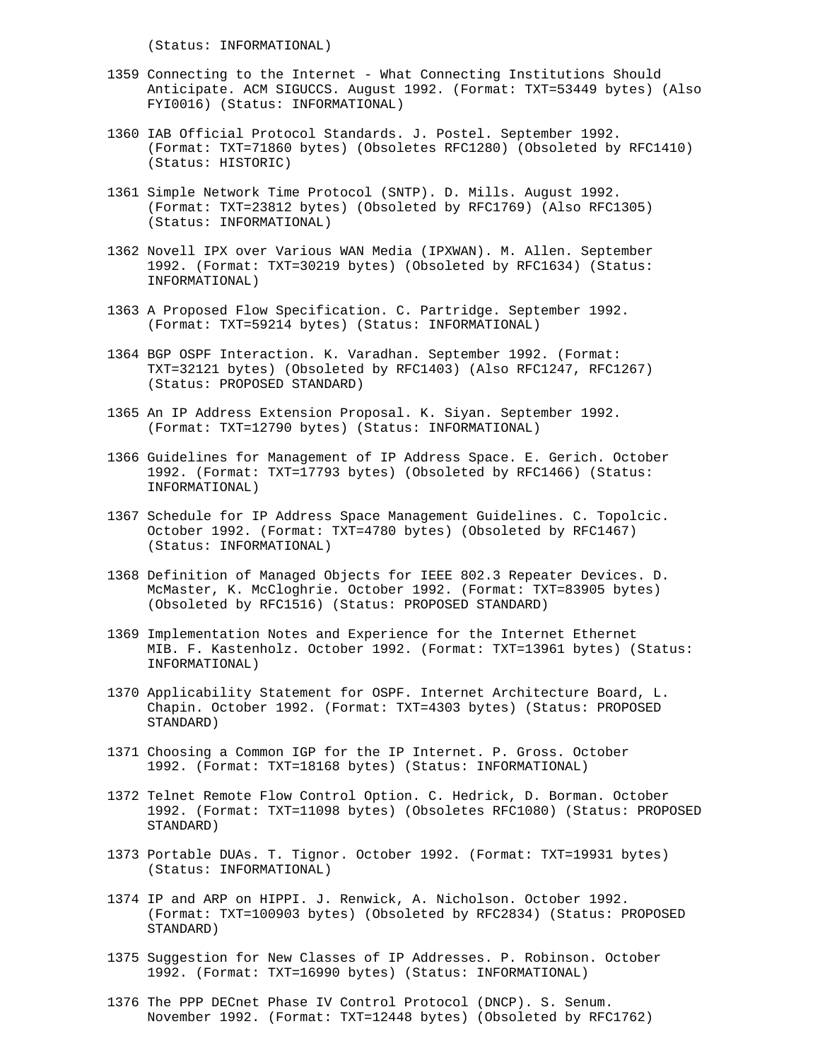(Status: INFORMATIONAL)

1359 Connecting to the Internet - What Connecting Institutions Should Anticipate. ACM SIGUCCS. August 1992. (Format: TXT=53449 bytes) (Also FYI0016) (Status: INFORMATIONAL)

1360 IAB Official Protocol Standards. J. Postel. September 1992. (Format: TXT=71860 bytes) (Obsoletes RFC1280) (Obsoleted by RFC1410) (Status: HISTORIC)

1361 Simple Network Time Protocol (SNTP). D. Mills. August 1992. (Format: TXT=23812 bytes) (Obsoleted by RFC1769) (Also RFC1305) (Status: INFORMATIONAL)

1362 Novell IPX over Various WAN Media (IPXWAN). M. Allen. September 1992. (Format: TXT=30219 bytes) (Obsoleted by RFC1634) (Status: INFORMATIONAL)

1363 A Proposed Flow Specification. C. Partridge. September 1992. (Format: TXT=59214 bytes) (Status: INFORMATIONAL)

1364 BGP OSPF Interaction. K. Varadhan. September 1992. (Format: TXT=32121 bytes) (Obsoleted by RFC1403) (Also RFC1247, RFC1267) (Status: PROPOSED STANDARD)

1365 An IP Address Extension Proposal. K. Siyan. September 1992. (Format: TXT=12790 bytes) (Status: INFORMATIONAL)

1366 Guidelines for Management of IP Address Space. E. Gerich. October 1992. (Format: TXT=17793 bytes) (Obsoleted by RFC1466) (Status: INFORMATIONAL)

1367 Schedule for IP Address Space Management Guidelines. C. Topolcic. October 1992. (Format: TXT=4780 bytes) (Obsoleted by RFC1467) (Status: INFORMATIONAL)

1368 Definition of Managed Objects for IEEE 802.3 Repeater Devices. D. McMaster, K. McCloghrie. October 1992. (Format: TXT=83905 bytes) (Obsoleted by RFC1516) (Status: PROPOSED STANDARD)

1369 Implementation Notes and Experience for the Internet Ethernet MIB. F. Kastenholz. October 1992. (Format: TXT=13961 bytes) (Status: INFORMATIONAL)

1370 Applicability Statement for OSPF. Internet Architecture Board, L. Chapin. October 1992. (Format: TXT=4303 bytes) (Status: PROPOSED STANDARD)

1371 Choosing a Common IGP for the IP Internet. P. Gross. October 1992. (Format: TXT=18168 bytes) (Status: INFORMATIONAL)

1372 Telnet Remote Flow Control Option. C. Hedrick, D. Borman. October 1992. (Format: TXT=11098 bytes) (Obsoletes RFC1080) (Status: PROPOSED STANDARD)

1373 Portable DUAs. T. Tignor. October 1992. (Format: TXT=19931 bytes) (Status: INFORMATIONAL)

1374 IP and ARP on HIPPI. J. Renwick, A. Nicholson. October 1992. (Format: TXT=100903 bytes) (Obsoleted by RFC2834) (Status: PROPOSED STANDARD)

1375 Suggestion for New Classes of IP Addresses. P. Robinson. October 1992. (Format: TXT=16990 bytes) (Status: INFORMATIONAL)

1376 The PPP DECnet Phase IV Control Protocol (DNCP). S. Senum. November 1992. (Format: TXT=12448 bytes) (Obsoleted by RFC1762)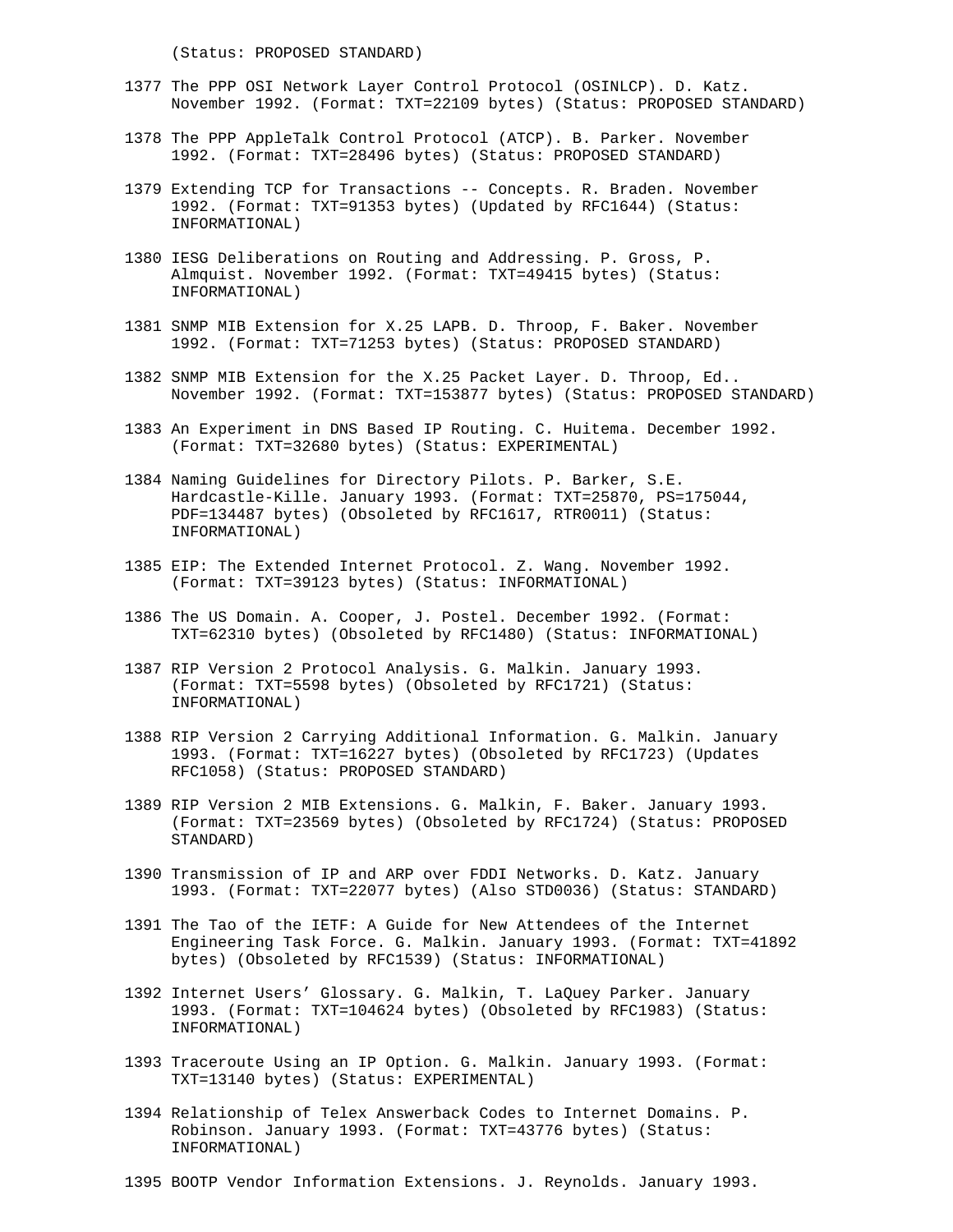(Status: PROPOSED STANDARD)

1377 The PPP OSI Network Layer Control Protocol (OSINLCP). D. Katz. November 1992. (Format: TXT=22109 bytes) (Status: PROPOSED STANDARD)

1378 The PPP AppleTalk Control Protocol (ATCP). B. Parker. November 1992. (Format: TXT=28496 bytes) (Status: PROPOSED STANDARD)

1379 Extending TCP for Transactions -- Concepts. R. Braden. November 1992. (Format: TXT=91353 bytes) (Updated by RFC1644) (Status: INFORMATIONAL)

1380 IESG Deliberations on Routing and Addressing. P. Gross, P. Almquist. November 1992. (Format: TXT=49415 bytes) (Status: INFORMATIONAL)

1381 SNMP MIB Extension for X.25 LAPB. D. Throop, F. Baker. November 1992. (Format: TXT=71253 bytes) (Status: PROPOSED STANDARD)

1382 SNMP MIB Extension for the X.25 Packet Layer. D. Throop, Ed.. November 1992. (Format: TXT=153877 bytes) (Status: PROPOSED STANDARD)

1383 An Experiment in DNS Based IP Routing. C. Huitema. December 1992. (Format: TXT=32680 bytes) (Status: EXPERIMENTAL)

1384 Naming Guidelines for Directory Pilots. P. Barker, S.E. Hardcastle-Kille. January 1993. (Format: TXT=25870, PS=175044, PDF=134487 bytes) (Obsoleted by RFC1617, RTR0011) (Status: INFORMATIONAL)

1385 EIP: The Extended Internet Protocol. Z. Wang. November 1992. (Format: TXT=39123 bytes) (Status: INFORMATIONAL)

1386 The US Domain. A. Cooper, J. Postel. December 1992. (Format: TXT=62310 bytes) (Obsoleted by RFC1480) (Status: INFORMATIONAL)

1387 RIP Version 2 Protocol Analysis. G. Malkin. January 1993. (Format: TXT=5598 bytes) (Obsoleted by RFC1721) (Status: INFORMATIONAL)

1388 RIP Version 2 Carrying Additional Information. G. Malkin. January 1993. (Format: TXT=16227 bytes) (Obsoleted by RFC1723) (Updates RFC1058) (Status: PROPOSED STANDARD)

1389 RIP Version 2 MIB Extensions. G. Malkin, F. Baker. January 1993. (Format: TXT=23569 bytes) (Obsoleted by RFC1724) (Status: PROPOSED STANDARD)

1390 Transmission of IP and ARP over FDDI Networks. D. Katz. January 1993. (Format: TXT=22077 bytes) (Also STD0036) (Status: STANDARD)

1391 The Tao of the IETF: A Guide for New Attendees of the Internet Engineering Task Force. G. Malkin. January 1993. (Format: TXT=41892 bytes) (Obsoleted by RFC1539) (Status: INFORMATIONAL)

1392 Internet Users' Glossary. G. Malkin, T. LaQuey Parker. January 1993. (Format: TXT=104624 bytes) (Obsoleted by RFC1983) (Status: INFORMATIONAL)

1393 Traceroute Using an IP Option. G. Malkin. January 1993. (Format: TXT=13140 bytes) (Status: EXPERIMENTAL)

1394 Relationship of Telex Answerback Codes to Internet Domains. P. Robinson. January 1993. (Format: TXT=43776 bytes) (Status: INFORMATIONAL)

1395 BOOTP Vendor Information Extensions. J. Reynolds. January 1993.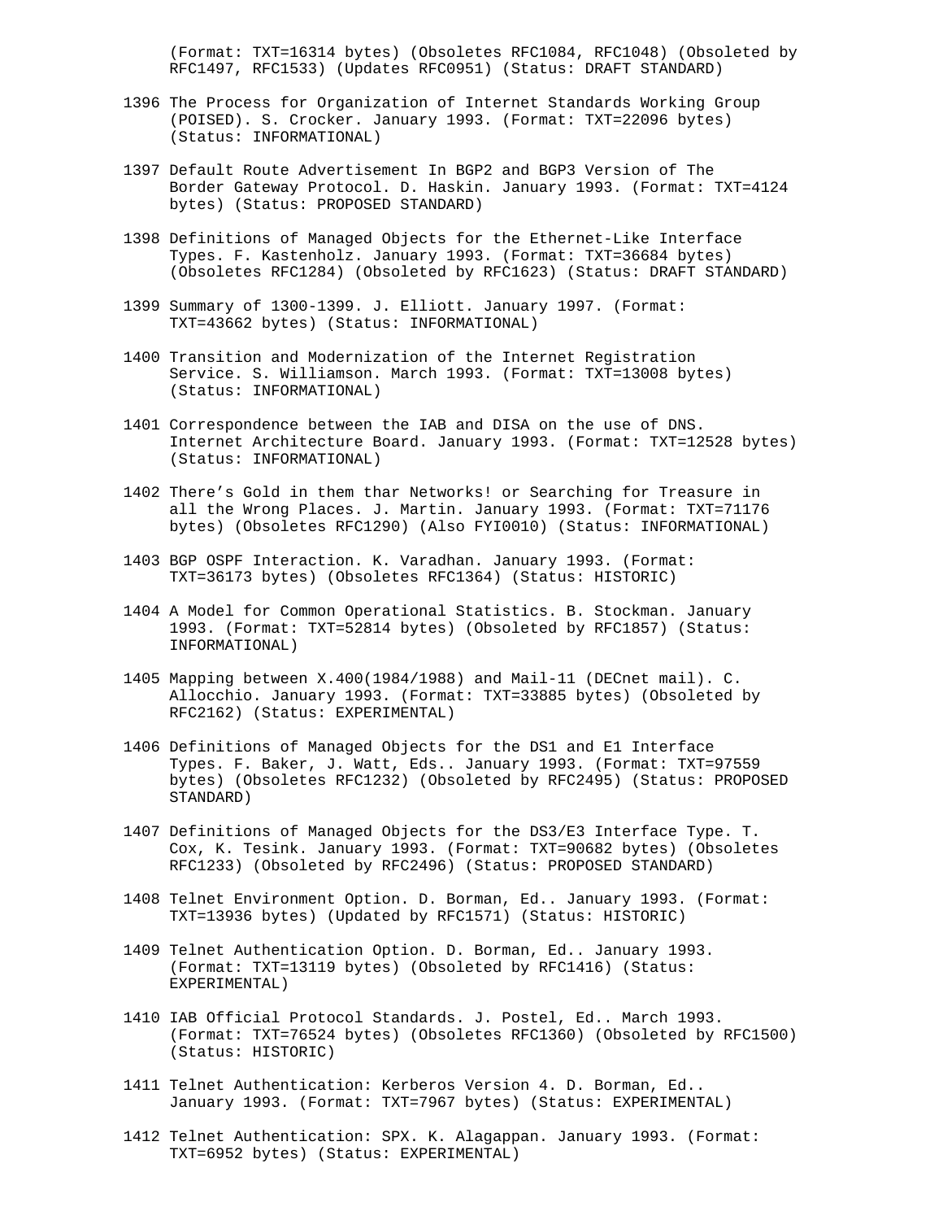(Format: TXT=16314 bytes) (Obsoletes RFC1084, RFC1048) (Obsoleted by RFC1497, RFC1533) (Updates RFC0951) (Status: DRAFT STANDARD)

1396 The Process for Organization of Internet Standards Working Group (POISED). S. Crocker. January 1993. (Format: TXT=22096 bytes) (Status: INFORMATIONAL)

1397 Default Route Advertisement In BGP2 and BGP3 Version of The Border Gateway Protocol. D. Haskin. January 1993. (Format: TXT=4124 bytes) (Status: PROPOSED STANDARD)

1398 Definitions of Managed Objects for the Ethernet-Like Interface Types. F. Kastenholz. January 1993. (Format: TXT=36684 bytes) (Obsoletes RFC1284) (Obsoleted by RFC1623) (Status: DRAFT STANDARD)

1399 Summary of 1300-1399. J. Elliott. January 1997. (Format: TXT=43662 bytes) (Status: INFORMATIONAL)

1400 Transition and Modernization of the Internet Registration Service. S. Williamson. March 1993. (Format: TXT=13008 bytes) (Status: INFORMATIONAL)

1401 Correspondence between the IAB and DISA on the use of DNS. Internet Architecture Board. January 1993. (Format: TXT=12528 bytes) (Status: INFORMATIONAL)

1402 There’s Gold in them thar Networks! or Searching for Treasure in all the Wrong Places. J. Martin. January 1993. (Format: TXT=71176 bytes) (Obsoletes RFC1290) (Also FYI0010) (Status: INFORMATIONAL)

1403 BGP OSPF Interaction. K. Varadhan. January 1993. (Format: TXT=36173 bytes) (Obsoletes RFC1364) (Status: HISTORIC)

1404 A Model for Common Operational Statistics. B. Stockman. January 1993. (Format: TXT=52814 bytes) (Obsoleted by RFC1857) (Status: INFORMATIONAL)

1405 Mapping between X.400(1984/1988) and Mail-11 (DECnet mail). C. Allocchio. January 1993. (Format: TXT=33885 bytes) (Obsoleted by RFC2162) (Status: EXPERIMENTAL)

1406 Definitions of Managed Objects for the DS1 and E1 Interface Types. F. Baker, J. Watt, Eds.. January 1993. (Format: TXT=97559 bytes) (Obsoletes RFC1232) (Obsoleted by RFC2495) (Status: PROPOSED STANDARD)

1407 Definitions of Managed Objects for the DS3/E3 Interface Type. T. Cox, K. Tesink. January 1993. (Format: TXT=90682 bytes) (Obsoletes RFC1233) (Obsoleted by RFC2496) (Status: PROPOSED STANDARD)

1408 Telnet Environment Option. D. Borman, Ed.. January 1993. (Format: TXT=13936 bytes) (Updated by RFC1571) (Status: HISTORIC)

1409 Telnet Authentication Option. D. Borman, Ed.. January 1993. (Format: TXT=13119 bytes) (Obsoleted by RFC1416) (Status: EXPERIMENTAL)

1410 IAB Official Protocol Standards. J. Postel, Ed.. March 1993. (Format: TXT=76524 bytes) (Obsoletes RFC1360) (Obsoleted by RFC1500) (Status: HISTORIC)

1411 Telnet Authentication: Kerberos Version 4. D. Borman, Ed.. January 1993. (Format: TXT=7967 bytes) (Status: EXPERIMENTAL)

1412 Telnet Authentication: SPX. K. Alagappan. January 1993. (Format: TXT=6952 bytes) (Status: EXPERIMENTAL)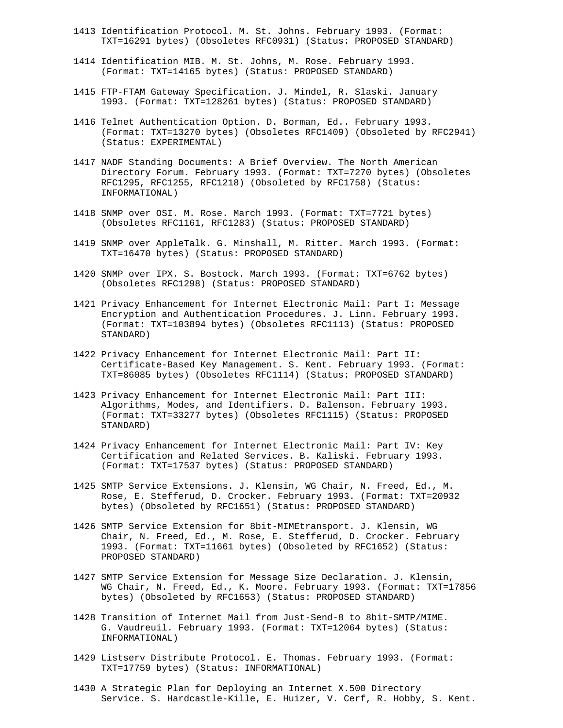1413 Identification Protocol. M. St. Johns. February 1993. (Format: TXT=16291 bytes) (Obsoletes RFC0931) (Status: PROPOSED STANDARD)

1414 Identification MIB. M. St. Johns, M. Rose. February 1993. (Format: TXT=14165 bytes) (Status: PROPOSED STANDARD)

1415 FTP-FTAM Gateway Specification. J. Mindel, R. Slaski. January 1993. (Format: TXT=128261 bytes) (Status: PROPOSED STANDARD)

1416 Telnet Authentication Option. D. Borman, Ed.. February 1993. (Format: TXT=13270 bytes) (Obsoletes RFC1409) (Obsoleted by RFC2941) (Status: EXPERIMENTAL)

1417 NADF Standing Documents: A Brief Overview. The North American Directory Forum. February 1993. (Format: TXT=7270 bytes) (Obsoletes RFC1295, RFC1255, RFC1218) (Obsoleted by RFC1758) (Status: INFORMATIONAL)

1418 SNMP over OSI. M. Rose. March 1993. (Format: TXT=7721 bytes) (Obsoletes RFC1161, RFC1283) (Status: PROPOSED STANDARD)

1419 SNMP over AppleTalk. G. Minshall, M. Ritter. March 1993. (Format: TXT=16470 bytes) (Status: PROPOSED STANDARD)

1420 SNMP over IPX. S. Bostock. March 1993. (Format: TXT=6762 bytes) (Obsoletes RFC1298) (Status: PROPOSED STANDARD)

1421 Privacy Enhancement for Internet Electronic Mail: Part I: Message Encryption and Authentication Procedures. J. Linn. February 1993. (Format: TXT=103894 bytes) (Obsoletes RFC1113) (Status: PROPOSED STANDARD)

1422 Privacy Enhancement for Internet Electronic Mail: Part II: Certificate-Based Key Management. S. Kent. February 1993. (Format: TXT=86085 bytes) (Obsoletes RFC1114) (Status: PROPOSED STANDARD)

1423 Privacy Enhancement for Internet Electronic Mail: Part III: Algorithms, Modes, and Identifiers. D. Balenson. February 1993. (Format: TXT=33277 bytes) (Obsoletes RFC1115) (Status: PROPOSED STANDARD)

1424 Privacy Enhancement for Internet Electronic Mail: Part IV: Key Certification and Related Services. B. Kaliski. February 1993. (Format: TXT=17537 bytes) (Status: PROPOSED STANDARD)

1425 SMTP Service Extensions. J. Klensin, WG Chair, N. Freed, Ed., M. Rose, E. Stefferud, D. Crocker. February 1993. (Format: TXT=20932 bytes) (Obsoleted by RFC1651) (Status: PROPOSED STANDARD)

1426 SMTP Service Extension for 8bit-MIMEtransport. J. Klensin, WG Chair, N. Freed, Ed., M. Rose, E. Stefferud, D. Crocker. February 1993. (Format: TXT=11661 bytes) (Obsoleted by RFC1652) (Status: PROPOSED STANDARD)

1427 SMTP Service Extension for Message Size Declaration. J. Klensin, WG Chair, N. Freed, Ed., K. Moore. February 1993. (Format: TXT=17856 bytes) (Obsoleted by RFC1653) (Status: PROPOSED STANDARD)

1428 Transition of Internet Mail from Just-Send-8 to 8bit-SMTP/MIME. G. Vaudreuil. February 1993. (Format: TXT=12064 bytes) (Status: INFORMATIONAL)

1429 Listserv Distribute Protocol. E. Thomas. February 1993. (Format: TXT=17759 bytes) (Status: INFORMATIONAL)

1430 A Strategic Plan for Deploying an Internet X.500 Directory Service. S. Hardcastle-Kille, E. Huizer, V. Cerf, R. Hobby, S. Kent.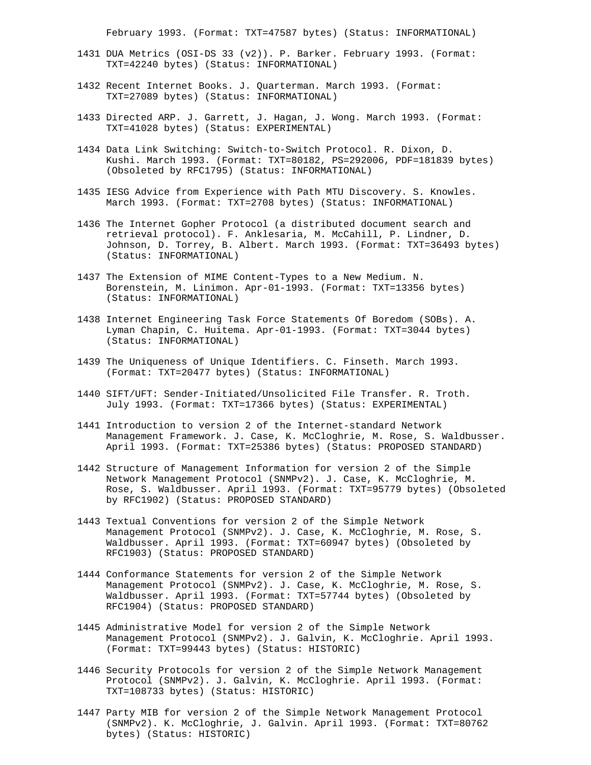February 1993. (Format: TXT=47587 bytes) (Status: INFORMATIONAL)

1431 DUA Metrics (OSI-DS 33 (v2)). P. Barker. February 1993. (Format: TXT=42240 bytes) (Status: INFORMATIONAL)

1432 Recent Internet Books. J. Quarterman. March 1993. (Format: TXT=27089 bytes) (Status: INFORMATIONAL)

1433 Directed ARP. J. Garrett, J. Hagan, J. Wong. March 1993. (Format: TXT=41028 bytes) (Status: EXPERIMENTAL)

1434 Data Link Switching: Switch-to-Switch Protocol. R. Dixon, D. Kushi. March 1993. (Format: TXT=80182, PS=292006, PDF=181839 bytes) (Obsoleted by RFC1795) (Status: INFORMATIONAL)

1435 IESG Advice from Experience with Path MTU Discovery. S. Knowles. March 1993. (Format: TXT=2708 bytes) (Status: INFORMATIONAL)

1436 The Internet Gopher Protocol (a distributed document search and retrieval protocol). F. Anklesaria, M. McCahill, P. Lindner, D. Johnson, D. Torrey, B. Albert. March 1993. (Format: TXT=36493 bytes) (Status: INFORMATIONAL)

1437 The Extension of MIME Content-Types to a New Medium. N. Borenstein, M. Linimon. Apr-01-1993. (Format: TXT=13356 bytes) (Status: INFORMATIONAL)

1438 Internet Engineering Task Force Statements Of Boredom (SOBs). A. Lyman Chapin, C. Huitema. Apr-01-1993. (Format: TXT=3044 bytes) (Status: INFORMATIONAL)

1439 The Uniqueness of Unique Identifiers. C. Finseth. March 1993. (Format: TXT=20477 bytes) (Status: INFORMATIONAL)

1440 SIFT/UFT: Sender-Initiated/Unsolicited File Transfer. R. Troth. July 1993. (Format: TXT=17366 bytes) (Status: EXPERIMENTAL)

1441 Introduction to version 2 of the Internet-standard Network Management Framework. J. Case, K. McCloghrie, M. Rose, S. Waldbusser. April 1993. (Format: TXT=25386 bytes) (Status: PROPOSED STANDARD)

1442 Structure of Management Information for version 2 of the Simple Network Management Protocol (SNMPv2). J. Case, K. McCloghrie, M. Rose, S. Waldbusser. April 1993. (Format: TXT=95779 bytes) (Obsoleted by RFC1902) (Status: PROPOSED STANDARD)

1443 Textual Conventions for version 2 of the Simple Network Management Protocol (SNMPv2). J. Case, K. McCloghrie, M. Rose, S. Waldbusser. April 1993. (Format: TXT=60947 bytes) (Obsoleted by RFC1903) (Status: PROPOSED STANDARD)

1444 Conformance Statements for version 2 of the Simple Network Management Protocol (SNMPv2). J. Case, K. McCloghrie, M. Rose, S. Waldbusser. April 1993. (Format: TXT=57744 bytes) (Obsoleted by RFC1904) (Status: PROPOSED STANDARD)

1445 Administrative Model for version 2 of the Simple Network Management Protocol (SNMPv2). J. Galvin, K. McCloghrie. April 1993. (Format: TXT=99443 bytes) (Status: HISTORIC)

1446 Security Protocols for version 2 of the Simple Network Management Protocol (SNMPv2). J. Galvin, K. McCloghrie. April 1993. (Format: TXT=108733 bytes) (Status: HISTORIC)

1447 Party MIB for version 2 of the Simple Network Management Protocol (SNMPv2). K. McCloghrie, J. Galvin. April 1993. (Format: TXT=80762 bytes) (Status: HISTORIC)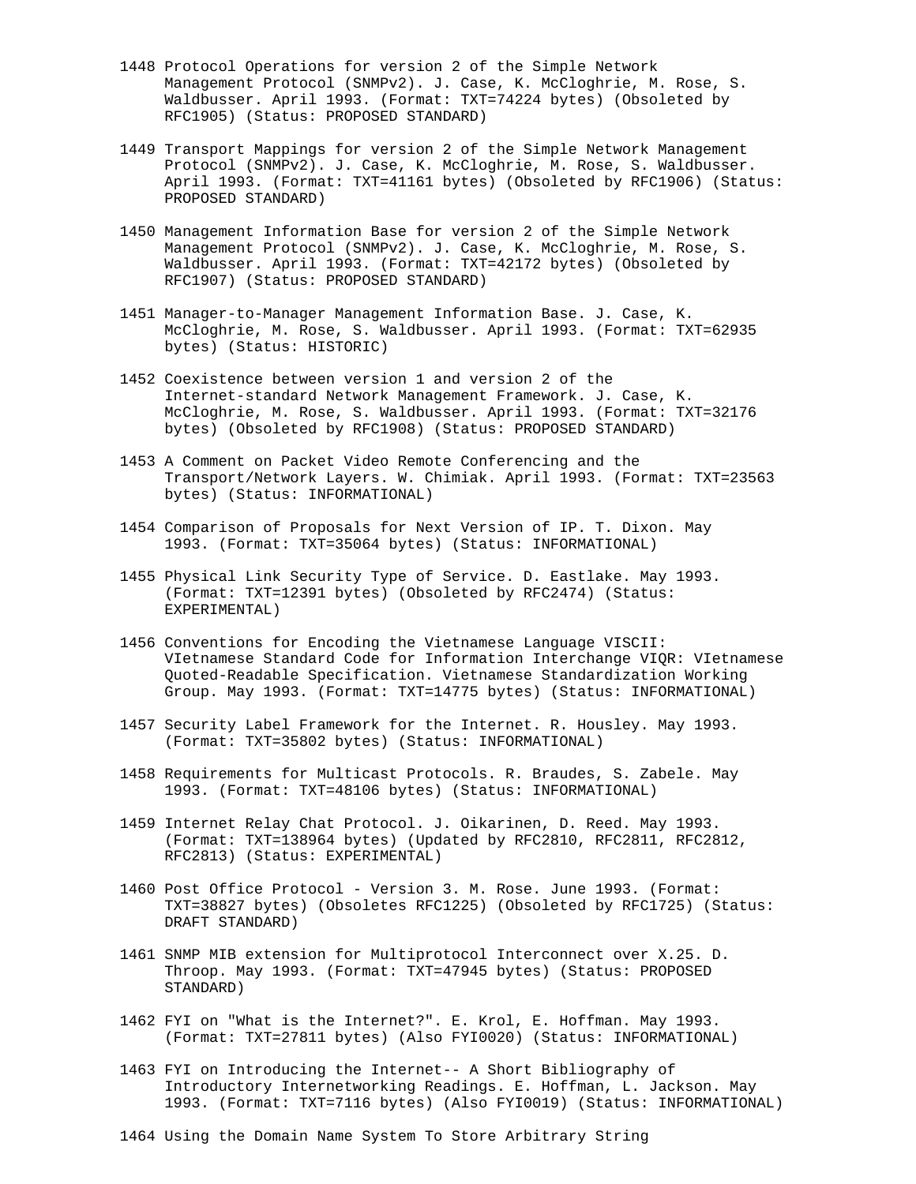1448 Protocol Operations for version 2 of the Simple Network
     Management Protocol (SNMPv2). J. Case, K. McCloghrie, M. Rose, S.
     Waldbusser. April 1993. (Format: TXT=74224 bytes) (Obsoleted by
     RFC1905) (Status: PROPOSED STANDARD)

1449 Transport Mappings for version 2 of the Simple Network Management
     Protocol (SNMPv2). J. Case, K. McCloghrie, M. Rose, S. Waldbusser.
     April 1993. (Format: TXT=41161 bytes) (Obsoleted by RFC1906) (Status:
     PROPOSED STANDARD)

1450 Management Information Base for version 2 of the Simple Network
     Management Protocol (SNMPv2). J. Case, K. McCloghrie, M. Rose, S.
     Waldbusser. April 1993. (Format: TXT=42172 bytes) (Obsoleted by
     RFC1907) (Status: PROPOSED STANDARD)

1451 Manager-to-Manager Management Information Base. J. Case, K.
     McCloghrie, M. Rose, S. Waldbusser. April 1993. (Format: TXT=62935
     bytes) (Status: HISTORIC)

1452 Coexistence between version 1 and version 2 of the
     Internet-standard Network Management Framework. J. Case, K.
     McCloghrie, M. Rose, S. Waldbusser. April 1993. (Format: TXT=32176
     bytes) (Obsoleted by RFC1908) (Status: PROPOSED STANDARD)

1453 A Comment on Packet Video Remote Conferencing and the
     Transport/Network Layers. W. Chimiak. April 1993. (Format: TXT=23563
     bytes) (Status: INFORMATIONAL)

1454 Comparison of Proposals for Next Version of IP. T. Dixon. May
     1993. (Format: TXT=35064 bytes) (Status: INFORMATIONAL)

1455 Physical Link Security Type of Service. D. Eastlake. May 1993.
     (Format: TXT=12391 bytes) (Obsoleted by RFC2474) (Status:
     EXPERIMENTAL)

1456 Conventions for Encoding the Vietnamese Language VISCII:
     VIetnamese Standard Code for Information Interchange VIQR: VIetnamese
     Quoted-Readable Specification. Vietnamese Standardization Working
     Group. May 1993. (Format: TXT=14775 bytes) (Status: INFORMATIONAL)

1457 Security Label Framework for the Internet. R. Housley. May 1993.
     (Format: TXT=35802 bytes) (Status: INFORMATIONAL)

1458 Requirements for Multicast Protocols. R. Braudes, S. Zabele. May
     1993. (Format: TXT=48106 bytes) (Status: INFORMATIONAL)

1459 Internet Relay Chat Protocol. J. Oikarinen, D. Reed. May 1993.
     (Format: TXT=138964 bytes) (Updated by RFC2810, RFC2811, RFC2812,
     RFC2813) (Status: EXPERIMENTAL)

1460 Post Office Protocol - Version 3. M. Rose. June 1993. (Format:
     TXT=38827 bytes) (Obsoletes RFC1225) (Obsoleted by RFC1725) (Status:
     DRAFT STANDARD)

1461 SNMP MIB extension for Multiprotocol Interconnect over X.25. D.
     Throop. May 1993. (Format: TXT=47945 bytes) (Status: PROPOSED
     STANDARD)

1462 FYI on "What is the Internet?". E. Krol, E. Hoffman. May 1993.
     (Format: TXT=27811 bytes) (Also FYI0020) (Status: INFORMATIONAL)

1463 FYI on Introducing the Internet-- A Short Bibliography of
     Introductory Internetworking Readings. E. Hoffman, L. Jackson. May
     1993. (Format: TXT=7116 bytes) (Also FYI0019) (Status: INFORMATIONAL)

1464 Using the Domain Name System To Store Arbitrary String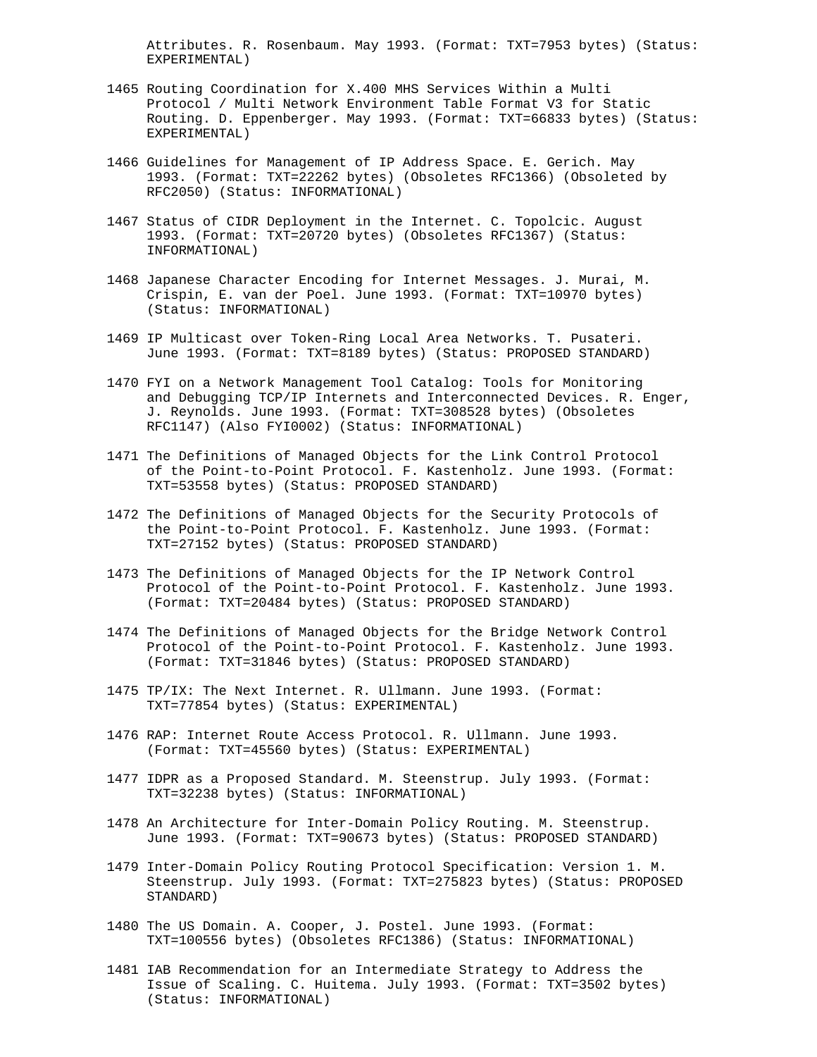Attributes. R. Rosenbaum. May 1993. (Format: TXT=7953 bytes) (Status: EXPERIMENTAL)

1465 Routing Coordination for X.400 MHS Services Within a Multi Protocol / Multi Network Environment Table Format V3 for Static Routing. D. Eppenberger. May 1993. (Format: TXT=66833 bytes) (Status: EXPERIMENTAL)

1466 Guidelines for Management of IP Address Space. E. Gerich. May 1993. (Format: TXT=22262 bytes) (Obsoletes RFC1366) (Obsoleted by RFC2050) (Status: INFORMATIONAL)

1467 Status of CIDR Deployment in the Internet. C. Topolcic. August 1993. (Format: TXT=20720 bytes) (Obsoletes RFC1367) (Status: INFORMATIONAL)

1468 Japanese Character Encoding for Internet Messages. J. Murai, M. Crispin, E. van der Poel. June 1993. (Format: TXT=10970 bytes) (Status: INFORMATIONAL)

1469 IP Multicast over Token-Ring Local Area Networks. T. Pusateri. June 1993. (Format: TXT=8189 bytes) (Status: PROPOSED STANDARD)

1470 FYI on a Network Management Tool Catalog: Tools for Monitoring and Debugging TCP/IP Internets and Interconnected Devices. R. Enger, J. Reynolds. June 1993. (Format: TXT=308528 bytes) (Obsoletes RFC1147) (Also FYI0002) (Status: INFORMATIONAL)

1471 The Definitions of Managed Objects for the Link Control Protocol of the Point-to-Point Protocol. F. Kastenholz. June 1993. (Format: TXT=53558 bytes) (Status: PROPOSED STANDARD)

1472 The Definitions of Managed Objects for the Security Protocols of the Point-to-Point Protocol. F. Kastenholz. June 1993. (Format: TXT=27152 bytes) (Status: PROPOSED STANDARD)

1473 The Definitions of Managed Objects for the IP Network Control Protocol of the Point-to-Point Protocol. F. Kastenholz. June 1993. (Format: TXT=20484 bytes) (Status: PROPOSED STANDARD)

1474 The Definitions of Managed Objects for the Bridge Network Control Protocol of the Point-to-Point Protocol. F. Kastenholz. June 1993. (Format: TXT=31846 bytes) (Status: PROPOSED STANDARD)

1475 TP/IX: The Next Internet. R. Ullmann. June 1993. (Format: TXT=77854 bytes) (Status: EXPERIMENTAL)

1476 RAP: Internet Route Access Protocol. R. Ullmann. June 1993. (Format: TXT=45560 bytes) (Status: EXPERIMENTAL)

1477 IDPR as a Proposed Standard. M. Steenstrup. July 1993. (Format: TXT=32238 bytes) (Status: INFORMATIONAL)

1478 An Architecture for Inter-Domain Policy Routing. M. Steenstrup. June 1993. (Format: TXT=90673 bytes) (Status: PROPOSED STANDARD)

1479 Inter-Domain Policy Routing Protocol Specification: Version 1. M. Steenstrup. July 1993. (Format: TXT=275823 bytes) (Status: PROPOSED STANDARD)

1480 The US Domain. A. Cooper, J. Postel. June 1993. (Format: TXT=100556 bytes) (Obsoletes RFC1386) (Status: INFORMATIONAL)

1481 IAB Recommendation for an Intermediate Strategy to Address the Issue of Scaling. C. Huitema. July 1993. (Format: TXT=3502 bytes) (Status: INFORMATIONAL)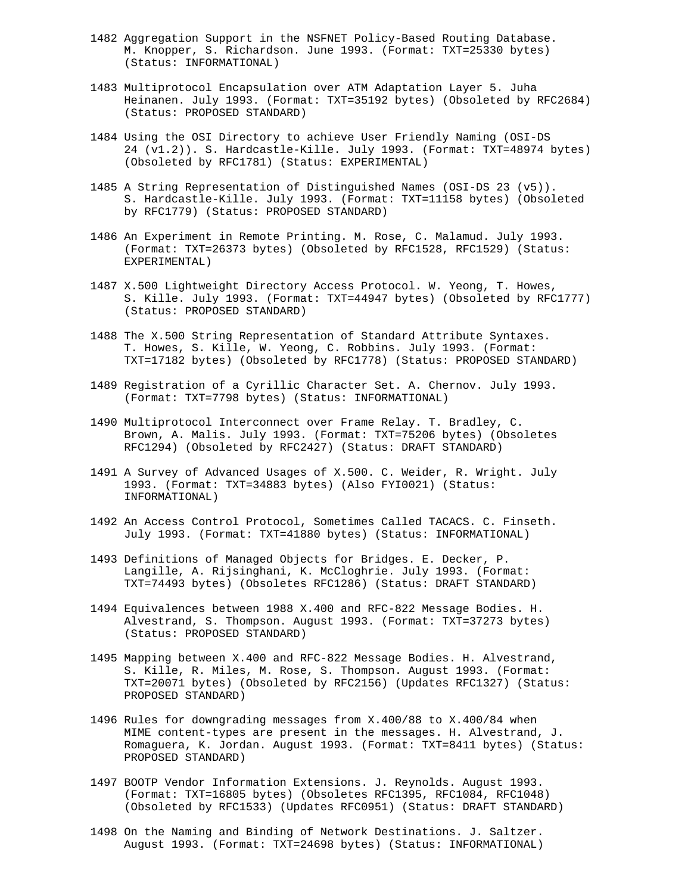1482 Aggregation Support in the NSFNET Policy-Based Routing Database. M. Knopper, S. Richardson. June 1993. (Format: TXT=25330 bytes) (Status: INFORMATIONAL)

1483 Multiprotocol Encapsulation over ATM Adaptation Layer 5. Juha Heinanen. July 1993. (Format: TXT=35192 bytes) (Obsoleted by RFC2684) (Status: PROPOSED STANDARD)

1484 Using the OSI Directory to achieve User Friendly Naming (OSI-DS 24 (v1.2)). S. Hardcastle-Kille. July 1993. (Format: TXT=48974 bytes) (Obsoleted by RFC1781) (Status: EXPERIMENTAL)

1485 A String Representation of Distinguished Names (OSI-DS 23 (v5)). S. Hardcastle-Kille. July 1993. (Format: TXT=11158 bytes) (Obsoleted by RFC1779) (Status: PROPOSED STANDARD)

1486 An Experiment in Remote Printing. M. Rose, C. Malamud. July 1993. (Format: TXT=26373 bytes) (Obsoleted by RFC1528, RFC1529) (Status: EXPERIMENTAL)

1487 X.500 Lightweight Directory Access Protocol. W. Yeong, T. Howes, S. Kille. July 1993. (Format: TXT=44947 bytes) (Obsoleted by RFC1777) (Status: PROPOSED STANDARD)

1488 The X.500 String Representation of Standard Attribute Syntaxes. T. Howes, S. Kille, W. Yeong, C. Robbins. July 1993. (Format: TXT=17182 bytes) (Obsoleted by RFC1778) (Status: PROPOSED STANDARD)

1489 Registration of a Cyrillic Character Set. A. Chernov. July 1993. (Format: TXT=7798 bytes) (Status: INFORMATIONAL)

1490 Multiprotocol Interconnect over Frame Relay. T. Bradley, C. Brown, A. Malis. July 1993. (Format: TXT=75206 bytes) (Obsoletes RFC1294) (Obsoleted by RFC2427) (Status: DRAFT STANDARD)

1491 A Survey of Advanced Usages of X.500. C. Weider, R. Wright. July 1993. (Format: TXT=34883 bytes) (Also FYI0021) (Status: INFORMATIONAL)

1492 An Access Control Protocol, Sometimes Called TACACS. C. Finseth. July 1993. (Format: TXT=41880 bytes) (Status: INFORMATIONAL)

1493 Definitions of Managed Objects for Bridges. E. Decker, P. Langille, A. Rijsinghani, K. McCloghrie. July 1993. (Format: TXT=74493 bytes) (Obsoletes RFC1286) (Status: DRAFT STANDARD)

1494 Equivalences between 1988 X.400 and RFC-822 Message Bodies. H. Alvestrand, S. Thompson. August 1993. (Format: TXT=37273 bytes) (Status: PROPOSED STANDARD)

1495 Mapping between X.400 and RFC-822 Message Bodies. H. Alvestrand, S. Kille, R. Miles, M. Rose, S. Thompson. August 1993. (Format: TXT=20071 bytes) (Obsoleted by RFC2156) (Updates RFC1327) (Status: PROPOSED STANDARD)

1496 Rules for downgrading messages from X.400/88 to X.400/84 when MIME content-types are present in the messages. H. Alvestrand, J. Romaguera, K. Jordan. August 1993. (Format: TXT=8411 bytes) (Status: PROPOSED STANDARD)

1497 BOOTP Vendor Information Extensions. J. Reynolds. August 1993. (Format: TXT=16805 bytes) (Obsoletes RFC1395, RFC1084, RFC1048) (Obsoleted by RFC1533) (Updates RFC0951) (Status: DRAFT STANDARD)

1498 On the Naming and Binding of Network Destinations. J. Saltzer. August 1993. (Format: TXT=24698 bytes) (Status: INFORMATIONAL)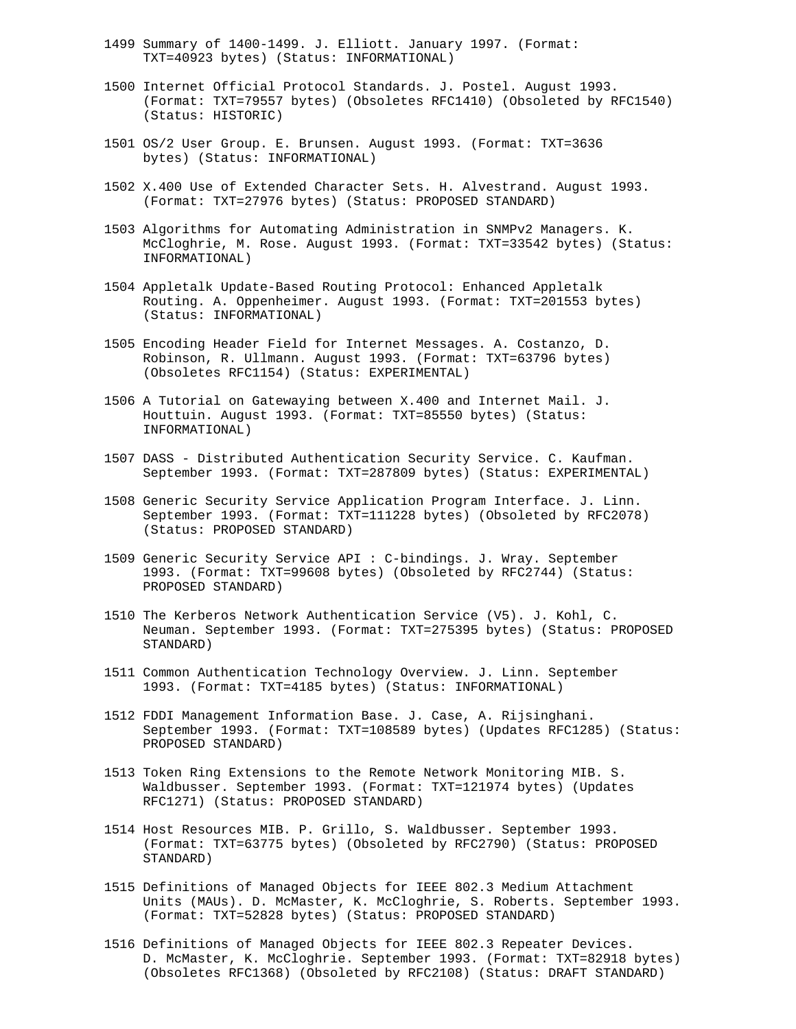1499 Summary of 1400-1499. J. Elliott. January 1997. (Format: TXT=40923 bytes) (Status: INFORMATIONAL)

1500 Internet Official Protocol Standards. J. Postel. August 1993. (Format: TXT=79557 bytes) (Obsoletes RFC1410) (Obsoleted by RFC1540) (Status: HISTORIC)

1501 OS/2 User Group. E. Brunsen. August 1993. (Format: TXT=3636 bytes) (Status: INFORMATIONAL)

1502 X.400 Use of Extended Character Sets. H. Alvestrand. August 1993. (Format: TXT=27976 bytes) (Status: PROPOSED STANDARD)

1503 Algorithms for Automating Administration in SNMPv2 Managers. K. McCloghrie, M. Rose. August 1993. (Format: TXT=33542 bytes) (Status: INFORMATIONAL)

1504 Appletalk Update-Based Routing Protocol: Enhanced Appletalk Routing. A. Oppenheimer. August 1993. (Format: TXT=201553 bytes) (Status: INFORMATIONAL)

1505 Encoding Header Field for Internet Messages. A. Costanzo, D. Robinson, R. Ullmann. August 1993. (Format: TXT=63796 bytes) (Obsoletes RFC1154) (Status: EXPERIMENTAL)

1506 A Tutorial on Gatewaying between X.400 and Internet Mail. J. Houttuin. August 1993. (Format: TXT=85550 bytes) (Status: INFORMATIONAL)

1507 DASS - Distributed Authentication Security Service. C. Kaufman. September 1993. (Format: TXT=287809 bytes) (Status: EXPERIMENTAL)

1508 Generic Security Service Application Program Interface. J. Linn. September 1993. (Format: TXT=111228 bytes) (Obsoleted by RFC2078) (Status: PROPOSED STANDARD)

1509 Generic Security Service API : C-bindings. J. Wray. September 1993. (Format: TXT=99608 bytes) (Obsoleted by RFC2744) (Status: PROPOSED STANDARD)

1510 The Kerberos Network Authentication Service (V5). J. Kohl, C. Neuman. September 1993. (Format: TXT=275395 bytes) (Status: PROPOSED STANDARD)

1511 Common Authentication Technology Overview. J. Linn. September 1993. (Format: TXT=4185 bytes) (Status: INFORMATIONAL)

1512 FDDI Management Information Base. J. Case, A. Rijsinghani. September 1993. (Format: TXT=108589 bytes) (Updates RFC1285) (Status: PROPOSED STANDARD)

1513 Token Ring Extensions to the Remote Network Monitoring MIB. S. Waldbusser. September 1993. (Format: TXT=121974 bytes) (Updates RFC1271) (Status: PROPOSED STANDARD)

1514 Host Resources MIB. P. Grillo, S. Waldbusser. September 1993. (Format: TXT=63775 bytes) (Obsoleted by RFC2790) (Status: PROPOSED STANDARD)

1515 Definitions of Managed Objects for IEEE 802.3 Medium Attachment Units (MAUs). D. McMaster, K. McCloghrie, S. Roberts. September 1993. (Format: TXT=52828 bytes) (Status: PROPOSED STANDARD)

1516 Definitions of Managed Objects for IEEE 802.3 Repeater Devices. D. McMaster, K. McCloghrie. September 1993. (Format: TXT=82918 bytes) (Obsoletes RFC1368) (Obsoleted by RFC2108) (Status: DRAFT STANDARD)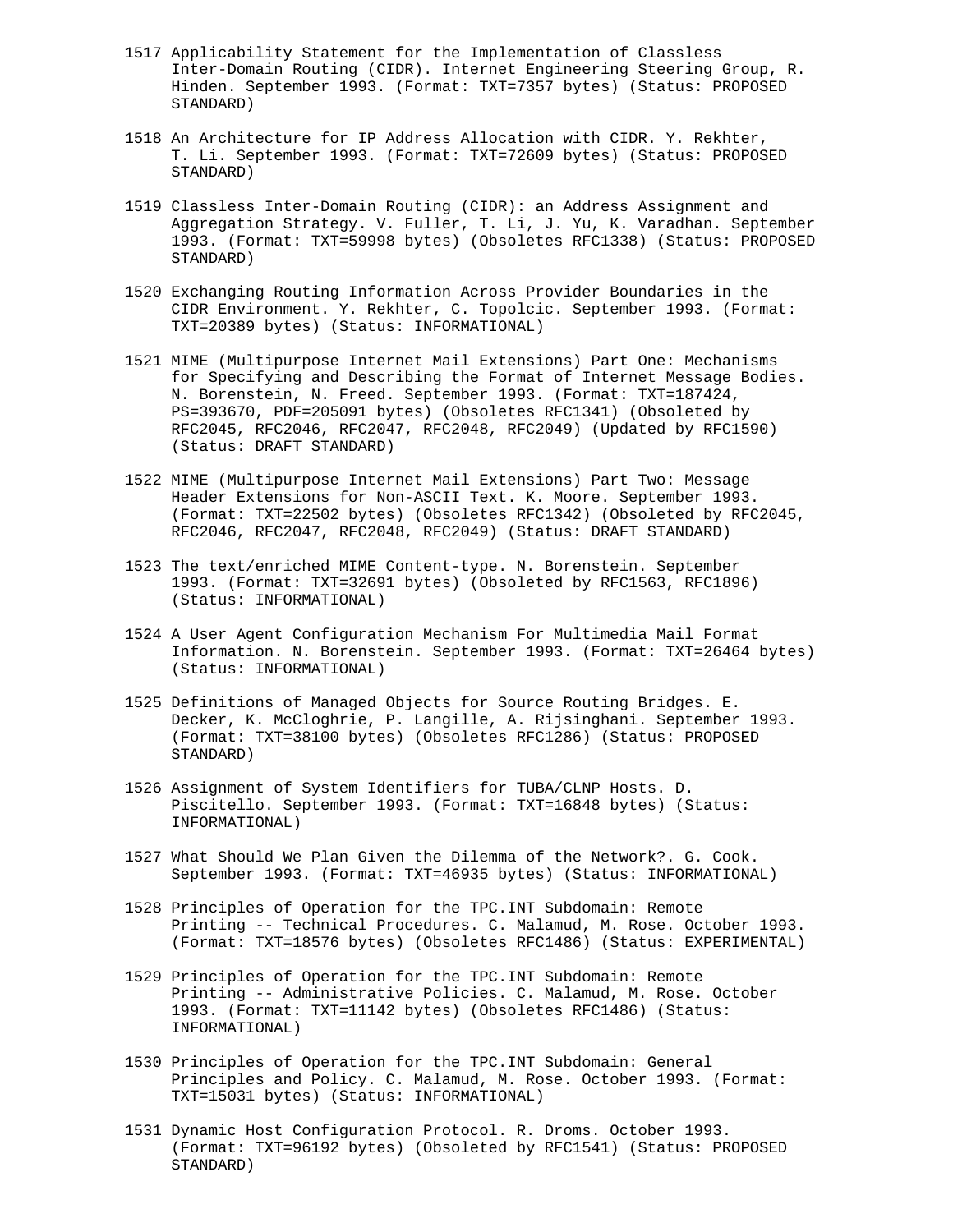1517 Applicability Statement for the Implementation of Classless Inter-Domain Routing (CIDR). Internet Engineering Steering Group, R. Hinden. September 1993. (Format: TXT=7357 bytes) (Status: PROPOSED STANDARD)

1518 An Architecture for IP Address Allocation with CIDR. Y. Rekhter, T. Li. September 1993. (Format: TXT=72609 bytes) (Status: PROPOSED STANDARD)

1519 Classless Inter-Domain Routing (CIDR): an Address Assignment and Aggregation Strategy. V. Fuller, T. Li, J. Yu, K. Varadhan. September 1993. (Format: TXT=59998 bytes) (Obsoletes RFC1338) (Status: PROPOSED STANDARD)

1520 Exchanging Routing Information Across Provider Boundaries in the CIDR Environment. Y. Rekhter, C. Topolcic. September 1993. (Format: TXT=20389 bytes) (Status: INFORMATIONAL)

1521 MIME (Multipurpose Internet Mail Extensions) Part One: Mechanisms for Specifying and Describing the Format of Internet Message Bodies. N. Borenstein, N. Freed. September 1993. (Format: TXT=187424, PS=393670, PDF=205091 bytes) (Obsoletes RFC1341) (Obsoleted by RFC2045, RFC2046, RFC2047, RFC2048, RFC2049) (Updated by RFC1590) (Status: DRAFT STANDARD)

1522 MIME (Multipurpose Internet Mail Extensions) Part Two: Message Header Extensions for Non-ASCII Text. K. Moore. September 1993. (Format: TXT=22502 bytes) (Obsoletes RFC1342) (Obsoleted by RFC2045, RFC2046, RFC2047, RFC2048, RFC2049) (Status: DRAFT STANDARD)

1523 The text/enriched MIME Content-type. N. Borenstein. September 1993. (Format: TXT=32691 bytes) (Obsoleted by RFC1563, RFC1896) (Status: INFORMATIONAL)

1524 A User Agent Configuration Mechanism For Multimedia Mail Format Information. N. Borenstein. September 1993. (Format: TXT=26464 bytes) (Status: INFORMATIONAL)

1525 Definitions of Managed Objects for Source Routing Bridges. E. Decker, K. McCloghrie, P. Langille, A. Rijsinghani. September 1993. (Format: TXT=38100 bytes) (Obsoletes RFC1286) (Status: PROPOSED STANDARD)

1526 Assignment of System Identifiers for TUBA/CLNP Hosts. D. Piscitello. September 1993. (Format: TXT=16848 bytes) (Status: INFORMATIONAL)

1527 What Should We Plan Given the Dilemma of the Network?. G. Cook. September 1993. (Format: TXT=46935 bytes) (Status: INFORMATIONAL)

1528 Principles of Operation for the TPC.INT Subdomain: Remote Printing -- Technical Procedures. C. Malamud, M. Rose. October 1993. (Format: TXT=18576 bytes) (Obsoletes RFC1486) (Status: EXPERIMENTAL)

1529 Principles of Operation for the TPC.INT Subdomain: Remote Printing -- Administrative Policies. C. Malamud, M. Rose. October 1993. (Format: TXT=11142 bytes) (Obsoletes RFC1486) (Status: INFORMATIONAL)

1530 Principles of Operation for the TPC.INT Subdomain: General Principles and Policy. C. Malamud, M. Rose. October 1993. (Format: TXT=15031 bytes) (Status: INFORMATIONAL)

1531 Dynamic Host Configuration Protocol. R. Droms. October 1993. (Format: TXT=96192 bytes) (Obsoleted by RFC1541) (Status: PROPOSED STANDARD)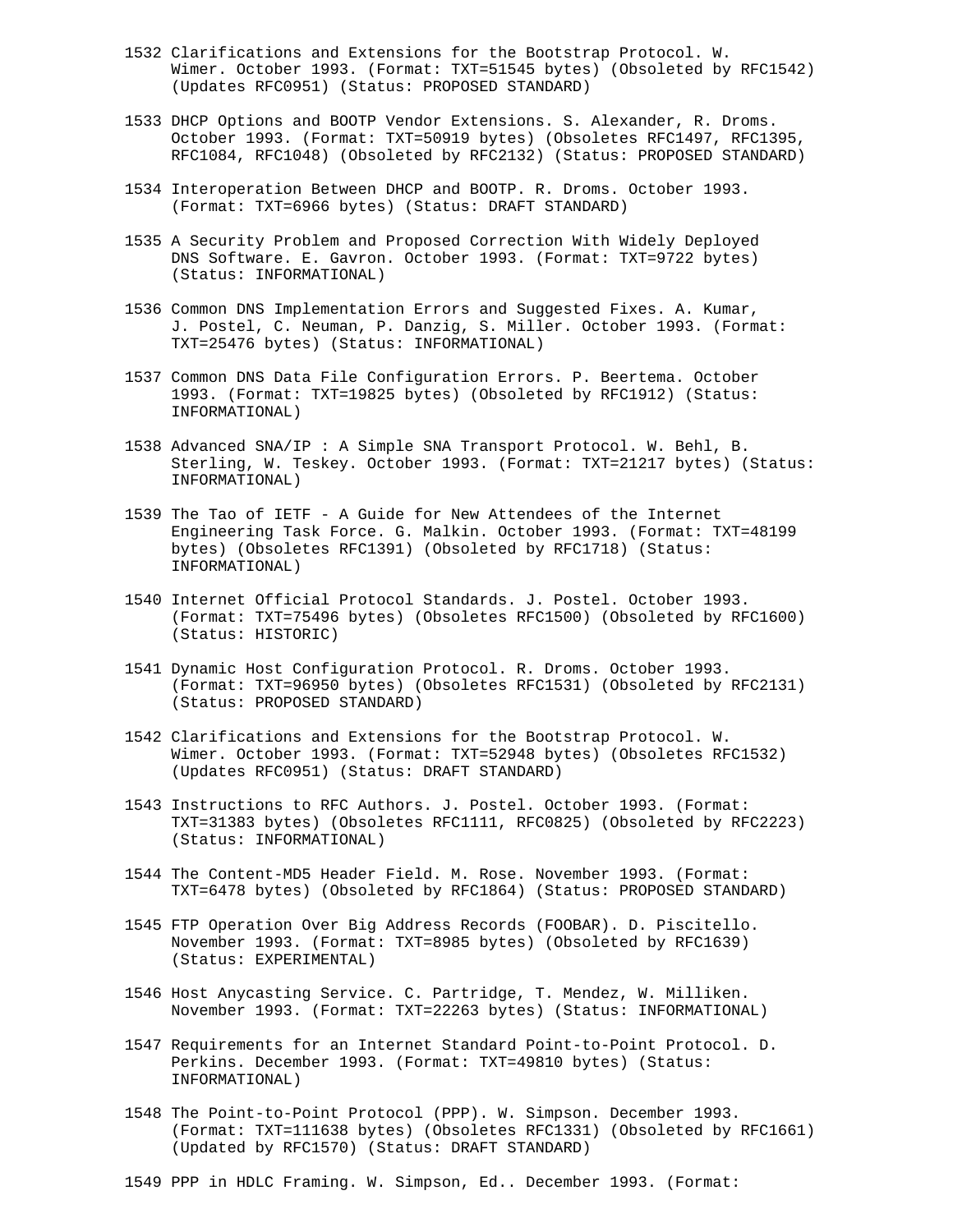1532 Clarifications and Extensions for the Bootstrap Protocol. W. Wimer. October 1993. (Format: TXT=51545 bytes) (Obsoleted by RFC1542) (Updates RFC0951) (Status: PROPOSED STANDARD)

1533 DHCP Options and BOOTP Vendor Extensions. S. Alexander, R. Droms. October 1993. (Format: TXT=50919 bytes) (Obsoletes RFC1497, RFC1395, RFC1084, RFC1048) (Obsoleted by RFC2132) (Status: PROPOSED STANDARD)

1534 Interoperation Between DHCP and BOOTP. R. Droms. October 1993. (Format: TXT=6966 bytes) (Status: DRAFT STANDARD)

1535 A Security Problem and Proposed Correction With Widely Deployed DNS Software. E. Gavron. October 1993. (Format: TXT=9722 bytes) (Status: INFORMATIONAL)

1536 Common DNS Implementation Errors and Suggested Fixes. A. Kumar, J. Postel, C. Neuman, P. Danzig, S. Miller. October 1993. (Format: TXT=25476 bytes) (Status: INFORMATIONAL)

1537 Common DNS Data File Configuration Errors. P. Beertema. October 1993. (Format: TXT=19825 bytes) (Obsoleted by RFC1912) (Status: INFORMATIONAL)

1538 Advanced SNA/IP : A Simple SNA Transport Protocol. W. Behl, B. Sterling, W. Teskey. October 1993. (Format: TXT=21217 bytes) (Status: INFORMATIONAL)

1539 The Tao of IETF - A Guide for New Attendees of the Internet Engineering Task Force. G. Malkin. October 1993. (Format: TXT=48199 bytes) (Obsoletes RFC1391) (Obsoleted by RFC1718) (Status: INFORMATIONAL)

1540 Internet Official Protocol Standards. J. Postel. October 1993. (Format: TXT=75496 bytes) (Obsoletes RFC1500) (Obsoleted by RFC1600) (Status: HISTORIC)

1541 Dynamic Host Configuration Protocol. R. Droms. October 1993. (Format: TXT=96950 bytes) (Obsoletes RFC1531) (Obsoleted by RFC2131) (Status: PROPOSED STANDARD)

1542 Clarifications and Extensions for the Bootstrap Protocol. W. Wimer. October 1993. (Format: TXT=52948 bytes) (Obsoletes RFC1532) (Updates RFC0951) (Status: DRAFT STANDARD)

1543 Instructions to RFC Authors. J. Postel. October 1993. (Format: TXT=31383 bytes) (Obsoletes RFC1111, RFC0825) (Obsoleted by RFC2223) (Status: INFORMATIONAL)

1544 The Content-MD5 Header Field. M. Rose. November 1993. (Format: TXT=6478 bytes) (Obsoleted by RFC1864) (Status: PROPOSED STANDARD)

1545 FTP Operation Over Big Address Records (FOOBAR). D. Piscitello. November 1993. (Format: TXT=8985 bytes) (Obsoleted by RFC1639) (Status: EXPERIMENTAL)

1546 Host Anycasting Service. C. Partridge, T. Mendez, W. Milliken. November 1993. (Format: TXT=22263 bytes) (Status: INFORMATIONAL)

1547 Requirements for an Internet Standard Point-to-Point Protocol. D. Perkins. December 1993. (Format: TXT=49810 bytes) (Status: INFORMATIONAL)

1548 The Point-to-Point Protocol (PPP). W. Simpson. December 1993. (Format: TXT=111638 bytes) (Obsoletes RFC1331) (Obsoleted by RFC1661) (Updated by RFC1570) (Status: DRAFT STANDARD)

1549 PPP in HDLC Framing. W. Simpson, Ed.. December 1993. (Format: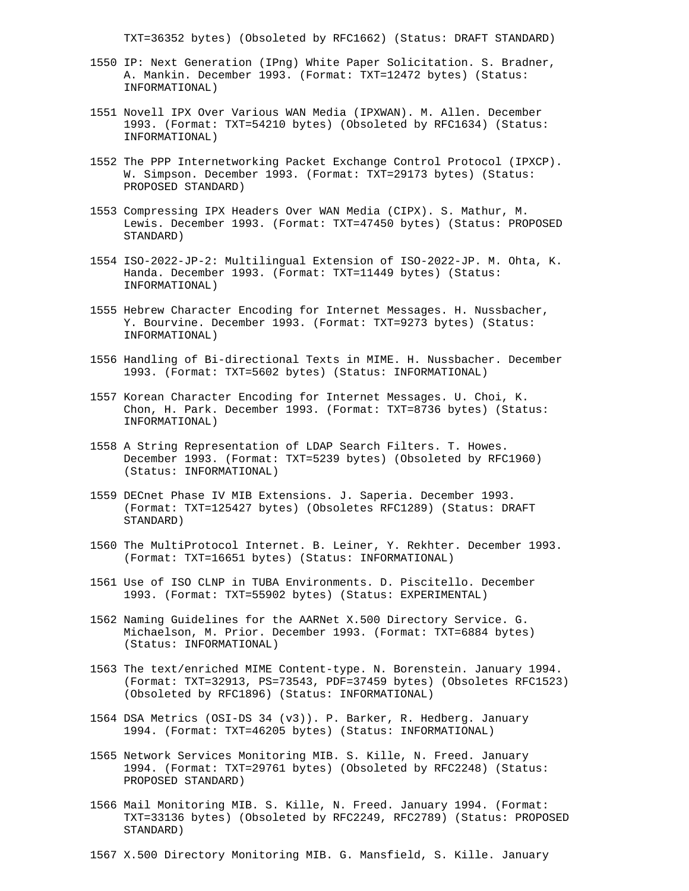TXT=36352 bytes) (Obsoleted by RFC1662) (Status: DRAFT STANDARD)

1550 IP: Next Generation (IPng) White Paper Solicitation. S. Bradner, A. Mankin. December 1993. (Format: TXT=12472 bytes) (Status: INFORMATIONAL)

1551 Novell IPX Over Various WAN Media (IPXWAN). M. Allen. December 1993. (Format: TXT=54210 bytes) (Obsoleted by RFC1634) (Status: INFORMATIONAL)

1552 The PPP Internetworking Packet Exchange Control Protocol (IPXCP). W. Simpson. December 1993. (Format: TXT=29173 bytes) (Status: PROPOSED STANDARD)

1553 Compressing IPX Headers Over WAN Media (CIPX). S. Mathur, M. Lewis. December 1993. (Format: TXT=47450 bytes) (Status: PROPOSED STANDARD)

1554 ISO-2022-JP-2: Multilingual Extension of ISO-2022-JP. M. Ohta, K. Handa. December 1993. (Format: TXT=11449 bytes) (Status: INFORMATIONAL)

1555 Hebrew Character Encoding for Internet Messages. H. Nussbacher, Y. Bourvine. December 1993. (Format: TXT=9273 bytes) (Status: INFORMATIONAL)

1556 Handling of Bi-directional Texts in MIME. H. Nussbacher. December 1993. (Format: TXT=5602 bytes) (Status: INFORMATIONAL)

1557 Korean Character Encoding for Internet Messages. U. Choi, K. Chon, H. Park. December 1993. (Format: TXT=8736 bytes) (Status: INFORMATIONAL)

1558 A String Representation of LDAP Search Filters. T. Howes. December 1993. (Format: TXT=5239 bytes) (Obsoleted by RFC1960) (Status: INFORMATIONAL)

1559 DECnet Phase IV MIB Extensions. J. Saperia. December 1993. (Format: TXT=125427 bytes) (Obsoletes RFC1289) (Status: DRAFT STANDARD)

1560 The MultiProtocol Internet. B. Leiner, Y. Rekhter. December 1993. (Format: TXT=16651 bytes) (Status: INFORMATIONAL)

1561 Use of ISO CLNP in TUBA Environments. D. Piscitello. December 1993. (Format: TXT=55902 bytes) (Status: EXPERIMENTAL)

1562 Naming Guidelines for the AARNet X.500 Directory Service. G. Michaelson, M. Prior. December 1993. (Format: TXT=6884 bytes) (Status: INFORMATIONAL)

1563 The text/enriched MIME Content-type. N. Borenstein. January 1994. (Format: TXT=32913, PS=73543, PDF=37459 bytes) (Obsoletes RFC1523) (Obsoleted by RFC1896) (Status: INFORMATIONAL)

1564 DSA Metrics (OSI-DS 34 (v3)). P. Barker, R. Hedberg. January 1994. (Format: TXT=46205 bytes) (Status: INFORMATIONAL)

1565 Network Services Monitoring MIB. S. Kille, N. Freed. January 1994. (Format: TXT=29761 bytes) (Obsoleted by RFC2248) (Status: PROPOSED STANDARD)

1566 Mail Monitoring MIB. S. Kille, N. Freed. January 1994. (Format: TXT=33136 bytes) (Obsoleted by RFC2249, RFC2789) (Status: PROPOSED STANDARD)

1567 X.500 Directory Monitoring MIB. G. Mansfield, S. Kille. January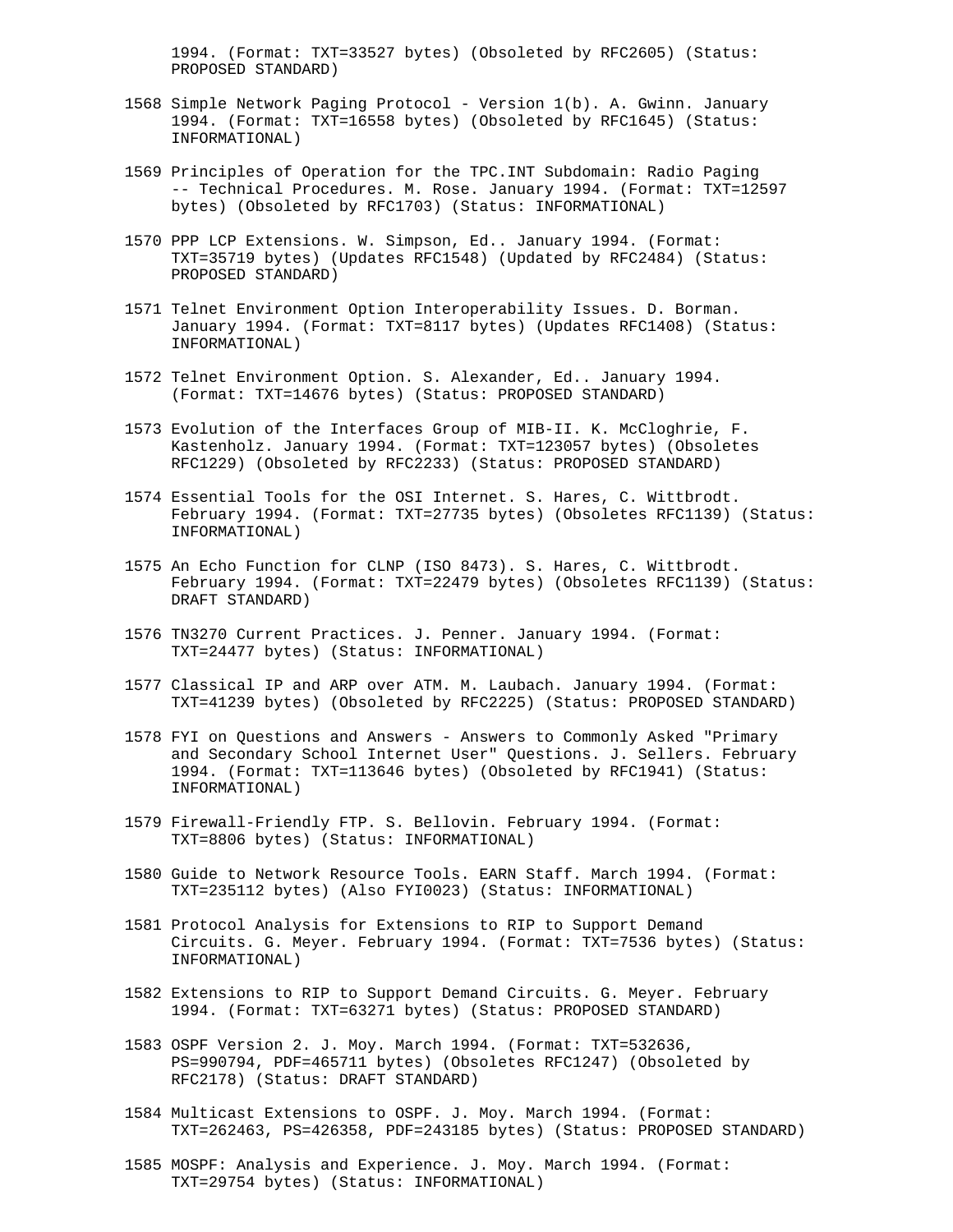1994. (Format: TXT=33527 bytes) (Obsoleted by RFC2605) (Status: PROPOSED STANDARD)

1568 Simple Network Paging Protocol - Version 1(b). A. Gwinn. January 1994. (Format: TXT=16558 bytes) (Obsoleted by RFC1645) (Status: INFORMATIONAL)

1569 Principles of Operation for the TPC.INT Subdomain: Radio Paging -- Technical Procedures. M. Rose. January 1994. (Format: TXT=12597 bytes) (Obsoleted by RFC1703) (Status: INFORMATIONAL)

1570 PPP LCP Extensions. W. Simpson, Ed.. January 1994. (Format: TXT=35719 bytes) (Updates RFC1548) (Updated by RFC2484) (Status: PROPOSED STANDARD)

1571 Telnet Environment Option Interoperability Issues. D. Borman. January 1994. (Format: TXT=8117 bytes) (Updates RFC1408) (Status: INFORMATIONAL)

1572 Telnet Environment Option. S. Alexander, Ed.. January 1994. (Format: TXT=14676 bytes) (Status: PROPOSED STANDARD)

1573 Evolution of the Interfaces Group of MIB-II. K. McCloghrie, F. Kastenholz. January 1994. (Format: TXT=123057 bytes) (Obsoletes RFC1229) (Obsoleted by RFC2233) (Status: PROPOSED STANDARD)

1574 Essential Tools for the OSI Internet. S. Hares, C. Wittbrodt. February 1994. (Format: TXT=27735 bytes) (Obsoletes RFC1139) (Status: INFORMATIONAL)

1575 An Echo Function for CLNP (ISO 8473). S. Hares, C. Wittbrodt. February 1994. (Format: TXT=22479 bytes) (Obsoletes RFC1139) (Status: DRAFT STANDARD)

1576 TN3270 Current Practices. J. Penner. January 1994. (Format: TXT=24477 bytes) (Status: INFORMATIONAL)

1577 Classical IP and ARP over ATM. M. Laubach. January 1994. (Format: TXT=41239 bytes) (Obsoleted by RFC2225) (Status: PROPOSED STANDARD)

1578 FYI on Questions and Answers - Answers to Commonly Asked "Primary and Secondary School Internet User" Questions. J. Sellers. February 1994. (Format: TXT=113646 bytes) (Obsoleted by RFC1941) (Status: INFORMATIONAL)

1579 Firewall-Friendly FTP. S. Bellovin. February 1994. (Format: TXT=8806 bytes) (Status: INFORMATIONAL)

1580 Guide to Network Resource Tools. EARN Staff. March 1994. (Format: TXT=235112 bytes) (Also FYI0023) (Status: INFORMATIONAL)

1581 Protocol Analysis for Extensions to RIP to Support Demand Circuits. G. Meyer. February 1994. (Format: TXT=7536 bytes) (Status: INFORMATIONAL)

1582 Extensions to RIP to Support Demand Circuits. G. Meyer. February 1994. (Format: TXT=63271 bytes) (Status: PROPOSED STANDARD)

1583 OSPF Version 2. J. Moy. March 1994. (Format: TXT=532636, PS=990794, PDF=465711 bytes) (Obsoletes RFC1247) (Obsoleted by RFC2178) (Status: DRAFT STANDARD)

1584 Multicast Extensions to OSPF. J. Moy. March 1994. (Format: TXT=262463, PS=426358, PDF=243185 bytes) (Status: PROPOSED STANDARD)

1585 MOSPF: Analysis and Experience. J. Moy. March 1994. (Format: TXT=29754 bytes) (Status: INFORMATIONAL)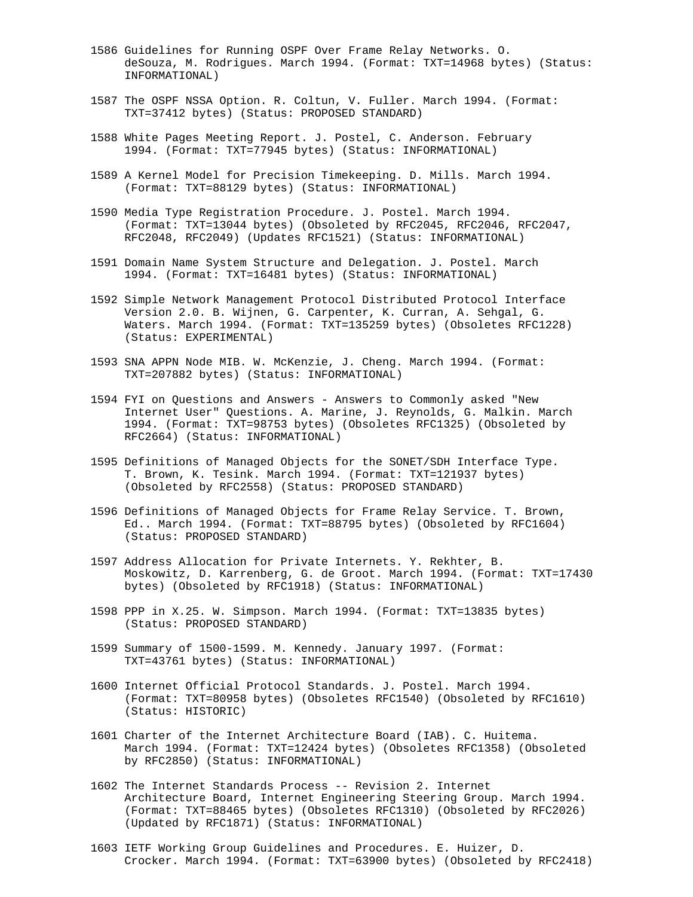1586 Guidelines for Running OSPF Over Frame Relay Networks. O. deSouza, M. Rodrigues. March 1994. (Format: TXT=14968 bytes) (Status: INFORMATIONAL)

1587 The OSPF NSSA Option. R. Coltun, V. Fuller. March 1994. (Format: TXT=37412 bytes) (Status: PROPOSED STANDARD)

1588 White Pages Meeting Report. J. Postel, C. Anderson. February 1994. (Format: TXT=77945 bytes) (Status: INFORMATIONAL)

1589 A Kernel Model for Precision Timekeeping. D. Mills. March 1994. (Format: TXT=88129 bytes) (Status: INFORMATIONAL)

1590 Media Type Registration Procedure. J. Postel. March 1994. (Format: TXT=13044 bytes) (Obsoleted by RFC2045, RFC2046, RFC2047, RFC2048, RFC2049) (Updates RFC1521) (Status: INFORMATIONAL)

1591 Domain Name System Structure and Delegation. J. Postel. March 1994. (Format: TXT=16481 bytes) (Status: INFORMATIONAL)

1592 Simple Network Management Protocol Distributed Protocol Interface Version 2.0. B. Wijnen, G. Carpenter, K. Curran, A. Sehgal, G. Waters. March 1994. (Format: TXT=135259 bytes) (Obsoletes RFC1228) (Status: EXPERIMENTAL)

1593 SNA APPN Node MIB. W. McKenzie, J. Cheng. March 1994. (Format: TXT=207882 bytes) (Status: INFORMATIONAL)

1594 FYI on Questions and Answers - Answers to Commonly asked "New Internet User" Questions. A. Marine, J. Reynolds, G. Malkin. March 1994. (Format: TXT=98753 bytes) (Obsoletes RFC1325) (Obsoleted by RFC2664) (Status: INFORMATIONAL)

1595 Definitions of Managed Objects for the SONET/SDH Interface Type. T. Brown, K. Tesink. March 1994. (Format: TXT=121937 bytes) (Obsoleted by RFC2558) (Status: PROPOSED STANDARD)

1596 Definitions of Managed Objects for Frame Relay Service. T. Brown, Ed.. March 1994. (Format: TXT=88795 bytes) (Obsoleted by RFC1604) (Status: PROPOSED STANDARD)

1597 Address Allocation for Private Internets. Y. Rekhter, B. Moskowitz, D. Karrenberg, G. de Groot. March 1994. (Format: TXT=17430 bytes) (Obsoleted by RFC1918) (Status: INFORMATIONAL)

1598 PPP in X.25. W. Simpson. March 1994. (Format: TXT=13835 bytes) (Status: PROPOSED STANDARD)

1599 Summary of 1500-1599. M. Kennedy. January 1997. (Format: TXT=43761 bytes) (Status: INFORMATIONAL)

1600 Internet Official Protocol Standards. J. Postel. March 1994. (Format: TXT=80958 bytes) (Obsoletes RFC1540) (Obsoleted by RFC1610) (Status: HISTORIC)

1601 Charter of the Internet Architecture Board (IAB). C. Huitema. March 1994. (Format: TXT=12424 bytes) (Obsoletes RFC1358) (Obsoleted by RFC2850) (Status: INFORMATIONAL)

1602 The Internet Standards Process -- Revision 2. Internet Architecture Board, Internet Engineering Steering Group. March 1994. (Format: TXT=88465 bytes) (Obsoletes RFC1310) (Obsoleted by RFC2026) (Updated by RFC1871) (Status: INFORMATIONAL)

1603 IETF Working Group Guidelines and Procedures. E. Huizer, D. Crocker. March 1994. (Format: TXT=63900 bytes) (Obsoleted by RFC2418)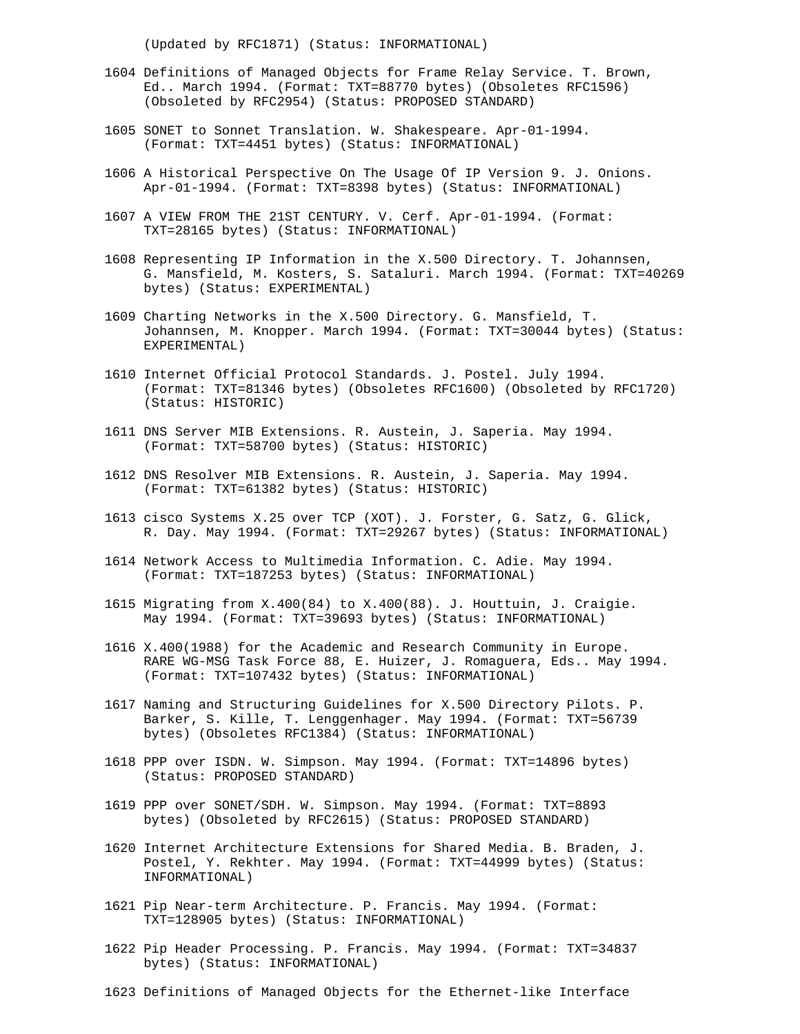(Updated by RFC1871) (Status: INFORMATIONAL)

1604 Definitions of Managed Objects for Frame Relay Service. T. Brown, Ed.. March 1994. (Format: TXT=88770 bytes) (Obsoletes RFC1596) (Obsoleted by RFC2954) (Status: PROPOSED STANDARD)

1605 SONET to Sonnet Translation. W. Shakespeare. Apr-01-1994. (Format: TXT=4451 bytes) (Status: INFORMATIONAL)

1606 A Historical Perspective On The Usage Of IP Version 9. J. Onions. Apr-01-1994. (Format: TXT=8398 bytes) (Status: INFORMATIONAL)

1607 A VIEW FROM THE 21ST CENTURY. V. Cerf. Apr-01-1994. (Format: TXT=28165 bytes) (Status: INFORMATIONAL)

1608 Representing IP Information in the X.500 Directory. T. Johannsen, G. Mansfield, M. Kosters, S. Sataluri. March 1994. (Format: TXT=40269 bytes) (Status: EXPERIMENTAL)

1609 Charting Networks in the X.500 Directory. G. Mansfield, T. Johannsen, M. Knopper. March 1994. (Format: TXT=30044 bytes) (Status: EXPERIMENTAL)

1610 Internet Official Protocol Standards. J. Postel. July 1994. (Format: TXT=81346 bytes) (Obsoletes RFC1600) (Obsoleted by RFC1720) (Status: HISTORIC)

1611 DNS Server MIB Extensions. R. Austein, J. Saperia. May 1994. (Format: TXT=58700 bytes) (Status: HISTORIC)

1612 DNS Resolver MIB Extensions. R. Austein, J. Saperia. May 1994. (Format: TXT=61382 bytes) (Status: HISTORIC)

1613 cisco Systems X.25 over TCP (XOT). J. Forster, G. Satz, G. Glick, R. Day. May 1994. (Format: TXT=29267 bytes) (Status: INFORMATIONAL)

1614 Network Access to Multimedia Information. C. Adie. May 1994. (Format: TXT=187253 bytes) (Status: INFORMATIONAL)

1615 Migrating from X.400(84) to X.400(88). J. Houttuin, J. Craigie. May 1994. (Format: TXT=39693 bytes) (Status: INFORMATIONAL)

1616 X.400(1988) for the Academic and Research Community in Europe. RARE WG-MSG Task Force 88, E. Huizer, J. Romaguera, Eds.. May 1994. (Format: TXT=107432 bytes) (Status: INFORMATIONAL)

1617 Naming and Structuring Guidelines for X.500 Directory Pilots. P. Barker, S. Kille, T. Lenggenhager. May 1994. (Format: TXT=56739 bytes) (Obsoletes RFC1384) (Status: INFORMATIONAL)

1618 PPP over ISDN. W. Simpson. May 1994. (Format: TXT=14896 bytes) (Status: PROPOSED STANDARD)

1619 PPP over SONET/SDH. W. Simpson. May 1994. (Format: TXT=8893 bytes) (Obsoleted by RFC2615) (Status: PROPOSED STANDARD)

1620 Internet Architecture Extensions for Shared Media. B. Braden, J. Postel, Y. Rekhter. May 1994. (Format: TXT=44999 bytes) (Status: INFORMATIONAL)

1621 Pip Near-term Architecture. P. Francis. May 1994. (Format: TXT=128905 bytes) (Status: INFORMATIONAL)

1622 Pip Header Processing. P. Francis. May 1994. (Format: TXT=34837 bytes) (Status: INFORMATIONAL)

1623 Definitions of Managed Objects for the Ethernet-like Interface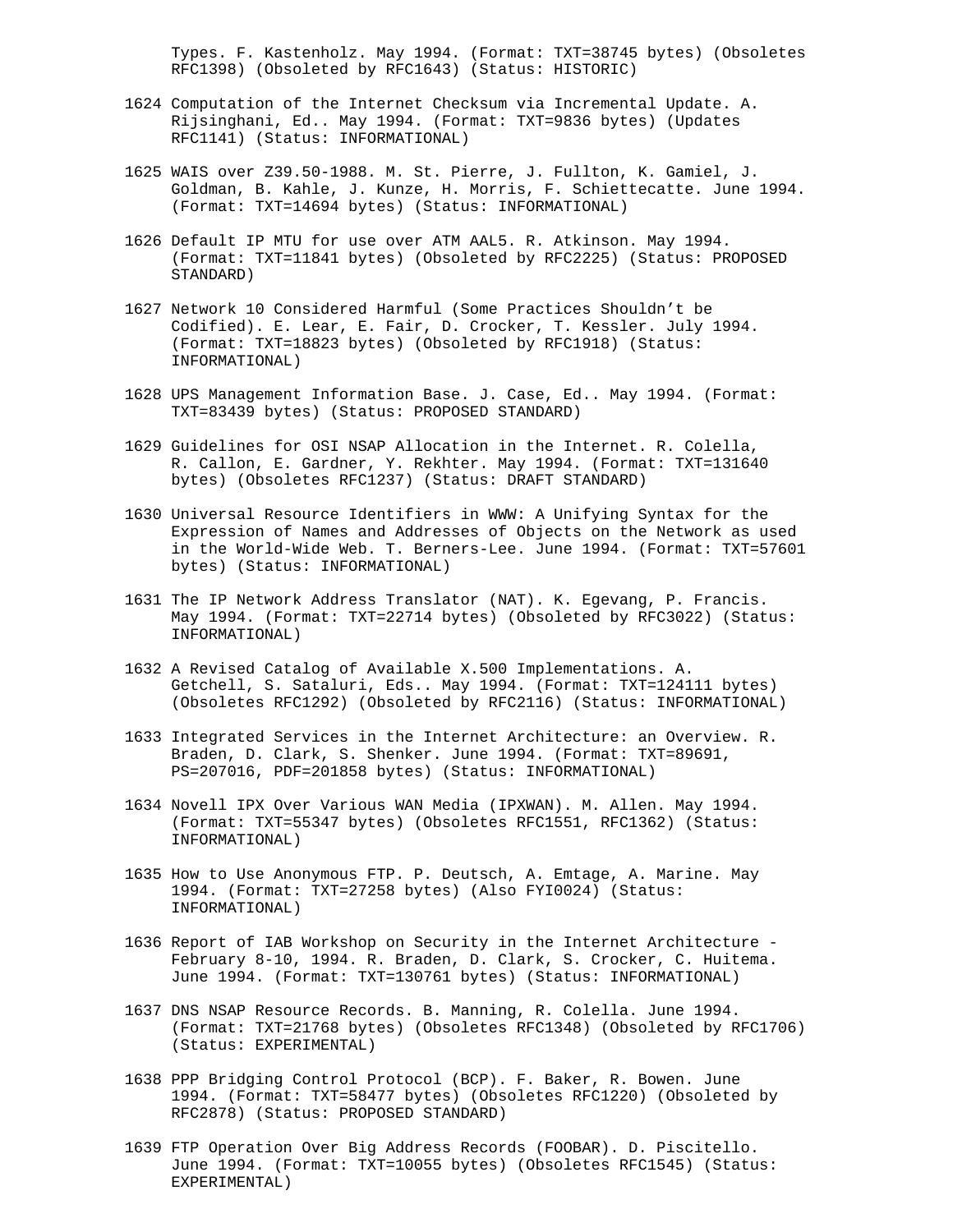Types. F. Kastenholz. May 1994. (Format: TXT=38745 bytes) (Obsoletes RFC1398) (Obsoleted by RFC1643) (Status: HISTORIC)

1624 Computation of the Internet Checksum via Incremental Update. A. Rijsinghani, Ed.. May 1994. (Format: TXT=9836 bytes) (Updates RFC1141) (Status: INFORMATIONAL)

1625 WAIS over Z39.50-1988. M. St. Pierre, J. Fullton, K. Gamiel, J. Goldman, B. Kahle, J. Kunze, H. Morris, F. Schiettecatte. June 1994. (Format: TXT=14694 bytes) (Status: INFORMATIONAL)

1626 Default IP MTU for use over ATM AAL5. R. Atkinson. May 1994. (Format: TXT=11841 bytes) (Obsoleted by RFC2225) (Status: PROPOSED STANDARD)

1627 Network 10 Considered Harmful (Some Practices Shouldn’t be Codified). E. Lear, E. Fair, D. Crocker, T. Kessler. July 1994. (Format: TXT=18823 bytes) (Obsoleted by RFC1918) (Status: INFORMATIONAL)

1628 UPS Management Information Base. J. Case, Ed.. May 1994. (Format: TXT=83439 bytes) (Status: PROPOSED STANDARD)

1629 Guidelines for OSI NSAP Allocation in the Internet. R. Colella, R. Callon, E. Gardner, Y. Rekhter. May 1994. (Format: TXT=131640 bytes) (Obsoletes RFC1237) (Status: DRAFT STANDARD)

1630 Universal Resource Identifiers in WWW: A Unifying Syntax for the Expression of Names and Addresses of Objects on the Network as used in the World-Wide Web. T. Berners-Lee. June 1994. (Format: TXT=57601 bytes) (Status: INFORMATIONAL)

1631 The IP Network Address Translator (NAT). K. Egevang, P. Francis. May 1994. (Format: TXT=22714 bytes) (Obsoleted by RFC3022) (Status: INFORMATIONAL)

1632 A Revised Catalog of Available X.500 Implementations. A. Getchell, S. Sataluri, Eds.. May 1994. (Format: TXT=124111 bytes) (Obsoletes RFC1292) (Obsoleted by RFC2116) (Status: INFORMATIONAL)

1633 Integrated Services in the Internet Architecture: an Overview. R. Braden, D. Clark, S. Shenker. June 1994. (Format: TXT=89691, PS=207016, PDF=201858 bytes) (Status: INFORMATIONAL)

1634 Novell IPX Over Various WAN Media (IPXWAN). M. Allen. May 1994. (Format: TXT=55347 bytes) (Obsoletes RFC1551, RFC1362) (Status: INFORMATIONAL)

1635 How to Use Anonymous FTP. P. Deutsch, A. Emtage, A. Marine. May 1994. (Format: TXT=27258 bytes) (Also FYI0024) (Status: INFORMATIONAL)

1636 Report of IAB Workshop on Security in the Internet Architecture - February 8-10, 1994. R. Braden, D. Clark, S. Crocker, C. Huitema. June 1994. (Format: TXT=130761 bytes) (Status: INFORMATIONAL)

1637 DNS NSAP Resource Records. B. Manning, R. Colella. June 1994. (Format: TXT=21768 bytes) (Obsoletes RFC1348) (Obsoleted by RFC1706) (Status: EXPERIMENTAL)

1638 PPP Bridging Control Protocol (BCP). F. Baker, R. Bowen. June 1994. (Format: TXT=58477 bytes) (Obsoletes RFC1220) (Obsoleted by RFC2878) (Status: PROPOSED STANDARD)

1639 FTP Operation Over Big Address Records (FOOBAR). D. Piscitello. June 1994. (Format: TXT=10055 bytes) (Obsoletes RFC1545) (Status: EXPERIMENTAL)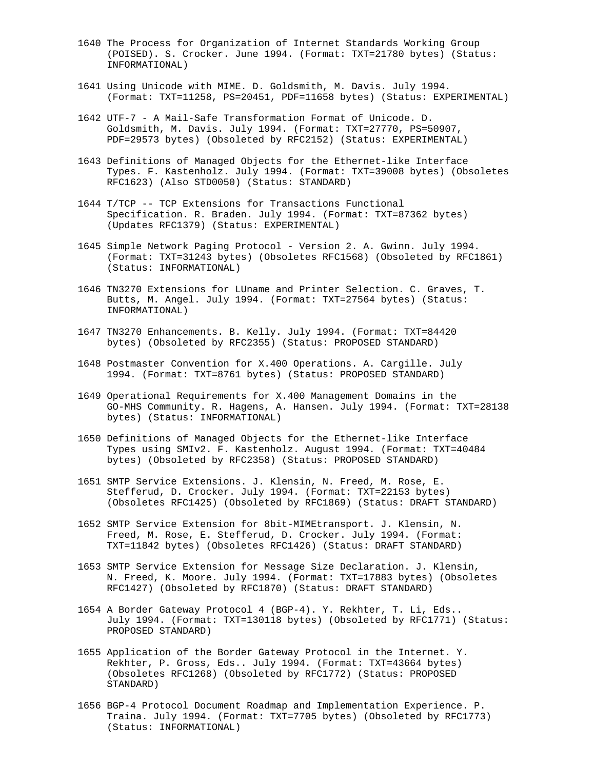1640 The Process for Organization of Internet Standards Working Group (POISED). S. Crocker. June 1994. (Format: TXT=21780 bytes) (Status: INFORMATIONAL)

1641 Using Unicode with MIME. D. Goldsmith, M. Davis. July 1994. (Format: TXT=11258, PS=20451, PDF=11658 bytes) (Status: EXPERIMENTAL)

1642 UTF-7 - A Mail-Safe Transformation Format of Unicode. D. Goldsmith, M. Davis. July 1994. (Format: TXT=27770, PS=50907, PDF=29573 bytes) (Obsoleted by RFC2152) (Status: EXPERIMENTAL)

1643 Definitions of Managed Objects for the Ethernet-like Interface Types. F. Kastenholz. July 1994. (Format: TXT=39008 bytes) (Obsoletes RFC1623) (Also STD0050) (Status: STANDARD)

1644 T/TCP -- TCP Extensions for Transactions Functional Specification. R. Braden. July 1994. (Format: TXT=87362 bytes) (Updates RFC1379) (Status: EXPERIMENTAL)

1645 Simple Network Paging Protocol - Version 2. A. Gwinn. July 1994. (Format: TXT=31243 bytes) (Obsoletes RFC1568) (Obsoleted by RFC1861) (Status: INFORMATIONAL)

1646 TN3270 Extensions for LUname and Printer Selection. C. Graves, T. Butts, M. Angel. July 1994. (Format: TXT=27564 bytes) (Status: INFORMATIONAL)

1647 TN3270 Enhancements. B. Kelly. July 1994. (Format: TXT=84420 bytes) (Obsoleted by RFC2355) (Status: PROPOSED STANDARD)

1648 Postmaster Convention for X.400 Operations. A. Cargille. July 1994. (Format: TXT=8761 bytes) (Status: PROPOSED STANDARD)

1649 Operational Requirements for X.400 Management Domains in the GO-MHS Community. R. Hagens, A. Hansen. July 1994. (Format: TXT=28138 bytes) (Status: INFORMATIONAL)

1650 Definitions of Managed Objects for the Ethernet-like Interface Types using SMIv2. F. Kastenholz. August 1994. (Format: TXT=40484 bytes) (Obsoleted by RFC2358) (Status: PROPOSED STANDARD)

1651 SMTP Service Extensions. J. Klensin, N. Freed, M. Rose, E. Stefferud, D. Crocker. July 1994. (Format: TXT=22153 bytes) (Obsoletes RFC1425) (Obsoleted by RFC1869) (Status: DRAFT STANDARD)

1652 SMTP Service Extension for 8bit-MIMEtransport. J. Klensin, N. Freed, M. Rose, E. Stefferud, D. Crocker. July 1994. (Format: TXT=11842 bytes) (Obsoletes RFC1426) (Status: DRAFT STANDARD)

1653 SMTP Service Extension for Message Size Declaration. J. Klensin, N. Freed, K. Moore. July 1994. (Format: TXT=17883 bytes) (Obsoletes RFC1427) (Obsoleted by RFC1870) (Status: DRAFT STANDARD)

1654 A Border Gateway Protocol 4 (BGP-4). Y. Rekhter, T. Li, Eds.. July 1994. (Format: TXT=130118 bytes) (Obsoleted by RFC1771) (Status: PROPOSED STANDARD)

1655 Application of the Border Gateway Protocol in the Internet. Y. Rekhter, P. Gross, Eds.. July 1994. (Format: TXT=43664 bytes) (Obsoletes RFC1268) (Obsoleted by RFC1772) (Status: PROPOSED STANDARD)

1656 BGP-4 Protocol Document Roadmap and Implementation Experience. P. Traina. July 1994. (Format: TXT=7705 bytes) (Obsoleted by RFC1773) (Status: INFORMATIONAL)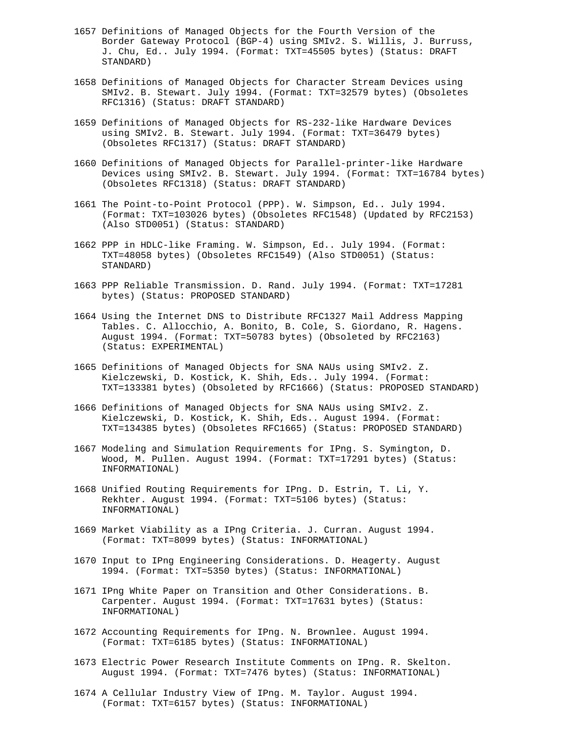1657 Definitions of Managed Objects for the Fourth Version of the Border Gateway Protocol (BGP-4) using SMIv2. S. Willis, J. Burruss, J. Chu, Ed.. July 1994. (Format: TXT=45505 bytes) (Status: DRAFT STANDARD)

1658 Definitions of Managed Objects for Character Stream Devices using SMIv2. B. Stewart. July 1994. (Format: TXT=32579 bytes) (Obsoletes RFC1316) (Status: DRAFT STANDARD)

1659 Definitions of Managed Objects for RS-232-like Hardware Devices using SMIv2. B. Stewart. July 1994. (Format: TXT=36479 bytes) (Obsoletes RFC1317) (Status: DRAFT STANDARD)

1660 Definitions of Managed Objects for Parallel-printer-like Hardware Devices using SMIv2. B. Stewart. July 1994. (Format: TXT=16784 bytes) (Obsoletes RFC1318) (Status: DRAFT STANDARD)

1661 The Point-to-Point Protocol (PPP). W. Simpson, Ed.. July 1994. (Format: TXT=103026 bytes) (Obsoletes RFC1548) (Updated by RFC2153) (Also STD0051) (Status: STANDARD)

1662 PPP in HDLC-like Framing. W. Simpson, Ed.. July 1994. (Format: TXT=48058 bytes) (Obsoletes RFC1549) (Also STD0051) (Status: STANDARD)

1663 PPP Reliable Transmission. D. Rand. July 1994. (Format: TXT=17281 bytes) (Status: PROPOSED STANDARD)

1664 Using the Internet DNS to Distribute RFC1327 Mail Address Mapping Tables. C. Allocchio, A. Bonito, B. Cole, S. Giordano, R. Hagens. August 1994. (Format: TXT=50783 bytes) (Obsoleted by RFC2163) (Status: EXPERIMENTAL)

1665 Definitions of Managed Objects for SNA NAUs using SMIv2. Z. Kielczewski, D. Kostick, K. Shih, Eds.. July 1994. (Format: TXT=133381 bytes) (Obsoleted by RFC1666) (Status: PROPOSED STANDARD)

1666 Definitions of Managed Objects for SNA NAUs using SMIv2. Z. Kielczewski, D. Kostick, K. Shih, Eds.. August 1994. (Format: TXT=134385 bytes) (Obsoletes RFC1665) (Status: PROPOSED STANDARD)

1667 Modeling and Simulation Requirements for IPng. S. Symington, D. Wood, M. Pullen. August 1994. (Format: TXT=17291 bytes) (Status: INFORMATIONAL)

1668 Unified Routing Requirements for IPng. D. Estrin, T. Li, Y. Rekhter. August 1994. (Format: TXT=5106 bytes) (Status: INFORMATIONAL)

1669 Market Viability as a IPng Criteria. J. Curran. August 1994. (Format: TXT=8099 bytes) (Status: INFORMATIONAL)

1670 Input to IPng Engineering Considerations. D. Heagerty. August 1994. (Format: TXT=5350 bytes) (Status: INFORMATIONAL)

1671 IPng White Paper on Transition and Other Considerations. B. Carpenter. August 1994. (Format: TXT=17631 bytes) (Status: INFORMATIONAL)

1672 Accounting Requirements for IPng. N. Brownlee. August 1994. (Format: TXT=6185 bytes) (Status: INFORMATIONAL)

1673 Electric Power Research Institute Comments on IPng. R. Skelton. August 1994. (Format: TXT=7476 bytes) (Status: INFORMATIONAL)

1674 A Cellular Industry View of IPng. M. Taylor. August 1994. (Format: TXT=6157 bytes) (Status: INFORMATIONAL)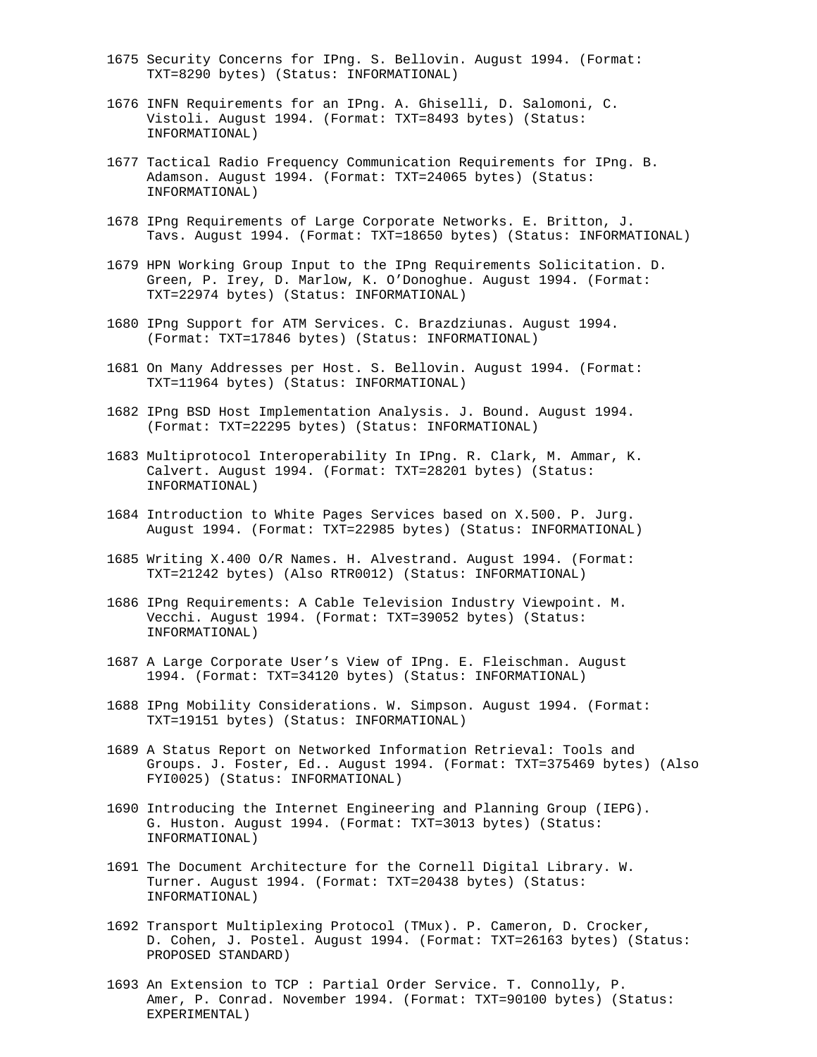1675 Security Concerns for IPng. S. Bellovin. August 1994. (Format: TXT=8290 bytes) (Status: INFORMATIONAL)

1676 INFN Requirements for an IPng. A. Ghiselli, D. Salomoni, C. Vistoli. August 1994. (Format: TXT=8493 bytes) (Status: INFORMATIONAL)

1677 Tactical Radio Frequency Communication Requirements for IPng. B. Adamson. August 1994. (Format: TXT=24065 bytes) (Status: INFORMATIONAL)

1678 IPng Requirements of Large Corporate Networks. E. Britton, J. Tavs. August 1994. (Format: TXT=18650 bytes) (Status: INFORMATIONAL)

1679 HPN Working Group Input to the IPng Requirements Solicitation. D. Green, P. Irey, D. Marlow, K. O'Donoghue. August 1994. (Format: TXT=22974 bytes) (Status: INFORMATIONAL)

1680 IPng Support for ATM Services. C. Brazdziunas. August 1994. (Format: TXT=17846 bytes) (Status: INFORMATIONAL)

1681 On Many Addresses per Host. S. Bellovin. August 1994. (Format: TXT=11964 bytes) (Status: INFORMATIONAL)

1682 IPng BSD Host Implementation Analysis. J. Bound. August 1994. (Format: TXT=22295 bytes) (Status: INFORMATIONAL)

1683 Multiprotocol Interoperability In IPng. R. Clark, M. Ammar, K. Calvert. August 1994. (Format: TXT=28201 bytes) (Status: INFORMATIONAL)

1684 Introduction to White Pages Services based on X.500. P. Jurg. August 1994. (Format: TXT=22985 bytes) (Status: INFORMATIONAL)

1685 Writing X.400 O/R Names. H. Alvestrand. August 1994. (Format: TXT=21242 bytes) (Also RTR0012) (Status: INFORMATIONAL)

1686 IPng Requirements: A Cable Television Industry Viewpoint. M. Vecchi. August 1994. (Format: TXT=39052 bytes) (Status: INFORMATIONAL)

1687 A Large Corporate User's View of IPng. E. Fleischman. August 1994. (Format: TXT=34120 bytes) (Status: INFORMATIONAL)

1688 IPng Mobility Considerations. W. Simpson. August 1994. (Format: TXT=19151 bytes) (Status: INFORMATIONAL)

1689 A Status Report on Networked Information Retrieval: Tools and Groups. J. Foster, Ed.. August 1994. (Format: TXT=375469 bytes) (Also FYI0025) (Status: INFORMATIONAL)

1690 Introducing the Internet Engineering and Planning Group (IEPG). G. Huston. August 1994. (Format: TXT=3013 bytes) (Status: INFORMATIONAL)

1691 The Document Architecture for the Cornell Digital Library. W. Turner. August 1994. (Format: TXT=20438 bytes) (Status: INFORMATIONAL)

1692 Transport Multiplexing Protocol (TMux). P. Cameron, D. Crocker, D. Cohen, J. Postel. August 1994. (Format: TXT=26163 bytes) (Status: PROPOSED STANDARD)

1693 An Extension to TCP : Partial Order Service. T. Connolly, P. Amer, P. Conrad. November 1994. (Format: TXT=90100 bytes) (Status: EXPERIMENTAL)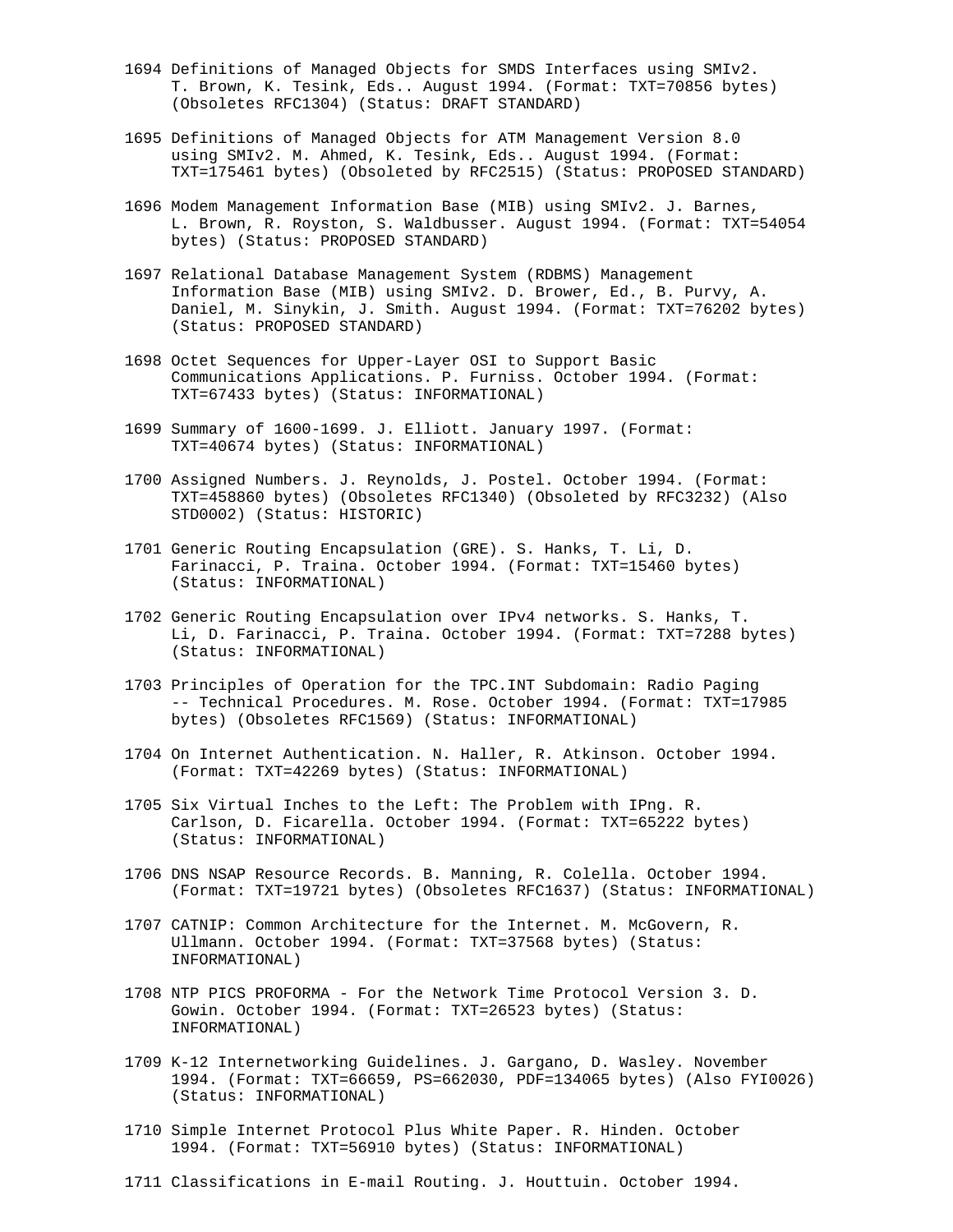1694 Definitions of Managed Objects for SMDS Interfaces using SMIv2. T. Brown, K. Tesink, Eds.. August 1994. (Format: TXT=70856 bytes) (Obsoletes RFC1304) (Status: DRAFT STANDARD)

1695 Definitions of Managed Objects for ATM Management Version 8.0 using SMIv2. M. Ahmed, K. Tesink, Eds.. August 1994. (Format: TXT=175461 bytes) (Obsoleted by RFC2515) (Status: PROPOSED STANDARD)

1696 Modem Management Information Base (MIB) using SMIv2. J. Barnes, L. Brown, R. Royston, S. Waldbusser. August 1994. (Format: TXT=54054 bytes) (Status: PROPOSED STANDARD)

1697 Relational Database Management System (RDBMS) Management Information Base (MIB) using SMIv2. D. Brower, Ed., B. Purvy, A. Daniel, M. Sinykin, J. Smith. August 1994. (Format: TXT=76202 bytes) (Status: PROPOSED STANDARD)

1698 Octet Sequences for Upper-Layer OSI to Support Basic Communications Applications. P. Furniss. October 1994. (Format: TXT=67433 bytes) (Status: INFORMATIONAL)

1699 Summary of 1600-1699. J. Elliott. January 1997. (Format: TXT=40674 bytes) (Status: INFORMATIONAL)

1700 Assigned Numbers. J. Reynolds, J. Postel. October 1994. (Format: TXT=458860 bytes) (Obsoletes RFC1340) (Obsoleted by RFC3232) (Also STD0002) (Status: HISTORIC)

1701 Generic Routing Encapsulation (GRE). S. Hanks, T. Li, D. Farinacci, P. Traina. October 1994. (Format: TXT=15460 bytes) (Status: INFORMATIONAL)

1702 Generic Routing Encapsulation over IPv4 networks. S. Hanks, T. Li, D. Farinacci, P. Traina. October 1994. (Format: TXT=7288 bytes) (Status: INFORMATIONAL)

1703 Principles of Operation for the TPC.INT Subdomain: Radio Paging -- Technical Procedures. M. Rose. October 1994. (Format: TXT=17985 bytes) (Obsoletes RFC1569) (Status: INFORMATIONAL)

1704 On Internet Authentication. N. Haller, R. Atkinson. October 1994. (Format: TXT=42269 bytes) (Status: INFORMATIONAL)

1705 Six Virtual Inches to the Left: The Problem with IPng. R. Carlson, D. Ficarella. October 1994. (Format: TXT=65222 bytes) (Status: INFORMATIONAL)

1706 DNS NSAP Resource Records. B. Manning, R. Colella. October 1994. (Format: TXT=19721 bytes) (Obsoletes RFC1637) (Status: INFORMATIONAL)

1707 CATNIP: Common Architecture for the Internet. M. McGovern, R. Ullmann. October 1994. (Format: TXT=37568 bytes) (Status: INFORMATIONAL)

1708 NTP PICS PROFORMA - For the Network Time Protocol Version 3. D. Gowin. October 1994. (Format: TXT=26523 bytes) (Status: INFORMATIONAL)

1709 K-12 Internetworking Guidelines. J. Gargano, D. Wasley. November 1994. (Format: TXT=66659, PS=662030, PDF=134065 bytes) (Also FYI0026) (Status: INFORMATIONAL)

1710 Simple Internet Protocol Plus White Paper. R. Hinden. October 1994. (Format: TXT=56910 bytes) (Status: INFORMATIONAL)

1711 Classifications in E-mail Routing. J. Houttuin. October 1994.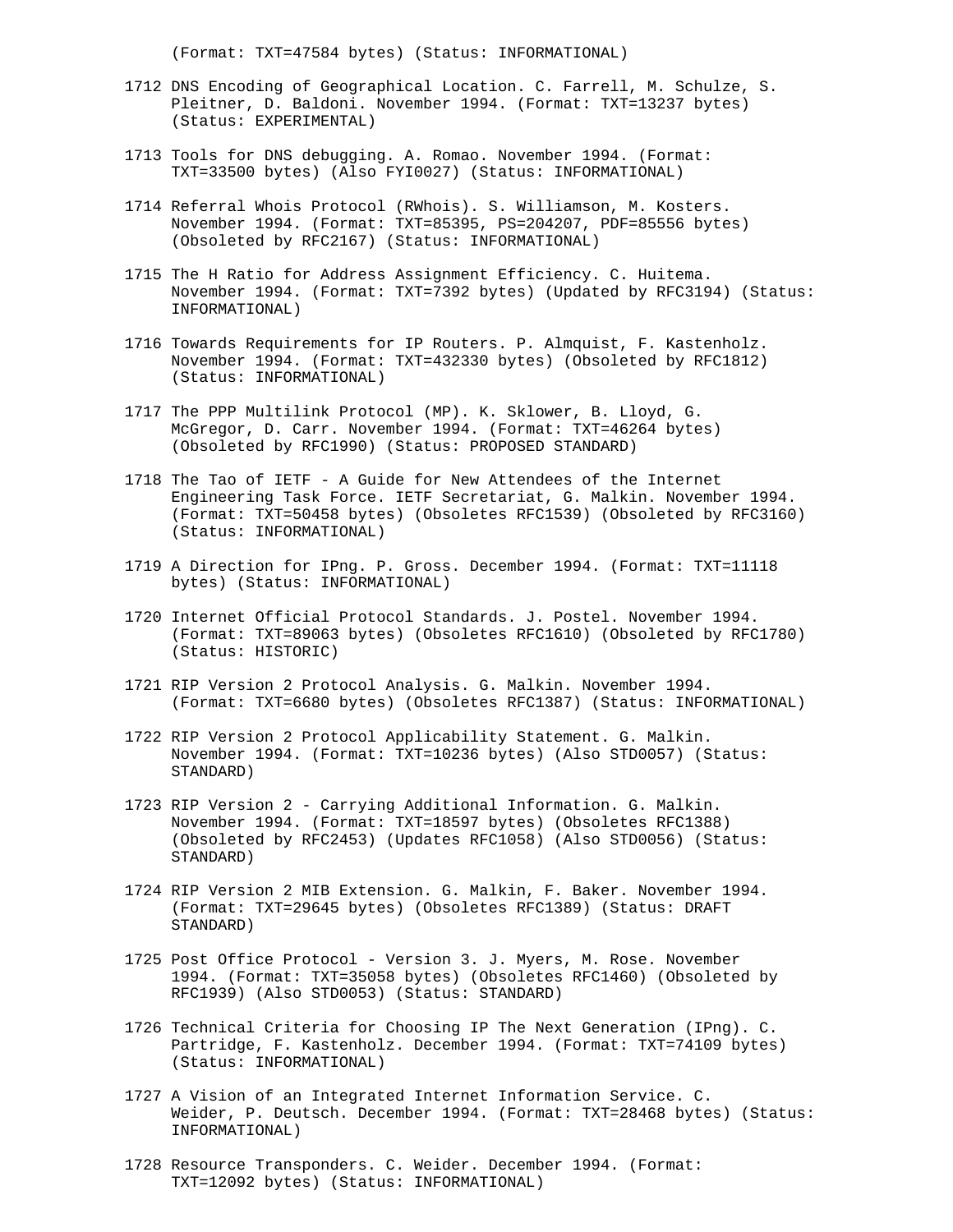(Format: TXT=47584 bytes) (Status: INFORMATIONAL)

1712 DNS Encoding of Geographical Location. C. Farrell, M. Schulze, S. Pleitner, D. Baldoni. November 1994. (Format: TXT=13237 bytes) (Status: EXPERIMENTAL)

1713 Tools for DNS debugging. A. Romao. November 1994. (Format: TXT=33500 bytes) (Also FYI0027) (Status: INFORMATIONAL)

1714 Referral Whois Protocol (RWhois). S. Williamson, M. Kosters. November 1994. (Format: TXT=85395, PS=204207, PDF=85556 bytes) (Obsoleted by RFC2167) (Status: INFORMATIONAL)

1715 The H Ratio for Address Assignment Efficiency. C. Huitema. November 1994. (Format: TXT=7392 bytes) (Updated by RFC3194) (Status: INFORMATIONAL)

1716 Towards Requirements for IP Routers. P. Almquist, F. Kastenholz. November 1994. (Format: TXT=432330 bytes) (Obsoleted by RFC1812) (Status: INFORMATIONAL)

1717 The PPP Multilink Protocol (MP). K. Sklower, B. Lloyd, G. McGregor, D. Carr. November 1994. (Format: TXT=46264 bytes) (Obsoleted by RFC1990) (Status: PROPOSED STANDARD)

1718 The Tao of IETF - A Guide for New Attendees of the Internet Engineering Task Force. IETF Secretariat, G. Malkin. November 1994. (Format: TXT=50458 bytes) (Obsoletes RFC1539) (Obsoleted by RFC3160) (Status: INFORMATIONAL)

1719 A Direction for IPng. P. Gross. December 1994. (Format: TXT=11118 bytes) (Status: INFORMATIONAL)

1720 Internet Official Protocol Standards. J. Postel. November 1994. (Format: TXT=89063 bytes) (Obsoletes RFC1610) (Obsoleted by RFC1780) (Status: HISTORIC)

1721 RIP Version 2 Protocol Analysis. G. Malkin. November 1994. (Format: TXT=6680 bytes) (Obsoletes RFC1387) (Status: INFORMATIONAL)

1722 RIP Version 2 Protocol Applicability Statement. G. Malkin. November 1994. (Format: TXT=10236 bytes) (Also STD0057) (Status: STANDARD)

1723 RIP Version 2 - Carrying Additional Information. G. Malkin. November 1994. (Format: TXT=18597 bytes) (Obsoletes RFC1388) (Obsoleted by RFC2453) (Updates RFC1058) (Also STD0056) (Status: STANDARD)

1724 RIP Version 2 MIB Extension. G. Malkin, F. Baker. November 1994. (Format: TXT=29645 bytes) (Obsoletes RFC1389) (Status: DRAFT STANDARD)

1725 Post Office Protocol - Version 3. J. Myers, M. Rose. November 1994. (Format: TXT=35058 bytes) (Obsoletes RFC1460) (Obsoleted by RFC1939) (Also STD0053) (Status: STANDARD)

1726 Technical Criteria for Choosing IP The Next Generation (IPng). C. Partridge, F. Kastenholz. December 1994. (Format: TXT=74109 bytes) (Status: INFORMATIONAL)

1727 A Vision of an Integrated Internet Information Service. C. Weider, P. Deutsch. December 1994. (Format: TXT=28468 bytes) (Status: INFORMATIONAL)

1728 Resource Transponders. C. Weider. December 1994. (Format: TXT=12092 bytes) (Status: INFORMATIONAL)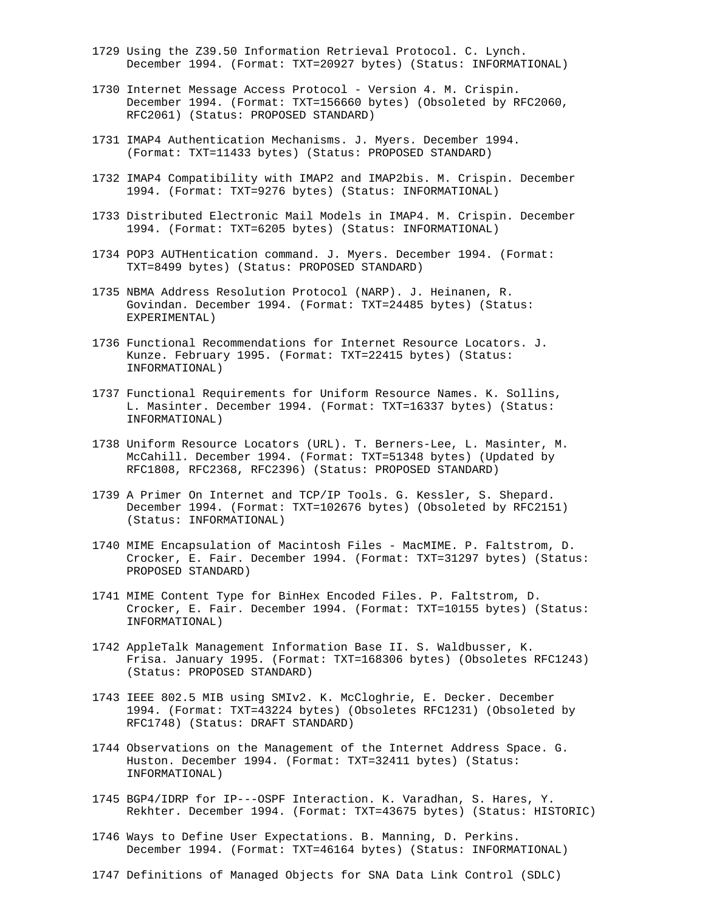1729 Using the Z39.50 Information Retrieval Protocol. C. Lynch.
     December 1994. (Format: TXT=20927 bytes) (Status: INFORMATIONAL)

1730 Internet Message Access Protocol - Version 4. M. Crispin.
     December 1994. (Format: TXT=156660 bytes) (Obsoleted by RFC2060,
     RFC2061) (Status: PROPOSED STANDARD)

1731 IMAP4 Authentication Mechanisms. J. Myers. December 1994.
     (Format: TXT=11433 bytes) (Status: PROPOSED STANDARD)

1732 IMAP4 Compatibility with IMAP2 and IMAP2bis. M. Crispin. December
     1994. (Format: TXT=9276 bytes) (Status: INFORMATIONAL)

1733 Distributed Electronic Mail Models in IMAP4. M. Crispin. December
     1994. (Format: TXT=6205 bytes) (Status: INFORMATIONAL)

1734 POP3 AUTHentication command. J. Myers. December 1994. (Format:
     TXT=8499 bytes) (Status: PROPOSED STANDARD)

1735 NBMA Address Resolution Protocol (NARP). J. Heinanen, R.
     Govindan. December 1994. (Format: TXT=24485 bytes) (Status:
     EXPERIMENTAL)

1736 Functional Recommendations for Internet Resource Locators. J.
     Kunze. February 1995. (Format: TXT=22415 bytes) (Status:
     INFORMATIONAL)

1737 Functional Requirements for Uniform Resource Names. K. Sollins,
     L. Masinter. December 1994. (Format: TXT=16337 bytes) (Status:
     INFORMATIONAL)

1738 Uniform Resource Locators (URL). T. Berners-Lee, L. Masinter, M.
     McCahill. December 1994. (Format: TXT=51348 bytes) (Updated by
     RFC1808, RFC2368, RFC2396) (Status: PROPOSED STANDARD)

1739 A Primer On Internet and TCP/IP Tools. G. Kessler, S. Shepard.
     December 1994. (Format: TXT=102676 bytes) (Obsoleted by RFC2151)
     (Status: INFORMATIONAL)

1740 MIME Encapsulation of Macintosh Files - MacMIME. P. Faltstrom, D.
     Crocker, E. Fair. December 1994. (Format: TXT=31297 bytes) (Status:
     PROPOSED STANDARD)

1741 MIME Content Type for BinHex Encoded Files. P. Faltstrom, D.
     Crocker, E. Fair. December 1994. (Format: TXT=10155 bytes) (Status:
     INFORMATIONAL)

1742 AppleTalk Management Information Base II. S. Waldbusser, K.
     Frisa. January 1995. (Format: TXT=168306 bytes) (Obsoletes RFC1243)
     (Status: PROPOSED STANDARD)

1743 IEEE 802.5 MIB using SMIv2. K. McCloghrie, E. Decker. December
     1994. (Format: TXT=43224 bytes) (Obsoletes RFC1231) (Obsoleted by
     RFC1748) (Status: DRAFT STANDARD)

1744 Observations on the Management of the Internet Address Space. G.
     Huston. December 1994. (Format: TXT=32411 bytes) (Status:
     INFORMATIONAL)

1745 BGP4/IDRP for IP---OSPF Interaction. K. Varadhan, S. Hares, Y.
     Rekhter. December 1994. (Format: TXT=43675 bytes) (Status: HISTORIC)

1746 Ways to Define User Expectations. B. Manning, D. Perkins.
     December 1994. (Format: TXT=46164 bytes) (Status: INFORMATIONAL)

1747 Definitions of Managed Objects for SNA Data Link Control (SDLC)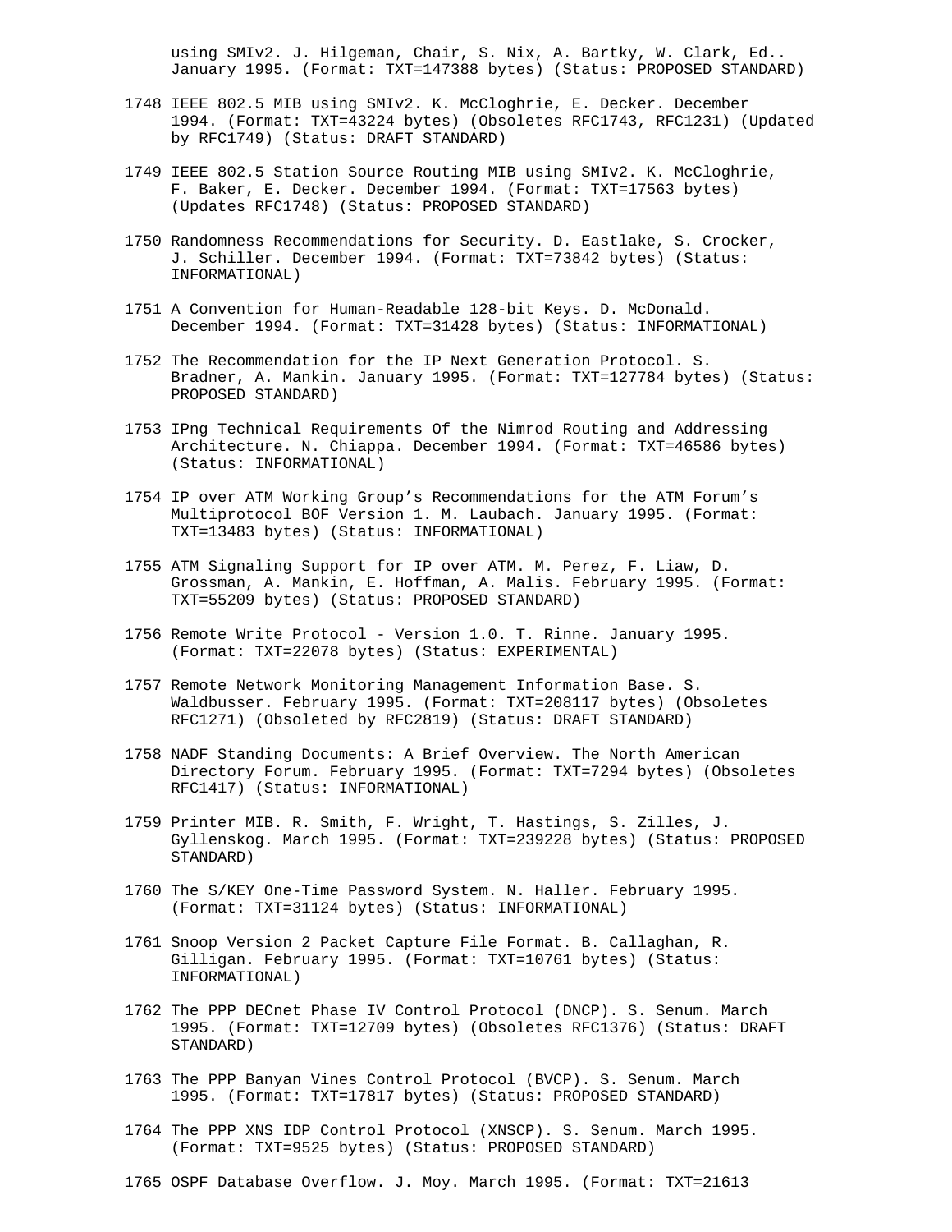using SMIv2. J. Hilgeman, Chair, S. Nix, A. Bartky, W. Clark, Ed.. January 1995. (Format: TXT=147388 bytes) (Status: PROPOSED STANDARD)

1748 IEEE 802.5 MIB using SMIv2. K. McCloghrie, E. Decker. December 1994. (Format: TXT=43224 bytes) (Obsoletes RFC1743, RFC1231) (Updated by RFC1749) (Status: DRAFT STANDARD)

1749 IEEE 802.5 Station Source Routing MIB using SMIv2. K. McCloghrie, F. Baker, E. Decker. December 1994. (Format: TXT=17563 bytes) (Updates RFC1748) (Status: PROPOSED STANDARD)

1750 Randomness Recommendations for Security. D. Eastlake, S. Crocker, J. Schiller. December 1994. (Format: TXT=73842 bytes) (Status: INFORMATIONAL)

1751 A Convention for Human-Readable 128-bit Keys. D. McDonald. December 1994. (Format: TXT=31428 bytes) (Status: INFORMATIONAL)

1752 The Recommendation for the IP Next Generation Protocol. S. Bradner, A. Mankin. January 1995. (Format: TXT=127784 bytes) (Status: PROPOSED STANDARD)

1753 IPng Technical Requirements Of the Nimrod Routing and Addressing Architecture. N. Chiappa. December 1994. (Format: TXT=46586 bytes) (Status: INFORMATIONAL)

1754 IP over ATM Working Group's Recommendations for the ATM Forum's Multiprotocol BOF Version 1. M. Laubach. January 1995. (Format: TXT=13483 bytes) (Status: INFORMATIONAL)

1755 ATM Signaling Support for IP over ATM. M. Perez, F. Liaw, D. Grossman, A. Mankin, E. Hoffman, A. Malis. February 1995. (Format: TXT=55209 bytes) (Status: PROPOSED STANDARD)

1756 Remote Write Protocol - Version 1.0. T. Rinne. January 1995. (Format: TXT=22078 bytes) (Status: EXPERIMENTAL)

1757 Remote Network Monitoring Management Information Base. S. Waldbusser. February 1995. (Format: TXT=208117 bytes) (Obsoletes RFC1271) (Obsoleted by RFC2819) (Status: DRAFT STANDARD)

1758 NADF Standing Documents: A Brief Overview. The North American Directory Forum. February 1995. (Format: TXT=7294 bytes) (Obsoletes RFC1417) (Status: INFORMATIONAL)

1759 Printer MIB. R. Smith, F. Wright, T. Hastings, S. Zilles, J. Gyllenskog. March 1995. (Format: TXT=239228 bytes) (Status: PROPOSED STANDARD)

1760 The S/KEY One-Time Password System. N. Haller. February 1995. (Format: TXT=31124 bytes) (Status: INFORMATIONAL)

1761 Snoop Version 2 Packet Capture File Format. B. Callaghan, R. Gilligan. February 1995. (Format: TXT=10761 bytes) (Status: INFORMATIONAL)

1762 The PPP DECnet Phase IV Control Protocol (DNCP). S. Senum. March 1995. (Format: TXT=12709 bytes) (Obsoletes RFC1376) (Status: DRAFT STANDARD)

1763 The PPP Banyan Vines Control Protocol (BVCP). S. Senum. March 1995. (Format: TXT=17817 bytes) (Status: PROPOSED STANDARD)

1764 The PPP XNS IDP Control Protocol (XNSCP). S. Senum. March 1995. (Format: TXT=9525 bytes) (Status: PROPOSED STANDARD)

1765 OSPF Database Overflow. J. Moy. March 1995. (Format: TXT=21613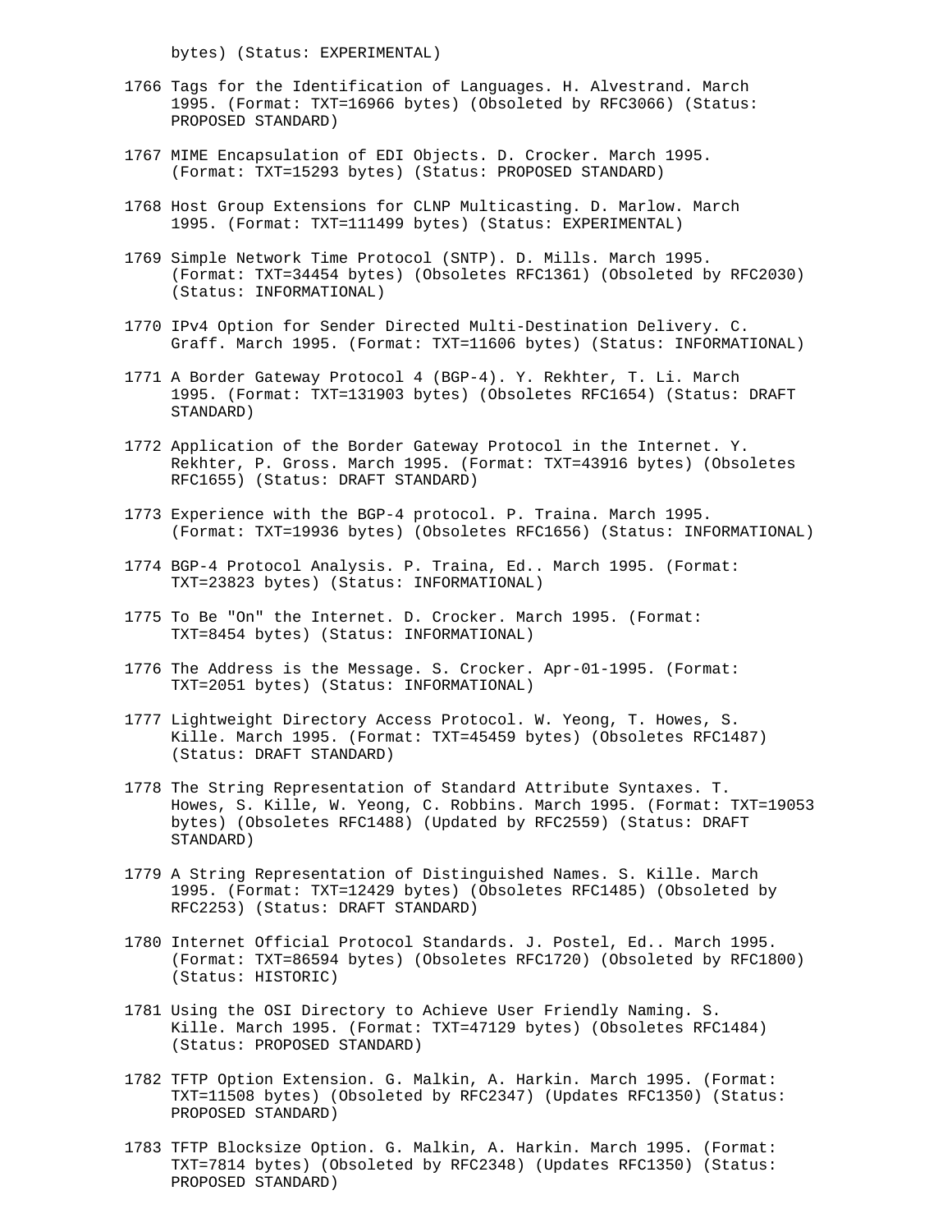bytes) (Status: EXPERIMENTAL)

1766 Tags for the Identification of Languages. H. Alvestrand. March 1995. (Format: TXT=16966 bytes) (Obsoleted by RFC3066) (Status: PROPOSED STANDARD)

1767 MIME Encapsulation of EDI Objects. D. Crocker. March 1995. (Format: TXT=15293 bytes) (Status: PROPOSED STANDARD)

1768 Host Group Extensions for CLNP Multicasting. D. Marlow. March 1995. (Format: TXT=111499 bytes) (Status: EXPERIMENTAL)

1769 Simple Network Time Protocol (SNTP). D. Mills. March 1995. (Format: TXT=34454 bytes) (Obsoletes RFC1361) (Obsoleted by RFC2030) (Status: INFORMATIONAL)

1770 IPv4 Option for Sender Directed Multi-Destination Delivery. C. Graff. March 1995. (Format: TXT=11606 bytes) (Status: INFORMATIONAL)

1771 A Border Gateway Protocol 4 (BGP-4). Y. Rekhter, T. Li. March 1995. (Format: TXT=131903 bytes) (Obsoletes RFC1654) (Status: DRAFT STANDARD)

1772 Application of the Border Gateway Protocol in the Internet. Y. Rekhter, P. Gross. March 1995. (Format: TXT=43916 bytes) (Obsoletes RFC1655) (Status: DRAFT STANDARD)

1773 Experience with the BGP-4 protocol. P. Traina. March 1995. (Format: TXT=19936 bytes) (Obsoletes RFC1656) (Status: INFORMATIONAL)

1774 BGP-4 Protocol Analysis. P. Traina, Ed.. March 1995. (Format: TXT=23823 bytes) (Status: INFORMATIONAL)

1775 To Be "On" the Internet. D. Crocker. March 1995. (Format: TXT=8454 bytes) (Status: INFORMATIONAL)

1776 The Address is the Message. S. Crocker. Apr-01-1995. (Format: TXT=2051 bytes) (Status: INFORMATIONAL)

1777 Lightweight Directory Access Protocol. W. Yeong, T. Howes, S. Kille. March 1995. (Format: TXT=45459 bytes) (Obsoletes RFC1487) (Status: DRAFT STANDARD)

1778 The String Representation of Standard Attribute Syntaxes. T. Howes, S. Kille, W. Yeong, C. Robbins. March 1995. (Format: TXT=19053 bytes) (Obsoletes RFC1488) (Updated by RFC2559) (Status: DRAFT STANDARD)

1779 A String Representation of Distinguished Names. S. Kille. March 1995. (Format: TXT=12429 bytes) (Obsoletes RFC1485) (Obsoleted by RFC2253) (Status: DRAFT STANDARD)

1780 Internet Official Protocol Standards. J. Postel, Ed.. March 1995. (Format: TXT=86594 bytes) (Obsoletes RFC1720) (Obsoleted by RFC1800) (Status: HISTORIC)

1781 Using the OSI Directory to Achieve User Friendly Naming. S. Kille. March 1995. (Format: TXT=47129 bytes) (Obsoletes RFC1484) (Status: PROPOSED STANDARD)

1782 TFTP Option Extension. G. Malkin, A. Harkin. March 1995. (Format: TXT=11508 bytes) (Obsoleted by RFC2347) (Updates RFC1350) (Status: PROPOSED STANDARD)

1783 TFTP Blocksize Option. G. Malkin, A. Harkin. March 1995. (Format: TXT=7814 bytes) (Obsoleted by RFC2348) (Updates RFC1350) (Status: PROPOSED STANDARD)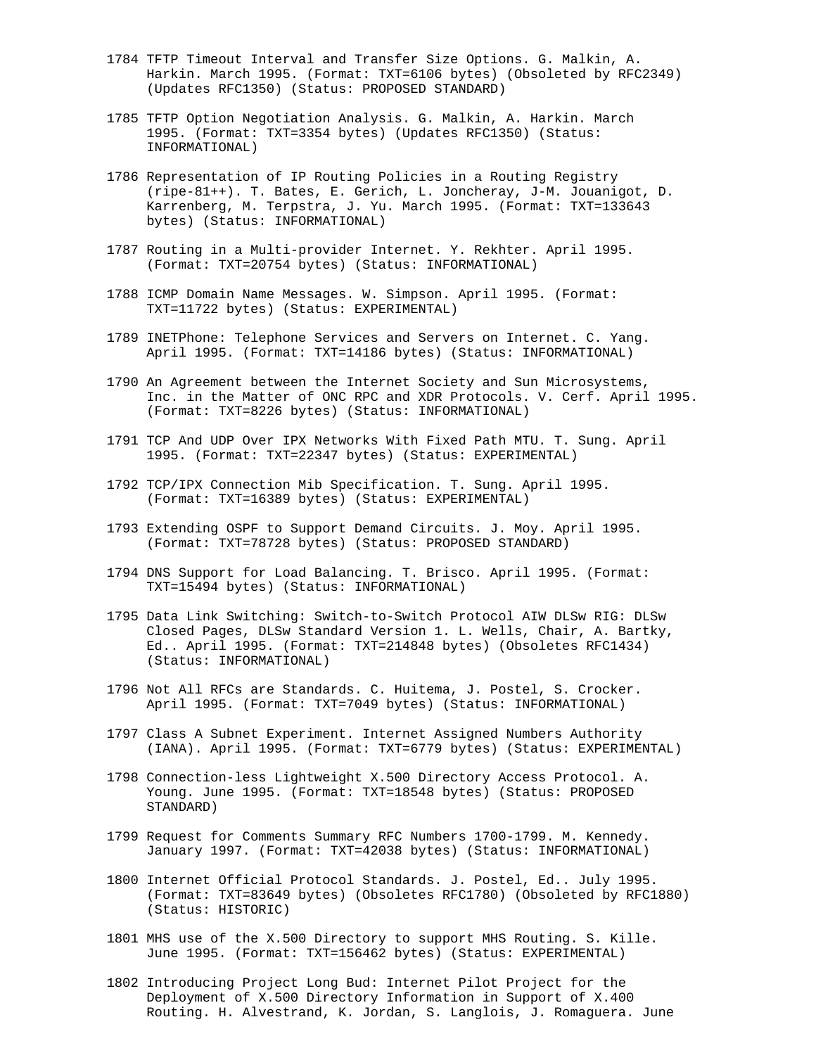1784 TFTP Timeout Interval and Transfer Size Options. G. Malkin, A. Harkin. March 1995. (Format: TXT=6106 bytes) (Obsoleted by RFC2349) (Updates RFC1350) (Status: PROPOSED STANDARD)

1785 TFTP Option Negotiation Analysis. G. Malkin, A. Harkin. March 1995. (Format: TXT=3354 bytes) (Updates RFC1350) (Status: INFORMATIONAL)

1786 Representation of IP Routing Policies in a Routing Registry (ripe-81++). T. Bates, E. Gerich, L. Joncheray, J-M. Jouanigot, D. Karrenberg, M. Terpstra, J. Yu. March 1995. (Format: TXT=133643 bytes) (Status: INFORMATIONAL)

1787 Routing in a Multi-provider Internet. Y. Rekhter. April 1995. (Format: TXT=20754 bytes) (Status: INFORMATIONAL)

1788 ICMP Domain Name Messages. W. Simpson. April 1995. (Format: TXT=11722 bytes) (Status: EXPERIMENTAL)

1789 INETPhone: Telephone Services and Servers on Internet. C. Yang. April 1995. (Format: TXT=14186 bytes) (Status: INFORMATIONAL)

1790 An Agreement between the Internet Society and Sun Microsystems, Inc. in the Matter of ONC RPC and XDR Protocols. V. Cerf. April 1995. (Format: TXT=8226 bytes) (Status: INFORMATIONAL)

1791 TCP And UDP Over IPX Networks With Fixed Path MTU. T. Sung. April 1995. (Format: TXT=22347 bytes) (Status: EXPERIMENTAL)

1792 TCP/IPX Connection Mib Specification. T. Sung. April 1995. (Format: TXT=16389 bytes) (Status: EXPERIMENTAL)

1793 Extending OSPF to Support Demand Circuits. J. Moy. April 1995. (Format: TXT=78728 bytes) (Status: PROPOSED STANDARD)

1794 DNS Support for Load Balancing. T. Brisco. April 1995. (Format: TXT=15494 bytes) (Status: INFORMATIONAL)

1795 Data Link Switching: Switch-to-Switch Protocol AIW DLSw RIG: DLSw Closed Pages, DLSw Standard Version 1. L. Wells, Chair, A. Bartky, Ed.. April 1995. (Format: TXT=214848 bytes) (Obsoletes RFC1434) (Status: INFORMATIONAL)

1796 Not All RFCs are Standards. C. Huitema, J. Postel, S. Crocker. April 1995. (Format: TXT=7049 bytes) (Status: INFORMATIONAL)

1797 Class A Subnet Experiment. Internet Assigned Numbers Authority (IANA). April 1995. (Format: TXT=6779 bytes) (Status: EXPERIMENTAL)

1798 Connection-less Lightweight X.500 Directory Access Protocol. A. Young. June 1995. (Format: TXT=18548 bytes) (Status: PROPOSED STANDARD)

1799 Request for Comments Summary RFC Numbers 1700-1799. M. Kennedy. January 1997. (Format: TXT=42038 bytes) (Status: INFORMATIONAL)

1800 Internet Official Protocol Standards. J. Postel, Ed.. July 1995. (Format: TXT=83649 bytes) (Obsoletes RFC1780) (Obsoleted by RFC1880) (Status: HISTORIC)

1801 MHS use of the X.500 Directory to support MHS Routing. S. Kille. June 1995. (Format: TXT=156462 bytes) (Status: EXPERIMENTAL)

1802 Introducing Project Long Bud: Internet Pilot Project for the Deployment of X.500 Directory Information in Support of X.400 Routing. H. Alvestrand, K. Jordan, S. Langlois, J. Romaguera. June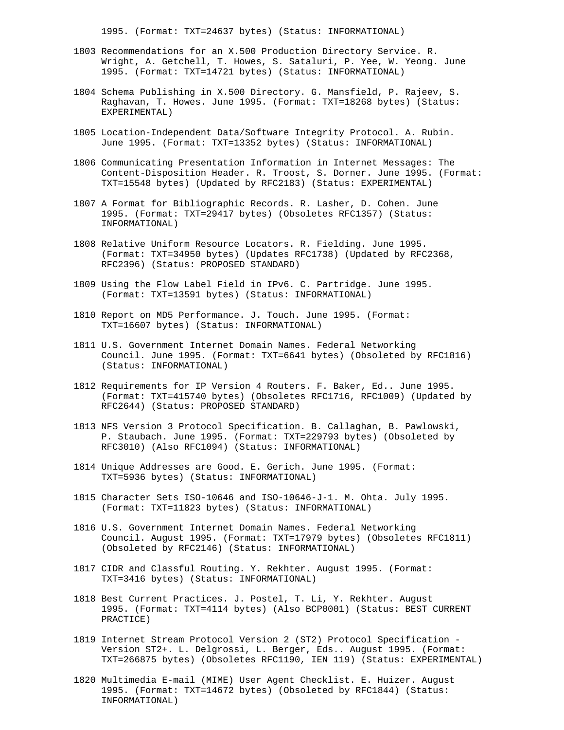1995. (Format: TXT=24637 bytes) (Status: INFORMATIONAL)

1803 Recommendations for an X.500 Production Directory Service. R. Wright, A. Getchell, T. Howes, S. Sataluri, P. Yee, W. Yeong. June 1995. (Format: TXT=14721 bytes) (Status: INFORMATIONAL)

1804 Schema Publishing in X.500 Directory. G. Mansfield, P. Rajeev, S. Raghavan, T. Howes. June 1995. (Format: TXT=18268 bytes) (Status: EXPERIMENTAL)

1805 Location-Independent Data/Software Integrity Protocol. A. Rubin. June 1995. (Format: TXT=13352 bytes) (Status: INFORMATIONAL)

1806 Communicating Presentation Information in Internet Messages: The Content-Disposition Header. R. Troost, S. Dorner. June 1995. (Format: TXT=15548 bytes) (Updated by RFC2183) (Status: EXPERIMENTAL)

1807 A Format for Bibliographic Records. R. Lasher, D. Cohen. June 1995. (Format: TXT=29417 bytes) (Obsoletes RFC1357) (Status: INFORMATIONAL)

1808 Relative Uniform Resource Locators. R. Fielding. June 1995. (Format: TXT=34950 bytes) (Updates RFC1738) (Updated by RFC2368, RFC2396) (Status: PROPOSED STANDARD)

1809 Using the Flow Label Field in IPv6. C. Partridge. June 1995. (Format: TXT=13591 bytes) (Status: INFORMATIONAL)

1810 Report on MD5 Performance. J. Touch. June 1995. (Format: TXT=16607 bytes) (Status: INFORMATIONAL)

1811 U.S. Government Internet Domain Names. Federal Networking Council. June 1995. (Format: TXT=6641 bytes) (Obsoleted by RFC1816) (Status: INFORMATIONAL)

1812 Requirements for IP Version 4 Routers. F. Baker, Ed.. June 1995. (Format: TXT=415740 bytes) (Obsoletes RFC1716, RFC1009) (Updated by RFC2644) (Status: PROPOSED STANDARD)

1813 NFS Version 3 Protocol Specification. B. Callaghan, B. Pawlowski, P. Staubach. June 1995. (Format: TXT=229793 bytes) (Obsoleted by RFC3010) (Also RFC1094) (Status: INFORMATIONAL)

1814 Unique Addresses are Good. E. Gerich. June 1995. (Format: TXT=5936 bytes) (Status: INFORMATIONAL)

1815 Character Sets ISO-10646 and ISO-10646-J-1. M. Ohta. July 1995. (Format: TXT=11823 bytes) (Status: INFORMATIONAL)

1816 U.S. Government Internet Domain Names. Federal Networking Council. August 1995. (Format: TXT=17979 bytes) (Obsoletes RFC1811) (Obsoleted by RFC2146) (Status: INFORMATIONAL)

1817 CIDR and Classful Routing. Y. Rekhter. August 1995. (Format: TXT=3416 bytes) (Status: INFORMATIONAL)

1818 Best Current Practices. J. Postel, T. Li, Y. Rekhter. August 1995. (Format: TXT=4114 bytes) (Also BCP0001) (Status: BEST CURRENT PRACTICE)

1819 Internet Stream Protocol Version 2 (ST2) Protocol Specification - Version ST2+. L. Delgrossi, L. Berger, Eds.. August 1995. (Format: TXT=266875 bytes) (Obsoletes RFC1190, IEN 119) (Status: EXPERIMENTAL)

1820 Multimedia E-mail (MIME) User Agent Checklist. E. Huizer. August 1995. (Format: TXT=14672 bytes) (Obsoleted by RFC1844) (Status: INFORMATIONAL)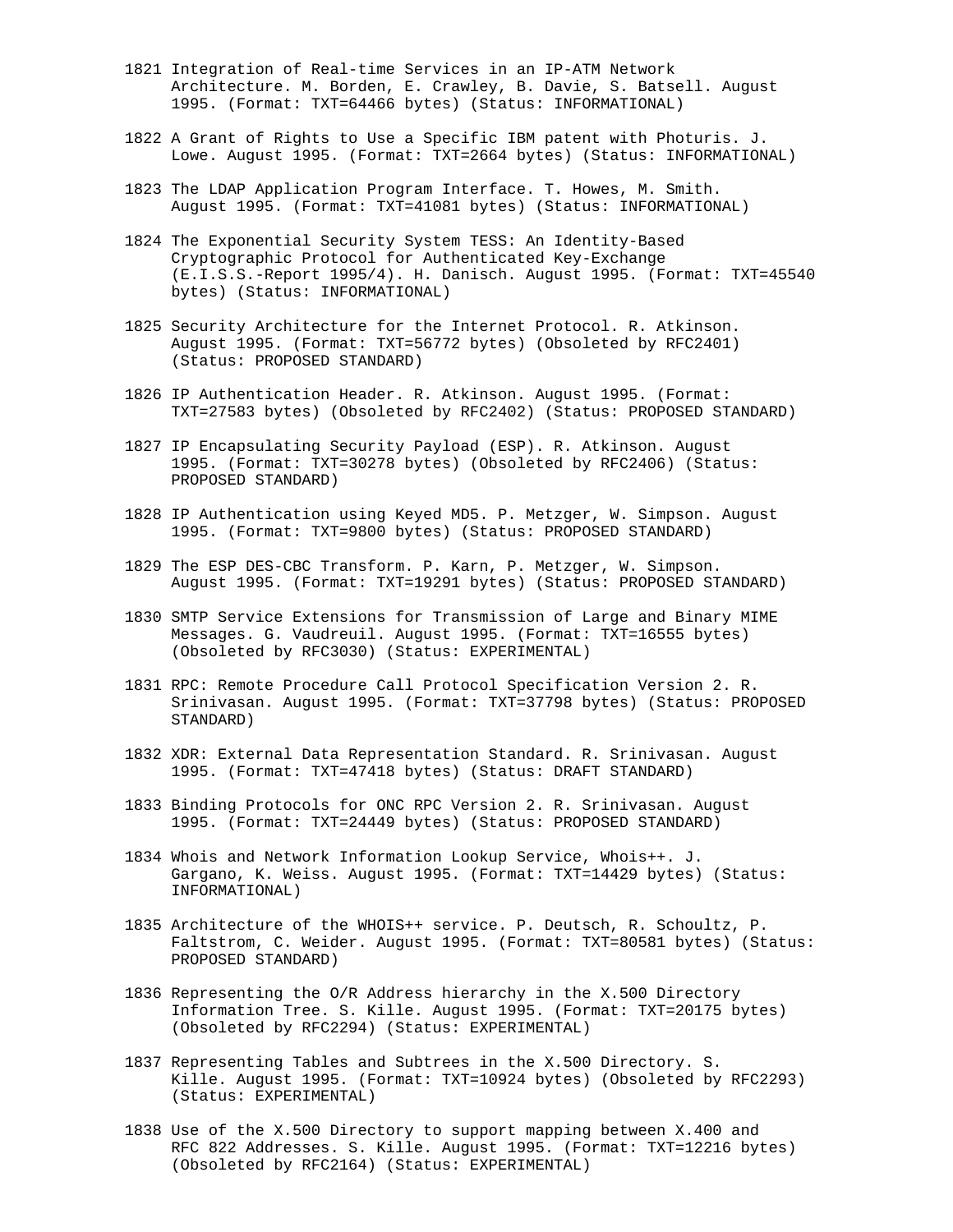1821 Integration of Real-time Services in an IP-ATM Network Architecture. M. Borden, E. Crawley, B. Davie, S. Batsell. August 1995. (Format: TXT=64466 bytes) (Status: INFORMATIONAL)

1822 A Grant of Rights to Use a Specific IBM patent with Photuris. J. Lowe. August 1995. (Format: TXT=2664 bytes) (Status: INFORMATIONAL)

1823 The LDAP Application Program Interface. T. Howes, M. Smith. August 1995. (Format: TXT=41081 bytes) (Status: INFORMATIONAL)

1824 The Exponential Security System TESS: An Identity-Based Cryptographic Protocol for Authenticated Key-Exchange (E.I.S.S.-Report 1995/4). H. Danisch. August 1995. (Format: TXT=45540 bytes) (Status: INFORMATIONAL)

1825 Security Architecture for the Internet Protocol. R. Atkinson. August 1995. (Format: TXT=56772 bytes) (Obsoleted by RFC2401) (Status: PROPOSED STANDARD)

1826 IP Authentication Header. R. Atkinson. August 1995. (Format: TXT=27583 bytes) (Obsoleted by RFC2402) (Status: PROPOSED STANDARD)

1827 IP Encapsulating Security Payload (ESP). R. Atkinson. August 1995. (Format: TXT=30278 bytes) (Obsoleted by RFC2406) (Status: PROPOSED STANDARD)

1828 IP Authentication using Keyed MD5. P. Metzger, W. Simpson. August 1995. (Format: TXT=9800 bytes) (Status: PROPOSED STANDARD)

1829 The ESP DES-CBC Transform. P. Karn, P. Metzger, W. Simpson. August 1995. (Format: TXT=19291 bytes) (Status: PROPOSED STANDARD)

1830 SMTP Service Extensions for Transmission of Large and Binary MIME Messages. G. Vaudreuil. August 1995. (Format: TXT=16555 bytes) (Obsoleted by RFC3030) (Status: EXPERIMENTAL)

1831 RPC: Remote Procedure Call Protocol Specification Version 2. R. Srinivasan. August 1995. (Format: TXT=37798 bytes) (Status: PROPOSED STANDARD)

1832 XDR: External Data Representation Standard. R. Srinivasan. August 1995. (Format: TXT=47418 bytes) (Status: DRAFT STANDARD)

1833 Binding Protocols for ONC RPC Version 2. R. Srinivasan. August 1995. (Format: TXT=24449 bytes) (Status: PROPOSED STANDARD)

1834 Whois and Network Information Lookup Service, Whois++. J. Gargano, K. Weiss. August 1995. (Format: TXT=14429 bytes) (Status: INFORMATIONAL)

1835 Architecture of the WHOIS++ service. P. Deutsch, R. Schoultz, P. Faltstrom, C. Weider. August 1995. (Format: TXT=80581 bytes) (Status: PROPOSED STANDARD)

1836 Representing the O/R Address hierarchy in the X.500 Directory Information Tree. S. Kille. August 1995. (Format: TXT=20175 bytes) (Obsoleted by RFC2294) (Status: EXPERIMENTAL)

1837 Representing Tables and Subtrees in the X.500 Directory. S. Kille. August 1995. (Format: TXT=10924 bytes) (Obsoleted by RFC2293) (Status: EXPERIMENTAL)

1838 Use of the X.500 Directory to support mapping between X.400 and RFC 822 Addresses. S. Kille. August 1995. (Format: TXT=12216 bytes) (Obsoleted by RFC2164) (Status: EXPERIMENTAL)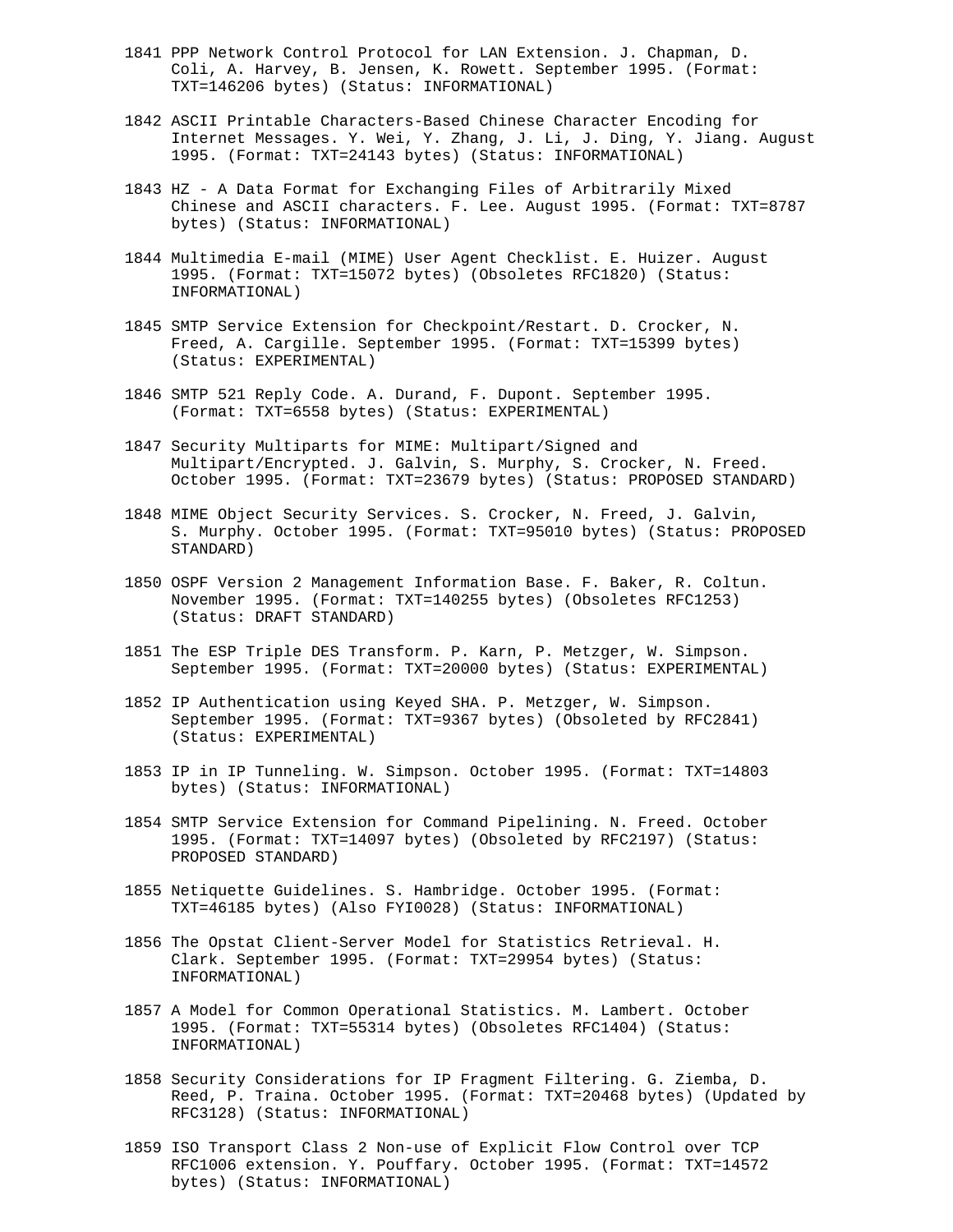1841 PPP Network Control Protocol for LAN Extension. J. Chapman, D. Coli, A. Harvey, B. Jensen, K. Rowett. September 1995. (Format: TXT=146206 bytes) (Status: INFORMATIONAL)

1842 ASCII Printable Characters-Based Chinese Character Encoding for Internet Messages. Y. Wei, Y. Zhang, J. Li, J. Ding, Y. Jiang. August 1995. (Format: TXT=24143 bytes) (Status: INFORMATIONAL)

1843 HZ - A Data Format for Exchanging Files of Arbitrarily Mixed Chinese and ASCII characters. F. Lee. August 1995. (Format: TXT=8787 bytes) (Status: INFORMATIONAL)

1844 Multimedia E-mail (MIME) User Agent Checklist. E. Huizer. August 1995. (Format: TXT=15072 bytes) (Obsoletes RFC1820) (Status: INFORMATIONAL)

1845 SMTP Service Extension for Checkpoint/Restart. D. Crocker, N. Freed, A. Cargille. September 1995. (Format: TXT=15399 bytes) (Status: EXPERIMENTAL)

1846 SMTP 521 Reply Code. A. Durand, F. Dupont. September 1995. (Format: TXT=6558 bytes) (Status: EXPERIMENTAL)

1847 Security Multiparts for MIME: Multipart/Signed and Multipart/Encrypted. J. Galvin, S. Murphy, S. Crocker, N. Freed. October 1995. (Format: TXT=23679 bytes) (Status: PROPOSED STANDARD)

1848 MIME Object Security Services. S. Crocker, N. Freed, J. Galvin, S. Murphy. October 1995. (Format: TXT=95010 bytes) (Status: PROPOSED STANDARD)

1850 OSPF Version 2 Management Information Base. F. Baker, R. Coltun. November 1995. (Format: TXT=140255 bytes) (Obsoletes RFC1253) (Status: DRAFT STANDARD)

1851 The ESP Triple DES Transform. P. Karn, P. Metzger, W. Simpson. September 1995. (Format: TXT=20000 bytes) (Status: EXPERIMENTAL)

1852 IP Authentication using Keyed SHA. P. Metzger, W. Simpson. September 1995. (Format: TXT=9367 bytes) (Obsoleted by RFC2841) (Status: EXPERIMENTAL)

1853 IP in IP Tunneling. W. Simpson. October 1995. (Format: TXT=14803 bytes) (Status: INFORMATIONAL)

1854 SMTP Service Extension for Command Pipelining. N. Freed. October 1995. (Format: TXT=14097 bytes) (Obsoleted by RFC2197) (Status: PROPOSED STANDARD)

1855 Netiquette Guidelines. S. Hambridge. October 1995. (Format: TXT=46185 bytes) (Also FYI0028) (Status: INFORMATIONAL)

1856 The Opstat Client-Server Model for Statistics Retrieval. H. Clark. September 1995. (Format: TXT=29954 bytes) (Status: INFORMATIONAL)

1857 A Model for Common Operational Statistics. M. Lambert. October 1995. (Format: TXT=55314 bytes) (Obsoletes RFC1404) (Status: INFORMATIONAL)

1858 Security Considerations for IP Fragment Filtering. G. Ziemba, D. Reed, P. Traina. October 1995. (Format: TXT=20468 bytes) (Updated by RFC3128) (Status: INFORMATIONAL)

1859 ISO Transport Class 2 Non-use of Explicit Flow Control over TCP RFC1006 extension. Y. Pouffary. October 1995. (Format: TXT=14572 bytes) (Status: INFORMATIONAL)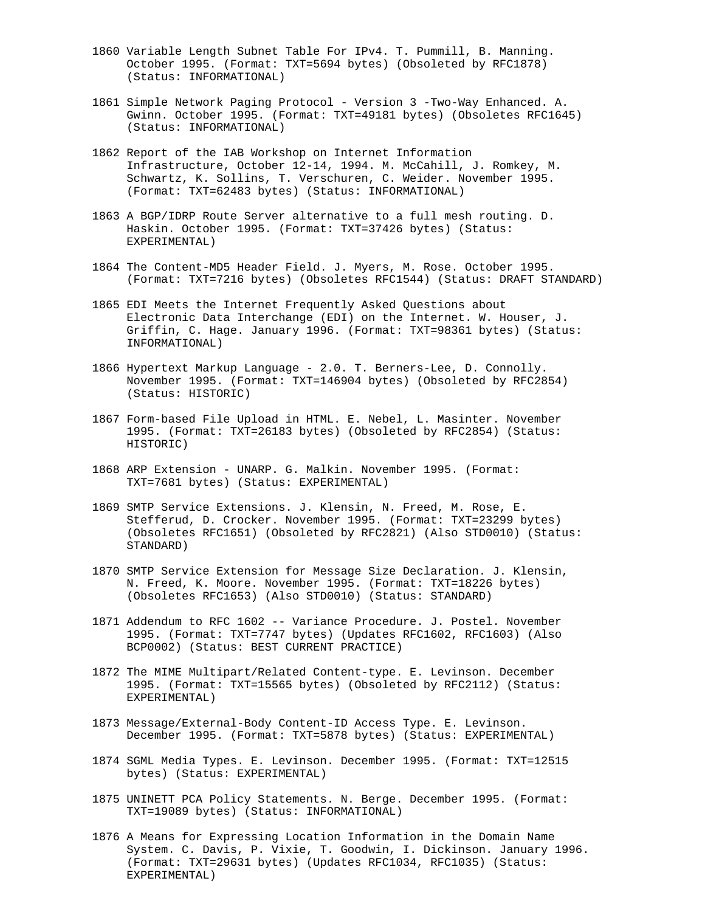1860 Variable Length Subnet Table For IPv4. T. Pummill, B. Manning. October 1995. (Format: TXT=5694 bytes) (Obsoleted by RFC1878) (Status: INFORMATIONAL)

1861 Simple Network Paging Protocol - Version 3 -Two-Way Enhanced. A. Gwinn. October 1995. (Format: TXT=49181 bytes) (Obsoletes RFC1645) (Status: INFORMATIONAL)

1862 Report of the IAB Workshop on Internet Information Infrastructure, October 12-14, 1994. M. McCahill, J. Romkey, M. Schwartz, K. Sollins, T. Verschuren, C. Weider. November 1995. (Format: TXT=62483 bytes) (Status: INFORMATIONAL)

1863 A BGP/IDRP Route Server alternative to a full mesh routing. D. Haskin. October 1995. (Format: TXT=37426 bytes) (Status: EXPERIMENTAL)

1864 The Content-MD5 Header Field. J. Myers, M. Rose. October 1995. (Format: TXT=7216 bytes) (Obsoletes RFC1544) (Status: DRAFT STANDARD)

1865 EDI Meets the Internet Frequently Asked Questions about Electronic Data Interchange (EDI) on the Internet. W. Houser, J. Griffin, C. Hage. January 1996. (Format: TXT=98361 bytes) (Status: INFORMATIONAL)

1866 Hypertext Markup Language - 2.0. T. Berners-Lee, D. Connolly. November 1995. (Format: TXT=146904 bytes) (Obsoleted by RFC2854) (Status: HISTORIC)

1867 Form-based File Upload in HTML. E. Nebel, L. Masinter. November 1995. (Format: TXT=26183 bytes) (Obsoleted by RFC2854) (Status: HISTORIC)

1868 ARP Extension - UNARP. G. Malkin. November 1995. (Format: TXT=7681 bytes) (Status: EXPERIMENTAL)

1869 SMTP Service Extensions. J. Klensin, N. Freed, M. Rose, E. Stefferud, D. Crocker. November 1995. (Format: TXT=23299 bytes) (Obsoletes RFC1651) (Obsoleted by RFC2821) (Also STD0010) (Status: STANDARD)

1870 SMTP Service Extension for Message Size Declaration. J. Klensin, N. Freed, K. Moore. November 1995. (Format: TXT=18226 bytes) (Obsoletes RFC1653) (Also STD0010) (Status: STANDARD)

1871 Addendum to RFC 1602 -- Variance Procedure. J. Postel. November 1995. (Format: TXT=7747 bytes) (Updates RFC1602, RFC1603) (Also BCP0002) (Status: BEST CURRENT PRACTICE)

1872 The MIME Multipart/Related Content-type. E. Levinson. December 1995. (Format: TXT=15565 bytes) (Obsoleted by RFC2112) (Status: EXPERIMENTAL)

1873 Message/External-Body Content-ID Access Type. E. Levinson. December 1995. (Format: TXT=5878 bytes) (Status: EXPERIMENTAL)

1874 SGML Media Types. E. Levinson. December 1995. (Format: TXT=12515 bytes) (Status: EXPERIMENTAL)

1875 UNINETT PCA Policy Statements. N. Berge. December 1995. (Format: TXT=19089 bytes) (Status: INFORMATIONAL)

1876 A Means for Expressing Location Information in the Domain Name System. C. Davis, P. Vixie, T. Goodwin, I. Dickinson. January 1996. (Format: TXT=29631 bytes) (Updates RFC1034, RFC1035) (Status: EXPERIMENTAL)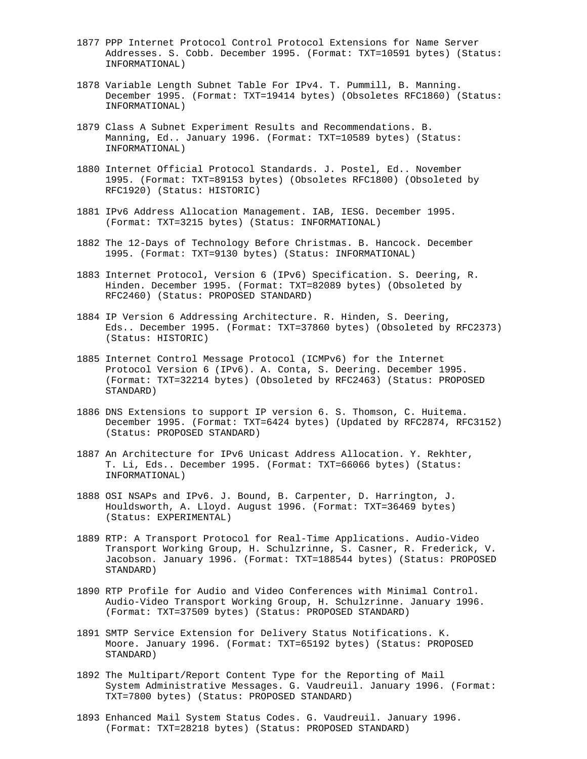1877 PPP Internet Protocol Control Protocol Extensions for Name Server Addresses. S. Cobb. December 1995. (Format: TXT=10591 bytes) (Status: INFORMATIONAL)

1878 Variable Length Subnet Table For IPv4. T. Pummill, B. Manning. December 1995. (Format: TXT=19414 bytes) (Obsoletes RFC1860) (Status: INFORMATIONAL)

1879 Class A Subnet Experiment Results and Recommendations. B. Manning, Ed.. January 1996. (Format: TXT=10589 bytes) (Status: INFORMATIONAL)

1880 Internet Official Protocol Standards. J. Postel, Ed.. November 1995. (Format: TXT=89153 bytes) (Obsoletes RFC1800) (Obsoleted by RFC1920) (Status: HISTORIC)

1881 IPv6 Address Allocation Management. IAB, IESG. December 1995. (Format: TXT=3215 bytes) (Status: INFORMATIONAL)

1882 The 12-Days of Technology Before Christmas. B. Hancock. December 1995. (Format: TXT=9130 bytes) (Status: INFORMATIONAL)

1883 Internet Protocol, Version 6 (IPv6) Specification. S. Deering, R. Hinden. December 1995. (Format: TXT=82089 bytes) (Obsoleted by RFC2460) (Status: PROPOSED STANDARD)

1884 IP Version 6 Addressing Architecture. R. Hinden, S. Deering, Eds.. December 1995. (Format: TXT=37860 bytes) (Obsoleted by RFC2373) (Status: HISTORIC)

1885 Internet Control Message Protocol (ICMPv6) for the Internet Protocol Version 6 (IPv6). A. Conta, S. Deering. December 1995. (Format: TXT=32214 bytes) (Obsoleted by RFC2463) (Status: PROPOSED STANDARD)

1886 DNS Extensions to support IP version 6. S. Thomson, C. Huitema. December 1995. (Format: TXT=6424 bytes) (Updated by RFC2874, RFC3152) (Status: PROPOSED STANDARD)

1887 An Architecture for IPv6 Unicast Address Allocation. Y. Rekhter, T. Li, Eds.. December 1995. (Format: TXT=66066 bytes) (Status: INFORMATIONAL)

1888 OSI NSAPs and IPv6. J. Bound, B. Carpenter, D. Harrington, J. Houldsworth, A. Lloyd. August 1996. (Format: TXT=36469 bytes) (Status: EXPERIMENTAL)

1889 RTP: A Transport Protocol for Real-Time Applications. Audio-Video Transport Working Group, H. Schulzrinne, S. Casner, R. Frederick, V. Jacobson. January 1996. (Format: TXT=188544 bytes) (Status: PROPOSED STANDARD)

1890 RTP Profile for Audio and Video Conferences with Minimal Control. Audio-Video Transport Working Group, H. Schulzrinne. January 1996. (Format: TXT=37509 bytes) (Status: PROPOSED STANDARD)

1891 SMTP Service Extension for Delivery Status Notifications. K. Moore. January 1996. (Format: TXT=65192 bytes) (Status: PROPOSED STANDARD)

1892 The Multipart/Report Content Type for the Reporting of Mail System Administrative Messages. G. Vaudreuil. January 1996. (Format: TXT=7800 bytes) (Status: PROPOSED STANDARD)

1893 Enhanced Mail System Status Codes. G. Vaudreuil. January 1996. (Format: TXT=28218 bytes) (Status: PROPOSED STANDARD)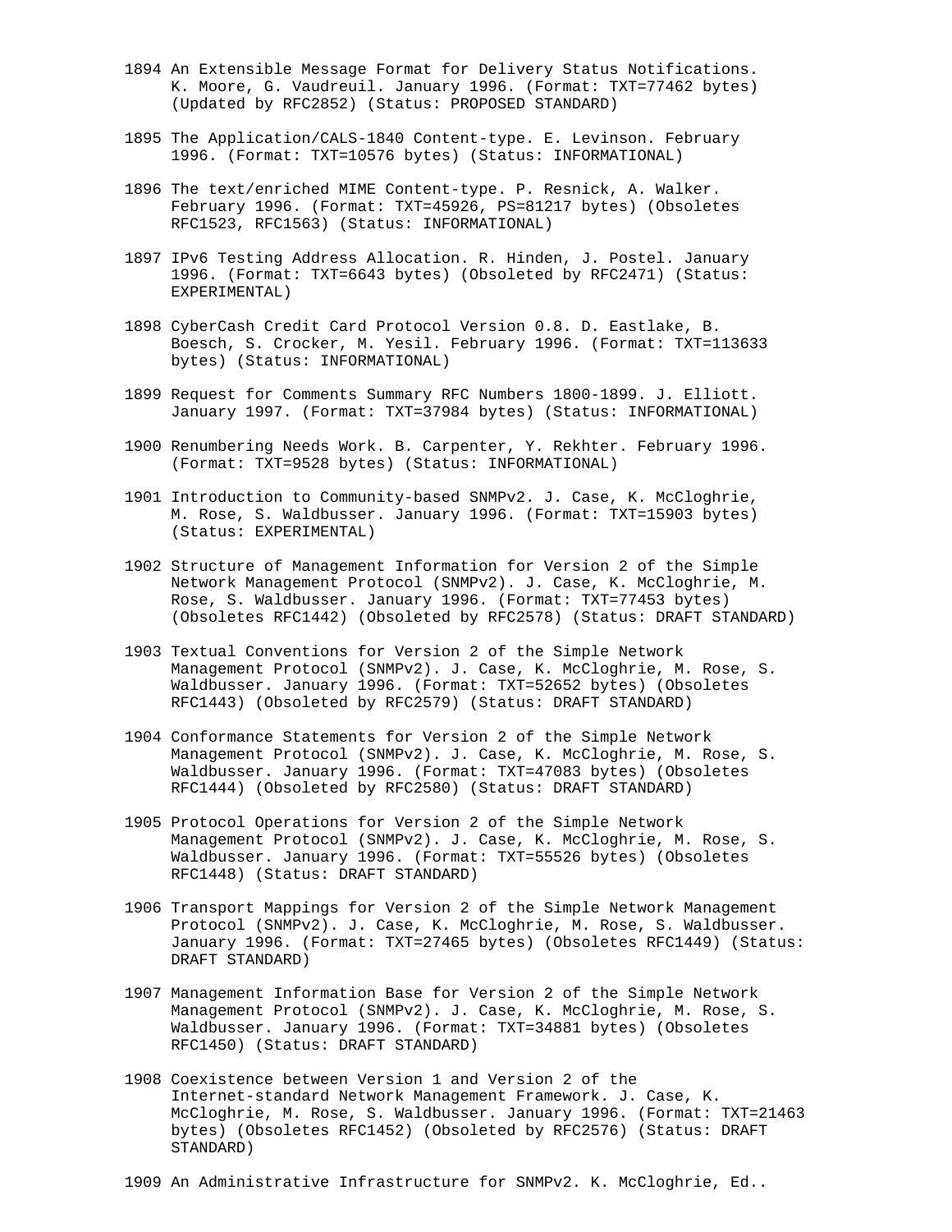1894 An Extensible Message Format for Delivery Status Notifications. K. Moore, G. Vaudreuil. January 1996. (Format: TXT=77462 bytes) (Updated by RFC2852) (Status: PROPOSED STANDARD)

1895 The Application/CALS-1840 Content-type. E. Levinson. February 1996. (Format: TXT=10576 bytes) (Status: INFORMATIONAL)

1896 The text/enriched MIME Content-type. P. Resnick, A. Walker. February 1996. (Format: TXT=45926, PS=81217 bytes) (Obsoletes RFC1523, RFC1563) (Status: INFORMATIONAL)

1897 IPv6 Testing Address Allocation. R. Hinden, J. Postel. January 1996. (Format: TXT=6643 bytes) (Obsoleted by RFC2471) (Status: EXPERIMENTAL)

1898 CyberCash Credit Card Protocol Version 0.8. D. Eastlake, B. Boesch, S. Crocker, M. Yesil. February 1996. (Format: TXT=113633 bytes) (Status: INFORMATIONAL)

1899 Request for Comments Summary RFC Numbers 1800-1899. J. Elliott. January 1997. (Format: TXT=37984 bytes) (Status: INFORMATIONAL)

1900 Renumbering Needs Work. B. Carpenter, Y. Rekhter. February 1996. (Format: TXT=9528 bytes) (Status: INFORMATIONAL)

1901 Introduction to Community-based SNMPv2. J. Case, K. McCloghrie, M. Rose, S. Waldbusser. January 1996. (Format: TXT=15903 bytes) (Status: EXPERIMENTAL)

1902 Structure of Management Information for Version 2 of the Simple Network Management Protocol (SNMPv2). J. Case, K. McCloghrie, M. Rose, S. Waldbusser. January 1996. (Format: TXT=77453 bytes) (Obsoletes RFC1442) (Obsoleted by RFC2578) (Status: DRAFT STANDARD)

1903 Textual Conventions for Version 2 of the Simple Network Management Protocol (SNMPv2). J. Case, K. McCloghrie, M. Rose, S. Waldbusser. January 1996. (Format: TXT=52652 bytes) (Obsoletes RFC1443) (Obsoleted by RFC2579) (Status: DRAFT STANDARD)

1904 Conformance Statements for Version 2 of the Simple Network Management Protocol (SNMPv2). J. Case, K. McCloghrie, M. Rose, S. Waldbusser. January 1996. (Format: TXT=47083 bytes) (Obsoletes RFC1444) (Obsoleted by RFC2580) (Status: DRAFT STANDARD)

1905 Protocol Operations for Version 2 of the Simple Network Management Protocol (SNMPv2). J. Case, K. McCloghrie, M. Rose, S. Waldbusser. January 1996. (Format: TXT=55526 bytes) (Obsoletes RFC1448) (Status: DRAFT STANDARD)

1906 Transport Mappings for Version 2 of the Simple Network Management Protocol (SNMPv2). J. Case, K. McCloghrie, M. Rose, S. Waldbusser. January 1996. (Format: TXT=27465 bytes) (Obsoletes RFC1449) (Status: DRAFT STANDARD)

1907 Management Information Base for Version 2 of the Simple Network Management Protocol (SNMPv2). J. Case, K. McCloghrie, M. Rose, S. Waldbusser. January 1996. (Format: TXT=34881 bytes) (Obsoletes RFC1450) (Status: DRAFT STANDARD)

1908 Coexistence between Version 1 and Version 2 of the Internet-standard Network Management Framework. J. Case, K. McCloghrie, M. Rose, S. Waldbusser. January 1996. (Format: TXT=21463 bytes) (Obsoletes RFC1452) (Obsoleted by RFC2576) (Status: DRAFT STANDARD)

1909 An Administrative Infrastructure for SNMPv2. K. McCloghrie, Ed..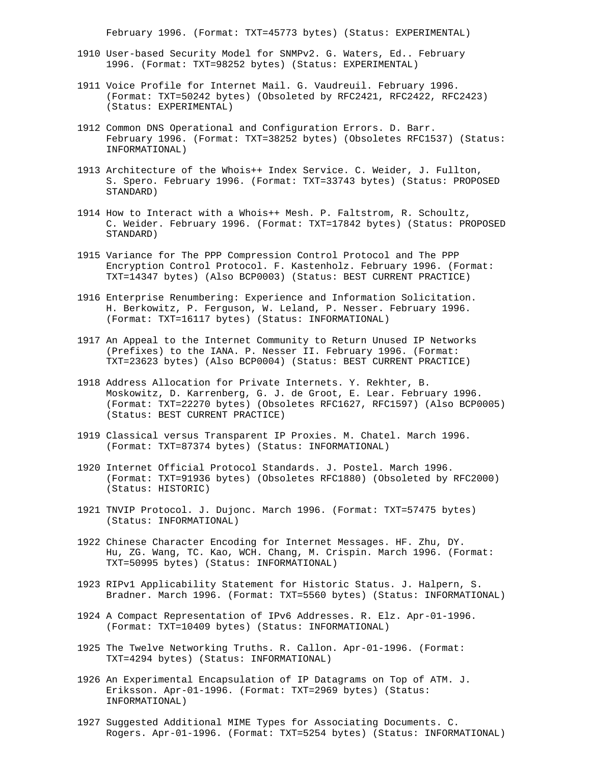February 1996. (Format: TXT=45773 bytes) (Status: EXPERIMENTAL)

1910 User-based Security Model for SNMPv2. G. Waters, Ed.. February 1996. (Format: TXT=98252 bytes) (Status: EXPERIMENTAL)

1911 Voice Profile for Internet Mail. G. Vaudreuil. February 1996. (Format: TXT=50242 bytes) (Obsoleted by RFC2421, RFC2422, RFC2423) (Status: EXPERIMENTAL)

1912 Common DNS Operational and Configuration Errors. D. Barr. February 1996. (Format: TXT=38252 bytes) (Obsoletes RFC1537) (Status: INFORMATIONAL)

1913 Architecture of the Whois++ Index Service. C. Weider, J. Fullton, S. Spero. February 1996. (Format: TXT=33743 bytes) (Status: PROPOSED STANDARD)

1914 How to Interact with a Whois++ Mesh. P. Faltstrom, R. Schoultz, C. Weider. February 1996. (Format: TXT=17842 bytes) (Status: PROPOSED STANDARD)

1915 Variance for The PPP Compression Control Protocol and The PPP Encryption Control Protocol. F. Kastenholz. February 1996. (Format: TXT=14347 bytes) (Also BCP0003) (Status: BEST CURRENT PRACTICE)

1916 Enterprise Renumbering: Experience and Information Solicitation. H. Berkowitz, P. Ferguson, W. Leland, P. Nesser. February 1996. (Format: TXT=16117 bytes) (Status: INFORMATIONAL)

1917 An Appeal to the Internet Community to Return Unused IP Networks (Prefixes) to the IANA. P. Nesser II. February 1996. (Format: TXT=23623 bytes) (Also BCP0004) (Status: BEST CURRENT PRACTICE)

1918 Address Allocation for Private Internets. Y. Rekhter, B. Moskowitz, D. Karrenberg, G. J. de Groot, E. Lear. February 1996. (Format: TXT=22270 bytes) (Obsoletes RFC1627, RFC1597) (Also BCP0005) (Status: BEST CURRENT PRACTICE)

1919 Classical versus Transparent IP Proxies. M. Chatel. March 1996. (Format: TXT=87374 bytes) (Status: INFORMATIONAL)

1920 Internet Official Protocol Standards. J. Postel. March 1996. (Format: TXT=91936 bytes) (Obsoletes RFC1880) (Obsoleted by RFC2000) (Status: HISTORIC)

1921 TNVIP Protocol. J. Dujonc. March 1996. (Format: TXT=57475 bytes) (Status: INFORMATIONAL)

1922 Chinese Character Encoding for Internet Messages. HF. Zhu, DY. Hu, ZG. Wang, TC. Kao, WCH. Chang, M. Crispin. March 1996. (Format: TXT=50995 bytes) (Status: INFORMATIONAL)

1923 RIPv1 Applicability Statement for Historic Status. J. Halpern, S. Bradner. March 1996. (Format: TXT=5560 bytes) (Status: INFORMATIONAL)

1924 A Compact Representation of IPv6 Addresses. R. Elz. Apr-01-1996. (Format: TXT=10409 bytes) (Status: INFORMATIONAL)

1925 The Twelve Networking Truths. R. Callon. Apr-01-1996. (Format: TXT=4294 bytes) (Status: INFORMATIONAL)

1926 An Experimental Encapsulation of IP Datagrams on Top of ATM. J. Eriksson. Apr-01-1996. (Format: TXT=2969 bytes) (Status: INFORMATIONAL)

1927 Suggested Additional MIME Types for Associating Documents. C. Rogers. Apr-01-1996. (Format: TXT=5254 bytes) (Status: INFORMATIONAL)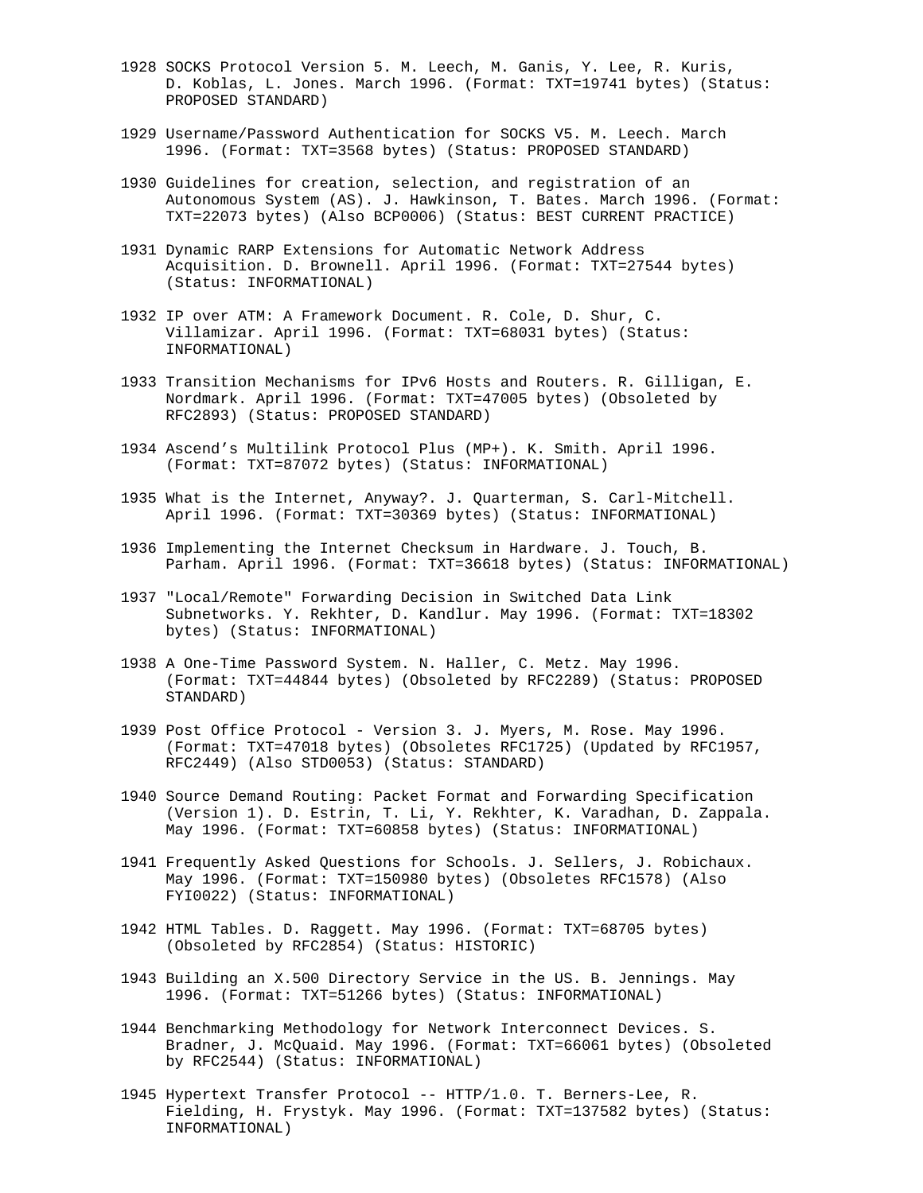1928 SOCKS Protocol Version 5. M. Leech, M. Ganis, Y. Lee, R. Kuris, D. Koblas, L. Jones. March 1996. (Format: TXT=19741 bytes) (Status: PROPOSED STANDARD)

1929 Username/Password Authentication for SOCKS V5. M. Leech. March 1996. (Format: TXT=3568 bytes) (Status: PROPOSED STANDARD)

1930 Guidelines for creation, selection, and registration of an Autonomous System (AS). J. Hawkinson, T. Bates. March 1996. (Format: TXT=22073 bytes) (Also BCP0006) (Status: BEST CURRENT PRACTICE)

1931 Dynamic RARP Extensions for Automatic Network Address Acquisition. D. Brownell. April 1996. (Format: TXT=27544 bytes) (Status: INFORMATIONAL)

1932 IP over ATM: A Framework Document. R. Cole, D. Shur, C. Villamizar. April 1996. (Format: TXT=68031 bytes) (Status: INFORMATIONAL)

1933 Transition Mechanisms for IPv6 Hosts and Routers. R. Gilligan, E. Nordmark. April 1996. (Format: TXT=47005 bytes) (Obsoleted by RFC2893) (Status: PROPOSED STANDARD)

1934 Ascend's Multilink Protocol Plus (MP+). K. Smith. April 1996. (Format: TXT=87072 bytes) (Status: INFORMATIONAL)

1935 What is the Internet, Anyway?. J. Quarterman, S. Carl-Mitchell. April 1996. (Format: TXT=30369 bytes) (Status: INFORMATIONAL)

1936 Implementing the Internet Checksum in Hardware. J. Touch, B. Parham. April 1996. (Format: TXT=36618 bytes) (Status: INFORMATIONAL)

1937 "Local/Remote" Forwarding Decision in Switched Data Link Subnetworks. Y. Rekhter, D. Kandlur. May 1996. (Format: TXT=18302 bytes) (Status: INFORMATIONAL)

1938 A One-Time Password System. N. Haller, C. Metz. May 1996. (Format: TXT=44844 bytes) (Obsoleted by RFC2289) (Status: PROPOSED STANDARD)

1939 Post Office Protocol - Version 3. J. Myers, M. Rose. May 1996. (Format: TXT=47018 bytes) (Obsoletes RFC1725) (Updated by RFC1957, RFC2449) (Also STD0053) (Status: STANDARD)

1940 Source Demand Routing: Packet Format and Forwarding Specification (Version 1). D. Estrin, T. Li, Y. Rekhter, K. Varadhan, D. Zappala. May 1996. (Format: TXT=60858 bytes) (Status: INFORMATIONAL)

1941 Frequently Asked Questions for Schools. J. Sellers, J. Robichaux. May 1996. (Format: TXT=150980 bytes) (Obsoletes RFC1578) (Also FYI0022) (Status: INFORMATIONAL)

1942 HTML Tables. D. Raggett. May 1996. (Format: TXT=68705 bytes) (Obsoleted by RFC2854) (Status: HISTORIC)

1943 Building an X.500 Directory Service in the US. B. Jennings. May 1996. (Format: TXT=51266 bytes) (Status: INFORMATIONAL)

1944 Benchmarking Methodology for Network Interconnect Devices. S. Bradner, J. McQuaid. May 1996. (Format: TXT=66061 bytes) (Obsoleted by RFC2544) (Status: INFORMATIONAL)

1945 Hypertext Transfer Protocol -- HTTP/1.0. T. Berners-Lee, R. Fielding, H. Frystyk. May 1996. (Format: TXT=137582 bytes) (Status: INFORMATIONAL)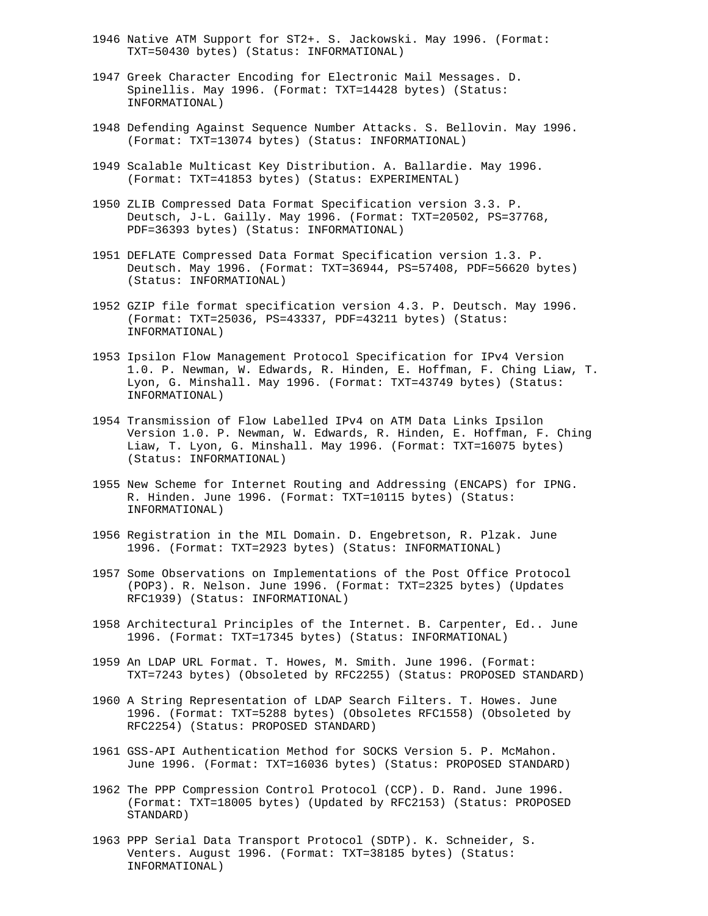1946 Native ATM Support for ST2+. S. Jackowski. May 1996. (Format: TXT=50430 bytes) (Status: INFORMATIONAL)

1947 Greek Character Encoding for Electronic Mail Messages. D. Spinellis. May 1996. (Format: TXT=14428 bytes) (Status: INFORMATIONAL)

1948 Defending Against Sequence Number Attacks. S. Bellovin. May 1996. (Format: TXT=13074 bytes) (Status: INFORMATIONAL)

1949 Scalable Multicast Key Distribution. A. Ballardie. May 1996. (Format: TXT=41853 bytes) (Status: EXPERIMENTAL)

1950 ZLIB Compressed Data Format Specification version 3.3. P. Deutsch, J-L. Gailly. May 1996. (Format: TXT=20502, PS=37768, PDF=36393 bytes) (Status: INFORMATIONAL)

1951 DEFLATE Compressed Data Format Specification version 1.3. P. Deutsch. May 1996. (Format: TXT=36944, PS=57408, PDF=56620 bytes) (Status: INFORMATIONAL)

1952 GZIP file format specification version 4.3. P. Deutsch. May 1996. (Format: TXT=25036, PS=43337, PDF=43211 bytes) (Status: INFORMATIONAL)

1953 Ipsilon Flow Management Protocol Specification for IPv4 Version 1.0. P. Newman, W. Edwards, R. Hinden, E. Hoffman, F. Ching Liaw, T. Lyon, G. Minshall. May 1996. (Format: TXT=43749 bytes) (Status: INFORMATIONAL)

1954 Transmission of Flow Labelled IPv4 on ATM Data Links Ipsilon Version 1.0. P. Newman, W. Edwards, R. Hinden, E. Hoffman, F. Ching Liaw, T. Lyon, G. Minshall. May 1996. (Format: TXT=16075 bytes) (Status: INFORMATIONAL)

1955 New Scheme for Internet Routing and Addressing (ENCAPS) for IPNG. R. Hinden. June 1996. (Format: TXT=10115 bytes) (Status: INFORMATIONAL)

1956 Registration in the MIL Domain. D. Engebretson, R. Plzak. June 1996. (Format: TXT=2923 bytes) (Status: INFORMATIONAL)

1957 Some Observations on Implementations of the Post Office Protocol (POP3). R. Nelson. June 1996. (Format: TXT=2325 bytes) (Updates RFC1939) (Status: INFORMATIONAL)

1958 Architectural Principles of the Internet. B. Carpenter, Ed.. June 1996. (Format: TXT=17345 bytes) (Status: INFORMATIONAL)

1959 An LDAP URL Format. T. Howes, M. Smith. June 1996. (Format: TXT=7243 bytes) (Obsoleted by RFC2255) (Status: PROPOSED STANDARD)

1960 A String Representation of LDAP Search Filters. T. Howes. June 1996. (Format: TXT=5288 bytes) (Obsoletes RFC1558) (Obsoleted by RFC2254) (Status: PROPOSED STANDARD)

1961 GSS-API Authentication Method for SOCKS Version 5. P. McMahon. June 1996. (Format: TXT=16036 bytes) (Status: PROPOSED STANDARD)

1962 The PPP Compression Control Protocol (CCP). D. Rand. June 1996. (Format: TXT=18005 bytes) (Updated by RFC2153) (Status: PROPOSED STANDARD)

1963 PPP Serial Data Transport Protocol (SDTP). K. Schneider, S. Venters. August 1996. (Format: TXT=38185 bytes) (Status: INFORMATIONAL)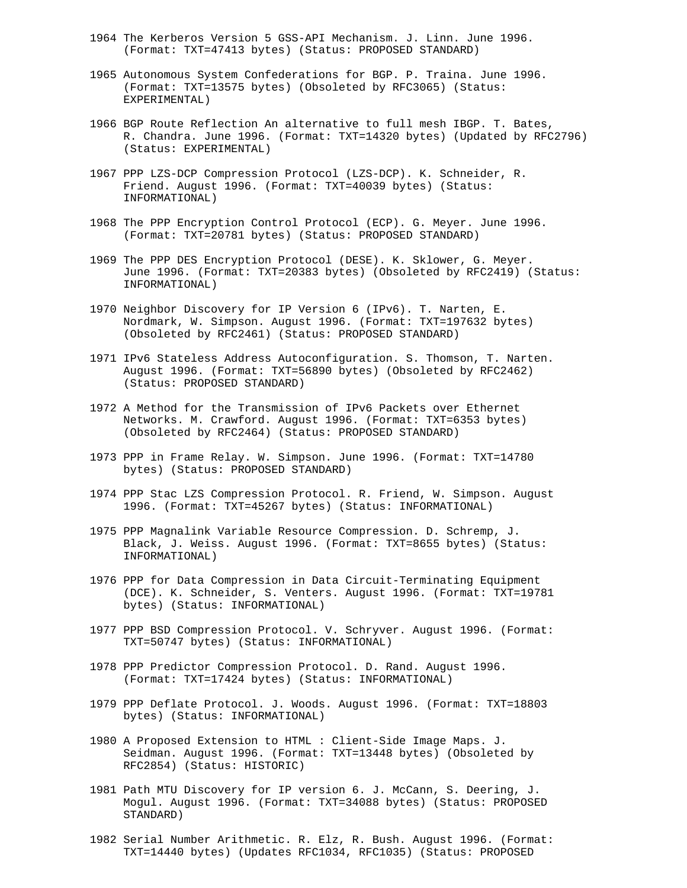1964 The Kerberos Version 5 GSS-API Mechanism. J. Linn. June 1996. (Format: TXT=47413 bytes) (Status: PROPOSED STANDARD)

1965 Autonomous System Confederations for BGP. P. Traina. June 1996. (Format: TXT=13575 bytes) (Obsoleted by RFC3065) (Status: EXPERIMENTAL)

1966 BGP Route Reflection An alternative to full mesh IBGP. T. Bates, R. Chandra. June 1996. (Format: TXT=14320 bytes) (Updated by RFC2796) (Status: EXPERIMENTAL)

1967 PPP LZS-DCP Compression Protocol (LZS-DCP). K. Schneider, R. Friend. August 1996. (Format: TXT=40039 bytes) (Status: INFORMATIONAL)

1968 The PPP Encryption Control Protocol (ECP). G. Meyer. June 1996. (Format: TXT=20781 bytes) (Status: PROPOSED STANDARD)

1969 The PPP DES Encryption Protocol (DESE). K. Sklower, G. Meyer. June 1996. (Format: TXT=20383 bytes) (Obsoleted by RFC2419) (Status: INFORMATIONAL)

1970 Neighbor Discovery for IP Version 6 (IPv6). T. Narten, E. Nordmark, W. Simpson. August 1996. (Format: TXT=197632 bytes) (Obsoleted by RFC2461) (Status: PROPOSED STANDARD)

1971 IPv6 Stateless Address Autoconfiguration. S. Thomson, T. Narten. August 1996. (Format: TXT=56890 bytes) (Obsoleted by RFC2462) (Status: PROPOSED STANDARD)

1972 A Method for the Transmission of IPv6 Packets over Ethernet Networks. M. Crawford. August 1996. (Format: TXT=6353 bytes) (Obsoleted by RFC2464) (Status: PROPOSED STANDARD)

1973 PPP in Frame Relay. W. Simpson. June 1996. (Format: TXT=14780 bytes) (Status: PROPOSED STANDARD)

1974 PPP Stac LZS Compression Protocol. R. Friend, W. Simpson. August 1996. (Format: TXT=45267 bytes) (Status: INFORMATIONAL)

1975 PPP Magnalink Variable Resource Compression. D. Schremp, J. Black, J. Weiss. August 1996. (Format: TXT=8655 bytes) (Status: INFORMATIONAL)

1976 PPP for Data Compression in Data Circuit-Terminating Equipment (DCE). K. Schneider, S. Venters. August 1996. (Format: TXT=19781 bytes) (Status: INFORMATIONAL)

1977 PPP BSD Compression Protocol. V. Schryver. August 1996. (Format: TXT=50747 bytes) (Status: INFORMATIONAL)

1978 PPP Predictor Compression Protocol. D. Rand. August 1996. (Format: TXT=17424 bytes) (Status: INFORMATIONAL)

1979 PPP Deflate Protocol. J. Woods. August 1996. (Format: TXT=18803 bytes) (Status: INFORMATIONAL)

1980 A Proposed Extension to HTML : Client-Side Image Maps. J. Seidman. August 1996. (Format: TXT=13448 bytes) (Obsoleted by RFC2854) (Status: HISTORIC)

1981 Path MTU Discovery for IP version 6. J. McCann, S. Deering, J. Mogul. August 1996. (Format: TXT=34088 bytes) (Status: PROPOSED STANDARD)

1982 Serial Number Arithmetic. R. Elz, R. Bush. August 1996. (Format: TXT=14440 bytes) (Updates RFC1034, RFC1035) (Status: PROPOSED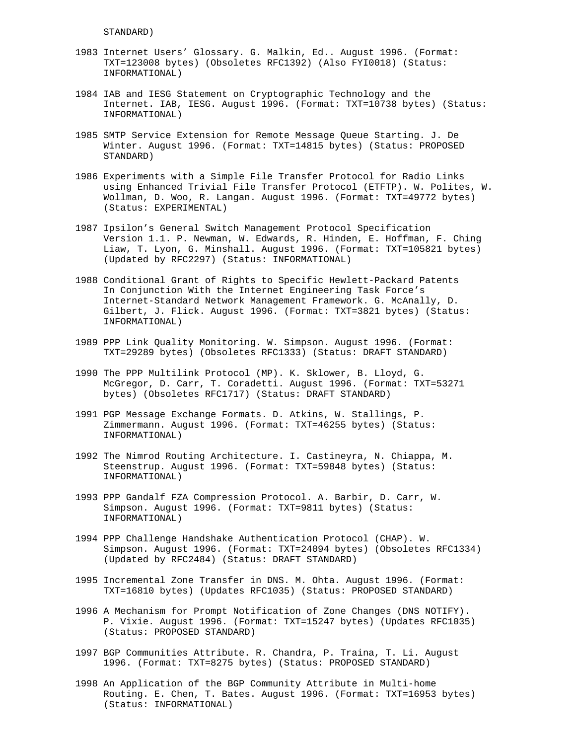STANDARD)

1983 Internet Users' Glossary. G. Malkin, Ed.. August 1996. (Format: TXT=123008 bytes) (Obsoletes RFC1392) (Also FYI0018) (Status: INFORMATIONAL)

1984 IAB and IESG Statement on Cryptographic Technology and the Internet. IAB, IESG. August 1996. (Format: TXT=10738 bytes) (Status: INFORMATIONAL)

1985 SMTP Service Extension for Remote Message Queue Starting. J. De Winter. August 1996. (Format: TXT=14815 bytes) (Status: PROPOSED STANDARD)

1986 Experiments with a Simple File Transfer Protocol for Radio Links using Enhanced Trivial File Transfer Protocol (ETFTP). W. Polites, W. Wollman, D. Woo, R. Langan. August 1996. (Format: TXT=49772 bytes) (Status: EXPERIMENTAL)

1987 Ipsilon's General Switch Management Protocol Specification Version 1.1. P. Newman, W. Edwards, R. Hinden, E. Hoffman, F. Ching Liaw, T. Lyon, G. Minshall. August 1996. (Format: TXT=105821 bytes) (Updated by RFC2297) (Status: INFORMATIONAL)

1988 Conditional Grant of Rights to Specific Hewlett-Packard Patents In Conjunction With the Internet Engineering Task Force's Internet-Standard Network Management Framework. G. McAnally, D. Gilbert, J. Flick. August 1996. (Format: TXT=3821 bytes) (Status: INFORMATIONAL)

1989 PPP Link Quality Monitoring. W. Simpson. August 1996. (Format: TXT=29289 bytes) (Obsoletes RFC1333) (Status: DRAFT STANDARD)

1990 The PPP Multilink Protocol (MP). K. Sklower, B. Lloyd, G. McGregor, D. Carr, T. Coradetti. August 1996. (Format: TXT=53271 bytes) (Obsoletes RFC1717) (Status: DRAFT STANDARD)

1991 PGP Message Exchange Formats. D. Atkins, W. Stallings, P. Zimmermann. August 1996. (Format: TXT=46255 bytes) (Status: INFORMATIONAL)

1992 The Nimrod Routing Architecture. I. Castineyra, N. Chiappa, M. Steenstrup. August 1996. (Format: TXT=59848 bytes) (Status: INFORMATIONAL)

1993 PPP Gandalf FZA Compression Protocol. A. Barbir, D. Carr, W. Simpson. August 1996. (Format: TXT=9811 bytes) (Status: INFORMATIONAL)

1994 PPP Challenge Handshake Authentication Protocol (CHAP). W. Simpson. August 1996. (Format: TXT=24094 bytes) (Obsoletes RFC1334) (Updated by RFC2484) (Status: DRAFT STANDARD)

1995 Incremental Zone Transfer in DNS. M. Ohta. August 1996. (Format: TXT=16810 bytes) (Updates RFC1035) (Status: PROPOSED STANDARD)

1996 A Mechanism for Prompt Notification of Zone Changes (DNS NOTIFY). P. Vixie. August 1996. (Format: TXT=15247 bytes) (Updates RFC1035) (Status: PROPOSED STANDARD)

1997 BGP Communities Attribute. R. Chandra, P. Traina, T. Li. August 1996. (Format: TXT=8275 bytes) (Status: PROPOSED STANDARD)

1998 An Application of the BGP Community Attribute in Multi-home Routing. E. Chen, T. Bates. August 1996. (Format: TXT=16953 bytes) (Status: INFORMATIONAL)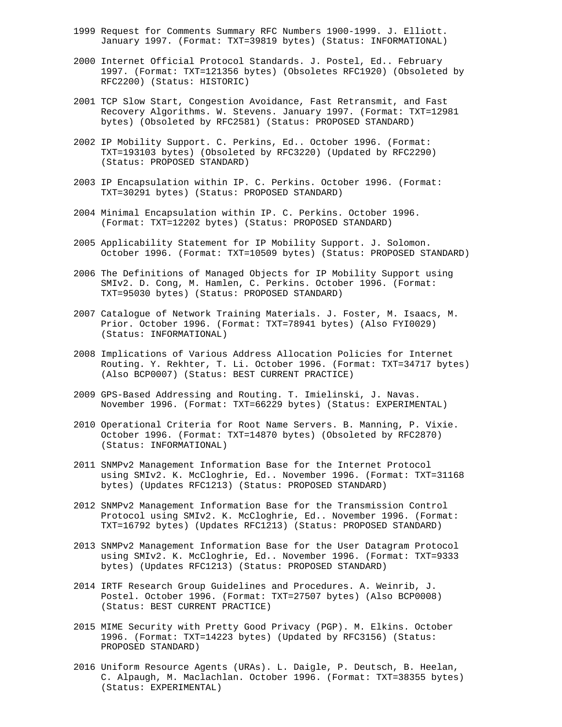1999 Request for Comments Summary RFC Numbers 1900-1999. J. Elliott. January 1997. (Format: TXT=39819 bytes) (Status: INFORMATIONAL)

2000 Internet Official Protocol Standards. J. Postel, Ed.. February 1997. (Format: TXT=121356 bytes) (Obsoletes RFC1920) (Obsoleted by RFC2200) (Status: HISTORIC)

2001 TCP Slow Start, Congestion Avoidance, Fast Retransmit, and Fast Recovery Algorithms. W. Stevens. January 1997. (Format: TXT=12981 bytes) (Obsoleted by RFC2581) (Status: PROPOSED STANDARD)

2002 IP Mobility Support. C. Perkins, Ed.. October 1996. (Format: TXT=193103 bytes) (Obsoleted by RFC3220) (Updated by RFC2290) (Status: PROPOSED STANDARD)

2003 IP Encapsulation within IP. C. Perkins. October 1996. (Format: TXT=30291 bytes) (Status: PROPOSED STANDARD)

2004 Minimal Encapsulation within IP. C. Perkins. October 1996. (Format: TXT=12202 bytes) (Status: PROPOSED STANDARD)

2005 Applicability Statement for IP Mobility Support. J. Solomon. October 1996. (Format: TXT=10509 bytes) (Status: PROPOSED STANDARD)

2006 The Definitions of Managed Objects for IP Mobility Support using SMIv2. D. Cong, M. Hamlen, C. Perkins. October 1996. (Format: TXT=95030 bytes) (Status: PROPOSED STANDARD)

2007 Catalogue of Network Training Materials. J. Foster, M. Isaacs, M. Prior. October 1996. (Format: TXT=78941 bytes) (Also FYI0029) (Status: INFORMATIONAL)

2008 Implications of Various Address Allocation Policies for Internet Routing. Y. Rekhter, T. Li. October 1996. (Format: TXT=34717 bytes) (Also BCP0007) (Status: BEST CURRENT PRACTICE)

2009 GPS-Based Addressing and Routing. T. Imielinski, J. Navas. November 1996. (Format: TXT=66229 bytes) (Status: EXPERIMENTAL)

2010 Operational Criteria for Root Name Servers. B. Manning, P. Vixie. October 1996. (Format: TXT=14870 bytes) (Obsoleted by RFC2870) (Status: INFORMATIONAL)

2011 SNMPv2 Management Information Base for the Internet Protocol using SMIv2. K. McCloghrie, Ed.. November 1996. (Format: TXT=31168 bytes) (Updates RFC1213) (Status: PROPOSED STANDARD)

2012 SNMPv2 Management Information Base for the Transmission Control Protocol using SMIv2. K. McCloghrie, Ed.. November 1996. (Format: TXT=16792 bytes) (Updates RFC1213) (Status: PROPOSED STANDARD)

2013 SNMPv2 Management Information Base for the User Datagram Protocol using SMIv2. K. McCloghrie, Ed.. November 1996. (Format: TXT=9333 bytes) (Updates RFC1213) (Status: PROPOSED STANDARD)

2014 IRTF Research Group Guidelines and Procedures. A. Weinrib, J. Postel. October 1996. (Format: TXT=27507 bytes) (Also BCP0008) (Status: BEST CURRENT PRACTICE)

2015 MIME Security with Pretty Good Privacy (PGP). M. Elkins. October 1996. (Format: TXT=14223 bytes) (Updated by RFC3156) (Status: PROPOSED STANDARD)

2016 Uniform Resource Agents (URAs). L. Daigle, P. Deutsch, B. Heelan, C. Alpaugh, M. Maclachlan. October 1996. (Format: TXT=38355 bytes) (Status: EXPERIMENTAL)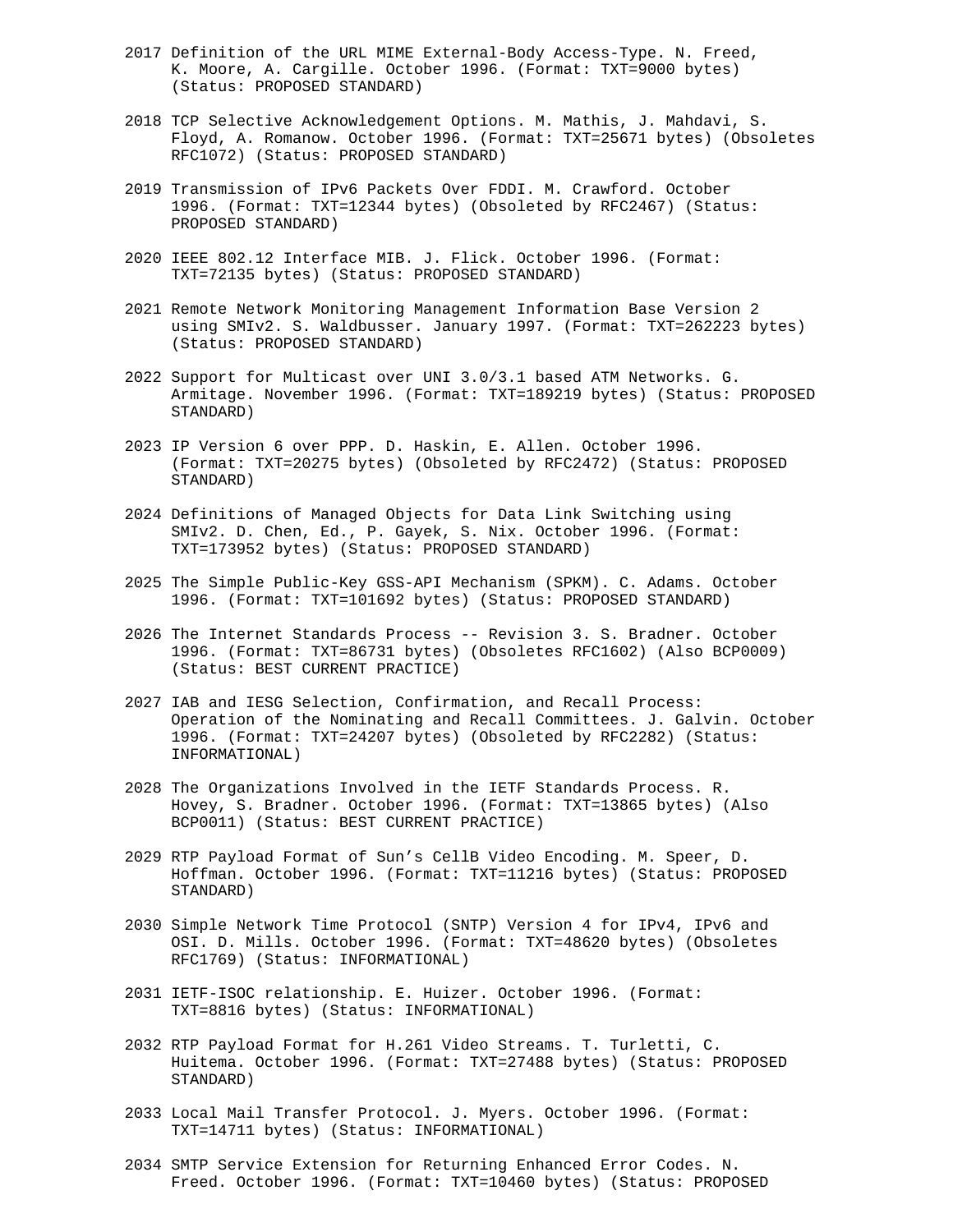2017 Definition of the URL MIME External-Body Access-Type. N. Freed, K. Moore, A. Cargille. October 1996. (Format: TXT=9000 bytes) (Status: PROPOSED STANDARD)

2018 TCP Selective Acknowledgement Options. M. Mathis, J. Mahdavi, S. Floyd, A. Romanow. October 1996. (Format: TXT=25671 bytes) (Obsoletes RFC1072) (Status: PROPOSED STANDARD)

2019 Transmission of IPv6 Packets Over FDDI. M. Crawford. October 1996. (Format: TXT=12344 bytes) (Obsoleted by RFC2467) (Status: PROPOSED STANDARD)

2020 IEEE 802.12 Interface MIB. J. Flick. October 1996. (Format: TXT=72135 bytes) (Status: PROPOSED STANDARD)

2021 Remote Network Monitoring Management Information Base Version 2 using SMIv2. S. Waldbusser. January 1997. (Format: TXT=262223 bytes) (Status: PROPOSED STANDARD)

2022 Support for Multicast over UNI 3.0/3.1 based ATM Networks. G. Armitage. November 1996. (Format: TXT=189219 bytes) (Status: PROPOSED STANDARD)

2023 IP Version 6 over PPP. D. Haskin, E. Allen. October 1996. (Format: TXT=20275 bytes) (Obsoleted by RFC2472) (Status: PROPOSED STANDARD)

2024 Definitions of Managed Objects for Data Link Switching using SMIv2. D. Chen, Ed., P. Gayek, S. Nix. October 1996. (Format: TXT=173952 bytes) (Status: PROPOSED STANDARD)

2025 The Simple Public-Key GSS-API Mechanism (SPKM). C. Adams. October 1996. (Format: TXT=101692 bytes) (Status: PROPOSED STANDARD)

2026 The Internet Standards Process -- Revision 3. S. Bradner. October 1996. (Format: TXT=86731 bytes) (Obsoletes RFC1602) (Also BCP0009) (Status: BEST CURRENT PRACTICE)

2027 IAB and IESG Selection, Confirmation, and Recall Process: Operation of the Nominating and Recall Committees. J. Galvin. October 1996. (Format: TXT=24207 bytes) (Obsoleted by RFC2282) (Status: INFORMATIONAL)

2028 The Organizations Involved in the IETF Standards Process. R. Hovey, S. Bradner. October 1996. (Format: TXT=13865 bytes) (Also BCP0011) (Status: BEST CURRENT PRACTICE)

2029 RTP Payload Format of Sun's CellB Video Encoding. M. Speer, D. Hoffman. October 1996. (Format: TXT=11216 bytes) (Status: PROPOSED STANDARD)

2030 Simple Network Time Protocol (SNTP) Version 4 for IPv4, IPv6 and OSI. D. Mills. October 1996. (Format: TXT=48620 bytes) (Obsoletes RFC1769) (Status: INFORMATIONAL)

2031 IETF-ISOC relationship. E. Huizer. October 1996. (Format: TXT=8816 bytes) (Status: INFORMATIONAL)

2032 RTP Payload Format for H.261 Video Streams. T. Turletti, C. Huitema. October 1996. (Format: TXT=27488 bytes) (Status: PROPOSED STANDARD)

2033 Local Mail Transfer Protocol. J. Myers. October 1996. (Format: TXT=14711 bytes) (Status: INFORMATIONAL)

2034 SMTP Service Extension for Returning Enhanced Error Codes. N. Freed. October 1996. (Format: TXT=10460 bytes) (Status: PROPOSED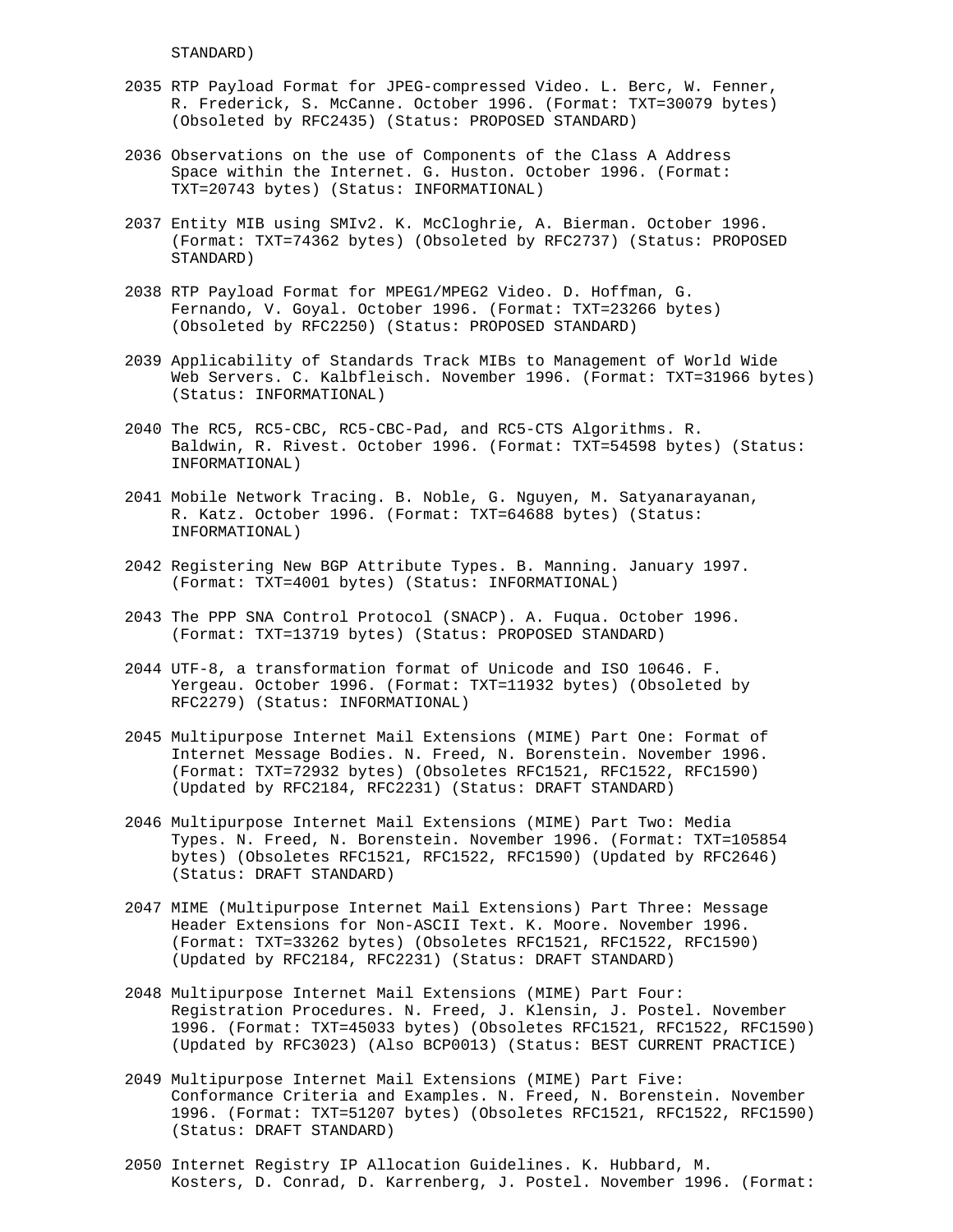STANDARD)

2035 RTP Payload Format for JPEG-compressed Video. L. Berc, W. Fenner, R. Frederick, S. McCanne. October 1996. (Format: TXT=30079 bytes) (Obsoleted by RFC2435) (Status: PROPOSED STANDARD)

2036 Observations on the use of Components of the Class A Address Space within the Internet. G. Huston. October 1996. (Format: TXT=20743 bytes) (Status: INFORMATIONAL)

2037 Entity MIB using SMIv2. K. McCloghrie, A. Bierman. October 1996. (Format: TXT=74362 bytes) (Obsoleted by RFC2737) (Status: PROPOSED STANDARD)

2038 RTP Payload Format for MPEG1/MPEG2 Video. D. Hoffman, G. Fernando, V. Goyal. October 1996. (Format: TXT=23266 bytes) (Obsoleted by RFC2250) (Status: PROPOSED STANDARD)

2039 Applicability of Standards Track MIBs to Management of World Wide Web Servers. C. Kalbfleisch. November 1996. (Format: TXT=31966 bytes) (Status: INFORMATIONAL)

2040 The RC5, RC5-CBC, RC5-CBC-Pad, and RC5-CTS Algorithms. R. Baldwin, R. Rivest. October 1996. (Format: TXT=54598 bytes) (Status: INFORMATIONAL)

2041 Mobile Network Tracing. B. Noble, G. Nguyen, M. Satyanarayanan, R. Katz. October 1996. (Format: TXT=64688 bytes) (Status: INFORMATIONAL)

2042 Registering New BGP Attribute Types. B. Manning. January 1997. (Format: TXT=4001 bytes) (Status: INFORMATIONAL)

2043 The PPP SNA Control Protocol (SNACP). A. Fuqua. October 1996. (Format: TXT=13719 bytes) (Status: PROPOSED STANDARD)

2044 UTF-8, a transformation format of Unicode and ISO 10646. F. Yergeau. October 1996. (Format: TXT=11932 bytes) (Obsoleted by RFC2279) (Status: INFORMATIONAL)

2045 Multipurpose Internet Mail Extensions (MIME) Part One: Format of Internet Message Bodies. N. Freed, N. Borenstein. November 1996. (Format: TXT=72932 bytes) (Obsoletes RFC1521, RFC1522, RFC1590) (Updated by RFC2184, RFC2231) (Status: DRAFT STANDARD)

2046 Multipurpose Internet Mail Extensions (MIME) Part Two: Media Types. N. Freed, N. Borenstein. November 1996. (Format: TXT=105854 bytes) (Obsoletes RFC1521, RFC1522, RFC1590) (Updated by RFC2646) (Status: DRAFT STANDARD)

2047 MIME (Multipurpose Internet Mail Extensions) Part Three: Message Header Extensions for Non-ASCII Text. K. Moore. November 1996. (Format: TXT=33262 bytes) (Obsoletes RFC1521, RFC1522, RFC1590) (Updated by RFC2184, RFC2231) (Status: DRAFT STANDARD)

2048 Multipurpose Internet Mail Extensions (MIME) Part Four: Registration Procedures. N. Freed, J. Klensin, J. Postel. November 1996. (Format: TXT=45033 bytes) (Obsoletes RFC1521, RFC1522, RFC1590) (Updated by RFC3023) (Also BCP0013) (Status: BEST CURRENT PRACTICE)

2049 Multipurpose Internet Mail Extensions (MIME) Part Five: Conformance Criteria and Examples. N. Freed, N. Borenstein. November 1996. (Format: TXT=51207 bytes) (Obsoletes RFC1521, RFC1522, RFC1590) (Status: DRAFT STANDARD)

2050 Internet Registry IP Allocation Guidelines. K. Hubbard, M. Kosters, D. Conrad, D. Karrenberg, J. Postel. November 1996. (Format: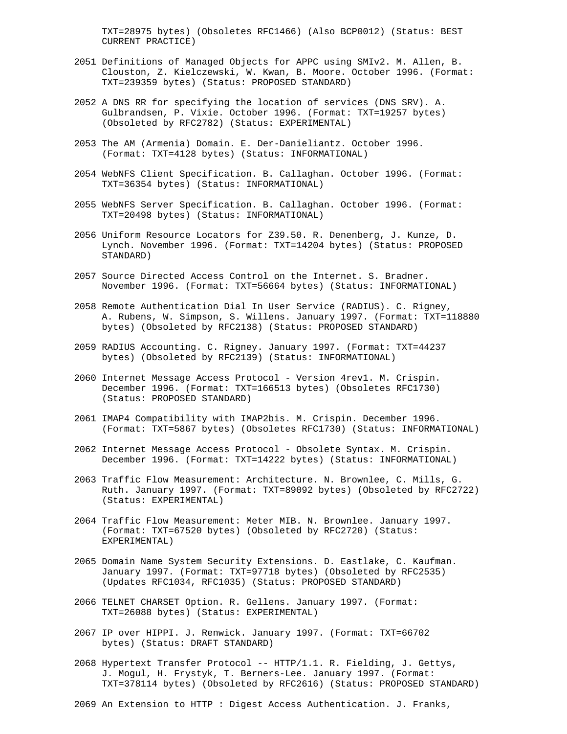TXT=28975 bytes) (Obsoletes RFC1466) (Also BCP0012) (Status: BEST CURRENT PRACTICE)

2051 Definitions of Managed Objects for APPC using SMIv2. M. Allen, B. Clouston, Z. Kielczewski, W. Kwan, B. Moore. October 1996. (Format: TXT=239359 bytes) (Status: PROPOSED STANDARD)

2052 A DNS RR for specifying the location of services (DNS SRV). A. Gulbrandsen, P. Vixie. October 1996. (Format: TXT=19257 bytes) (Obsoleted by RFC2782) (Status: EXPERIMENTAL)

2053 The AM (Armenia) Domain. E. Der-Danieliantz. October 1996. (Format: TXT=4128 bytes) (Status: INFORMATIONAL)

2054 WebNFS Client Specification. B. Callaghan. October 1996. (Format: TXT=36354 bytes) (Status: INFORMATIONAL)

2055 WebNFS Server Specification. B. Callaghan. October 1996. (Format: TXT=20498 bytes) (Status: INFORMATIONAL)

2056 Uniform Resource Locators for Z39.50. R. Denenberg, J. Kunze, D. Lynch. November 1996. (Format: TXT=14204 bytes) (Status: PROPOSED STANDARD)

2057 Source Directed Access Control on the Internet. S. Bradner. November 1996. (Format: TXT=56664 bytes) (Status: INFORMATIONAL)

2058 Remote Authentication Dial In User Service (RADIUS). C. Rigney, A. Rubens, W. Simpson, S. Willens. January 1997. (Format: TXT=118880 bytes) (Obsoleted by RFC2138) (Status: PROPOSED STANDARD)

2059 RADIUS Accounting. C. Rigney. January 1997. (Format: TXT=44237 bytes) (Obsoleted by RFC2139) (Status: INFORMATIONAL)

2060 Internet Message Access Protocol - Version 4rev1. M. Crispin. December 1996. (Format: TXT=166513 bytes) (Obsoletes RFC1730) (Status: PROPOSED STANDARD)

2061 IMAP4 Compatibility with IMAP2bis. M. Crispin. December 1996. (Format: TXT=5867 bytes) (Obsoletes RFC1730) (Status: INFORMATIONAL)

2062 Internet Message Access Protocol - Obsolete Syntax. M. Crispin. December 1996. (Format: TXT=14222 bytes) (Status: INFORMATIONAL)

2063 Traffic Flow Measurement: Architecture. N. Brownlee, C. Mills, G. Ruth. January 1997. (Format: TXT=89092 bytes) (Obsoleted by RFC2722) (Status: EXPERIMENTAL)

2064 Traffic Flow Measurement: Meter MIB. N. Brownlee. January 1997. (Format: TXT=67520 bytes) (Obsoleted by RFC2720) (Status: EXPERIMENTAL)

2065 Domain Name System Security Extensions. D. Eastlake, C. Kaufman. January 1997. (Format: TXT=97718 bytes) (Obsoleted by RFC2535) (Updates RFC1034, RFC1035) (Status: PROPOSED STANDARD)

2066 TELNET CHARSET Option. R. Gellens. January 1997. (Format: TXT=26088 bytes) (Status: EXPERIMENTAL)

2067 IP over HIPPI. J. Renwick. January 1997. (Format: TXT=66702 bytes) (Status: DRAFT STANDARD)

2068 Hypertext Transfer Protocol -- HTTP/1.1. R. Fielding, J. Gettys, J. Mogul, H. Frystyk, T. Berners-Lee. January 1997. (Format: TXT=378114 bytes) (Obsoleted by RFC2616) (Status: PROPOSED STANDARD)

2069 An Extension to HTTP : Digest Access Authentication. J. Franks,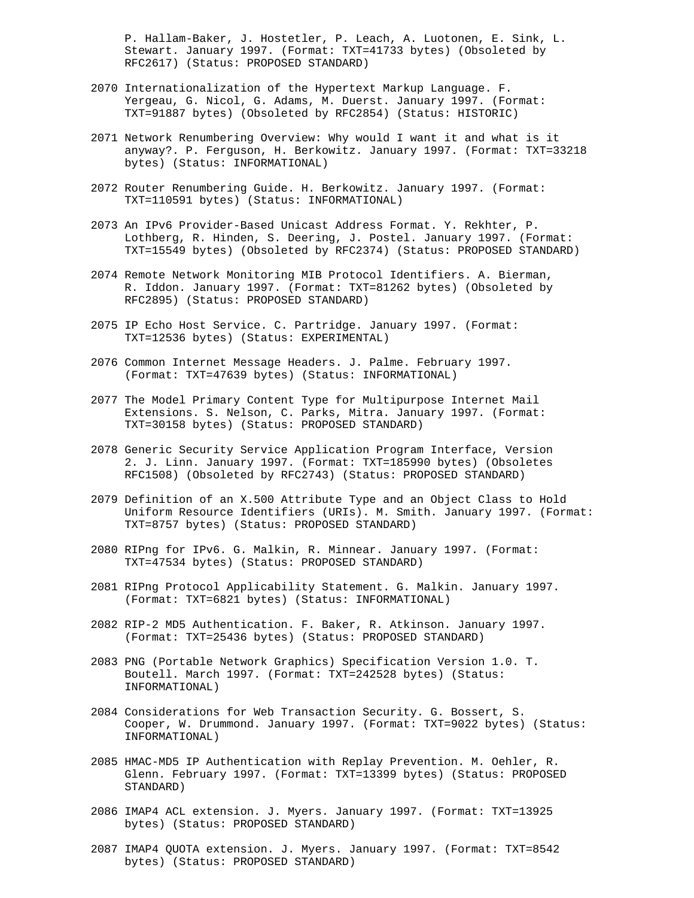P. Hallam-Baker, J. Hostetler, P. Leach, A. Luotonen, E. Sink, L. Stewart. January 1997. (Format: TXT=41733 bytes) (Obsoleted by RFC2617) (Status: PROPOSED STANDARD)

2070 Internationalization of the Hypertext Markup Language. F. Yergeau, G. Nicol, G. Adams, M. Duerst. January 1997. (Format: TXT=91887 bytes) (Obsoleted by RFC2854) (Status: HISTORIC)

2071 Network Renumbering Overview: Why would I want it and what is it anyway?. P. Ferguson, H. Berkowitz. January 1997. (Format: TXT=33218 bytes) (Status: INFORMATIONAL)

2072 Router Renumbering Guide. H. Berkowitz. January 1997. (Format: TXT=110591 bytes) (Status: INFORMATIONAL)

2073 An IPv6 Provider-Based Unicast Address Format. Y. Rekhter, P. Lothberg, R. Hinden, S. Deering, J. Postel. January 1997. (Format: TXT=15549 bytes) (Obsoleted by RFC2374) (Status: PROPOSED STANDARD)

2074 Remote Network Monitoring MIB Protocol Identifiers. A. Bierman, R. Iddon. January 1997. (Format: TXT=81262 bytes) (Obsoleted by RFC2895) (Status: PROPOSED STANDARD)

2075 IP Echo Host Service. C. Partridge. January 1997. (Format: TXT=12536 bytes) (Status: EXPERIMENTAL)

2076 Common Internet Message Headers. J. Palme. February 1997. (Format: TXT=47639 bytes) (Status: INFORMATIONAL)

2077 The Model Primary Content Type for Multipurpose Internet Mail Extensions. S. Nelson, C. Parks, Mitra. January 1997. (Format: TXT=30158 bytes) (Status: PROPOSED STANDARD)

2078 Generic Security Service Application Program Interface, Version 2. J. Linn. January 1997. (Format: TXT=185990 bytes) (Obsoletes RFC1508) (Obsoleted by RFC2743) (Status: PROPOSED STANDARD)

2079 Definition of an X.500 Attribute Type and an Object Class to Hold Uniform Resource Identifiers (URIs). M. Smith. January 1997. (Format: TXT=8757 bytes) (Status: PROPOSED STANDARD)

2080 RIPng for IPv6. G. Malkin, R. Minnear. January 1997. (Format: TXT=47534 bytes) (Status: PROPOSED STANDARD)

2081 RIPng Protocol Applicability Statement. G. Malkin. January 1997. (Format: TXT=6821 bytes) (Status: INFORMATIONAL)

2082 RIP-2 MD5 Authentication. F. Baker, R. Atkinson. January 1997. (Format: TXT=25436 bytes) (Status: PROPOSED STANDARD)

2083 PNG (Portable Network Graphics) Specification Version 1.0. T. Boutell. March 1997. (Format: TXT=242528 bytes) (Status: INFORMATIONAL)

2084 Considerations for Web Transaction Security. G. Bossert, S. Cooper, W. Drummond. January 1997. (Format: TXT=9022 bytes) (Status: INFORMATIONAL)

2085 HMAC-MD5 IP Authentication with Replay Prevention. M. Oehler, R. Glenn. February 1997. (Format: TXT=13399 bytes) (Status: PROPOSED STANDARD)

2086 IMAP4 ACL extension. J. Myers. January 1997. (Format: TXT=13925 bytes) (Status: PROPOSED STANDARD)

2087 IMAP4 QUOTA extension. J. Myers. January 1997. (Format: TXT=8542 bytes) (Status: PROPOSED STANDARD)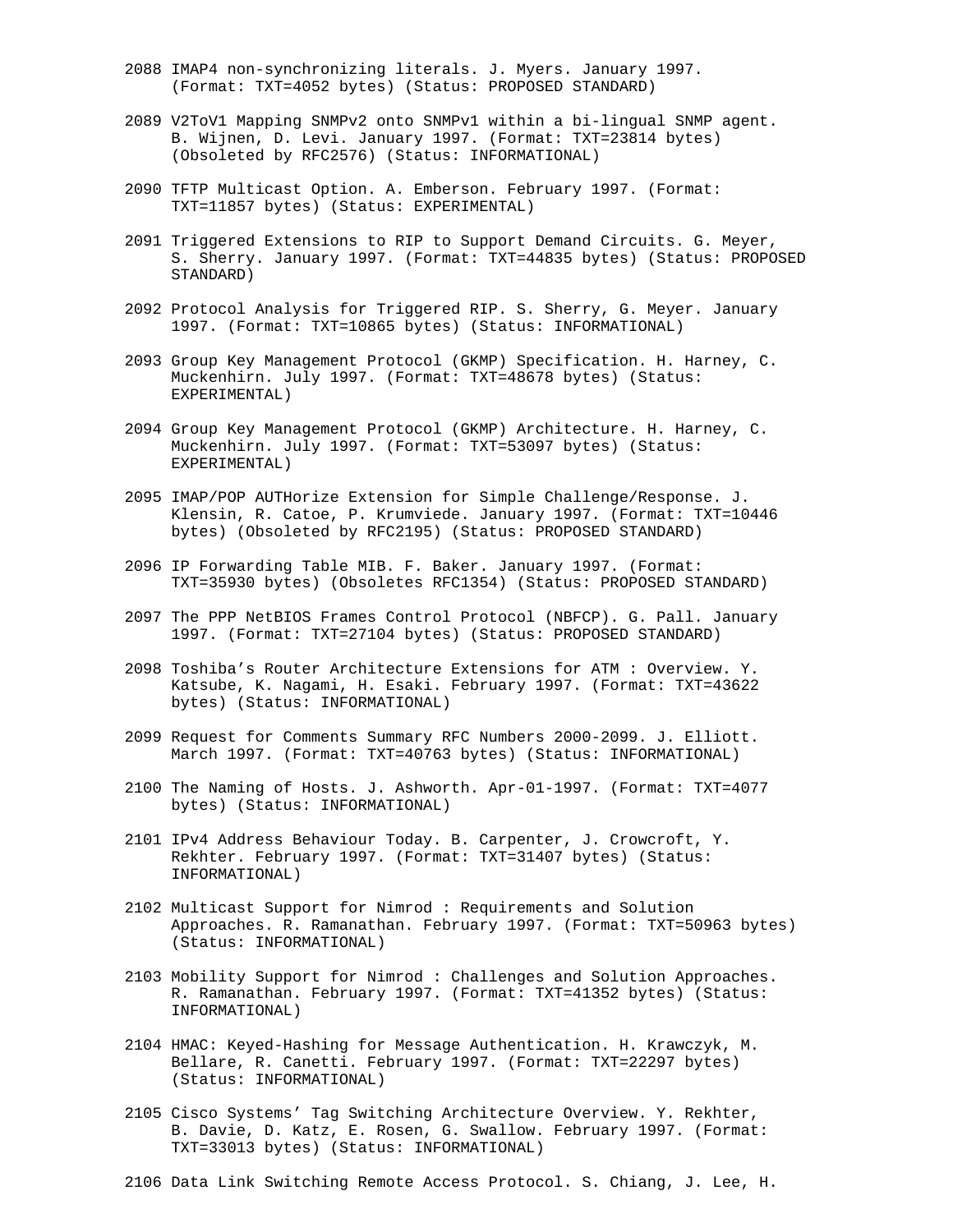2088 IMAP4 non-synchronizing literals. J. Myers. January 1997.
     (Format: TXT=4052 bytes) (Status: PROPOSED STANDARD)

2089 V2ToV1 Mapping SNMPv2 onto SNMPv1 within a bi-lingual SNMP agent.
     B. Wijnen, D. Levi. January 1997. (Format: TXT=23814 bytes)
     (Obsoleted by RFC2576) (Status: INFORMATIONAL)

2090 TFTP Multicast Option. A. Emberson. February 1997. (Format:
     TXT=11857 bytes) (Status: EXPERIMENTAL)

2091 Triggered Extensions to RIP to Support Demand Circuits. G. Meyer,
     S. Sherry. January 1997. (Format: TXT=44835 bytes) (Status: PROPOSED
     STANDARD)

2092 Protocol Analysis for Triggered RIP. S. Sherry, G. Meyer. January
     1997. (Format: TXT=10865 bytes) (Status: INFORMATIONAL)

2093 Group Key Management Protocol (GKMP) Specification. H. Harney, C.
     Muckenhirn. July 1997. (Format: TXT=48678 bytes) (Status:
     EXPERIMENTAL)

2094 Group Key Management Protocol (GKMP) Architecture. H. Harney, C.
     Muckenhirn. July 1997. (Format: TXT=53097 bytes) (Status:
     EXPERIMENTAL)

2095 IMAP/POP AUTHorize Extension for Simple Challenge/Response. J.
     Klensin, R. Catoe, P. Krumviede. January 1997. (Format: TXT=10446
     bytes) (Obsoleted by RFC2195) (Status: PROPOSED STANDARD)

2096 IP Forwarding Table MIB. F. Baker. January 1997. (Format:
     TXT=35930 bytes) (Obsoletes RFC1354) (Status: PROPOSED STANDARD)

2097 The PPP NetBIOS Frames Control Protocol (NBFCP). G. Pall. January
     1997. (Format: TXT=27104 bytes) (Status: PROPOSED STANDARD)

2098 Toshiba's Router Architecture Extensions for ATM : Overview. Y.
     Katsube, K. Nagami, H. Esaki. February 1997. (Format: TXT=43622
     bytes) (Status: INFORMATIONAL)

2099 Request for Comments Summary RFC Numbers 2000-2099. J. Elliott.
     March 1997. (Format: TXT=40763 bytes) (Status: INFORMATIONAL)

2100 The Naming of Hosts. J. Ashworth. Apr-01-1997. (Format: TXT=4077
     bytes) (Status: INFORMATIONAL)

2101 IPv4 Address Behaviour Today. B. Carpenter, J. Crowcroft, Y.
     Rekhter. February 1997. (Format: TXT=31407 bytes) (Status:
     INFORMATIONAL)

2102 Multicast Support for Nimrod : Requirements and Solution
     Approaches. R. Ramanathan. February 1997. (Format: TXT=50963 bytes)
     (Status: INFORMATIONAL)

2103 Mobility Support for Nimrod : Challenges and Solution Approaches.
     R. Ramanathan. February 1997. (Format: TXT=41352 bytes) (Status:
     INFORMATIONAL)

2104 HMAC: Keyed-Hashing for Message Authentication. H. Krawczyk, M.
     Bellare, R. Canetti. February 1997. (Format: TXT=22297 bytes)
     (Status: INFORMATIONAL)

2105 Cisco Systems' Tag Switching Architecture Overview. Y. Rekhter,
     B. Davie, D. Katz, E. Rosen, G. Swallow. February 1997. (Format:
     TXT=33013 bytes) (Status: INFORMATIONAL)

2106 Data Link Switching Remote Access Protocol. S. Chiang, J. Lee, H.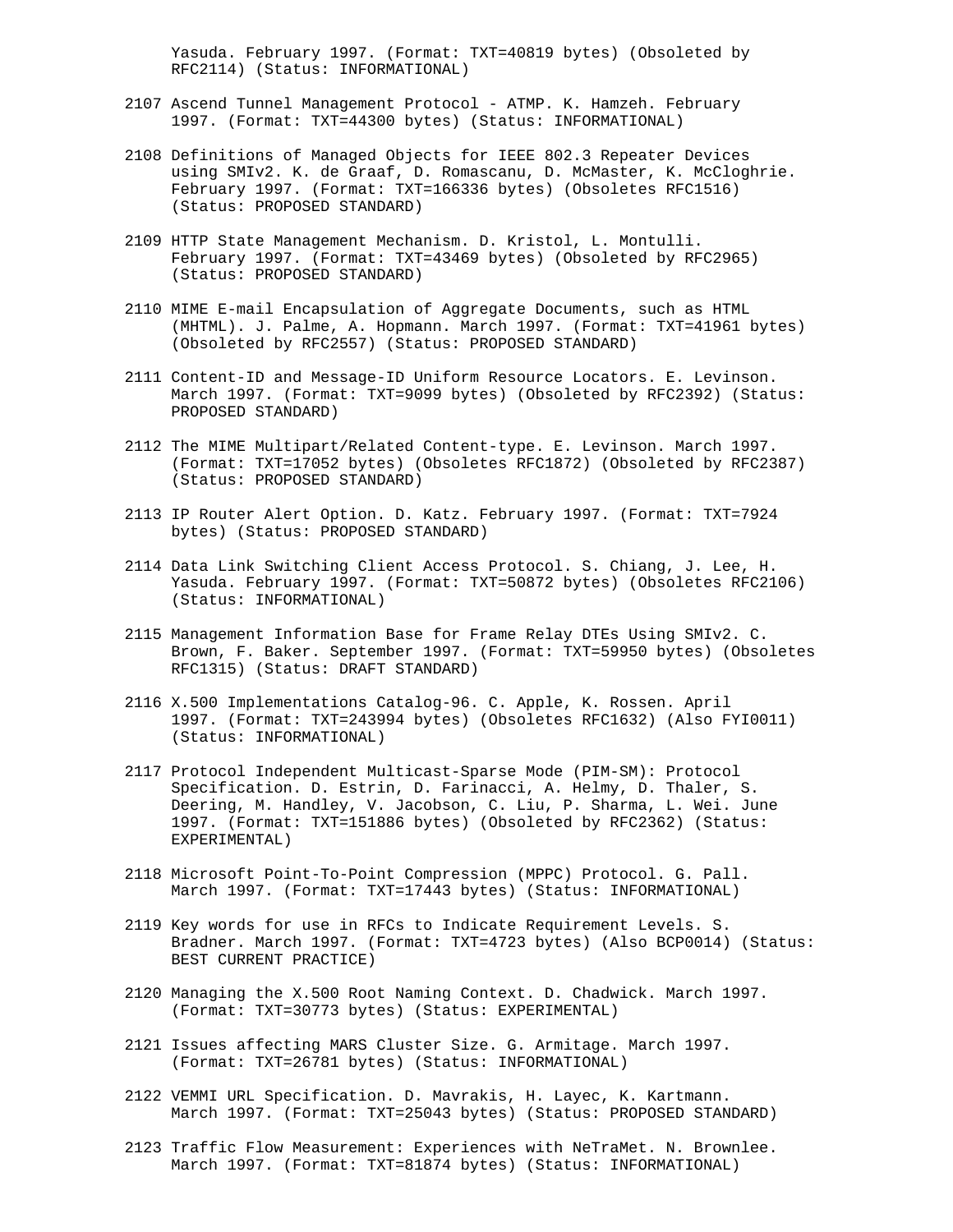Yasuda. February 1997. (Format: TXT=40819 bytes) (Obsoleted by RFC2114) (Status: INFORMATIONAL)

2107 Ascend Tunnel Management Protocol - ATMP. K. Hamzeh. February 1997. (Format: TXT=44300 bytes) (Status: INFORMATIONAL)

2108 Definitions of Managed Objects for IEEE 802.3 Repeater Devices using SMIv2. K. de Graaf, D. Romascanu, D. McMaster, K. McCloghrie. February 1997. (Format: TXT=166336 bytes) (Obsoletes RFC1516) (Status: PROPOSED STANDARD)

2109 HTTP State Management Mechanism. D. Kristol, L. Montulli. February 1997. (Format: TXT=43469 bytes) (Obsoleted by RFC2965) (Status: PROPOSED STANDARD)

2110 MIME E-mail Encapsulation of Aggregate Documents, such as HTML (MHTML). J. Palme, A. Hopmann. March 1997. (Format: TXT=41961 bytes) (Obsoleted by RFC2557) (Status: PROPOSED STANDARD)

2111 Content-ID and Message-ID Uniform Resource Locators. E. Levinson. March 1997. (Format: TXT=9099 bytes) (Obsoleted by RFC2392) (Status: PROPOSED STANDARD)

2112 The MIME Multipart/Related Content-type. E. Levinson. March 1997. (Format: TXT=17052 bytes) (Obsoletes RFC1872) (Obsoleted by RFC2387) (Status: PROPOSED STANDARD)

2113 IP Router Alert Option. D. Katz. February 1997. (Format: TXT=7924 bytes) (Status: PROPOSED STANDARD)

2114 Data Link Switching Client Access Protocol. S. Chiang, J. Lee, H. Yasuda. February 1997. (Format: TXT=50872 bytes) (Obsoletes RFC2106) (Status: INFORMATIONAL)

2115 Management Information Base for Frame Relay DTEs Using SMIv2. C. Brown, F. Baker. September 1997. (Format: TXT=59950 bytes) (Obsoletes RFC1315) (Status: DRAFT STANDARD)

2116 X.500 Implementations Catalog-96. C. Apple, K. Rossen. April 1997. (Format: TXT=243994 bytes) (Obsoletes RFC1632) (Also FYI0011) (Status: INFORMATIONAL)

2117 Protocol Independent Multicast-Sparse Mode (PIM-SM): Protocol Specification. D. Estrin, D. Farinacci, A. Helmy, D. Thaler, S. Deering, M. Handley, V. Jacobson, C. Liu, P. Sharma, L. Wei. June 1997. (Format: TXT=151886 bytes) (Obsoleted by RFC2362) (Status: EXPERIMENTAL)

2118 Microsoft Point-To-Point Compression (MPPC) Protocol. G. Pall. March 1997. (Format: TXT=17443 bytes) (Status: INFORMATIONAL)

2119 Key words for use in RFCs to Indicate Requirement Levels. S. Bradner. March 1997. (Format: TXT=4723 bytes) (Also BCP0014) (Status: BEST CURRENT PRACTICE)

2120 Managing the X.500 Root Naming Context. D. Chadwick. March 1997. (Format: TXT=30773 bytes) (Status: EXPERIMENTAL)

2121 Issues affecting MARS Cluster Size. G. Armitage. March 1997. (Format: TXT=26781 bytes) (Status: INFORMATIONAL)

2122 VEMMI URL Specification. D. Mavrakis, H. Layec, K. Kartmann. March 1997. (Format: TXT=25043 bytes) (Status: PROPOSED STANDARD)

2123 Traffic Flow Measurement: Experiences with NeTraMet. N. Brownlee. March 1997. (Format: TXT=81874 bytes) (Status: INFORMATIONAL)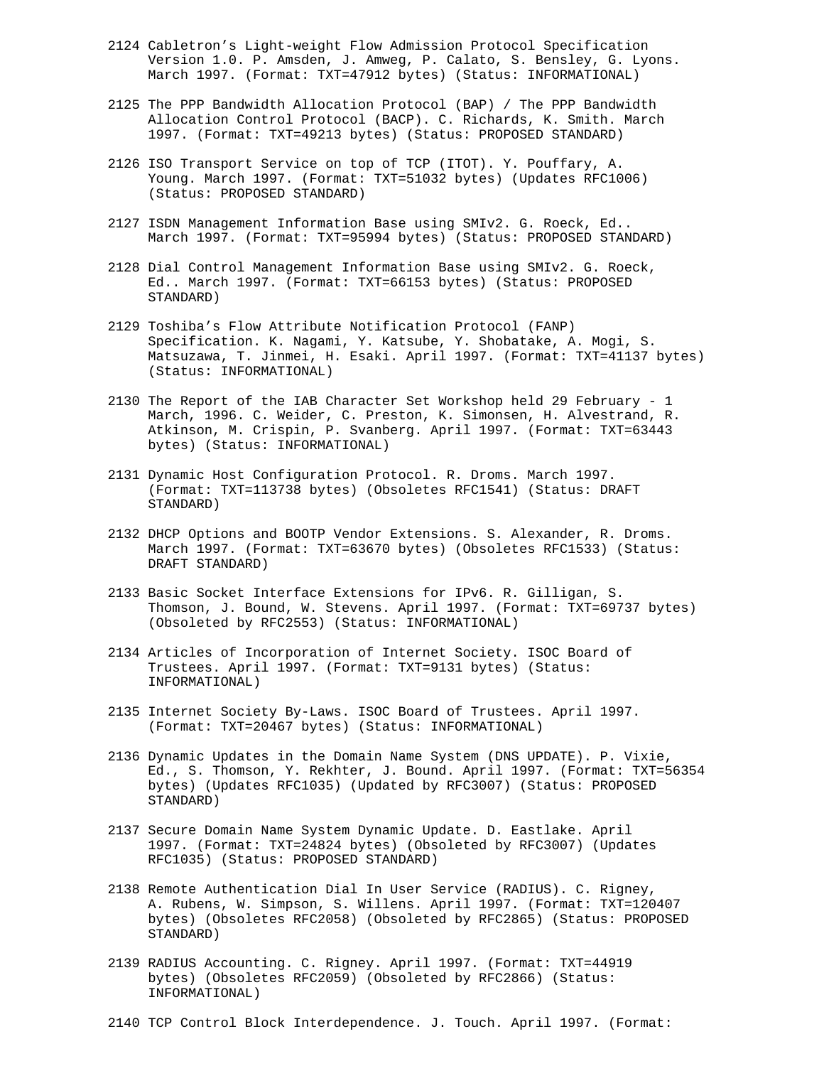2124 Cabletron's Light-weight Flow Admission Protocol Specification Version 1.0. P. Amsden, J. Amweg, P. Calato, S. Bensley, G. Lyons. March 1997. (Format: TXT=47912 bytes) (Status: INFORMATIONAL)

2125 The PPP Bandwidth Allocation Protocol (BAP) / The PPP Bandwidth Allocation Control Protocol (BACP). C. Richards, K. Smith. March 1997. (Format: TXT=49213 bytes) (Status: PROPOSED STANDARD)

2126 ISO Transport Service on top of TCP (ITOT). Y. Pouffary, A. Young. March 1997. (Format: TXT=51032 bytes) (Updates RFC1006) (Status: PROPOSED STANDARD)

2127 ISDN Management Information Base using SMIv2. G. Roeck, Ed.. March 1997. (Format: TXT=95994 bytes) (Status: PROPOSED STANDARD)

2128 Dial Control Management Information Base using SMIv2. G. Roeck, Ed.. March 1997. (Format: TXT=66153 bytes) (Status: PROPOSED STANDARD)

2129 Toshiba's Flow Attribute Notification Protocol (FANP) Specification. K. Nagami, Y. Katsube, Y. Shobatake, A. Mogi, S. Matsuzawa, T. Jinmei, H. Esaki. April 1997. (Format: TXT=41137 bytes) (Status: INFORMATIONAL)

2130 The Report of the IAB Character Set Workshop held 29 February - 1 March, 1996. C. Weider, C. Preston, K. Simonsen, H. Alvestrand, R. Atkinson, M. Crispin, P. Svanberg. April 1997. (Format: TXT=63443 bytes) (Status: INFORMATIONAL)

2131 Dynamic Host Configuration Protocol. R. Droms. March 1997. (Format: TXT=113738 bytes) (Obsoletes RFC1541) (Status: DRAFT STANDARD)

2132 DHCP Options and BOOTP Vendor Extensions. S. Alexander, R. Droms. March 1997. (Format: TXT=63670 bytes) (Obsoletes RFC1533) (Status: DRAFT STANDARD)

2133 Basic Socket Interface Extensions for IPv6. R. Gilligan, S. Thomson, J. Bound, W. Stevens. April 1997. (Format: TXT=69737 bytes) (Obsoleted by RFC2553) (Status: INFORMATIONAL)

2134 Articles of Incorporation of Internet Society. ISOC Board of Trustees. April 1997. (Format: TXT=9131 bytes) (Status: INFORMATIONAL)

2135 Internet Society By-Laws. ISOC Board of Trustees. April 1997. (Format: TXT=20467 bytes) (Status: INFORMATIONAL)

2136 Dynamic Updates in the Domain Name System (DNS UPDATE). P. Vixie, Ed., S. Thomson, Y. Rekhter, J. Bound. April 1997. (Format: TXT=56354 bytes) (Updates RFC1035) (Updated by RFC3007) (Status: PROPOSED STANDARD)

2137 Secure Domain Name System Dynamic Update. D. Eastlake. April 1997. (Format: TXT=24824 bytes) (Obsoleted by RFC3007) (Updates RFC1035) (Status: PROPOSED STANDARD)

2138 Remote Authentication Dial In User Service (RADIUS). C. Rigney, A. Rubens, W. Simpson, S. Willens. April 1997. (Format: TXT=120407 bytes) (Obsoletes RFC2058) (Obsoleted by RFC2865) (Status: PROPOSED STANDARD)

2139 RADIUS Accounting. C. Rigney. April 1997. (Format: TXT=44919 bytes) (Obsoletes RFC2059) (Obsoleted by RFC2866) (Status: INFORMATIONAL)

2140 TCP Control Block Interdependence. J. Touch. April 1997. (Format: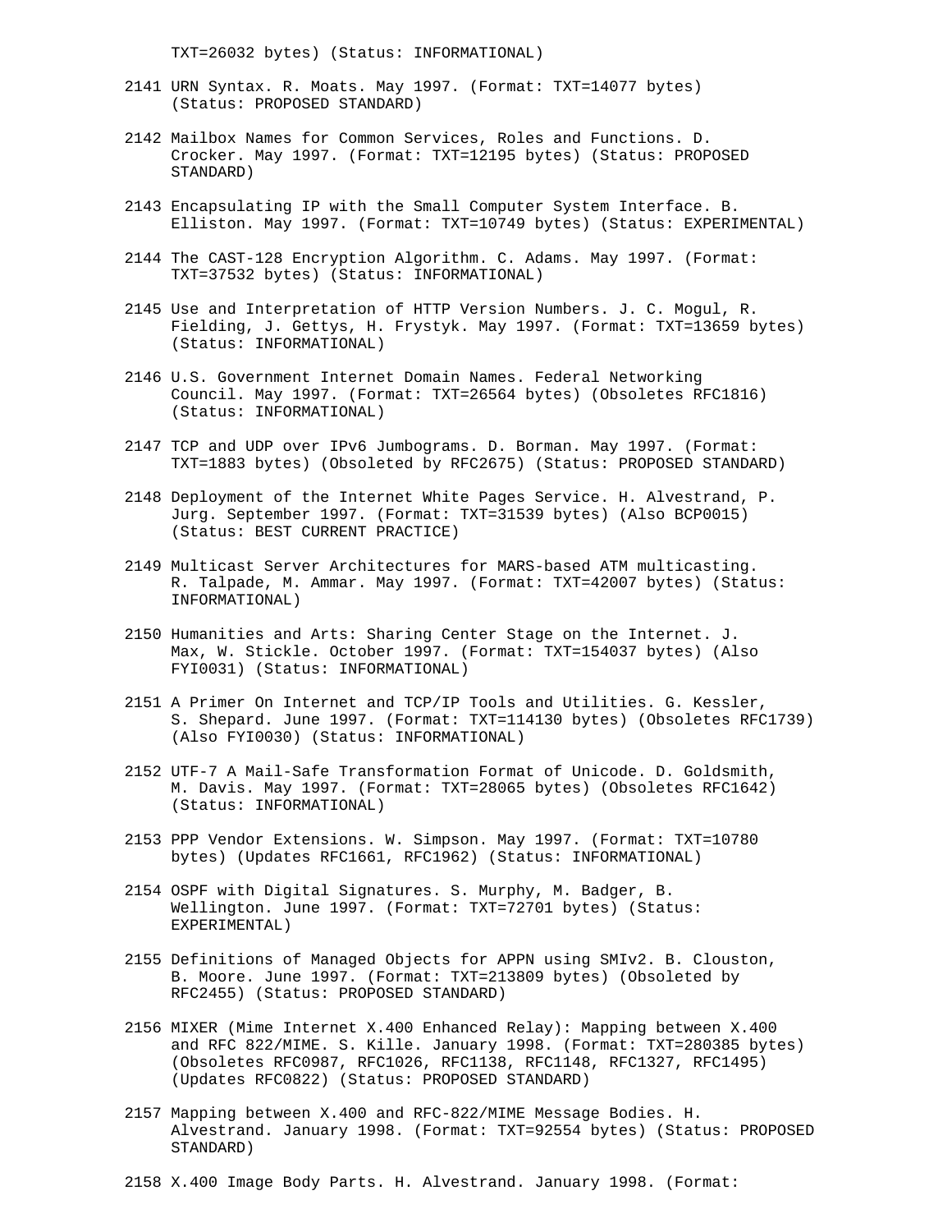TXT=26032 bytes) (Status: INFORMATIONAL)

2141 URN Syntax. R. Moats. May 1997. (Format: TXT=14077 bytes) (Status: PROPOSED STANDARD)

2142 Mailbox Names for Common Services, Roles and Functions. D. Crocker. May 1997. (Format: TXT=12195 bytes) (Status: PROPOSED STANDARD)

2143 Encapsulating IP with the Small Computer System Interface. B. Elliston. May 1997. (Format: TXT=10749 bytes) (Status: EXPERIMENTAL)

2144 The CAST-128 Encryption Algorithm. C. Adams. May 1997. (Format: TXT=37532 bytes) (Status: INFORMATIONAL)

2145 Use and Interpretation of HTTP Version Numbers. J. C. Mogul, R. Fielding, J. Gettys, H. Frystyk. May 1997. (Format: TXT=13659 bytes) (Status: INFORMATIONAL)

2146 U.S. Government Internet Domain Names. Federal Networking Council. May 1997. (Format: TXT=26564 bytes) (Obsoletes RFC1816) (Status: INFORMATIONAL)

2147 TCP and UDP over IPv6 Jumbograms. D. Borman. May 1997. (Format: TXT=1883 bytes) (Obsoleted by RFC2675) (Status: PROPOSED STANDARD)

2148 Deployment of the Internet White Pages Service. H. Alvestrand, P. Jurg. September 1997. (Format: TXT=31539 bytes) (Also BCP0015) (Status: BEST CURRENT PRACTICE)

2149 Multicast Server Architectures for MARS-based ATM multicasting. R. Talpade, M. Ammar. May 1997. (Format: TXT=42007 bytes) (Status: INFORMATIONAL)

2150 Humanities and Arts: Sharing Center Stage on the Internet. J. Max, W. Stickle. October 1997. (Format: TXT=154037 bytes) (Also FYI0031) (Status: INFORMATIONAL)

2151 A Primer On Internet and TCP/IP Tools and Utilities. G. Kessler, S. Shepard. June 1997. (Format: TXT=114130 bytes) (Obsoletes RFC1739) (Also FYI0030) (Status: INFORMATIONAL)

2152 UTF-7 A Mail-Safe Transformation Format of Unicode. D. Goldsmith, M. Davis. May 1997. (Format: TXT=28065 bytes) (Obsoletes RFC1642) (Status: INFORMATIONAL)

2153 PPP Vendor Extensions. W. Simpson. May 1997. (Format: TXT=10780 bytes) (Updates RFC1661, RFC1962) (Status: INFORMATIONAL)

2154 OSPF with Digital Signatures. S. Murphy, M. Badger, B. Wellington. June 1997. (Format: TXT=72701 bytes) (Status: EXPERIMENTAL)

2155 Definitions of Managed Objects for APPN using SMIv2. B. Clouston, B. Moore. June 1997. (Format: TXT=213809 bytes) (Obsoleted by RFC2455) (Status: PROPOSED STANDARD)

2156 MIXER (Mime Internet X.400 Enhanced Relay): Mapping between X.400 and RFC 822/MIME. S. Kille. January 1998. (Format: TXT=280385 bytes) (Obsoletes RFC0987, RFC1026, RFC1138, RFC1148, RFC1327, RFC1495) (Updates RFC0822) (Status: PROPOSED STANDARD)

2157 Mapping between X.400 and RFC-822/MIME Message Bodies. H. Alvestrand. January 1998. (Format: TXT=92554 bytes) (Status: PROPOSED STANDARD)

2158 X.400 Image Body Parts. H. Alvestrand. January 1998. (Format: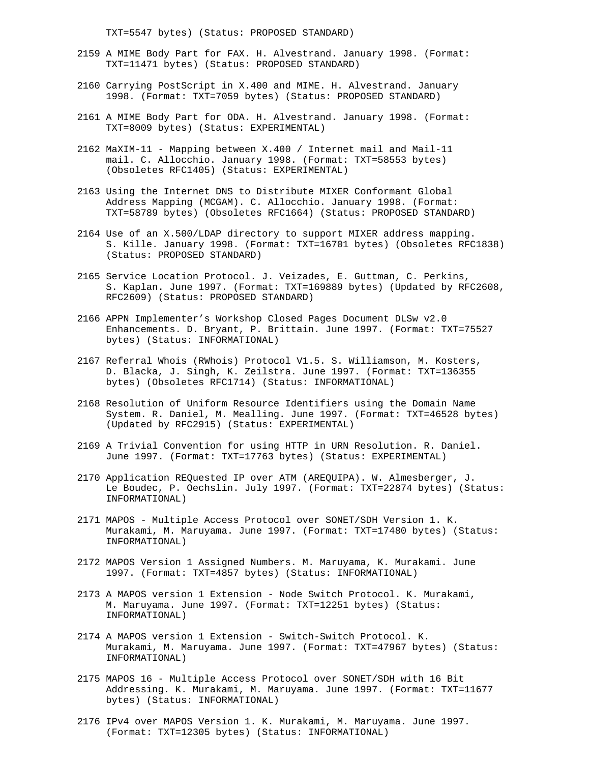TXT=5547 bytes) (Status: PROPOSED STANDARD)

2159 A MIME Body Part for FAX. H. Alvestrand. January 1998. (Format: TXT=11471 bytes) (Status: PROPOSED STANDARD)

2160 Carrying PostScript in X.400 and MIME. H. Alvestrand. January 1998. (Format: TXT=7059 bytes) (Status: PROPOSED STANDARD)

2161 A MIME Body Part for ODA. H. Alvestrand. January 1998. (Format: TXT=8009 bytes) (Status: EXPERIMENTAL)

2162 MaXIM-11 - Mapping between X.400 / Internet mail and Mail-11 mail. C. Allocchio. January 1998. (Format: TXT=58553 bytes) (Obsoletes RFC1405) (Status: EXPERIMENTAL)

2163 Using the Internet DNS to Distribute MIXER Conformant Global Address Mapping (MCGAM). C. Allocchio. January 1998. (Format: TXT=58789 bytes) (Obsoletes RFC1664) (Status: PROPOSED STANDARD)

2164 Use of an X.500/LDAP directory to support MIXER address mapping. S. Kille. January 1998. (Format: TXT=16701 bytes) (Obsoletes RFC1838) (Status: PROPOSED STANDARD)

2165 Service Location Protocol. J. Veizades, E. Guttman, C. Perkins, S. Kaplan. June 1997. (Format: TXT=169889 bytes) (Updated by RFC2608, RFC2609) (Status: PROPOSED STANDARD)

2166 APPN Implementer’s Workshop Closed Pages Document DLSw v2.0 Enhancements. D. Bryant, P. Brittain. June 1997. (Format: TXT=75527 bytes) (Status: INFORMATIONAL)

2167 Referral Whois (RWhois) Protocol V1.5. S. Williamson, M. Kosters, D. Blacka, J. Singh, K. Zeilstra. June 1997. (Format: TXT=136355 bytes) (Obsoletes RFC1714) (Status: INFORMATIONAL)

2168 Resolution of Uniform Resource Identifiers using the Domain Name System. R. Daniel, M. Mealling. June 1997. (Format: TXT=46528 bytes) (Updated by RFC2915) (Status: EXPERIMENTAL)

2169 A Trivial Convention for using HTTP in URN Resolution. R. Daniel. June 1997. (Format: TXT=17763 bytes) (Status: EXPERIMENTAL)

2170 Application REQuested IP over ATM (AREQUIPA). W. Almesberger, J. Le Boudec, P. Oechslin. July 1997. (Format: TXT=22874 bytes) (Status: INFORMATIONAL)

2171 MAPOS - Multiple Access Protocol over SONET/SDH Version 1. K. Murakami, M. Maruyama. June 1997. (Format: TXT=17480 bytes) (Status: INFORMATIONAL)

2172 MAPOS Version 1 Assigned Numbers. M. Maruyama, K. Murakami. June 1997. (Format: TXT=4857 bytes) (Status: INFORMATIONAL)

2173 A MAPOS version 1 Extension - Node Switch Protocol. K. Murakami, M. Maruyama. June 1997. (Format: TXT=12251 bytes) (Status: INFORMATIONAL)

2174 A MAPOS version 1 Extension - Switch-Switch Protocol. K. Murakami, M. Maruyama. June 1997. (Format: TXT=47967 bytes) (Status: INFORMATIONAL)

2175 MAPOS 16 - Multiple Access Protocol over SONET/SDH with 16 Bit Addressing. K. Murakami, M. Maruyama. June 1997. (Format: TXT=11677 bytes) (Status: INFORMATIONAL)

2176 IPv4 over MAPOS Version 1. K. Murakami, M. Maruyama. June 1997. (Format: TXT=12305 bytes) (Status: INFORMATIONAL)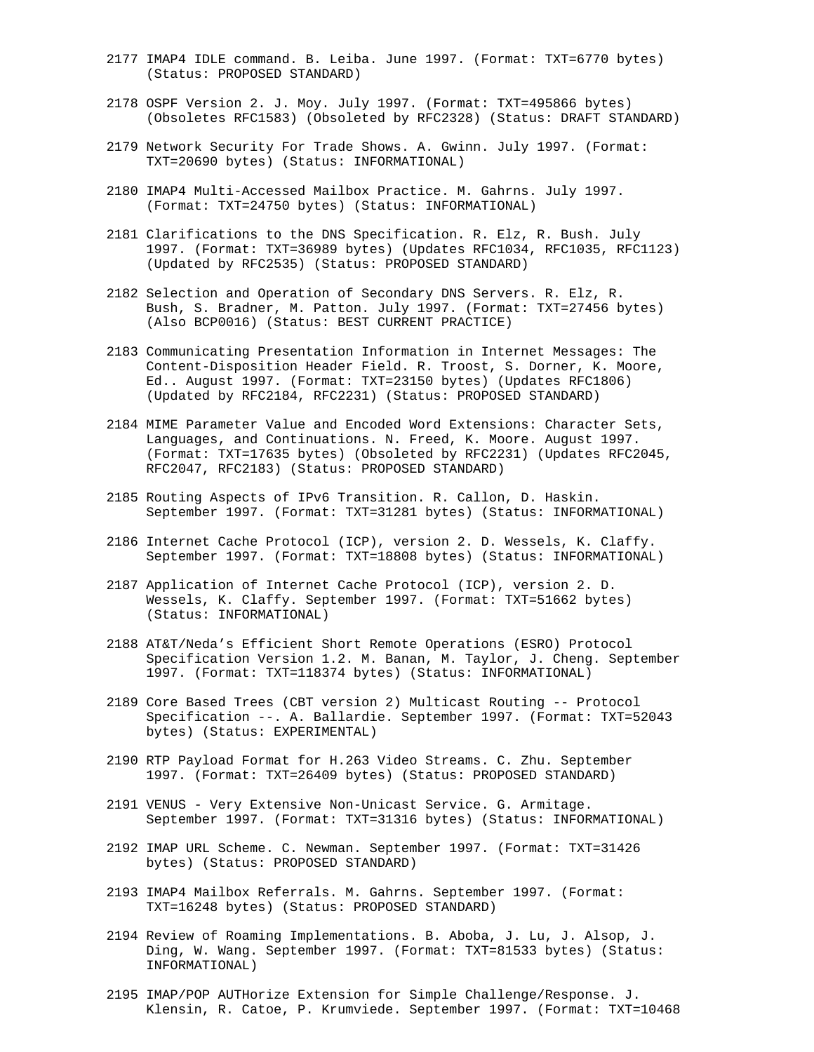2177 IMAP4 IDLE command. B. Leiba. June 1997. (Format: TXT=6770 bytes) (Status: PROPOSED STANDARD)

2178 OSPF Version 2. J. Moy. July 1997. (Format: TXT=495866 bytes) (Obsoletes RFC1583) (Obsoleted by RFC2328) (Status: DRAFT STANDARD)

2179 Network Security For Trade Shows. A. Gwinn. July 1997. (Format: TXT=20690 bytes) (Status: INFORMATIONAL)

2180 IMAP4 Multi-Accessed Mailbox Practice. M. Gahrns. July 1997. (Format: TXT=24750 bytes) (Status: INFORMATIONAL)

2181 Clarifications to the DNS Specification. R. Elz, R. Bush. July 1997. (Format: TXT=36989 bytes) (Updates RFC1034, RFC1035, RFC1123) (Updated by RFC2535) (Status: PROPOSED STANDARD)

2182 Selection and Operation of Secondary DNS Servers. R. Elz, R. Bush, S. Bradner, M. Patton. July 1997. (Format: TXT=27456 bytes) (Also BCP0016) (Status: BEST CURRENT PRACTICE)

2183 Communicating Presentation Information in Internet Messages: The Content-Disposition Header Field. R. Troost, S. Dorner, K. Moore, Ed.. August 1997. (Format: TXT=23150 bytes) (Updates RFC1806) (Updated by RFC2184, RFC2231) (Status: PROPOSED STANDARD)

2184 MIME Parameter Value and Encoded Word Extensions: Character Sets, Languages, and Continuations. N. Freed, K. Moore. August 1997. (Format: TXT=17635 bytes) (Obsoleted by RFC2231) (Updates RFC2045, RFC2047, RFC2183) (Status: PROPOSED STANDARD)

2185 Routing Aspects of IPv6 Transition. R. Callon, D. Haskin. September 1997. (Format: TXT=31281 bytes) (Status: INFORMATIONAL)

2186 Internet Cache Protocol (ICP), version 2. D. Wessels, K. Claffy. September 1997. (Format: TXT=18808 bytes) (Status: INFORMATIONAL)

2187 Application of Internet Cache Protocol (ICP), version 2. D. Wessels, K. Claffy. September 1997. (Format: TXT=51662 bytes) (Status: INFORMATIONAL)

2188 AT&T/Neda's Efficient Short Remote Operations (ESRO) Protocol Specification Version 1.2. M. Banan, M. Taylor, J. Cheng. September 1997. (Format: TXT=118374 bytes) (Status: INFORMATIONAL)

2189 Core Based Trees (CBT version 2) Multicast Routing -- Protocol Specification --. A. Ballardie. September 1997. (Format: TXT=52043 bytes) (Status: EXPERIMENTAL)

2190 RTP Payload Format for H.263 Video Streams. C. Zhu. September 1997. (Format: TXT=26409 bytes) (Status: PROPOSED STANDARD)

2191 VENUS - Very Extensive Non-Unicast Service. G. Armitage. September 1997. (Format: TXT=31316 bytes) (Status: INFORMATIONAL)

2192 IMAP URL Scheme. C. Newman. September 1997. (Format: TXT=31426 bytes) (Status: PROPOSED STANDARD)

2193 IMAP4 Mailbox Referrals. M. Gahrns. September 1997. (Format: TXT=16248 bytes) (Status: PROPOSED STANDARD)

2194 Review of Roaming Implementations. B. Aboba, J. Lu, J. Alsop, J. Ding, W. Wang. September 1997. (Format: TXT=81533 bytes) (Status: INFORMATIONAL)

2195 IMAP/POP AUTHorize Extension for Simple Challenge/Response. J. Klensin, R. Catoe, P. Krumviede. September 1997. (Format: TXT=10468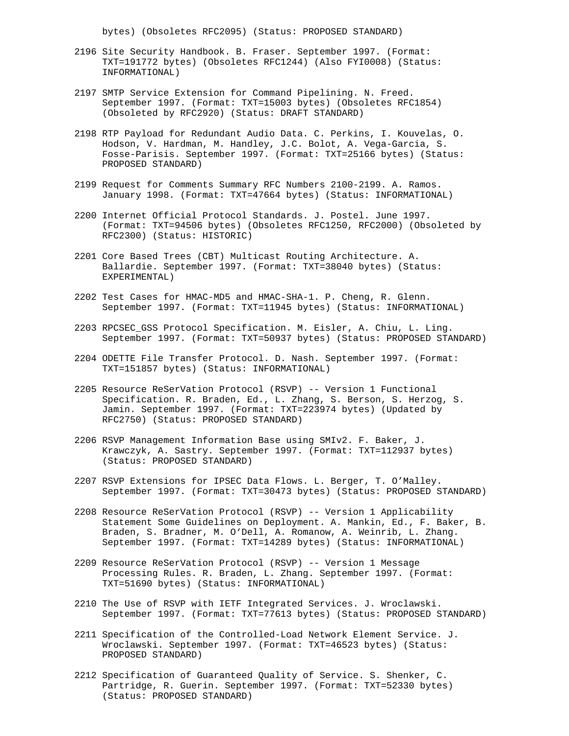bytes) (Obsoletes RFC2095) (Status: PROPOSED STANDARD)

2196 Site Security Handbook. B. Fraser. September 1997. (Format: TXT=191772 bytes) (Obsoletes RFC1244) (Also FYI0008) (Status: INFORMATIONAL)

2197 SMTP Service Extension for Command Pipelining. N. Freed. September 1997. (Format: TXT=15003 bytes) (Obsoletes RFC1854) (Obsoleted by RFC2920) (Status: DRAFT STANDARD)

2198 RTP Payload for Redundant Audio Data. C. Perkins, I. Kouvelas, O. Hodson, V. Hardman, M. Handley, J.C. Bolot, A. Vega-Garcia, S. Fosse-Parisis. September 1997. (Format: TXT=25166 bytes) (Status: PROPOSED STANDARD)

2199 Request for Comments Summary RFC Numbers 2100-2199. A. Ramos. January 1998. (Format: TXT=47664 bytes) (Status: INFORMATIONAL)

2200 Internet Official Protocol Standards. J. Postel. June 1997. (Format: TXT=94506 bytes) (Obsoletes RFC1250, RFC2000) (Obsoleted by RFC2300) (Status: HISTORIC)

2201 Core Based Trees (CBT) Multicast Routing Architecture. A. Ballardie. September 1997. (Format: TXT=38040 bytes) (Status: EXPERIMENTAL)

2202 Test Cases for HMAC-MD5 and HMAC-SHA-1. P. Cheng, R. Glenn. September 1997. (Format: TXT=11945 bytes) (Status: INFORMATIONAL)

2203 RPCSEC_GSS Protocol Specification. M. Eisler, A. Chiu, L. Ling. September 1997. (Format: TXT=50937 bytes) (Status: PROPOSED STANDARD)

2204 ODETTE File Transfer Protocol. D. Nash. September 1997. (Format: TXT=151857 bytes) (Status: INFORMATIONAL)

2205 Resource ReSerVation Protocol (RSVP) -- Version 1 Functional Specification. R. Braden, Ed., L. Zhang, S. Berson, S. Herzog, S. Jamin. September 1997. (Format: TXT=223974 bytes) (Updated by RFC2750) (Status: PROPOSED STANDARD)

2206 RSVP Management Information Base using SMIv2. F. Baker, J. Krawczyk, A. Sastry. September 1997. (Format: TXT=112937 bytes) (Status: PROPOSED STANDARD)

2207 RSVP Extensions for IPSEC Data Flows. L. Berger, T. O'Malley. September 1997. (Format: TXT=30473 bytes) (Status: PROPOSED STANDARD)

2208 Resource ReSerVation Protocol (RSVP) -- Version 1 Applicability Statement Some Guidelines on Deployment. A. Mankin, Ed., F. Baker, B. Braden, S. Bradner, M. O'Dell, A. Romanow, A. Weinrib, L. Zhang. September 1997. (Format: TXT=14289 bytes) (Status: INFORMATIONAL)

2209 Resource ReSerVation Protocol (RSVP) -- Version 1 Message Processing Rules. R. Braden, L. Zhang. September 1997. (Format: TXT=51690 bytes) (Status: INFORMATIONAL)

2210 The Use of RSVP with IETF Integrated Services. J. Wroclawski. September 1997. (Format: TXT=77613 bytes) (Status: PROPOSED STANDARD)

2211 Specification of the Controlled-Load Network Element Service. J. Wroclawski. September 1997. (Format: TXT=46523 bytes) (Status: PROPOSED STANDARD)

2212 Specification of Guaranteed Quality of Service. S. Shenker, C. Partridge, R. Guerin. September 1997. (Format: TXT=52330 bytes) (Status: PROPOSED STANDARD)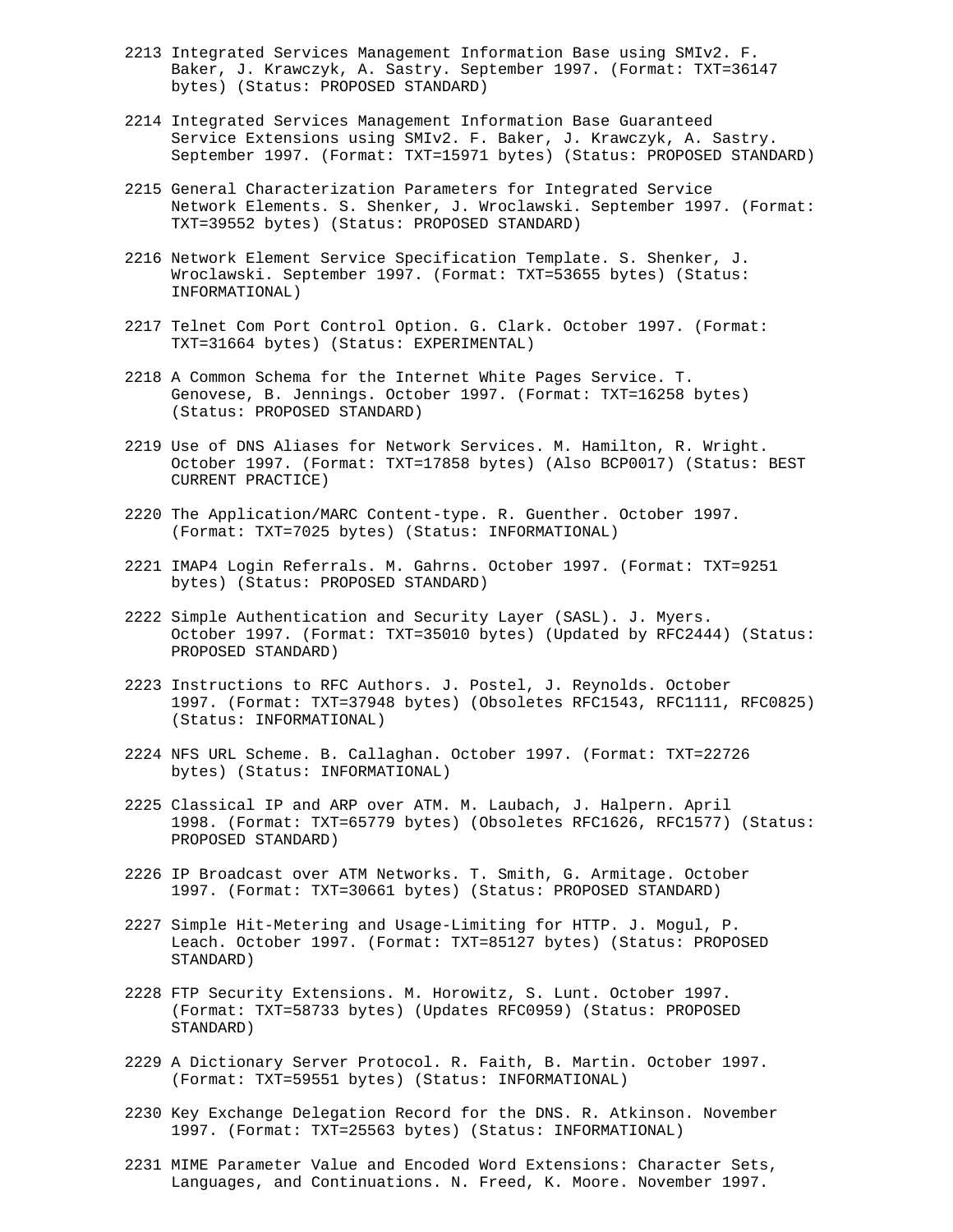2213 Integrated Services Management Information Base using SMIv2. F. Baker, J. Krawczyk, A. Sastry. September 1997. (Format: TXT=36147 bytes) (Status: PROPOSED STANDARD)

2214 Integrated Services Management Information Base Guaranteed Service Extensions using SMIv2. F. Baker, J. Krawczyk, A. Sastry. September 1997. (Format: TXT=15971 bytes) (Status: PROPOSED STANDARD)

2215 General Characterization Parameters for Integrated Service Network Elements. S. Shenker, J. Wroclawski. September 1997. (Format: TXT=39552 bytes) (Status: PROPOSED STANDARD)

2216 Network Element Service Specification Template. S. Shenker, J. Wroclawski. September 1997. (Format: TXT=53655 bytes) (Status: INFORMATIONAL)

2217 Telnet Com Port Control Option. G. Clark. October 1997. (Format: TXT=31664 bytes) (Status: EXPERIMENTAL)

2218 A Common Schema for the Internet White Pages Service. T. Genovese, B. Jennings. October 1997. (Format: TXT=16258 bytes) (Status: PROPOSED STANDARD)

2219 Use of DNS Aliases for Network Services. M. Hamilton, R. Wright. October 1997. (Format: TXT=17858 bytes) (Also BCP0017) (Status: BEST CURRENT PRACTICE)

2220 The Application/MARC Content-type. R. Guenther. October 1997. (Format: TXT=7025 bytes) (Status: INFORMATIONAL)

2221 IMAP4 Login Referrals. M. Gahrns. October 1997. (Format: TXT=9251 bytes) (Status: PROPOSED STANDARD)

2222 Simple Authentication and Security Layer (SASL). J. Myers. October 1997. (Format: TXT=35010 bytes) (Updated by RFC2444) (Status: PROPOSED STANDARD)

2223 Instructions to RFC Authors. J. Postel, J. Reynolds. October 1997. (Format: TXT=37948 bytes) (Obsoletes RFC1543, RFC1111, RFC0825) (Status: INFORMATIONAL)

2224 NFS URL Scheme. B. Callaghan. October 1997. (Format: TXT=22726 bytes) (Status: INFORMATIONAL)

2225 Classical IP and ARP over ATM. M. Laubach, J. Halpern. April 1998. (Format: TXT=65779 bytes) (Obsoletes RFC1626, RFC1577) (Status: PROPOSED STANDARD)

2226 IP Broadcast over ATM Networks. T. Smith, G. Armitage. October 1997. (Format: TXT=30661 bytes) (Status: PROPOSED STANDARD)

2227 Simple Hit-Metering and Usage-Limiting for HTTP. J. Mogul, P. Leach. October 1997. (Format: TXT=85127 bytes) (Status: PROPOSED STANDARD)

2228 FTP Security Extensions. M. Horowitz, S. Lunt. October 1997. (Format: TXT=58733 bytes) (Updates RFC0959) (Status: PROPOSED STANDARD)

2229 A Dictionary Server Protocol. R. Faith, B. Martin. October 1997. (Format: TXT=59551 bytes) (Status: INFORMATIONAL)

2230 Key Exchange Delegation Record for the DNS. R. Atkinson. November 1997. (Format: TXT=25563 bytes) (Status: INFORMATIONAL)

2231 MIME Parameter Value and Encoded Word Extensions: Character Sets, Languages, and Continuations. N. Freed, K. Moore. November 1997.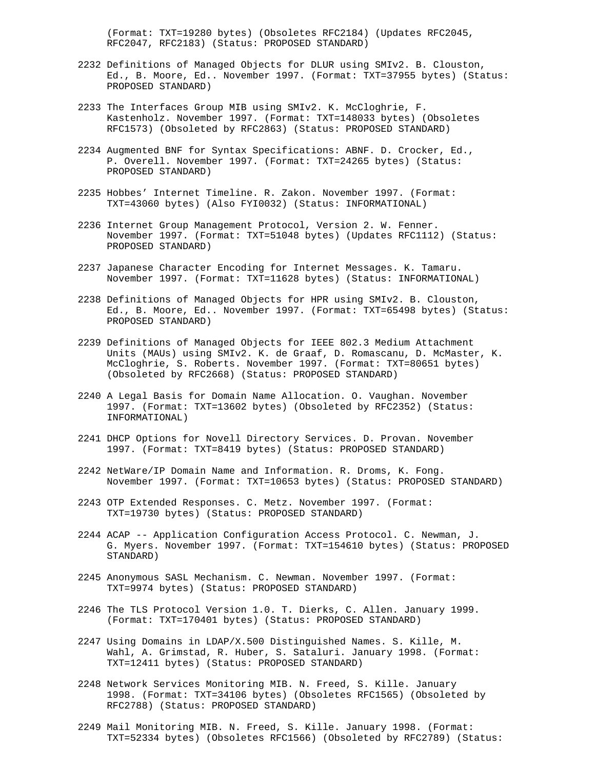(Format: TXT=19280 bytes) (Obsoletes RFC2184) (Updates RFC2045, RFC2047, RFC2183) (Status: PROPOSED STANDARD)

2232 Definitions of Managed Objects for DLUR using SMIv2. B. Clouston, Ed., B. Moore, Ed.. November 1997. (Format: TXT=37955 bytes) (Status: PROPOSED STANDARD)

2233 The Interfaces Group MIB using SMIv2. K. McCloghrie, F. Kastenholz. November 1997. (Format: TXT=148033 bytes) (Obsoletes RFC1573) (Obsoleted by RFC2863) (Status: PROPOSED STANDARD)

2234 Augmented BNF for Syntax Specifications: ABNF. D. Crocker, Ed., P. Overell. November 1997. (Format: TXT=24265 bytes) (Status: PROPOSED STANDARD)

2235 Hobbes’ Internet Timeline. R. Zakon. November 1997. (Format: TXT=43060 bytes) (Also FYI0032) (Status: INFORMATIONAL)

2236 Internet Group Management Protocol, Version 2. W. Fenner. November 1997. (Format: TXT=51048 bytes) (Updates RFC1112) (Status: PROPOSED STANDARD)

2237 Japanese Character Encoding for Internet Messages. K. Tamaru. November 1997. (Format: TXT=11628 bytes) (Status: INFORMATIONAL)

2238 Definitions of Managed Objects for HPR using SMIv2. B. Clouston, Ed., B. Moore, Ed.. November 1997. (Format: TXT=65498 bytes) (Status: PROPOSED STANDARD)

2239 Definitions of Managed Objects for IEEE 802.3 Medium Attachment Units (MAUs) using SMIv2. K. de Graaf, D. Romascanu, D. McMaster, K. McCloghrie, S. Roberts. November 1997. (Format: TXT=80651 bytes) (Obsoleted by RFC2668) (Status: PROPOSED STANDARD)

2240 A Legal Basis for Domain Name Allocation. O. Vaughan. November 1997. (Format: TXT=13602 bytes) (Obsoleted by RFC2352) (Status: INFORMATIONAL)

2241 DHCP Options for Novell Directory Services. D. Provan. November 1997. (Format: TXT=8419 bytes) (Status: PROPOSED STANDARD)

2242 NetWare/IP Domain Name and Information. R. Droms, K. Fong. November 1997. (Format: TXT=10653 bytes) (Status: PROPOSED STANDARD)

2243 OTP Extended Responses. C. Metz. November 1997. (Format: TXT=19730 bytes) (Status: PROPOSED STANDARD)

2244 ACAP -- Application Configuration Access Protocol. C. Newman, J. G. Myers. November 1997. (Format: TXT=154610 bytes) (Status: PROPOSED STANDARD)

2245 Anonymous SASL Mechanism. C. Newman. November 1997. (Format: TXT=9974 bytes) (Status: PROPOSED STANDARD)

2246 The TLS Protocol Version 1.0. T. Dierks, C. Allen. January 1999. (Format: TXT=170401 bytes) (Status: PROPOSED STANDARD)

2247 Using Domains in LDAP/X.500 Distinguished Names. S. Kille, M. Wahl, A. Grimstad, R. Huber, S. Sataluri. January 1998. (Format: TXT=12411 bytes) (Status: PROPOSED STANDARD)

2248 Network Services Monitoring MIB. N. Freed, S. Kille. January 1998. (Format: TXT=34106 bytes) (Obsoletes RFC1565) (Obsoleted by RFC2788) (Status: PROPOSED STANDARD)

2249 Mail Monitoring MIB. N. Freed, S. Kille. January 1998. (Format: TXT=52334 bytes) (Obsoletes RFC1566) (Obsoleted by RFC2789) (Status: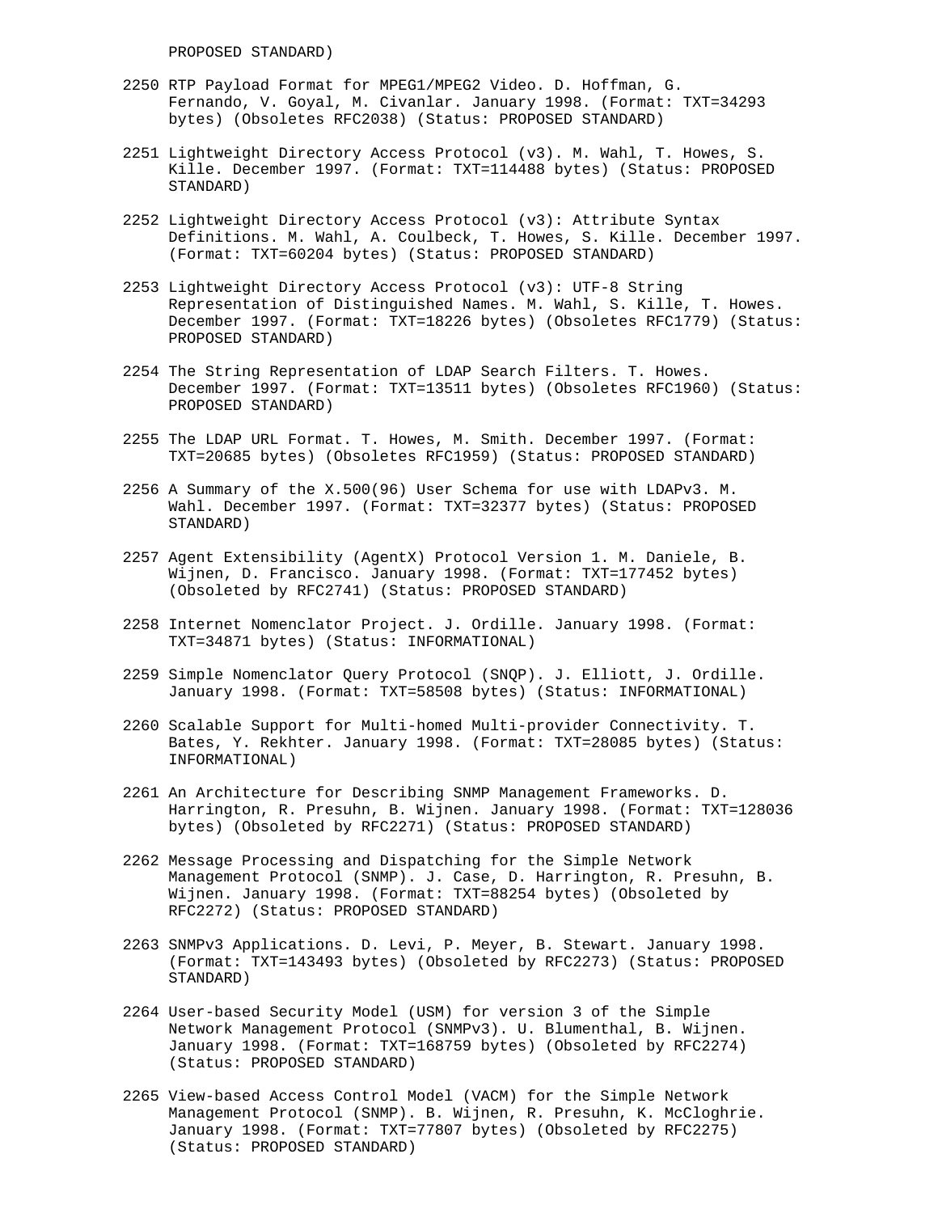PROPOSED STANDARD)

2250 RTP Payload Format for MPEG1/MPEG2 Video. D. Hoffman, G. Fernando, V. Goyal, M. Civanlar. January 1998. (Format: TXT=34293 bytes) (Obsoletes RFC2038) (Status: PROPOSED STANDARD)

2251 Lightweight Directory Access Protocol (v3). M. Wahl, T. Howes, S. Kille. December 1997. (Format: TXT=114488 bytes) (Status: PROPOSED STANDARD)

2252 Lightweight Directory Access Protocol (v3): Attribute Syntax Definitions. M. Wahl, A. Coulbeck, T. Howes, S. Kille. December 1997. (Format: TXT=60204 bytes) (Status: PROPOSED STANDARD)

2253 Lightweight Directory Access Protocol (v3): UTF-8 String Representation of Distinguished Names. M. Wahl, S. Kille, T. Howes. December 1997. (Format: TXT=18226 bytes) (Obsoletes RFC1779) (Status: PROPOSED STANDARD)

2254 The String Representation of LDAP Search Filters. T. Howes. December 1997. (Format: TXT=13511 bytes) (Obsoletes RFC1960) (Status: PROPOSED STANDARD)

2255 The LDAP URL Format. T. Howes, M. Smith. December 1997. (Format: TXT=20685 bytes) (Obsoletes RFC1959) (Status: PROPOSED STANDARD)

2256 A Summary of the X.500(96) User Schema for use with LDAPv3. M. Wahl. December 1997. (Format: TXT=32377 bytes) (Status: PROPOSED STANDARD)

2257 Agent Extensibility (AgentX) Protocol Version 1. M. Daniele, B. Wijnen, D. Francisco. January 1998. (Format: TXT=177452 bytes) (Obsoleted by RFC2741) (Status: PROPOSED STANDARD)

2258 Internet Nomenclator Project. J. Ordille. January 1998. (Format: TXT=34871 bytes) (Status: INFORMATIONAL)

2259 Simple Nomenclator Query Protocol (SNQP). J. Elliott, J. Ordille. January 1998. (Format: TXT=58508 bytes) (Status: INFORMATIONAL)

2260 Scalable Support for Multi-homed Multi-provider Connectivity. T. Bates, Y. Rekhter. January 1998. (Format: TXT=28085 bytes) (Status: INFORMATIONAL)

2261 An Architecture for Describing SNMP Management Frameworks. D. Harrington, R. Presuhn, B. Wijnen. January 1998. (Format: TXT=128036 bytes) (Obsoleted by RFC2271) (Status: PROPOSED STANDARD)

2262 Message Processing and Dispatching for the Simple Network Management Protocol (SNMP). J. Case, D. Harrington, R. Presuhn, B. Wijnen. January 1998. (Format: TXT=88254 bytes) (Obsoleted by RFC2272) (Status: PROPOSED STANDARD)

2263 SNMPv3 Applications. D. Levi, P. Meyer, B. Stewart. January 1998. (Format: TXT=143493 bytes) (Obsoleted by RFC2273) (Status: PROPOSED STANDARD)

2264 User-based Security Model (USM) for version 3 of the Simple Network Management Protocol (SNMPv3). U. Blumenthal, B. Wijnen. January 1998. (Format: TXT=168759 bytes) (Obsoleted by RFC2274) (Status: PROPOSED STANDARD)

2265 View-based Access Control Model (VACM) for the Simple Network Management Protocol (SNMP). B. Wijnen, R. Presuhn, K. McCloghrie. January 1998. (Format: TXT=77807 bytes) (Obsoleted by RFC2275) (Status: PROPOSED STANDARD)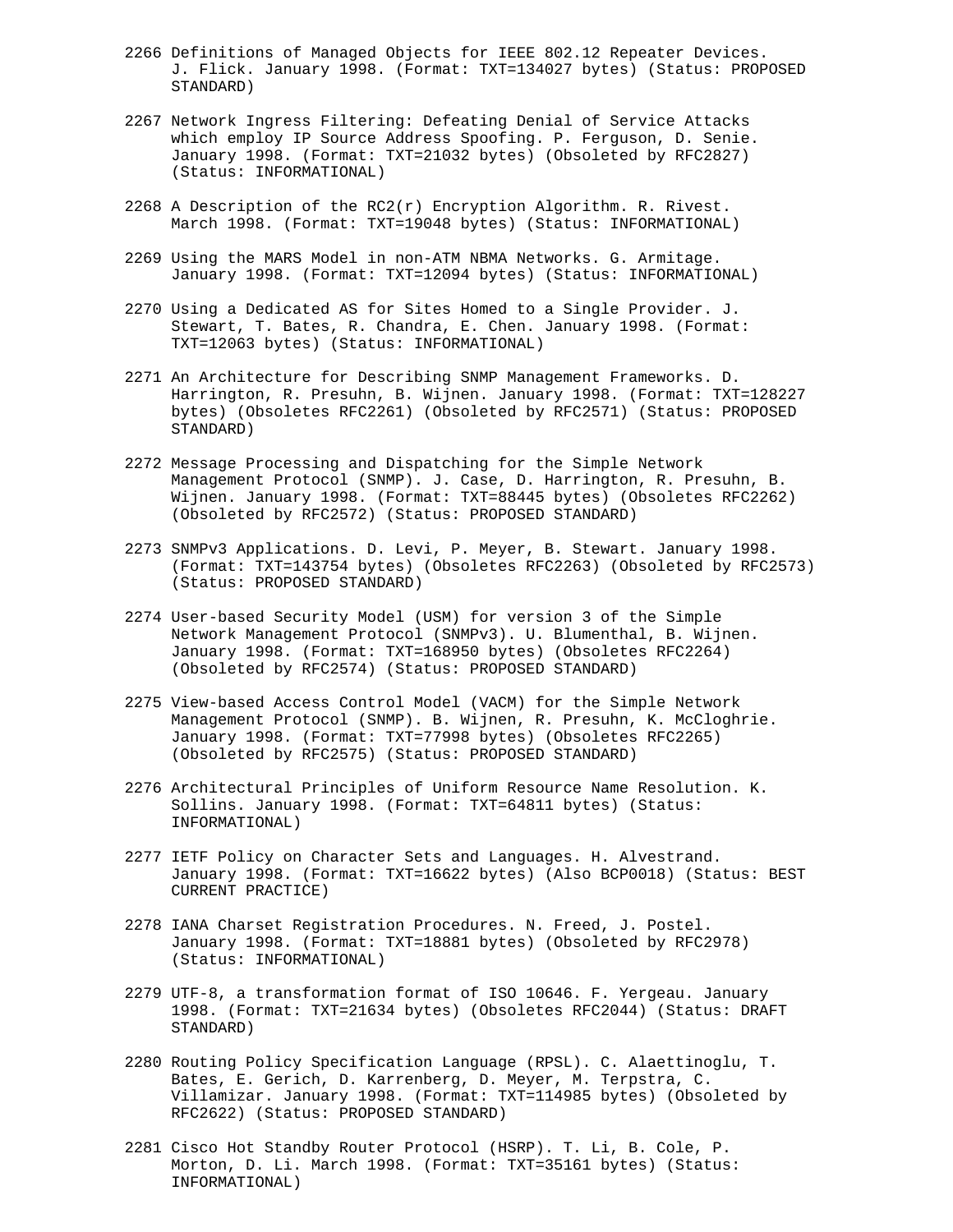2266 Definitions of Managed Objects for IEEE 802.12 Repeater Devices. J. Flick. January 1998. (Format: TXT=134027 bytes) (Status: PROPOSED STANDARD)

2267 Network Ingress Filtering: Defeating Denial of Service Attacks which employ IP Source Address Spoofing. P. Ferguson, D. Senie. January 1998. (Format: TXT=21032 bytes) (Obsoleted by RFC2827) (Status: INFORMATIONAL)

2268 A Description of the RC2(r) Encryption Algorithm. R. Rivest. March 1998. (Format: TXT=19048 bytes) (Status: INFORMATIONAL)

2269 Using the MARS Model in non-ATM NBMA Networks. G. Armitage. January 1998. (Format: TXT=12094 bytes) (Status: INFORMATIONAL)

2270 Using a Dedicated AS for Sites Homed to a Single Provider. J. Stewart, T. Bates, R. Chandra, E. Chen. January 1998. (Format: TXT=12063 bytes) (Status: INFORMATIONAL)

2271 An Architecture for Describing SNMP Management Frameworks. D. Harrington, R. Presuhn, B. Wijnen. January 1998. (Format: TXT=128227 bytes) (Obsoletes RFC2261) (Obsoleted by RFC2571) (Status: PROPOSED STANDARD)

2272 Message Processing and Dispatching for the Simple Network Management Protocol (SNMP). J. Case, D. Harrington, R. Presuhn, B. Wijnen. January 1998. (Format: TXT=88445 bytes) (Obsoletes RFC2262) (Obsoleted by RFC2572) (Status: PROPOSED STANDARD)

2273 SNMPv3 Applications. D. Levi, P. Meyer, B. Stewart. January 1998. (Format: TXT=143754 bytes) (Obsoletes RFC2263) (Obsoleted by RFC2573) (Status: PROPOSED STANDARD)

2274 User-based Security Model (USM) for version 3 of the Simple Network Management Protocol (SNMPv3). U. Blumenthal, B. Wijnen. January 1998. (Format: TXT=168950 bytes) (Obsoletes RFC2264) (Obsoleted by RFC2574) (Status: PROPOSED STANDARD)

2275 View-based Access Control Model (VACM) for the Simple Network Management Protocol (SNMP). B. Wijnen, R. Presuhn, K. McCloghrie. January 1998. (Format: TXT=77998 bytes) (Obsoletes RFC2265) (Obsoleted by RFC2575) (Status: PROPOSED STANDARD)

2276 Architectural Principles of Uniform Resource Name Resolution. K. Sollins. January 1998. (Format: TXT=64811 bytes) (Status: INFORMATIONAL)

2277 IETF Policy on Character Sets and Languages. H. Alvestrand. January 1998. (Format: TXT=16622 bytes) (Also BCP0018) (Status: BEST CURRENT PRACTICE)

2278 IANA Charset Registration Procedures. N. Freed, J. Postel. January 1998. (Format: TXT=18881 bytes) (Obsoleted by RFC2978) (Status: INFORMATIONAL)

2279 UTF-8, a transformation format of ISO 10646. F. Yergeau. January 1998. (Format: TXT=21634 bytes) (Obsoletes RFC2044) (Status: DRAFT STANDARD)

2280 Routing Policy Specification Language (RPSL). C. Alaettinoglu, T. Bates, E. Gerich, D. Karrenberg, D. Meyer, M. Terpstra, C. Villamizar. January 1998. (Format: TXT=114985 bytes) (Obsoleted by RFC2622) (Status: PROPOSED STANDARD)

2281 Cisco Hot Standby Router Protocol (HSRP). T. Li, B. Cole, P. Morton, D. Li. March 1998. (Format: TXT=35161 bytes) (Status: INFORMATIONAL)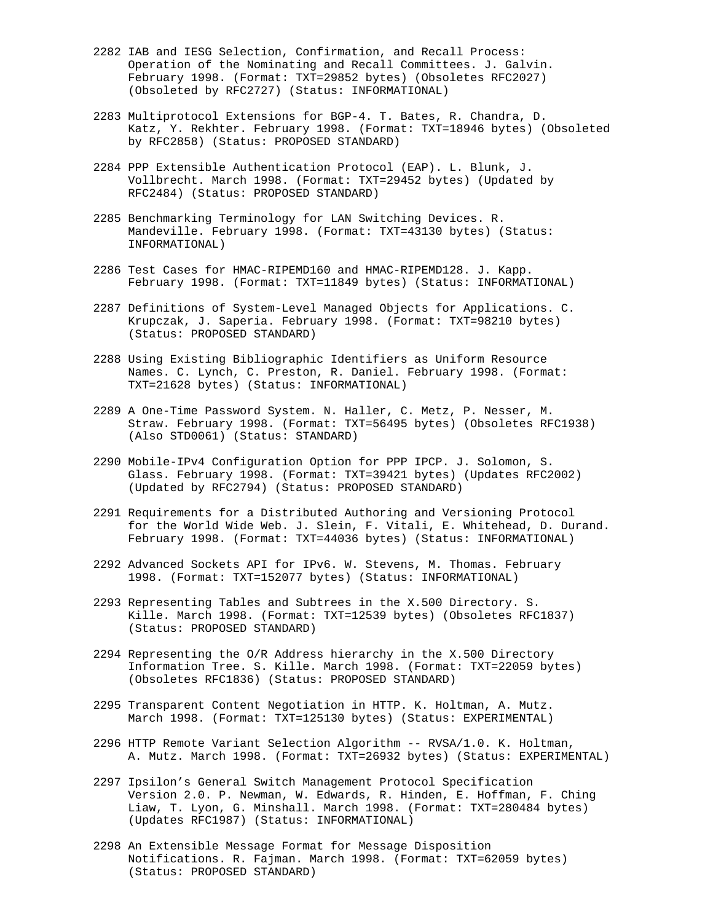2282 IAB and IESG Selection, Confirmation, and Recall Process: Operation of the Nominating and Recall Committees. J. Galvin. February 1998. (Format: TXT=29852 bytes) (Obsoletes RFC2027) (Obsoleted by RFC2727) (Status: INFORMATIONAL)

2283 Multiprotocol Extensions for BGP-4. T. Bates, R. Chandra, D. Katz, Y. Rekhter. February 1998. (Format: TXT=18946 bytes) (Obsoleted by RFC2858) (Status: PROPOSED STANDARD)

2284 PPP Extensible Authentication Protocol (EAP). L. Blunk, J. Vollbrecht. March 1998. (Format: TXT=29452 bytes) (Updated by RFC2484) (Status: PROPOSED STANDARD)

2285 Benchmarking Terminology for LAN Switching Devices. R. Mandeville. February 1998. (Format: TXT=43130 bytes) (Status: INFORMATIONAL)

2286 Test Cases for HMAC-RIPEMD160 and HMAC-RIPEMD128. J. Kapp. February 1998. (Format: TXT=11849 bytes) (Status: INFORMATIONAL)

2287 Definitions of System-Level Managed Objects for Applications. C. Krupczak, J. Saperia. February 1998. (Format: TXT=98210 bytes) (Status: PROPOSED STANDARD)

2288 Using Existing Bibliographic Identifiers as Uniform Resource Names. C. Lynch, C. Preston, R. Daniel. February 1998. (Format: TXT=21628 bytes) (Status: INFORMATIONAL)

2289 A One-Time Password System. N. Haller, C. Metz, P. Nesser, M. Straw. February 1998. (Format: TXT=56495 bytes) (Obsoletes RFC1938) (Also STD0061) (Status: STANDARD)

2290 Mobile-IPv4 Configuration Option for PPP IPCP. J. Solomon, S. Glass. February 1998. (Format: TXT=39421 bytes) (Updates RFC2002) (Updated by RFC2794) (Status: PROPOSED STANDARD)

2291 Requirements for a Distributed Authoring and Versioning Protocol for the World Wide Web. J. Slein, F. Vitali, E. Whitehead, D. Durand. February 1998. (Format: TXT=44036 bytes) (Status: INFORMATIONAL)

2292 Advanced Sockets API for IPv6. W. Stevens, M. Thomas. February 1998. (Format: TXT=152077 bytes) (Status: INFORMATIONAL)

2293 Representing Tables and Subtrees in the X.500 Directory. S. Kille. March 1998. (Format: TXT=12539 bytes) (Obsoletes RFC1837) (Status: PROPOSED STANDARD)

2294 Representing the O/R Address hierarchy in the X.500 Directory Information Tree. S. Kille. March 1998. (Format: TXT=22059 bytes) (Obsoletes RFC1836) (Status: PROPOSED STANDARD)

2295 Transparent Content Negotiation in HTTP. K. Holtman, A. Mutz. March 1998. (Format: TXT=125130 bytes) (Status: EXPERIMENTAL)

2296 HTTP Remote Variant Selection Algorithm -- RVSA/1.0. K. Holtman, A. Mutz. March 1998. (Format: TXT=26932 bytes) (Status: EXPERIMENTAL)

2297 Ipsilon's General Switch Management Protocol Specification Version 2.0. P. Newman, W. Edwards, R. Hinden, E. Hoffman, F. Ching Liaw, T. Lyon, G. Minshall. March 1998. (Format: TXT=280484 bytes) (Updates RFC1987) (Status: INFORMATIONAL)

2298 An Extensible Message Format for Message Disposition Notifications. R. Fajman. March 1998. (Format: TXT=62059 bytes) (Status: PROPOSED STANDARD)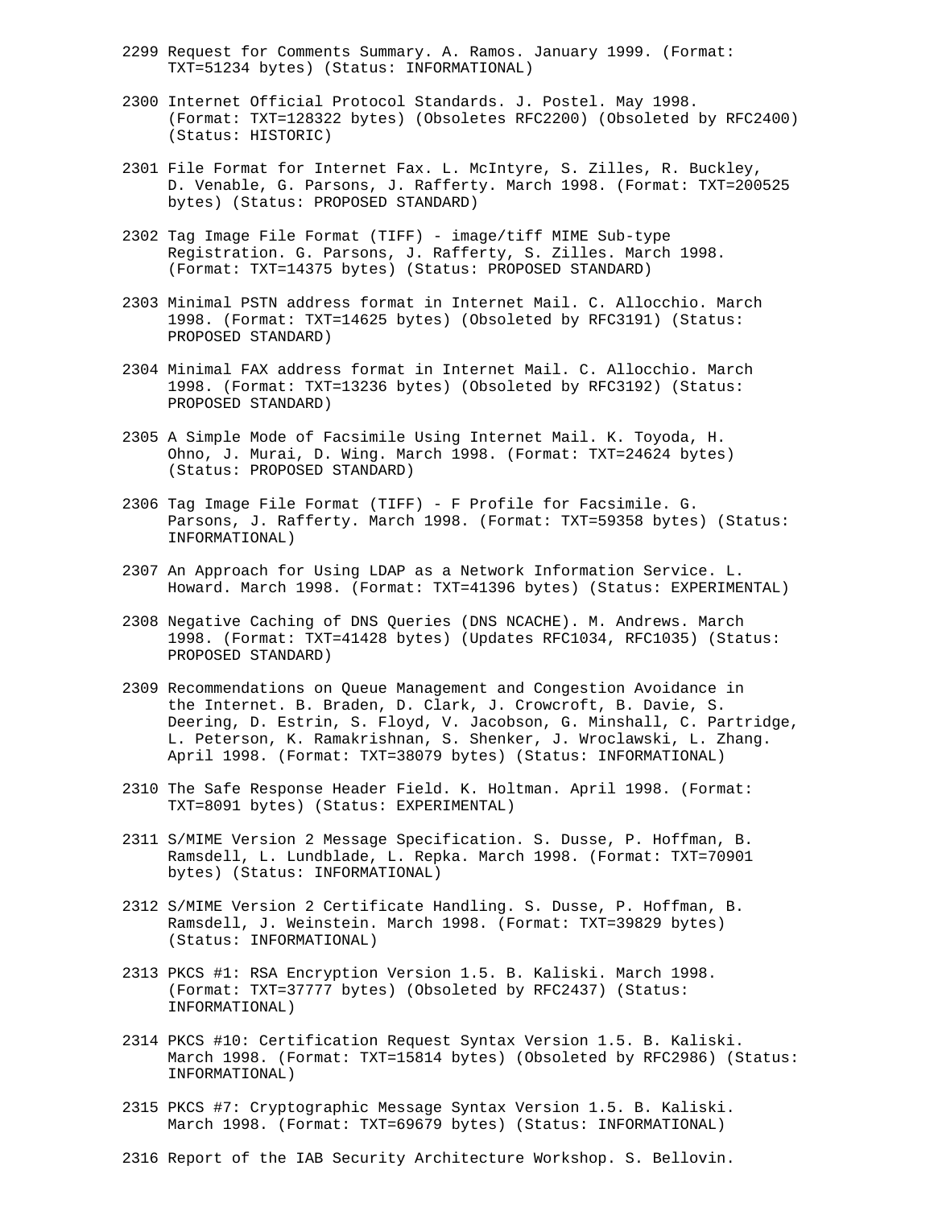2299 Request for Comments Summary. A. Ramos. January 1999. (Format: TXT=51234 bytes) (Status: INFORMATIONAL)

2300 Internet Official Protocol Standards. J. Postel. May 1998. (Format: TXT=128322 bytes) (Obsoletes RFC2200) (Obsoleted by RFC2400) (Status: HISTORIC)

2301 File Format for Internet Fax. L. McIntyre, S. Zilles, R. Buckley, D. Venable, G. Parsons, J. Rafferty. March 1998. (Format: TXT=200525 bytes) (Status: PROPOSED STANDARD)

2302 Tag Image File Format (TIFF) - image/tiff MIME Sub-type Registration. G. Parsons, J. Rafferty, S. Zilles. March 1998. (Format: TXT=14375 bytes) (Status: PROPOSED STANDARD)

2303 Minimal PSTN address format in Internet Mail. C. Allocchio. March 1998. (Format: TXT=14625 bytes) (Obsoleted by RFC3191) (Status: PROPOSED STANDARD)

2304 Minimal FAX address format in Internet Mail. C. Allocchio. March 1998. (Format: TXT=13236 bytes) (Obsoleted by RFC3192) (Status: PROPOSED STANDARD)

2305 A Simple Mode of Facsimile Using Internet Mail. K. Toyoda, H. Ohno, J. Murai, D. Wing. March 1998. (Format: TXT=24624 bytes) (Status: PROPOSED STANDARD)

2306 Tag Image File Format (TIFF) - F Profile for Facsimile. G. Parsons, J. Rafferty. March 1998. (Format: TXT=59358 bytes) (Status: INFORMATIONAL)

2307 An Approach for Using LDAP as a Network Information Service. L. Howard. March 1998. (Format: TXT=41396 bytes) (Status: EXPERIMENTAL)

2308 Negative Caching of DNS Queries (DNS NCACHE). M. Andrews. March 1998. (Format: TXT=41428 bytes) (Updates RFC1034, RFC1035) (Status: PROPOSED STANDARD)

2309 Recommendations on Queue Management and Congestion Avoidance in the Internet. B. Braden, D. Clark, J. Crowcroft, B. Davie, S. Deering, D. Estrin, S. Floyd, V. Jacobson, G. Minshall, C. Partridge, L. Peterson, K. Ramakrishnan, S. Shenker, J. Wroclawski, L. Zhang. April 1998. (Format: TXT=38079 bytes) (Status: INFORMATIONAL)

2310 The Safe Response Header Field. K. Holtman. April 1998. (Format: TXT=8091 bytes) (Status: EXPERIMENTAL)

2311 S/MIME Version 2 Message Specification. S. Dusse, P. Hoffman, B. Ramsdell, L. Lundblade, L. Repka. March 1998. (Format: TXT=70901 bytes) (Status: INFORMATIONAL)

2312 S/MIME Version 2 Certificate Handling. S. Dusse, P. Hoffman, B. Ramsdell, J. Weinstein. March 1998. (Format: TXT=39829 bytes) (Status: INFORMATIONAL)

2313 PKCS #1: RSA Encryption Version 1.5. B. Kaliski. March 1998. (Format: TXT=37777 bytes) (Obsoleted by RFC2437) (Status: INFORMATIONAL)

2314 PKCS #10: Certification Request Syntax Version 1.5. B. Kaliski. March 1998. (Format: TXT=15814 bytes) (Obsoleted by RFC2986) (Status: INFORMATIONAL)

2315 PKCS #7: Cryptographic Message Syntax Version 1.5. B. Kaliski. March 1998. (Format: TXT=69679 bytes) (Status: INFORMATIONAL)

2316 Report of the IAB Security Architecture Workshop. S. Bellovin.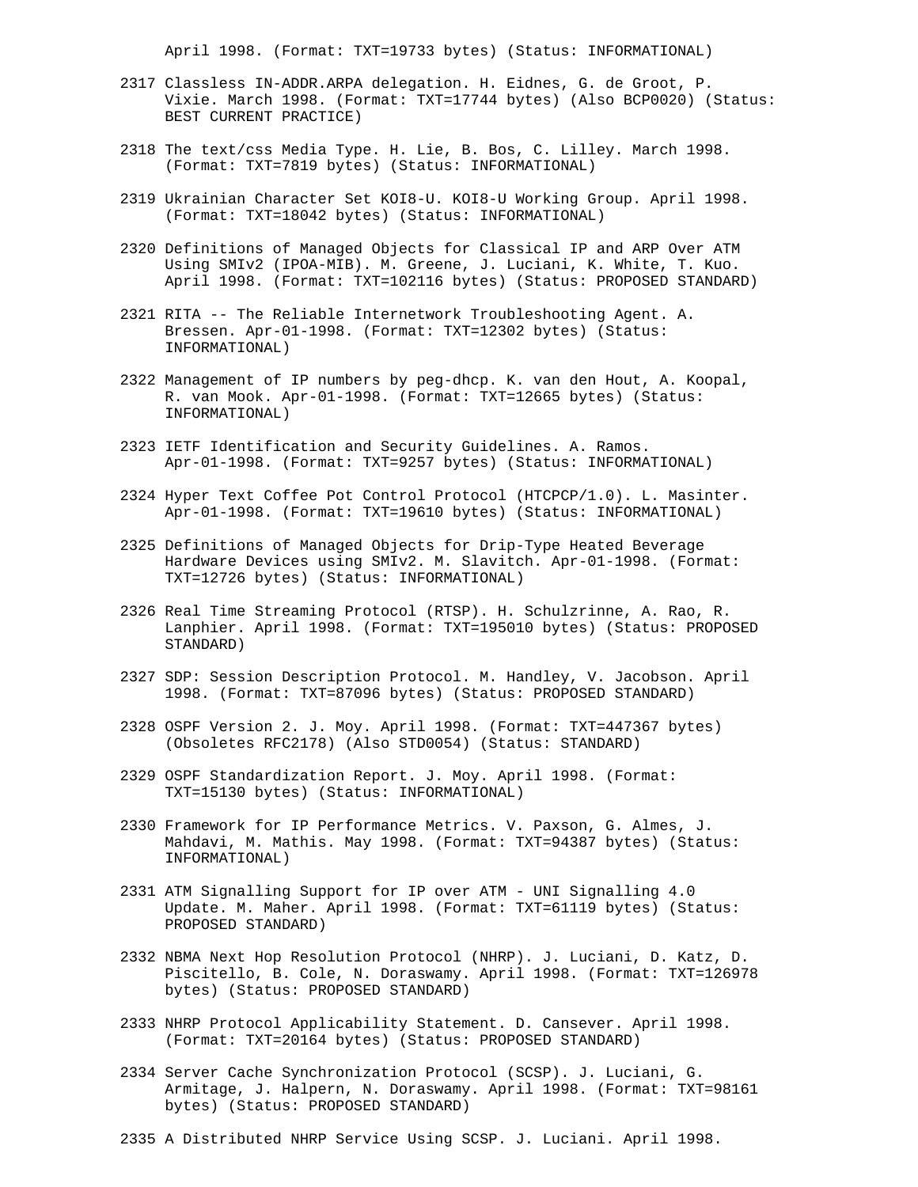April 1998. (Format: TXT=19733 bytes) (Status: INFORMATIONAL)

2317 Classless IN-ADDR.ARPA delegation. H. Eidnes, G. de Groot, P. Vixie. March 1998. (Format: TXT=17744 bytes) (Also BCP0020) (Status: BEST CURRENT PRACTICE)

2318 The text/css Media Type. H. Lie, B. Bos, C. Lilley. March 1998. (Format: TXT=7819 bytes) (Status: INFORMATIONAL)

2319 Ukrainian Character Set KOI8-U. KOI8-U Working Group. April 1998. (Format: TXT=18042 bytes) (Status: INFORMATIONAL)

2320 Definitions of Managed Objects for Classical IP and ARP Over ATM Using SMIv2 (IPOA-MIB). M. Greene, J. Luciani, K. White, T. Kuo. April 1998. (Format: TXT=102116 bytes) (Status: PROPOSED STANDARD)

2321 RITA -- The Reliable Internetwork Troubleshooting Agent. A. Bressen. Apr-01-1998. (Format: TXT=12302 bytes) (Status: INFORMATIONAL)

2322 Management of IP numbers by peg-dhcp. K. van den Hout, A. Koopal, R. van Mook. Apr-01-1998. (Format: TXT=12665 bytes) (Status: INFORMATIONAL)

2323 IETF Identification and Security Guidelines. A. Ramos. Apr-01-1998. (Format: TXT=9257 bytes) (Status: INFORMATIONAL)

2324 Hyper Text Coffee Pot Control Protocol (HTCPCP/1.0). L. Masinter. Apr-01-1998. (Format: TXT=19610 bytes) (Status: INFORMATIONAL)

2325 Definitions of Managed Objects for Drip-Type Heated Beverage Hardware Devices using SMIv2. M. Slavitch. Apr-01-1998. (Format: TXT=12726 bytes) (Status: INFORMATIONAL)

2326 Real Time Streaming Protocol (RTSP). H. Schulzrinne, A. Rao, R. Lanphier. April 1998. (Format: TXT=195010 bytes) (Status: PROPOSED STANDARD)

2327 SDP: Session Description Protocol. M. Handley, V. Jacobson. April 1998. (Format: TXT=87096 bytes) (Status: PROPOSED STANDARD)

2328 OSPF Version 2. J. Moy. April 1998. (Format: TXT=447367 bytes) (Obsoletes RFC2178) (Also STD0054) (Status: STANDARD)

2329 OSPF Standardization Report. J. Moy. April 1998. (Format: TXT=15130 bytes) (Status: INFORMATIONAL)

2330 Framework for IP Performance Metrics. V. Paxson, G. Almes, J. Mahdavi, M. Mathis. May 1998. (Format: TXT=94387 bytes) (Status: INFORMATIONAL)

2331 ATM Signalling Support for IP over ATM - UNI Signalling 4.0 Update. M. Maher. April 1998. (Format: TXT=61119 bytes) (Status: PROPOSED STANDARD)

2332 NBMA Next Hop Resolution Protocol (NHRP). J. Luciani, D. Katz, D. Piscitello, B. Cole, N. Doraswamy. April 1998. (Format: TXT=126978 bytes) (Status: PROPOSED STANDARD)

2333 NHRP Protocol Applicability Statement. D. Cansever. April 1998. (Format: TXT=20164 bytes) (Status: PROPOSED STANDARD)

2334 Server Cache Synchronization Protocol (SCSP). J. Luciani, G. Armitage, J. Halpern, N. Doraswamy. April 1998. (Format: TXT=98161 bytes) (Status: PROPOSED STANDARD)

2335 A Distributed NHRP Service Using SCSP. J. Luciani. April 1998.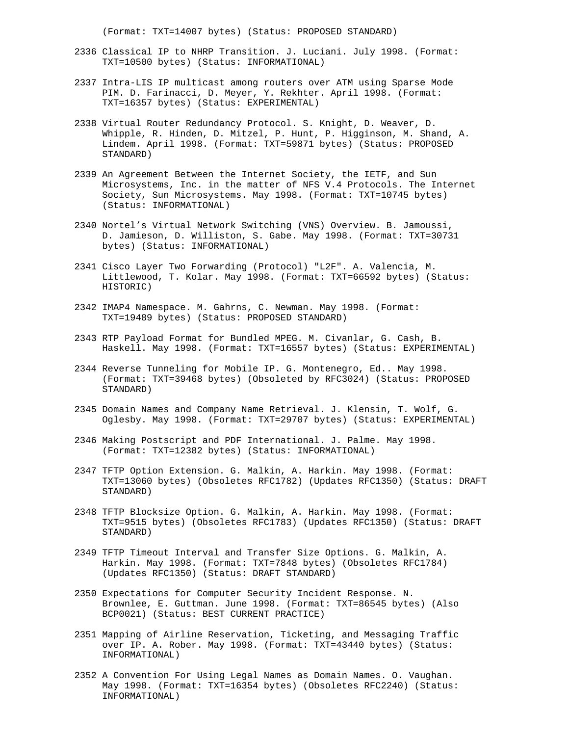(Format: TXT=14007 bytes) (Status: PROPOSED STANDARD)

2336 Classical IP to NHRP Transition. J. Luciani. July 1998. (Format: TXT=10500 bytes) (Status: INFORMATIONAL)

2337 Intra-LIS IP multicast among routers over ATM using Sparse Mode PIM. D. Farinacci, D. Meyer, Y. Rekhter. April 1998. (Format: TXT=16357 bytes) (Status: EXPERIMENTAL)

2338 Virtual Router Redundancy Protocol. S. Knight, D. Weaver, D. Whipple, R. Hinden, D. Mitzel, P. Hunt, P. Higginson, M. Shand, A. Lindem. April 1998. (Format: TXT=59871 bytes) (Status: PROPOSED STANDARD)

2339 An Agreement Between the Internet Society, the IETF, and Sun Microsystems, Inc. in the matter of NFS V.4 Protocols. The Internet Society, Sun Microsystems. May 1998. (Format: TXT=10745 bytes) (Status: INFORMATIONAL)

2340 Nortel’s Virtual Network Switching (VNS) Overview. B. Jamoussi, D. Jamieson, D. Williston, S. Gabe. May 1998. (Format: TXT=30731 bytes) (Status: INFORMATIONAL)

2341 Cisco Layer Two Forwarding (Protocol) "L2F". A. Valencia, M. Littlewood, T. Kolar. May 1998. (Format: TXT=66592 bytes) (Status: HISTORIC)

2342 IMAP4 Namespace. M. Gahrns, C. Newman. May 1998. (Format: TXT=19489 bytes) (Status: PROPOSED STANDARD)

2343 RTP Payload Format for Bundled MPEG. M. Civanlar, G. Cash, B. Haskell. May 1998. (Format: TXT=16557 bytes) (Status: EXPERIMENTAL)

2344 Reverse Tunneling for Mobile IP. G. Montenegro, Ed.. May 1998. (Format: TXT=39468 bytes) (Obsoleted by RFC3024) (Status: PROPOSED STANDARD)

2345 Domain Names and Company Name Retrieval. J. Klensin, T. Wolf, G. Oglesby. May 1998. (Format: TXT=29707 bytes) (Status: EXPERIMENTAL)

2346 Making Postscript and PDF International. J. Palme. May 1998. (Format: TXT=12382 bytes) (Status: INFORMATIONAL)

2347 TFTP Option Extension. G. Malkin, A. Harkin. May 1998. (Format: TXT=13060 bytes) (Obsoletes RFC1782) (Updates RFC1350) (Status: DRAFT STANDARD)

2348 TFTP Blocksize Option. G. Malkin, A. Harkin. May 1998. (Format: TXT=9515 bytes) (Obsoletes RFC1783) (Updates RFC1350) (Status: DRAFT STANDARD)

2349 TFTP Timeout Interval and Transfer Size Options. G. Malkin, A. Harkin. May 1998. (Format: TXT=7848 bytes) (Obsoletes RFC1784) (Updates RFC1350) (Status: DRAFT STANDARD)

2350 Expectations for Computer Security Incident Response. N. Brownlee, E. Guttman. June 1998. (Format: TXT=86545 bytes) (Also BCP0021) (Status: BEST CURRENT PRACTICE)

2351 Mapping of Airline Reservation, Ticketing, and Messaging Traffic over IP. A. Rober. May 1998. (Format: TXT=43440 bytes) (Status: INFORMATIONAL)

2352 A Convention For Using Legal Names as Domain Names. O. Vaughan. May 1998. (Format: TXT=16354 bytes) (Obsoletes RFC2240) (Status: INFORMATIONAL)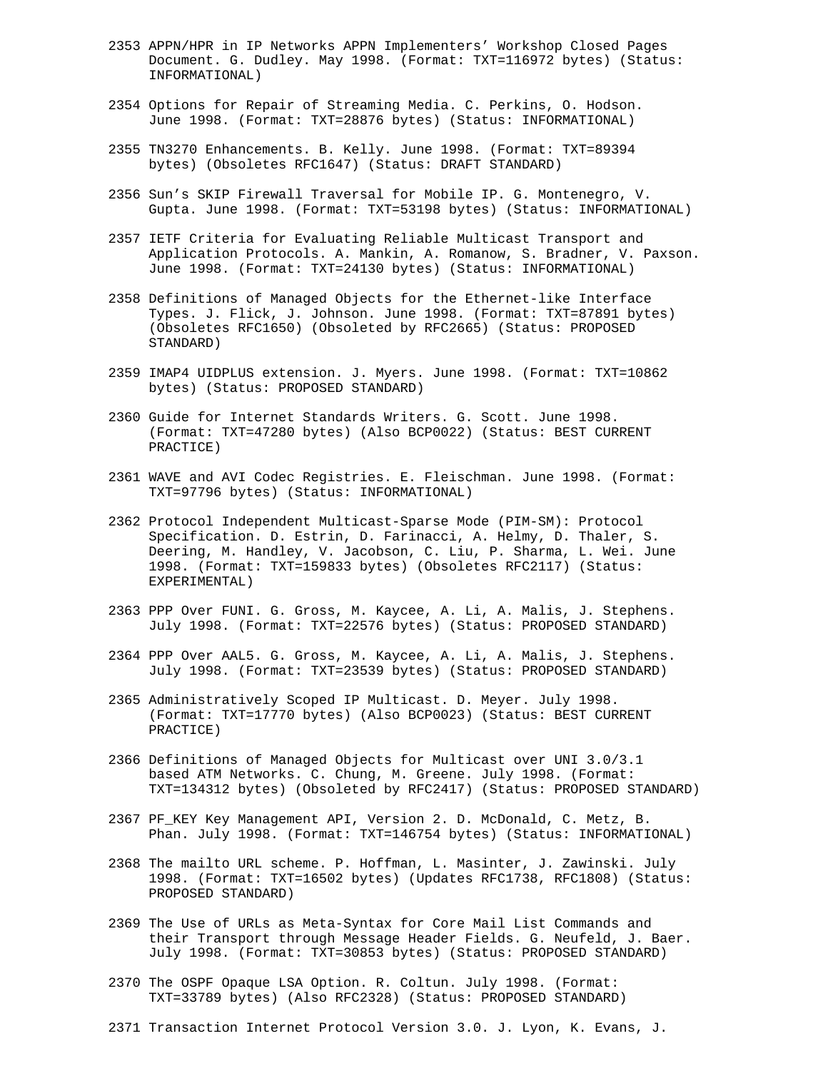2353 APPN/HPR in IP Networks APPN Implementers' Workshop Closed Pages Document. G. Dudley. May 1998. (Format: TXT=116972 bytes) (Status: INFORMATIONAL)

2354 Options for Repair of Streaming Media. C. Perkins, O. Hodson. June 1998. (Format: TXT=28876 bytes) (Status: INFORMATIONAL)

2355 TN3270 Enhancements. B. Kelly. June 1998. (Format: TXT=89394 bytes) (Obsoletes RFC1647) (Status: DRAFT STANDARD)

2356 Sun's SKIP Firewall Traversal for Mobile IP. G. Montenegro, V. Gupta. June 1998. (Format: TXT=53198 bytes) (Status: INFORMATIONAL)

2357 IETF Criteria for Evaluating Reliable Multicast Transport and Application Protocols. A. Mankin, A. Romanow, S. Bradner, V. Paxson. June 1998. (Format: TXT=24130 bytes) (Status: INFORMATIONAL)

2358 Definitions of Managed Objects for the Ethernet-like Interface Types. J. Flick, J. Johnson. June 1998. (Format: TXT=87891 bytes) (Obsoletes RFC1650) (Obsoleted by RFC2665) (Status: PROPOSED STANDARD)

2359 IMAP4 UIDPLUS extension. J. Myers. June 1998. (Format: TXT=10862 bytes) (Status: PROPOSED STANDARD)

2360 Guide for Internet Standards Writers. G. Scott. June 1998. (Format: TXT=47280 bytes) (Also BCP0022) (Status: BEST CURRENT PRACTICE)

2361 WAVE and AVI Codec Registries. E. Fleischman. June 1998. (Format: TXT=97796 bytes) (Status: INFORMATIONAL)

2362 Protocol Independent Multicast-Sparse Mode (PIM-SM): Protocol Specification. D. Estrin, D. Farinacci, A. Helmy, D. Thaler, S. Deering, M. Handley, V. Jacobson, C. Liu, P. Sharma, L. Wei. June 1998. (Format: TXT=159833 bytes) (Obsoletes RFC2117) (Status: EXPERIMENTAL)

2363 PPP Over FUNI. G. Gross, M. Kaycee, A. Li, A. Malis, J. Stephens. July 1998. (Format: TXT=22576 bytes) (Status: PROPOSED STANDARD)

2364 PPP Over AAL5. G. Gross, M. Kaycee, A. Li, A. Malis, J. Stephens. July 1998. (Format: TXT=23539 bytes) (Status: PROPOSED STANDARD)

2365 Administratively Scoped IP Multicast. D. Meyer. July 1998. (Format: TXT=17770 bytes) (Also BCP0023) (Status: BEST CURRENT PRACTICE)

2366 Definitions of Managed Objects for Multicast over UNI 3.0/3.1 based ATM Networks. C. Chung, M. Greene. July 1998. (Format: TXT=134312 bytes) (Obsoleted by RFC2417) (Status: PROPOSED STANDARD)

2367 PF_KEY Key Management API, Version 2. D. McDonald, C. Metz, B. Phan. July 1998. (Format: TXT=146754 bytes) (Status: INFORMATIONAL)

2368 The mailto URL scheme. P. Hoffman, L. Masinter, J. Zawinski. July 1998. (Format: TXT=16502 bytes) (Updates RFC1738, RFC1808) (Status: PROPOSED STANDARD)

2369 The Use of URLs as Meta-Syntax for Core Mail List Commands and their Transport through Message Header Fields. G. Neufeld, J. Baer. July 1998. (Format: TXT=30853 bytes) (Status: PROPOSED STANDARD)

2370 The OSPF Opaque LSA Option. R. Coltun. July 1998. (Format: TXT=33789 bytes) (Also RFC2328) (Status: PROPOSED STANDARD)

2371 Transaction Internet Protocol Version 3.0. J. Lyon, K. Evans, J.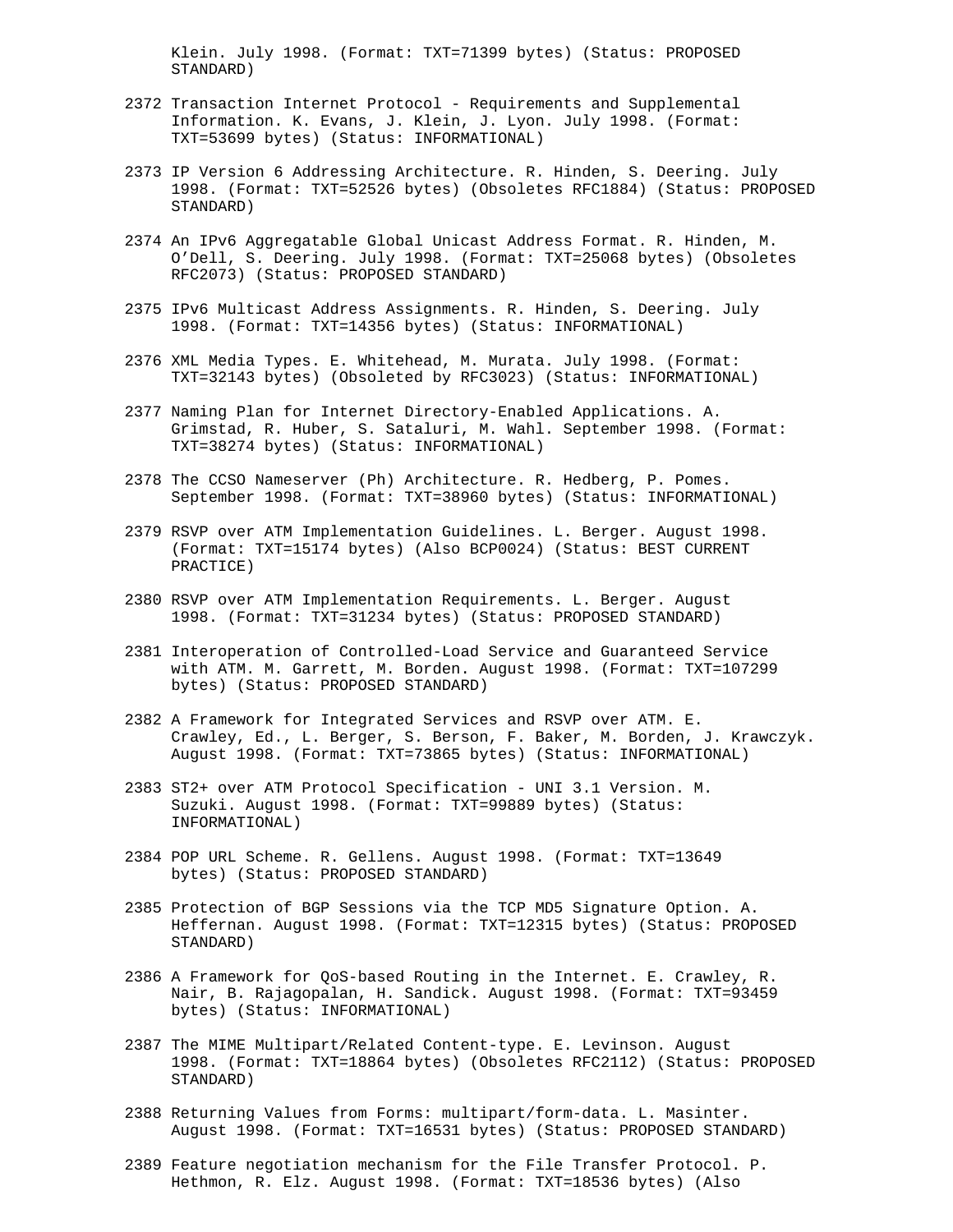Klein. July 1998. (Format: TXT=71399 bytes) (Status: PROPOSED STANDARD)

2372 Transaction Internet Protocol - Requirements and Supplemental Information. K. Evans, J. Klein, J. Lyon. July 1998. (Format: TXT=53699 bytes) (Status: INFORMATIONAL)

2373 IP Version 6 Addressing Architecture. R. Hinden, S. Deering. July 1998. (Format: TXT=52526 bytes) (Obsoletes RFC1884) (Status: PROPOSED STANDARD)

2374 An IPv6 Aggregatable Global Unicast Address Format. R. Hinden, M. O'Dell, S. Deering. July 1998. (Format: TXT=25068 bytes) (Obsoletes RFC2073) (Status: PROPOSED STANDARD)

2375 IPv6 Multicast Address Assignments. R. Hinden, S. Deering. July 1998. (Format: TXT=14356 bytes) (Status: INFORMATIONAL)

2376 XML Media Types. E. Whitehead, M. Murata. July 1998. (Format: TXT=32143 bytes) (Obsoleted by RFC3023) (Status: INFORMATIONAL)

2377 Naming Plan for Internet Directory-Enabled Applications. A. Grimstad, R. Huber, S. Sataluri, M. Wahl. September 1998. (Format: TXT=38274 bytes) (Status: INFORMATIONAL)

2378 The CCSO Nameserver (Ph) Architecture. R. Hedberg, P. Pomes. September 1998. (Format: TXT=38960 bytes) (Status: INFORMATIONAL)

2379 RSVP over ATM Implementation Guidelines. L. Berger. August 1998. (Format: TXT=15174 bytes) (Also BCP0024) (Status: BEST CURRENT PRACTICE)

2380 RSVP over ATM Implementation Requirements. L. Berger. August 1998. (Format: TXT=31234 bytes) (Status: PROPOSED STANDARD)

2381 Interoperation of Controlled-Load Service and Guaranteed Service with ATM. M. Garrett, M. Borden. August 1998. (Format: TXT=107299 bytes) (Status: PROPOSED STANDARD)

2382 A Framework for Integrated Services and RSVP over ATM. E. Crawley, Ed., L. Berger, S. Berson, F. Baker, M. Borden, J. Krawczyk. August 1998. (Format: TXT=73865 bytes) (Status: INFORMATIONAL)

2383 ST2+ over ATM Protocol Specification - UNI 3.1 Version. M. Suzuki. August 1998. (Format: TXT=99889 bytes) (Status: INFORMATIONAL)

2384 POP URL Scheme. R. Gellens. August 1998. (Format: TXT=13649 bytes) (Status: PROPOSED STANDARD)

2385 Protection of BGP Sessions via the TCP MD5 Signature Option. A. Heffernan. August 1998. (Format: TXT=12315 bytes) (Status: PROPOSED STANDARD)

2386 A Framework for QoS-based Routing in the Internet. E. Crawley, R. Nair, B. Rajagopalan, H. Sandick. August 1998. (Format: TXT=93459 bytes) (Status: INFORMATIONAL)

2387 The MIME Multipart/Related Content-type. E. Levinson. August 1998. (Format: TXT=18864 bytes) (Obsoletes RFC2112) (Status: PROPOSED STANDARD)

2388 Returning Values from Forms: multipart/form-data. L. Masinter. August 1998. (Format: TXT=16531 bytes) (Status: PROPOSED STANDARD)

2389 Feature negotiation mechanism for the File Transfer Protocol. P. Hethmon, R. Elz. August 1998. (Format: TXT=18536 bytes) (Also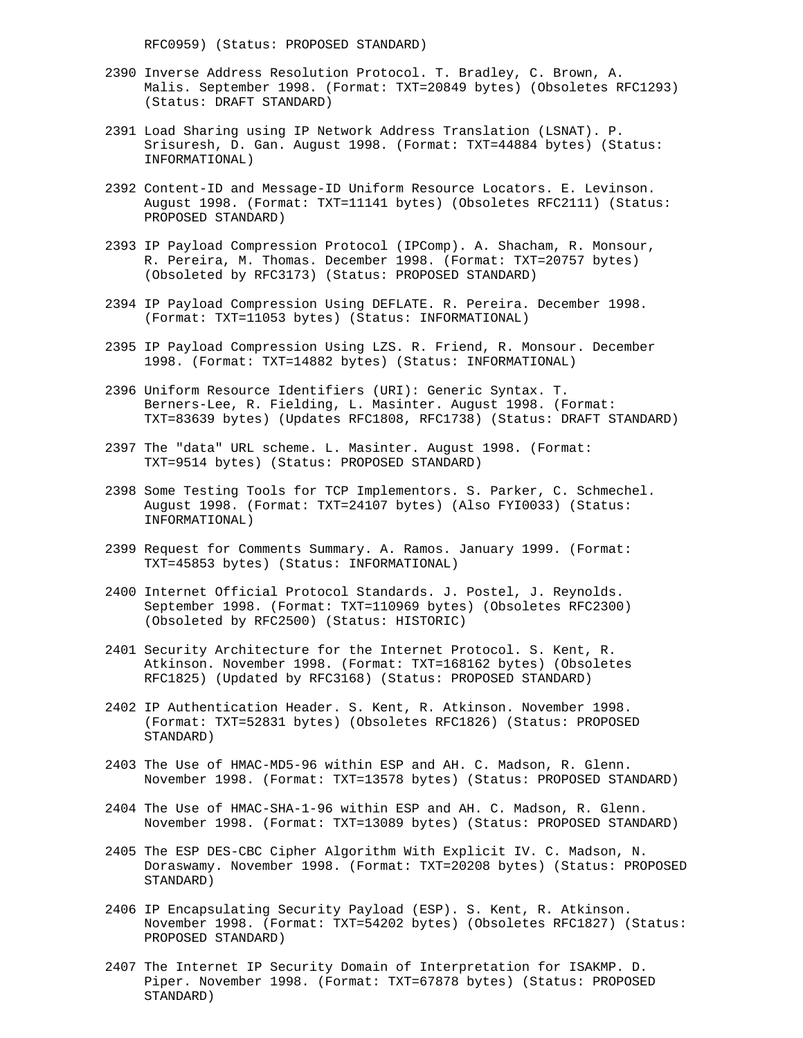RFC0959) (Status: PROPOSED STANDARD)

2390 Inverse Address Resolution Protocol. T. Bradley, C. Brown, A. Malis. September 1998. (Format: TXT=20849 bytes) (Obsoletes RFC1293) (Status: DRAFT STANDARD)

2391 Load Sharing using IP Network Address Translation (LSNAT). P. Srisuresh, D. Gan. August 1998. (Format: TXT=44884 bytes) (Status: INFORMATIONAL)

2392 Content-ID and Message-ID Uniform Resource Locators. E. Levinson. August 1998. (Format: TXT=11141 bytes) (Obsoletes RFC2111) (Status: PROPOSED STANDARD)

2393 IP Payload Compression Protocol (IPComp). A. Shacham, R. Monsour, R. Pereira, M. Thomas. December 1998. (Format: TXT=20757 bytes) (Obsoleted by RFC3173) (Status: PROPOSED STANDARD)

2394 IP Payload Compression Using DEFLATE. R. Pereira. December 1998. (Format: TXT=11053 bytes) (Status: INFORMATIONAL)

2395 IP Payload Compression Using LZS. R. Friend, R. Monsour. December 1998. (Format: TXT=14882 bytes) (Status: INFORMATIONAL)

2396 Uniform Resource Identifiers (URI): Generic Syntax. T. Berners-Lee, R. Fielding, L. Masinter. August 1998. (Format: TXT=83639 bytes) (Updates RFC1808, RFC1738) (Status: DRAFT STANDARD)

2397 The "data" URL scheme. L. Masinter. August 1998. (Format: TXT=9514 bytes) (Status: PROPOSED STANDARD)

2398 Some Testing Tools for TCP Implementors. S. Parker, C. Schmechel. August 1998. (Format: TXT=24107 bytes) (Also FYI0033) (Status: INFORMATIONAL)

2399 Request for Comments Summary. A. Ramos. January 1999. (Format: TXT=45853 bytes) (Status: INFORMATIONAL)

2400 Internet Official Protocol Standards. J. Postel, J. Reynolds. September 1998. (Format: TXT=110969 bytes) (Obsoletes RFC2300) (Obsoleted by RFC2500) (Status: HISTORIC)

2401 Security Architecture for the Internet Protocol. S. Kent, R. Atkinson. November 1998. (Format: TXT=168162 bytes) (Obsoletes RFC1825) (Updated by RFC3168) (Status: PROPOSED STANDARD)

2402 IP Authentication Header. S. Kent, R. Atkinson. November 1998. (Format: TXT=52831 bytes) (Obsoletes RFC1826) (Status: PROPOSED STANDARD)

2403 The Use of HMAC-MD5-96 within ESP and AH. C. Madson, R. Glenn. November 1998. (Format: TXT=13578 bytes) (Status: PROPOSED STANDARD)

2404 The Use of HMAC-SHA-1-96 within ESP and AH. C. Madson, R. Glenn. November 1998. (Format: TXT=13089 bytes) (Status: PROPOSED STANDARD)

2405 The ESP DES-CBC Cipher Algorithm With Explicit IV. C. Madson, N. Doraswamy. November 1998. (Format: TXT=20208 bytes) (Status: PROPOSED STANDARD)

2406 IP Encapsulating Security Payload (ESP). S. Kent, R. Atkinson. November 1998. (Format: TXT=54202 bytes) (Obsoletes RFC1827) (Status: PROPOSED STANDARD)

2407 The Internet IP Security Domain of Interpretation for ISAKMP. D. Piper. November 1998. (Format: TXT=67878 bytes) (Status: PROPOSED STANDARD)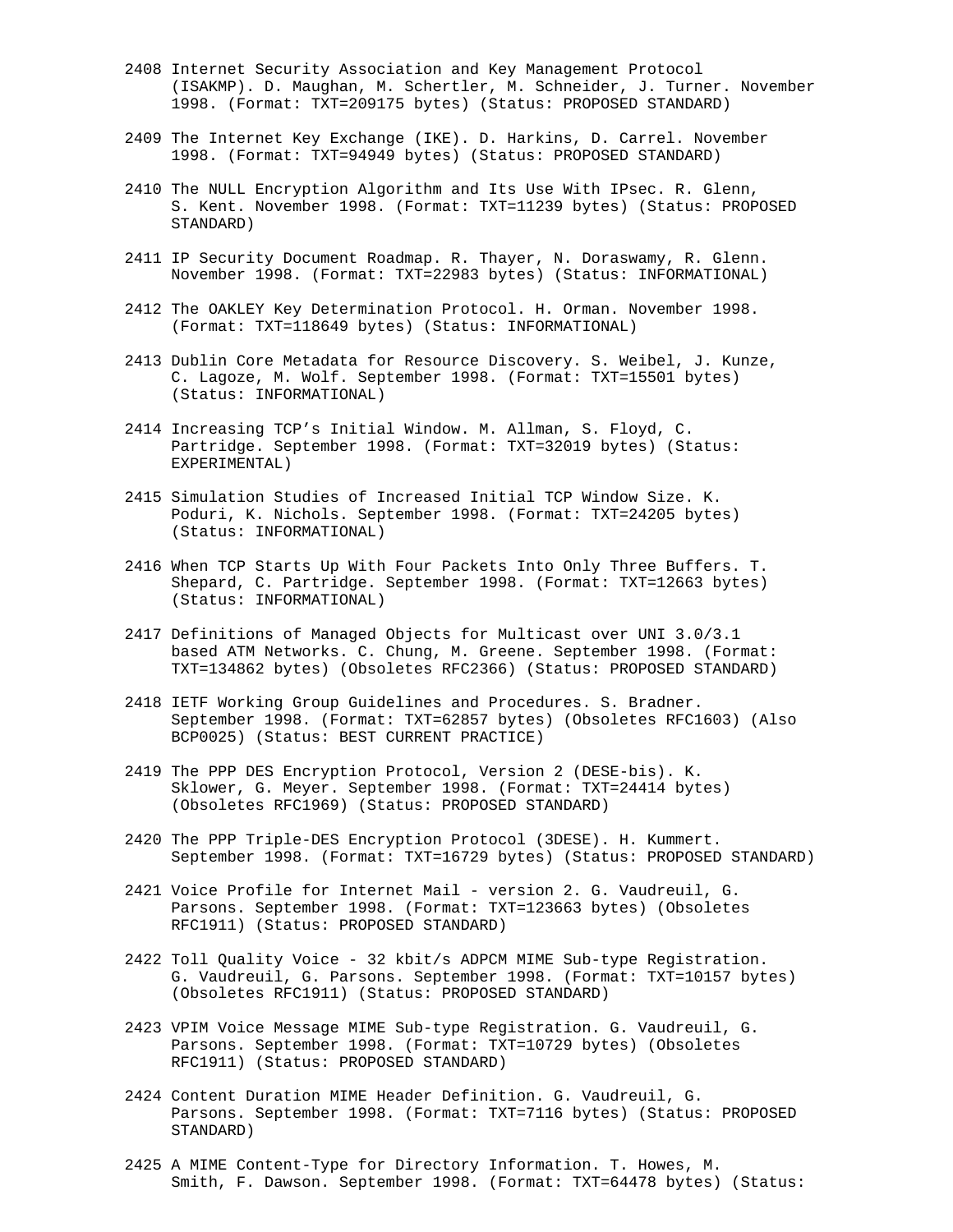2408 Internet Security Association and Key Management Protocol (ISAKMP). D. Maughan, M. Schertler, M. Schneider, J. Turner. November 1998. (Format: TXT=209175 bytes) (Status: PROPOSED STANDARD)

2409 The Internet Key Exchange (IKE). D. Harkins, D. Carrel. November 1998. (Format: TXT=94949 bytes) (Status: PROPOSED STANDARD)

2410 The NULL Encryption Algorithm and Its Use With IPsec. R. Glenn, S. Kent. November 1998. (Format: TXT=11239 bytes) (Status: PROPOSED STANDARD)

2411 IP Security Document Roadmap. R. Thayer, N. Doraswamy, R. Glenn. November 1998. (Format: TXT=22983 bytes) (Status: INFORMATIONAL)

2412 The OAKLEY Key Determination Protocol. H. Orman. November 1998. (Format: TXT=118649 bytes) (Status: INFORMATIONAL)

2413 Dublin Core Metadata for Resource Discovery. S. Weibel, J. Kunze, C. Lagoze, M. Wolf. September 1998. (Format: TXT=15501 bytes) (Status: INFORMATIONAL)

2414 Increasing TCP's Initial Window. M. Allman, S. Floyd, C. Partridge. September 1998. (Format: TXT=32019 bytes) (Status: EXPERIMENTAL)

2415 Simulation Studies of Increased Initial TCP Window Size. K. Poduri, K. Nichols. September 1998. (Format: TXT=24205 bytes) (Status: INFORMATIONAL)

2416 When TCP Starts Up With Four Packets Into Only Three Buffers. T. Shepard, C. Partridge. September 1998. (Format: TXT=12663 bytes) (Status: INFORMATIONAL)

2417 Definitions of Managed Objects for Multicast over UNI 3.0/3.1 based ATM Networks. C. Chung, M. Greene. September 1998. (Format: TXT=134862 bytes) (Obsoletes RFC2366) (Status: PROPOSED STANDARD)

2418 IETF Working Group Guidelines and Procedures. S. Bradner. September 1998. (Format: TXT=62857 bytes) (Obsoletes RFC1603) (Also BCP0025) (Status: BEST CURRENT PRACTICE)

2419 The PPP DES Encryption Protocol, Version 2 (DESE-bis). K. Sklower, G. Meyer. September 1998. (Format: TXT=24414 bytes) (Obsoletes RFC1969) (Status: PROPOSED STANDARD)

2420 The PPP Triple-DES Encryption Protocol (3DESE). H. Kummert. September 1998. (Format: TXT=16729 bytes) (Status: PROPOSED STANDARD)

2421 Voice Profile for Internet Mail - version 2. G. Vaudreuil, G. Parsons. September 1998. (Format: TXT=123663 bytes) (Obsoletes RFC1911) (Status: PROPOSED STANDARD)

2422 Toll Quality Voice - 32 kbit/s ADPCM MIME Sub-type Registration. G. Vaudreuil, G. Parsons. September 1998. (Format: TXT=10157 bytes) (Obsoletes RFC1911) (Status: PROPOSED STANDARD)

2423 VPIM Voice Message MIME Sub-type Registration. G. Vaudreuil, G. Parsons. September 1998. (Format: TXT=10729 bytes) (Obsoletes RFC1911) (Status: PROPOSED STANDARD)

2424 Content Duration MIME Header Definition. G. Vaudreuil, G. Parsons. September 1998. (Format: TXT=7116 bytes) (Status: PROPOSED STANDARD)

2425 A MIME Content-Type for Directory Information. T. Howes, M. Smith, F. Dawson. September 1998. (Format: TXT=64478 bytes) (Status: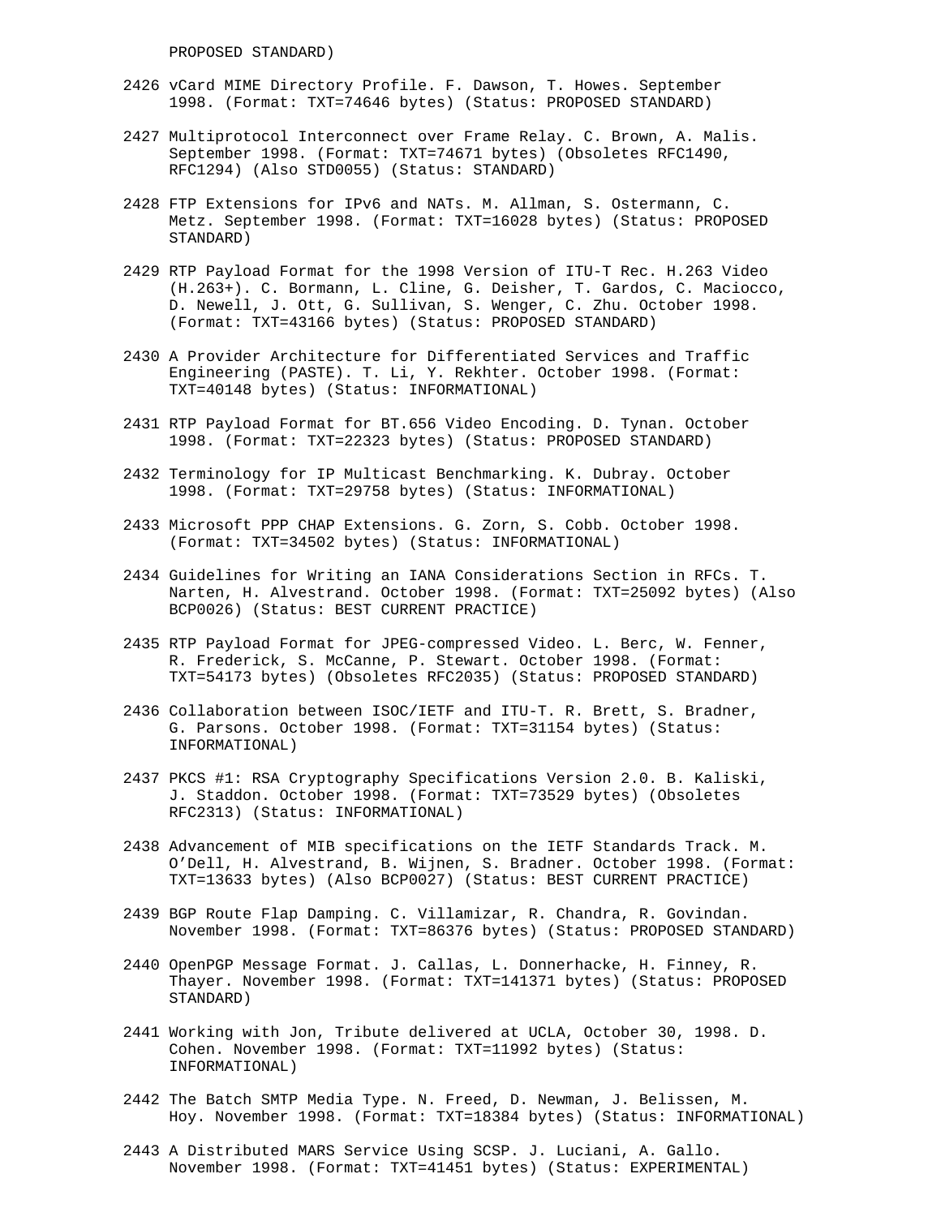PROPOSED STANDARD)

2426 vCard MIME Directory Profile. F. Dawson, T. Howes. September 1998. (Format: TXT=74646 bytes) (Status: PROPOSED STANDARD)

2427 Multiprotocol Interconnect over Frame Relay. C. Brown, A. Malis. September 1998. (Format: TXT=74671 bytes) (Obsoletes RFC1490, RFC1294) (Also STD0055) (Status: STANDARD)

2428 FTP Extensions for IPv6 and NATs. M. Allman, S. Ostermann, C. Metz. September 1998. (Format: TXT=16028 bytes) (Status: PROPOSED STANDARD)

2429 RTP Payload Format for the 1998 Version of ITU-T Rec. H.263 Video (H.263+). C. Bormann, L. Cline, G. Deisher, T. Gardos, C. Maciocco, D. Newell, J. Ott, G. Sullivan, S. Wenger, C. Zhu. October 1998. (Format: TXT=43166 bytes) (Status: PROPOSED STANDARD)

2430 A Provider Architecture for Differentiated Services and Traffic Engineering (PASTE). T. Li, Y. Rekhter. October 1998. (Format: TXT=40148 bytes) (Status: INFORMATIONAL)

2431 RTP Payload Format for BT.656 Video Encoding. D. Tynan. October 1998. (Format: TXT=22323 bytes) (Status: PROPOSED STANDARD)

2432 Terminology for IP Multicast Benchmarking. K. Dubray. October 1998. (Format: TXT=29758 bytes) (Status: INFORMATIONAL)

2433 Microsoft PPP CHAP Extensions. G. Zorn, S. Cobb. October 1998. (Format: TXT=34502 bytes) (Status: INFORMATIONAL)

2434 Guidelines for Writing an IANA Considerations Section in RFCs. T. Narten, H. Alvestrand. October 1998. (Format: TXT=25092 bytes) (Also BCP0026) (Status: BEST CURRENT PRACTICE)

2435 RTP Payload Format for JPEG-compressed Video. L. Berc, W. Fenner, R. Frederick, S. McCanne, P. Stewart. October 1998. (Format: TXT=54173 bytes) (Obsoletes RFC2035) (Status: PROPOSED STANDARD)

2436 Collaboration between ISOC/IETF and ITU-T. R. Brett, S. Bradner, G. Parsons. October 1998. (Format: TXT=31154 bytes) (Status: INFORMATIONAL)

2437 PKCS #1: RSA Cryptography Specifications Version 2.0. B. Kaliski, J. Staddon. October 1998. (Format: TXT=73529 bytes) (Obsoletes RFC2313) (Status: INFORMATIONAL)

2438 Advancement of MIB specifications on the IETF Standards Track. M. O'Dell, H. Alvestrand, B. Wijnen, S. Bradner. October 1998. (Format: TXT=13633 bytes) (Also BCP0027) (Status: BEST CURRENT PRACTICE)

2439 BGP Route Flap Damping. C. Villamizar, R. Chandra, R. Govindan. November 1998. (Format: TXT=86376 bytes) (Status: PROPOSED STANDARD)

2440 OpenPGP Message Format. J. Callas, L. Donnerhacke, H. Finney, R. Thayer. November 1998. (Format: TXT=141371 bytes) (Status: PROPOSED STANDARD)

2441 Working with Jon, Tribute delivered at UCLA, October 30, 1998. D. Cohen. November 1998. (Format: TXT=11992 bytes) (Status: INFORMATIONAL)

2442 The Batch SMTP Media Type. N. Freed, D. Newman, J. Belissen, M. Hoy. November 1998. (Format: TXT=18384 bytes) (Status: INFORMATIONAL)

2443 A Distributed MARS Service Using SCSP. J. Luciani, A. Gallo. November 1998. (Format: TXT=41451 bytes) (Status: EXPERIMENTAL)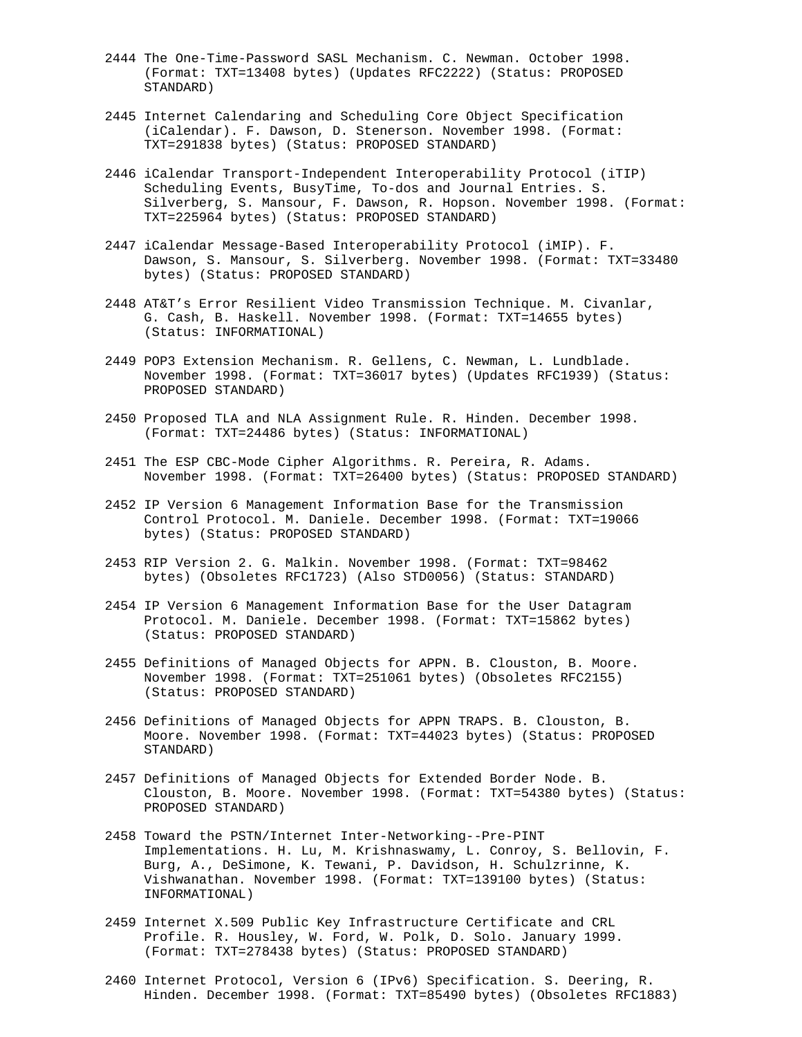2444 The One-Time-Password SASL Mechanism. C. Newman. October 1998. (Format: TXT=13408 bytes) (Updates RFC2222) (Status: PROPOSED STANDARD)

2445 Internet Calendaring and Scheduling Core Object Specification (iCalendar). F. Dawson, D. Stenerson. November 1998. (Format: TXT=291838 bytes) (Status: PROPOSED STANDARD)

2446 iCalendar Transport-Independent Interoperability Protocol (iTIP) Scheduling Events, BusyTime, To-dos and Journal Entries. S. Silverberg, S. Mansour, F. Dawson, R. Hopson. November 1998. (Format: TXT=225964 bytes) (Status: PROPOSED STANDARD)

2447 iCalendar Message-Based Interoperability Protocol (iMIP). F. Dawson, S. Mansour, S. Silverberg. November 1998. (Format: TXT=33480 bytes) (Status: PROPOSED STANDARD)

2448 AT&T's Error Resilient Video Transmission Technique. M. Civanlar, G. Cash, B. Haskell. November 1998. (Format: TXT=14655 bytes) (Status: INFORMATIONAL)

2449 POP3 Extension Mechanism. R. Gellens, C. Newman, L. Lundblade. November 1998. (Format: TXT=36017 bytes) (Updates RFC1939) (Status: PROPOSED STANDARD)

2450 Proposed TLA and NLA Assignment Rule. R. Hinden. December 1998. (Format: TXT=24486 bytes) (Status: INFORMATIONAL)

2451 The ESP CBC-Mode Cipher Algorithms. R. Pereira, R. Adams. November 1998. (Format: TXT=26400 bytes) (Status: PROPOSED STANDARD)

2452 IP Version 6 Management Information Base for the Transmission Control Protocol. M. Daniele. December 1998. (Format: TXT=19066 bytes) (Status: PROPOSED STANDARD)

2453 RIP Version 2. G. Malkin. November 1998. (Format: TXT=98462 bytes) (Obsoletes RFC1723) (Also STD0056) (Status: STANDARD)

2454 IP Version 6 Management Information Base for the User Datagram Protocol. M. Daniele. December 1998. (Format: TXT=15862 bytes) (Status: PROPOSED STANDARD)

2455 Definitions of Managed Objects for APPN. B. Clouston, B. Moore. November 1998. (Format: TXT=251061 bytes) (Obsoletes RFC2155) (Status: PROPOSED STANDARD)

2456 Definitions of Managed Objects for APPN TRAPS. B. Clouston, B. Moore. November 1998. (Format: TXT=44023 bytes) (Status: PROPOSED STANDARD)

2457 Definitions of Managed Objects for Extended Border Node. B. Clouston, B. Moore. November 1998. (Format: TXT=54380 bytes) (Status: PROPOSED STANDARD)

2458 Toward the PSTN/Internet Inter-Networking--Pre-PINT Implementations. H. Lu, M. Krishnaswamy, L. Conroy, S. Bellovin, F. Burg, A., DeSimone, K. Tewani, P. Davidson, H. Schulzrinne, K. Vishwanathan. November 1998. (Format: TXT=139100 bytes) (Status: INFORMATIONAL)

2459 Internet X.509 Public Key Infrastructure Certificate and CRL Profile. R. Housley, W. Ford, W. Polk, D. Solo. January 1999. (Format: TXT=278438 bytes) (Status: PROPOSED STANDARD)

2460 Internet Protocol, Version 6 (IPv6) Specification. S. Deering, R. Hinden. December 1998. (Format: TXT=85490 bytes) (Obsoletes RFC1883)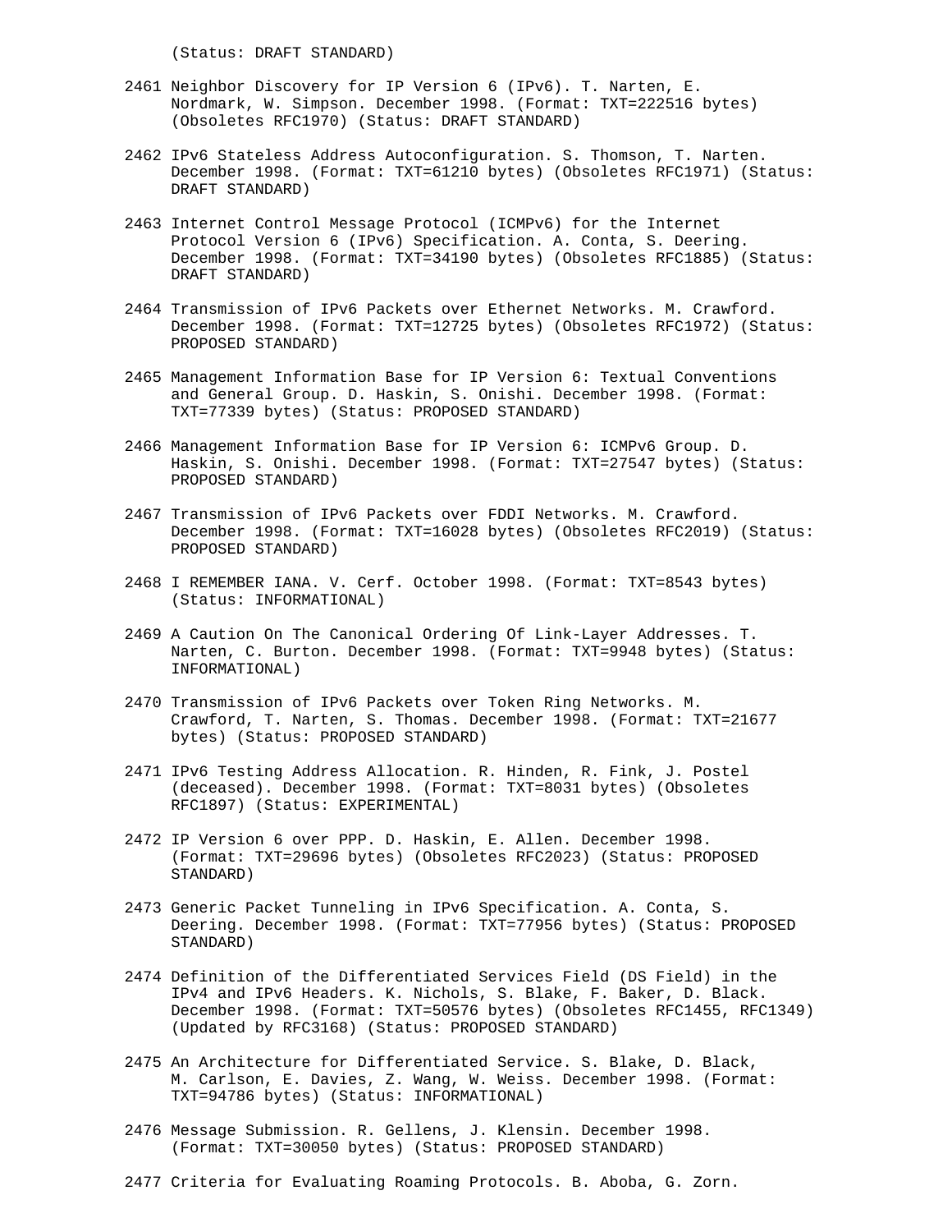(Status: DRAFT STANDARD)

2461 Neighbor Discovery for IP Version 6 (IPv6). T. Narten, E. Nordmark, W. Simpson. December 1998. (Format: TXT=222516 bytes) (Obsoletes RFC1970) (Status: DRAFT STANDARD)

2462 IPv6 Stateless Address Autoconfiguration. S. Thomson, T. Narten. December 1998. (Format: TXT=61210 bytes) (Obsoletes RFC1971) (Status: DRAFT STANDARD)

2463 Internet Control Message Protocol (ICMPv6) for the Internet Protocol Version 6 (IPv6) Specification. A. Conta, S. Deering. December 1998. (Format: TXT=34190 bytes) (Obsoletes RFC1885) (Status: DRAFT STANDARD)

2464 Transmission of IPv6 Packets over Ethernet Networks. M. Crawford. December 1998. (Format: TXT=12725 bytes) (Obsoletes RFC1972) (Status: PROPOSED STANDARD)

2465 Management Information Base for IP Version 6: Textual Conventions and General Group. D. Haskin, S. Onishi. December 1998. (Format: TXT=77339 bytes) (Status: PROPOSED STANDARD)

2466 Management Information Base for IP Version 6: ICMPv6 Group. D. Haskin, S. Onishi. December 1998. (Format: TXT=27547 bytes) (Status: PROPOSED STANDARD)

2467 Transmission of IPv6 Packets over FDDI Networks. M. Crawford. December 1998. (Format: TXT=16028 bytes) (Obsoletes RFC2019) (Status: PROPOSED STANDARD)

2468 I REMEMBER IANA. V. Cerf. October 1998. (Format: TXT=8543 bytes) (Status: INFORMATIONAL)

2469 A Caution On The Canonical Ordering Of Link-Layer Addresses. T. Narten, C. Burton. December 1998. (Format: TXT=9948 bytes) (Status: INFORMATIONAL)

2470 Transmission of IPv6 Packets over Token Ring Networks. M. Crawford, T. Narten, S. Thomas. December 1998. (Format: TXT=21677 bytes) (Status: PROPOSED STANDARD)

2471 IPv6 Testing Address Allocation. R. Hinden, R. Fink, J. Postel (deceased). December 1998. (Format: TXT=8031 bytes) (Obsoletes RFC1897) (Status: EXPERIMENTAL)

2472 IP Version 6 over PPP. D. Haskin, E. Allen. December 1998. (Format: TXT=29696 bytes) (Obsoletes RFC2023) (Status: PROPOSED STANDARD)

2473 Generic Packet Tunneling in IPv6 Specification. A. Conta, S. Deering. December 1998. (Format: TXT=77956 bytes) (Status: PROPOSED STANDARD)

2474 Definition of the Differentiated Services Field (DS Field) in the IPv4 and IPv6 Headers. K. Nichols, S. Blake, F. Baker, D. Black. December 1998. (Format: TXT=50576 bytes) (Obsoletes RFC1455, RFC1349) (Updated by RFC3168) (Status: PROPOSED STANDARD)

2475 An Architecture for Differentiated Service. S. Blake, D. Black, M. Carlson, E. Davies, Z. Wang, W. Weiss. December 1998. (Format: TXT=94786 bytes) (Status: INFORMATIONAL)

2476 Message Submission. R. Gellens, J. Klensin. December 1998. (Format: TXT=30050 bytes) (Status: PROPOSED STANDARD)

2477 Criteria for Evaluating Roaming Protocols. B. Aboba, G. Zorn.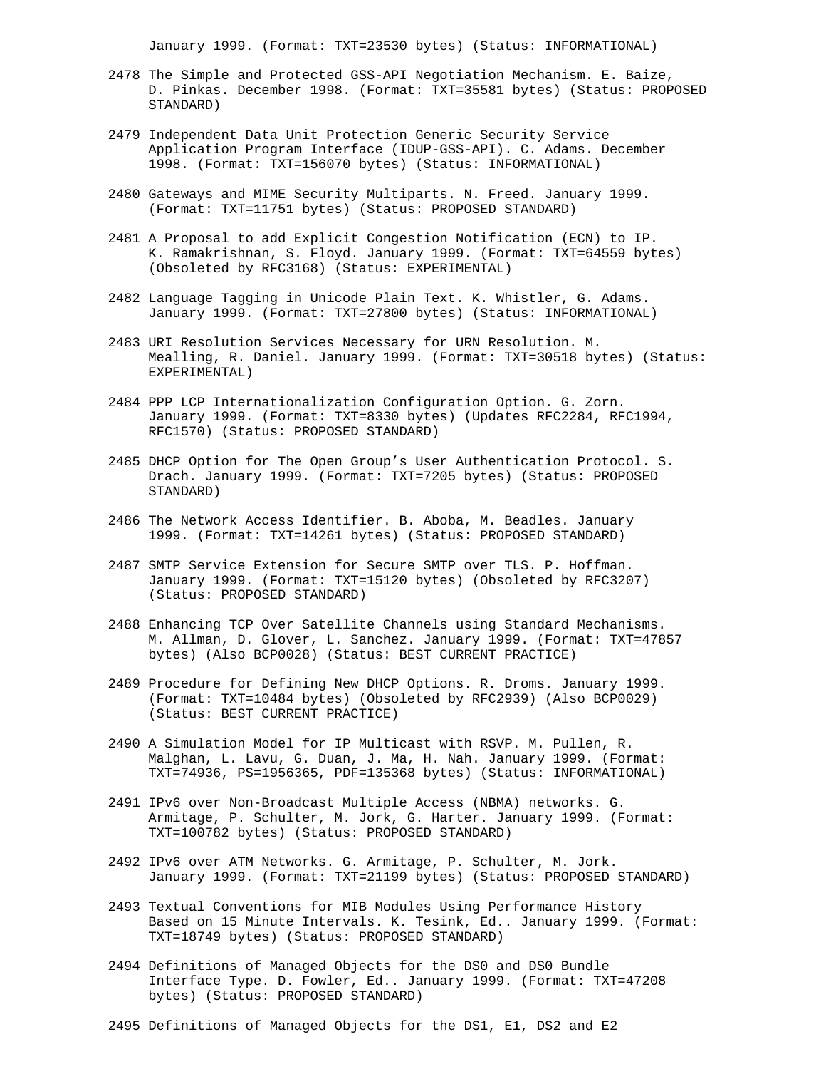January 1999. (Format: TXT=23530 bytes) (Status: INFORMATIONAL)

2478 The Simple and Protected GSS-API Negotiation Mechanism. E. Baize, D. Pinkas. December 1998. (Format: TXT=35581 bytes) (Status: PROPOSED STANDARD)

2479 Independent Data Unit Protection Generic Security Service Application Program Interface (IDUP-GSS-API). C. Adams. December 1998. (Format: TXT=156070 bytes) (Status: INFORMATIONAL)

2480 Gateways and MIME Security Multiparts. N. Freed. January 1999. (Format: TXT=11751 bytes) (Status: PROPOSED STANDARD)

2481 A Proposal to add Explicit Congestion Notification (ECN) to IP. K. Ramakrishnan, S. Floyd. January 1999. (Format: TXT=64559 bytes) (Obsoleted by RFC3168) (Status: EXPERIMENTAL)

2482 Language Tagging in Unicode Plain Text. K. Whistler, G. Adams. January 1999. (Format: TXT=27800 bytes) (Status: INFORMATIONAL)

2483 URI Resolution Services Necessary for URN Resolution. M. Mealling, R. Daniel. January 1999. (Format: TXT=30518 bytes) (Status: EXPERIMENTAL)

2484 PPP LCP Internationalization Configuration Option. G. Zorn. January 1999. (Format: TXT=8330 bytes) (Updates RFC2284, RFC1994, RFC1570) (Status: PROPOSED STANDARD)

2485 DHCP Option for The Open Group's User Authentication Protocol. S. Drach. January 1999. (Format: TXT=7205 bytes) (Status: PROPOSED STANDARD)

2486 The Network Access Identifier. B. Aboba, M. Beadles. January 1999. (Format: TXT=14261 bytes) (Status: PROPOSED STANDARD)

2487 SMTP Service Extension for Secure SMTP over TLS. P. Hoffman. January 1999. (Format: TXT=15120 bytes) (Obsoleted by RFC3207) (Status: PROPOSED STANDARD)

2488 Enhancing TCP Over Satellite Channels using Standard Mechanisms. M. Allman, D. Glover, L. Sanchez. January 1999. (Format: TXT=47857 bytes) (Also BCP0028) (Status: BEST CURRENT PRACTICE)

2489 Procedure for Defining New DHCP Options. R. Droms. January 1999. (Format: TXT=10484 bytes) (Obsoleted by RFC2939) (Also BCP0029) (Status: BEST CURRENT PRACTICE)

2490 A Simulation Model for IP Multicast with RSVP. M. Pullen, R. Malghan, L. Lavu, G. Duan, J. Ma, H. Nah. January 1999. (Format: TXT=74936, PS=1956365, PDF=135368 bytes) (Status: INFORMATIONAL)

2491 IPv6 over Non-Broadcast Multiple Access (NBMA) networks. G. Armitage, P. Schulter, M. Jork, G. Harter. January 1999. (Format: TXT=100782 bytes) (Status: PROPOSED STANDARD)

2492 IPv6 over ATM Networks. G. Armitage, P. Schulter, M. Jork. January 1999. (Format: TXT=21199 bytes) (Status: PROPOSED STANDARD)

2493 Textual Conventions for MIB Modules Using Performance History Based on 15 Minute Intervals. K. Tesink, Ed.. January 1999. (Format: TXT=18749 bytes) (Status: PROPOSED STANDARD)

2494 Definitions of Managed Objects for the DS0 and DS0 Bundle Interface Type. D. Fowler, Ed.. January 1999. (Format: TXT=47208 bytes) (Status: PROPOSED STANDARD)

2495 Definitions of Managed Objects for the DS1, E1, DS2 and E2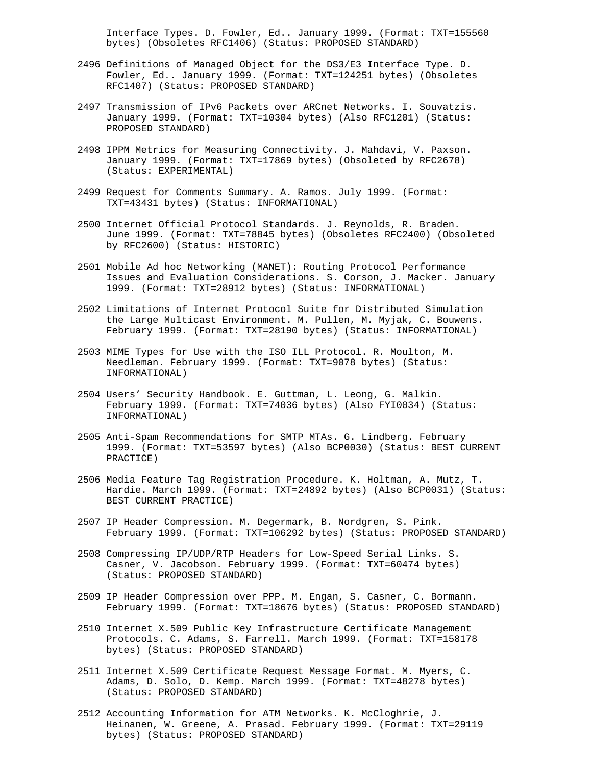Interface Types. D. Fowler, Ed.. January 1999. (Format: TXT=155560 bytes) (Obsoletes RFC1406) (Status: PROPOSED STANDARD)

2496 Definitions of Managed Object for the DS3/E3 Interface Type. D. Fowler, Ed.. January 1999. (Format: TXT=124251 bytes) (Obsoletes RFC1407) (Status: PROPOSED STANDARD)

2497 Transmission of IPv6 Packets over ARCnet Networks. I. Souvatzis. January 1999. (Format: TXT=10304 bytes) (Also RFC1201) (Status: PROPOSED STANDARD)

2498 IPPM Metrics for Measuring Connectivity. J. Mahdavi, V. Paxson. January 1999. (Format: TXT=17869 bytes) (Obsoleted by RFC2678) (Status: EXPERIMENTAL)

2499 Request for Comments Summary. A. Ramos. July 1999. (Format: TXT=43431 bytes) (Status: INFORMATIONAL)

2500 Internet Official Protocol Standards. J. Reynolds, R. Braden. June 1999. (Format: TXT=78845 bytes) (Obsoletes RFC2400) (Obsoleted by RFC2600) (Status: HISTORIC)

2501 Mobile Ad hoc Networking (MANET): Routing Protocol Performance Issues and Evaluation Considerations. S. Corson, J. Macker. January 1999. (Format: TXT=28912 bytes) (Status: INFORMATIONAL)

2502 Limitations of Internet Protocol Suite for Distributed Simulation the Large Multicast Environment. M. Pullen, M. Myjak, C. Bouwens. February 1999. (Format: TXT=28190 bytes) (Status: INFORMATIONAL)

2503 MIME Types for Use with the ISO ILL Protocol. R. Moulton, M. Needleman. February 1999. (Format: TXT=9078 bytes) (Status: INFORMATIONAL)

2504 Users' Security Handbook. E. Guttman, L. Leong, G. Malkin. February 1999. (Format: TXT=74036 bytes) (Also FYI0034) (Status: INFORMATIONAL)

2505 Anti-Spam Recommendations for SMTP MTAs. G. Lindberg. February 1999. (Format: TXT=53597 bytes) (Also BCP0030) (Status: BEST CURRENT PRACTICE)

2506 Media Feature Tag Registration Procedure. K. Holtman, A. Mutz, T. Hardie. March 1999. (Format: TXT=24892 bytes) (Also BCP0031) (Status: BEST CURRENT PRACTICE)

2507 IP Header Compression. M. Degermark, B. Nordgren, S. Pink. February 1999. (Format: TXT=106292 bytes) (Status: PROPOSED STANDARD)

2508 Compressing IP/UDP/RTP Headers for Low-Speed Serial Links. S. Casner, V. Jacobson. February 1999. (Format: TXT=60474 bytes) (Status: PROPOSED STANDARD)

2509 IP Header Compression over PPP. M. Engan, S. Casner, C. Bormann. February 1999. (Format: TXT=18676 bytes) (Status: PROPOSED STANDARD)

2510 Internet X.509 Public Key Infrastructure Certificate Management Protocols. C. Adams, S. Farrell. March 1999. (Format: TXT=158178 bytes) (Status: PROPOSED STANDARD)

2511 Internet X.509 Certificate Request Message Format. M. Myers, C. Adams, D. Solo, D. Kemp. March 1999. (Format: TXT=48278 bytes) (Status: PROPOSED STANDARD)

2512 Accounting Information for ATM Networks. K. McCloghrie, J. Heinanen, W. Greene, A. Prasad. February 1999. (Format: TXT=29119 bytes) (Status: PROPOSED STANDARD)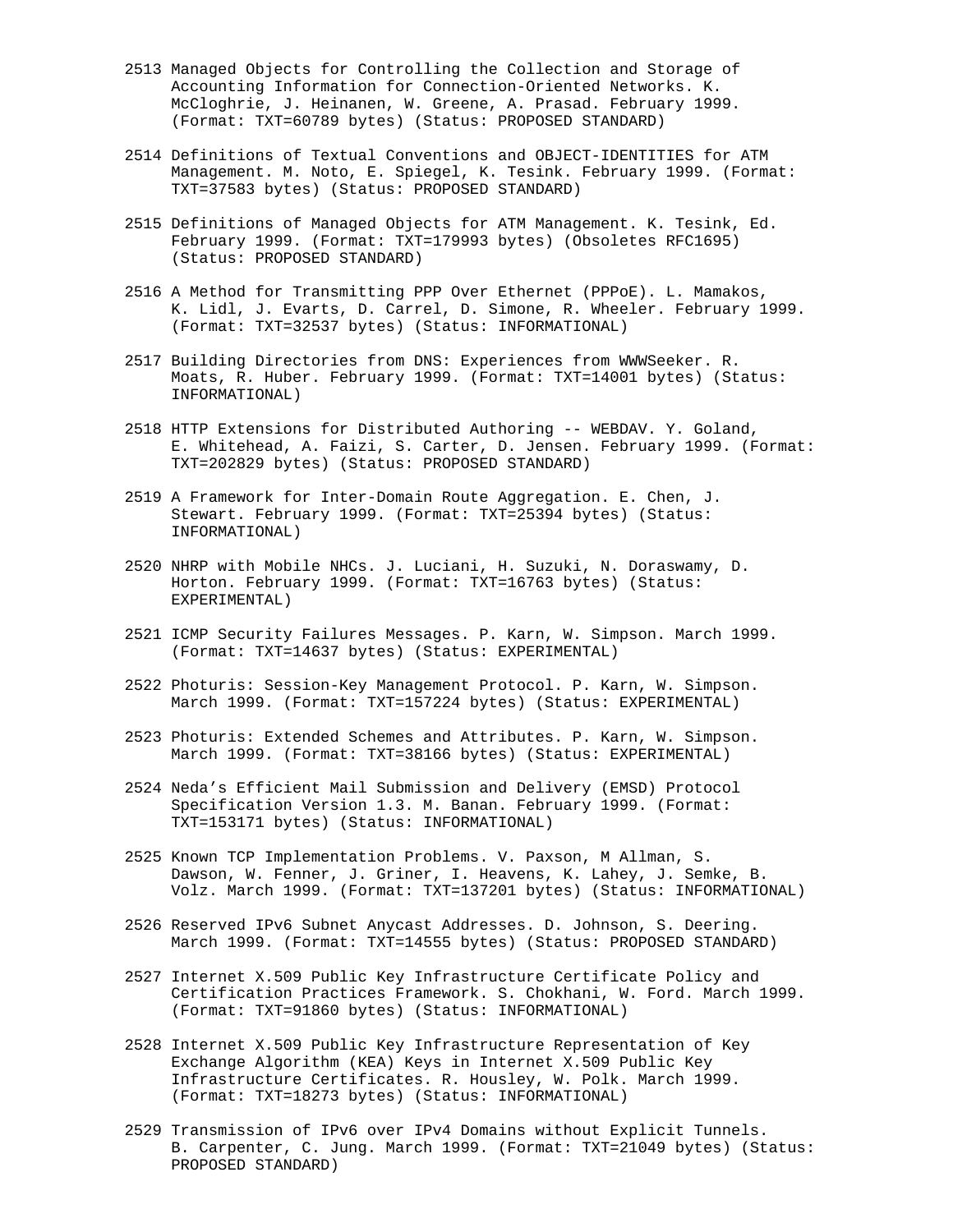2513 Managed Objects for Controlling the Collection and Storage of Accounting Information for Connection-Oriented Networks. K. McCloghrie, J. Heinanen, W. Greene, A. Prasad. February 1999. (Format: TXT=60789 bytes) (Status: PROPOSED STANDARD)

2514 Definitions of Textual Conventions and OBJECT-IDENTITIES for ATM Management. M. Noto, E. Spiegel, K. Tesink. February 1999. (Format: TXT=37583 bytes) (Status: PROPOSED STANDARD)

2515 Definitions of Managed Objects for ATM Management. K. Tesink, Ed. February 1999. (Format: TXT=179993 bytes) (Obsoletes RFC1695) (Status: PROPOSED STANDARD)

2516 A Method for Transmitting PPP Over Ethernet (PPPoE). L. Mamakos, K. Lidl, J. Evarts, D. Carrel, D. Simone, R. Wheeler. February 1999. (Format: TXT=32537 bytes) (Status: INFORMATIONAL)

2517 Building Directories from DNS: Experiences from WWWSeeker. R. Moats, R. Huber. February 1999. (Format: TXT=14001 bytes) (Status: INFORMATIONAL)

2518 HTTP Extensions for Distributed Authoring -- WEBDAV. Y. Goland, E. Whitehead, A. Faizi, S. Carter, D. Jensen. February 1999. (Format: TXT=202829 bytes) (Status: PROPOSED STANDARD)

2519 A Framework for Inter-Domain Route Aggregation. E. Chen, J. Stewart. February 1999. (Format: TXT=25394 bytes) (Status: INFORMATIONAL)

2520 NHRP with Mobile NHCs. J. Luciani, H. Suzuki, N. Doraswamy, D. Horton. February 1999. (Format: TXT=16763 bytes) (Status: EXPERIMENTAL)

2521 ICMP Security Failures Messages. P. Karn, W. Simpson. March 1999. (Format: TXT=14637 bytes) (Status: EXPERIMENTAL)

2522 Photuris: Session-Key Management Protocol. P. Karn, W. Simpson. March 1999. (Format: TXT=157224 bytes) (Status: EXPERIMENTAL)

2523 Photuris: Extended Schemes and Attributes. P. Karn, W. Simpson. March 1999. (Format: TXT=38166 bytes) (Status: EXPERIMENTAL)

2524 Neda’s Efficient Mail Submission and Delivery (EMSD) Protocol Specification Version 1.3. M. Banan. February 1999. (Format: TXT=153171 bytes) (Status: INFORMATIONAL)

2525 Known TCP Implementation Problems. V. Paxson, M Allman, S. Dawson, W. Fenner, J. Griner, I. Heavens, K. Lahey, J. Semke, B. Volz. March 1999. (Format: TXT=137201 bytes) (Status: INFORMATIONAL)

2526 Reserved IPv6 Subnet Anycast Addresses. D. Johnson, S. Deering. March 1999. (Format: TXT=14555 bytes) (Status: PROPOSED STANDARD)

2527 Internet X.509 Public Key Infrastructure Certificate Policy and Certification Practices Framework. S. Chokhani, W. Ford. March 1999. (Format: TXT=91860 bytes) (Status: INFORMATIONAL)

2528 Internet X.509 Public Key Infrastructure Representation of Key Exchange Algorithm (KEA) Keys in Internet X.509 Public Key Infrastructure Certificates. R. Housley, W. Polk. March 1999. (Format: TXT=18273 bytes) (Status: INFORMATIONAL)

2529 Transmission of IPv6 over IPv4 Domains without Explicit Tunnels. B. Carpenter, C. Jung. March 1999. (Format: TXT=21049 bytes) (Status: PROPOSED STANDARD)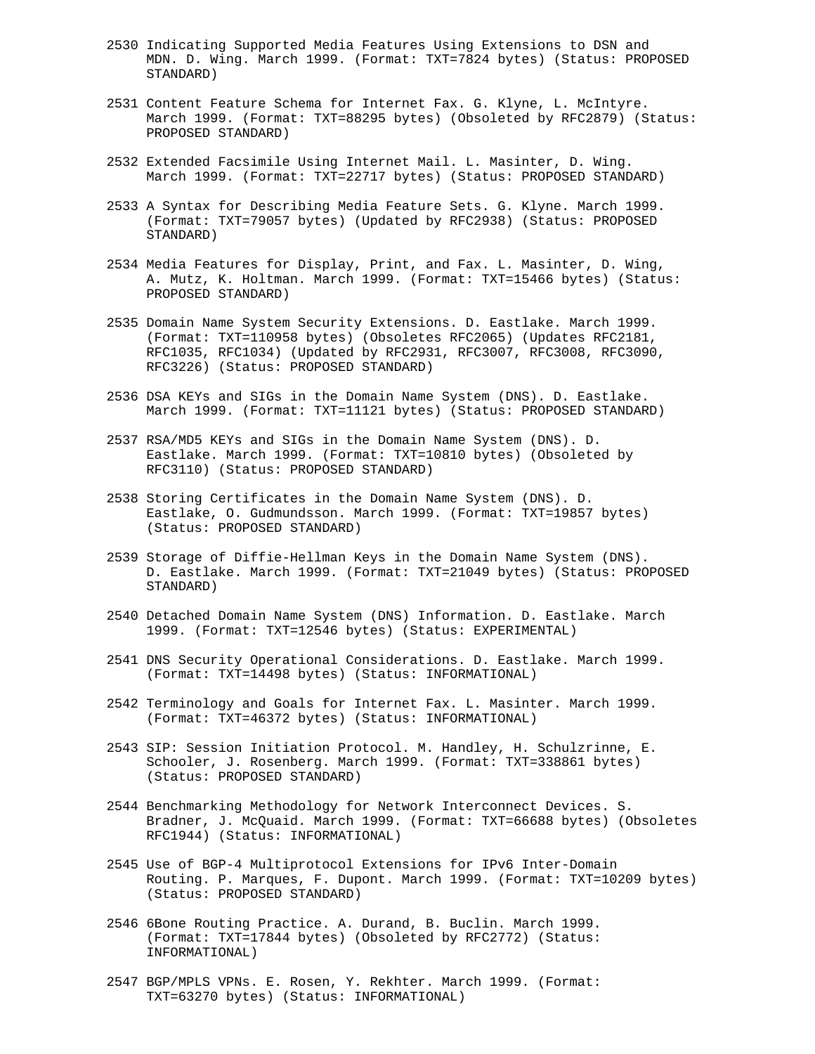2530 Indicating Supported Media Features Using Extensions to DSN and MDN. D. Wing. March 1999. (Format: TXT=7824 bytes) (Status: PROPOSED STANDARD)

2531 Content Feature Schema for Internet Fax. G. Klyne, L. McIntyre. March 1999. (Format: TXT=88295 bytes) (Obsoleted by RFC2879) (Status: PROPOSED STANDARD)

2532 Extended Facsimile Using Internet Mail. L. Masinter, D. Wing. March 1999. (Format: TXT=22717 bytes) (Status: PROPOSED STANDARD)

2533 A Syntax for Describing Media Feature Sets. G. Klyne. March 1999. (Format: TXT=79057 bytes) (Updated by RFC2938) (Status: PROPOSED STANDARD)

2534 Media Features for Display, Print, and Fax. L. Masinter, D. Wing, A. Mutz, K. Holtman. March 1999. (Format: TXT=15466 bytes) (Status: PROPOSED STANDARD)

2535 Domain Name System Security Extensions. D. Eastlake. March 1999. (Format: TXT=110958 bytes) (Obsoletes RFC2065) (Updates RFC2181, RFC1035, RFC1034) (Updated by RFC2931, RFC3007, RFC3008, RFC3090, RFC3226) (Status: PROPOSED STANDARD)

2536 DSA KEYs and SIGs in the Domain Name System (DNS). D. Eastlake. March 1999. (Format: TXT=11121 bytes) (Status: PROPOSED STANDARD)

2537 RSA/MD5 KEYs and SIGs in the Domain Name System (DNS). D. Eastlake. March 1999. (Format: TXT=10810 bytes) (Obsoleted by RFC3110) (Status: PROPOSED STANDARD)

2538 Storing Certificates in the Domain Name System (DNS). D. Eastlake, O. Gudmundsson. March 1999. (Format: TXT=19857 bytes) (Status: PROPOSED STANDARD)

2539 Storage of Diffie-Hellman Keys in the Domain Name System (DNS). D. Eastlake. March 1999. (Format: TXT=21049 bytes) (Status: PROPOSED STANDARD)

2540 Detached Domain Name System (DNS) Information. D. Eastlake. March 1999. (Format: TXT=12546 bytes) (Status: EXPERIMENTAL)

2541 DNS Security Operational Considerations. D. Eastlake. March 1999. (Format: TXT=14498 bytes) (Status: INFORMATIONAL)

2542 Terminology and Goals for Internet Fax. L. Masinter. March 1999. (Format: TXT=46372 bytes) (Status: INFORMATIONAL)

2543 SIP: Session Initiation Protocol. M. Handley, H. Schulzrinne, E. Schooler, J. Rosenberg. March 1999. (Format: TXT=338861 bytes) (Status: PROPOSED STANDARD)

2544 Benchmarking Methodology for Network Interconnect Devices. S. Bradner, J. McQuaid. March 1999. (Format: TXT=66688 bytes) (Obsoletes RFC1944) (Status: INFORMATIONAL)

2545 Use of BGP-4 Multiprotocol Extensions for IPv6 Inter-Domain Routing. P. Marques, F. Dupont. March 1999. (Format: TXT=10209 bytes) (Status: PROPOSED STANDARD)

2546 6Bone Routing Practice. A. Durand, B. Buclin. March 1999. (Format: TXT=17844 bytes) (Obsoleted by RFC2772) (Status: INFORMATIONAL)

2547 BGP/MPLS VPNs. E. Rosen, Y. Rekhter. March 1999. (Format: TXT=63270 bytes) (Status: INFORMATIONAL)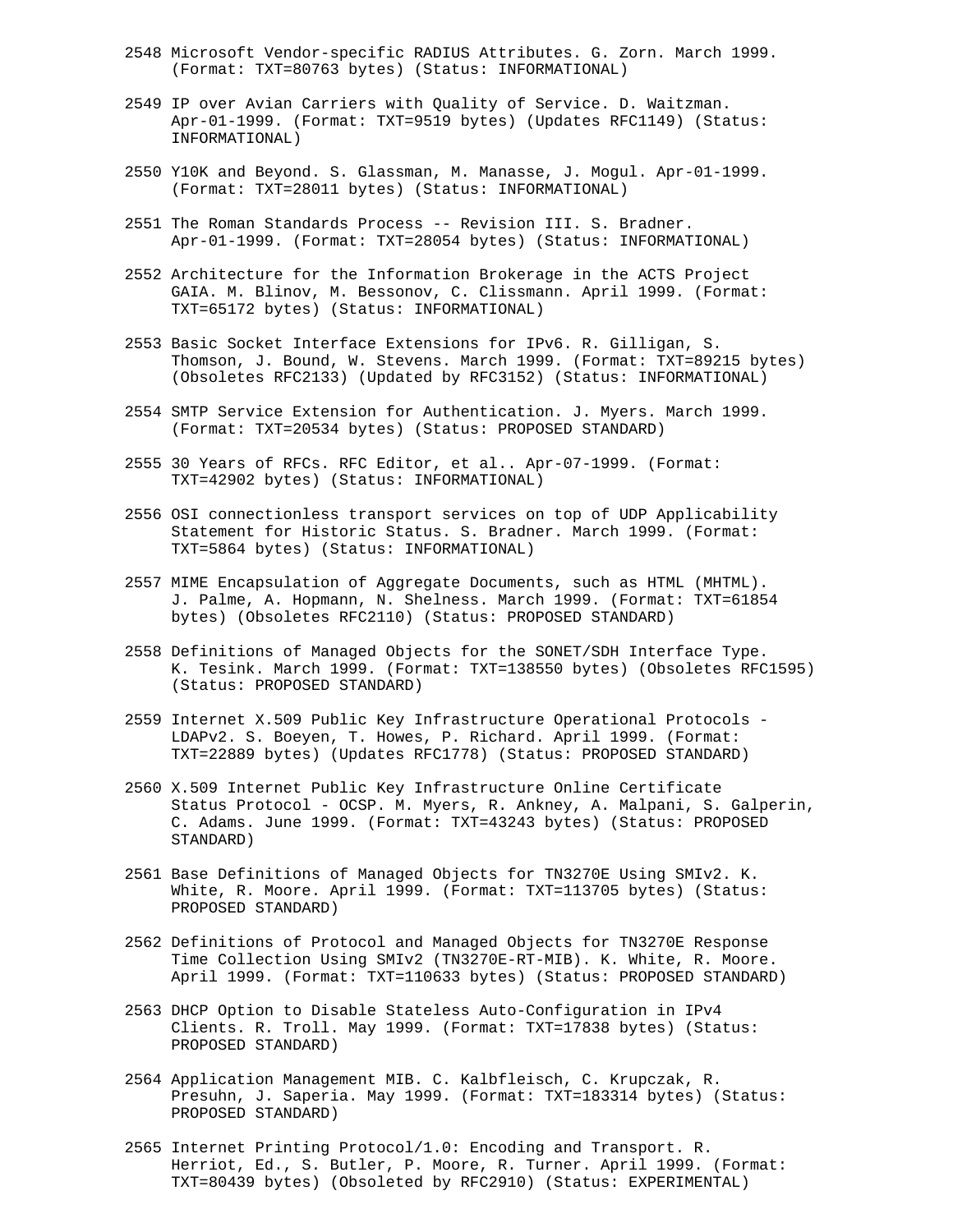2548 Microsoft Vendor-specific RADIUS Attributes. G. Zorn. March 1999. (Format: TXT=80763 bytes) (Status: INFORMATIONAL)

2549 IP over Avian Carriers with Quality of Service. D. Waitzman. Apr-01-1999. (Format: TXT=9519 bytes) (Updates RFC1149) (Status: INFORMATIONAL)

2550 Y10K and Beyond. S. Glassman, M. Manasse, J. Mogul. Apr-01-1999. (Format: TXT=28011 bytes) (Status: INFORMATIONAL)

2551 The Roman Standards Process -- Revision III. S. Bradner. Apr-01-1999. (Format: TXT=28054 bytes) (Status: INFORMATIONAL)

2552 Architecture for the Information Brokerage in the ACTS Project GAIA. M. Blinov, M. Bessonov, C. Clissmann. April 1999. (Format: TXT=65172 bytes) (Status: INFORMATIONAL)

2553 Basic Socket Interface Extensions for IPv6. R. Gilligan, S. Thomson, J. Bound, W. Stevens. March 1999. (Format: TXT=89215 bytes) (Obsoletes RFC2133) (Updated by RFC3152) (Status: INFORMATIONAL)

2554 SMTP Service Extension for Authentication. J. Myers. March 1999. (Format: TXT=20534 bytes) (Status: PROPOSED STANDARD)

2555 30 Years of RFCs. RFC Editor, et al.. Apr-07-1999. (Format: TXT=42902 bytes) (Status: INFORMATIONAL)

2556 OSI connectionless transport services on top of UDP Applicability Statement for Historic Status. S. Bradner. March 1999. (Format: TXT=5864 bytes) (Status: INFORMATIONAL)

2557 MIME Encapsulation of Aggregate Documents, such as HTML (MHTML). J. Palme, A. Hopmann, N. Shelness. March 1999. (Format: TXT=61854 bytes) (Obsoletes RFC2110) (Status: PROPOSED STANDARD)

2558 Definitions of Managed Objects for the SONET/SDH Interface Type. K. Tesink. March 1999. (Format: TXT=138550 bytes) (Obsoletes RFC1595) (Status: PROPOSED STANDARD)

2559 Internet X.509 Public Key Infrastructure Operational Protocols - LDAPv2. S. Boeyen, T. Howes, P. Richard. April 1999. (Format: TXT=22889 bytes) (Updates RFC1778) (Status: PROPOSED STANDARD)

2560 X.509 Internet Public Key Infrastructure Online Certificate Status Protocol - OCSP. M. Myers, R. Ankney, A. Malpani, S. Galperin, C. Adams. June 1999. (Format: TXT=43243 bytes) (Status: PROPOSED STANDARD)

2561 Base Definitions of Managed Objects for TN3270E Using SMIv2. K. White, R. Moore. April 1999. (Format: TXT=113705 bytes) (Status: PROPOSED STANDARD)

2562 Definitions of Protocol and Managed Objects for TN3270E Response Time Collection Using SMIv2 (TN3270E-RT-MIB). K. White, R. Moore. April 1999. (Format: TXT=110633 bytes) (Status: PROPOSED STANDARD)

2563 DHCP Option to Disable Stateless Auto-Configuration in IPv4 Clients. R. Troll. May 1999. (Format: TXT=17838 bytes) (Status: PROPOSED STANDARD)

2564 Application Management MIB. C. Kalbfleisch, C. Krupczak, R. Presuhn, J. Saperia. May 1999. (Format: TXT=183314 bytes) (Status: PROPOSED STANDARD)

2565 Internet Printing Protocol/1.0: Encoding and Transport. R. Herriot, Ed., S. Butler, P. Moore, R. Turner. April 1999. (Format: TXT=80439 bytes) (Obsoleted by RFC2910) (Status: EXPERIMENTAL)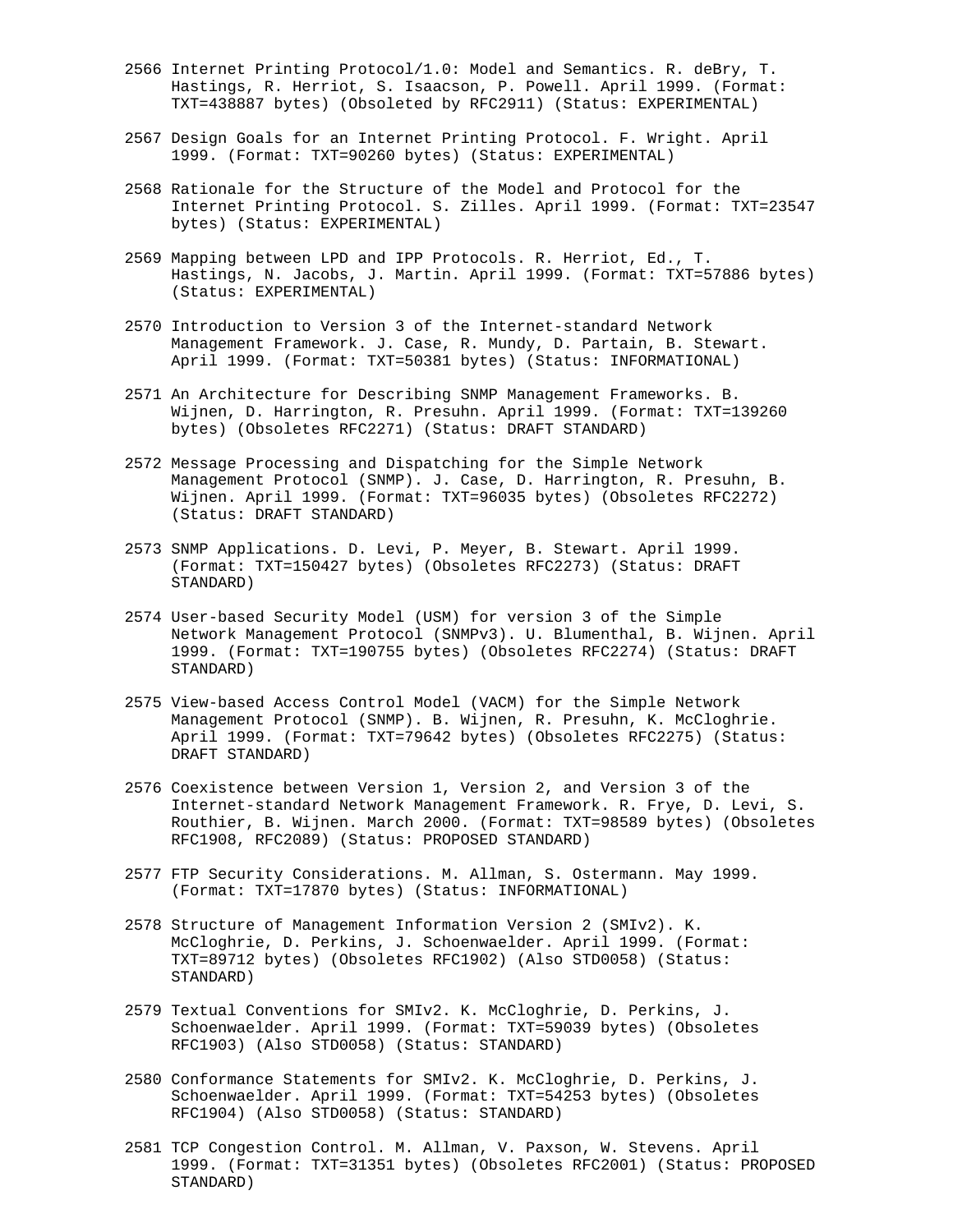2566 Internet Printing Protocol/1.0: Model and Semantics. R. deBry, T. Hastings, R. Herriot, S. Isaacson, P. Powell. April 1999. (Format: TXT=438887 bytes) (Obsoleted by RFC2911) (Status: EXPERIMENTAL)

2567 Design Goals for an Internet Printing Protocol. F. Wright. April 1999. (Format: TXT=90260 bytes) (Status: EXPERIMENTAL)

2568 Rationale for the Structure of the Model and Protocol for the Internet Printing Protocol. S. Zilles. April 1999. (Format: TXT=23547 bytes) (Status: EXPERIMENTAL)

2569 Mapping between LPD and IPP Protocols. R. Herriot, Ed., T. Hastings, N. Jacobs, J. Martin. April 1999. (Format: TXT=57886 bytes) (Status: EXPERIMENTAL)

2570 Introduction to Version 3 of the Internet-standard Network Management Framework. J. Case, R. Mundy, D. Partain, B. Stewart. April 1999. (Format: TXT=50381 bytes) (Status: INFORMATIONAL)

2571 An Architecture for Describing SNMP Management Frameworks. B. Wijnen, D. Harrington, R. Presuhn. April 1999. (Format: TXT=139260 bytes) (Obsoletes RFC2271) (Status: DRAFT STANDARD)

2572 Message Processing and Dispatching for the Simple Network Management Protocol (SNMP). J. Case, D. Harrington, R. Presuhn, B. Wijnen. April 1999. (Format: TXT=96035 bytes) (Obsoletes RFC2272) (Status: DRAFT STANDARD)

2573 SNMP Applications. D. Levi, P. Meyer, B. Stewart. April 1999. (Format: TXT=150427 bytes) (Obsoletes RFC2273) (Status: DRAFT STANDARD)

2574 User-based Security Model (USM) for version 3 of the Simple Network Management Protocol (SNMPv3). U. Blumenthal, B. Wijnen. April 1999. (Format: TXT=190755 bytes) (Obsoletes RFC2274) (Status: DRAFT STANDARD)

2575 View-based Access Control Model (VACM) for the Simple Network Management Protocol (SNMP). B. Wijnen, R. Presuhn, K. McCloghrie. April 1999. (Format: TXT=79642 bytes) (Obsoletes RFC2275) (Status: DRAFT STANDARD)

2576 Coexistence between Version 1, Version 2, and Version 3 of the Internet-standard Network Management Framework. R. Frye, D. Levi, S. Routhier, B. Wijnen. March 2000. (Format: TXT=98589 bytes) (Obsoletes RFC1908, RFC2089) (Status: PROPOSED STANDARD)

2577 FTP Security Considerations. M. Allman, S. Ostermann. May 1999. (Format: TXT=17870 bytes) (Status: INFORMATIONAL)

2578 Structure of Management Information Version 2 (SMIv2). K. McCloghrie, D. Perkins, J. Schoenwaelder. April 1999. (Format: TXT=89712 bytes) (Obsoletes RFC1902) (Also STD0058) (Status: STANDARD)

2579 Textual Conventions for SMIv2. K. McCloghrie, D. Perkins, J. Schoenwaelder. April 1999. (Format: TXT=59039 bytes) (Obsoletes RFC1903) (Also STD0058) (Status: STANDARD)

2580 Conformance Statements for SMIv2. K. McCloghrie, D. Perkins, J. Schoenwaelder. April 1999. (Format: TXT=54253 bytes) (Obsoletes RFC1904) (Also STD0058) (Status: STANDARD)

2581 TCP Congestion Control. M. Allman, V. Paxson, W. Stevens. April 1999. (Format: TXT=31351 bytes) (Obsoletes RFC2001) (Status: PROPOSED STANDARD)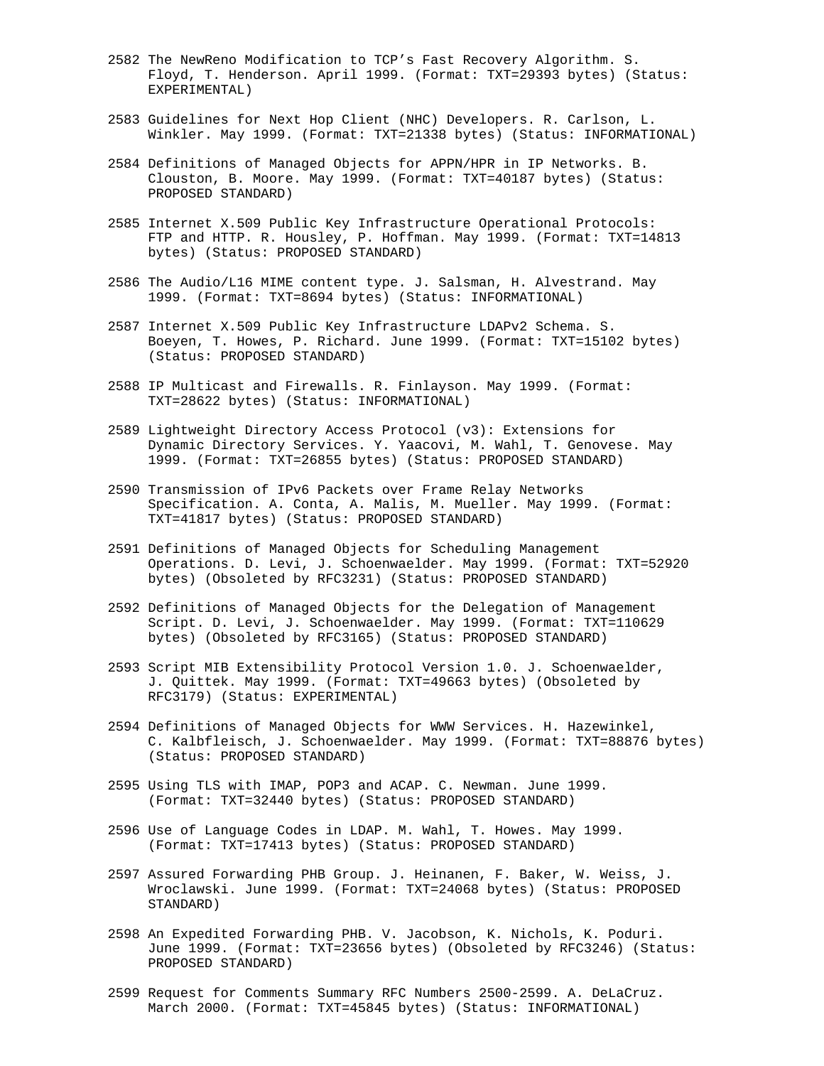2582 The NewReno Modification to TCP's Fast Recovery Algorithm. S. Floyd, T. Henderson. April 1999. (Format: TXT=29393 bytes) (Status: EXPERIMENTAL)

2583 Guidelines for Next Hop Client (NHC) Developers. R. Carlson, L. Winkler. May 1999. (Format: TXT=21338 bytes) (Status: INFORMATIONAL)

2584 Definitions of Managed Objects for APPN/HPR in IP Networks. B. Clouston, B. Moore. May 1999. (Format: TXT=40187 bytes) (Status: PROPOSED STANDARD)

2585 Internet X.509 Public Key Infrastructure Operational Protocols: FTP and HTTP. R. Housley, P. Hoffman. May 1999. (Format: TXT=14813 bytes) (Status: PROPOSED STANDARD)

2586 The Audio/L16 MIME content type. J. Salsman, H. Alvestrand. May 1999. (Format: TXT=8694 bytes) (Status: INFORMATIONAL)

2587 Internet X.509 Public Key Infrastructure LDAPv2 Schema. S. Boeyen, T. Howes, P. Richard. June 1999. (Format: TXT=15102 bytes) (Status: PROPOSED STANDARD)

2588 IP Multicast and Firewalls. R. Finlayson. May 1999. (Format: TXT=28622 bytes) (Status: INFORMATIONAL)

2589 Lightweight Directory Access Protocol (v3): Extensions for Dynamic Directory Services. Y. Yaacovi, M. Wahl, T. Genovese. May 1999. (Format: TXT=26855 bytes) (Status: PROPOSED STANDARD)

2590 Transmission of IPv6 Packets over Frame Relay Networks Specification. A. Conta, A. Malis, M. Mueller. May 1999. (Format: TXT=41817 bytes) (Status: PROPOSED STANDARD)

2591 Definitions of Managed Objects for Scheduling Management Operations. D. Levi, J. Schoenwaelder. May 1999. (Format: TXT=52920 bytes) (Obsoleted by RFC3231) (Status: PROPOSED STANDARD)

2592 Definitions of Managed Objects for the Delegation of Management Script. D. Levi, J. Schoenwaelder. May 1999. (Format: TXT=110629 bytes) (Obsoleted by RFC3165) (Status: PROPOSED STANDARD)

2593 Script MIB Extensibility Protocol Version 1.0. J. Schoenwaelder, J. Quittek. May 1999. (Format: TXT=49663 bytes) (Obsoleted by RFC3179) (Status: EXPERIMENTAL)

2594 Definitions of Managed Objects for WWW Services. H. Hazewinkel, C. Kalbfleisch, J. Schoenwaelder. May 1999. (Format: TXT=88876 bytes) (Status: PROPOSED STANDARD)

2595 Using TLS with IMAP, POP3 and ACAP. C. Newman. June 1999. (Format: TXT=32440 bytes) (Status: PROPOSED STANDARD)

2596 Use of Language Codes in LDAP. M. Wahl, T. Howes. May 1999. (Format: TXT=17413 bytes) (Status: PROPOSED STANDARD)

2597 Assured Forwarding PHB Group. J. Heinanen, F. Baker, W. Weiss, J. Wroclawski. June 1999. (Format: TXT=24068 bytes) (Status: PROPOSED STANDARD)

2598 An Expedited Forwarding PHB. V. Jacobson, K. Nichols, K. Poduri. June 1999. (Format: TXT=23656 bytes) (Obsoleted by RFC3246) (Status: PROPOSED STANDARD)

2599 Request for Comments Summary RFC Numbers 2500-2599. A. DeLaCruz. March 2000. (Format: TXT=45845 bytes) (Status: INFORMATIONAL)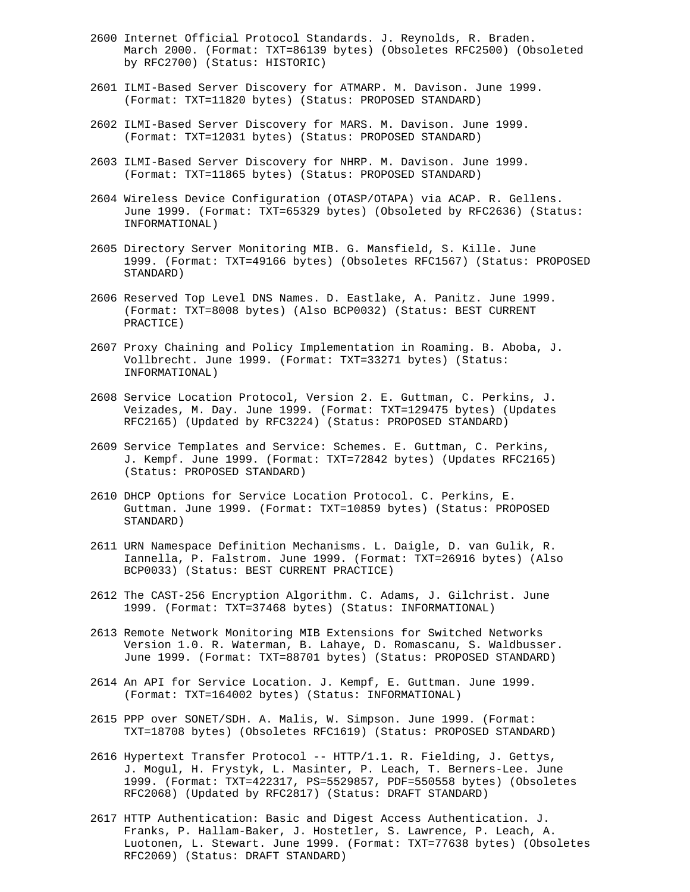2600 Internet Official Protocol Standards. J. Reynolds, R. Braden. March 2000. (Format: TXT=86139 bytes) (Obsoletes RFC2500) (Obsoleted by RFC2700) (Status: HISTORIC)

2601 ILMI-Based Server Discovery for ATMARP. M. Davison. June 1999. (Format: TXT=11820 bytes) (Status: PROPOSED STANDARD)

2602 ILMI-Based Server Discovery for MARS. M. Davison. June 1999. (Format: TXT=12031 bytes) (Status: PROPOSED STANDARD)

2603 ILMI-Based Server Discovery for NHRP. M. Davison. June 1999. (Format: TXT=11865 bytes) (Status: PROPOSED STANDARD)

2604 Wireless Device Configuration (OTASP/OTAPA) via ACAP. R. Gellens. June 1999. (Format: TXT=65329 bytes) (Obsoleted by RFC2636) (Status: INFORMATIONAL)

2605 Directory Server Monitoring MIB. G. Mansfield, S. Kille. June 1999. (Format: TXT=49166 bytes) (Obsoletes RFC1567) (Status: PROPOSED STANDARD)

2606 Reserved Top Level DNS Names. D. Eastlake, A. Panitz. June 1999. (Format: TXT=8008 bytes) (Also BCP0032) (Status: BEST CURRENT PRACTICE)

2607 Proxy Chaining and Policy Implementation in Roaming. B. Aboba, J. Vollbrecht. June 1999. (Format: TXT=33271 bytes) (Status: INFORMATIONAL)

2608 Service Location Protocol, Version 2. E. Guttman, C. Perkins, J. Veizades, M. Day. June 1999. (Format: TXT=129475 bytes) (Updates RFC2165) (Updated by RFC3224) (Status: PROPOSED STANDARD)

2609 Service Templates and Service: Schemes. E. Guttman, C. Perkins, J. Kempf. June 1999. (Format: TXT=72842 bytes) (Updates RFC2165) (Status: PROPOSED STANDARD)

2610 DHCP Options for Service Location Protocol. C. Perkins, E. Guttman. June 1999. (Format: TXT=10859 bytes) (Status: PROPOSED STANDARD)

2611 URN Namespace Definition Mechanisms. L. Daigle, D. van Gulik, R. Iannella, P. Falstrom. June 1999. (Format: TXT=26916 bytes) (Also BCP0033) (Status: BEST CURRENT PRACTICE)

2612 The CAST-256 Encryption Algorithm. C. Adams, J. Gilchrist. June 1999. (Format: TXT=37468 bytes) (Status: INFORMATIONAL)

2613 Remote Network Monitoring MIB Extensions for Switched Networks Version 1.0. R. Waterman, B. Lahaye, D. Romascanu, S. Waldbusser. June 1999. (Format: TXT=88701 bytes) (Status: PROPOSED STANDARD)

2614 An API for Service Location. J. Kempf, E. Guttman. June 1999. (Format: TXT=164002 bytes) (Status: INFORMATIONAL)

2615 PPP over SONET/SDH. A. Malis, W. Simpson. June 1999. (Format: TXT=18708 bytes) (Obsoletes RFC1619) (Status: PROPOSED STANDARD)

2616 Hypertext Transfer Protocol -- HTTP/1.1. R. Fielding, J. Gettys, J. Mogul, H. Frystyk, L. Masinter, P. Leach, T. Berners-Lee. June 1999. (Format: TXT=422317, PS=5529857, PDF=550558 bytes) (Obsoletes RFC2068) (Updated by RFC2817) (Status: DRAFT STANDARD)

2617 HTTP Authentication: Basic and Digest Access Authentication. J. Franks, P. Hallam-Baker, J. Hostetler, S. Lawrence, P. Leach, A. Luotonen, L. Stewart. June 1999. (Format: TXT=77638 bytes) (Obsoletes RFC2069) (Status: DRAFT STANDARD)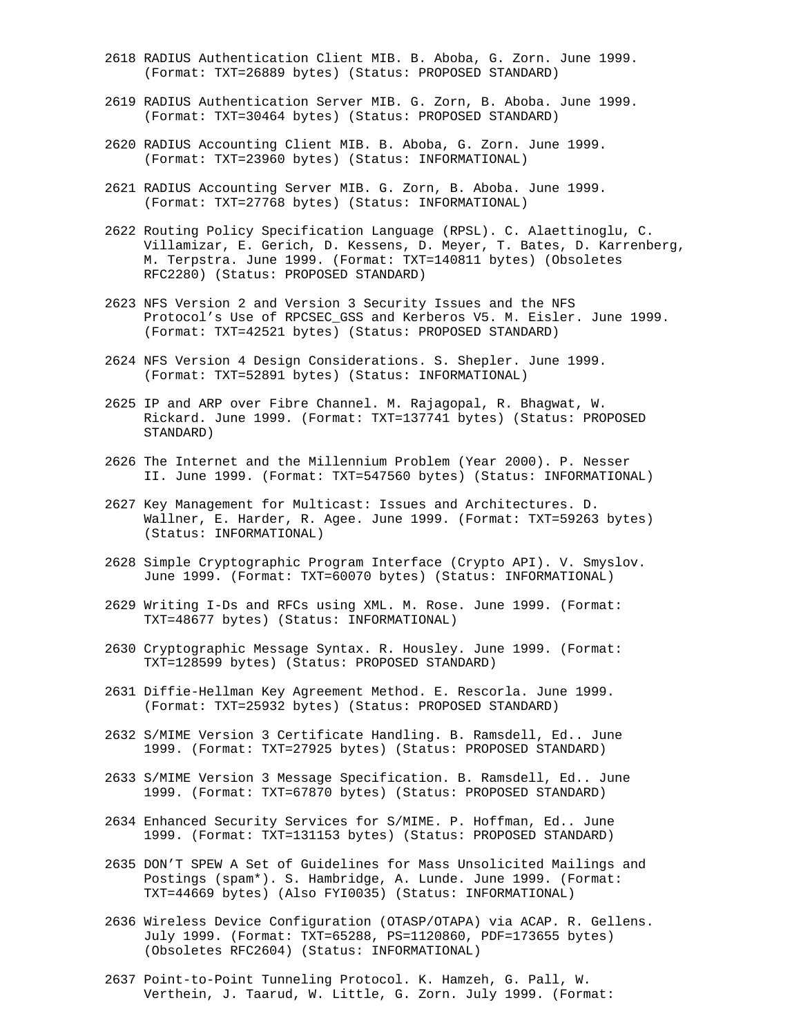2618 RADIUS Authentication Client MIB. B. Aboba, G. Zorn. June 1999. (Format: TXT=26889 bytes) (Status: PROPOSED STANDARD)

2619 RADIUS Authentication Server MIB. G. Zorn, B. Aboba. June 1999. (Format: TXT=30464 bytes) (Status: PROPOSED STANDARD)

2620 RADIUS Accounting Client MIB. B. Aboba, G. Zorn. June 1999. (Format: TXT=23960 bytes) (Status: INFORMATIONAL)

2621 RADIUS Accounting Server MIB. G. Zorn, B. Aboba. June 1999. (Format: TXT=27768 bytes) (Status: INFORMATIONAL)

2622 Routing Policy Specification Language (RPSL). C. Alaettinoglu, C. Villamizar, E. Gerich, D. Kessens, D. Meyer, T. Bates, D. Karrenberg, M. Terpstra. June 1999. (Format: TXT=140811 bytes) (Obsoletes RFC2280) (Status: PROPOSED STANDARD)

2623 NFS Version 2 and Version 3 Security Issues and the NFS Protocol’s Use of RPCSEC_GSS and Kerberos V5. M. Eisler. June 1999. (Format: TXT=42521 bytes) (Status: PROPOSED STANDARD)

2624 NFS Version 4 Design Considerations. S. Shepler. June 1999. (Format: TXT=52891 bytes) (Status: INFORMATIONAL)

2625 IP and ARP over Fibre Channel. M. Rajagopal, R. Bhagwat, W. Rickard. June 1999. (Format: TXT=137741 bytes) (Status: PROPOSED STANDARD)

2626 The Internet and the Millennium Problem (Year 2000). P. Nesser II. June 1999. (Format: TXT=547560 bytes) (Status: INFORMATIONAL)

2627 Key Management for Multicast: Issues and Architectures. D. Wallner, E. Harder, R. Agee. June 1999. (Format: TXT=59263 bytes) (Status: INFORMATIONAL)

2628 Simple Cryptographic Program Interface (Crypto API). V. Smyslov. June 1999. (Format: TXT=60070 bytes) (Status: INFORMATIONAL)

2629 Writing I-Ds and RFCs using XML. M. Rose. June 1999. (Format: TXT=48677 bytes) (Status: INFORMATIONAL)

2630 Cryptographic Message Syntax. R. Housley. June 1999. (Format: TXT=128599 bytes) (Status: PROPOSED STANDARD)

2631 Diffie-Hellman Key Agreement Method. E. Rescorla. June 1999. (Format: TXT=25932 bytes) (Status: PROPOSED STANDARD)

2632 S/MIME Version 3 Certificate Handling. B. Ramsdell, Ed.. June 1999. (Format: TXT=27925 bytes) (Status: PROPOSED STANDARD)

2633 S/MIME Version 3 Message Specification. B. Ramsdell, Ed.. June 1999. (Format: TXT=67870 bytes) (Status: PROPOSED STANDARD)

2634 Enhanced Security Services for S/MIME. P. Hoffman, Ed.. June 1999. (Format: TXT=131153 bytes) (Status: PROPOSED STANDARD)

2635 DON’T SPEW A Set of Guidelines for Mass Unsolicited Mailings and Postings (spam*). S. Hambridge, A. Lunde. June 1999. (Format: TXT=44669 bytes) (Also FYI0035) (Status: INFORMATIONAL)

2636 Wireless Device Configuration (OTASP/OTAPA) via ACAP. R. Gellens. July 1999. (Format: TXT=65288, PS=1120860, PDF=173655 bytes) (Obsoletes RFC2604) (Status: INFORMATIONAL)

2637 Point-to-Point Tunneling Protocol. K. Hamzeh, G. Pall, W. Verthein, J. Taarud, W. Little, G. Zorn. July 1999. (Format: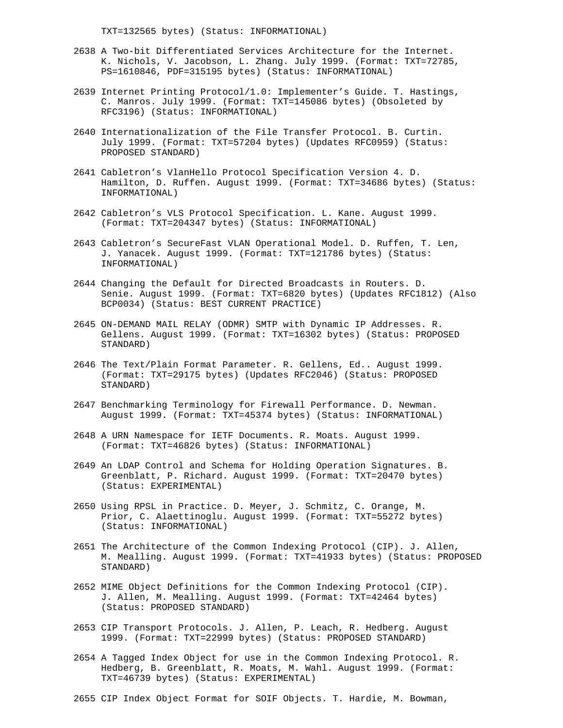TXT=132565 bytes) (Status: INFORMATIONAL)

2638 A Two-bit Differentiated Services Architecture for the Internet. K. Nichols, V. Jacobson, L. Zhang. July 1999. (Format: TXT=72785, PS=1610846, PDF=315195 bytes) (Status: INFORMATIONAL)

2639 Internet Printing Protocol/1.0: Implementer’s Guide. T. Hastings, C. Manros. July 1999. (Format: TXT=145086 bytes) (Obsoleted by RFC3196) (Status: INFORMATIONAL)

2640 Internationalization of the File Transfer Protocol. B. Curtin. July 1999. (Format: TXT=57204 bytes) (Updates RFC0959) (Status: PROPOSED STANDARD)

2641 Cabletron’s VlanHello Protocol Specification Version 4. D. Hamilton, D. Ruffen. August 1999. (Format: TXT=34686 bytes) (Status: INFORMATIONAL)

2642 Cabletron’s VLS Protocol Specification. L. Kane. August 1999. (Format: TXT=204347 bytes) (Status: INFORMATIONAL)

2643 Cabletron’s SecureFast VLAN Operational Model. D. Ruffen, T. Len, J. Yanacek. August 1999. (Format: TXT=121786 bytes) (Status: INFORMATIONAL)

2644 Changing the Default for Directed Broadcasts in Routers. D. Senie. August 1999. (Format: TXT=6820 bytes) (Updates RFC1812) (Also BCP0034) (Status: BEST CURRENT PRACTICE)

2645 ON-DEMAND MAIL RELAY (ODMR) SMTP with Dynamic IP Addresses. R. Gellens. August 1999. (Format: TXT=16302 bytes) (Status: PROPOSED STANDARD)

2646 The Text/Plain Format Parameter. R. Gellens, Ed.. August 1999. (Format: TXT=29175 bytes) (Updates RFC2046) (Status: PROPOSED STANDARD)

2647 Benchmarking Terminology for Firewall Performance. D. Newman. August 1999. (Format: TXT=45374 bytes) (Status: INFORMATIONAL)

2648 A URN Namespace for IETF Documents. R. Moats. August 1999. (Format: TXT=46826 bytes) (Status: INFORMATIONAL)

2649 An LDAP Control and Schema for Holding Operation Signatures. B. Greenblatt, P. Richard. August 1999. (Format: TXT=20470 bytes) (Status: EXPERIMENTAL)

2650 Using RPSL in Practice. D. Meyer, J. Schmitz, C. Orange, M. Prior, C. Alaettinoglu. August 1999. (Format: TXT=55272 bytes) (Status: INFORMATIONAL)

2651 The Architecture of the Common Indexing Protocol (CIP). J. Allen, M. Mealling. August 1999. (Format: TXT=41933 bytes) (Status: PROPOSED STANDARD)

2652 MIME Object Definitions for the Common Indexing Protocol (CIP). J. Allen, M. Mealling. August 1999. (Format: TXT=42464 bytes) (Status: PROPOSED STANDARD)

2653 CIP Transport Protocols. J. Allen, P. Leach, R. Hedberg. August 1999. (Format: TXT=22999 bytes) (Status: PROPOSED STANDARD)

2654 A Tagged Index Object for use in the Common Indexing Protocol. R. Hedberg, B. Greenblatt, R. Moats, M. Wahl. August 1999. (Format: TXT=46739 bytes) (Status: EXPERIMENTAL)

2655 CIP Index Object Format for SOIF Objects. T. Hardie, M. Bowman,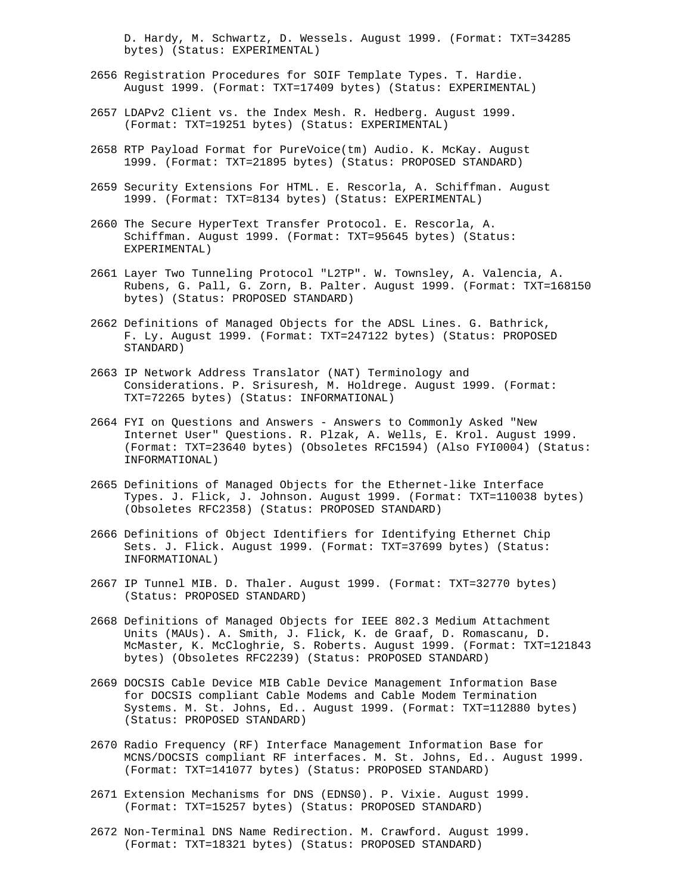D. Hardy, M. Schwartz, D. Wessels. August 1999. (Format: TXT=34285 bytes) (Status: EXPERIMENTAL)

2656 Registration Procedures for SOIF Template Types. T. Hardie. August 1999. (Format: TXT=17409 bytes) (Status: EXPERIMENTAL)

2657 LDAPv2 Client vs. the Index Mesh. R. Hedberg. August 1999. (Format: TXT=19251 bytes) (Status: EXPERIMENTAL)

2658 RTP Payload Format for PureVoice(tm) Audio. K. McKay. August 1999. (Format: TXT=21895 bytes) (Status: PROPOSED STANDARD)

2659 Security Extensions For HTML. E. Rescorla, A. Schiffman. August 1999. (Format: TXT=8134 bytes) (Status: EXPERIMENTAL)

2660 The Secure HyperText Transfer Protocol. E. Rescorla, A. Schiffman. August 1999. (Format: TXT=95645 bytes) (Status: EXPERIMENTAL)

2661 Layer Two Tunneling Protocol "L2TP". W. Townsley, A. Valencia, A. Rubens, G. Pall, G. Zorn, B. Palter. August 1999. (Format: TXT=168150 bytes) (Status: PROPOSED STANDARD)

2662 Definitions of Managed Objects for the ADSL Lines. G. Bathrick, F. Ly. August 1999. (Format: TXT=247122 bytes) (Status: PROPOSED STANDARD)

2663 IP Network Address Translator (NAT) Terminology and Considerations. P. Srisuresh, M. Holdrege. August 1999. (Format: TXT=72265 bytes) (Status: INFORMATIONAL)

2664 FYI on Questions and Answers - Answers to Commonly Asked "New Internet User" Questions. R. Plzak, A. Wells, E. Krol. August 1999. (Format: TXT=23640 bytes) (Obsoletes RFC1594) (Also FYI0004) (Status: INFORMATIONAL)

2665 Definitions of Managed Objects for the Ethernet-like Interface Types. J. Flick, J. Johnson. August 1999. (Format: TXT=110038 bytes) (Obsoletes RFC2358) (Status: PROPOSED STANDARD)

2666 Definitions of Object Identifiers for Identifying Ethernet Chip Sets. J. Flick. August 1999. (Format: TXT=37699 bytes) (Status: INFORMATIONAL)

2667 IP Tunnel MIB. D. Thaler. August 1999. (Format: TXT=32770 bytes) (Status: PROPOSED STANDARD)

2668 Definitions of Managed Objects for IEEE 802.3 Medium Attachment Units (MAUs). A. Smith, J. Flick, K. de Graaf, D. Romascanu, D. McMaster, K. McCloghrie, S. Roberts. August 1999. (Format: TXT=121843 bytes) (Obsoletes RFC2239) (Status: PROPOSED STANDARD)

2669 DOCSIS Cable Device MIB Cable Device Management Information Base for DOCSIS compliant Cable Modems and Cable Modem Termination Systems. M. St. Johns, Ed.. August 1999. (Format: TXT=112880 bytes) (Status: PROPOSED STANDARD)

2670 Radio Frequency (RF) Interface Management Information Base for MCNS/DOCSIS compliant RF interfaces. M. St. Johns, Ed.. August 1999. (Format: TXT=141077 bytes) (Status: PROPOSED STANDARD)

2671 Extension Mechanisms for DNS (EDNS0). P. Vixie. August 1999. (Format: TXT=15257 bytes) (Status: PROPOSED STANDARD)

2672 Non-Terminal DNS Name Redirection. M. Crawford. August 1999. (Format: TXT=18321 bytes) (Status: PROPOSED STANDARD)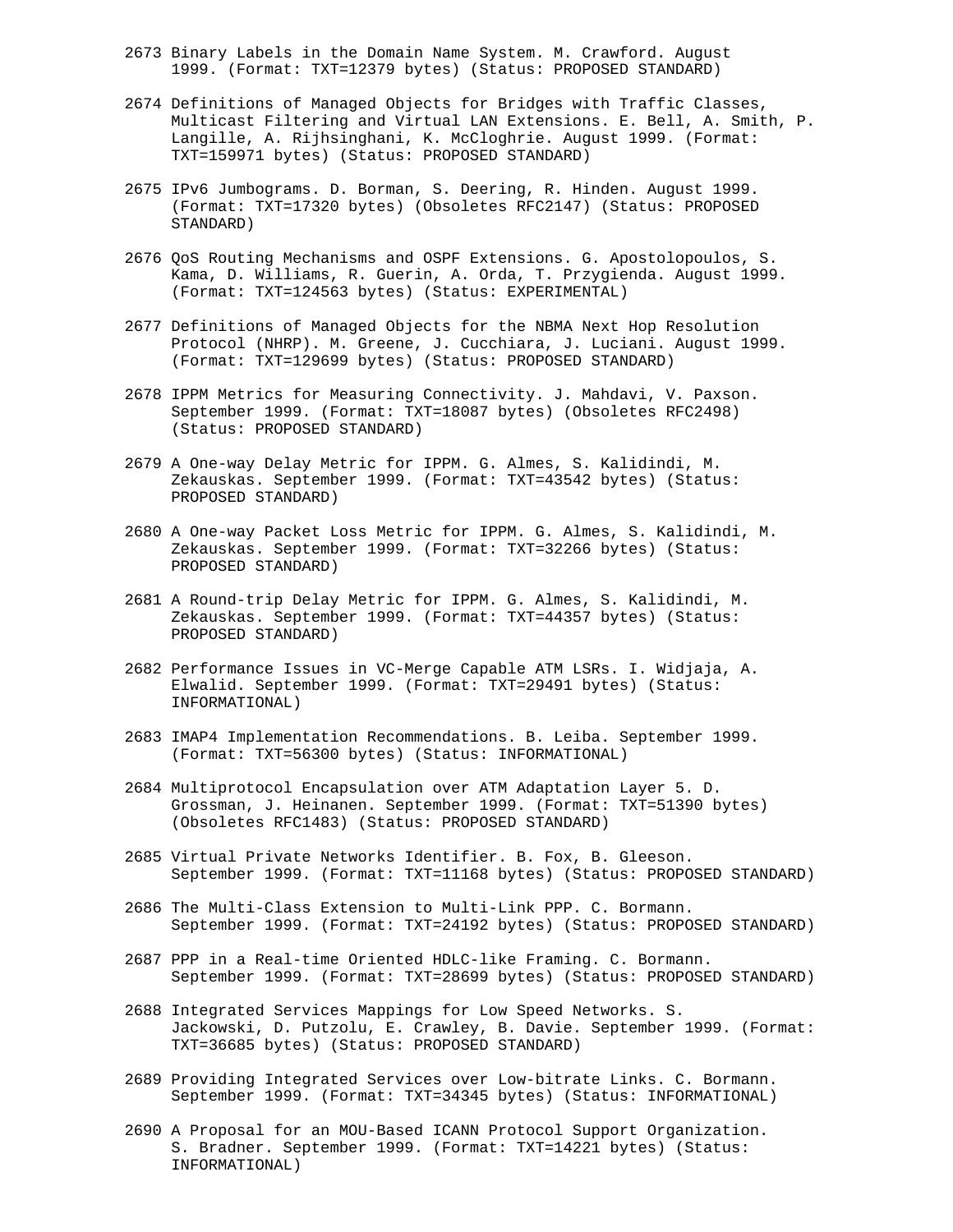2673 Binary Labels in the Domain Name System. M. Crawford. August 1999. (Format: TXT=12379 bytes) (Status: PROPOSED STANDARD)

2674 Definitions of Managed Objects for Bridges with Traffic Classes, Multicast Filtering and Virtual LAN Extensions. E. Bell, A. Smith, P. Langille, A. Rijhsinghani, K. McCloghrie. August 1999. (Format: TXT=159971 bytes) (Status: PROPOSED STANDARD)

2675 IPv6 Jumbograms. D. Borman, S. Deering, R. Hinden. August 1999. (Format: TXT=17320 bytes) (Obsoletes RFC2147) (Status: PROPOSED STANDARD)

2676 QoS Routing Mechanisms and OSPF Extensions. G. Apostolopoulos, S. Kama, D. Williams, R. Guerin, A. Orda, T. Przygienda. August 1999. (Format: TXT=124563 bytes) (Status: EXPERIMENTAL)

2677 Definitions of Managed Objects for the NBMA Next Hop Resolution Protocol (NHRP). M. Greene, J. Cucchiara, J. Luciani. August 1999. (Format: TXT=129699 bytes) (Status: PROPOSED STANDARD)

2678 IPPM Metrics for Measuring Connectivity. J. Mahdavi, V. Paxson. September 1999. (Format: TXT=18087 bytes) (Obsoletes RFC2498) (Status: PROPOSED STANDARD)

2679 A One-way Delay Metric for IPPM. G. Almes, S. Kalidindi, M. Zekauskas. September 1999. (Format: TXT=43542 bytes) (Status: PROPOSED STANDARD)

2680 A One-way Packet Loss Metric for IPPM. G. Almes, S. Kalidindi, M. Zekauskas. September 1999. (Format: TXT=32266 bytes) (Status: PROPOSED STANDARD)

2681 A Round-trip Delay Metric for IPPM. G. Almes, S. Kalidindi, M. Zekauskas. September 1999. (Format: TXT=44357 bytes) (Status: PROPOSED STANDARD)

2682 Performance Issues in VC-Merge Capable ATM LSRs. I. Widjaja, A. Elwalid. September 1999. (Format: TXT=29491 bytes) (Status: INFORMATIONAL)

2683 IMAP4 Implementation Recommendations. B. Leiba. September 1999. (Format: TXT=56300 bytes) (Status: INFORMATIONAL)

2684 Multiprotocol Encapsulation over ATM Adaptation Layer 5. D. Grossman, J. Heinanen. September 1999. (Format: TXT=51390 bytes) (Obsoletes RFC1483) (Status: PROPOSED STANDARD)

2685 Virtual Private Networks Identifier. B. Fox, B. Gleeson. September 1999. (Format: TXT=11168 bytes) (Status: PROPOSED STANDARD)

2686 The Multi-Class Extension to Multi-Link PPP. C. Bormann. September 1999. (Format: TXT=24192 bytes) (Status: PROPOSED STANDARD)

2687 PPP in a Real-time Oriented HDLC-like Framing. C. Bormann. September 1999. (Format: TXT=28699 bytes) (Status: PROPOSED STANDARD)

2688 Integrated Services Mappings for Low Speed Networks. S. Jackowski, D. Putzolu, E. Crawley, B. Davie. September 1999. (Format: TXT=36685 bytes) (Status: PROPOSED STANDARD)

2689 Providing Integrated Services over Low-bitrate Links. C. Bormann. September 1999. (Format: TXT=34345 bytes) (Status: INFORMATIONAL)

2690 A Proposal for an MOU-Based ICANN Protocol Support Organization. S. Bradner. September 1999. (Format: TXT=14221 bytes) (Status: INFORMATIONAL)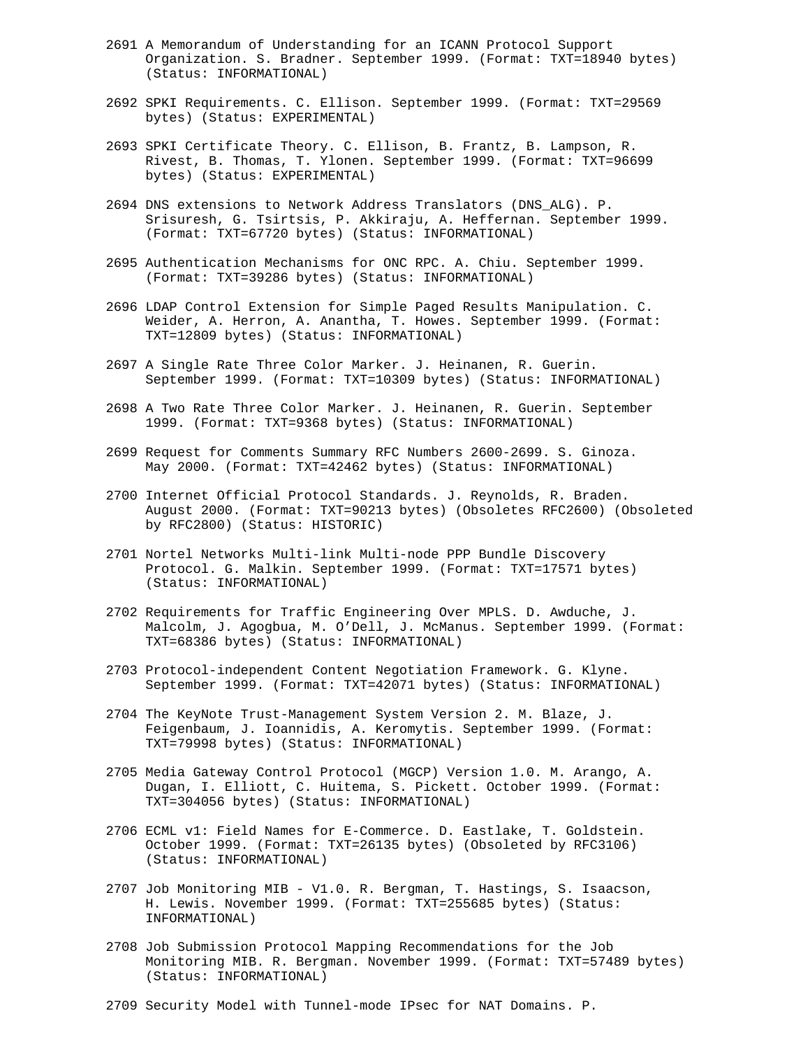2691 A Memorandum of Understanding for an ICANN Protocol Support Organization. S. Bradner. September 1999. (Format: TXT=18940 bytes) (Status: INFORMATIONAL)

2692 SPKI Requirements. C. Ellison. September 1999. (Format: TXT=29569 bytes) (Status: EXPERIMENTAL)

2693 SPKI Certificate Theory. C. Ellison, B. Frantz, B. Lampson, R. Rivest, B. Thomas, T. Ylonen. September 1999. (Format: TXT=96699 bytes) (Status: EXPERIMENTAL)

2694 DNS extensions to Network Address Translators (DNS_ALG). P. Srisuresh, G. Tsirtsis, P. Akkiraju, A. Heffernan. September 1999. (Format: TXT=67720 bytes) (Status: INFORMATIONAL)

2695 Authentication Mechanisms for ONC RPC. A. Chiu. September 1999. (Format: TXT=39286 bytes) (Status: INFORMATIONAL)

2696 LDAP Control Extension for Simple Paged Results Manipulation. C. Weider, A. Herron, A. Anantha, T. Howes. September 1999. (Format: TXT=12809 bytes) (Status: INFORMATIONAL)

2697 A Single Rate Three Color Marker. J. Heinanen, R. Guerin. September 1999. (Format: TXT=10309 bytes) (Status: INFORMATIONAL)

2698 A Two Rate Three Color Marker. J. Heinanen, R. Guerin. September 1999. (Format: TXT=9368 bytes) (Status: INFORMATIONAL)

2699 Request for Comments Summary RFC Numbers 2600-2699. S. Ginoza. May 2000. (Format: TXT=42462 bytes) (Status: INFORMATIONAL)

2700 Internet Official Protocol Standards. J. Reynolds, R. Braden. August 2000. (Format: TXT=90213 bytes) (Obsoletes RFC2600) (Obsoleted by RFC2800) (Status: HISTORIC)

2701 Nortel Networks Multi-link Multi-node PPP Bundle Discovery Protocol. G. Malkin. September 1999. (Format: TXT=17571 bytes) (Status: INFORMATIONAL)

2702 Requirements for Traffic Engineering Over MPLS. D. Awduche, J. Malcolm, J. Agogbua, M. O'Dell, J. McManus. September 1999. (Format: TXT=68386 bytes) (Status: INFORMATIONAL)

2703 Protocol-independent Content Negotiation Framework. G. Klyne. September 1999. (Format: TXT=42071 bytes) (Status: INFORMATIONAL)

2704 The KeyNote Trust-Management System Version 2. M. Blaze, J. Feigenbaum, J. Ioannidis, A. Keromytis. September 1999. (Format: TXT=79998 bytes) (Status: INFORMATIONAL)

2705 Media Gateway Control Protocol (MGCP) Version 1.0. M. Arango, A. Dugan, I. Elliott, C. Huitema, S. Pickett. October 1999. (Format: TXT=304056 bytes) (Status: INFORMATIONAL)

2706 ECML v1: Field Names for E-Commerce. D. Eastlake, T. Goldstein. October 1999. (Format: TXT=26135 bytes) (Obsoleted by RFC3106) (Status: INFORMATIONAL)

2707 Job Monitoring MIB - V1.0. R. Bergman, T. Hastings, S. Isaacson, H. Lewis. November 1999. (Format: TXT=255685 bytes) (Status: INFORMATIONAL)

2708 Job Submission Protocol Mapping Recommendations for the Job Monitoring MIB. R. Bergman. November 1999. (Format: TXT=57489 bytes) (Status: INFORMATIONAL)

2709 Security Model with Tunnel-mode IPsec for NAT Domains. P.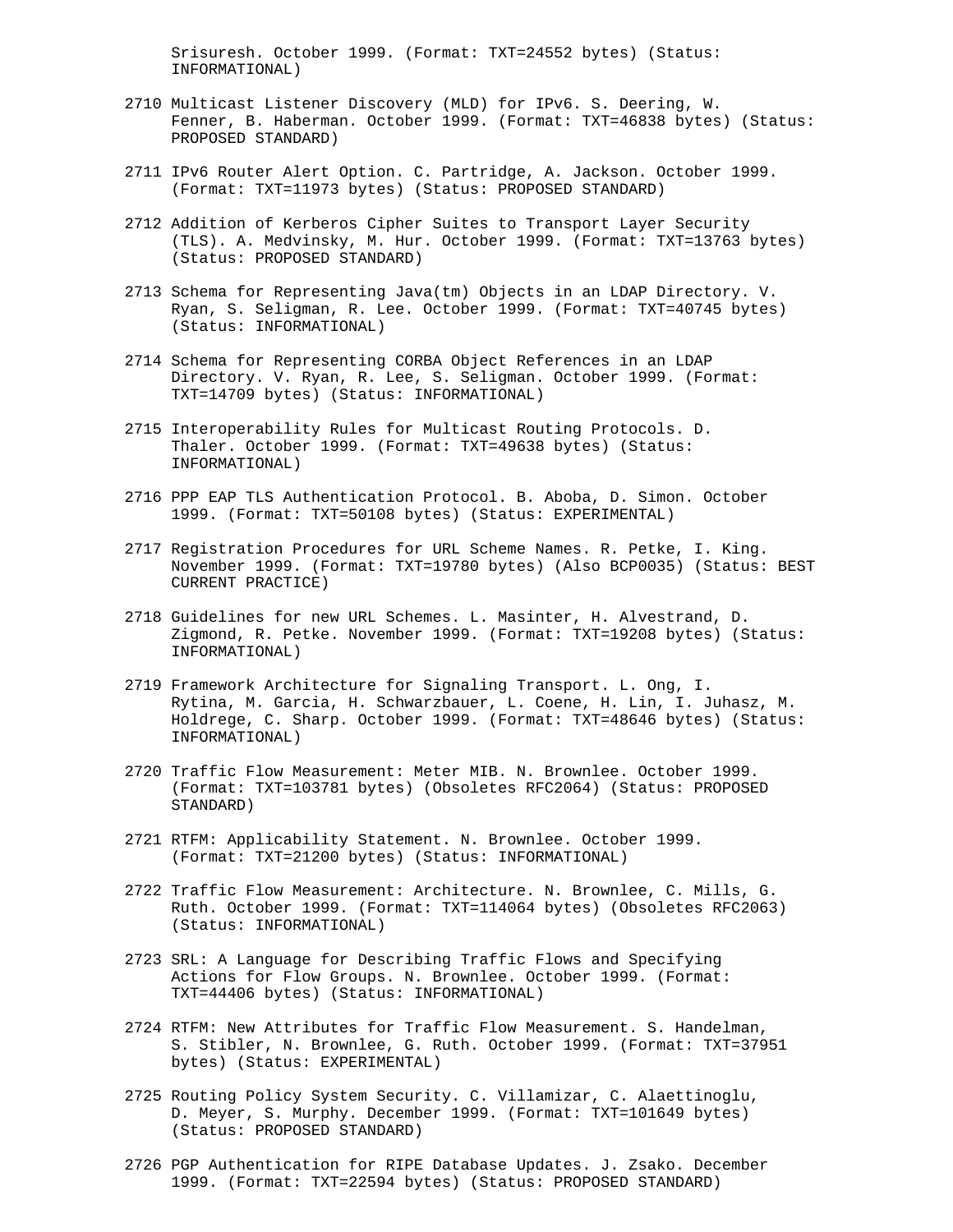Srisuresh. October 1999. (Format: TXT=24552 bytes) (Status: INFORMATIONAL)

2710 Multicast Listener Discovery (MLD) for IPv6. S. Deering, W. Fenner, B. Haberman. October 1999. (Format: TXT=46838 bytes) (Status: PROPOSED STANDARD)

2711 IPv6 Router Alert Option. C. Partridge, A. Jackson. October 1999. (Format: TXT=11973 bytes) (Status: PROPOSED STANDARD)

2712 Addition of Kerberos Cipher Suites to Transport Layer Security (TLS). A. Medvinsky, M. Hur. October 1999. (Format: TXT=13763 bytes) (Status: PROPOSED STANDARD)

2713 Schema for Representing Java(tm) Objects in an LDAP Directory. V. Ryan, S. Seligman, R. Lee. October 1999. (Format: TXT=40745 bytes) (Status: INFORMATIONAL)

2714 Schema for Representing CORBA Object References in an LDAP Directory. V. Ryan, R. Lee, S. Seligman. October 1999. (Format: TXT=14709 bytes) (Status: INFORMATIONAL)

2715 Interoperability Rules for Multicast Routing Protocols. D. Thaler. October 1999. (Format: TXT=49638 bytes) (Status: INFORMATIONAL)

2716 PPP EAP TLS Authentication Protocol. B. Aboba, D. Simon. October 1999. (Format: TXT=50108 bytes) (Status: EXPERIMENTAL)

2717 Registration Procedures for URL Scheme Names. R. Petke, I. King. November 1999. (Format: TXT=19780 bytes) (Also BCP0035) (Status: BEST CURRENT PRACTICE)

2718 Guidelines for new URL Schemes. L. Masinter, H. Alvestrand, D. Zigmond, R. Petke. November 1999. (Format: TXT=19208 bytes) (Status: INFORMATIONAL)

2719 Framework Architecture for Signaling Transport. L. Ong, I. Rytina, M. Garcia, H. Schwarzbauer, L. Coene, H. Lin, I. Juhasz, M. Holdrege, C. Sharp. October 1999. (Format: TXT=48646 bytes) (Status: INFORMATIONAL)

2720 Traffic Flow Measurement: Meter MIB. N. Brownlee. October 1999. (Format: TXT=103781 bytes) (Obsoletes RFC2064) (Status: PROPOSED STANDARD)

2721 RTFM: Applicability Statement. N. Brownlee. October 1999. (Format: TXT=21200 bytes) (Status: INFORMATIONAL)

2722 Traffic Flow Measurement: Architecture. N. Brownlee, C. Mills, G. Ruth. October 1999. (Format: TXT=114064 bytes) (Obsoletes RFC2063) (Status: INFORMATIONAL)

2723 SRL: A Language for Describing Traffic Flows and Specifying Actions for Flow Groups. N. Brownlee. October 1999. (Format: TXT=44406 bytes) (Status: INFORMATIONAL)

2724 RTFM: New Attributes for Traffic Flow Measurement. S. Handelman, S. Stibler, N. Brownlee, G. Ruth. October 1999. (Format: TXT=37951 bytes) (Status: EXPERIMENTAL)

2725 Routing Policy System Security. C. Villamizar, C. Alaettinoglu, D. Meyer, S. Murphy. December 1999. (Format: TXT=101649 bytes) (Status: PROPOSED STANDARD)

2726 PGP Authentication for RIPE Database Updates. J. Zsako. December 1999. (Format: TXT=22594 bytes) (Status: PROPOSED STANDARD)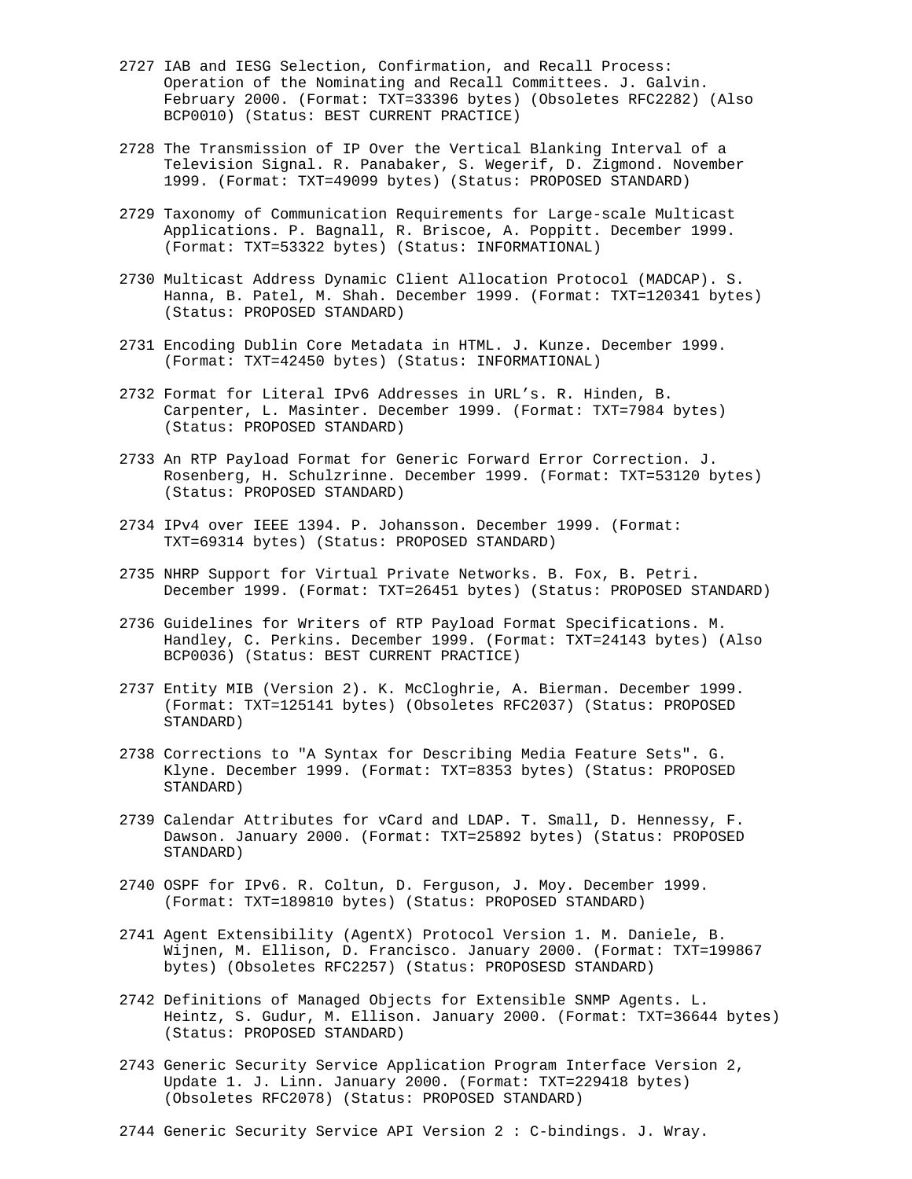2727 IAB and IESG Selection, Confirmation, and Recall Process: Operation of the Nominating and Recall Committees. J. Galvin. February 2000. (Format: TXT=33396 bytes) (Obsoletes RFC2282) (Also BCP0010) (Status: BEST CURRENT PRACTICE)

2728 The Transmission of IP Over the Vertical Blanking Interval of a Television Signal. R. Panabaker, S. Wegerif, D. Zigmond. November 1999. (Format: TXT=49099 bytes) (Status: PROPOSED STANDARD)

2729 Taxonomy of Communication Requirements for Large-scale Multicast Applications. P. Bagnall, R. Briscoe, A. Poppitt. December 1999. (Format: TXT=53322 bytes) (Status: INFORMATIONAL)

2730 Multicast Address Dynamic Client Allocation Protocol (MADCAP). S. Hanna, B. Patel, M. Shah. December 1999. (Format: TXT=120341 bytes) (Status: PROPOSED STANDARD)

2731 Encoding Dublin Core Metadata in HTML. J. Kunze. December 1999. (Format: TXT=42450 bytes) (Status: INFORMATIONAL)

2732 Format for Literal IPv6 Addresses in URL's. R. Hinden, B. Carpenter, L. Masinter. December 1999. (Format: TXT=7984 bytes) (Status: PROPOSED STANDARD)

2733 An RTP Payload Format for Generic Forward Error Correction. J. Rosenberg, H. Schulzrinne. December 1999. (Format: TXT=53120 bytes) (Status: PROPOSED STANDARD)

2734 IPv4 over IEEE 1394. P. Johansson. December 1999. (Format: TXT=69314 bytes) (Status: PROPOSED STANDARD)

2735 NHRP Support for Virtual Private Networks. B. Fox, B. Petri. December 1999. (Format: TXT=26451 bytes) (Status: PROPOSED STANDARD)

2736 Guidelines for Writers of RTP Payload Format Specifications. M. Handley, C. Perkins. December 1999. (Format: TXT=24143 bytes) (Also BCP0036) (Status: BEST CURRENT PRACTICE)

2737 Entity MIB (Version 2). K. McCloghrie, A. Bierman. December 1999. (Format: TXT=125141 bytes) (Obsoletes RFC2037) (Status: PROPOSED STANDARD)

2738 Corrections to "A Syntax for Describing Media Feature Sets". G. Klyne. December 1999. (Format: TXT=8353 bytes) (Status: PROPOSED STANDARD)

2739 Calendar Attributes for vCard and LDAP. T. Small, D. Hennessy, F. Dawson. January 2000. (Format: TXT=25892 bytes) (Status: PROPOSED STANDARD)

2740 OSPF for IPv6. R. Coltun, D. Ferguson, J. Moy. December 1999. (Format: TXT=189810 bytes) (Status: PROPOSED STANDARD)

2741 Agent Extensibility (AgentX) Protocol Version 1. M. Daniele, B. Wijnen, M. Ellison, D. Francisco. January 2000. (Format: TXT=199867 bytes) (Obsoletes RFC2257) (Status: PROPOSESD STANDARD)

2742 Definitions of Managed Objects for Extensible SNMP Agents. L. Heintz, S. Gudur, M. Ellison. January 2000. (Format: TXT=36644 bytes) (Status: PROPOSED STANDARD)

2743 Generic Security Service Application Program Interface Version 2, Update 1. J. Linn. January 2000. (Format: TXT=229418 bytes) (Obsoletes RFC2078) (Status: PROPOSED STANDARD)

2744 Generic Security Service API Version 2 : C-bindings. J. Wray.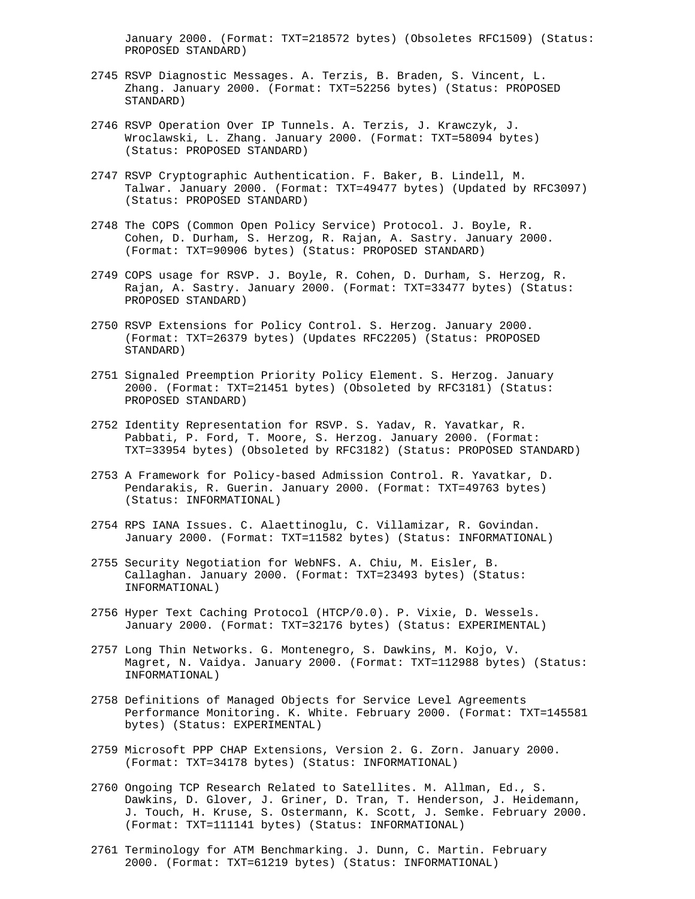January 2000. (Format: TXT=218572 bytes) (Obsoletes RFC1509) (Status: PROPOSED STANDARD)

2745 RSVP Diagnostic Messages. A. Terzis, B. Braden, S. Vincent, L. Zhang. January 2000. (Format: TXT=52256 bytes) (Status: PROPOSED STANDARD)

2746 RSVP Operation Over IP Tunnels. A. Terzis, J. Krawczyk, J. Wroclawski, L. Zhang. January 2000. (Format: TXT=58094 bytes) (Status: PROPOSED STANDARD)

2747 RSVP Cryptographic Authentication. F. Baker, B. Lindell, M. Talwar. January 2000. (Format: TXT=49477 bytes) (Updated by RFC3097) (Status: PROPOSED STANDARD)

2748 The COPS (Common Open Policy Service) Protocol. J. Boyle, R. Cohen, D. Durham, S. Herzog, R. Rajan, A. Sastry. January 2000. (Format: TXT=90906 bytes) (Status: PROPOSED STANDARD)

2749 COPS usage for RSVP. J. Boyle, R. Cohen, D. Durham, S. Herzog, R. Rajan, A. Sastry. January 2000. (Format: TXT=33477 bytes) (Status: PROPOSED STANDARD)

2750 RSVP Extensions for Policy Control. S. Herzog. January 2000. (Format: TXT=26379 bytes) (Updates RFC2205) (Status: PROPOSED STANDARD)

2751 Signaled Preemption Priority Policy Element. S. Herzog. January 2000. (Format: TXT=21451 bytes) (Obsoleted by RFC3181) (Status: PROPOSED STANDARD)

2752 Identity Representation for RSVP. S. Yadav, R. Yavatkar, R. Pabbati, P. Ford, T. Moore, S. Herzog. January 2000. (Format: TXT=33954 bytes) (Obsoleted by RFC3182) (Status: PROPOSED STANDARD)

2753 A Framework for Policy-based Admission Control. R. Yavatkar, D. Pendarakis, R. Guerin. January 2000. (Format: TXT=49763 bytes) (Status: INFORMATIONAL)

2754 RPS IANA Issues. C. Alaettinoglu, C. Villamizar, R. Govindan. January 2000. (Format: TXT=11582 bytes) (Status: INFORMATIONAL)

2755 Security Negotiation for WebNFS. A. Chiu, M. Eisler, B. Callaghan. January 2000. (Format: TXT=23493 bytes) (Status: INFORMATIONAL)

2756 Hyper Text Caching Protocol (HTCP/0.0). P. Vixie, D. Wessels. January 2000. (Format: TXT=32176 bytes) (Status: EXPERIMENTAL)

2757 Long Thin Networks. G. Montenegro, S. Dawkins, M. Kojo, V. Magret, N. Vaidya. January 2000. (Format: TXT=112988 bytes) (Status: INFORMATIONAL)

2758 Definitions of Managed Objects for Service Level Agreements Performance Monitoring. K. White. February 2000. (Format: TXT=145581 bytes) (Status: EXPERIMENTAL)

2759 Microsoft PPP CHAP Extensions, Version 2. G. Zorn. January 2000. (Format: TXT=34178 bytes) (Status: INFORMATIONAL)

2760 Ongoing TCP Research Related to Satellites. M. Allman, Ed., S. Dawkins, D. Glover, J. Griner, D. Tran, T. Henderson, J. Heidemann, J. Touch, H. Kruse, S. Ostermann, K. Scott, J. Semke. February 2000. (Format: TXT=111141 bytes) (Status: INFORMATIONAL)

2761 Terminology for ATM Benchmarking. J. Dunn, C. Martin. February 2000. (Format: TXT=61219 bytes) (Status: INFORMATIONAL)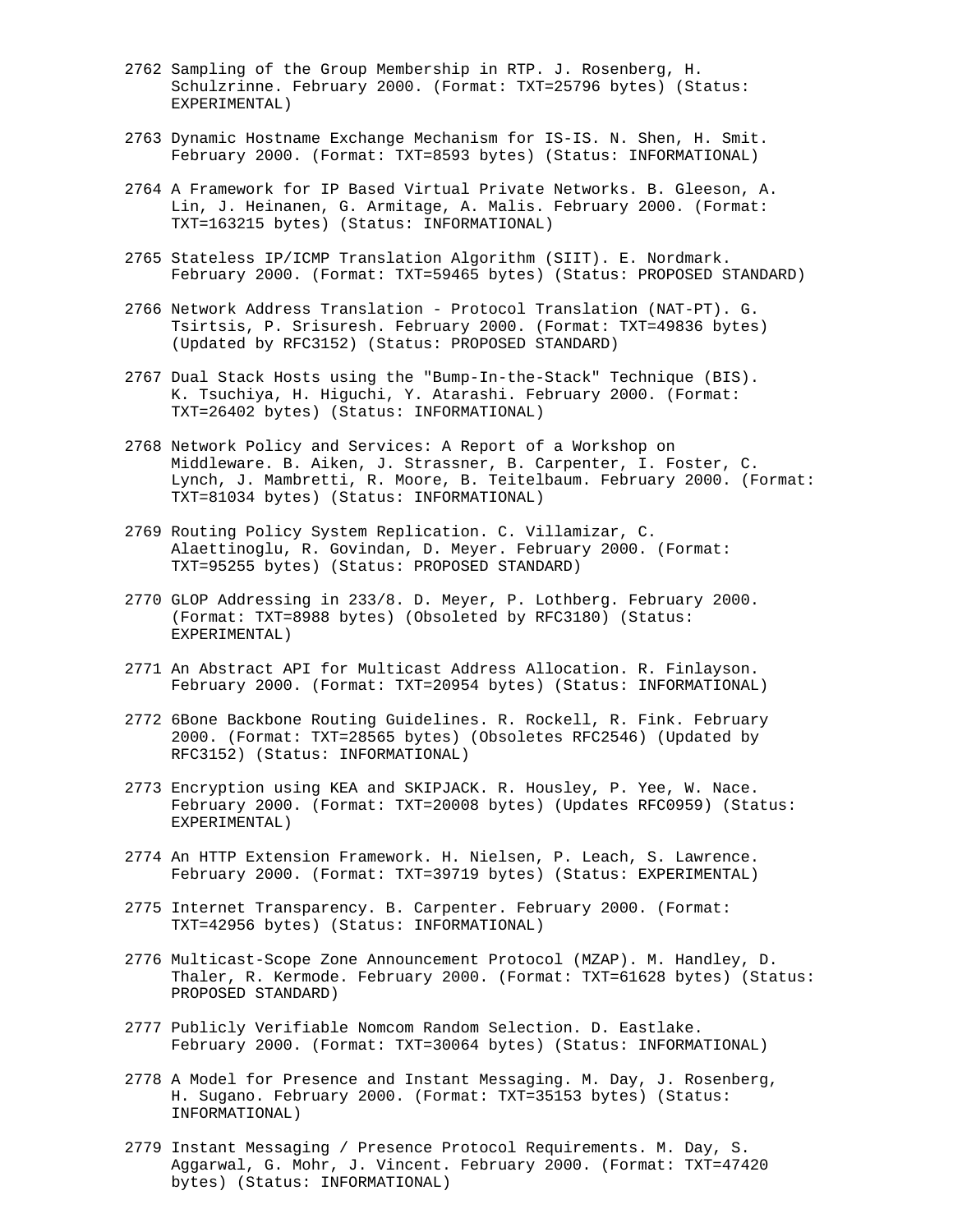2762 Sampling of the Group Membership in RTP. J. Rosenberg, H. Schulzrinne. February 2000. (Format: TXT=25796 bytes) (Status: EXPERIMENTAL)

2763 Dynamic Hostname Exchange Mechanism for IS-IS. N. Shen, H. Smit. February 2000. (Format: TXT=8593 bytes) (Status: INFORMATIONAL)

2764 A Framework for IP Based Virtual Private Networks. B. Gleeson, A. Lin, J. Heinanen, G. Armitage, A. Malis. February 2000. (Format: TXT=163215 bytes) (Status: INFORMATIONAL)

2765 Stateless IP/ICMP Translation Algorithm (SIIT). E. Nordmark. February 2000. (Format: TXT=59465 bytes) (Status: PROPOSED STANDARD)

2766 Network Address Translation - Protocol Translation (NAT-PT). G. Tsirtsis, P. Srisuresh. February 2000. (Format: TXT=49836 bytes) (Updated by RFC3152) (Status: PROPOSED STANDARD)

2767 Dual Stack Hosts using the "Bump-In-the-Stack" Technique (BIS). K. Tsuchiya, H. Higuchi, Y. Atarashi. February 2000. (Format: TXT=26402 bytes) (Status: INFORMATIONAL)

2768 Network Policy and Services: A Report of a Workshop on Middleware. B. Aiken, J. Strassner, B. Carpenter, I. Foster, C. Lynch, J. Mambretti, R. Moore, B. Teitelbaum. February 2000. (Format: TXT=81034 bytes) (Status: INFORMATIONAL)

2769 Routing Policy System Replication. C. Villamizar, C. Alaettinoglu, R. Govindan, D. Meyer. February 2000. (Format: TXT=95255 bytes) (Status: PROPOSED STANDARD)

2770 GLOP Addressing in 233/8. D. Meyer, P. Lothberg. February 2000. (Format: TXT=8988 bytes) (Obsoleted by RFC3180) (Status: EXPERIMENTAL)

2771 An Abstract API for Multicast Address Allocation. R. Finlayson. February 2000. (Format: TXT=20954 bytes) (Status: INFORMATIONAL)

2772 6Bone Backbone Routing Guidelines. R. Rockell, R. Fink. February 2000. (Format: TXT=28565 bytes) (Obsoletes RFC2546) (Updated by RFC3152) (Status: INFORMATIONAL)

2773 Encryption using KEA and SKIPJACK. R. Housley, P. Yee, W. Nace. February 2000. (Format: TXT=20008 bytes) (Updates RFC0959) (Status: EXPERIMENTAL)

2774 An HTTP Extension Framework. H. Nielsen, P. Leach, S. Lawrence. February 2000. (Format: TXT=39719 bytes) (Status: EXPERIMENTAL)

2775 Internet Transparency. B. Carpenter. February 2000. (Format: TXT=42956 bytes) (Status: INFORMATIONAL)

2776 Multicast-Scope Zone Announcement Protocol (MZAP). M. Handley, D. Thaler, R. Kermode. February 2000. (Format: TXT=61628 bytes) (Status: PROPOSED STANDARD)

2777 Publicly Verifiable Nomcom Random Selection. D. Eastlake. February 2000. (Format: TXT=30064 bytes) (Status: INFORMATIONAL)

2778 A Model for Presence and Instant Messaging. M. Day, J. Rosenberg, H. Sugano. February 2000. (Format: TXT=35153 bytes) (Status: INFORMATIONAL)

2779 Instant Messaging / Presence Protocol Requirements. M. Day, S. Aggarwal, G. Mohr, J. Vincent. February 2000. (Format: TXT=47420 bytes) (Status: INFORMATIONAL)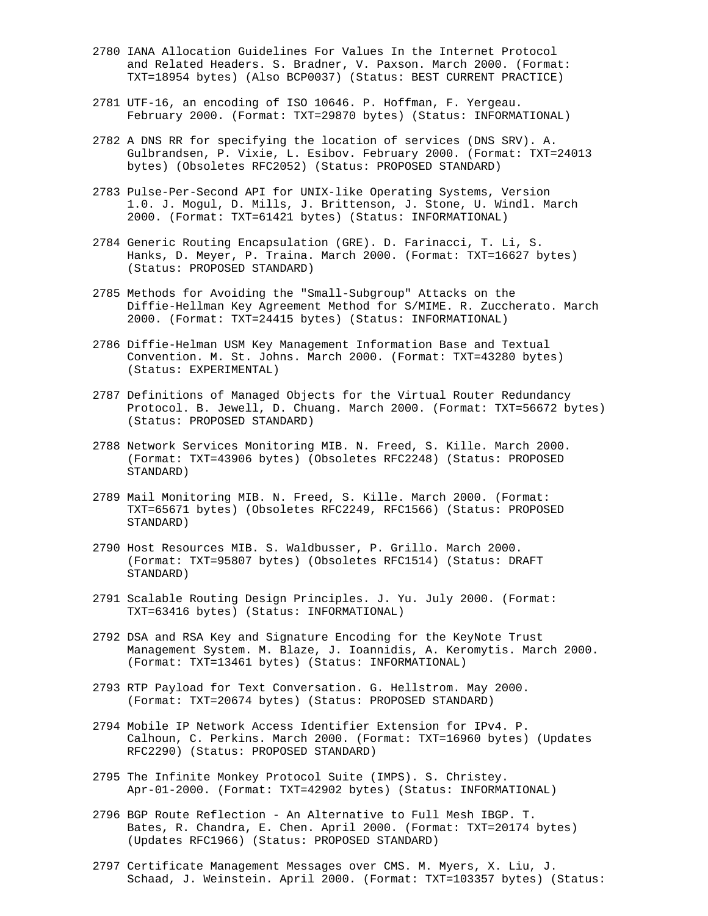2780 IANA Allocation Guidelines For Values In the Internet Protocol and Related Headers. S. Bradner, V. Paxson. March 2000. (Format: TXT=18954 bytes) (Also BCP0037) (Status: BEST CURRENT PRACTICE)

2781 UTF-16, an encoding of ISO 10646. P. Hoffman, F. Yergeau. February 2000. (Format: TXT=29870 bytes) (Status: INFORMATIONAL)

2782 A DNS RR for specifying the location of services (DNS SRV). A. Gulbrandsen, P. Vixie, L. Esibov. February 2000. (Format: TXT=24013 bytes) (Obsoletes RFC2052) (Status: PROPOSED STANDARD)

2783 Pulse-Per-Second API for UNIX-like Operating Systems, Version 1.0. J. Mogul, D. Mills, J. Brittenson, J. Stone, U. Windl. March 2000. (Format: TXT=61421 bytes) (Status: INFORMATIONAL)

2784 Generic Routing Encapsulation (GRE). D. Farinacci, T. Li, S. Hanks, D. Meyer, P. Traina. March 2000. (Format: TXT=16627 bytes) (Status: PROPOSED STANDARD)

2785 Methods for Avoiding the "Small-Subgroup" Attacks on the Diffie-Hellman Key Agreement Method for S/MIME. R. Zuccherato. March 2000. (Format: TXT=24415 bytes) (Status: INFORMATIONAL)

2786 Diffie-Helman USM Key Management Information Base and Textual Convention. M. St. Johns. March 2000. (Format: TXT=43280 bytes) (Status: EXPERIMENTAL)

2787 Definitions of Managed Objects for the Virtual Router Redundancy Protocol. B. Jewell, D. Chuang. March 2000. (Format: TXT=56672 bytes) (Status: PROPOSED STANDARD)

2788 Network Services Monitoring MIB. N. Freed, S. Kille. March 2000. (Format: TXT=43906 bytes) (Obsoletes RFC2248) (Status: PROPOSED STANDARD)

2789 Mail Monitoring MIB. N. Freed, S. Kille. March 2000. (Format: TXT=65671 bytes) (Obsoletes RFC2249, RFC1566) (Status: PROPOSED STANDARD)

2790 Host Resources MIB. S. Waldbusser, P. Grillo. March 2000. (Format: TXT=95807 bytes) (Obsoletes RFC1514) (Status: DRAFT STANDARD)

2791 Scalable Routing Design Principles. J. Yu. July 2000. (Format: TXT=63416 bytes) (Status: INFORMATIONAL)

2792 DSA and RSA Key and Signature Encoding for the KeyNote Trust Management System. M. Blaze, J. Ioannidis, A. Keromytis. March 2000. (Format: TXT=13461 bytes) (Status: INFORMATIONAL)

2793 RTP Payload for Text Conversation. G. Hellstrom. May 2000. (Format: TXT=20674 bytes) (Status: PROPOSED STANDARD)

2794 Mobile IP Network Access Identifier Extension for IPv4. P. Calhoun, C. Perkins. March 2000. (Format: TXT=16960 bytes) (Updates RFC2290) (Status: PROPOSED STANDARD)

2795 The Infinite Monkey Protocol Suite (IMPS). S. Christey. Apr-01-2000. (Format: TXT=42902 bytes) (Status: INFORMATIONAL)

2796 BGP Route Reflection - An Alternative to Full Mesh IBGP. T. Bates, R. Chandra, E. Chen. April 2000. (Format: TXT=20174 bytes) (Updates RFC1966) (Status: PROPOSED STANDARD)

2797 Certificate Management Messages over CMS. M. Myers, X. Liu, J. Schaad, J. Weinstein. April 2000. (Format: TXT=103357 bytes) (Status: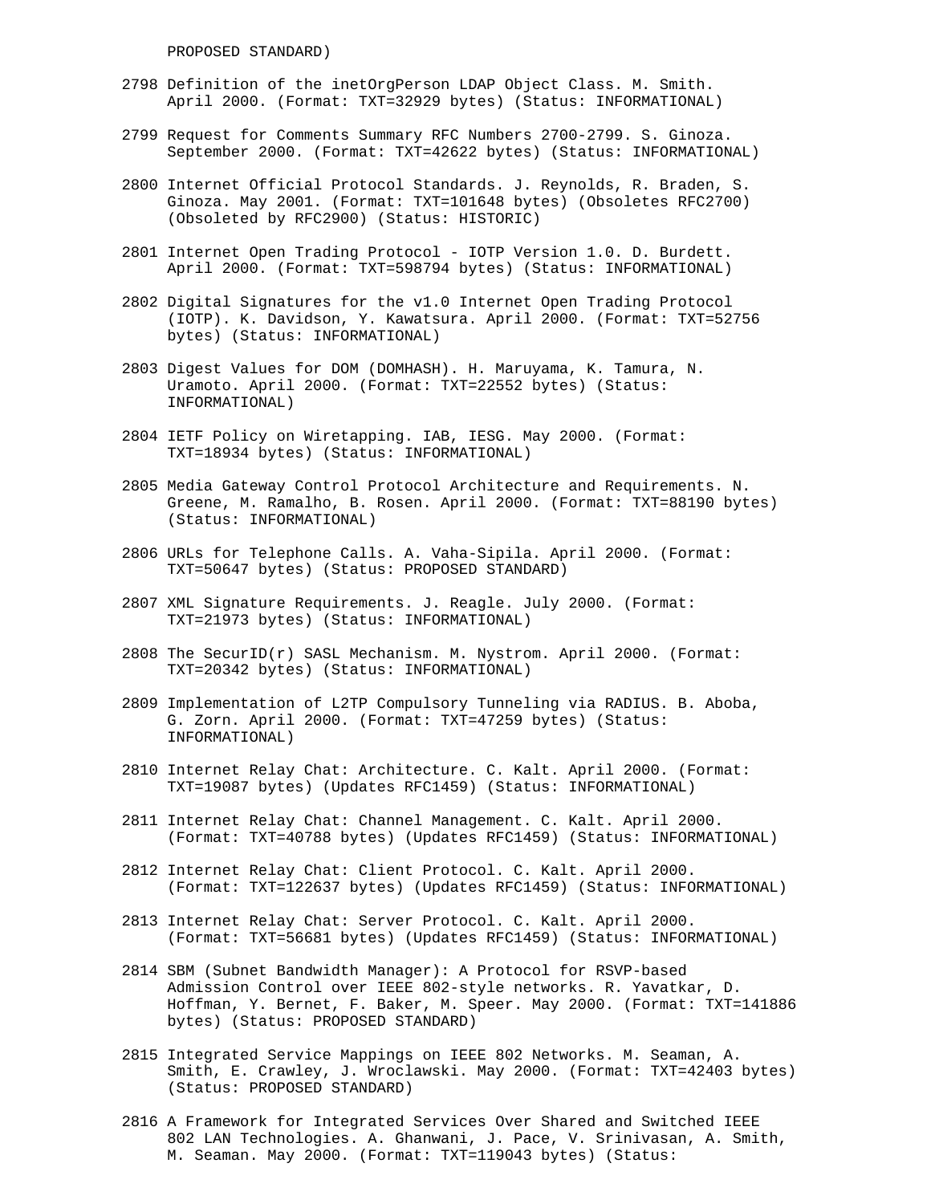PROPOSED STANDARD)

2798 Definition of the inetOrgPerson LDAP Object Class. M. Smith. April 2000. (Format: TXT=32929 bytes) (Status: INFORMATIONAL)

2799 Request for Comments Summary RFC Numbers 2700-2799. S. Ginoza. September 2000. (Format: TXT=42622 bytes) (Status: INFORMATIONAL)

2800 Internet Official Protocol Standards. J. Reynolds, R. Braden, S. Ginoza. May 2001. (Format: TXT=101648 bytes) (Obsoletes RFC2700) (Obsoleted by RFC2900) (Status: HISTORIC)

2801 Internet Open Trading Protocol - IOTP Version 1.0. D. Burdett. April 2000. (Format: TXT=598794 bytes) (Status: INFORMATIONAL)

2802 Digital Signatures for the v1.0 Internet Open Trading Protocol (IOTP). K. Davidson, Y. Kawatsura. April 2000. (Format: TXT=52756 bytes) (Status: INFORMATIONAL)

2803 Digest Values for DOM (DOMHASH). H. Maruyama, K. Tamura, N. Uramoto. April 2000. (Format: TXT=22552 bytes) (Status: INFORMATIONAL)

2804 IETF Policy on Wiretapping. IAB, IESG. May 2000. (Format: TXT=18934 bytes) (Status: INFORMATIONAL)

2805 Media Gateway Control Protocol Architecture and Requirements. N. Greene, M. Ramalho, B. Rosen. April 2000. (Format: TXT=88190 bytes) (Status: INFORMATIONAL)

2806 URLs for Telephone Calls. A. Vaha-Sipila. April 2000. (Format: TXT=50647 bytes) (Status: PROPOSED STANDARD)

2807 XML Signature Requirements. J. Reagle. July 2000. (Format: TXT=21973 bytes) (Status: INFORMATIONAL)

2808 The SecurID(r) SASL Mechanism. M. Nystrom. April 2000. (Format: TXT=20342 bytes) (Status: INFORMATIONAL)

2809 Implementation of L2TP Compulsory Tunneling via RADIUS. B. Aboba, G. Zorn. April 2000. (Format: TXT=47259 bytes) (Status: INFORMATIONAL)

2810 Internet Relay Chat: Architecture. C. Kalt. April 2000. (Format: TXT=19087 bytes) (Updates RFC1459) (Status: INFORMATIONAL)

2811 Internet Relay Chat: Channel Management. C. Kalt. April 2000. (Format: TXT=40788 bytes) (Updates RFC1459) (Status: INFORMATIONAL)

2812 Internet Relay Chat: Client Protocol. C. Kalt. April 2000. (Format: TXT=122637 bytes) (Updates RFC1459) (Status: INFORMATIONAL)

2813 Internet Relay Chat: Server Protocol. C. Kalt. April 2000. (Format: TXT=56681 bytes) (Updates RFC1459) (Status: INFORMATIONAL)

2814 SBM (Subnet Bandwidth Manager): A Protocol for RSVP-based Admission Control over IEEE 802-style networks. R. Yavatkar, D. Hoffman, Y. Bernet, F. Baker, M. Speer. May 2000. (Format: TXT=141886 bytes) (Status: PROPOSED STANDARD)

2815 Integrated Service Mappings on IEEE 802 Networks. M. Seaman, A. Smith, E. Crawley, J. Wroclawski. May 2000. (Format: TXT=42403 bytes) (Status: PROPOSED STANDARD)

2816 A Framework for Integrated Services Over Shared and Switched IEEE 802 LAN Technologies. A. Ghanwani, J. Pace, V. Srinivasan, A. Smith, M. Seaman. May 2000. (Format: TXT=119043 bytes) (Status: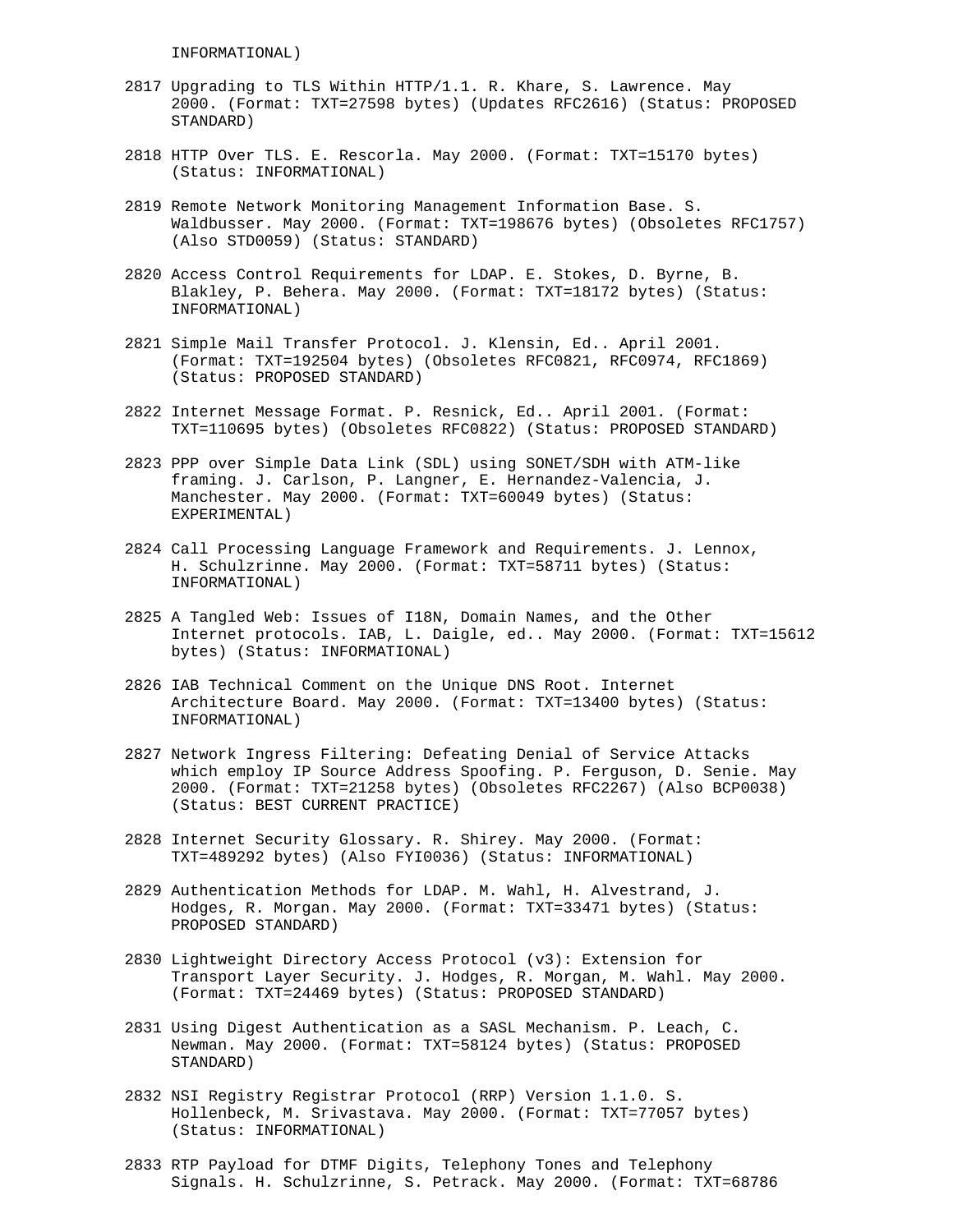INFORMATIONAL)

2817 Upgrading to TLS Within HTTP/1.1. R. Khare, S. Lawrence. May 2000. (Format: TXT=27598 bytes) (Updates RFC2616) (Status: PROPOSED STANDARD)

2818 HTTP Over TLS. E. Rescorla. May 2000. (Format: TXT=15170 bytes) (Status: INFORMATIONAL)

2819 Remote Network Monitoring Management Information Base. S. Waldbusser. May 2000. (Format: TXT=198676 bytes) (Obsoletes RFC1757) (Also STD0059) (Status: STANDARD)

2820 Access Control Requirements for LDAP. E. Stokes, D. Byrne, B. Blakley, P. Behera. May 2000. (Format: TXT=18172 bytes) (Status: INFORMATIONAL)

2821 Simple Mail Transfer Protocol. J. Klensin, Ed.. April 2001. (Format: TXT=192504 bytes) (Obsoletes RFC0821, RFC0974, RFC1869) (Status: PROPOSED STANDARD)

2822 Internet Message Format. P. Resnick, Ed.. April 2001. (Format: TXT=110695 bytes) (Obsoletes RFC0822) (Status: PROPOSED STANDARD)

2823 PPP over Simple Data Link (SDL) using SONET/SDH with ATM-like framing. J. Carlson, P. Langner, E. Hernandez-Valencia, J. Manchester. May 2000. (Format: TXT=60049 bytes) (Status: EXPERIMENTAL)

2824 Call Processing Language Framework and Requirements. J. Lennox, H. Schulzrinne. May 2000. (Format: TXT=58711 bytes) (Status: INFORMATIONAL)

2825 A Tangled Web: Issues of I18N, Domain Names, and the Other Internet protocols. IAB, L. Daigle, ed.. May 2000. (Format: TXT=15612 bytes) (Status: INFORMATIONAL)

2826 IAB Technical Comment on the Unique DNS Root. Internet Architecture Board. May 2000. (Format: TXT=13400 bytes) (Status: INFORMATIONAL)

2827 Network Ingress Filtering: Defeating Denial of Service Attacks which employ IP Source Address Spoofing. P. Ferguson, D. Senie. May 2000. (Format: TXT=21258 bytes) (Obsoletes RFC2267) (Also BCP0038) (Status: BEST CURRENT PRACTICE)

2828 Internet Security Glossary. R. Shirey. May 2000. (Format: TXT=489292 bytes) (Also FYI0036) (Status: INFORMATIONAL)

2829 Authentication Methods for LDAP. M. Wahl, H. Alvestrand, J. Hodges, R. Morgan. May 2000. (Format: TXT=33471 bytes) (Status: PROPOSED STANDARD)

2830 Lightweight Directory Access Protocol (v3): Extension for Transport Layer Security. J. Hodges, R. Morgan, M. Wahl. May 2000. (Format: TXT=24469 bytes) (Status: PROPOSED STANDARD)

2831 Using Digest Authentication as a SASL Mechanism. P. Leach, C. Newman. May 2000. (Format: TXT=58124 bytes) (Status: PROPOSED STANDARD)

2832 NSI Registry Registrar Protocol (RRP) Version 1.1.0. S. Hollenbeck, M. Srivastava. May 2000. (Format: TXT=77057 bytes) (Status: INFORMATIONAL)

2833 RTP Payload for DTMF Digits, Telephony Tones and Telephony Signals. H. Schulzrinne, S. Petrack. May 2000. (Format: TXT=68786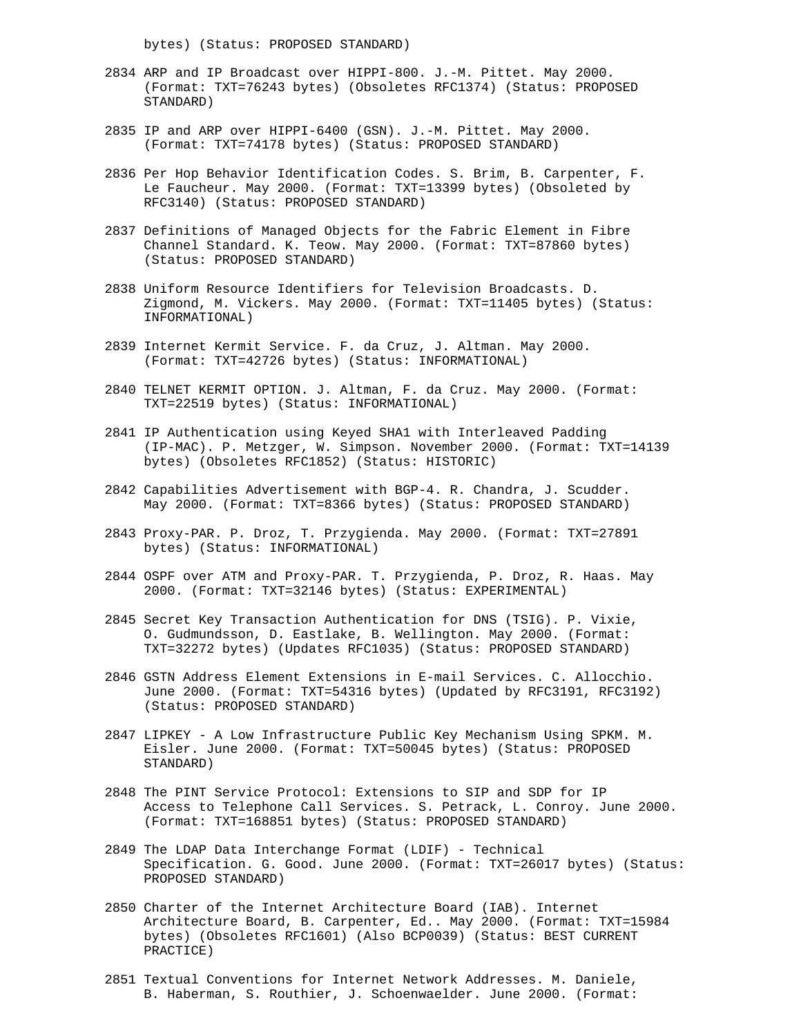bytes) (Status: PROPOSED STANDARD)

2834 ARP and IP Broadcast over HIPPI-800. J.-M. Pittet. May 2000. (Format: TXT=76243 bytes) (Obsoletes RFC1374) (Status: PROPOSED STANDARD)

2835 IP and ARP over HIPPI-6400 (GSN). J.-M. Pittet. May 2000. (Format: TXT=74178 bytes) (Status: PROPOSED STANDARD)

2836 Per Hop Behavior Identification Codes. S. Brim, B. Carpenter, F. Le Faucheur. May 2000. (Format: TXT=13399 bytes) (Obsoleted by RFC3140) (Status: PROPOSED STANDARD)

2837 Definitions of Managed Objects for the Fabric Element in Fibre Channel Standard. K. Teow. May 2000. (Format: TXT=87860 bytes) (Status: PROPOSED STANDARD)

2838 Uniform Resource Identifiers for Television Broadcasts. D. Zigmond, M. Vickers. May 2000. (Format: TXT=11405 bytes) (Status: INFORMATIONAL)

2839 Internet Kermit Service. F. da Cruz, J. Altman. May 2000. (Format: TXT=42726 bytes) (Status: INFORMATIONAL)

2840 TELNET KERMIT OPTION. J. Altman, F. da Cruz. May 2000. (Format: TXT=22519 bytes) (Status: INFORMATIONAL)

2841 IP Authentication using Keyed SHA1 with Interleaved Padding (IP-MAC). P. Metzger, W. Simpson. November 2000. (Format: TXT=14139 bytes) (Obsoletes RFC1852) (Status: HISTORIC)

2842 Capabilities Advertisement with BGP-4. R. Chandra, J. Scudder. May 2000. (Format: TXT=8366 bytes) (Status: PROPOSED STANDARD)

2843 Proxy-PAR. P. Droz, T. Przygienda. May 2000. (Format: TXT=27891 bytes) (Status: INFORMATIONAL)

2844 OSPF over ATM and Proxy-PAR. T. Przygienda, P. Droz, R. Haas. May 2000. (Format: TXT=32146 bytes) (Status: EXPERIMENTAL)

2845 Secret Key Transaction Authentication for DNS (TSIG). P. Vixie, O. Gudmundsson, D. Eastlake, B. Wellington. May 2000. (Format: TXT=32272 bytes) (Updates RFC1035) (Status: PROPOSED STANDARD)

2846 GSTN Address Element Extensions in E-mail Services. C. Allocchio. June 2000. (Format: TXT=54316 bytes) (Updated by RFC3191, RFC3192) (Status: PROPOSED STANDARD)

2847 LIPKEY - A Low Infrastructure Public Key Mechanism Using SPKM. M. Eisler. June 2000. (Format: TXT=50045 bytes) (Status: PROPOSED STANDARD)

2848 The PINT Service Protocol: Extensions to SIP and SDP for IP Access to Telephone Call Services. S. Petrack, L. Conroy. June 2000. (Format: TXT=168851 bytes) (Status: PROPOSED STANDARD)

2849 The LDAP Data Interchange Format (LDIF) - Technical Specification. G. Good. June 2000. (Format: TXT=26017 bytes) (Status: PROPOSED STANDARD)

2850 Charter of the Internet Architecture Board (IAB). Internet Architecture Board, B. Carpenter, Ed.. May 2000. (Format: TXT=15984 bytes) (Obsoletes RFC1601) (Also BCP0039) (Status: BEST CURRENT PRACTICE)

2851 Textual Conventions for Internet Network Addresses. M. Daniele, B. Haberman, S. Routhier, J. Schoenwaelder. June 2000. (Format: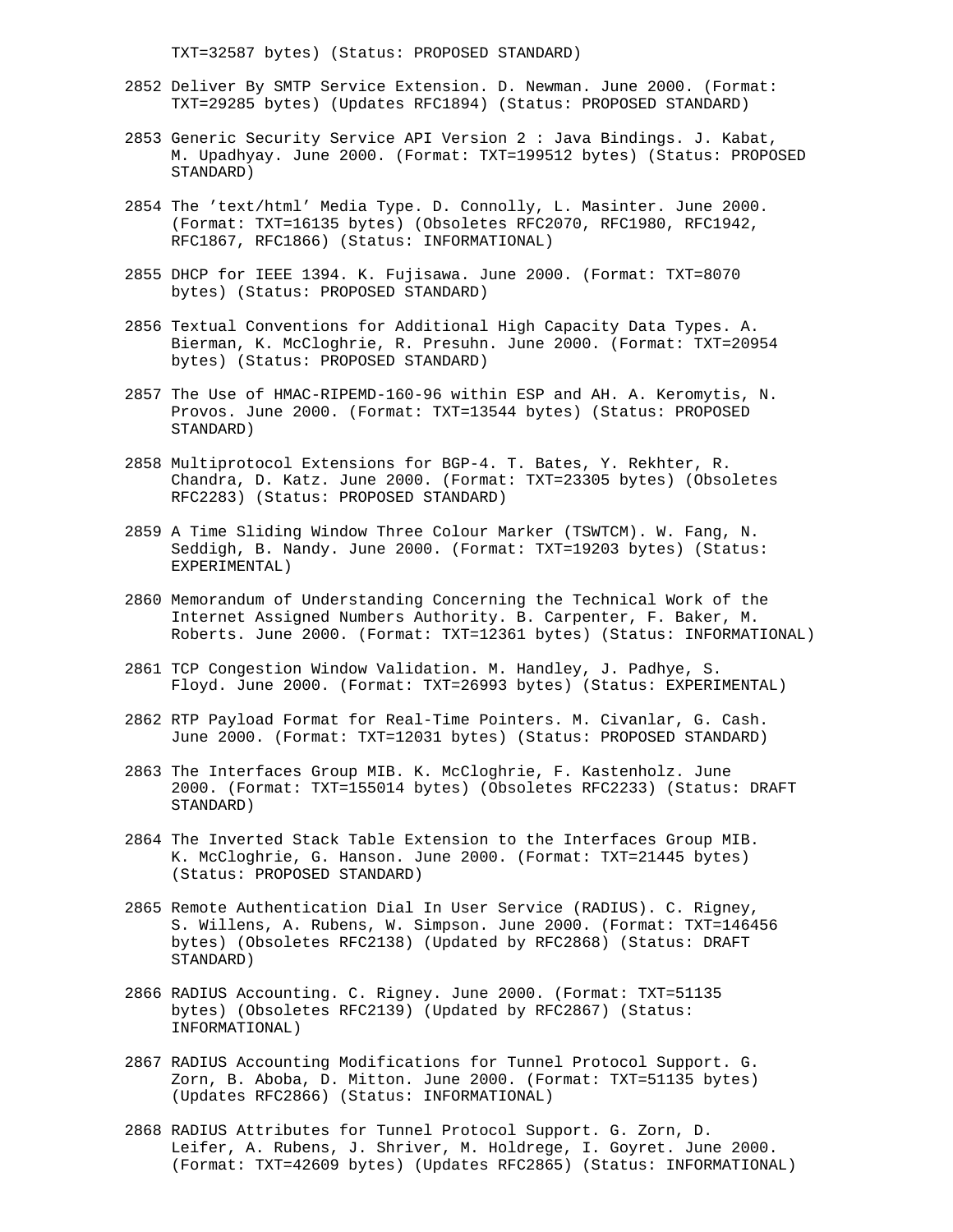TXT=32587 bytes) (Status: PROPOSED STANDARD)

2852 Deliver By SMTP Service Extension. D. Newman. June 2000. (Format: TXT=29285 bytes) (Updates RFC1894) (Status: PROPOSED STANDARD)

2853 Generic Security Service API Version 2 : Java Bindings. J. Kabat, M. Upadhyay. June 2000. (Format: TXT=199512 bytes) (Status: PROPOSED STANDARD)

2854 The 'text/html' Media Type. D. Connolly, L. Masinter. June 2000. (Format: TXT=16135 bytes) (Obsoletes RFC2070, RFC1980, RFC1942, RFC1867, RFC1866) (Status: INFORMATIONAL)

2855 DHCP for IEEE 1394. K. Fujisawa. June 2000. (Format: TXT=8070 bytes) (Status: PROPOSED STANDARD)

2856 Textual Conventions for Additional High Capacity Data Types. A. Bierman, K. McCloghrie, R. Presuhn. June 2000. (Format: TXT=20954 bytes) (Status: PROPOSED STANDARD)

2857 The Use of HMAC-RIPEMD-160-96 within ESP and AH. A. Keromytis, N. Provos. June 2000. (Format: TXT=13544 bytes) (Status: PROPOSED STANDARD)

2858 Multiprotocol Extensions for BGP-4. T. Bates, Y. Rekhter, R. Chandra, D. Katz. June 2000. (Format: TXT=23305 bytes) (Obsoletes RFC2283) (Status: PROPOSED STANDARD)

2859 A Time Sliding Window Three Colour Marker (TSWTCM). W. Fang, N. Seddigh, B. Nandy. June 2000. (Format: TXT=19203 bytes) (Status: EXPERIMENTAL)

2860 Memorandum of Understanding Concerning the Technical Work of the Internet Assigned Numbers Authority. B. Carpenter, F. Baker, M. Roberts. June 2000. (Format: TXT=12361 bytes) (Status: INFORMATIONAL)

2861 TCP Congestion Window Validation. M. Handley, J. Padhye, S. Floyd. June 2000. (Format: TXT=26993 bytes) (Status: EXPERIMENTAL)

2862 RTP Payload Format for Real-Time Pointers. M. Civanlar, G. Cash. June 2000. (Format: TXT=12031 bytes) (Status: PROPOSED STANDARD)

2863 The Interfaces Group MIB. K. McCloghrie, F. Kastenholz. June 2000. (Format: TXT=155014 bytes) (Obsoletes RFC2233) (Status: DRAFT STANDARD)

2864 The Inverted Stack Table Extension to the Interfaces Group MIB. K. McCloghrie, G. Hanson. June 2000. (Format: TXT=21445 bytes) (Status: PROPOSED STANDARD)

2865 Remote Authentication Dial In User Service (RADIUS). C. Rigney, S. Willens, A. Rubens, W. Simpson. June 2000. (Format: TXT=146456 bytes) (Obsoletes RFC2138) (Updated by RFC2868) (Status: DRAFT STANDARD)

2866 RADIUS Accounting. C. Rigney. June 2000. (Format: TXT=51135 bytes) (Obsoletes RFC2139) (Updated by RFC2867) (Status: INFORMATIONAL)

2867 RADIUS Accounting Modifications for Tunnel Protocol Support. G. Zorn, B. Aboba, D. Mitton. June 2000. (Format: TXT=51135 bytes) (Updates RFC2866) (Status: INFORMATIONAL)

2868 RADIUS Attributes for Tunnel Protocol Support. G. Zorn, D. Leifer, A. Rubens, J. Shriver, M. Holdrege, I. Goyret. June 2000. (Format: TXT=42609 bytes) (Updates RFC2865) (Status: INFORMATIONAL)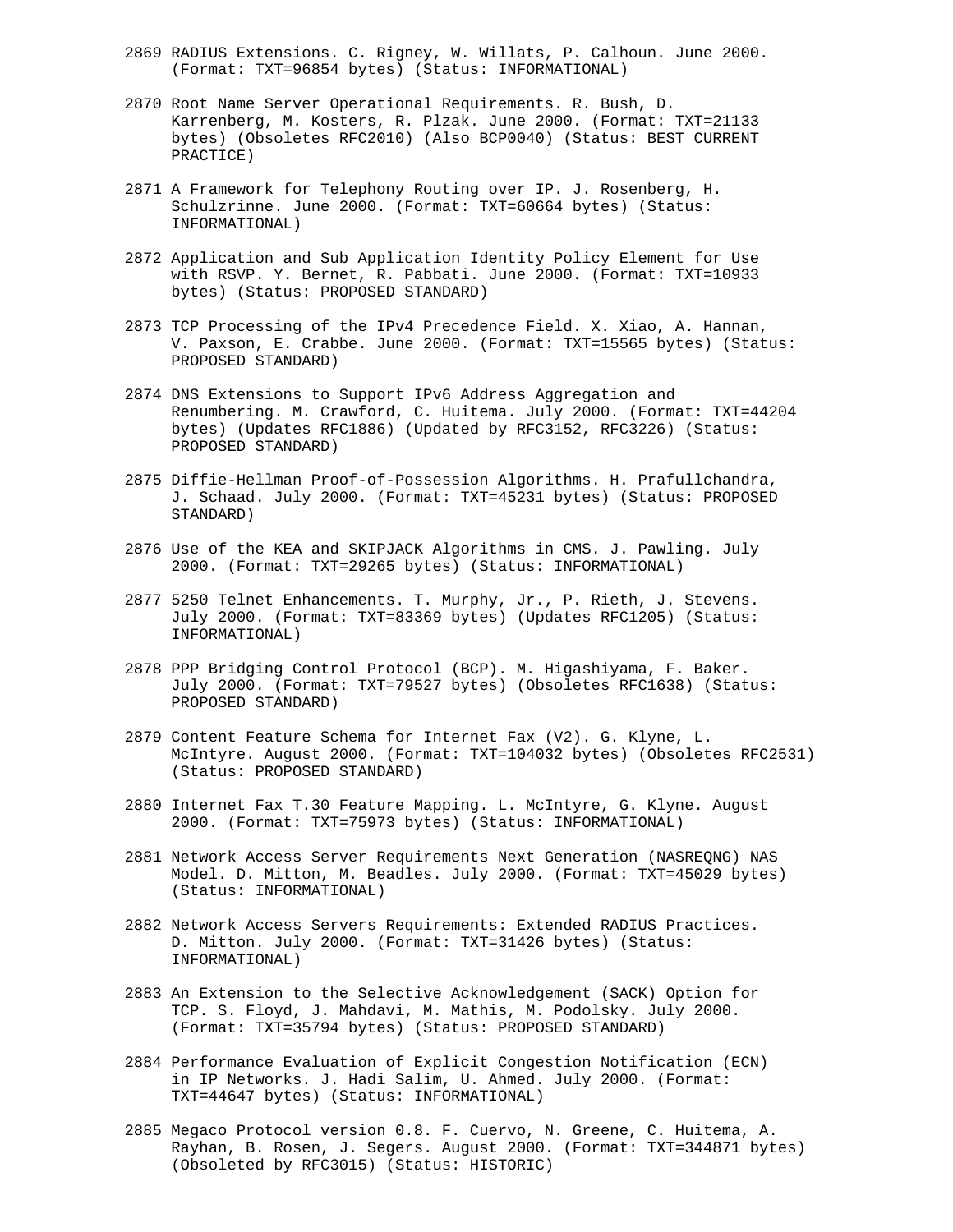2869 RADIUS Extensions. C. Rigney, W. Willats, P. Calhoun. June 2000. (Format: TXT=96854 bytes) (Status: INFORMATIONAL)

2870 Root Name Server Operational Requirements. R. Bush, D. Karrenberg, M. Kosters, R. Plzak. June 2000. (Format: TXT=21133 bytes) (Obsoletes RFC2010) (Also BCP0040) (Status: BEST CURRENT PRACTICE)

2871 A Framework for Telephony Routing over IP. J. Rosenberg, H. Schulzrinne. June 2000. (Format: TXT=60664 bytes) (Status: INFORMATIONAL)

2872 Application and Sub Application Identity Policy Element for Use with RSVP. Y. Bernet, R. Pabbati. June 2000. (Format: TXT=10933 bytes) (Status: PROPOSED STANDARD)

2873 TCP Processing of the IPv4 Precedence Field. X. Xiao, A. Hannan, V. Paxson, E. Crabbe. June 2000. (Format: TXT=15565 bytes) (Status: PROPOSED STANDARD)

2874 DNS Extensions to Support IPv6 Address Aggregation and Renumbering. M. Crawford, C. Huitema. July 2000. (Format: TXT=44204 bytes) (Updates RFC1886) (Updated by RFC3152, RFC3226) (Status: PROPOSED STANDARD)

2875 Diffie-Hellman Proof-of-Possession Algorithms. H. Prafullchandra, J. Schaad. July 2000. (Format: TXT=45231 bytes) (Status: PROPOSED STANDARD)

2876 Use of the KEA and SKIPJACK Algorithms in CMS. J. Pawling. July 2000. (Format: TXT=29265 bytes) (Status: INFORMATIONAL)

2877 5250 Telnet Enhancements. T. Murphy, Jr., P. Rieth, J. Stevens. July 2000. (Format: TXT=83369 bytes) (Updates RFC1205) (Status: INFORMATIONAL)

2878 PPP Bridging Control Protocol (BCP). M. Higashiyama, F. Baker. July 2000. (Format: TXT=79527 bytes) (Obsoletes RFC1638) (Status: PROPOSED STANDARD)

2879 Content Feature Schema for Internet Fax (V2). G. Klyne, L. McIntyre. August 2000. (Format: TXT=104032 bytes) (Obsoletes RFC2531) (Status: PROPOSED STANDARD)

2880 Internet Fax T.30 Feature Mapping. L. McIntyre, G. Klyne. August 2000. (Format: TXT=75973 bytes) (Status: INFORMATIONAL)

2881 Network Access Server Requirements Next Generation (NASREQNG) NAS Model. D. Mitton, M. Beadles. July 2000. (Format: TXT=45029 bytes) (Status: INFORMATIONAL)

2882 Network Access Servers Requirements: Extended RADIUS Practices. D. Mitton. July 2000. (Format: TXT=31426 bytes) (Status: INFORMATIONAL)

2883 An Extension to the Selective Acknowledgement (SACK) Option for TCP. S. Floyd, J. Mahdavi, M. Mathis, M. Podolsky. July 2000. (Format: TXT=35794 bytes) (Status: PROPOSED STANDARD)

2884 Performance Evaluation of Explicit Congestion Notification (ECN) in IP Networks. J. Hadi Salim, U. Ahmed. July 2000. (Format: TXT=44647 bytes) (Status: INFORMATIONAL)

2885 Megaco Protocol version 0.8. F. Cuervo, N. Greene, C. Huitema, A. Rayhan, B. Rosen, J. Segers. August 2000. (Format: TXT=344871 bytes) (Obsoleted by RFC3015) (Status: HISTORIC)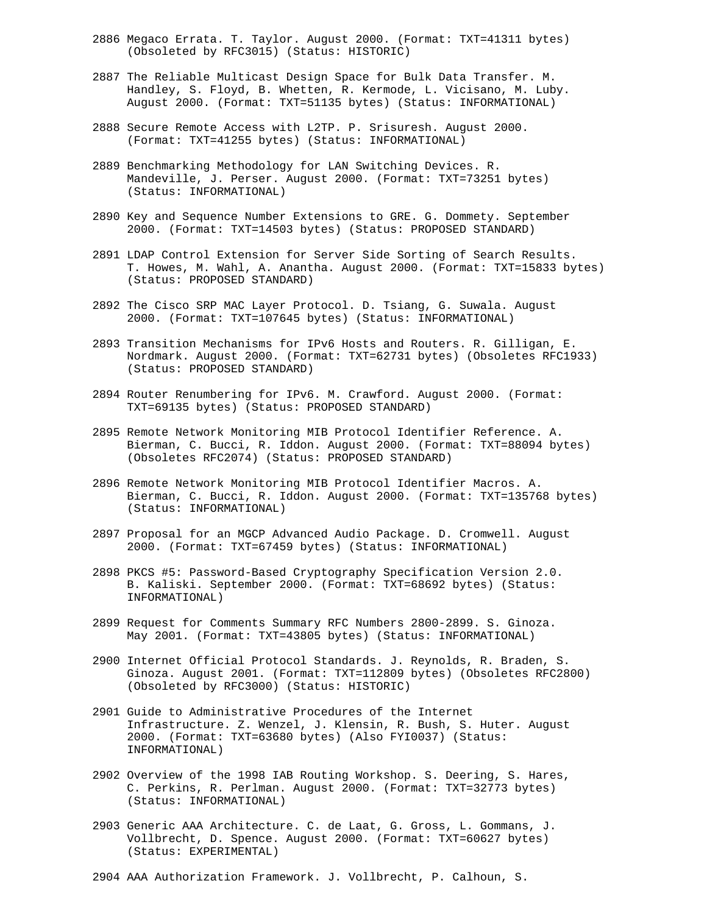2886 Megaco Errata. T. Taylor. August 2000. (Format: TXT=41311 bytes) (Obsoleted by RFC3015) (Status: HISTORIC)

2887 The Reliable Multicast Design Space for Bulk Data Transfer. M. Handley, S. Floyd, B. Whetten, R. Kermode, L. Vicisano, M. Luby. August 2000. (Format: TXT=51135 bytes) (Status: INFORMATIONAL)

2888 Secure Remote Access with L2TP. P. Srisuresh. August 2000. (Format: TXT=41255 bytes) (Status: INFORMATIONAL)

2889 Benchmarking Methodology for LAN Switching Devices. R. Mandeville, J. Perser. August 2000. (Format: TXT=73251 bytes) (Status: INFORMATIONAL)

2890 Key and Sequence Number Extensions to GRE. G. Dommety. September 2000. (Format: TXT=14503 bytes) (Status: PROPOSED STANDARD)

2891 LDAP Control Extension for Server Side Sorting of Search Results. T. Howes, M. Wahl, A. Anantha. August 2000. (Format: TXT=15833 bytes) (Status: PROPOSED STANDARD)

2892 The Cisco SRP MAC Layer Protocol. D. Tsiang, G. Suwala. August 2000. (Format: TXT=107645 bytes) (Status: INFORMATIONAL)

2893 Transition Mechanisms for IPv6 Hosts and Routers. R. Gilligan, E. Nordmark. August 2000. (Format: TXT=62731 bytes) (Obsoletes RFC1933) (Status: PROPOSED STANDARD)

2894 Router Renumbering for IPv6. M. Crawford. August 2000. (Format: TXT=69135 bytes) (Status: PROPOSED STANDARD)

2895 Remote Network Monitoring MIB Protocol Identifier Reference. A. Bierman, C. Bucci, R. Iddon. August 2000. (Format: TXT=88094 bytes) (Obsoletes RFC2074) (Status: PROPOSED STANDARD)

2896 Remote Network Monitoring MIB Protocol Identifier Macros. A. Bierman, C. Bucci, R. Iddon. August 2000. (Format: TXT=135768 bytes) (Status: INFORMATIONAL)

2897 Proposal for an MGCP Advanced Audio Package. D. Cromwell. August 2000. (Format: TXT=67459 bytes) (Status: INFORMATIONAL)

2898 PKCS #5: Password-Based Cryptography Specification Version 2.0. B. Kaliski. September 2000. (Format: TXT=68692 bytes) (Status: INFORMATIONAL)

2899 Request for Comments Summary RFC Numbers 2800-2899. S. Ginoza. May 2001. (Format: TXT=43805 bytes) (Status: INFORMATIONAL)

2900 Internet Official Protocol Standards. J. Reynolds, R. Braden, S. Ginoza. August 2001. (Format: TXT=112809 bytes) (Obsoletes RFC2800) (Obsoleted by RFC3000) (Status: HISTORIC)

2901 Guide to Administrative Procedures of the Internet Infrastructure. Z. Wenzel, J. Klensin, R. Bush, S. Huter. August 2000. (Format: TXT=63680 bytes) (Also FYI0037) (Status: INFORMATIONAL)

2902 Overview of the 1998 IAB Routing Workshop. S. Deering, S. Hares, C. Perkins, R. Perlman. August 2000. (Format: TXT=32773 bytes) (Status: INFORMATIONAL)

2903 Generic AAA Architecture. C. de Laat, G. Gross, L. Gommans, J. Vollbrecht, D. Spence. August 2000. (Format: TXT=60627 bytes) (Status: EXPERIMENTAL)

2904 AAA Authorization Framework. J. Vollbrecht, P. Calhoun, S.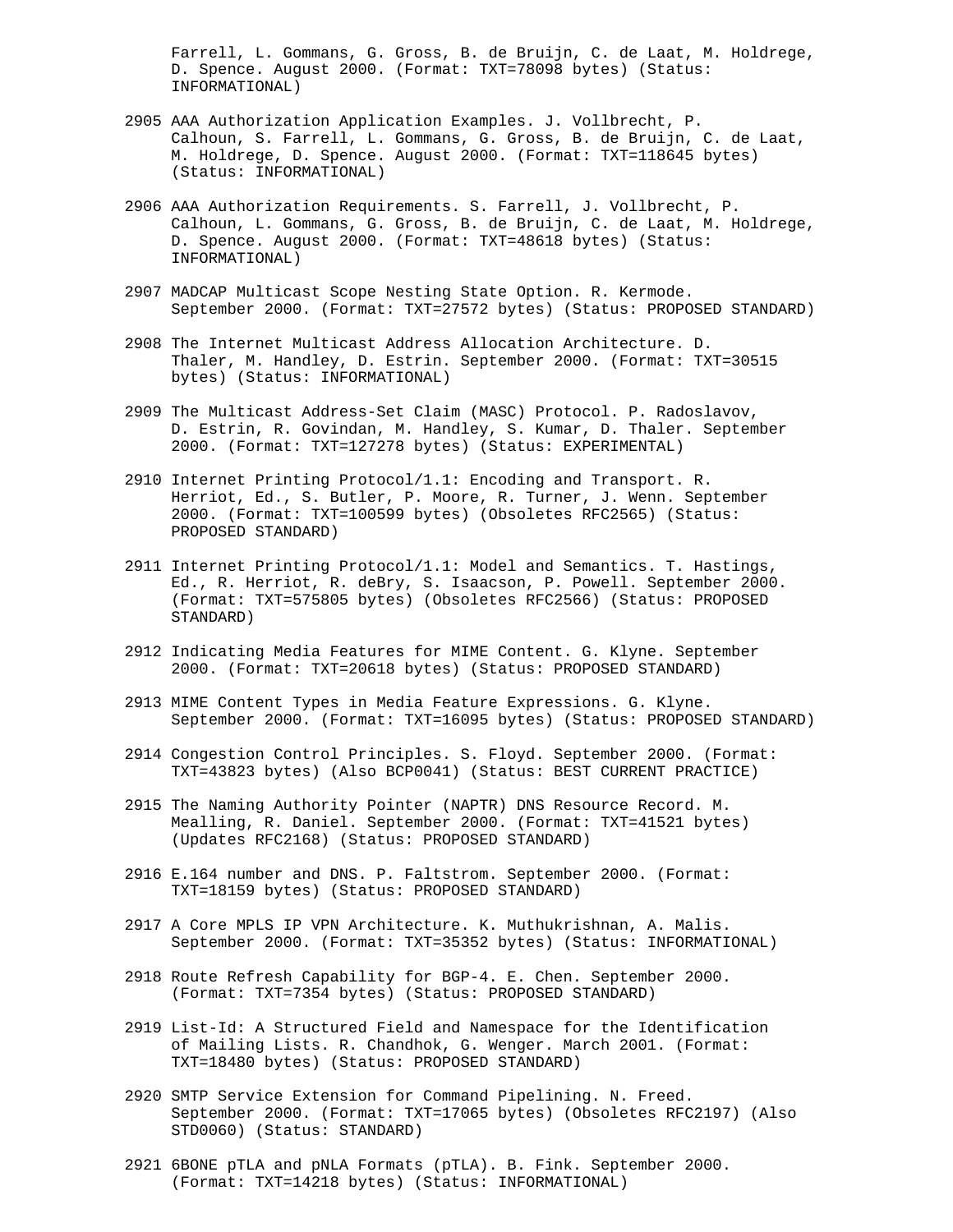Farrell, L. Gommans, G. Gross, B. de Bruijn, C. de Laat, M. Holdrege, D. Spence. August 2000. (Format: TXT=78098 bytes) (Status: INFORMATIONAL)

2905 AAA Authorization Application Examples. J. Vollbrecht, P. Calhoun, S. Farrell, L. Gommans, G. Gross, B. de Bruijn, C. de Laat, M. Holdrege, D. Spence. August 2000. (Format: TXT=118645 bytes) (Status: INFORMATIONAL)

2906 AAA Authorization Requirements. S. Farrell, J. Vollbrecht, P. Calhoun, L. Gommans, G. Gross, B. de Bruijn, C. de Laat, M. Holdrege, D. Spence. August 2000. (Format: TXT=48618 bytes) (Status: INFORMATIONAL)

2907 MADCAP Multicast Scope Nesting State Option. R. Kermode. September 2000. (Format: TXT=27572 bytes) (Status: PROPOSED STANDARD)

2908 The Internet Multicast Address Allocation Architecture. D. Thaler, M. Handley, D. Estrin. September 2000. (Format: TXT=30515 bytes) (Status: INFORMATIONAL)

2909 The Multicast Address-Set Claim (MASC) Protocol. P. Radoslavov, D. Estrin, R. Govindan, M. Handley, S. Kumar, D. Thaler. September 2000. (Format: TXT=127278 bytes) (Status: EXPERIMENTAL)

2910 Internet Printing Protocol/1.1: Encoding and Transport. R. Herriot, Ed., S. Butler, P. Moore, R. Turner, J. Wenn. September 2000. (Format: TXT=100599 bytes) (Obsoletes RFC2565) (Status: PROPOSED STANDARD)

2911 Internet Printing Protocol/1.1: Model and Semantics. T. Hastings, Ed., R. Herriot, R. deBry, S. Isaacson, P. Powell. September 2000. (Format: TXT=575805 bytes) (Obsoletes RFC2566) (Status: PROPOSED STANDARD)

2912 Indicating Media Features for MIME Content. G. Klyne. September 2000. (Format: TXT=20618 bytes) (Status: PROPOSED STANDARD)

2913 MIME Content Types in Media Feature Expressions. G. Klyne. September 2000. (Format: TXT=16095 bytes) (Status: PROPOSED STANDARD)

2914 Congestion Control Principles. S. Floyd. September 2000. (Format: TXT=43823 bytes) (Also BCP0041) (Status: BEST CURRENT PRACTICE)

2915 The Naming Authority Pointer (NAPTR) DNS Resource Record. M. Mealling, R. Daniel. September 2000. (Format: TXT=41521 bytes) (Updates RFC2168) (Status: PROPOSED STANDARD)

2916 E.164 number and DNS. P. Faltstrom. September 2000. (Format: TXT=18159 bytes) (Status: PROPOSED STANDARD)

2917 A Core MPLS IP VPN Architecture. K. Muthukrishnan, A. Malis. September 2000. (Format: TXT=35352 bytes) (Status: INFORMATIONAL)

2918 Route Refresh Capability for BGP-4. E. Chen. September 2000. (Format: TXT=7354 bytes) (Status: PROPOSED STANDARD)

2919 List-Id: A Structured Field and Namespace for the Identification of Mailing Lists. R. Chandhok, G. Wenger. March 2001. (Format: TXT=18480 bytes) (Status: PROPOSED STANDARD)

2920 SMTP Service Extension for Command Pipelining. N. Freed. September 2000. (Format: TXT=17065 bytes) (Obsoletes RFC2197) (Also STD0060) (Status: STANDARD)

2921 6BONE pTLA and pNLA Formats (pTLA). B. Fink. September 2000. (Format: TXT=14218 bytes) (Status: INFORMATIONAL)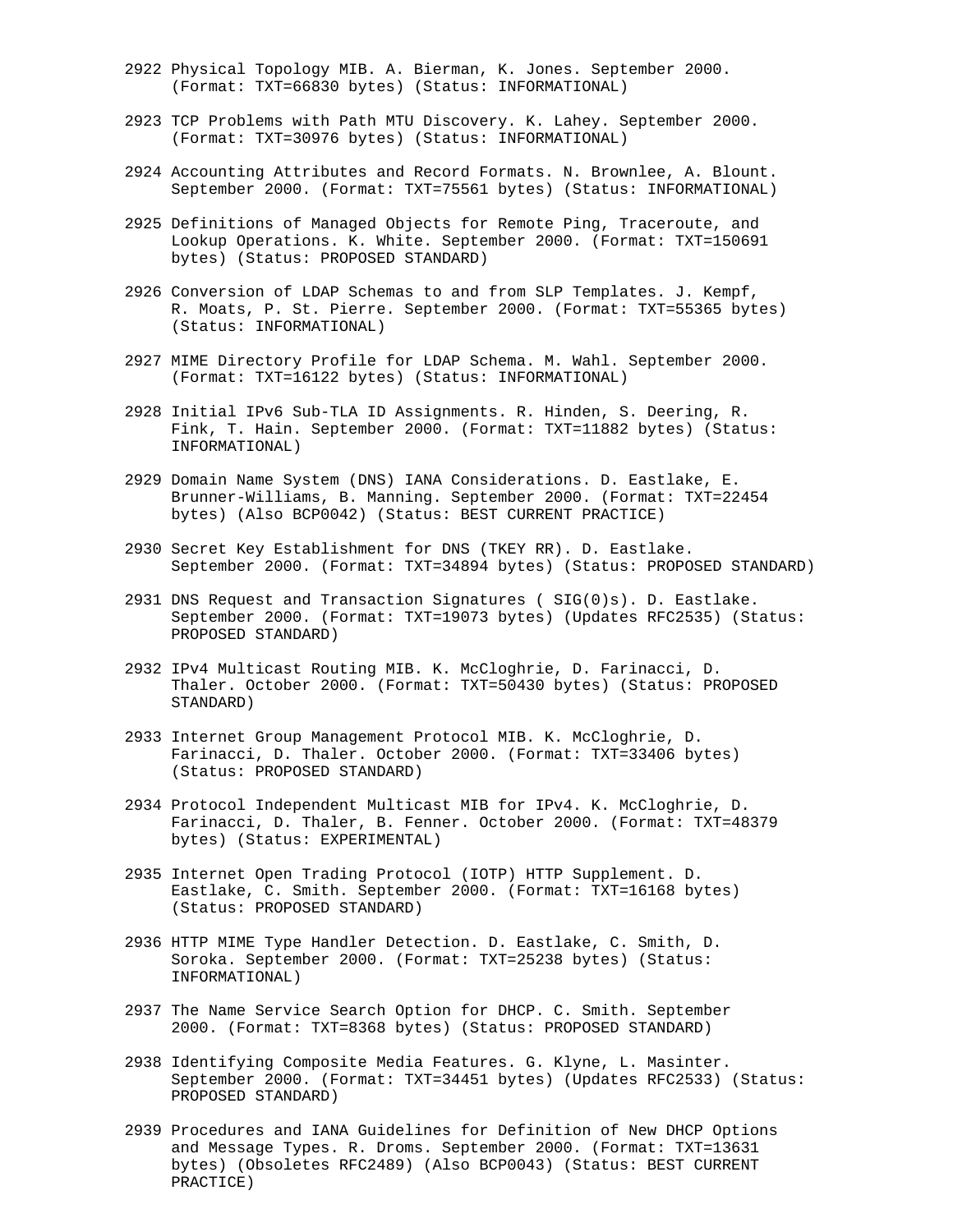2922 Physical Topology MIB. A. Bierman, K. Jones. September 2000. (Format: TXT=66830 bytes) (Status: INFORMATIONAL)

2923 TCP Problems with Path MTU Discovery. K. Lahey. September 2000. (Format: TXT=30976 bytes) (Status: INFORMATIONAL)

2924 Accounting Attributes and Record Formats. N. Brownlee, A. Blount. September 2000. (Format: TXT=75561 bytes) (Status: INFORMATIONAL)

2925 Definitions of Managed Objects for Remote Ping, Traceroute, and Lookup Operations. K. White. September 2000. (Format: TXT=150691 bytes) (Status: PROPOSED STANDARD)

2926 Conversion of LDAP Schemas to and from SLP Templates. J. Kempf, R. Moats, P. St. Pierre. September 2000. (Format: TXT=55365 bytes) (Status: INFORMATIONAL)

2927 MIME Directory Profile for LDAP Schema. M. Wahl. September 2000. (Format: TXT=16122 bytes) (Status: INFORMATIONAL)

2928 Initial IPv6 Sub-TLA ID Assignments. R. Hinden, S. Deering, R. Fink, T. Hain. September 2000. (Format: TXT=11882 bytes) (Status: INFORMATIONAL)

2929 Domain Name System (DNS) IANA Considerations. D. Eastlake, E. Brunner-Williams, B. Manning. September 2000. (Format: TXT=22454 bytes) (Also BCP0042) (Status: BEST CURRENT PRACTICE)

2930 Secret Key Establishment for DNS (TKEY RR). D. Eastlake. September 2000. (Format: TXT=34894 bytes) (Status: PROPOSED STANDARD)

2931 DNS Request and Transaction Signatures ( SIG(0)s). D. Eastlake. September 2000. (Format: TXT=19073 bytes) (Updates RFC2535) (Status: PROPOSED STANDARD)

2932 IPv4 Multicast Routing MIB. K. McCloghrie, D. Farinacci, D. Thaler. October 2000. (Format: TXT=50430 bytes) (Status: PROPOSED STANDARD)

2933 Internet Group Management Protocol MIB. K. McCloghrie, D. Farinacci, D. Thaler. October 2000. (Format: TXT=33406 bytes) (Status: PROPOSED STANDARD)

2934 Protocol Independent Multicast MIB for IPv4. K. McCloghrie, D. Farinacci, D. Thaler, B. Fenner. October 2000. (Format: TXT=48379 bytes) (Status: EXPERIMENTAL)

2935 Internet Open Trading Protocol (IOTP) HTTP Supplement. D. Eastlake, C. Smith. September 2000. (Format: TXT=16168 bytes) (Status: PROPOSED STANDARD)

2936 HTTP MIME Type Handler Detection. D. Eastlake, C. Smith, D. Soroka. September 2000. (Format: TXT=25238 bytes) (Status: INFORMATIONAL)

2937 The Name Service Search Option for DHCP. C. Smith. September 2000. (Format: TXT=8368 bytes) (Status: PROPOSED STANDARD)

2938 Identifying Composite Media Features. G. Klyne, L. Masinter. September 2000. (Format: TXT=34451 bytes) (Updates RFC2533) (Status: PROPOSED STANDARD)

2939 Procedures and IANA Guidelines for Definition of New DHCP Options and Message Types. R. Droms. September 2000. (Format: TXT=13631 bytes) (Obsoletes RFC2489) (Also BCP0043) (Status: BEST CURRENT PRACTICE)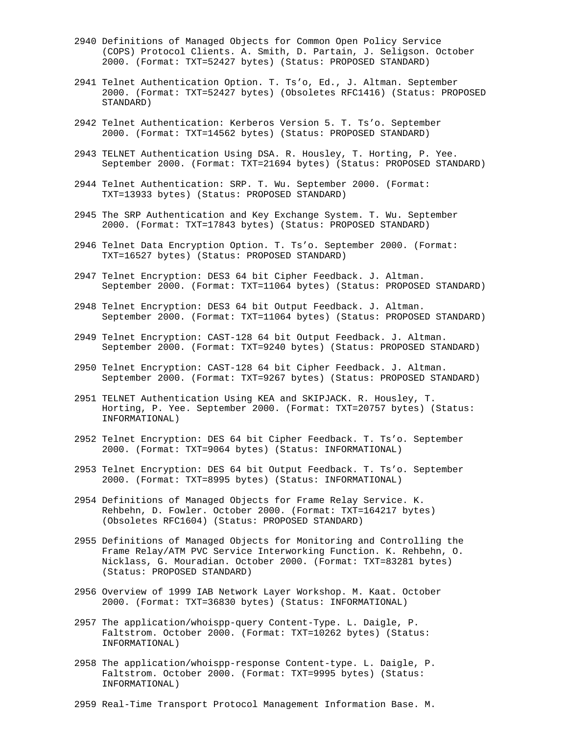2940 Definitions of Managed Objects for Common Open Policy Service (COPS) Protocol Clients. A. Smith, D. Partain, J. Seligson. October 2000. (Format: TXT=52427 bytes) (Status: PROPOSED STANDARD)

2941 Telnet Authentication Option. T. Ts'o, Ed., J. Altman. September 2000. (Format: TXT=52427 bytes) (Obsoletes RFC1416) (Status: PROPOSED STANDARD)

2942 Telnet Authentication: Kerberos Version 5. T. Ts'o. September 2000. (Format: TXT=14562 bytes) (Status: PROPOSED STANDARD)

2943 TELNET Authentication Using DSA. R. Housley, T. Horting, P. Yee. September 2000. (Format: TXT=21694 bytes) (Status: PROPOSED STANDARD)

2944 Telnet Authentication: SRP. T. Wu. September 2000. (Format: TXT=13933 bytes) (Status: PROPOSED STANDARD)

2945 The SRP Authentication and Key Exchange System. T. Wu. September 2000. (Format: TXT=17843 bytes) (Status: PROPOSED STANDARD)

2946 Telnet Data Encryption Option. T. Ts'o. September 2000. (Format: TXT=16527 bytes) (Status: PROPOSED STANDARD)

2947 Telnet Encryption: DES3 64 bit Cipher Feedback. J. Altman. September 2000. (Format: TXT=11064 bytes) (Status: PROPOSED STANDARD)

2948 Telnet Encryption: DES3 64 bit Output Feedback. J. Altman. September 2000. (Format: TXT=11064 bytes) (Status: PROPOSED STANDARD)

2949 Telnet Encryption: CAST-128 64 bit Output Feedback. J. Altman. September 2000. (Format: TXT=9240 bytes) (Status: PROPOSED STANDARD)

2950 Telnet Encryption: CAST-128 64 bit Cipher Feedback. J. Altman. September 2000. (Format: TXT=9267 bytes) (Status: PROPOSED STANDARD)

2951 TELNET Authentication Using KEA and SKIPJACK. R. Housley, T. Horting, P. Yee. September 2000. (Format: TXT=20757 bytes) (Status: INFORMATIONAL)

2952 Telnet Encryption: DES 64 bit Cipher Feedback. T. Ts'o. September 2000. (Format: TXT=9064 bytes) (Status: INFORMATIONAL)

2953 Telnet Encryption: DES 64 bit Output Feedback. T. Ts'o. September 2000. (Format: TXT=8995 bytes) (Status: INFORMATIONAL)

2954 Definitions of Managed Objects for Frame Relay Service. K. Rehbehn, D. Fowler. October 2000. (Format: TXT=164217 bytes) (Obsoletes RFC1604) (Status: PROPOSED STANDARD)

2955 Definitions of Managed Objects for Monitoring and Controlling the Frame Relay/ATM PVC Service Interworking Function. K. Rehbehn, O. Nicklass, G. Mouradian. October 2000. (Format: TXT=83281 bytes) (Status: PROPOSED STANDARD)

2956 Overview of 1999 IAB Network Layer Workshop. M. Kaat. October 2000. (Format: TXT=36830 bytes) (Status: INFORMATIONAL)

2957 The application/whoispp-query Content-Type. L. Daigle, P. Faltstrom. October 2000. (Format: TXT=10262 bytes) (Status: INFORMATIONAL)

2958 The application/whoispp-response Content-type. L. Daigle, P. Faltstrom. October 2000. (Format: TXT=9995 bytes) (Status: INFORMATIONAL)

2959 Real-Time Transport Protocol Management Information Base. M.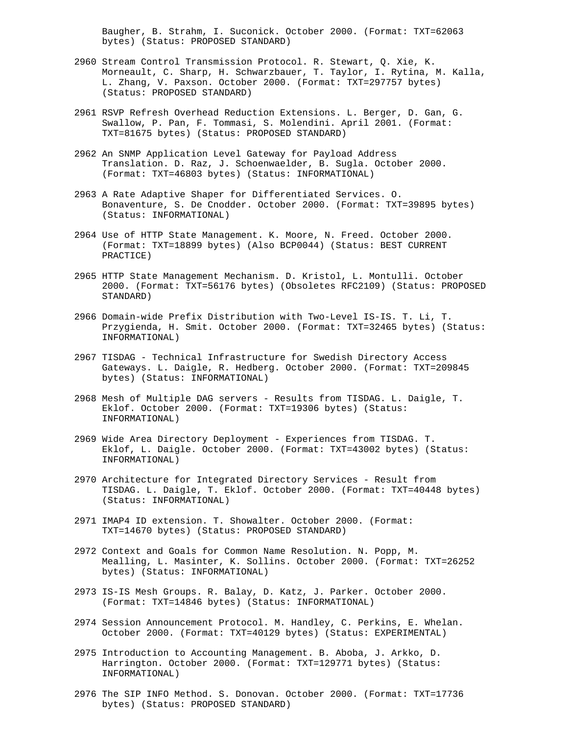Baugher, B. Strahm, I. Suconick. October 2000. (Format: TXT=62063 bytes) (Status: PROPOSED STANDARD)

2960 Stream Control Transmission Protocol. R. Stewart, Q. Xie, K. Morneault, C. Sharp, H. Schwarzbauer, T. Taylor, I. Rytina, M. Kalla, L. Zhang, V. Paxson. October 2000. (Format: TXT=297757 bytes) (Status: PROPOSED STANDARD)

2961 RSVP Refresh Overhead Reduction Extensions. L. Berger, D. Gan, G. Swallow, P. Pan, F. Tommasi, S. Molendini. April 2001. (Format: TXT=81675 bytes) (Status: PROPOSED STANDARD)

2962 An SNMP Application Level Gateway for Payload Address Translation. D. Raz, J. Schoenwaelder, B. Sugla. October 2000. (Format: TXT=46803 bytes) (Status: INFORMATIONAL)

2963 A Rate Adaptive Shaper for Differentiated Services. O. Bonaventure, S. De Cnodder. October 2000. (Format: TXT=39895 bytes) (Status: INFORMATIONAL)

2964 Use of HTTP State Management. K. Moore, N. Freed. October 2000. (Format: TXT=18899 bytes) (Also BCP0044) (Status: BEST CURRENT PRACTICE)

2965 HTTP State Management Mechanism. D. Kristol, L. Montulli. October 2000. (Format: TXT=56176 bytes) (Obsoletes RFC2109) (Status: PROPOSED STANDARD)

2966 Domain-wide Prefix Distribution with Two-Level IS-IS. T. Li, T. Przygienda, H. Smit. October 2000. (Format: TXT=32465 bytes) (Status: INFORMATIONAL)

2967 TISDAG - Technical Infrastructure for Swedish Directory Access Gateways. L. Daigle, R. Hedberg. October 2000. (Format: TXT=209845 bytes) (Status: INFORMATIONAL)

2968 Mesh of Multiple DAG servers - Results from TISDAG. L. Daigle, T. Eklof. October 2000. (Format: TXT=19306 bytes) (Status: INFORMATIONAL)

2969 Wide Area Directory Deployment - Experiences from TISDAG. T. Eklof, L. Daigle. October 2000. (Format: TXT=43002 bytes) (Status: INFORMATIONAL)

2970 Architecture for Integrated Directory Services - Result from TISDAG. L. Daigle, T. Eklof. October 2000. (Format: TXT=40448 bytes) (Status: INFORMATIONAL)

2971 IMAP4 ID extension. T. Showalter. October 2000. (Format: TXT=14670 bytes) (Status: PROPOSED STANDARD)

2972 Context and Goals for Common Name Resolution. N. Popp, M. Mealling, L. Masinter, K. Sollins. October 2000. (Format: TXT=26252 bytes) (Status: INFORMATIONAL)

2973 IS-IS Mesh Groups. R. Balay, D. Katz, J. Parker. October 2000. (Format: TXT=14846 bytes) (Status: INFORMATIONAL)

2974 Session Announcement Protocol. M. Handley, C. Perkins, E. Whelan. October 2000. (Format: TXT=40129 bytes) (Status: EXPERIMENTAL)

2975 Introduction to Accounting Management. B. Aboba, J. Arkko, D. Harrington. October 2000. (Format: TXT=129771 bytes) (Status: INFORMATIONAL)

2976 The SIP INFO Method. S. Donovan. October 2000. (Format: TXT=17736 bytes) (Status: PROPOSED STANDARD)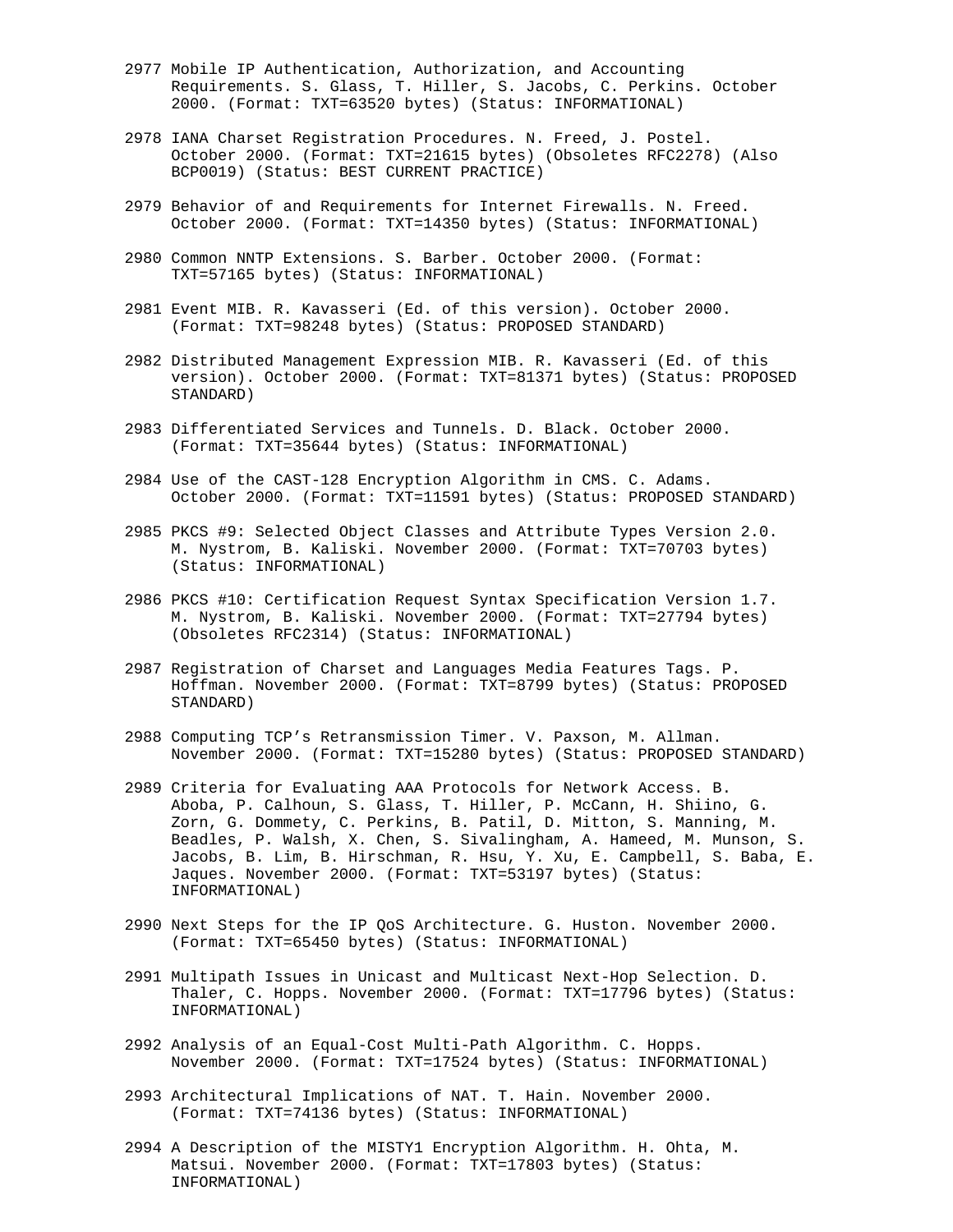2977 Mobile IP Authentication, Authorization, and Accounting Requirements. S. Glass, T. Hiller, S. Jacobs, C. Perkins. October 2000. (Format: TXT=63520 bytes) (Status: INFORMATIONAL)

2978 IANA Charset Registration Procedures. N. Freed, J. Postel. October 2000. (Format: TXT=21615 bytes) (Obsoletes RFC2278) (Also BCP0019) (Status: BEST CURRENT PRACTICE)

2979 Behavior of and Requirements for Internet Firewalls. N. Freed. October 2000. (Format: TXT=14350 bytes) (Status: INFORMATIONAL)

2980 Common NNTP Extensions. S. Barber. October 2000. (Format: TXT=57165 bytes) (Status: INFORMATIONAL)

2981 Event MIB. R. Kavasseri (Ed. of this version). October 2000. (Format: TXT=98248 bytes) (Status: PROPOSED STANDARD)

2982 Distributed Management Expression MIB. R. Kavasseri (Ed. of this version). October 2000. (Format: TXT=81371 bytes) (Status: PROPOSED STANDARD)

2983 Differentiated Services and Tunnels. D. Black. October 2000. (Format: TXT=35644 bytes) (Status: INFORMATIONAL)

2984 Use of the CAST-128 Encryption Algorithm in CMS. C. Adams. October 2000. (Format: TXT=11591 bytes) (Status: PROPOSED STANDARD)

2985 PKCS #9: Selected Object Classes and Attribute Types Version 2.0. M. Nystrom, B. Kaliski. November 2000. (Format: TXT=70703 bytes) (Status: INFORMATIONAL)

2986 PKCS #10: Certification Request Syntax Specification Version 1.7. M. Nystrom, B. Kaliski. November 2000. (Format: TXT=27794 bytes) (Obsoletes RFC2314) (Status: INFORMATIONAL)

2987 Registration of Charset and Languages Media Features Tags. P. Hoffman. November 2000. (Format: TXT=8799 bytes) (Status: PROPOSED STANDARD)

2988 Computing TCP’s Retransmission Timer. V. Paxson, M. Allman. November 2000. (Format: TXT=15280 bytes) (Status: PROPOSED STANDARD)

2989 Criteria for Evaluating AAA Protocols for Network Access. B. Aboba, P. Calhoun, S. Glass, T. Hiller, P. McCann, H. Shiino, G. Zorn, G. Dommety, C. Perkins, B. Patil, D. Mitton, S. Manning, M. Beadles, P. Walsh, X. Chen, S. Sivalingham, A. Hameed, M. Munson, S. Jacobs, B. Lim, B. Hirschman, R. Hsu, Y. Xu, E. Campbell, S. Baba, E. Jaques. November 2000. (Format: TXT=53197 bytes) (Status: INFORMATIONAL)

2990 Next Steps for the IP QoS Architecture. G. Huston. November 2000. (Format: TXT=65450 bytes) (Status: INFORMATIONAL)

2991 Multipath Issues in Unicast and Multicast Next-Hop Selection. D. Thaler, C. Hopps. November 2000. (Format: TXT=17796 bytes) (Status: INFORMATIONAL)

2992 Analysis of an Equal-Cost Multi-Path Algorithm. C. Hopps. November 2000. (Format: TXT=17524 bytes) (Status: INFORMATIONAL)

2993 Architectural Implications of NAT. T. Hain. November 2000. (Format: TXT=74136 bytes) (Status: INFORMATIONAL)

2994 A Description of the MISTY1 Encryption Algorithm. H. Ohta, M. Matsui. November 2000. (Format: TXT=17803 bytes) (Status: INFORMATIONAL)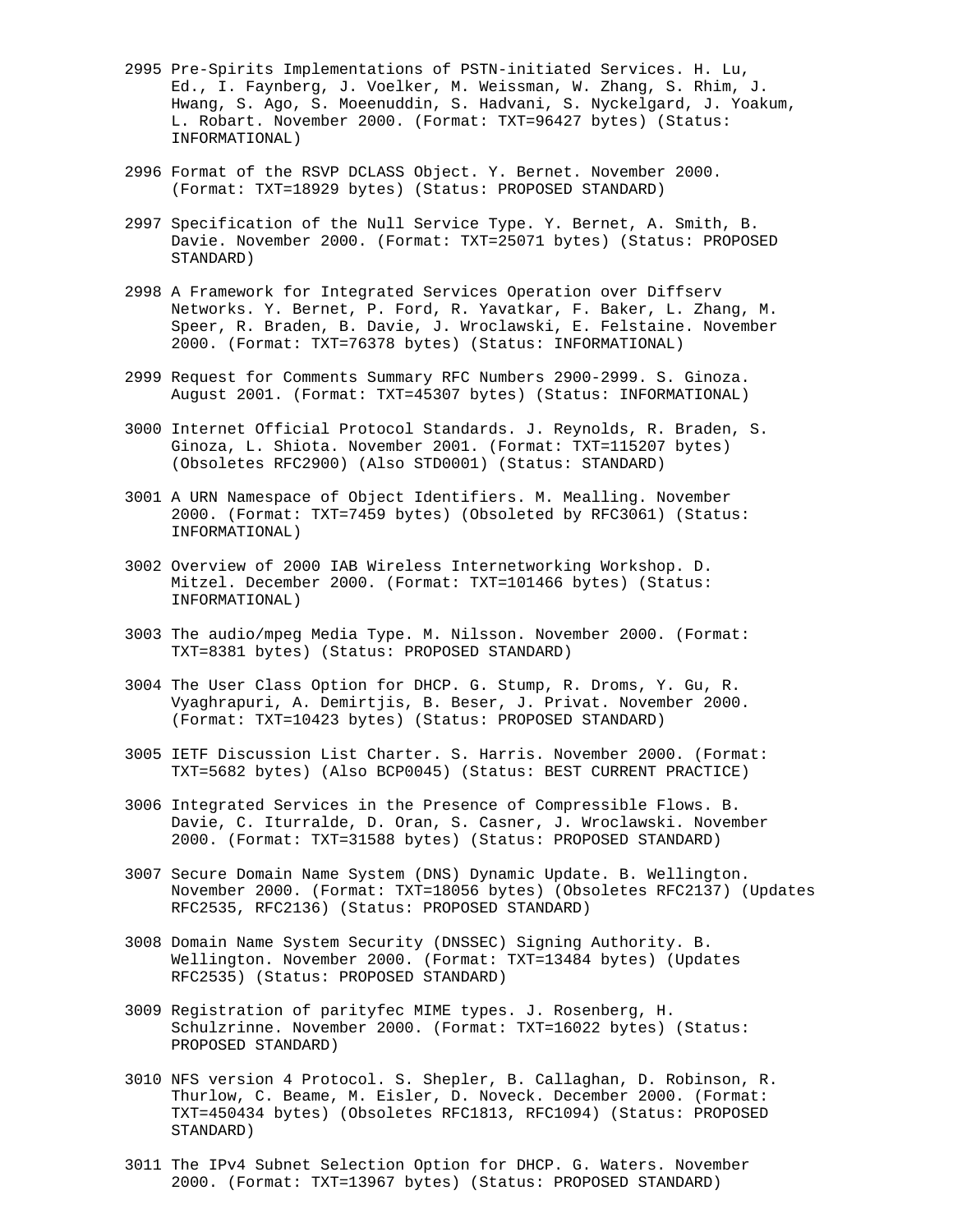2995 Pre-Spirits Implementations of PSTN-initiated Services. H. Lu, Ed., I. Faynberg, J. Voelker, M. Weissman, W. Zhang, S. Rhim, J. Hwang, S. Ago, S. Moeenuddin, S. Hadvani, S. Nyckelgard, J. Yoakum, L. Robart. November 2000. (Format: TXT=96427 bytes) (Status: INFORMATIONAL)

2996 Format of the RSVP DCLASS Object. Y. Bernet. November 2000. (Format: TXT=18929 bytes) (Status: PROPOSED STANDARD)

2997 Specification of the Null Service Type. Y. Bernet, A. Smith, B. Davie. November 2000. (Format: TXT=25071 bytes) (Status: PROPOSED STANDARD)

2998 A Framework for Integrated Services Operation over Diffserv Networks. Y. Bernet, P. Ford, R. Yavatkar, F. Baker, L. Zhang, M. Speer, R. Braden, B. Davie, J. Wroclawski, E. Felstaine. November 2000. (Format: TXT=76378 bytes) (Status: INFORMATIONAL)

2999 Request for Comments Summary RFC Numbers 2900-2999. S. Ginoza. August 2001. (Format: TXT=45307 bytes) (Status: INFORMATIONAL)

3000 Internet Official Protocol Standards. J. Reynolds, R. Braden, S. Ginoza, L. Shiota. November 2001. (Format: TXT=115207 bytes) (Obsoletes RFC2900) (Also STD0001) (Status: STANDARD)

3001 A URN Namespace of Object Identifiers. M. Mealling. November 2000. (Format: TXT=7459 bytes) (Obsoleted by RFC3061) (Status: INFORMATIONAL)

3002 Overview of 2000 IAB Wireless Internetworking Workshop. D. Mitzel. December 2000. (Format: TXT=101466 bytes) (Status: INFORMATIONAL)

3003 The audio/mpeg Media Type. M. Nilsson. November 2000. (Format: TXT=8381 bytes) (Status: PROPOSED STANDARD)

3004 The User Class Option for DHCP. G. Stump, R. Droms, Y. Gu, R. Vyaghrapuri, A. Demirtjis, B. Beser, J. Privat. November 2000. (Format: TXT=10423 bytes) (Status: PROPOSED STANDARD)

3005 IETF Discussion List Charter. S. Harris. November 2000. (Format: TXT=5682 bytes) (Also BCP0045) (Status: BEST CURRENT PRACTICE)

3006 Integrated Services in the Presence of Compressible Flows. B. Davie, C. Iturralde, D. Oran, S. Casner, J. Wroclawski. November 2000. (Format: TXT=31588 bytes) (Status: PROPOSED STANDARD)

3007 Secure Domain Name System (DNS) Dynamic Update. B. Wellington. November 2000. (Format: TXT=18056 bytes) (Obsoletes RFC2137) (Updates RFC2535, RFC2136) (Status: PROPOSED STANDARD)

3008 Domain Name System Security (DNSSEC) Signing Authority. B. Wellington. November 2000. (Format: TXT=13484 bytes) (Updates RFC2535) (Status: PROPOSED STANDARD)

3009 Registration of parityfec MIME types. J. Rosenberg, H. Schulzrinne. November 2000. (Format: TXT=16022 bytes) (Status: PROPOSED STANDARD)

3010 NFS version 4 Protocol. S. Shepler, B. Callaghan, D. Robinson, R. Thurlow, C. Beame, M. Eisler, D. Noveck. December 2000. (Format: TXT=450434 bytes) (Obsoletes RFC1813, RFC1094) (Status: PROPOSED STANDARD)

3011 The IPv4 Subnet Selection Option for DHCP. G. Waters. November 2000. (Format: TXT=13967 bytes) (Status: PROPOSED STANDARD)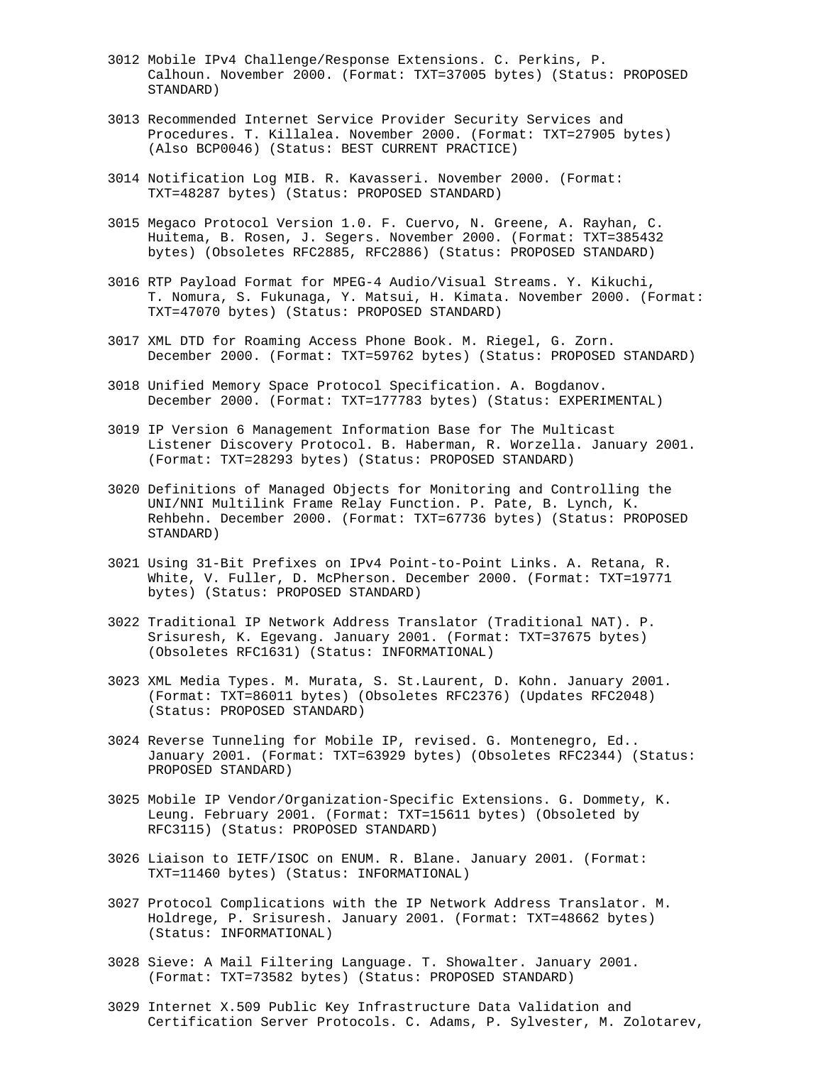3012 Mobile IPv4 Challenge/Response Extensions. C. Perkins, P. Calhoun. November 2000. (Format: TXT=37005 bytes) (Status: PROPOSED STANDARD)

3013 Recommended Internet Service Provider Security Services and Procedures. T. Killalea. November 2000. (Format: TXT=27905 bytes) (Also BCP0046) (Status: BEST CURRENT PRACTICE)

3014 Notification Log MIB. R. Kavasseri. November 2000. (Format: TXT=48287 bytes) (Status: PROPOSED STANDARD)

3015 Megaco Protocol Version 1.0. F. Cuervo, N. Greene, A. Rayhan, C. Huitema, B. Rosen, J. Segers. November 2000. (Format: TXT=385432 bytes) (Obsoletes RFC2885, RFC2886) (Status: PROPOSED STANDARD)

3016 RTP Payload Format for MPEG-4 Audio/Visual Streams. Y. Kikuchi, T. Nomura, S. Fukunaga, Y. Matsui, H. Kimata. November 2000. (Format: TXT=47070 bytes) (Status: PROPOSED STANDARD)

3017 XML DTD for Roaming Access Phone Book. M. Riegel, G. Zorn. December 2000. (Format: TXT=59762 bytes) (Status: PROPOSED STANDARD)

3018 Unified Memory Space Protocol Specification. A. Bogdanov. December 2000. (Format: TXT=177783 bytes) (Status: EXPERIMENTAL)

3019 IP Version 6 Management Information Base for The Multicast Listener Discovery Protocol. B. Haberman, R. Worzella. January 2001. (Format: TXT=28293 bytes) (Status: PROPOSED STANDARD)

3020 Definitions of Managed Objects for Monitoring and Controlling the UNI/NNI Multilink Frame Relay Function. P. Pate, B. Lynch, K. Rehbehn. December 2000. (Format: TXT=67736 bytes) (Status: PROPOSED STANDARD)

3021 Using 31-Bit Prefixes on IPv4 Point-to-Point Links. A. Retana, R. White, V. Fuller, D. McPherson. December 2000. (Format: TXT=19771 bytes) (Status: PROPOSED STANDARD)

3022 Traditional IP Network Address Translator (Traditional NAT). P. Srisuresh, K. Egevang. January 2001. (Format: TXT=37675 bytes) (Obsoletes RFC1631) (Status: INFORMATIONAL)

3023 XML Media Types. M. Murata, S. St.Laurent, D. Kohn. January 2001. (Format: TXT=86011 bytes) (Obsoletes RFC2376) (Updates RFC2048) (Status: PROPOSED STANDARD)

3024 Reverse Tunneling for Mobile IP, revised. G. Montenegro, Ed.. January 2001. (Format: TXT=63929 bytes) (Obsoletes RFC2344) (Status: PROPOSED STANDARD)

3025 Mobile IP Vendor/Organization-Specific Extensions. G. Dommety, K. Leung. February 2001. (Format: TXT=15611 bytes) (Obsoleted by RFC3115) (Status: PROPOSED STANDARD)

3026 Liaison to IETF/ISOC on ENUM. R. Blane. January 2001. (Format: TXT=11460 bytes) (Status: INFORMATIONAL)

3027 Protocol Complications with the IP Network Address Translator. M. Holdrege, P. Srisuresh. January 2001. (Format: TXT=48662 bytes) (Status: INFORMATIONAL)

3028 Sieve: A Mail Filtering Language. T. Showalter. January 2001. (Format: TXT=73582 bytes) (Status: PROPOSED STANDARD)

3029 Internet X.509 Public Key Infrastructure Data Validation and Certification Server Protocols. C. Adams, P. Sylvester, M. Zolotarev,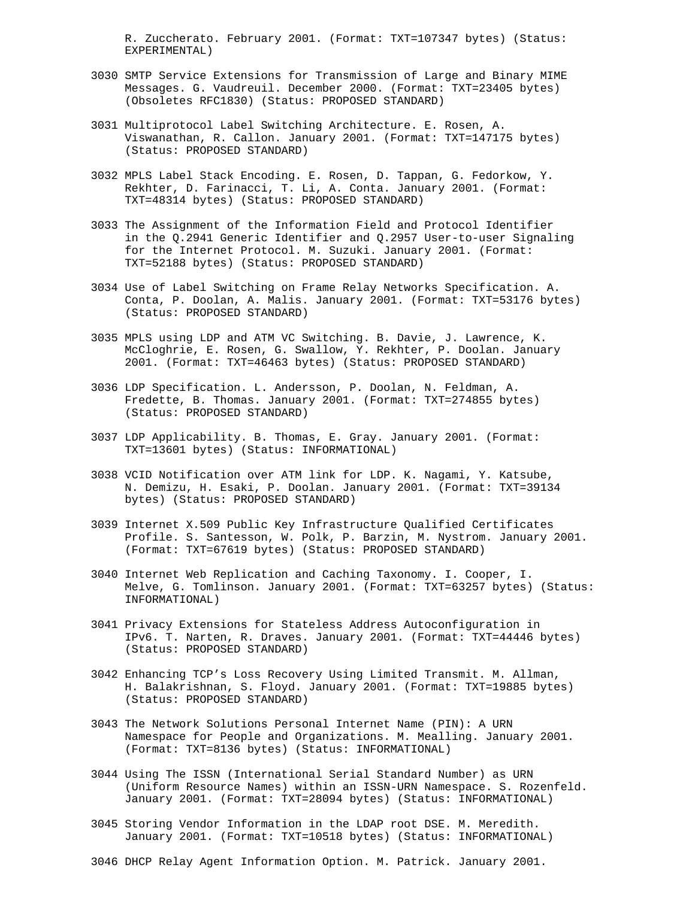R. Zuccherato. February 2001. (Format: TXT=107347 bytes) (Status: EXPERIMENTAL)

3030 SMTP Service Extensions for Transmission of Large and Binary MIME Messages. G. Vaudreuil. December 2000. (Format: TXT=23405 bytes) (Obsoletes RFC1830) (Status: PROPOSED STANDARD)

3031 Multiprotocol Label Switching Architecture. E. Rosen, A. Viswanathan, R. Callon. January 2001. (Format: TXT=147175 bytes) (Status: PROPOSED STANDARD)

3032 MPLS Label Stack Encoding. E. Rosen, D. Tappan, G. Fedorkow, Y. Rekhter, D. Farinacci, T. Li, A. Conta. January 2001. (Format: TXT=48314 bytes) (Status: PROPOSED STANDARD)

3033 The Assignment of the Information Field and Protocol Identifier in the Q.2941 Generic Identifier and Q.2957 User-to-user Signaling for the Internet Protocol. M. Suzuki. January 2001. (Format: TXT=52188 bytes) (Status: PROPOSED STANDARD)

3034 Use of Label Switching on Frame Relay Networks Specification. A. Conta, P. Doolan, A. Malis. January 2001. (Format: TXT=53176 bytes) (Status: PROPOSED STANDARD)

3035 MPLS using LDP and ATM VC Switching. B. Davie, J. Lawrence, K. McCloghrie, E. Rosen, G. Swallow, Y. Rekhter, P. Doolan. January 2001. (Format: TXT=46463 bytes) (Status: PROPOSED STANDARD)

3036 LDP Specification. L. Andersson, P. Doolan, N. Feldman, A. Fredette, B. Thomas. January 2001. (Format: TXT=274855 bytes) (Status: PROPOSED STANDARD)

3037 LDP Applicability. B. Thomas, E. Gray. January 2001. (Format: TXT=13601 bytes) (Status: INFORMATIONAL)

3038 VCID Notification over ATM link for LDP. K. Nagami, Y. Katsube, N. Demizu, H. Esaki, P. Doolan. January 2001. (Format: TXT=39134 bytes) (Status: PROPOSED STANDARD)

3039 Internet X.509 Public Key Infrastructure Qualified Certificates Profile. S. Santesson, W. Polk, P. Barzin, M. Nystrom. January 2001. (Format: TXT=67619 bytes) (Status: PROPOSED STANDARD)

3040 Internet Web Replication and Caching Taxonomy. I. Cooper, I. Melve, G. Tomlinson. January 2001. (Format: TXT=63257 bytes) (Status: INFORMATIONAL)

3041 Privacy Extensions for Stateless Address Autoconfiguration in IPv6. T. Narten, R. Draves. January 2001. (Format: TXT=44446 bytes) (Status: PROPOSED STANDARD)

3042 Enhancing TCP's Loss Recovery Using Limited Transmit. M. Allman, H. Balakrishnan, S. Floyd. January 2001. (Format: TXT=19885 bytes) (Status: PROPOSED STANDARD)

3043 The Network Solutions Personal Internet Name (PIN): A URN Namespace for People and Organizations. M. Mealling. January 2001. (Format: TXT=8136 bytes) (Status: INFORMATIONAL)

3044 Using The ISSN (International Serial Standard Number) as URN (Uniform Resource Names) within an ISSN-URN Namespace. S. Rozenfeld. January 2001. (Format: TXT=28094 bytes) (Status: INFORMATIONAL)

3045 Storing Vendor Information in the LDAP root DSE. M. Meredith. January 2001. (Format: TXT=10518 bytes) (Status: INFORMATIONAL)

3046 DHCP Relay Agent Information Option. M. Patrick. January 2001.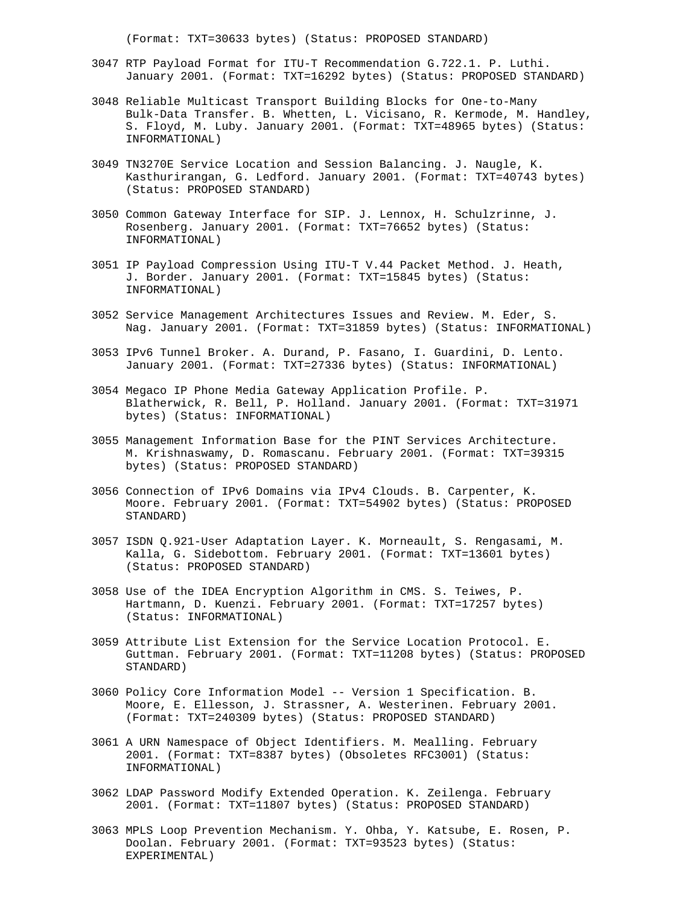(Format: TXT=30633 bytes) (Status: PROPOSED STANDARD)

3047 RTP Payload Format for ITU-T Recommendation G.722.1. P. Luthi. January 2001. (Format: TXT=16292 bytes) (Status: PROPOSED STANDARD)

3048 Reliable Multicast Transport Building Blocks for One-to-Many Bulk-Data Transfer. B. Whetten, L. Vicisano, R. Kermode, M. Handley, S. Floyd, M. Luby. January 2001. (Format: TXT=48965 bytes) (Status: INFORMATIONAL)

3049 TN3270E Service Location and Session Balancing. J. Naugle, K. Kasthurirangan, G. Ledford. January 2001. (Format: TXT=40743 bytes) (Status: PROPOSED STANDARD)

3050 Common Gateway Interface for SIP. J. Lennox, H. Schulzrinne, J. Rosenberg. January 2001. (Format: TXT=76652 bytes) (Status: INFORMATIONAL)

3051 IP Payload Compression Using ITU-T V.44 Packet Method. J. Heath, J. Border. January 2001. (Format: TXT=15845 bytes) (Status: INFORMATIONAL)

3052 Service Management Architectures Issues and Review. M. Eder, S. Nag. January 2001. (Format: TXT=31859 bytes) (Status: INFORMATIONAL)

3053 IPv6 Tunnel Broker. A. Durand, P. Fasano, I. Guardini, D. Lento. January 2001. (Format: TXT=27336 bytes) (Status: INFORMATIONAL)

3054 Megaco IP Phone Media Gateway Application Profile. P. Blatherwick, R. Bell, P. Holland. January 2001. (Format: TXT=31971 bytes) (Status: INFORMATIONAL)

3055 Management Information Base for the PINT Services Architecture. M. Krishnaswamy, D. Romascanu. February 2001. (Format: TXT=39315 bytes) (Status: PROPOSED STANDARD)

3056 Connection of IPv6 Domains via IPv4 Clouds. B. Carpenter, K. Moore. February 2001. (Format: TXT=54902 bytes) (Status: PROPOSED STANDARD)

3057 ISDN Q.921-User Adaptation Layer. K. Morneault, S. Rengasami, M. Kalla, G. Sidebottom. February 2001. (Format: TXT=13601 bytes) (Status: PROPOSED STANDARD)

3058 Use of the IDEA Encryption Algorithm in CMS. S. Teiwes, P. Hartmann, D. Kuenzi. February 2001. (Format: TXT=17257 bytes) (Status: INFORMATIONAL)

3059 Attribute List Extension for the Service Location Protocol. E. Guttman. February 2001. (Format: TXT=11208 bytes) (Status: PROPOSED STANDARD)

3060 Policy Core Information Model -- Version 1 Specification. B. Moore, E. Ellesson, J. Strassner, A. Westerinen. February 2001. (Format: TXT=240309 bytes) (Status: PROPOSED STANDARD)

3061 A URN Namespace of Object Identifiers. M. Mealling. February 2001. (Format: TXT=8387 bytes) (Obsoletes RFC3001) (Status: INFORMATIONAL)

3062 LDAP Password Modify Extended Operation. K. Zeilenga. February 2001. (Format: TXT=11807 bytes) (Status: PROPOSED STANDARD)

3063 MPLS Loop Prevention Mechanism. Y. Ohba, Y. Katsube, E. Rosen, P. Doolan. February 2001. (Format: TXT=93523 bytes) (Status: EXPERIMENTAL)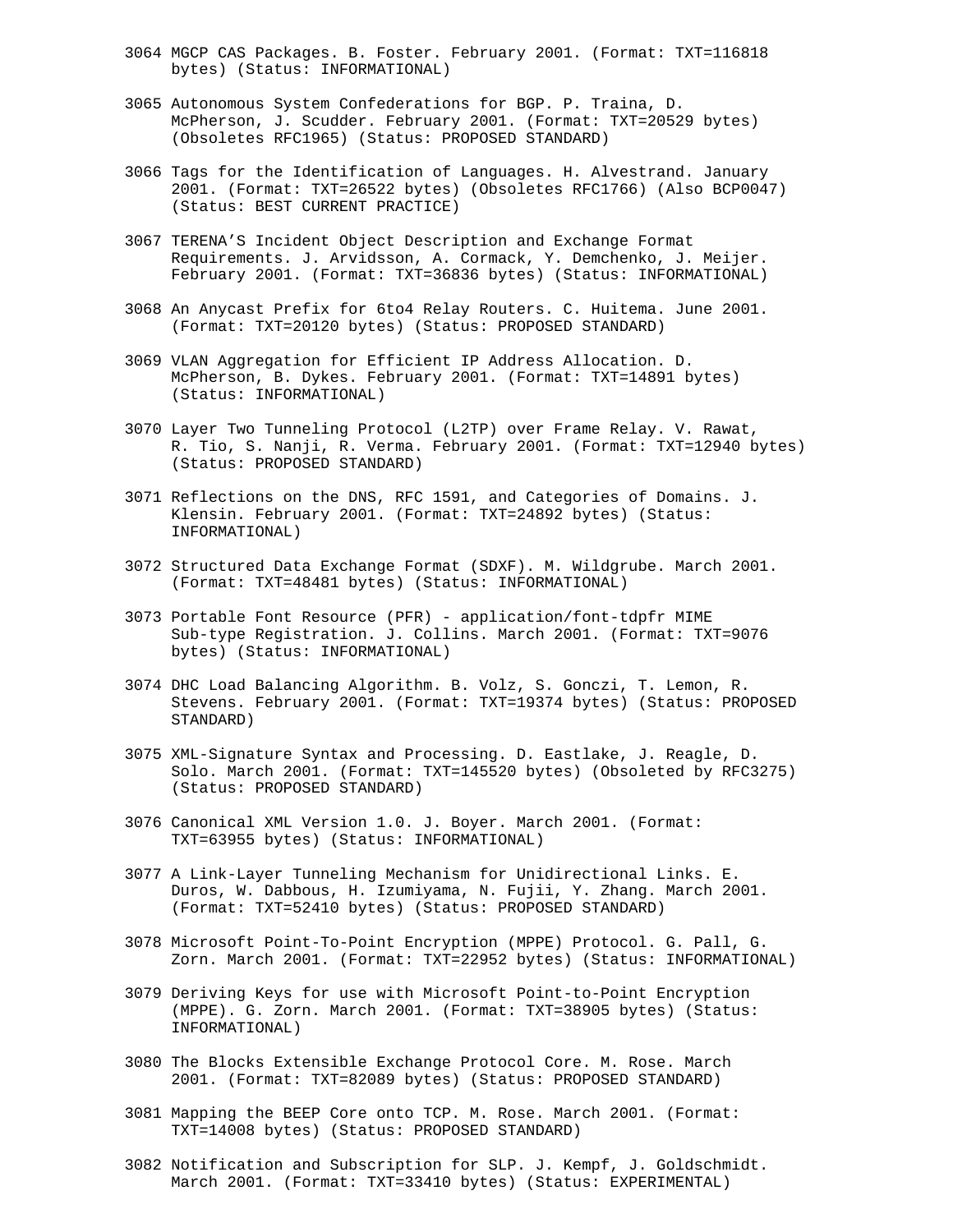3064 MGCP CAS Packages. B. Foster. February 2001. (Format: TXT=116818 bytes) (Status: INFORMATIONAL)

3065 Autonomous System Confederations for BGP. P. Traina, D. McPherson, J. Scudder. February 2001. (Format: TXT=20529 bytes) (Obsoletes RFC1965) (Status: PROPOSED STANDARD)

3066 Tags for the Identification of Languages. H. Alvestrand. January 2001. (Format: TXT=26522 bytes) (Obsoletes RFC1766) (Also BCP0047) (Status: BEST CURRENT PRACTICE)

3067 TERENA'S Incident Object Description and Exchange Format Requirements. J. Arvidsson, A. Cormack, Y. Demchenko, J. Meijer. February 2001. (Format: TXT=36836 bytes) (Status: INFORMATIONAL)

3068 An Anycast Prefix for 6to4 Relay Routers. C. Huitema. June 2001. (Format: TXT=20120 bytes) (Status: PROPOSED STANDARD)

3069 VLAN Aggregation for Efficient IP Address Allocation. D. McPherson, B. Dykes. February 2001. (Format: TXT=14891 bytes) (Status: INFORMATIONAL)

3070 Layer Two Tunneling Protocol (L2TP) over Frame Relay. V. Rawat, R. Tio, S. Nanji, R. Verma. February 2001. (Format: TXT=12940 bytes) (Status: PROPOSED STANDARD)

3071 Reflections on the DNS, RFC 1591, and Categories of Domains. J. Klensin. February 2001. (Format: TXT=24892 bytes) (Status: INFORMATIONAL)

3072 Structured Data Exchange Format (SDXF). M. Wildgrube. March 2001. (Format: TXT=48481 bytes) (Status: INFORMATIONAL)

3073 Portable Font Resource (PFR) - application/font-tdpfr MIME Sub-type Registration. J. Collins. March 2001. (Format: TXT=9076 bytes) (Status: INFORMATIONAL)

3074 DHC Load Balancing Algorithm. B. Volz, S. Gonczi, T. Lemon, R. Stevens. February 2001. (Format: TXT=19374 bytes) (Status: PROPOSED STANDARD)

3075 XML-Signature Syntax and Processing. D. Eastlake, J. Reagle, D. Solo. March 2001. (Format: TXT=145520 bytes) (Obsoleted by RFC3275) (Status: PROPOSED STANDARD)

3076 Canonical XML Version 1.0. J. Boyer. March 2001. (Format: TXT=63955 bytes) (Status: INFORMATIONAL)

3077 A Link-Layer Tunneling Mechanism for Unidirectional Links. E. Duros, W. Dabbous, H. Izumiyama, N. Fujii, Y. Zhang. March 2001. (Format: TXT=52410 bytes) (Status: PROPOSED STANDARD)

3078 Microsoft Point-To-Point Encryption (MPPE) Protocol. G. Pall, G. Zorn. March 2001. (Format: TXT=22952 bytes) (Status: INFORMATIONAL)

3079 Deriving Keys for use with Microsoft Point-to-Point Encryption (MPPE). G. Zorn. March 2001. (Format: TXT=38905 bytes) (Status: INFORMATIONAL)

3080 The Blocks Extensible Exchange Protocol Core. M. Rose. March 2001. (Format: TXT=82089 bytes) (Status: PROPOSED STANDARD)

3081 Mapping the BEEP Core onto TCP. M. Rose. March 2001. (Format: TXT=14008 bytes) (Status: PROPOSED STANDARD)

3082 Notification and Subscription for SLP. J. Kempf, J. Goldschmidt. March 2001. (Format: TXT=33410 bytes) (Status: EXPERIMENTAL)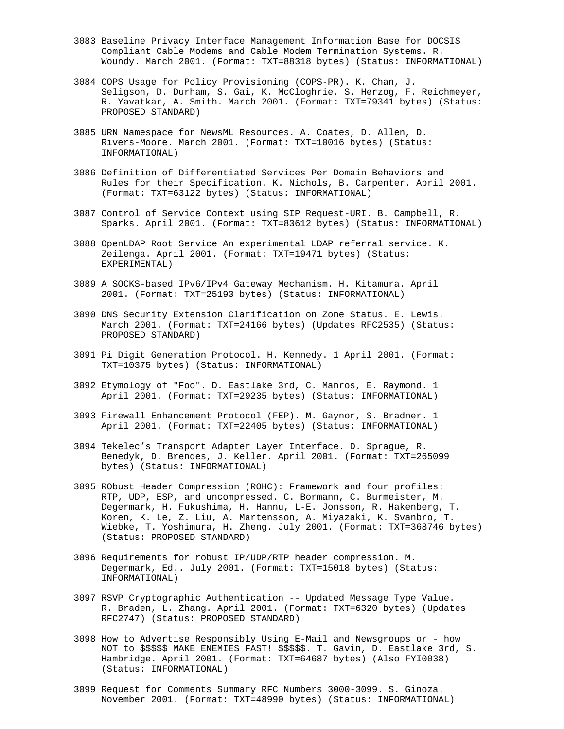3083 Baseline Privacy Interface Management Information Base for DOCSIS Compliant Cable Modems and Cable Modem Termination Systems. R. Woundy. March 2001. (Format: TXT=88318 bytes) (Status: INFORMATIONAL)

3084 COPS Usage for Policy Provisioning (COPS-PR). K. Chan, J. Seligson, D. Durham, S. Gai, K. McCloghrie, S. Herzog, F. Reichmeyer, R. Yavatkar, A. Smith. March 2001. (Format: TXT=79341 bytes) (Status: PROPOSED STANDARD)

3085 URN Namespace for NewsML Resources. A. Coates, D. Allen, D. Rivers-Moore. March 2001. (Format: TXT=10016 bytes) (Status: INFORMATIONAL)

3086 Definition of Differentiated Services Per Domain Behaviors and Rules for their Specification. K. Nichols, B. Carpenter. April 2001. (Format: TXT=63122 bytes) (Status: INFORMATIONAL)

3087 Control of Service Context using SIP Request-URI. B. Campbell, R. Sparks. April 2001. (Format: TXT=83612 bytes) (Status: INFORMATIONAL)

3088 OpenLDAP Root Service An experimental LDAP referral service. K. Zeilenga. April 2001. (Format: TXT=19471 bytes) (Status: EXPERIMENTAL)

3089 A SOCKS-based IPv6/IPv4 Gateway Mechanism. H. Kitamura. April 2001. (Format: TXT=25193 bytes) (Status: INFORMATIONAL)

3090 DNS Security Extension Clarification on Zone Status. E. Lewis. March 2001. (Format: TXT=24166 bytes) (Updates RFC2535) (Status: PROPOSED STANDARD)

3091 Pi Digit Generation Protocol. H. Kennedy. 1 April 2001. (Format: TXT=10375 bytes) (Status: INFORMATIONAL)

3092 Etymology of "Foo". D. Eastlake 3rd, C. Manros, E. Raymond. 1 April 2001. (Format: TXT=29235 bytes) (Status: INFORMATIONAL)

3093 Firewall Enhancement Protocol (FEP). M. Gaynor, S. Bradner. 1 April 2001. (Format: TXT=22405 bytes) (Status: INFORMATIONAL)

3094 Tekelec’s Transport Adapter Layer Interface. D. Sprague, R. Benedyk, D. Brendes, J. Keller. April 2001. (Format: TXT=265099 bytes) (Status: INFORMATIONAL)

3095 RObust Header Compression (ROHC): Framework and four profiles: RTP, UDP, ESP, and uncompressed. C. Bormann, C. Burmeister, M. Degermark, H. Fukushima, H. Hannu, L-E. Jonsson, R. Hakenberg, T. Koren, K. Le, Z. Liu, A. Martensson, A. Miyazaki, K. Svanbro, T. Wiebke, T. Yoshimura, H. Zheng. July 2001. (Format: TXT=368746 bytes) (Status: PROPOSED STANDARD)

3096 Requirements for robust IP/UDP/RTP header compression. M. Degermark, Ed.. July 2001. (Format: TXT=15018 bytes) (Status: INFORMATIONAL)

3097 RSVP Cryptographic Authentication -- Updated Message Type Value. R. Braden, L. Zhang. April 2001. (Format: TXT=6320 bytes) (Updates RFC2747) (Status: PROPOSED STANDARD)

3098 How to Advertise Responsibly Using E-Mail and Newsgroups or - how NOT to $$$$$ MAKE ENEMIES FAST! $$$$$. T. Gavin, D. Eastlake 3rd, S. Hambridge. April 2001. (Format: TXT=64687 bytes) (Also FYI0038) (Status: INFORMATIONAL)

3099 Request for Comments Summary RFC Numbers 3000-3099. S. Ginoza. November 2001. (Format: TXT=48990 bytes) (Status: INFORMATIONAL)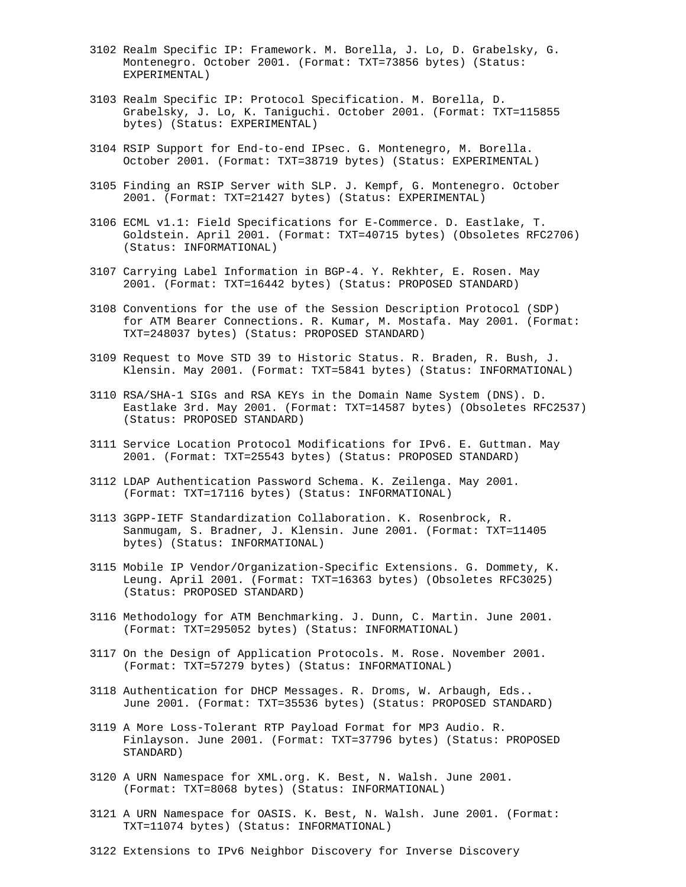3102 Realm Specific IP: Framework. M. Borella, J. Lo, D. Grabelsky, G. Montenegro. October 2001. (Format: TXT=73856 bytes) (Status: EXPERIMENTAL)

3103 Realm Specific IP: Protocol Specification. M. Borella, D. Grabelsky, J. Lo, K. Taniguchi. October 2001. (Format: TXT=115855 bytes) (Status: EXPERIMENTAL)

3104 RSIP Support for End-to-end IPsec. G. Montenegro, M. Borella. October 2001. (Format: TXT=38719 bytes) (Status: EXPERIMENTAL)

3105 Finding an RSIP Server with SLP. J. Kempf, G. Montenegro. October 2001. (Format: TXT=21427 bytes) (Status: EXPERIMENTAL)

3106 ECML v1.1: Field Specifications for E-Commerce. D. Eastlake, T. Goldstein. April 2001. (Format: TXT=40715 bytes) (Obsoletes RFC2706) (Status: INFORMATIONAL)

3107 Carrying Label Information in BGP-4. Y. Rekhter, E. Rosen. May 2001. (Format: TXT=16442 bytes) (Status: PROPOSED STANDARD)

3108 Conventions for the use of the Session Description Protocol (SDP) for ATM Bearer Connections. R. Kumar, M. Mostafa. May 2001. (Format: TXT=248037 bytes) (Status: PROPOSED STANDARD)

3109 Request to Move STD 39 to Historic Status. R. Braden, R. Bush, J. Klensin. May 2001. (Format: TXT=5841 bytes) (Status: INFORMATIONAL)

3110 RSA/SHA-1 SIGs and RSA KEYs in the Domain Name System (DNS). D. Eastlake 3rd. May 2001. (Format: TXT=14587 bytes) (Obsoletes RFC2537) (Status: PROPOSED STANDARD)

3111 Service Location Protocol Modifications for IPv6. E. Guttman. May 2001. (Format: TXT=25543 bytes) (Status: PROPOSED STANDARD)

3112 LDAP Authentication Password Schema. K. Zeilenga. May 2001. (Format: TXT=17116 bytes) (Status: INFORMATIONAL)

3113 3GPP-IETF Standardization Collaboration. K. Rosenbrock, R. Sanmugam, S. Bradner, J. Klensin. June 2001. (Format: TXT=11405 bytes) (Status: INFORMATIONAL)

3115 Mobile IP Vendor/Organization-Specific Extensions. G. Dommety, K. Leung. April 2001. (Format: TXT=16363 bytes) (Obsoletes RFC3025) (Status: PROPOSED STANDARD)

3116 Methodology for ATM Benchmarking. J. Dunn, C. Martin. June 2001. (Format: TXT=295052 bytes) (Status: INFORMATIONAL)

3117 On the Design of Application Protocols. M. Rose. November 2001. (Format: TXT=57279 bytes) (Status: INFORMATIONAL)

3118 Authentication for DHCP Messages. R. Droms, W. Arbaugh, Eds.. June 2001. (Format: TXT=35536 bytes) (Status: PROPOSED STANDARD)

3119 A More Loss-Tolerant RTP Payload Format for MP3 Audio. R. Finlayson. June 2001. (Format: TXT=37796 bytes) (Status: PROPOSED STANDARD)

3120 A URN Namespace for XML.org. K. Best, N. Walsh. June 2001. (Format: TXT=8068 bytes) (Status: INFORMATIONAL)

3121 A URN Namespace for OASIS. K. Best, N. Walsh. June 2001. (Format: TXT=11074 bytes) (Status: INFORMATIONAL)

3122 Extensions to IPv6 Neighbor Discovery for Inverse Discovery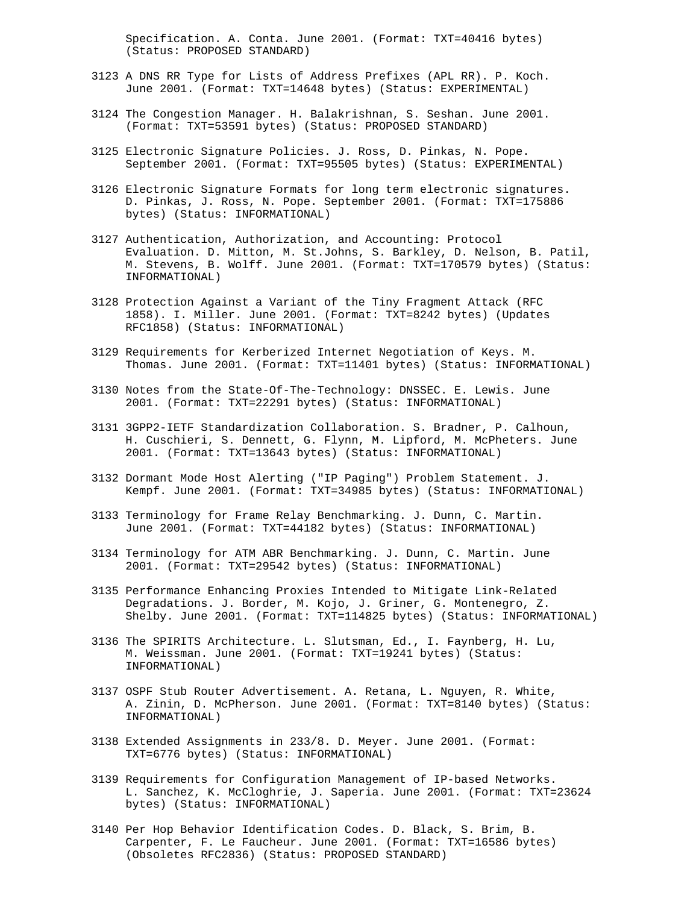Specification. A. Conta. June 2001. (Format: TXT=40416 bytes) (Status: PROPOSED STANDARD)

3123 A DNS RR Type for Lists of Address Prefixes (APL RR). P. Koch. June 2001. (Format: TXT=14648 bytes) (Status: EXPERIMENTAL)

3124 The Congestion Manager. H. Balakrishnan, S. Seshan. June 2001. (Format: TXT=53591 bytes) (Status: PROPOSED STANDARD)

3125 Electronic Signature Policies. J. Ross, D. Pinkas, N. Pope. September 2001. (Format: TXT=95505 bytes) (Status: EXPERIMENTAL)

3126 Electronic Signature Formats for long term electronic signatures. D. Pinkas, J. Ross, N. Pope. September 2001. (Format: TXT=175886 bytes) (Status: INFORMATIONAL)

3127 Authentication, Authorization, and Accounting: Protocol Evaluation. D. Mitton, M. St.Johns, S. Barkley, D. Nelson, B. Patil, M. Stevens, B. Wolff. June 2001. (Format: TXT=170579 bytes) (Status: INFORMATIONAL)

3128 Protection Against a Variant of the Tiny Fragment Attack (RFC 1858). I. Miller. June 2001. (Format: TXT=8242 bytes) (Updates RFC1858) (Status: INFORMATIONAL)

3129 Requirements for Kerberized Internet Negotiation of Keys. M. Thomas. June 2001. (Format: TXT=11401 bytes) (Status: INFORMATIONAL)

3130 Notes from the State-Of-The-Technology: DNSSEC. E. Lewis. June 2001. (Format: TXT=22291 bytes) (Status: INFORMATIONAL)

3131 3GPP2-IETF Standardization Collaboration. S. Bradner, P. Calhoun, H. Cuschieri, S. Dennett, G. Flynn, M. Lipford, M. McPheters. June 2001. (Format: TXT=13643 bytes) (Status: INFORMATIONAL)

3132 Dormant Mode Host Alerting ("IP Paging") Problem Statement. J. Kempf. June 2001. (Format: TXT=34985 bytes) (Status: INFORMATIONAL)

3133 Terminology for Frame Relay Benchmarking. J. Dunn, C. Martin. June 2001. (Format: TXT=44182 bytes) (Status: INFORMATIONAL)

3134 Terminology for ATM ABR Benchmarking. J. Dunn, C. Martin. June 2001. (Format: TXT=29542 bytes) (Status: INFORMATIONAL)

3135 Performance Enhancing Proxies Intended to Mitigate Link-Related Degradations. J. Border, M. Kojo, J. Griner, G. Montenegro, Z. Shelby. June 2001. (Format: TXT=114825 bytes) (Status: INFORMATIONAL)

3136 The SPIRITS Architecture. L. Slutsman, Ed., I. Faynberg, H. Lu, M. Weissman. June 2001. (Format: TXT=19241 bytes) (Status: INFORMATIONAL)

3137 OSPF Stub Router Advertisement. A. Retana, L. Nguyen, R. White, A. Zinin, D. McPherson. June 2001. (Format: TXT=8140 bytes) (Status: INFORMATIONAL)

3138 Extended Assignments in 233/8. D. Meyer. June 2001. (Format: TXT=6776 bytes) (Status: INFORMATIONAL)

3139 Requirements for Configuration Management of IP-based Networks. L. Sanchez, K. McCloghrie, J. Saperia. June 2001. (Format: TXT=23624 bytes) (Status: INFORMATIONAL)

3140 Per Hop Behavior Identification Codes. D. Black, S. Brim, B. Carpenter, F. Le Faucheur. June 2001. (Format: TXT=16586 bytes) (Obsoletes RFC2836) (Status: PROPOSED STANDARD)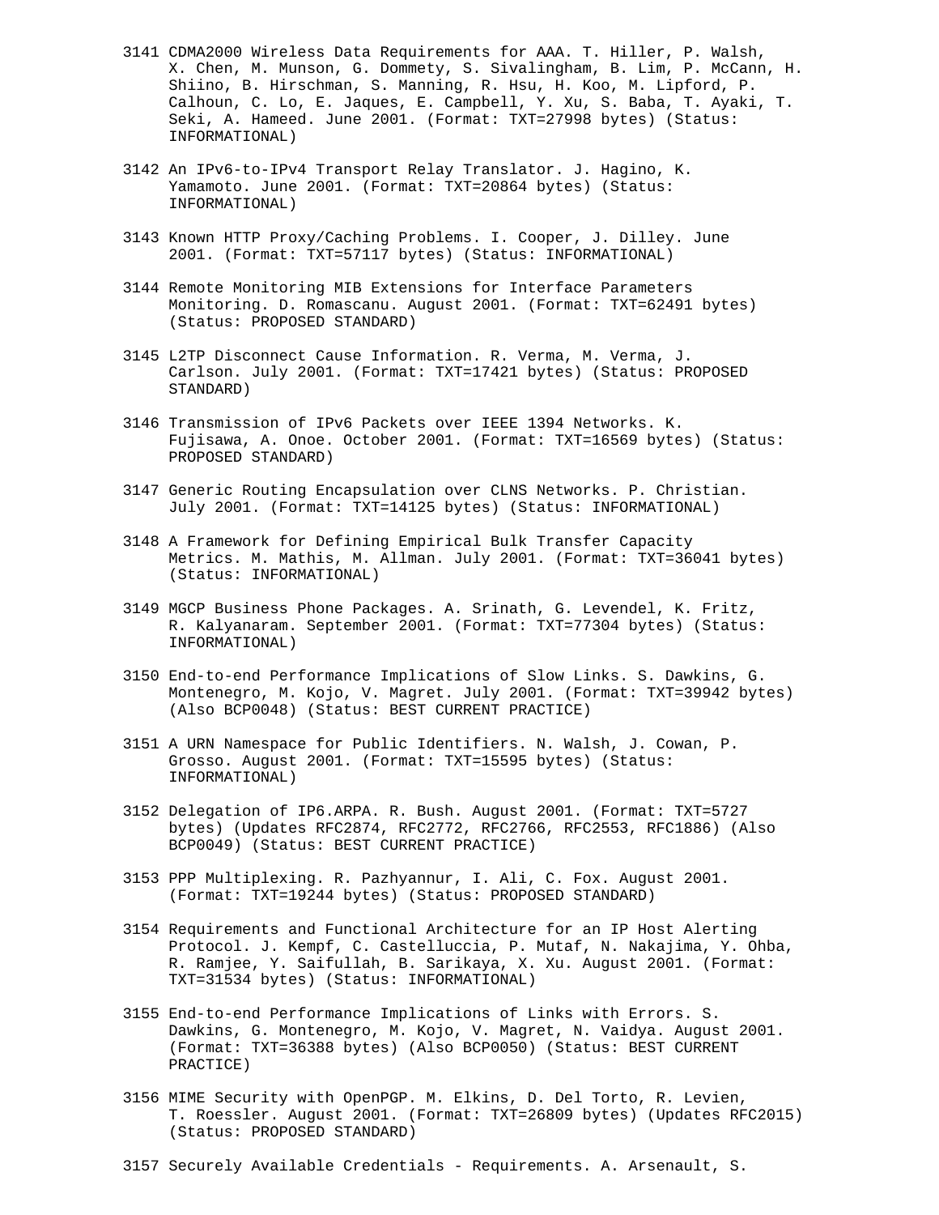3141 CDMA2000 Wireless Data Requirements for AAA. T. Hiller, P. Walsh, X. Chen, M. Munson, G. Dommety, S. Sivalingham, B. Lim, P. McCann, H. Shiino, B. Hirschman, S. Manning, R. Hsu, H. Koo, M. Lipford, P. Calhoun, C. Lo, E. Jaques, E. Campbell, Y. Xu, S. Baba, T. Ayaki, T. Seki, A. Hameed. June 2001. (Format: TXT=27998 bytes) (Status: INFORMATIONAL)

3142 An IPv6-to-IPv4 Transport Relay Translator. J. Hagino, K. Yamamoto. June 2001. (Format: TXT=20864 bytes) (Status: INFORMATIONAL)

3143 Known HTTP Proxy/Caching Problems. I. Cooper, J. Dilley. June 2001. (Format: TXT=57117 bytes) (Status: INFORMATIONAL)

3144 Remote Monitoring MIB Extensions for Interface Parameters Monitoring. D. Romascanu. August 2001. (Format: TXT=62491 bytes) (Status: PROPOSED STANDARD)

3145 L2TP Disconnect Cause Information. R. Verma, M. Verma, J. Carlson. July 2001. (Format: TXT=17421 bytes) (Status: PROPOSED STANDARD)

3146 Transmission of IPv6 Packets over IEEE 1394 Networks. K. Fujisawa, A. Onoe. October 2001. (Format: TXT=16569 bytes) (Status: PROPOSED STANDARD)

3147 Generic Routing Encapsulation over CLNS Networks. P. Christian. July 2001. (Format: TXT=14125 bytes) (Status: INFORMATIONAL)

3148 A Framework for Defining Empirical Bulk Transfer Capacity Metrics. M. Mathis, M. Allman. July 2001. (Format: TXT=36041 bytes) (Status: INFORMATIONAL)

3149 MGCP Business Phone Packages. A. Srinath, G. Levendel, K. Fritz, R. Kalyanaram. September 2001. (Format: TXT=77304 bytes) (Status: INFORMATIONAL)

3150 End-to-end Performance Implications of Slow Links. S. Dawkins, G. Montenegro, M. Kojo, V. Magret. July 2001. (Format: TXT=39942 bytes) (Also BCP0048) (Status: BEST CURRENT PRACTICE)

3151 A URN Namespace for Public Identifiers. N. Walsh, J. Cowan, P. Grosso. August 2001. (Format: TXT=15595 bytes) (Status: INFORMATIONAL)

3152 Delegation of IP6.ARPA. R. Bush. August 2001. (Format: TXT=5727 bytes) (Updates RFC2874, RFC2772, RFC2766, RFC2553, RFC1886) (Also BCP0049) (Status: BEST CURRENT PRACTICE)

3153 PPP Multiplexing. R. Pazhyannur, I. Ali, C. Fox. August 2001. (Format: TXT=19244 bytes) (Status: PROPOSED STANDARD)

3154 Requirements and Functional Architecture for an IP Host Alerting Protocol. J. Kempf, C. Castelluccia, P. Mutaf, N. Nakajima, Y. Ohba, R. Ramjee, Y. Saifullah, B. Sarikaya, X. Xu. August 2001. (Format: TXT=31534 bytes) (Status: INFORMATIONAL)

3155 End-to-end Performance Implications of Links with Errors. S. Dawkins, G. Montenegro, M. Kojo, V. Magret, N. Vaidya. August 2001. (Format: TXT=36388 bytes) (Also BCP0050) (Status: BEST CURRENT PRACTICE)

3156 MIME Security with OpenPGP. M. Elkins, D. Del Torto, R. Levien, T. Roessler. August 2001. (Format: TXT=26809 bytes) (Updates RFC2015) (Status: PROPOSED STANDARD)

3157 Securely Available Credentials - Requirements. A. Arsenault, S.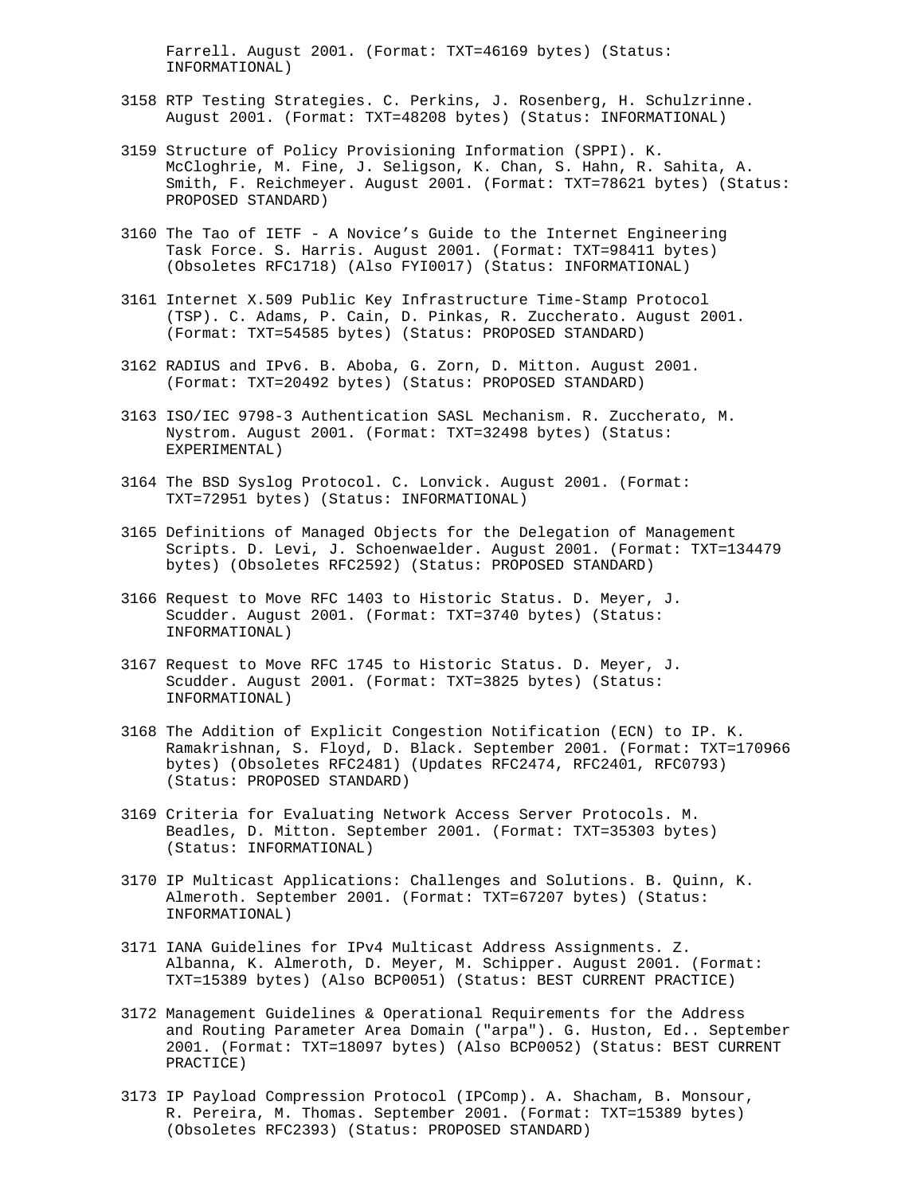Farrell. August 2001. (Format: TXT=46169 bytes) (Status: INFORMATIONAL)

3158 RTP Testing Strategies. C. Perkins, J. Rosenberg, H. Schulzrinne. August 2001. (Format: TXT=48208 bytes) (Status: INFORMATIONAL)

3159 Structure of Policy Provisioning Information (SPPI). K. McCloghrie, M. Fine, J. Seligson, K. Chan, S. Hahn, R. Sahita, A. Smith, F. Reichmeyer. August 2001. (Format: TXT=78621 bytes) (Status: PROPOSED STANDARD)

3160 The Tao of IETF - A Novice’s Guide to the Internet Engineering Task Force. S. Harris. August 2001. (Format: TXT=98411 bytes) (Obsoletes RFC1718) (Also FYI0017) (Status: INFORMATIONAL)

3161 Internet X.509 Public Key Infrastructure Time-Stamp Protocol (TSP). C. Adams, P. Cain, D. Pinkas, R. Zuccherato. August 2001. (Format: TXT=54585 bytes) (Status: PROPOSED STANDARD)

3162 RADIUS and IPv6. B. Aboba, G. Zorn, D. Mitton. August 2001. (Format: TXT=20492 bytes) (Status: PROPOSED STANDARD)

3163 ISO/IEC 9798-3 Authentication SASL Mechanism. R. Zuccherato, M. Nystrom. August 2001. (Format: TXT=32498 bytes) (Status: EXPERIMENTAL)

3164 The BSD Syslog Protocol. C. Lonvick. August 2001. (Format: TXT=72951 bytes) (Status: INFORMATIONAL)

3165 Definitions of Managed Objects for the Delegation of Management Scripts. D. Levi, J. Schoenwaelder. August 2001. (Format: TXT=134479 bytes) (Obsoletes RFC2592) (Status: PROPOSED STANDARD)

3166 Request to Move RFC 1403 to Historic Status. D. Meyer, J. Scudder. August 2001. (Format: TXT=3740 bytes) (Status: INFORMATIONAL)

3167 Request to Move RFC 1745 to Historic Status. D. Meyer, J. Scudder. August 2001. (Format: TXT=3825 bytes) (Status: INFORMATIONAL)

3168 The Addition of Explicit Congestion Notification (ECN) to IP. K. Ramakrishnan, S. Floyd, D. Black. September 2001. (Format: TXT=170966 bytes) (Obsoletes RFC2481) (Updates RFC2474, RFC2401, RFC0793) (Status: PROPOSED STANDARD)

3169 Criteria for Evaluating Network Access Server Protocols. M. Beadles, D. Mitton. September 2001. (Format: TXT=35303 bytes) (Status: INFORMATIONAL)

3170 IP Multicast Applications: Challenges and Solutions. B. Quinn, K. Almeroth. September 2001. (Format: TXT=67207 bytes) (Status: INFORMATIONAL)

3171 IANA Guidelines for IPv4 Multicast Address Assignments. Z. Albanna, K. Almeroth, D. Meyer, M. Schipper. August 2001. (Format: TXT=15389 bytes) (Also BCP0051) (Status: BEST CURRENT PRACTICE)

3172 Management Guidelines & Operational Requirements for the Address and Routing Parameter Area Domain ("arpa"). G. Huston, Ed.. September 2001. (Format: TXT=18097 bytes) (Also BCP0052) (Status: BEST CURRENT PRACTICE)

3173 IP Payload Compression Protocol (IPComp). A. Shacham, B. Monsour, R. Pereira, M. Thomas. September 2001. (Format: TXT=15389 bytes) (Obsoletes RFC2393) (Status: PROPOSED STANDARD)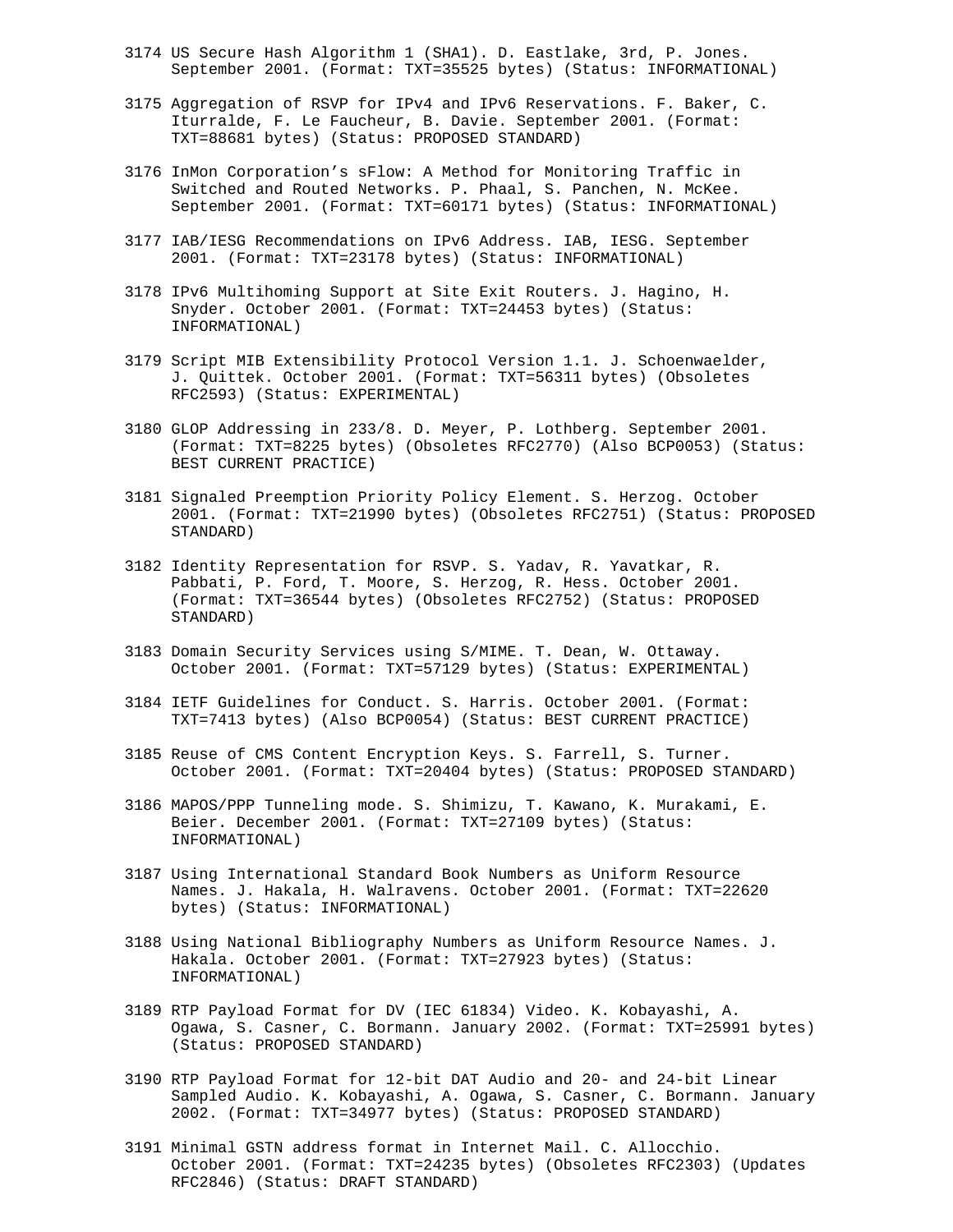3174 US Secure Hash Algorithm 1 (SHA1). D. Eastlake, 3rd, P. Jones. September 2001. (Format: TXT=35525 bytes) (Status: INFORMATIONAL)

3175 Aggregation of RSVP for IPv4 and IPv6 Reservations. F. Baker, C. Iturralde, F. Le Faucheur, B. Davie. September 2001. (Format: TXT=88681 bytes) (Status: PROPOSED STANDARD)

3176 InMon Corporation's sFlow: A Method for Monitoring Traffic in Switched and Routed Networks. P. Phaal, S. Panchen, N. McKee. September 2001. (Format: TXT=60171 bytes) (Status: INFORMATIONAL)

3177 IAB/IESG Recommendations on IPv6 Address. IAB, IESG. September 2001. (Format: TXT=23178 bytes) (Status: INFORMATIONAL)

3178 IPv6 Multihoming Support at Site Exit Routers. J. Hagino, H. Snyder. October 2001. (Format: TXT=24453 bytes) (Status: INFORMATIONAL)

3179 Script MIB Extensibility Protocol Version 1.1. J. Schoenwaelder, J. Quittek. October 2001. (Format: TXT=56311 bytes) (Obsoletes RFC2593) (Status: EXPERIMENTAL)

3180 GLOP Addressing in 233/8. D. Meyer, P. Lothberg. September 2001. (Format: TXT=8225 bytes) (Obsoletes RFC2770) (Also BCP0053) (Status: BEST CURRENT PRACTICE)

3181 Signaled Preemption Priority Policy Element. S. Herzog. October 2001. (Format: TXT=21990 bytes) (Obsoletes RFC2751) (Status: PROPOSED STANDARD)

3182 Identity Representation for RSVP. S. Yadav, R. Yavatkar, R. Pabbati, P. Ford, T. Moore, S. Herzog, R. Hess. October 2001. (Format: TXT=36544 bytes) (Obsoletes RFC2752) (Status: PROPOSED STANDARD)

3183 Domain Security Services using S/MIME. T. Dean, W. Ottaway. October 2001. (Format: TXT=57129 bytes) (Status: EXPERIMENTAL)

3184 IETF Guidelines for Conduct. S. Harris. October 2001. (Format: TXT=7413 bytes) (Also BCP0054) (Status: BEST CURRENT PRACTICE)

3185 Reuse of CMS Content Encryption Keys. S. Farrell, S. Turner. October 2001. (Format: TXT=20404 bytes) (Status: PROPOSED STANDARD)

3186 MAPOS/PPP Tunneling mode. S. Shimizu, T. Kawano, K. Murakami, E. Beier. December 2001. (Format: TXT=27109 bytes) (Status: INFORMATIONAL)

3187 Using International Standard Book Numbers as Uniform Resource Names. J. Hakala, H. Walravens. October 2001. (Format: TXT=22620 bytes) (Status: INFORMATIONAL)

3188 Using National Bibliography Numbers as Uniform Resource Names. J. Hakala. October 2001. (Format: TXT=27923 bytes) (Status: INFORMATIONAL)

3189 RTP Payload Format for DV (IEC 61834) Video. K. Kobayashi, A. Ogawa, S. Casner, C. Bormann. January 2002. (Format: TXT=25991 bytes) (Status: PROPOSED STANDARD)

3190 RTP Payload Format for 12-bit DAT Audio and 20- and 24-bit Linear Sampled Audio. K. Kobayashi, A. Ogawa, S. Casner, C. Bormann. January 2002. (Format: TXT=34977 bytes) (Status: PROPOSED STANDARD)

3191 Minimal GSTN address format in Internet Mail. C. Allocchio. October 2001. (Format: TXT=24235 bytes) (Obsoletes RFC2303) (Updates RFC2846) (Status: DRAFT STANDARD)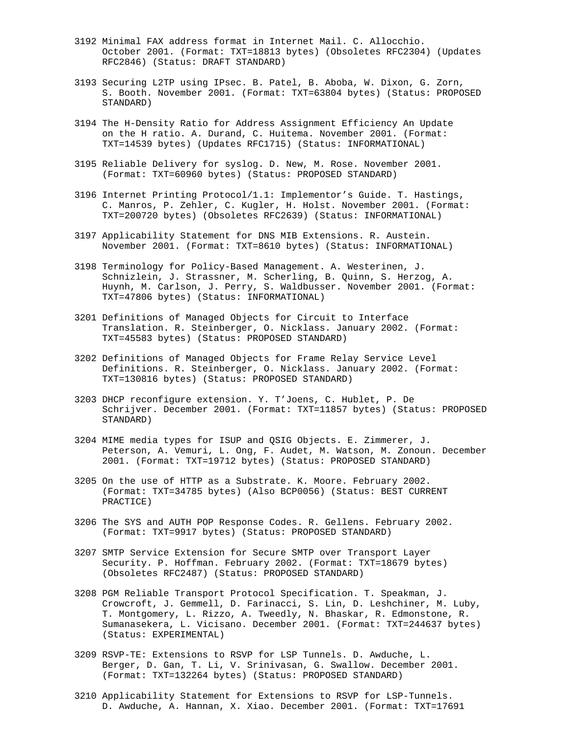3192 Minimal FAX address format in Internet Mail. C. Allocchio. October 2001. (Format: TXT=18813 bytes) (Obsoletes RFC2304) (Updates RFC2846) (Status: DRAFT STANDARD)

3193 Securing L2TP using IPsec. B. Patel, B. Aboba, W. Dixon, G. Zorn, S. Booth. November 2001. (Format: TXT=63804 bytes) (Status: PROPOSED STANDARD)

3194 The H-Density Ratio for Address Assignment Efficiency An Update on the H ratio. A. Durand, C. Huitema. November 2001. (Format: TXT=14539 bytes) (Updates RFC1715) (Status: INFORMATIONAL)

3195 Reliable Delivery for syslog. D. New, M. Rose. November 2001. (Format: TXT=60960 bytes) (Status: PROPOSED STANDARD)

3196 Internet Printing Protocol/1.1: Implementor’s Guide. T. Hastings, C. Manros, P. Zehler, C. Kugler, H. Holst. November 2001. (Format: TXT=200720 bytes) (Obsoletes RFC2639) (Status: INFORMATIONAL)

3197 Applicability Statement for DNS MIB Extensions. R. Austein. November 2001. (Format: TXT=8610 bytes) (Status: INFORMATIONAL)

3198 Terminology for Policy-Based Management. A. Westerinen, J. Schnizlein, J. Strassner, M. Scherling, B. Quinn, S. Herzog, A. Huynh, M. Carlson, J. Perry, S. Waldbusser. November 2001. (Format: TXT=47806 bytes) (Status: INFORMATIONAL)

3201 Definitions of Managed Objects for Circuit to Interface Translation. R. Steinberger, O. Nicklass. January 2002. (Format: TXT=45583 bytes) (Status: PROPOSED STANDARD)

3202 Definitions of Managed Objects for Frame Relay Service Level Definitions. R. Steinberger, O. Nicklass. January 2002. (Format: TXT=130816 bytes) (Status: PROPOSED STANDARD)

3203 DHCP reconfigure extension. Y. T’Joens, C. Hublet, P. De Schrijver. December 2001. (Format: TXT=11857 bytes) (Status: PROPOSED STANDARD)

3204 MIME media types for ISUP and QSIG Objects. E. Zimmerer, J. Peterson, A. Vemuri, L. Ong, F. Audet, M. Watson, M. Zonoun. December 2001. (Format: TXT=19712 bytes) (Status: PROPOSED STANDARD)

3205 On the use of HTTP as a Substrate. K. Moore. February 2002. (Format: TXT=34785 bytes) (Also BCP0056) (Status: BEST CURRENT PRACTICE)

3206 The SYS and AUTH POP Response Codes. R. Gellens. February 2002. (Format: TXT=9917 bytes) (Status: PROPOSED STANDARD)

3207 SMTP Service Extension for Secure SMTP over Transport Layer Security. P. Hoffman. February 2002. (Format: TXT=18679 bytes) (Obsoletes RFC2487) (Status: PROPOSED STANDARD)

3208 PGM Reliable Transport Protocol Specification. T. Speakman, J. Crowcroft, J. Gemmell, D. Farinacci, S. Lin, D. Leshchiner, M. Luby, T. Montgomery, L. Rizzo, A. Tweedly, N. Bhaskar, R. Edmonstone, R. Sumanasekera, L. Vicisano. December 2001. (Format: TXT=244637 bytes) (Status: EXPERIMENTAL)

3209 RSVP-TE: Extensions to RSVP for LSP Tunnels. D. Awduche, L. Berger, D. Gan, T. Li, V. Srinivasan, G. Swallow. December 2001. (Format: TXT=132264 bytes) (Status: PROPOSED STANDARD)

3210 Applicability Statement for Extensions to RSVP for LSP-Tunnels. D. Awduche, A. Hannan, X. Xiao. December 2001. (Format: TXT=17691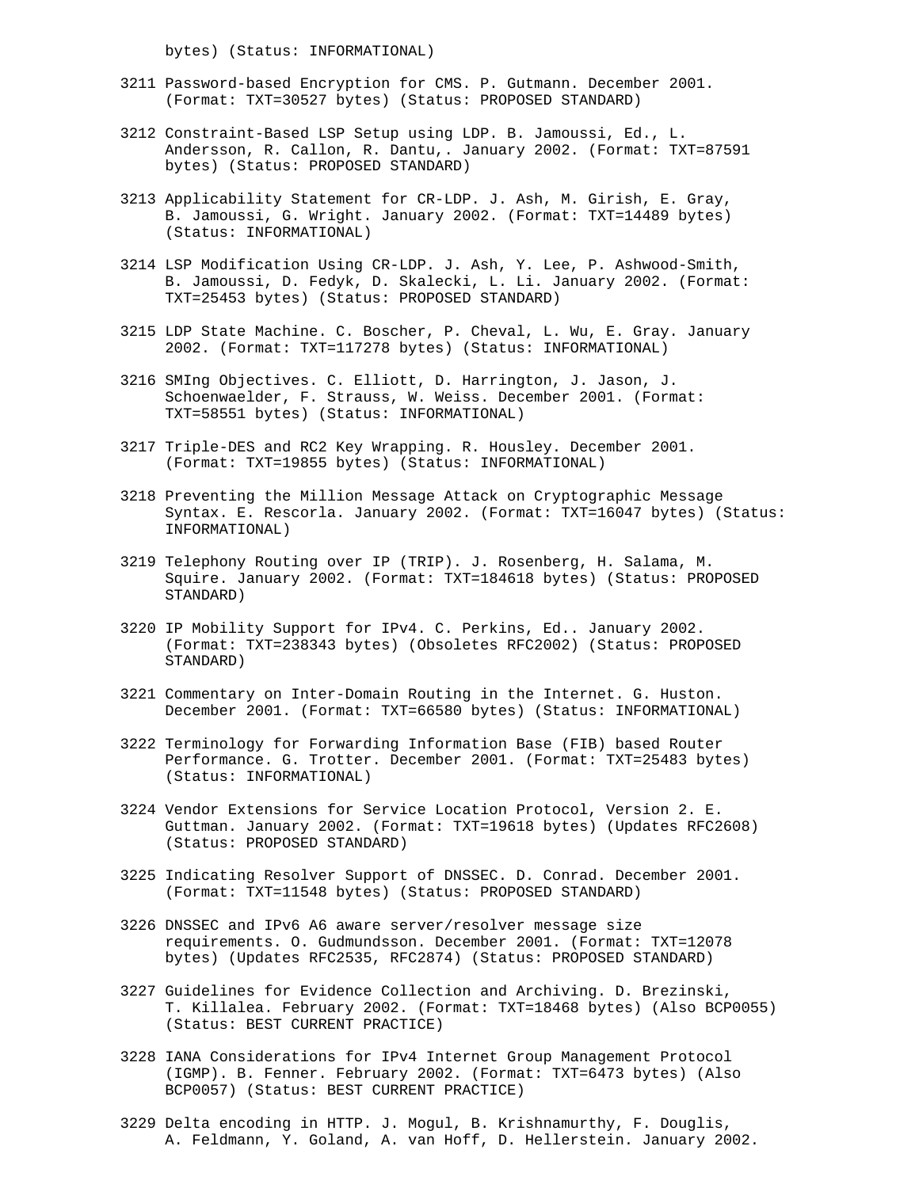bytes) (Status: INFORMATIONAL)

3211 Password-based Encryption for CMS. P. Gutmann. December 2001. (Format: TXT=30527 bytes) (Status: PROPOSED STANDARD)

3212 Constraint-Based LSP Setup using LDP. B. Jamoussi, Ed., L. Andersson, R. Callon, R. Dantu,. January 2002. (Format: TXT=87591 bytes) (Status: PROPOSED STANDARD)

3213 Applicability Statement for CR-LDP. J. Ash, M. Girish, E. Gray, B. Jamoussi, G. Wright. January 2002. (Format: TXT=14489 bytes) (Status: INFORMATIONAL)

3214 LSP Modification Using CR-LDP. J. Ash, Y. Lee, P. Ashwood-Smith, B. Jamoussi, D. Fedyk, D. Skalecki, L. Li. January 2002. (Format: TXT=25453 bytes) (Status: PROPOSED STANDARD)

3215 LDP State Machine. C. Boscher, P. Cheval, L. Wu, E. Gray. January 2002. (Format: TXT=117278 bytes) (Status: INFORMATIONAL)

3216 SMIng Objectives. C. Elliott, D. Harrington, J. Jason, J. Schoenwaelder, F. Strauss, W. Weiss. December 2001. (Format: TXT=58551 bytes) (Status: INFORMATIONAL)

3217 Triple-DES and RC2 Key Wrapping. R. Housley. December 2001. (Format: TXT=19855 bytes) (Status: INFORMATIONAL)

3218 Preventing the Million Message Attack on Cryptographic Message Syntax. E. Rescorla. January 2002. (Format: TXT=16047 bytes) (Status: INFORMATIONAL)

3219 Telephony Routing over IP (TRIP). J. Rosenberg, H. Salama, M. Squire. January 2002. (Format: TXT=184618 bytes) (Status: PROPOSED STANDARD)

3220 IP Mobility Support for IPv4. C. Perkins, Ed.. January 2002. (Format: TXT=238343 bytes) (Obsoletes RFC2002) (Status: PROPOSED STANDARD)

3221 Commentary on Inter-Domain Routing in the Internet. G. Huston. December 2001. (Format: TXT=66580 bytes) (Status: INFORMATIONAL)

3222 Terminology for Forwarding Information Base (FIB) based Router Performance. G. Trotter. December 2001. (Format: TXT=25483 bytes) (Status: INFORMATIONAL)

3224 Vendor Extensions for Service Location Protocol, Version 2. E. Guttman. January 2002. (Format: TXT=19618 bytes) (Updates RFC2608) (Status: PROPOSED STANDARD)

3225 Indicating Resolver Support of DNSSEC. D. Conrad. December 2001. (Format: TXT=11548 bytes) (Status: PROPOSED STANDARD)

3226 DNSSEC and IPv6 A6 aware server/resolver message size requirements. O. Gudmundsson. December 2001. (Format: TXT=12078 bytes) (Updates RFC2535, RFC2874) (Status: PROPOSED STANDARD)

3227 Guidelines for Evidence Collection and Archiving. D. Brezinski, T. Killalea. February 2002. (Format: TXT=18468 bytes) (Also BCP0055) (Status: BEST CURRENT PRACTICE)

3228 IANA Considerations for IPv4 Internet Group Management Protocol (IGMP). B. Fenner. February 2002. (Format: TXT=6473 bytes) (Also BCP0057) (Status: BEST CURRENT PRACTICE)

3229 Delta encoding in HTTP. J. Mogul, B. Krishnamurthy, F. Douglis, A. Feldmann, Y. Goland, A. van Hoff, D. Hellerstein. January 2002.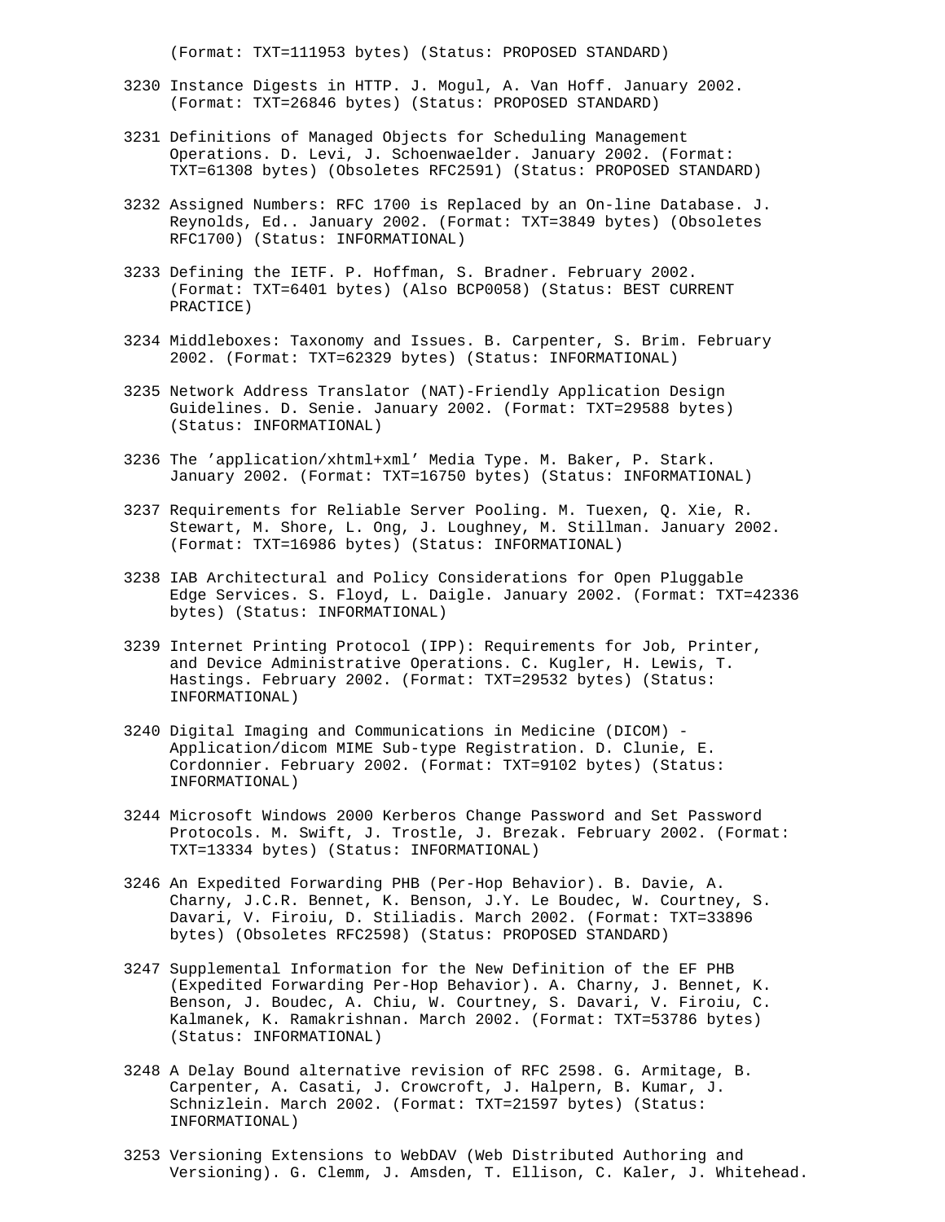(Format: TXT=111953 bytes) (Status: PROPOSED STANDARD)

3230 Instance Digests in HTTP. J. Mogul, A. Van Hoff. January 2002. (Format: TXT=26846 bytes) (Status: PROPOSED STANDARD)

3231 Definitions of Managed Objects for Scheduling Management Operations. D. Levi, J. Schoenwaelder. January 2002. (Format: TXT=61308 bytes) (Obsoletes RFC2591) (Status: PROPOSED STANDARD)

3232 Assigned Numbers: RFC 1700 is Replaced by an On-line Database. J. Reynolds, Ed.. January 2002. (Format: TXT=3849 bytes) (Obsoletes RFC1700) (Status: INFORMATIONAL)

3233 Defining the IETF. P. Hoffman, S. Bradner. February 2002. (Format: TXT=6401 bytes) (Also BCP0058) (Status: BEST CURRENT PRACTICE)

3234 Middleboxes: Taxonomy and Issues. B. Carpenter, S. Brim. February 2002. (Format: TXT=62329 bytes) (Status: INFORMATIONAL)

3235 Network Address Translator (NAT)-Friendly Application Design Guidelines. D. Senie. January 2002. (Format: TXT=29588 bytes) (Status: INFORMATIONAL)

3236 The 'application/xhtml+xml' Media Type. M. Baker, P. Stark. January 2002. (Format: TXT=16750 bytes) (Status: INFORMATIONAL)

3237 Requirements for Reliable Server Pooling. M. Tuexen, Q. Xie, R. Stewart, M. Shore, L. Ong, J. Loughney, M. Stillman. January 2002. (Format: TXT=16986 bytes) (Status: INFORMATIONAL)

3238 IAB Architectural and Policy Considerations for Open Pluggable Edge Services. S. Floyd, L. Daigle. January 2002. (Format: TXT=42336 bytes) (Status: INFORMATIONAL)

3239 Internet Printing Protocol (IPP): Requirements for Job, Printer, and Device Administrative Operations. C. Kugler, H. Lewis, T. Hastings. February 2002. (Format: TXT=29532 bytes) (Status: INFORMATIONAL)

3240 Digital Imaging and Communications in Medicine (DICOM) - Application/dicom MIME Sub-type Registration. D. Clunie, E. Cordonnier. February 2002. (Format: TXT=9102 bytes) (Status: INFORMATIONAL)

3244 Microsoft Windows 2000 Kerberos Change Password and Set Password Protocols. M. Swift, J. Trostle, J. Brezak. February 2002. (Format: TXT=13334 bytes) (Status: INFORMATIONAL)

3246 An Expedited Forwarding PHB (Per-Hop Behavior). B. Davie, A. Charny, J.C.R. Bennet, K. Benson, J.Y. Le Boudec, W. Courtney, S. Davari, V. Firoiu, D. Stiliadis. March 2002. (Format: TXT=33896 bytes) (Obsoletes RFC2598) (Status: PROPOSED STANDARD)

3247 Supplemental Information for the New Definition of the EF PHB (Expedited Forwarding Per-Hop Behavior). A. Charny, J. Bennet, K. Benson, J. Boudec, A. Chiu, W. Courtney, S. Davari, V. Firoiu, C. Kalmanek, K. Ramakrishnan. March 2002. (Format: TXT=53786 bytes) (Status: INFORMATIONAL)

3248 A Delay Bound alternative revision of RFC 2598. G. Armitage, B. Carpenter, A. Casati, J. Crowcroft, J. Halpern, B. Kumar, J. Schnizlein. March 2002. (Format: TXT=21597 bytes) (Status: INFORMATIONAL)

3253 Versioning Extensions to WebDAV (Web Distributed Authoring and Versioning). G. Clemm, J. Amsden, T. Ellison, C. Kaler, J. Whitehead.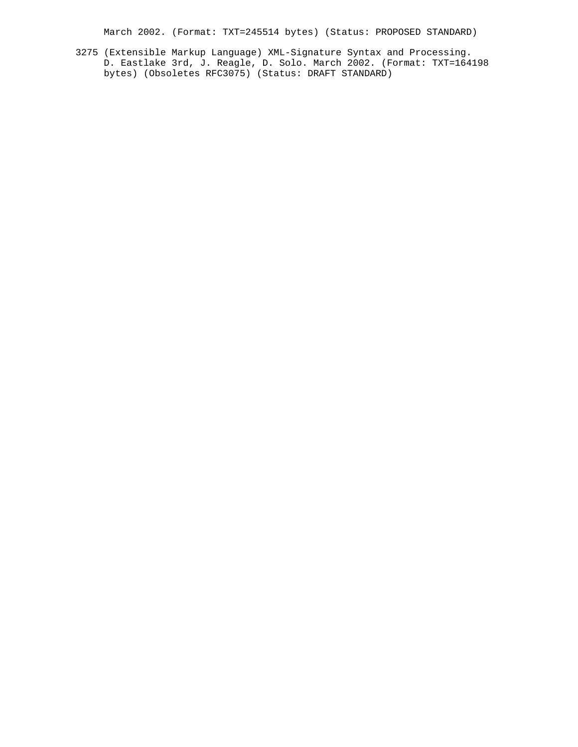March 2002. (Format: TXT=245514 bytes) (Status: PROPOSED STANDARD)

3275 (Extensible Markup Language) XML-Signature Syntax and Processing.
D. Eastlake 3rd, J. Reagle, D. Solo. March 2002. (Format: TXT=164198
bytes) (Obsoletes RFC3075) (Status: DRAFT STANDARD)